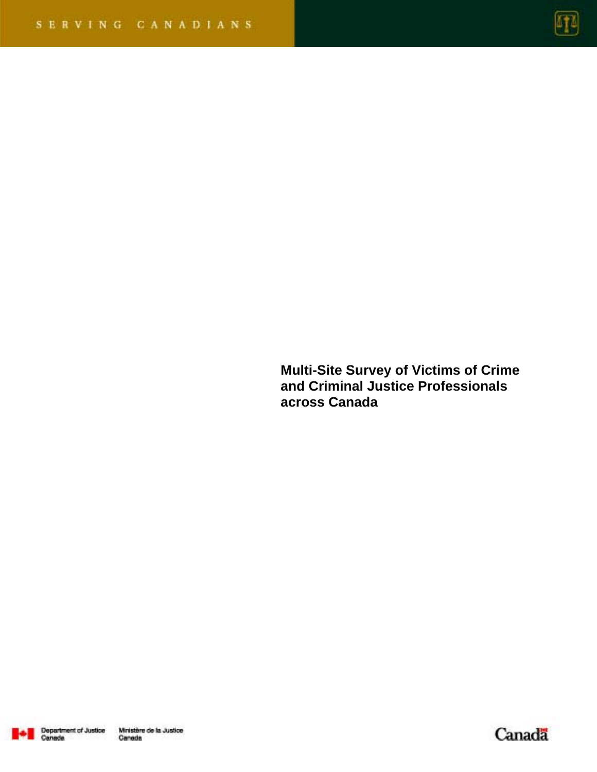SERVING CANADIANS

# Multi-Site Survey of Victims of Crime and Criminal Justice Professionals across Canada

Department of Justice Canada | Ministère de la Justice Canada

Canada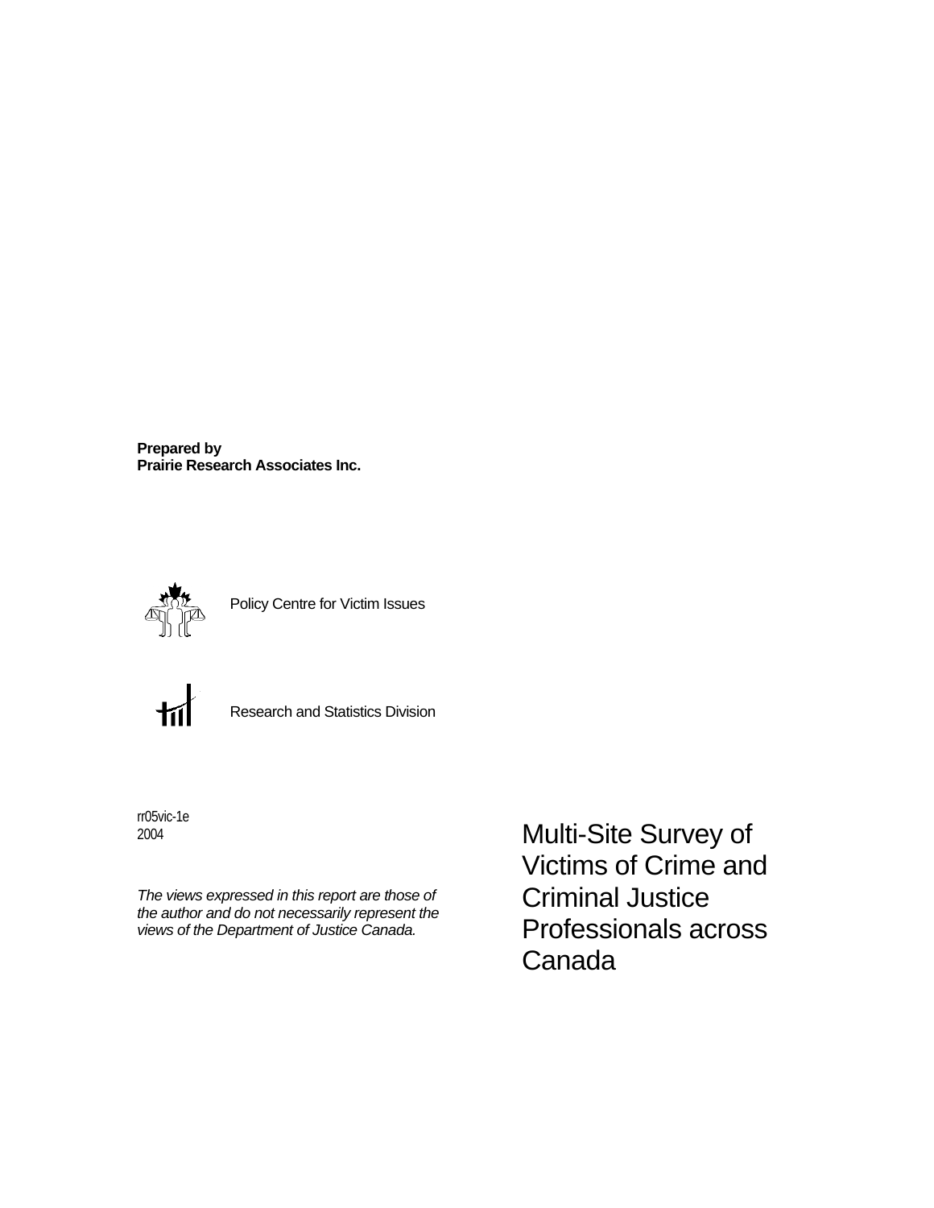**Prepared by**
**Prairie Research Associates Inc.**

Policy Centre for Victim Issues

Research and Statistics Division

rr05vic-1e
2004

*The views expressed in this report are those of the author and do not necessarily represent the views of the Department of Justice Canada.*

# Multi-Site Survey of Victims of Crime and Criminal Justice Professionals across Canada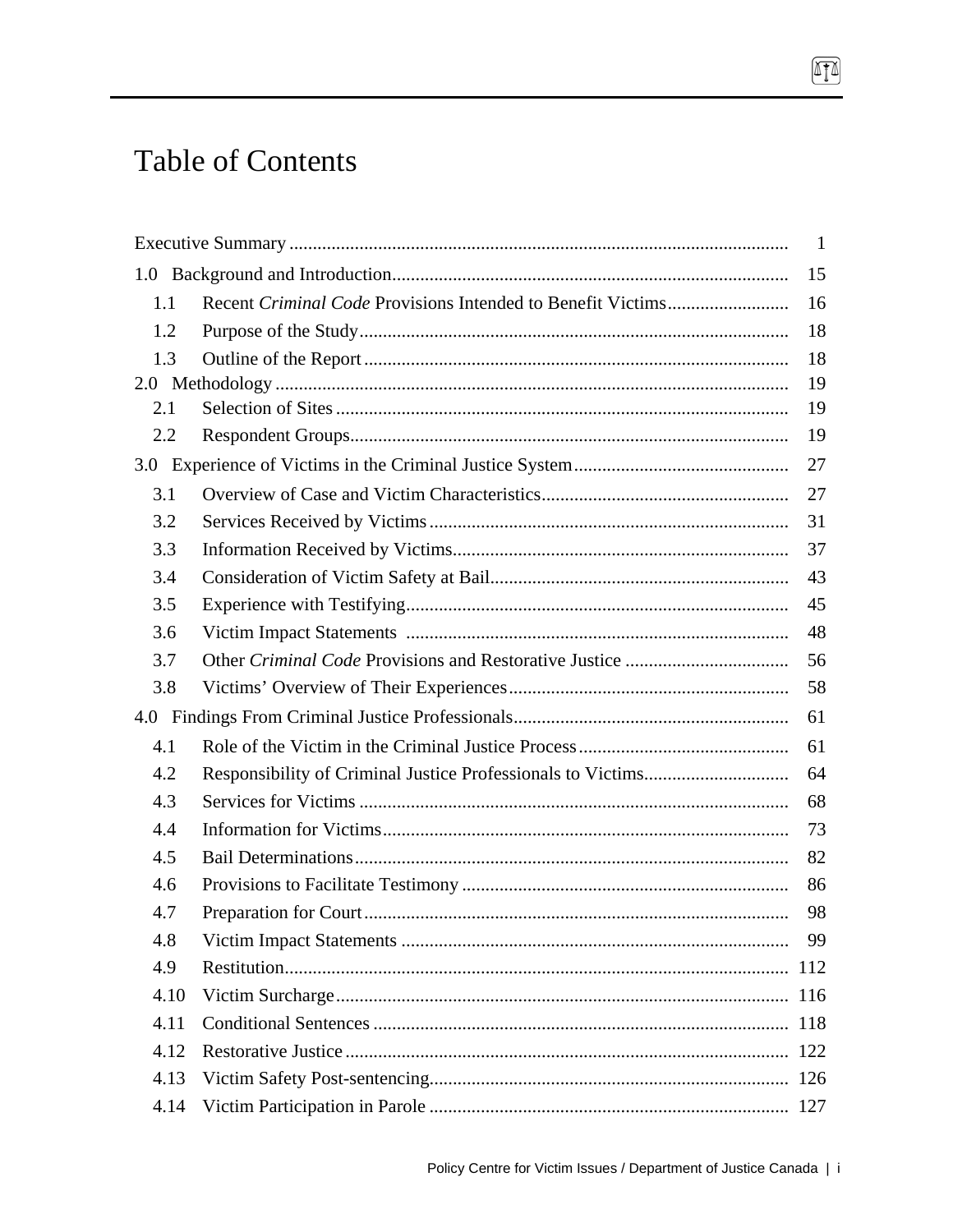# Table of Contents

| | | |
|---|---|---|
| Executive Summary | | 1 |
| 1.0 Background and Introduction | | 15 |
| 1.1 | Recent *Criminal Code* Provisions Intended to Benefit Victims | 16 |
| 1.2 | Purpose of the Study | 18 |
| 1.3 | Outline of the Report | 18 |
| 2.0 Methodology | | 19 |
| 2.1 | Selection of Sites | 19 |
| 2.2 | Respondent Groups | 19 |
| 3.0 Experience of Victims in the Criminal Justice System | | 27 |
| 3.1 | Overview of Case and Victim Characteristics | 27 |
| 3.2 | Services Received by Victims | 31 |
| 3.3 | Information Received by Victims | 37 |
| 3.4 | Consideration of Victim Safety at Bail | 43 |
| 3.5 | Experience with Testifying | 45 |
| 3.6 | Victim Impact Statements | 48 |
| 3.7 | Other *Criminal Code* Provisions and Restorative Justice | 56 |
| 3.8 | Victims' Overview of Their Experiences | 58 |
| 4.0 Findings From Criminal Justice Professionals | | 61 |
| 4.1 | Role of the Victim in the Criminal Justice Process | 61 |
| 4.2 | Responsibility of Criminal Justice Professionals to Victims | 64 |
| 4.3 | Services for Victims | 68 |
| 4.4 | Information for Victims | 73 |
| 4.5 | Bail Determinations | 82 |
| 4.6 | Provisions to Facilitate Testimony | 86 |
| 4.7 | Preparation for Court | 98 |
| 4.8 | Victim Impact Statements | 99 |
| 4.9 | Restitution | 112 |
| 4.10 | Victim Surcharge | 116 |
| 4.11 | Conditional Sentences | 118 |
| 4.12 | Restorative Justice | 122 |
| 4.13 | Victim Safety Post-sentencing | 126 |
| 4.14 | Victim Participation in Parole | 127 |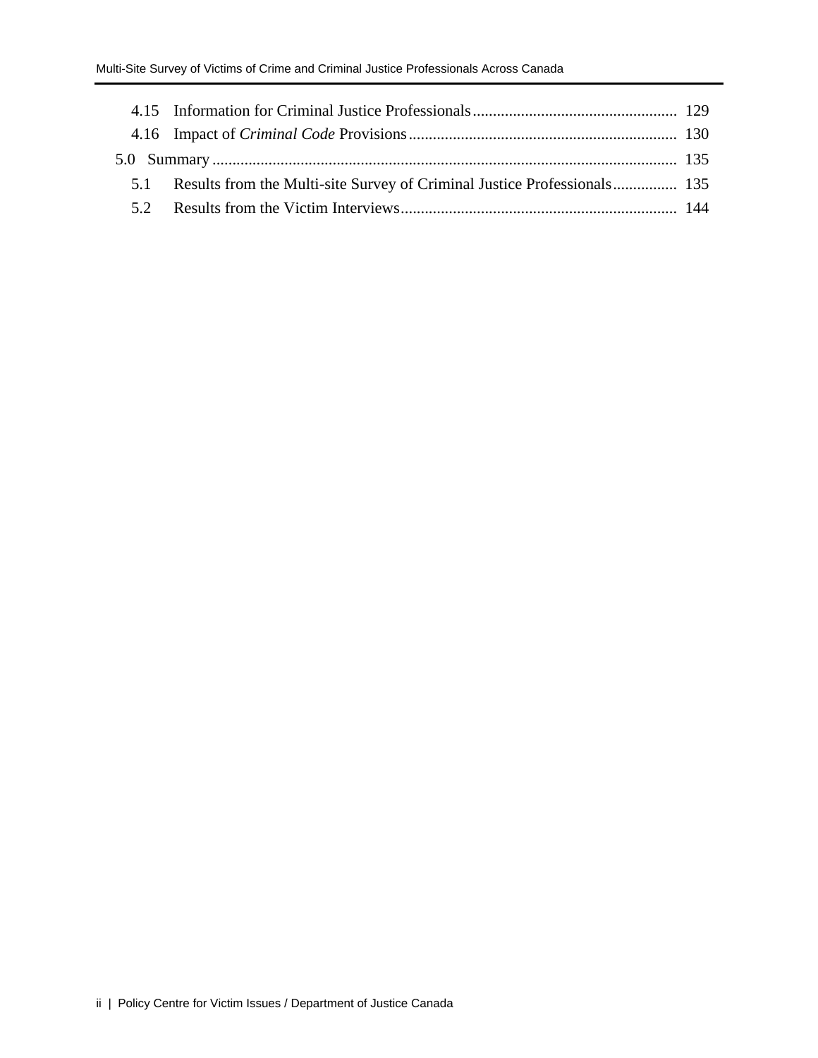- 4.15 Information for Criminal Justice Professionals .................................................. 129
- 4.16 Impact of *Criminal Code* Provisions .................................................................. 130

5.0 Summary .................................................................................................................... 135

- 5.1 Results from the Multi-site Survey of Criminal Justice Professionals ................ 135
- 5.2 Results from the Victim Interviews .................................................................... 144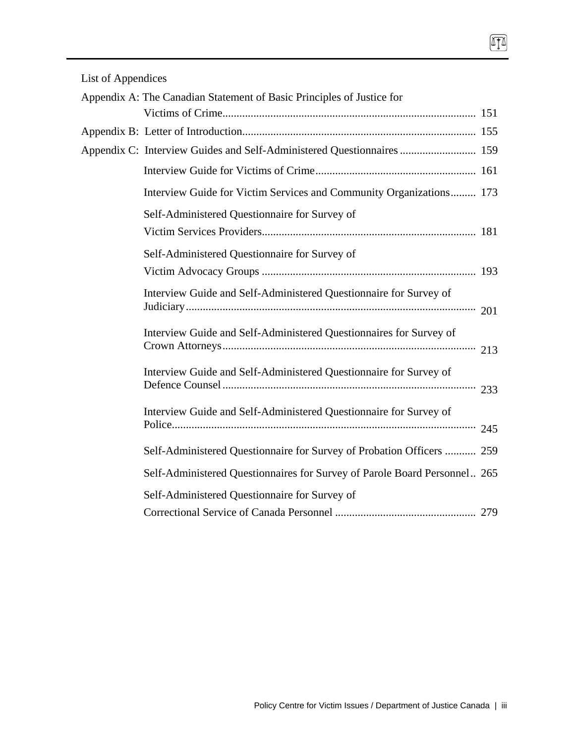List of Appendices

Appendix A: The Canadian Statement of Basic Principles of Justice for Victims of Crime.......................................................................................... 151

Appendix B: Letter of Introduction.................................................................................. 155

Appendix C: Interview Guides and Self-Administered Questionnaires ........................... 159

- Interview Guide for Victims of Crime......................................................... 161
- Interview Guide for Victim Services and Community Organizations......... 173
- Self-Administered Questionnaire for Survey of Victim Services Providers........................................................................... 181
- Self-Administered Questionnaire for Survey of Victim Advocacy Groups ........................................................................... 193
- Interview Guide and Self-Administered Questionnaire for Survey of Judiciary...................................................................................................... 201
- Interview Guide and Self-Administered Questionnaires for Survey of Crown Attorneys......................................................................................... 213
- Interview Guide and Self-Administered Questionnaire for Survey of Defence Counsel.......................................................................................... 233
- Interview Guide and Self-Administered Questionnaire for Survey of Police........................................................................................................... 245
- Self-Administered Questionnaire for Survey of Probation Officers ........... 259
- Self-Administered Questionnaires for Survey of Parole Board Personnel.. 265
- Self-Administered Questionnaire for Survey of Correctional Service of Canada Personnel ................................................. 279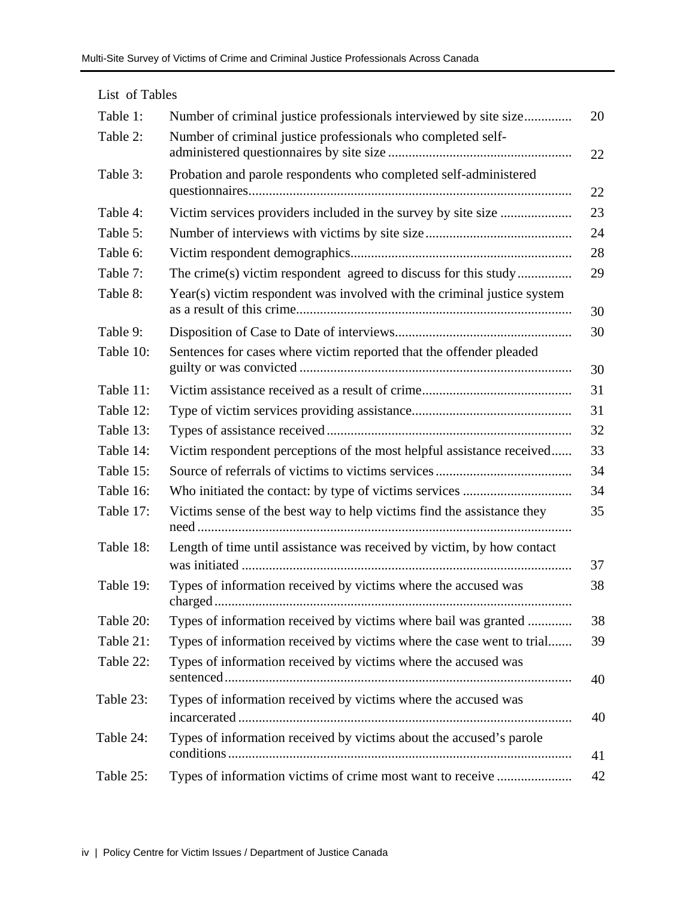List of Tables

| | | |
|---|---|---|
| Table 1: | Number of criminal justice professionals interviewed by site size | 20 |
| Table 2: | Number of criminal justice professionals who completed self-administered questionnaires by site size | 22 |
| Table 3: | Probation and parole respondents who completed self-administered questionnaires | 22 |
| Table 4: | Victim services providers included in the survey by site size | 23 |
| Table 5: | Number of interviews with victims by site size | 24 |
| Table 6: | Victim respondent demographics | 28 |
| Table 7: | The crime(s) victim respondent agreed to discuss for this study | 29 |
| Table 8: | Year(s) victim respondent was involved with the criminal justice system as a result of this crime | 30 |
| Table 9: | Disposition of Case to Date of interviews | 30 |
| Table 10: | Sentences for cases where victim reported that the offender pleaded guilty or was convicted | 30 |
| Table 11: | Victim assistance received as a result of crime | 31 |
| Table 12: | Type of victim services providing assistance | 31 |
| Table 13: | Types of assistance received | 32 |
| Table 14: | Victim respondent perceptions of the most helpful assistance received | 33 |
| Table 15: | Source of referrals of victims to victims services | 34 |
| Table 16: | Who initiated the contact: by type of victims services | 34 |
| Table 17: | Victims sense of the best way to help victims find the assistance they need | 35 |
| Table 18: | Length of time until assistance was received by victim, by how contact was initiated | 37 |
| Table 19: | Types of information received by victims where the accused was charged | 38 |
| Table 20: | Types of information received by victims where bail was granted | 38 |
| Table 21: | Types of information received by victims where the case went to trial | 39 |
| Table 22: | Types of information received by victims where the accused was sentenced | 40 |
| Table 23: | Types of information received by victims where the accused was incarcerated | 40 |
| Table 24: | Types of information received by victims about the accused's parole conditions | 41 |
| Table 25: | Types of information victims of crime most want to receive | 42 |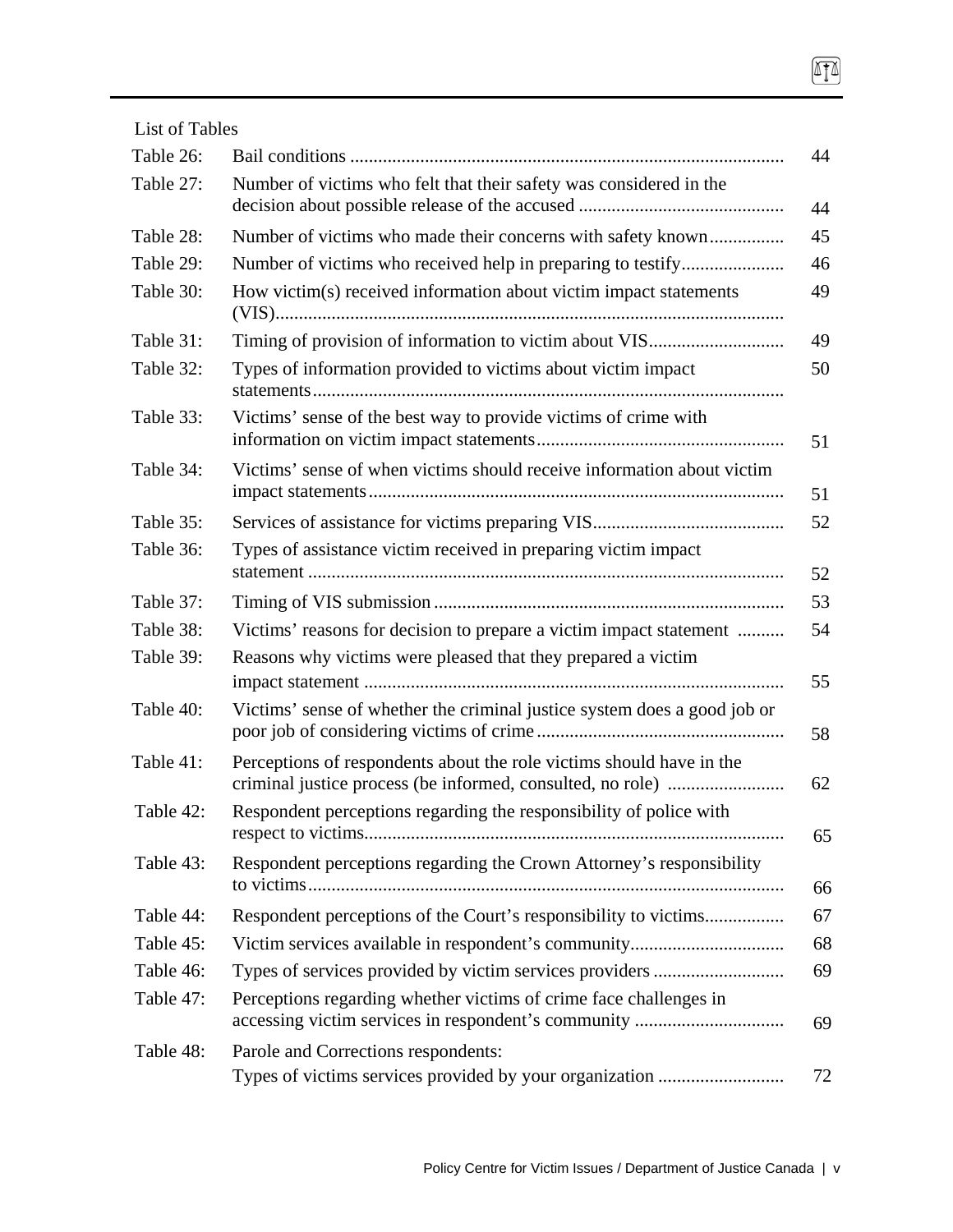List of Tables

| | | |
|---|---|---|
| Table 26: | Bail conditions | 44 |
| Table 27: | Number of victims who felt that their safety was considered in the decision about possible release of the accused | 44 |
| Table 28: | Number of victims who made their concerns with safety known | 45 |
| Table 29: | Number of victims who received help in preparing to testify | 46 |
| Table 30: | How victim(s) received information about victim impact statements (VIS) | 49 |
| Table 31: | Timing of provision of information to victim about VIS | 49 |
| Table 32: | Types of information provided to victims about victim impact statements | 50 |
| Table 33: | Victims' sense of the best way to provide victims of crime with information on victim impact statements | 51 |
| Table 34: | Victims' sense of when victims should receive information about victim impact statements | 51 |
| Table 35: | Services of assistance for victims preparing VIS | 52 |
| Table 36: | Types of assistance victim received in preparing victim impact statement | 52 |
| Table 37: | Timing of VIS submission | 53 |
| Table 38: | Victims' reasons for decision to prepare a victim impact statement | 54 |
| Table 39: | Reasons why victims were pleased that they prepared a victim impact statement | 55 |
| Table 40: | Victims' sense of whether the criminal justice system does a good job or poor job of considering victims of crime | 58 |
| Table 41: | Perceptions of respondents about the role victims should have in the criminal justice process (be informed, consulted, no role) | 62 |
| Table 42: | Respondent perceptions regarding the responsibility of police with respect to victims | 65 |
| Table 43: | Respondent perceptions regarding the Crown Attorney's responsibility to victims | 66 |
| Table 44: | Respondent perceptions of the Court's responsibility to victims | 67 |
| Table 45: | Victim services available in respondent's community | 68 |
| Table 46: | Types of services provided by victim services providers | 69 |
| Table 47: | Perceptions regarding whether victims of crime face challenges in accessing victim services in respondent's community | 69 |
| Table 48: | Parole and Corrections respondents: Types of victims services provided by your organization | 72 |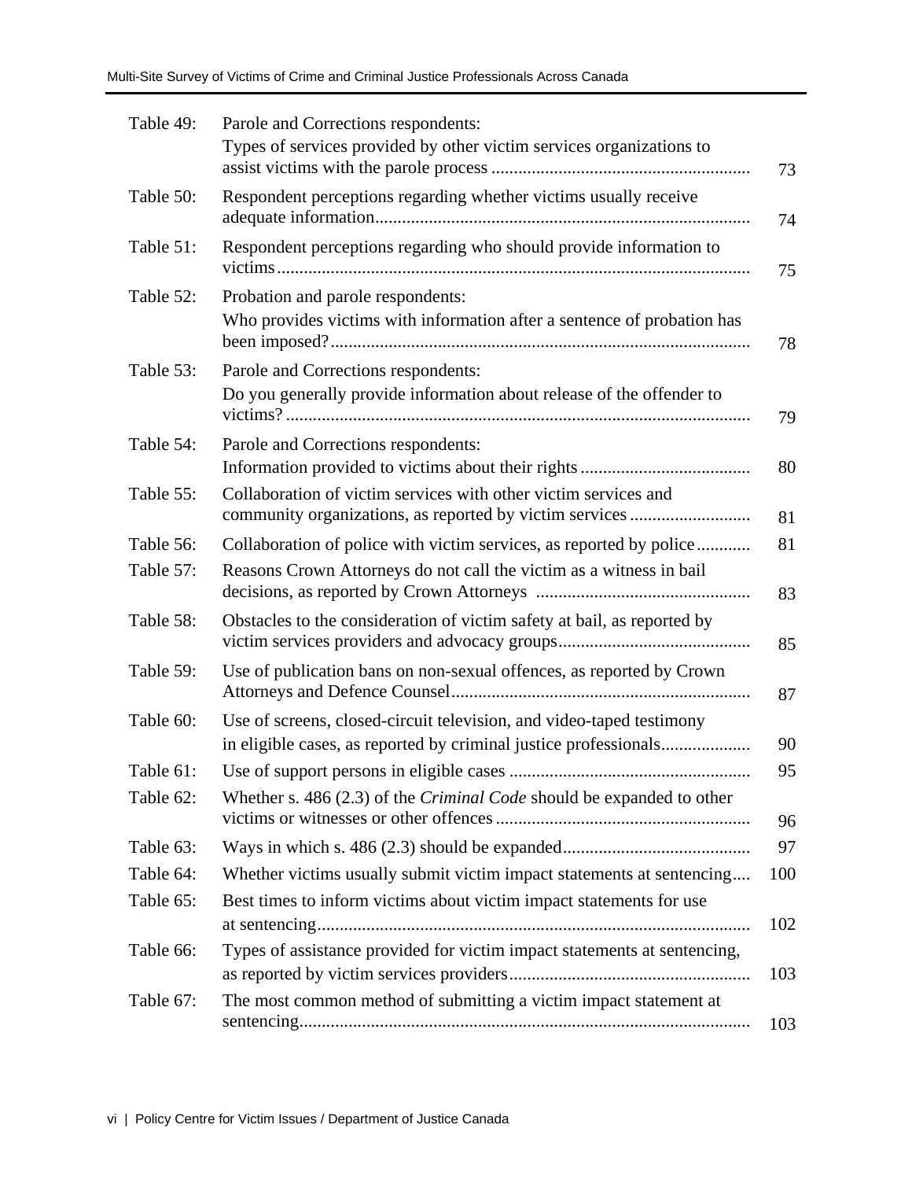| | | |
|---|---|---|
| Table 49: | Parole and Corrections respondents: Types of services provided by other victim services organizations to assist victims with the parole process | 73 |
| Table 50: | Respondent perceptions regarding whether victims usually receive adequate information | 74 |
| Table 51: | Respondent perceptions regarding who should provide information to victims | 75 |
| Table 52: | Probation and parole respondents: Who provides victims with information after a sentence of probation has been imposed? | 78 |
| Table 53: | Parole and Corrections respondents: Do you generally provide information about release of the offender to victims? | 79 |
| Table 54: | Parole and Corrections respondents: Information provided to victims about their rights | 80 |
| Table 55: | Collaboration of victim services with other victim services and community organizations, as reported by victim services | 81 |
| Table 56: | Collaboration of police with victim services, as reported by police | 81 |
| Table 57: | Reasons Crown Attorneys do not call the victim as a witness in bail decisions, as reported by Crown Attorneys | 83 |
| Table 58: | Obstacles to the consideration of victim safety at bail, as reported by victim services providers and advocacy groups | 85 |
| Table 59: | Use of publication bans on non-sexual offences, as reported by Crown Attorneys and Defence Counsel | 87 |
| Table 60: | Use of screens, closed-circuit television, and video-taped testimony in eligible cases, as reported by criminal justice professionals | 90 |
| Table 61: | Use of support persons in eligible cases | 95 |
| Table 62: | Whether s. 486 (2.3) of the *Criminal Code* should be expanded to other victims or witnesses or other offences | 96 |
| Table 63: | Ways in which s. 486 (2.3) should be expanded | 97 |
| Table 64: | Whether victims usually submit victim impact statements at sentencing | 100 |
| Table 65: | Best times to inform victims about victim impact statements for use at sentencing | 102 |
| Table 66: | Types of assistance provided for victim impact statements at sentencing, as reported by victim services providers | 103 |
| Table 67: | The most common method of submitting a victim impact statement at sentencing | 103 |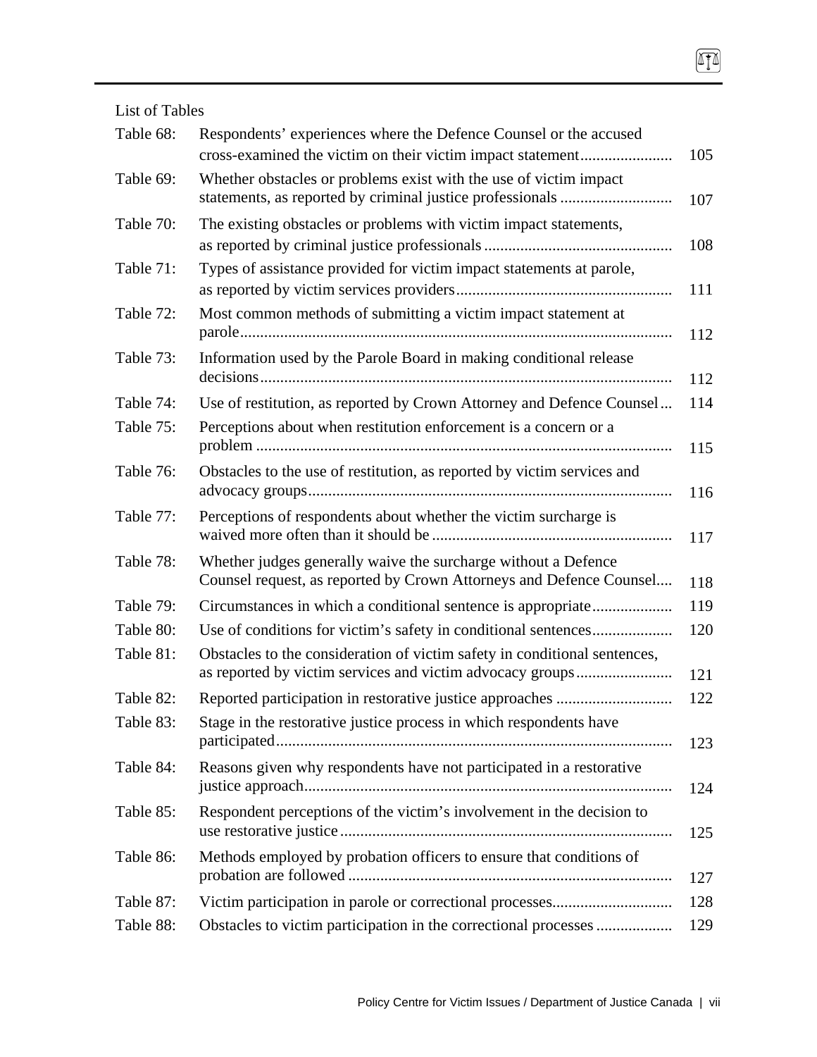List of Tables

| | | |
|---|---|---|
| Table 68: | Respondents' experiences where the Defence Counsel or the accused cross-examined the victim on their victim impact statement | 105 |
| Table 69: | Whether obstacles or problems exist with the use of victim impact statements, as reported by criminal justice professionals | 107 |
| Table 70: | The existing obstacles or problems with victim impact statements, as reported by criminal justice professionals | 108 |
| Table 71: | Types of assistance provided for victim impact statements at parole, as reported by victim services providers | 111 |
| Table 72: | Most common methods of submitting a victim impact statement at parole | 112 |
| Table 73: | Information used by the Parole Board in making conditional release decisions | 112 |
| Table 74: | Use of restitution, as reported by Crown Attorney and Defence Counsel | 114 |
| Table 75: | Perceptions about when restitution enforcement is a concern or a problem | 115 |
| Table 76: | Obstacles to the use of restitution, as reported by victim services and advocacy groups | 116 |
| Table 77: | Perceptions of respondents about whether the victim surcharge is waived more often than it should be | 117 |
| Table 78: | Whether judges generally waive the surcharge without a Defence Counsel request, as reported by Crown Attorneys and Defence Counsel | 118 |
| Table 79: | Circumstances in which a conditional sentence is appropriate | 119 |
| Table 80: | Use of conditions for victim's safety in conditional sentences | 120 |
| Table 81: | Obstacles to the consideration of victim safety in conditional sentences, as reported by victim services and victim advocacy groups | 121 |
| Table 82: | Reported participation in restorative justice approaches | 122 |
| Table 83: | Stage in the restorative justice process in which respondents have participated | 123 |
| Table 84: | Reasons given why respondents have not participated in a restorative justice approach | 124 |
| Table 85: | Respondent perceptions of the victim's involvement in the decision to use restorative justice | 125 |
| Table 86: | Methods employed by probation officers to ensure that conditions of probation are followed | 127 |
| Table 87: | Victim participation in parole or correctional processes | 128 |
| Table 88: | Obstacles to victim participation in the correctional processes | 129 |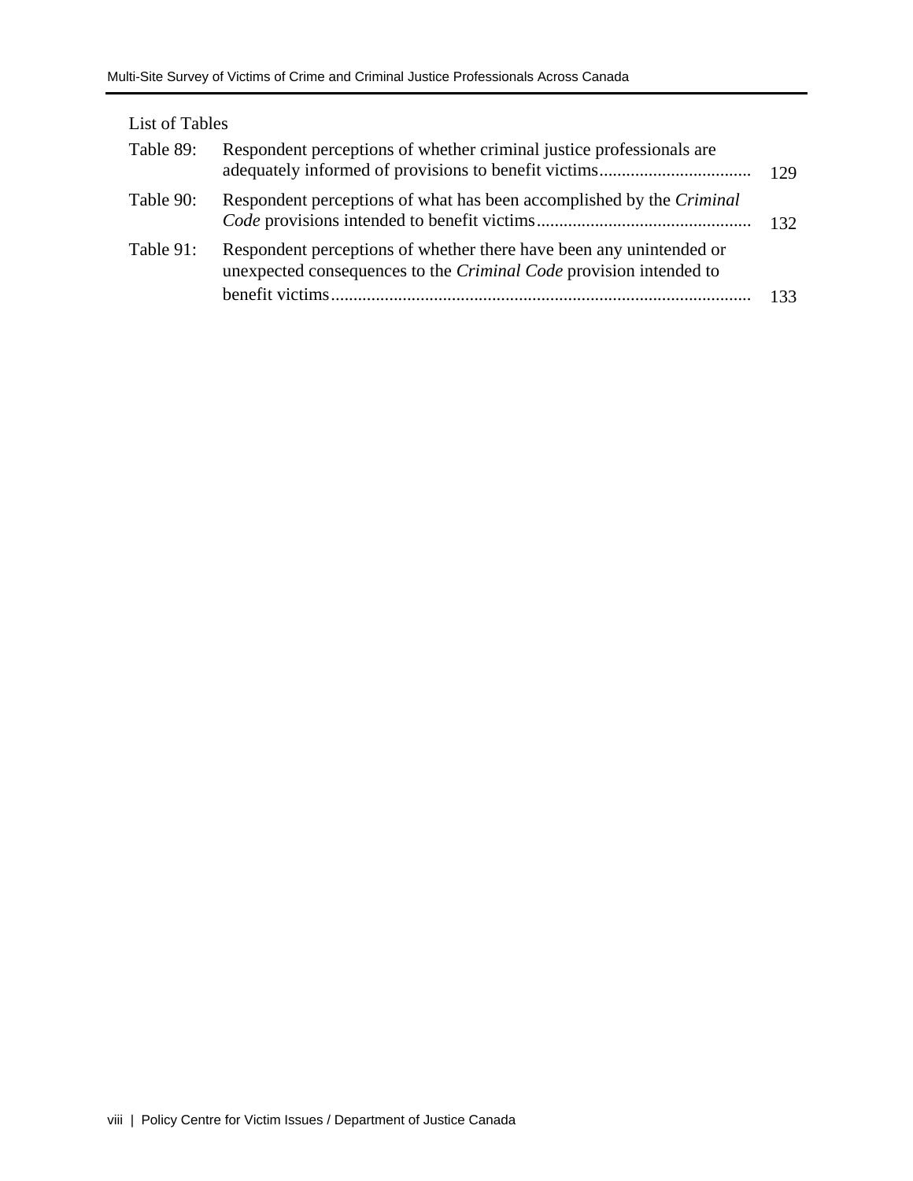List of Tables

| | | |
|---|---|---|
| Table 89: | Respondent perceptions of whether criminal justice professionals are adequately informed of provisions to benefit victims | 129 |
| Table 90: | Respondent perceptions of what has been accomplished by the *Criminal Code* provisions intended to benefit victims | 132 |
| Table 91: | Respondent perceptions of whether there have been any unintended or unexpected consequences to the *Criminal Code* provision intended to benefit victims | 133 |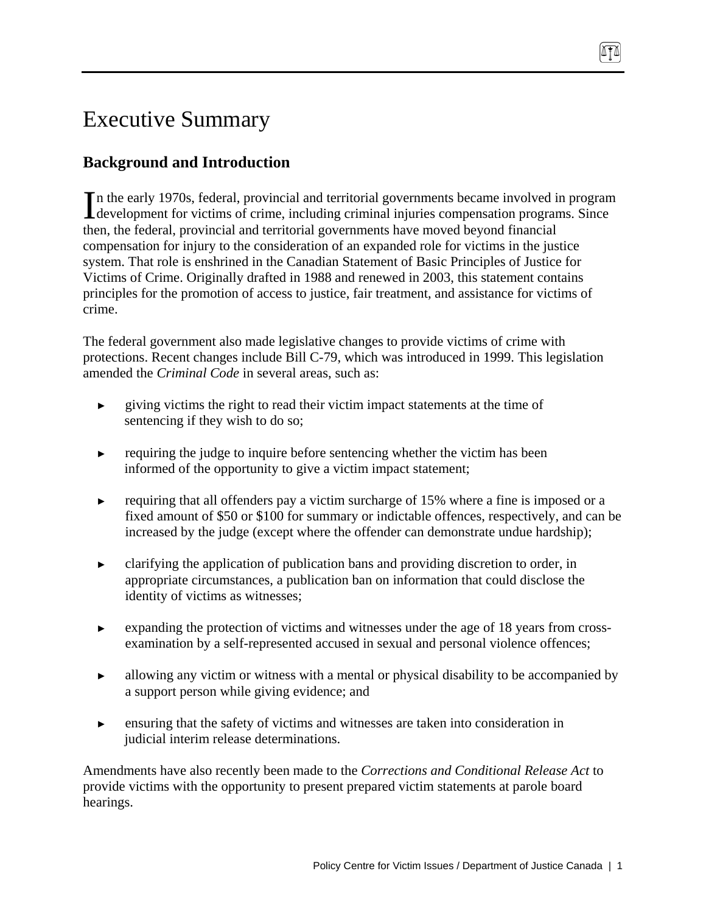# Executive Summary

## Background and Introduction

In the early 1970s, federal, provincial and territorial governments became involved in program development for victims of crime, including criminal injuries compensation programs. Since then, the federal, provincial and territorial governments have moved beyond financial compensation for injury to the consideration of an expanded role for victims in the justice system. That role is enshrined in the Canadian Statement of Basic Principles of Justice for Victims of Crime. Originally drafted in 1988 and renewed in 2003, this statement contains principles for the promotion of access to justice, fair treatment, and assistance for victims of crime.

The federal government also made legislative changes to provide victims of crime with protections. Recent changes include Bill C-79, which was introduced in 1999. This legislation amended the *Criminal Code* in several areas, such as:

- giving victims the right to read their victim impact statements at the time of sentencing if they wish to do so;
- requiring the judge to inquire before sentencing whether the victim has been informed of the opportunity to give a victim impact statement;
- requiring that all offenders pay a victim surcharge of 15% where a fine is imposed or a fixed amount of $50 or $100 for summary or indictable offences, respectively, and can be increased by the judge (except where the offender can demonstrate undue hardship);
- clarifying the application of publication bans and providing discretion to order, in appropriate circumstances, a publication ban on information that could disclose the identity of victims as witnesses;
- expanding the protection of victims and witnesses under the age of 18 years from cross-examination by a self-represented accused in sexual and personal violence offences;
- allowing any victim or witness with a mental or physical disability to be accompanied by a support person while giving evidence; and
- ensuring that the safety of victims and witnesses are taken into consideration in judicial interim release determinations.

Amendments have also recently been made to the *Corrections and Conditional Release Act* to provide victims with the opportunity to present prepared victim statements at parole board hearings.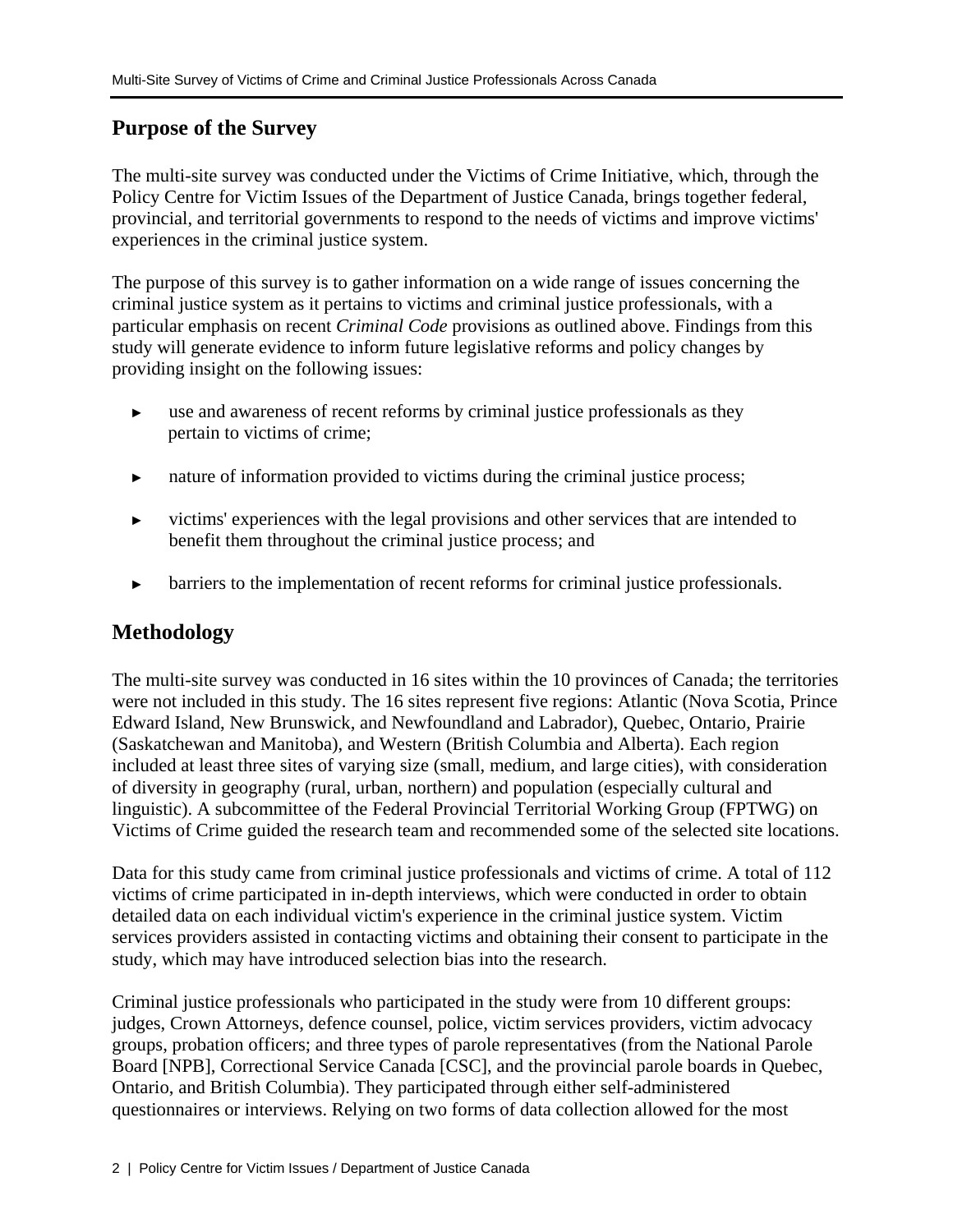## Purpose of the Survey

The multi-site survey was conducted under the Victims of Crime Initiative, which, through the Policy Centre for Victim Issues of the Department of Justice Canada, brings together federal, provincial, and territorial governments to respond to the needs of victims and improve victims' experiences in the criminal justice system.

The purpose of this survey is to gather information on a wide range of issues concerning the criminal justice system as it pertains to victims and criminal justice professionals, with a particular emphasis on recent *Criminal Code* provisions as outlined above. Findings from this study will generate evidence to inform future legislative reforms and policy changes by providing insight on the following issues:

- use and awareness of recent reforms by criminal justice professionals as they pertain to victims of crime;
- nature of information provided to victims during the criminal justice process;
- victims' experiences with the legal provisions and other services that are intended to benefit them throughout the criminal justice process; and
- barriers to the implementation of recent reforms for criminal justice professionals.

## Methodology

The multi-site survey was conducted in 16 sites within the 10 provinces of Canada; the territories were not included in this study. The 16 sites represent five regions: Atlantic (Nova Scotia, Prince Edward Island, New Brunswick, and Newfoundland and Labrador), Quebec, Ontario, Prairie (Saskatchewan and Manitoba), and Western (British Columbia and Alberta). Each region included at least three sites of varying size (small, medium, and large cities), with consideration of diversity in geography (rural, urban, northern) and population (especially cultural and linguistic). A subcommittee of the Federal Provincial Territorial Working Group (FPTWG) on Victims of Crime guided the research team and recommended some of the selected site locations.

Data for this study came from criminal justice professionals and victims of crime. A total of 112 victims of crime participated in in-depth interviews, which were conducted in order to obtain detailed data on each individual victim's experience in the criminal justice system. Victim services providers assisted in contacting victims and obtaining their consent to participate in the study, which may have introduced selection bias into the research.

Criminal justice professionals who participated in the study were from 10 different groups: judges, Crown Attorneys, defence counsel, police, victim services providers, victim advocacy groups, probation officers; and three types of parole representatives (from the National Parole Board [NPB], Correctional Service Canada [CSC], and the provincial parole boards in Quebec, Ontario, and British Columbia). They participated through either self-administered questionnaires or interviews. Relying on two forms of data collection allowed for the most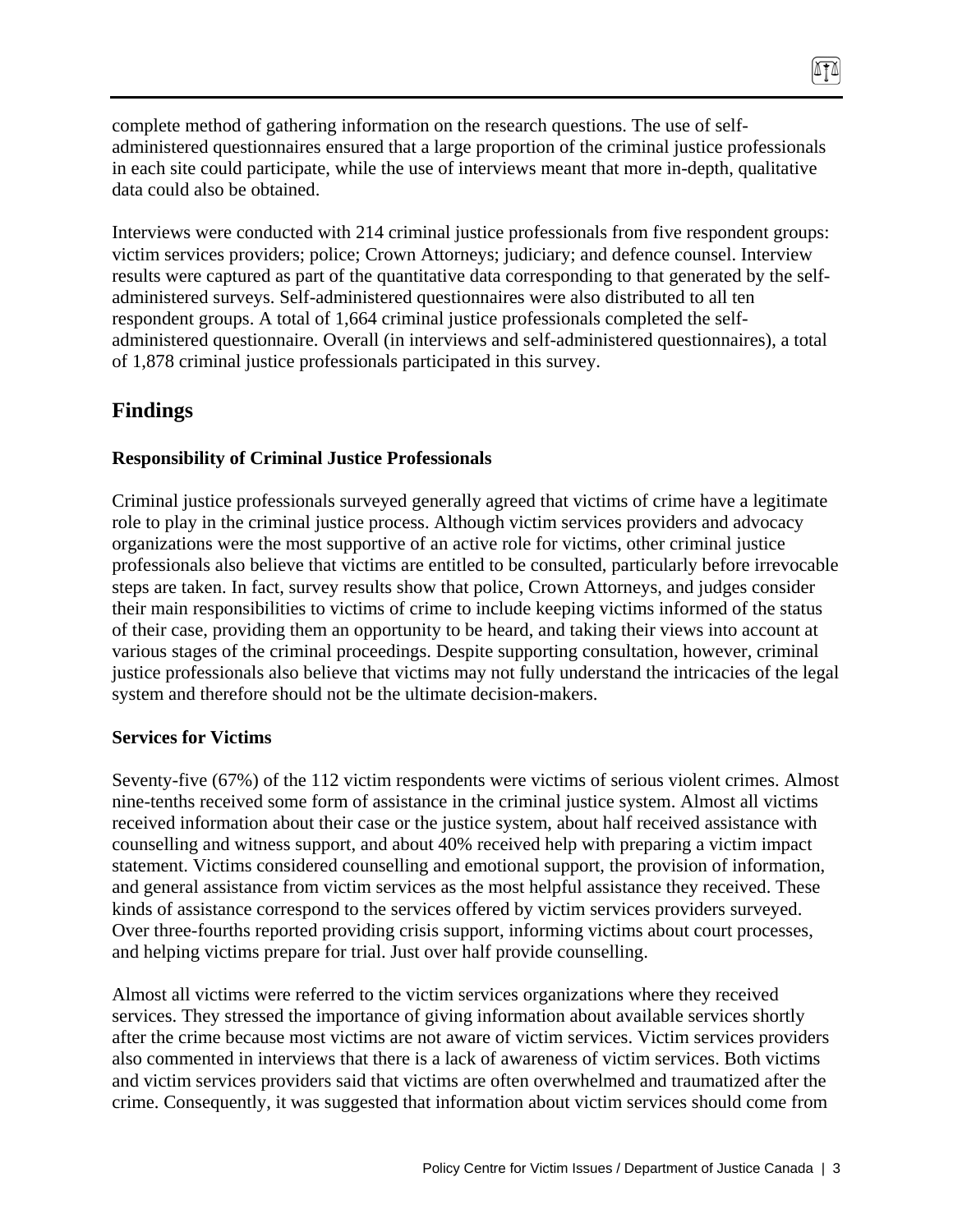complete method of gathering information on the research questions. The use of self-administered questionnaires ensured that a large proportion of the criminal justice professionals in each site could participate, while the use of interviews meant that more in-depth, qualitative data could also be obtained.

Interviews were conducted with 214 criminal justice professionals from five respondent groups: victim services providers; police; Crown Attorneys; judiciary; and defence counsel. Interview results were captured as part of the quantitative data corresponding to that generated by the self-administered surveys. Self-administered questionnaires were also distributed to all ten respondent groups. A total of 1,664 criminal justice professionals completed the self-administered questionnaire. Overall (in interviews and self-administered questionnaires), a total of 1,878 criminal justice professionals participated in this survey.

## Findings

### Responsibility of Criminal Justice Professionals

Criminal justice professionals surveyed generally agreed that victims of crime have a legitimate role to play in the criminal justice process. Although victim services providers and advocacy organizations were the most supportive of an active role for victims, other criminal justice professionals also believe that victims are entitled to be consulted, particularly before irrevocable steps are taken. In fact, survey results show that police, Crown Attorneys, and judges consider their main responsibilities to victims of crime to include keeping victims informed of the status of their case, providing them an opportunity to be heard, and taking their views into account at various stages of the criminal proceedings. Despite supporting consultation, however, criminal justice professionals also believe that victims may not fully understand the intricacies of the legal system and therefore should not be the ultimate decision-makers.

### Services for Victims

Seventy-five (67%) of the 112 victim respondents were victims of serious violent crimes. Almost nine-tenths received some form of assistance in the criminal justice system. Almost all victims received information about their case or the justice system, about half received assistance with counselling and witness support, and about 40% received help with preparing a victim impact statement. Victims considered counselling and emotional support, the provision of information, and general assistance from victim services as the most helpful assistance they received. These kinds of assistance correspond to the services offered by victim services providers surveyed. Over three-fourths reported providing crisis support, informing victims about court processes, and helping victims prepare for trial. Just over half provide counselling.

Almost all victims were referred to the victim services organizations where they received services. They stressed the importance of giving information about available services shortly after the crime because most victims are not aware of victim services. Victim services providers also commented in interviews that there is a lack of awareness of victim services. Both victims and victim services providers said that victims are often overwhelmed and traumatized after the crime. Consequently, it was suggested that information about victim services should come from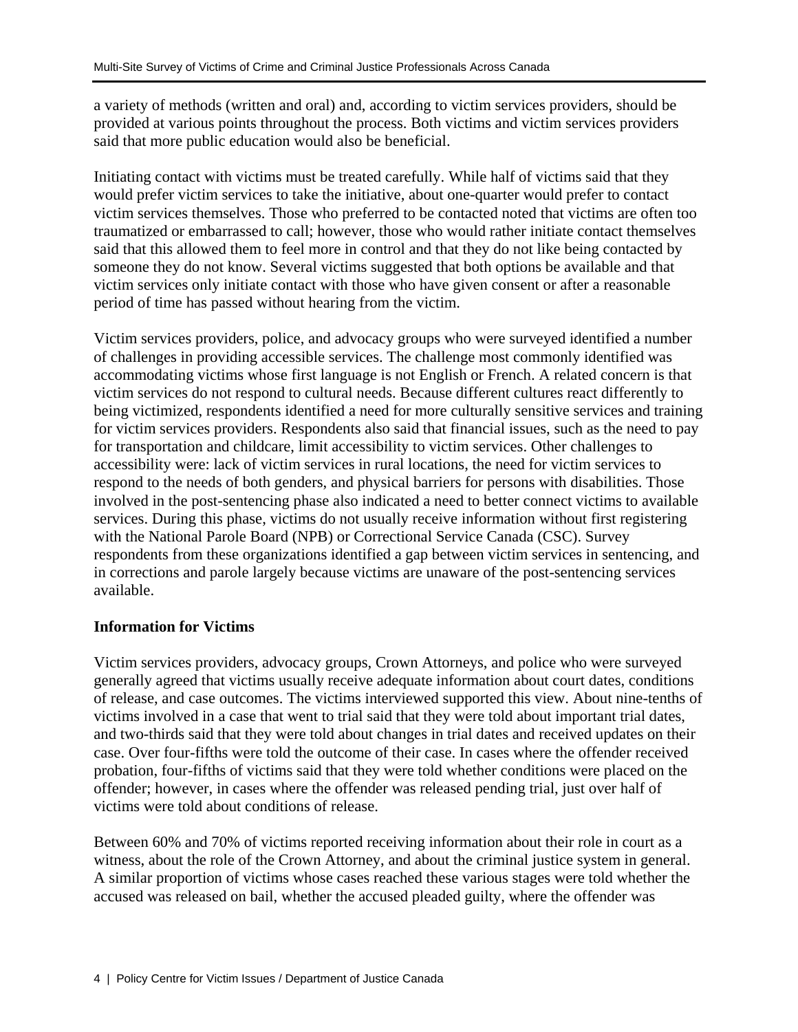a variety of methods (written and oral) and, according to victim services providers, should be provided at various points throughout the process. Both victims and victim services providers said that more public education would also be beneficial.

Initiating contact with victims must be treated carefully. While half of victims said that they would prefer victim services to take the initiative, about one-quarter would prefer to contact victim services themselves. Those who preferred to be contacted noted that victims are often too traumatized or embarrassed to call; however, those who would rather initiate contact themselves said that this allowed them to feel more in control and that they do not like being contacted by someone they do not know. Several victims suggested that both options be available and that victim services only initiate contact with those who have given consent or after a reasonable period of time has passed without hearing from the victim.

Victim services providers, police, and advocacy groups who were surveyed identified a number of challenges in providing accessible services. The challenge most commonly identified was accommodating victims whose first language is not English or French. A related concern is that victim services do not respond to cultural needs. Because different cultures react differently to being victimized, respondents identified a need for more culturally sensitive services and training for victim services providers. Respondents also said that financial issues, such as the need to pay for transportation and childcare, limit accessibility to victim services. Other challenges to accessibility were: lack of victim services in rural locations, the need for victim services to respond to the needs of both genders, and physical barriers for persons with disabilities. Those involved in the post-sentencing phase also indicated a need to better connect victims to available services. During this phase, victims do not usually receive information without first registering with the National Parole Board (NPB) or Correctional Service Canada (CSC). Survey respondents from these organizations identified a gap between victim services in sentencing, and in corrections and parole largely because victims are unaware of the post-sentencing services available.

### Information for Victims

Victim services providers, advocacy groups, Crown Attorneys, and police who were surveyed generally agreed that victims usually receive adequate information about court dates, conditions of release, and case outcomes. The victims interviewed supported this view. About nine-tenths of victims involved in a case that went to trial said that they were told about important trial dates, and two-thirds said that they were told about changes in trial dates and received updates on their case. Over four-fifths were told the outcome of their case. In cases where the offender received probation, four-fifths of victims said that they were told whether conditions were placed on the offender; however, in cases where the offender was released pending trial, just over half of victims were told about conditions of release.

Between 60% and 70% of victims reported receiving information about their role in court as a witness, about the role of the Crown Attorney, and about the criminal justice system in general. A similar proportion of victims whose cases reached these various stages were told whether the accused was released on bail, whether the accused pleaded guilty, where the offender was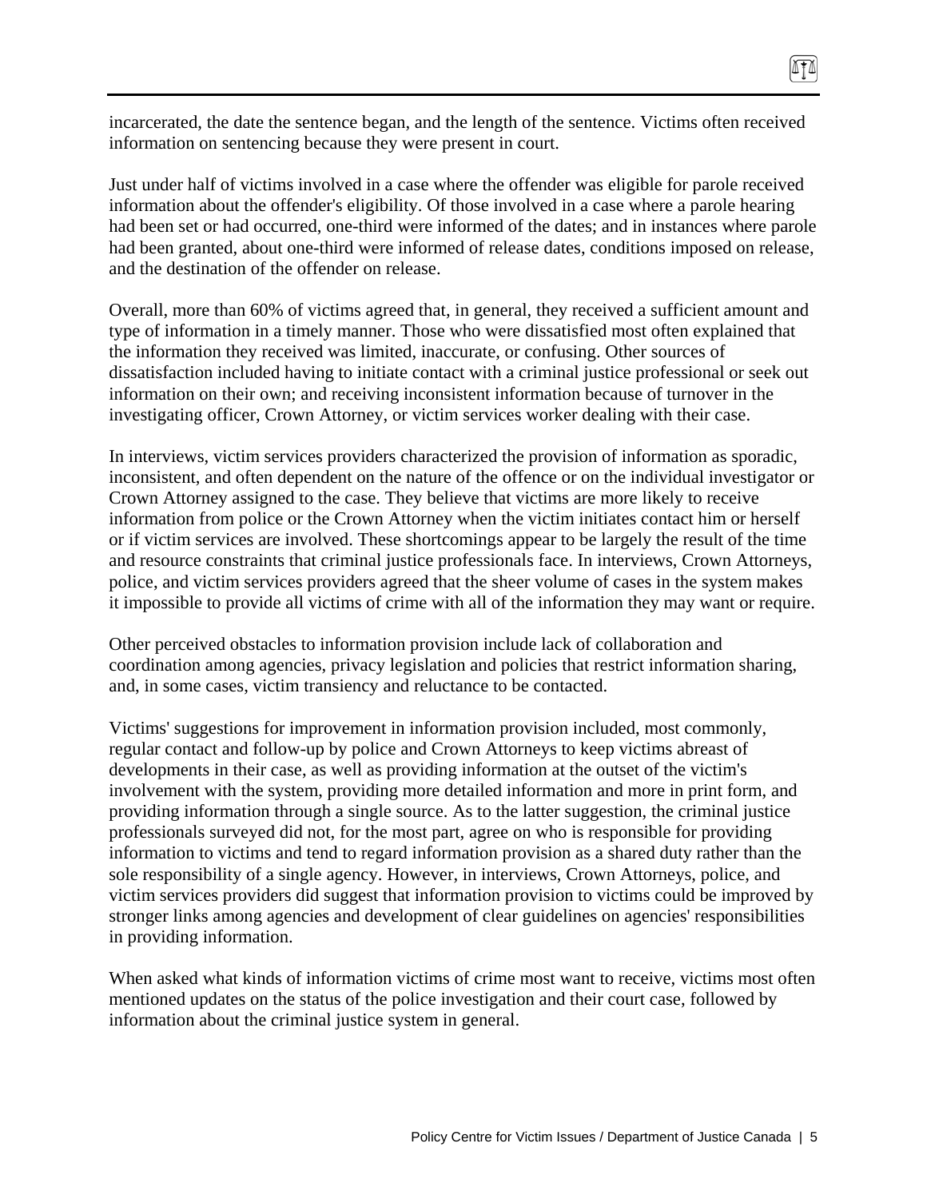incarcerated, the date the sentence began, and the length of the sentence. Victims often received information on sentencing because they were present in court.

Just under half of victims involved in a case where the offender was eligible for parole received information about the offender's eligibility. Of those involved in a case where a parole hearing had been set or had occurred, one-third were informed of the dates; and in instances where parole had been granted, about one-third were informed of release dates, conditions imposed on release, and the destination of the offender on release.

Overall, more than 60% of victims agreed that, in general, they received a sufficient amount and type of information in a timely manner. Those who were dissatisfied most often explained that the information they received was limited, inaccurate, or confusing. Other sources of dissatisfaction included having to initiate contact with a criminal justice professional or seek out information on their own; and receiving inconsistent information because of turnover in the investigating officer, Crown Attorney, or victim services worker dealing with their case.

In interviews, victim services providers characterized the provision of information as sporadic, inconsistent, and often dependent on the nature of the offence or on the individual investigator or Crown Attorney assigned to the case. They believe that victims are more likely to receive information from police or the Crown Attorney when the victim initiates contact him or herself or if victim services are involved. These shortcomings appear to be largely the result of the time and resource constraints that criminal justice professionals face. In interviews, Crown Attorneys, police, and victim services providers agreed that the sheer volume of cases in the system makes it impossible to provide all victims of crime with all of the information they may want or require.

Other perceived obstacles to information provision include lack of collaboration and coordination among agencies, privacy legislation and policies that restrict information sharing, and, in some cases, victim transiency and reluctance to be contacted.

Victims' suggestions for improvement in information provision included, most commonly, regular contact and follow-up by police and Crown Attorneys to keep victims abreast of developments in their case, as well as providing information at the outset of the victim's involvement with the system, providing more detailed information and more in print form, and providing information through a single source. As to the latter suggestion, the criminal justice professionals surveyed did not, for the most part, agree on who is responsible for providing information to victims and tend to regard information provision as a shared duty rather than the sole responsibility of a single agency. However, in interviews, Crown Attorneys, police, and victim services providers did suggest that information provision to victims could be improved by stronger links among agencies and development of clear guidelines on agencies' responsibilities in providing information.

When asked what kinds of information victims of crime most want to receive, victims most often mentioned updates on the status of the police investigation and their court case, followed by information about the criminal justice system in general.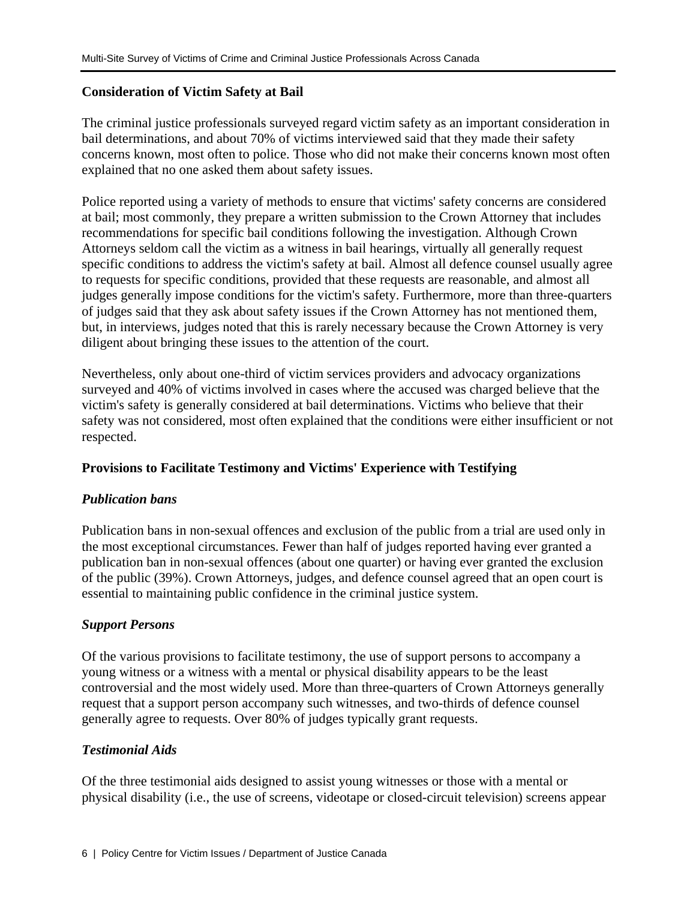### Consideration of Victim Safety at Bail

The criminal justice professionals surveyed regard victim safety as an important consideration in bail determinations, and about 70% of victims interviewed said that they made their safety concerns known, most often to police. Those who did not make their concerns known most often explained that no one asked them about safety issues.

Police reported using a variety of methods to ensure that victims' safety concerns are considered at bail; most commonly, they prepare a written submission to the Crown Attorney that includes recommendations for specific bail conditions following the investigation. Although Crown Attorneys seldom call the victim as a witness in bail hearings, virtually all generally request specific conditions to address the victim's safety at bail. Almost all defence counsel usually agree to requests for specific conditions, provided that these requests are reasonable, and almost all judges generally impose conditions for the victim's safety. Furthermore, more than three-quarters of judges said that they ask about safety issues if the Crown Attorney has not mentioned them, but, in interviews, judges noted that this is rarely necessary because the Crown Attorney is very diligent about bringing these issues to the attention of the court.

Nevertheless, only about one-third of victim services providers and advocacy organizations surveyed and 40% of victims involved in cases where the accused was charged believe that the victim's safety is generally considered at bail determinations. Victims who believe that their safety was not considered, most often explained that the conditions were either insufficient or not respected.

### Provisions to Facilitate Testimony and Victims' Experience with Testifying

#### *Publication bans*

Publication bans in non-sexual offences and exclusion of the public from a trial are used only in the most exceptional circumstances. Fewer than half of judges reported having ever granted a publication ban in non-sexual offences (about one quarter) or having ever granted the exclusion of the public (39%). Crown Attorneys, judges, and defence counsel agreed that an open court is essential to maintaining public confidence in the criminal justice system.

#### *Support Persons*

Of the various provisions to facilitate testimony, the use of support persons to accompany a young witness or a witness with a mental or physical disability appears to be the least controversial and the most widely used. More than three-quarters of Crown Attorneys generally request that a support person accompany such witnesses, and two-thirds of defence counsel generally agree to requests. Over 80% of judges typically grant requests.

#### *Testimonial Aids*

Of the three testimonial aids designed to assist young witnesses or those with a mental or physical disability (i.e., the use of screens, videotape or closed-circuit television) screens appear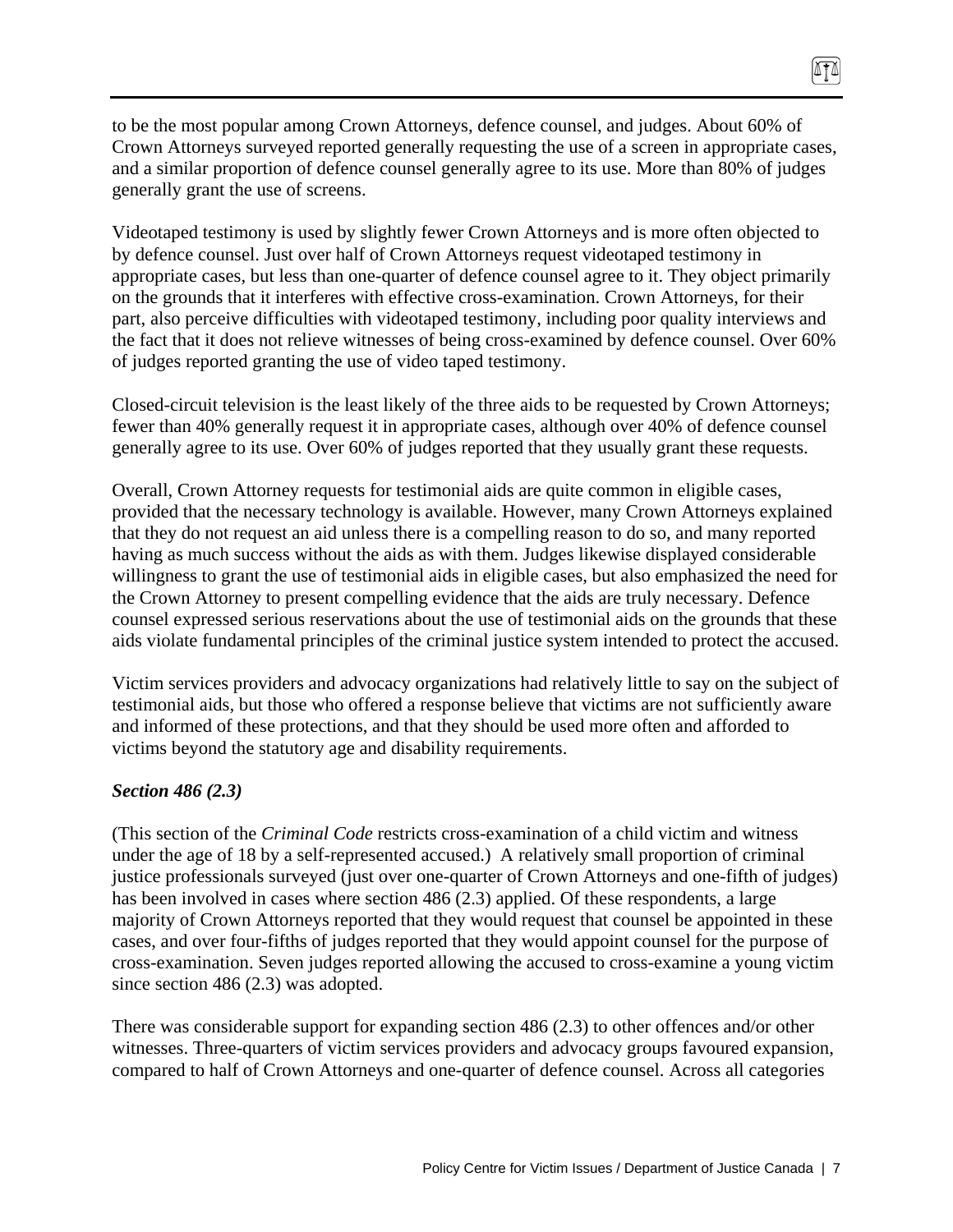to be the most popular among Crown Attorneys, defence counsel, and judges. About 60% of Crown Attorneys surveyed reported generally requesting the use of a screen in appropriate cases, and a similar proportion of defence counsel generally agree to its use. More than 80% of judges generally grant the use of screens.

Videotaped testimony is used by slightly fewer Crown Attorneys and is more often objected to by defence counsel. Just over half of Crown Attorneys request videotaped testimony in appropriate cases, but less than one-quarter of defence counsel agree to it. They object primarily on the grounds that it interferes with effective cross-examination. Crown Attorneys, for their part, also perceive difficulties with videotaped testimony, including poor quality interviews and the fact that it does not relieve witnesses of being cross-examined by defence counsel. Over 60% of judges reported granting the use of video taped testimony.

Closed-circuit television is the least likely of the three aids to be requested by Crown Attorneys; fewer than 40% generally request it in appropriate cases, although over 40% of defence counsel generally agree to its use. Over 60% of judges reported that they usually grant these requests.

Overall, Crown Attorney requests for testimonial aids are quite common in eligible cases, provided that the necessary technology is available. However, many Crown Attorneys explained that they do not request an aid unless there is a compelling reason to do so, and many reported having as much success without the aids as with them. Judges likewise displayed considerable willingness to grant the use of testimonial aids in eligible cases, but also emphasized the need for the Crown Attorney to present compelling evidence that the aids are truly necessary. Defence counsel expressed serious reservations about the use of testimonial aids on the grounds that these aids violate fundamental principles of the criminal justice system intended to protect the accused.

Victim services providers and advocacy organizations had relatively little to say on the subject of testimonial aids, but those who offered a response believe that victims are not sufficiently aware and informed of these protections, and that they should be used more often and afforded to victims beyond the statutory age and disability requirements.

### *Section 486 (2.3)*

(This section of the *Criminal Code* restricts cross-examination of a child victim and witness under the age of 18 by a self-represented accused.) A relatively small proportion of criminal justice professionals surveyed (just over one-quarter of Crown Attorneys and one-fifth of judges) has been involved in cases where section 486 (2.3) applied. Of these respondents, a large majority of Crown Attorneys reported that they would request that counsel be appointed in these cases, and over four-fifths of judges reported that they would appoint counsel for the purpose of cross-examination. Seven judges reported allowing the accused to cross-examine a young victim since section 486 (2.3) was adopted.

There was considerable support for expanding section 486 (2.3) to other offences and/or other witnesses. Three-quarters of victim services providers and advocacy groups favoured expansion, compared to half of Crown Attorneys and one-quarter of defence counsel. Across all categories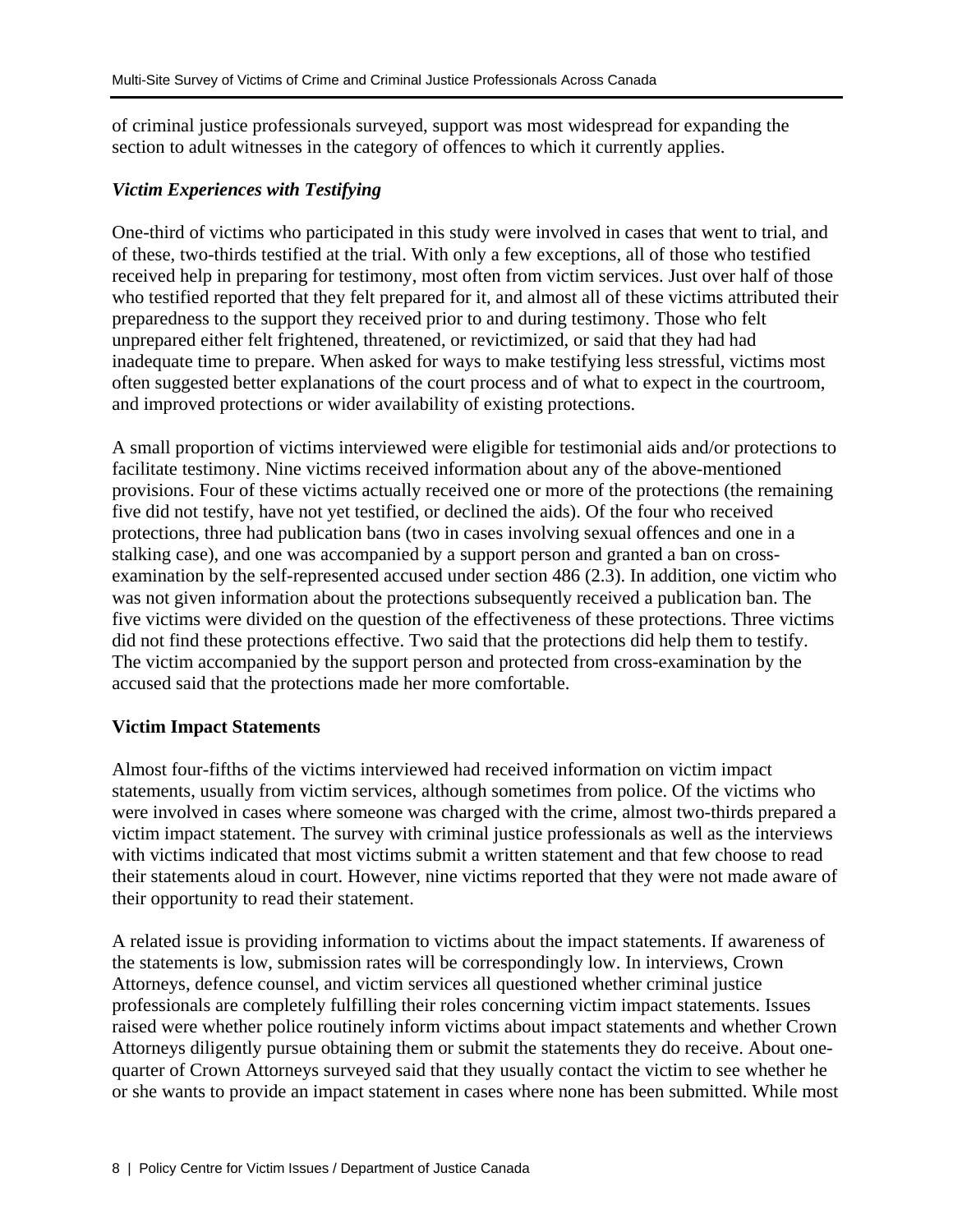of criminal justice professionals surveyed, support was most widespread for expanding the section to adult witnesses in the category of offences to which it currently applies.

### *Victim Experiences with Testifying*

One-third of victims who participated in this study were involved in cases that went to trial, and of these, two-thirds testified at the trial. With only a few exceptions, all of those who testified received help in preparing for testimony, most often from victim services. Just over half of those who testified reported that they felt prepared for it, and almost all of these victims attributed their preparedness to the support they received prior to and during testimony. Those who felt unprepared either felt frightened, threatened, or revictimized, or said that they had had inadequate time to prepare. When asked for ways to make testifying less stressful, victims most often suggested better explanations of the court process and of what to expect in the courtroom, and improved protections or wider availability of existing protections.

A small proportion of victims interviewed were eligible for testimonial aids and/or protections to facilitate testimony. Nine victims received information about any of the above-mentioned provisions. Four of these victims actually received one or more of the protections (the remaining five did not testify, have not yet testified, or declined the aids). Of the four who received protections, three had publication bans (two in cases involving sexual offences and one in a stalking case), and one was accompanied by a support person and granted a ban on cross-examination by the self-represented accused under section 486 (2.3). In addition, one victim who was not given information about the protections subsequently received a publication ban. The five victims were divided on the question of the effectiveness of these protections. Three victims did not find these protections effective. Two said that the protections did help them to testify. The victim accompanied by the support person and protected from cross-examination by the accused said that the protections made her more comfortable.

## **Victim Impact Statements**

Almost four-fifths of the victims interviewed had received information on victim impact statements, usually from victim services, although sometimes from police. Of the victims who were involved in cases where someone was charged with the crime, almost two-thirds prepared a victim impact statement. The survey with criminal justice professionals as well as the interviews with victims indicated that most victims submit a written statement and that few choose to read their statements aloud in court. However, nine victims reported that they were not made aware of their opportunity to read their statement.

A related issue is providing information to victims about the impact statements. If awareness of the statements is low, submission rates will be correspondingly low. In interviews, Crown Attorneys, defence counsel, and victim services all questioned whether criminal justice professionals are completely fulfilling their roles concerning victim impact statements. Issues raised were whether police routinely inform victims about impact statements and whether Crown Attorneys diligently pursue obtaining them or submit the statements they do receive. About one-quarter of Crown Attorneys surveyed said that they usually contact the victim to see whether he or she wants to provide an impact statement in cases where none has been submitted. While most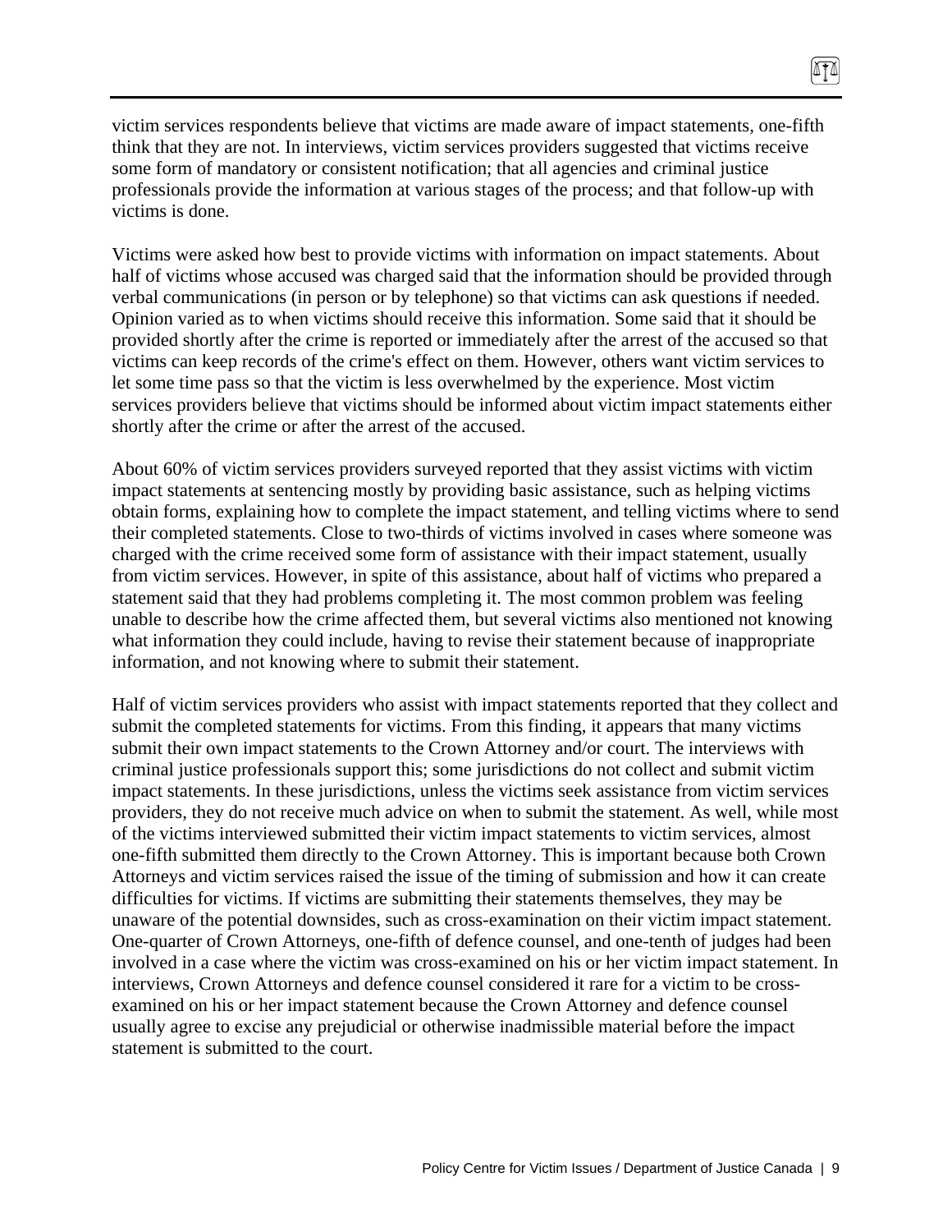victim services respondents believe that victims are made aware of impact statements, one-fifth think that they are not. In interviews, victim services providers suggested that victims receive some form of mandatory or consistent notification; that all agencies and criminal justice professionals provide the information at various stages of the process; and that follow-up with victims is done.

Victims were asked how best to provide victims with information on impact statements. About half of victims whose accused was charged said that the information should be provided through verbal communications (in person or by telephone) so that victims can ask questions if needed. Opinion varied as to when victims should receive this information. Some said that it should be provided shortly after the crime is reported or immediately after the arrest of the accused so that victims can keep records of the crime's effect on them. However, others want victim services to let some time pass so that the victim is less overwhelmed by the experience. Most victim services providers believe that victims should be informed about victim impact statements either shortly after the crime or after the arrest of the accused.

About 60% of victim services providers surveyed reported that they assist victims with victim impact statements at sentencing mostly by providing basic assistance, such as helping victims obtain forms, explaining how to complete the impact statement, and telling victims where to send their completed statements. Close to two-thirds of victims involved in cases where someone was charged with the crime received some form of assistance with their impact statement, usually from victim services. However, in spite of this assistance, about half of victims who prepared a statement said that they had problems completing it. The most common problem was feeling unable to describe how the crime affected them, but several victims also mentioned not knowing what information they could include, having to revise their statement because of inappropriate information, and not knowing where to submit their statement.

Half of victim services providers who assist with impact statements reported that they collect and submit the completed statements for victims. From this finding, it appears that many victims submit their own impact statements to the Crown Attorney and/or court. The interviews with criminal justice professionals support this; some jurisdictions do not collect and submit victim impact statements. In these jurisdictions, unless the victims seek assistance from victim services providers, they do not receive much advice on when to submit the statement. As well, while most of the victims interviewed submitted their victim impact statements to victim services, almost one-fifth submitted them directly to the Crown Attorney. This is important because both Crown Attorneys and victim services raised the issue of the timing of submission and how it can create difficulties for victims. If victims are submitting their statements themselves, they may be unaware of the potential downsides, such as cross-examination on their victim impact statement. One-quarter of Crown Attorneys, one-fifth of defence counsel, and one-tenth of judges had been involved in a case where the victim was cross-examined on his or her victim impact statement. In interviews, Crown Attorneys and defence counsel considered it rare for a victim to be cross-examined on his or her impact statement because the Crown Attorney and defence counsel usually agree to excise any prejudicial or otherwise inadmissible material before the impact statement is submitted to the court.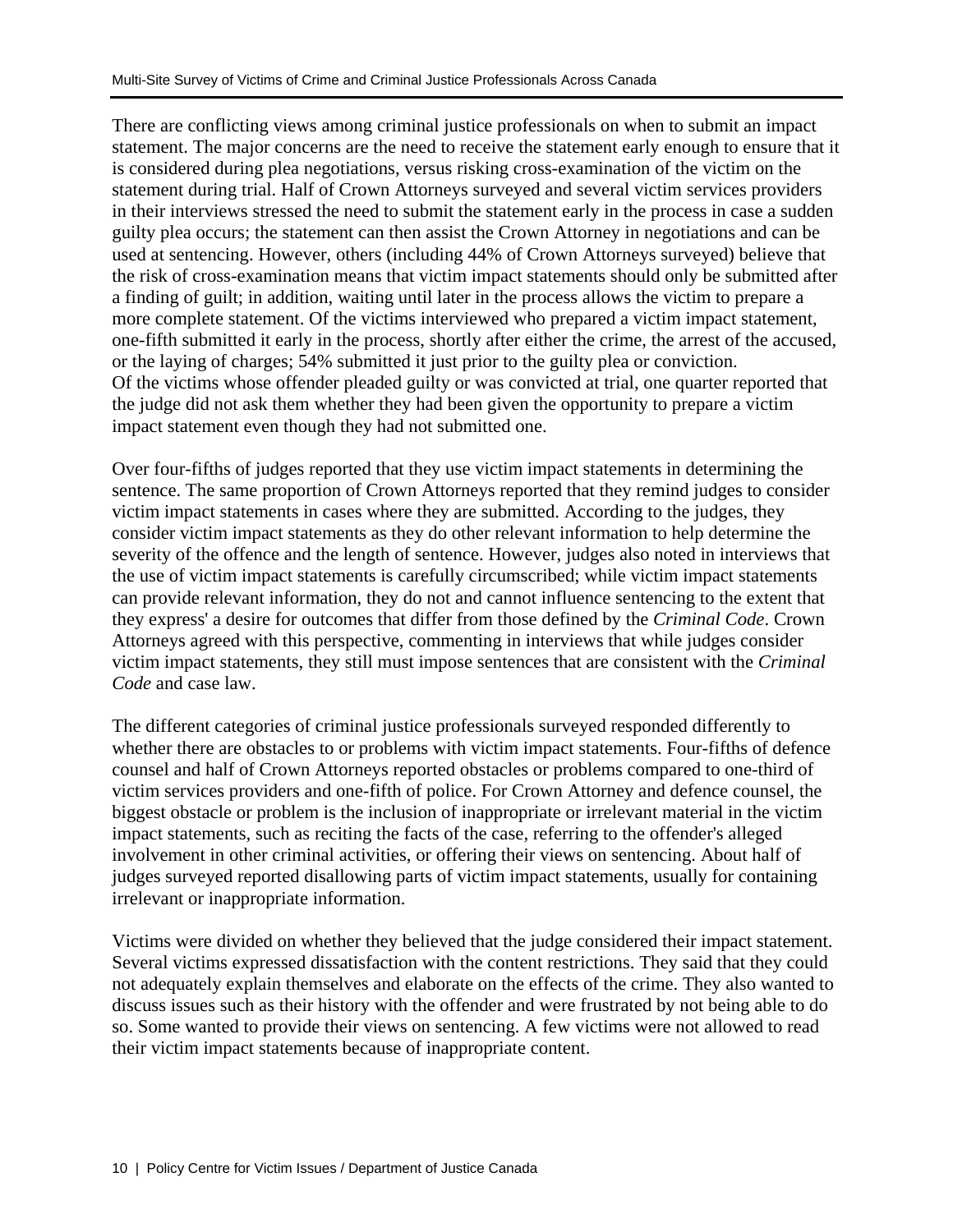There are conflicting views among criminal justice professionals on when to submit an impact statement. The major concerns are the need to receive the statement early enough to ensure that it is considered during plea negotiations, versus risking cross-examination of the victim on the statement during trial. Half of Crown Attorneys surveyed and several victim services providers in their interviews stressed the need to submit the statement early in the process in case a sudden guilty plea occurs; the statement can then assist the Crown Attorney in negotiations and can be used at sentencing. However, others (including 44% of Crown Attorneys surveyed) believe that the risk of cross-examination means that victim impact statements should only be submitted after a finding of guilt; in addition, waiting until later in the process allows the victim to prepare a more complete statement. Of the victims interviewed who prepared a victim impact statement, one-fifth submitted it early in the process, shortly after either the crime, the arrest of the accused, or the laying of charges; 54% submitted it just prior to the guilty plea or conviction.
Of the victims whose offender pleaded guilty or was convicted at trial, one quarter reported that the judge did not ask them whether they had been given the opportunity to prepare a victim impact statement even though they had not submitted one.

Over four-fifths of judges reported that they use victim impact statements in determining the sentence. The same proportion of Crown Attorneys reported that they remind judges to consider victim impact statements in cases where they are submitted. According to the judges, they consider victim impact statements as they do other relevant information to help determine the severity of the offence and the length of sentence. However, judges also noted in interviews that the use of victim impact statements is carefully circumscribed; while victim impact statements can provide relevant information, they do not and cannot influence sentencing to the extent that they express' a desire for outcomes that differ from those defined by the *Criminal Code*. Crown Attorneys agreed with this perspective, commenting in interviews that while judges consider victim impact statements, they still must impose sentences that are consistent with the *Criminal Code* and case law.

The different categories of criminal justice professionals surveyed responded differently to whether there are obstacles to or problems with victim impact statements. Four-fifths of defence counsel and half of Crown Attorneys reported obstacles or problems compared to one-third of victim services providers and one-fifth of police. For Crown Attorney and defence counsel, the biggest obstacle or problem is the inclusion of inappropriate or irrelevant material in the victim impact statements, such as reciting the facts of the case, referring to the offender's alleged involvement in other criminal activities, or offering their views on sentencing. About half of judges surveyed reported disallowing parts of victim impact statements, usually for containing irrelevant or inappropriate information.

Victims were divided on whether they believed that the judge considered their impact statement. Several victims expressed dissatisfaction with the content restrictions. They said that they could not adequately explain themselves and elaborate on the effects of the crime. They also wanted to discuss issues such as their history with the offender and were frustrated by not being able to do so. Some wanted to provide their views on sentencing. A few victims were not allowed to read their victim impact statements because of inappropriate content.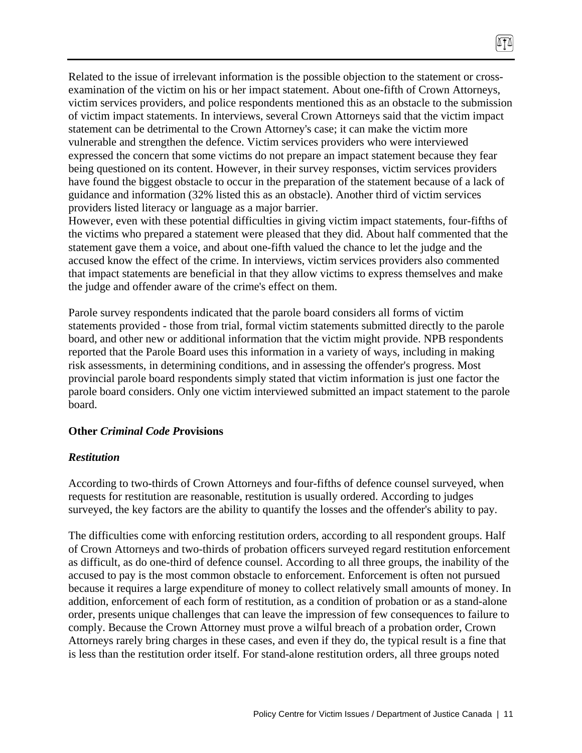Related to the issue of irrelevant information is the possible objection to the statement or cross-examination of the victim on his or her impact statement. About one-fifth of Crown Attorneys, victim services providers, and police respondents mentioned this as an obstacle to the submission of victim impact statements. In interviews, several Crown Attorneys said that the victim impact statement can be detrimental to the Crown Attorney's case; it can make the victim more vulnerable and strengthen the defence. Victim services providers who were interviewed expressed the concern that some victims do not prepare an impact statement because they fear being questioned on its content. However, in their survey responses, victim services providers have found the biggest obstacle to occur in the preparation of the statement because of a lack of guidance and information (32% listed this as an obstacle). Another third of victim services providers listed literacy or language as a major barrier.
However, even with these potential difficulties in giving victim impact statements, four-fifths of the victims who prepared a statement were pleased that they did. About half commented that the statement gave them a voice, and about one-fifth valued the chance to let the judge and the accused know the effect of the crime. In interviews, victim services providers also commented that impact statements are beneficial in that they allow victims to express themselves and make the judge and offender aware of the crime's effect on them.

Parole survey respondents indicated that the parole board considers all forms of victim statements provided - those from trial, formal victim statements submitted directly to the parole board, and other new or additional information that the victim might provide. NPB respondents reported that the Parole Board uses this information in a variety of ways, including in making risk assessments, in determining conditions, and in assessing the offender's progress. Most provincial parole board respondents simply stated that victim information is just one factor the parole board considers. Only one victim interviewed submitted an impact statement to the parole board.

## Other *Criminal Code P*rovisions

### *Restitution*

According to two-thirds of Crown Attorneys and four-fifths of defence counsel surveyed, when requests for restitution are reasonable, restitution is usually ordered. According to judges surveyed, the key factors are the ability to quantify the losses and the offender's ability to pay.

The difficulties come with enforcing restitution orders, according to all respondent groups. Half of Crown Attorneys and two-thirds of probation officers surveyed regard restitution enforcement as difficult, as do one-third of defence counsel. According to all three groups, the inability of the accused to pay is the most common obstacle to enforcement. Enforcement is often not pursued because it requires a large expenditure of money to collect relatively small amounts of money. In addition, enforcement of each form of restitution, as a condition of probation or as a stand-alone order, presents unique challenges that can leave the impression of few consequences to failure to comply. Because the Crown Attorney must prove a wilful breach of a probation order, Crown Attorneys rarely bring charges in these cases, and even if they do, the typical result is a fine that is less than the restitution order itself. For stand-alone restitution orders, all three groups noted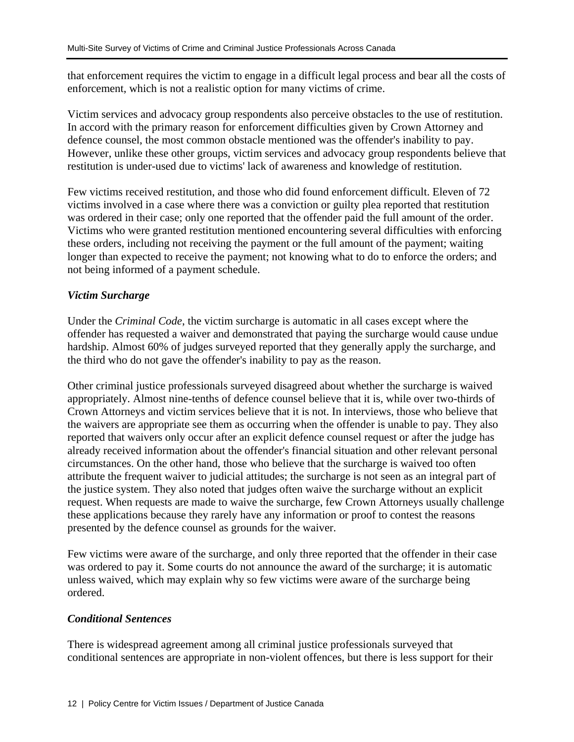that enforcement requires the victim to engage in a difficult legal process and bear all the costs of enforcement, which is not a realistic option for many victims of crime.

Victim services and advocacy group respondents also perceive obstacles to the use of restitution. In accord with the primary reason for enforcement difficulties given by Crown Attorney and defence counsel, the most common obstacle mentioned was the offender's inability to pay. However, unlike these other groups, victim services and advocacy group respondents believe that restitution is under-used due to victims' lack of awareness and knowledge of restitution.

Few victims received restitution, and those who did found enforcement difficult. Eleven of 72 victims involved in a case where there was a conviction or guilty plea reported that restitution was ordered in their case; only one reported that the offender paid the full amount of the order. Victims who were granted restitution mentioned encountering several difficulties with enforcing these orders, including not receiving the payment or the full amount of the payment; waiting longer than expected to receive the payment; not knowing what to do to enforce the orders; and not being informed of a payment schedule.

### *Victim Surcharge*

Under the *Criminal Code*, the victim surcharge is automatic in all cases except where the offender has requested a waiver and demonstrated that paying the surcharge would cause undue hardship. Almost 60% of judges surveyed reported that they generally apply the surcharge, and the third who do not gave the offender's inability to pay as the reason.

Other criminal justice professionals surveyed disagreed about whether the surcharge is waived appropriately. Almost nine-tenths of defence counsel believe that it is, while over two-thirds of Crown Attorneys and victim services believe that it is not. In interviews, those who believe that the waivers are appropriate see them as occurring when the offender is unable to pay. They also reported that waivers only occur after an explicit defence counsel request or after the judge has already received information about the offender's financial situation and other relevant personal circumstances. On the other hand, those who believe that the surcharge is waived too often attribute the frequent waiver to judicial attitudes; the surcharge is not seen as an integral part of the justice system. They also noted that judges often waive the surcharge without an explicit request. When requests are made to waive the surcharge, few Crown Attorneys usually challenge these applications because they rarely have any information or proof to contest the reasons presented by the defence counsel as grounds for the waiver.

Few victims were aware of the surcharge, and only three reported that the offender in their case was ordered to pay it. Some courts do not announce the award of the surcharge; it is automatic unless waived, which may explain why so few victims were aware of the surcharge being ordered.

### *Conditional Sentences*

There is widespread agreement among all criminal justice professionals surveyed that conditional sentences are appropriate in non-violent offences, but there is less support for their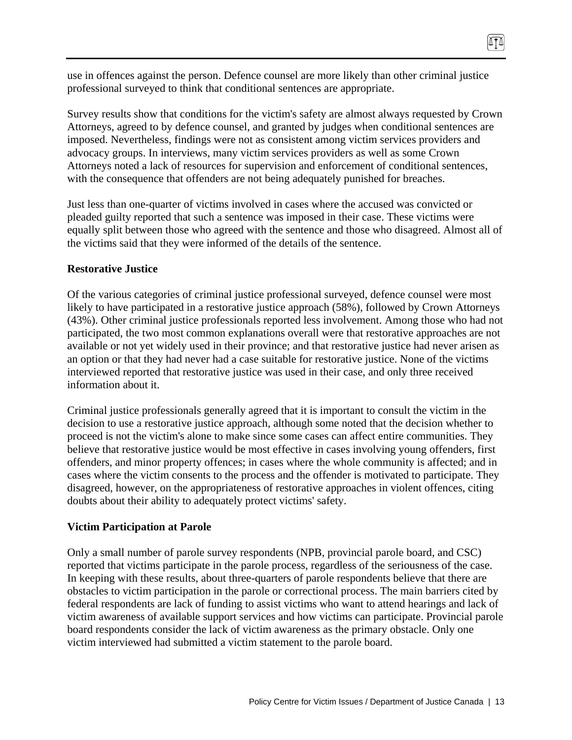use in offences against the person. Defence counsel are more likely than other criminal justice professional surveyed to think that conditional sentences are appropriate.

Survey results show that conditions for the victim's safety are almost always requested by Crown Attorneys, agreed to by defence counsel, and granted by judges when conditional sentences are imposed. Nevertheless, findings were not as consistent among victim services providers and advocacy groups. In interviews, many victim services providers as well as some Crown Attorneys noted a lack of resources for supervision and enforcement of conditional sentences, with the consequence that offenders are not being adequately punished for breaches.

Just less than one-quarter of victims involved in cases where the accused was convicted or pleaded guilty reported that such a sentence was imposed in their case. These victims were equally split between those who agreed with the sentence and those who disagreed. Almost all of the victims said that they were informed of the details of the sentence.

**Restorative Justice**

Of the various categories of criminal justice professional surveyed, defence counsel were most likely to have participated in a restorative justice approach (58%), followed by Crown Attorneys (43%). Other criminal justice professionals reported less involvement. Among those who had not participated, the two most common explanations overall were that restorative approaches are not available or not yet widely used in their province; and that restorative justice had never arisen as an option or that they had never had a case suitable for restorative justice. None of the victims interviewed reported that restorative justice was used in their case, and only three received information about it.

Criminal justice professionals generally agreed that it is important to consult the victim in the decision to use a restorative justice approach, although some noted that the decision whether to proceed is not the victim's alone to make since some cases can affect entire communities. They believe that restorative justice would be most effective in cases involving young offenders, first offenders, and minor property offences; in cases where the whole community is affected; and in cases where the victim consents to the process and the offender is motivated to participate. They disagreed, however, on the appropriateness of restorative approaches in violent offences, citing doubts about their ability to adequately protect victims' safety.

**Victim Participation at Parole**

Only a small number of parole survey respondents (NPB, provincial parole board, and CSC) reported that victims participate in the parole process, regardless of the seriousness of the case. In keeping with these results, about three-quarters of parole respondents believe that there are obstacles to victim participation in the parole or correctional process. The main barriers cited by federal respondents are lack of funding to assist victims who want to attend hearings and lack of victim awareness of available support services and how victims can participate. Provincial parole board respondents consider the lack of victim awareness as the primary obstacle. Only one victim interviewed had submitted a victim statement to the parole board.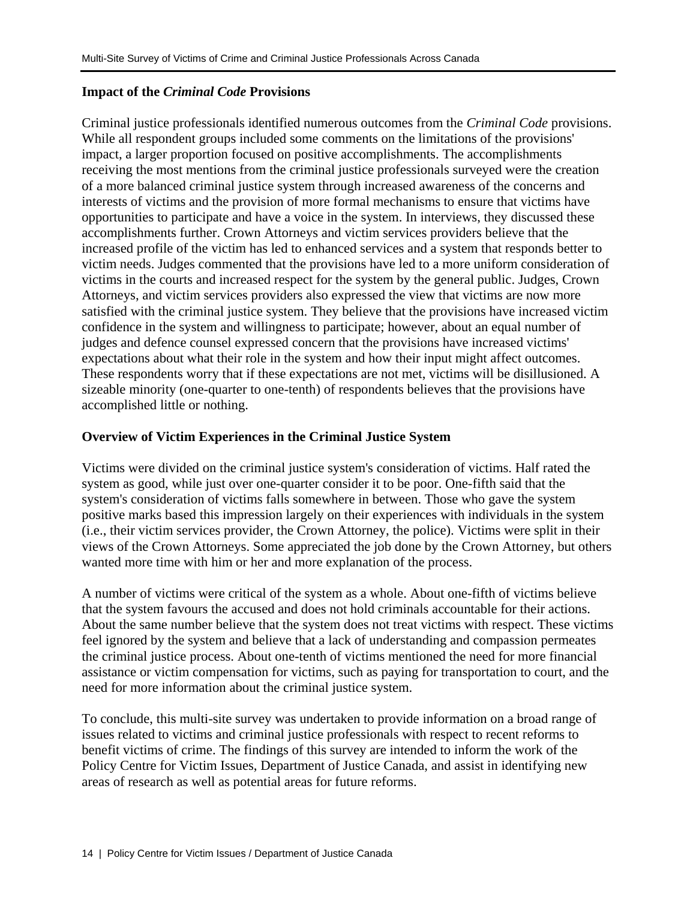### Impact of the *Criminal Code* Provisions

Criminal justice professionals identified numerous outcomes from the *Criminal Code* provisions. While all respondent groups included some comments on the limitations of the provisions' impact, a larger proportion focused on positive accomplishments. The accomplishments receiving the most mentions from the criminal justice professionals surveyed were the creation of a more balanced criminal justice system through increased awareness of the concerns and interests of victims and the provision of more formal mechanisms to ensure that victims have opportunities to participate and have a voice in the system. In interviews, they discussed these accomplishments further. Crown Attorneys and victim services providers believe that the increased profile of the victim has led to enhanced services and a system that responds better to victim needs. Judges commented that the provisions have led to a more uniform consideration of victims in the courts and increased respect for the system by the general public. Judges, Crown Attorneys, and victim services providers also expressed the view that victims are now more satisfied with the criminal justice system. They believe that the provisions have increased victim confidence in the system and willingness to participate; however, about an equal number of judges and defence counsel expressed concern that the provisions have increased victims' expectations about what their role in the system and how their input might affect outcomes. These respondents worry that if these expectations are not met, victims will be disillusioned. A sizeable minority (one-quarter to one-tenth) of respondents believes that the provisions have accomplished little or nothing.

### Overview of Victim Experiences in the Criminal Justice System

Victims were divided on the criminal justice system's consideration of victims. Half rated the system as good, while just over one-quarter consider it to be poor. One-fifth said that the system's consideration of victims falls somewhere in between. Those who gave the system positive marks based this impression largely on their experiences with individuals in the system (i.e., their victim services provider, the Crown Attorney, the police). Victims were split in their views of the Crown Attorneys. Some appreciated the job done by the Crown Attorney, but others wanted more time with him or her and more explanation of the process.

A number of victims were critical of the system as a whole. About one-fifth of victims believe that the system favours the accused and does not hold criminals accountable for their actions. About the same number believe that the system does not treat victims with respect. These victims feel ignored by the system and believe that a lack of understanding and compassion permeates the criminal justice process. About one-tenth of victims mentioned the need for more financial assistance or victim compensation for victims, such as paying for transportation to court, and the need for more information about the criminal justice system.

To conclude, this multi-site survey was undertaken to provide information on a broad range of issues related to victims and criminal justice professionals with respect to recent reforms to benefit victims of crime. The findings of this survey are intended to inform the work of the Policy Centre for Victim Issues, Department of Justice Canada, and assist in identifying new areas of research as well as potential areas for future reforms.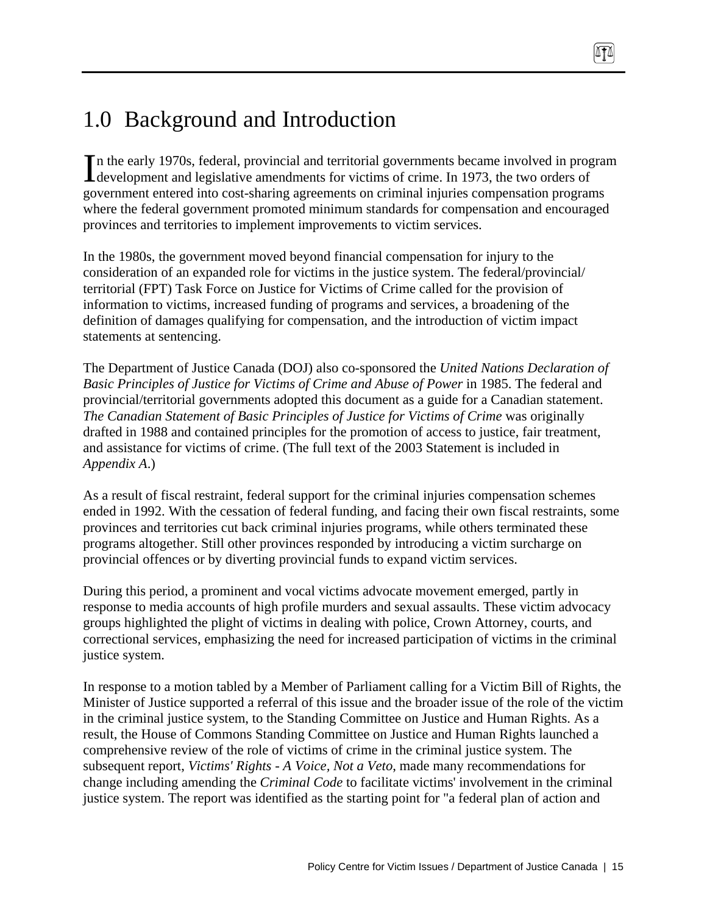# 1.0 Background and Introduction

In the early 1970s, federal, provincial and territorial governments became involved in program development and legislative amendments for victims of crime. In 1973, the two orders of government entered into cost-sharing agreements on criminal injuries compensation programs where the federal government promoted minimum standards for compensation and encouraged provinces and territories to implement improvements to victim services.

In the 1980s, the government moved beyond financial compensation for injury to the consideration of an expanded role for victims in the justice system. The federal/provincial/territorial (FPT) Task Force on Justice for Victims of Crime called for the provision of information to victims, increased funding of programs and services, a broadening of the definition of damages qualifying for compensation, and the introduction of victim impact statements at sentencing.

The Department of Justice Canada (DOJ) also co-sponsored the *United Nations Declaration of Basic Principles of Justice for Victims of Crime and Abuse of Power* in 1985. The federal and provincial/territorial governments adopted this document as a guide for a Canadian statement. *The Canadian Statement of Basic Principles of Justice for Victims of Crime* was originally drafted in 1988 and contained principles for the promotion of access to justice, fair treatment, and assistance for victims of crime. (The full text of the 2003 Statement is included in *Appendix A*.)

As a result of fiscal restraint, federal support for the criminal injuries compensation schemes ended in 1992. With the cessation of federal funding, and facing their own fiscal restraints, some provinces and territories cut back criminal injuries programs, while others terminated these programs altogether. Still other provinces responded by introducing a victim surcharge on provincial offences or by diverting provincial funds to expand victim services.

During this period, a prominent and vocal victims advocate movement emerged, partly in response to media accounts of high profile murders and sexual assaults. These victim advocacy groups highlighted the plight of victims in dealing with police, Crown Attorney, courts, and correctional services, emphasizing the need for increased participation of victims in the criminal justice system.

In response to a motion tabled by a Member of Parliament calling for a Victim Bill of Rights, the Minister of Justice supported a referral of this issue and the broader issue of the role of the victim in the criminal justice system, to the Standing Committee on Justice and Human Rights. As a result, the House of Commons Standing Committee on Justice and Human Rights launched a comprehensive review of the role of victims of crime in the criminal justice system. The subsequent report, *Victims' Rights - A Voice, Not a Veto*, made many recommendations for change including amending the *Criminal Code* to facilitate victims' involvement in the criminal justice system. The report was identified as the starting point for "a federal plan of action and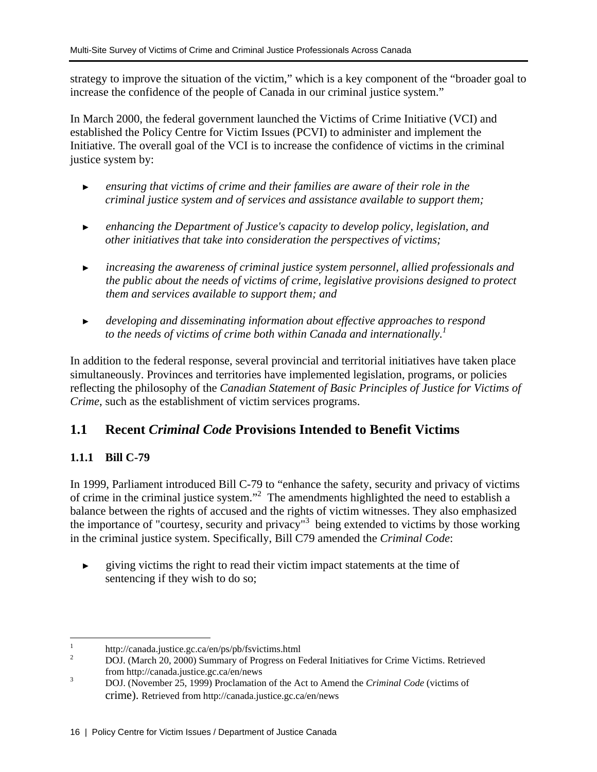strategy to improve the situation of the victim," which is a key component of the "broader goal to increase the confidence of the people of Canada in our criminal justice system."

In March 2000, the federal government launched the Victims of Crime Initiative (VCI) and established the Policy Centre for Victim Issues (PCVI) to administer and implement the Initiative. The overall goal of the VCI is to increase the confidence of victims in the criminal justice system by:

- *ensuring that victims of crime and their families are aware of their role in the criminal justice system and of services and assistance available to support them;*
- *enhancing the Department of Justice's capacity to develop policy, legislation, and other initiatives that take into consideration the perspectives of victims;*
- *increasing the awareness of criminal justice system personnel, allied professionals and the public about the needs of victims of crime, legislative provisions designed to protect them and services available to support them; and*
- *developing and disseminating information about effective approaches to respond to the needs of victims of crime both within Canada and internationally.*[1]

In addition to the federal response, several provincial and territorial initiatives have taken place simultaneously. Provinces and territories have implemented legislation, programs, or policies reflecting the philosophy of the *Canadian Statement of Basic Principles of Justice for Victims of Crime*, such as the establishment of victim services programs.

## 1.1 Recent *Criminal Code* Provisions Intended to Benefit Victims

### 1.1.1 Bill C-79

In 1999, Parliament introduced Bill C-79 to "enhance the safety, security and privacy of victims of crime in the criminal justice system."[2] The amendments highlighted the need to establish a balance between the rights of accused and the rights of victim witnesses. They also emphasized the importance of "courtesy, security and privacy"[3] being extended to victims by those working in the criminal justice system. Specifically, Bill C79 amended the *Criminal Code*:

- giving victims the right to read their victim impact statements at the time of sentencing if they wish to do so;

---

[1] http://canada.justice.gc.ca/en/ps/pb/fsvictims.html

[2] DOJ. (March 20, 2000) Summary of Progress on Federal Initiatives for Crime Victims. Retrieved from http://canada.justice.gc.ca/en/news

[3] DOJ. (November 25, 1999) Proclamation of the Act to Amend the *Criminal Code* (victims of crime). Retrieved from http://canada.justice.gc.ca/en/news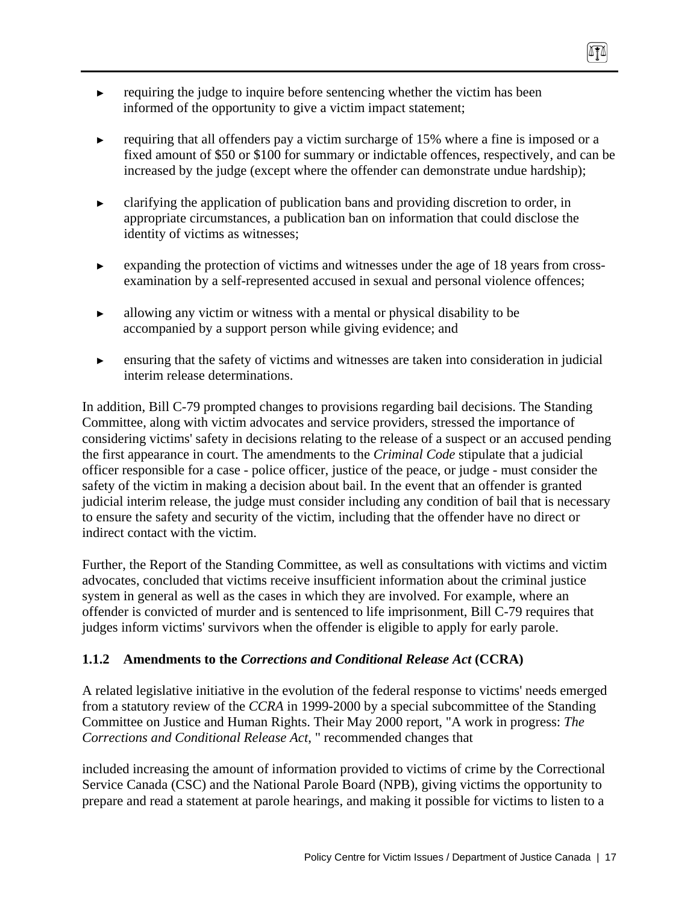- requiring the judge to inquire before sentencing whether the victim has been informed of the opportunity to give a victim impact statement;

- requiring that all offenders pay a victim surcharge of 15% where a fine is imposed or a fixed amount of $50 or $100 for summary or indictable offences, respectively, and can be increased by the judge (except where the offender can demonstrate undue hardship);

- clarifying the application of publication bans and providing discretion to order, in appropriate circumstances, a publication ban on information that could disclose the identity of victims as witnesses;

- expanding the protection of victims and witnesses under the age of 18 years from cross-examination by a self-represented accused in sexual and personal violence offences;

- allowing any victim or witness with a mental or physical disability to be accompanied by a support person while giving evidence; and

- ensuring that the safety of victims and witnesses are taken into consideration in judicial interim release determinations.

In addition, Bill C-79 prompted changes to provisions regarding bail decisions. The Standing Committee, along with victim advocates and service providers, stressed the importance of considering victims' safety in decisions relating to the release of a suspect or an accused pending the first appearance in court. The amendments to the *Criminal Code* stipulate that a judicial officer responsible for a case - police officer, justice of the peace, or judge - must consider the safety of the victim in making a decision about bail. In the event that an offender is granted judicial interim release, the judge must consider including any condition of bail that is necessary to ensure the safety and security of the victim, including that the offender have no direct or indirect contact with the victim.

Further, the Report of the Standing Committee, as well as consultations with victims and victim advocates, concluded that victims receive insufficient information about the criminal justice system in general as well as the cases in which they are involved. For example, where an offender is convicted of murder and is sentenced to life imprisonment, Bill C-79 requires that judges inform victims' survivors when the offender is eligible to apply for early parole.

### 1.1.2 Amendments to the *Corrections and Conditional Release Act* (CCRA)

A related legislative initiative in the evolution of the federal response to victims' needs emerged from a statutory review of the *CCRA* in 1999-2000 by a special subcommittee of the Standing Committee on Justice and Human Rights. Their May 2000 report, "A work in progress: *The Corrections and Conditional Release Act*, " recommended changes that

included increasing the amount of information provided to victims of crime by the Correctional Service Canada (CSC) and the National Parole Board (NPB), giving victims the opportunity to prepare and read a statement at parole hearings, and making it possible for victims to listen to a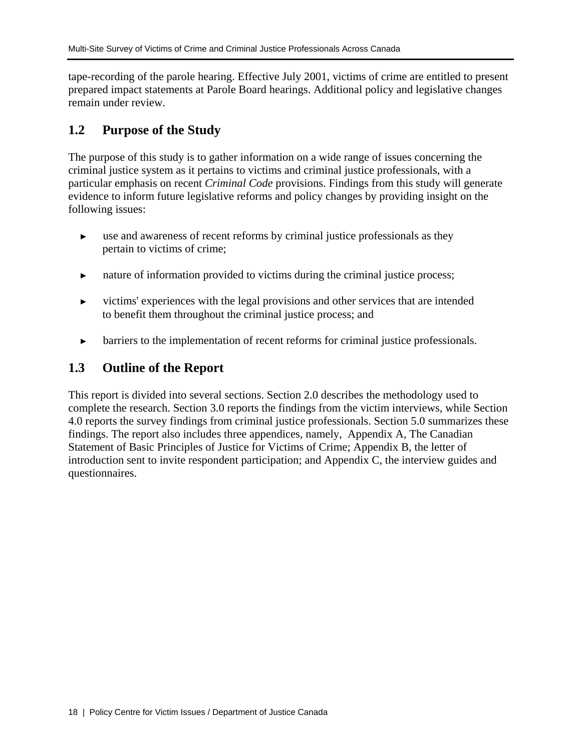tape-recording of the parole hearing. Effective July 2001, victims of crime are entitled to present prepared impact statements at Parole Board hearings. Additional policy and legislative changes remain under review.

## 1.2 Purpose of the Study

The purpose of this study is to gather information on a wide range of issues concerning the criminal justice system as it pertains to victims and criminal justice professionals, with a particular emphasis on recent *Criminal Code* provisions. Findings from this study will generate evidence to inform future legislative reforms and policy changes by providing insight on the following issues:

- use and awareness of recent reforms by criminal justice professionals as they pertain to victims of crime;
- nature of information provided to victims during the criminal justice process;
- victims' experiences with the legal provisions and other services that are intended to benefit them throughout the criminal justice process; and
- barriers to the implementation of recent reforms for criminal justice professionals.

## 1.3 Outline of the Report

This report is divided into several sections. Section 2.0 describes the methodology used to complete the research. Section 3.0 reports the findings from the victim interviews, while Section 4.0 reports the survey findings from criminal justice professionals. Section 5.0 summarizes these findings. The report also includes three appendices, namely, Appendix A, The Canadian Statement of Basic Principles of Justice for Victims of Crime; Appendix B, the letter of introduction sent to invite respondent participation; and Appendix C, the interview guides and questionnaires.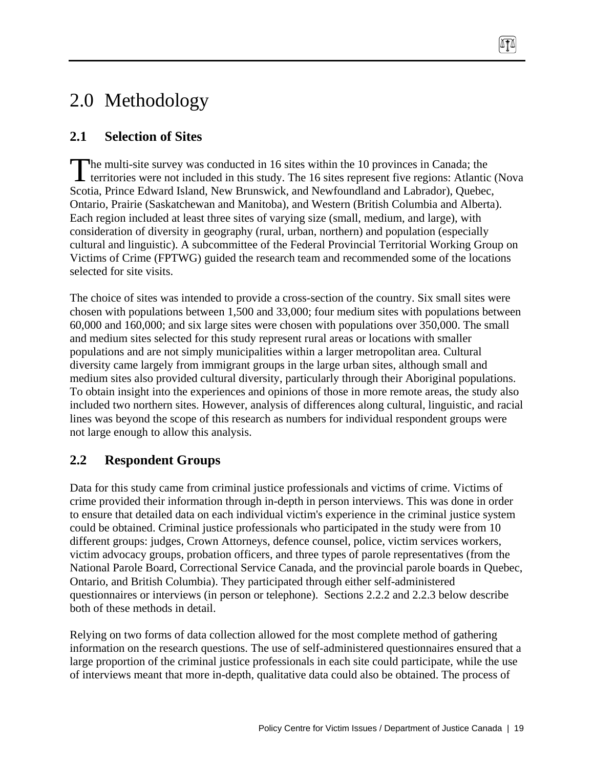# 2.0 Methodology

## 2.1 Selection of Sites

The multi-site survey was conducted in 16 sites within the 10 provinces in Canada; the territories were not included in this study. The 16 sites represent five regions: Atlantic (Nova Scotia, Prince Edward Island, New Brunswick, and Newfoundland and Labrador), Quebec, Ontario, Prairie (Saskatchewan and Manitoba), and Western (British Columbia and Alberta). Each region included at least three sites of varying size (small, medium, and large), with consideration of diversity in geography (rural, urban, northern) and population (especially cultural and linguistic). A subcommittee of the Federal Provincial Territorial Working Group on Victims of Crime (FPTWG) guided the research team and recommended some of the locations selected for site visits.

The choice of sites was intended to provide a cross-section of the country. Six small sites were chosen with populations between 1,500 and 33,000; four medium sites with populations between 60,000 and 160,000; and six large sites were chosen with populations over 350,000. The small and medium sites selected for this study represent rural areas or locations with smaller populations and are not simply municipalities within a larger metropolitan area. Cultural diversity came largely from immigrant groups in the large urban sites, although small and medium sites also provided cultural diversity, particularly through their Aboriginal populations. To obtain insight into the experiences and opinions of those in more remote areas, the study also included two northern sites. However, analysis of differences along cultural, linguistic, and racial lines was beyond the scope of this research as numbers for individual respondent groups were not large enough to allow this analysis.

## 2.2 Respondent Groups

Data for this study came from criminal justice professionals and victims of crime. Victims of crime provided their information through in-depth in person interviews. This was done in order to ensure that detailed data on each individual victim's experience in the criminal justice system could be obtained. Criminal justice professionals who participated in the study were from 10 different groups: judges, Crown Attorneys, defence counsel, police, victim services workers, victim advocacy groups, probation officers, and three types of parole representatives (from the National Parole Board, Correctional Service Canada, and the provincial parole boards in Quebec, Ontario, and British Columbia). They participated through either self-administered questionnaires or interviews (in person or telephone). Sections 2.2.2 and 2.2.3 below describe both of these methods in detail.

Relying on two forms of data collection allowed for the most complete method of gathering information on the research questions. The use of self-administered questionnaires ensured that a large proportion of the criminal justice professionals in each site could participate, while the use of interviews meant that more in-depth, qualitative data could also be obtained. The process of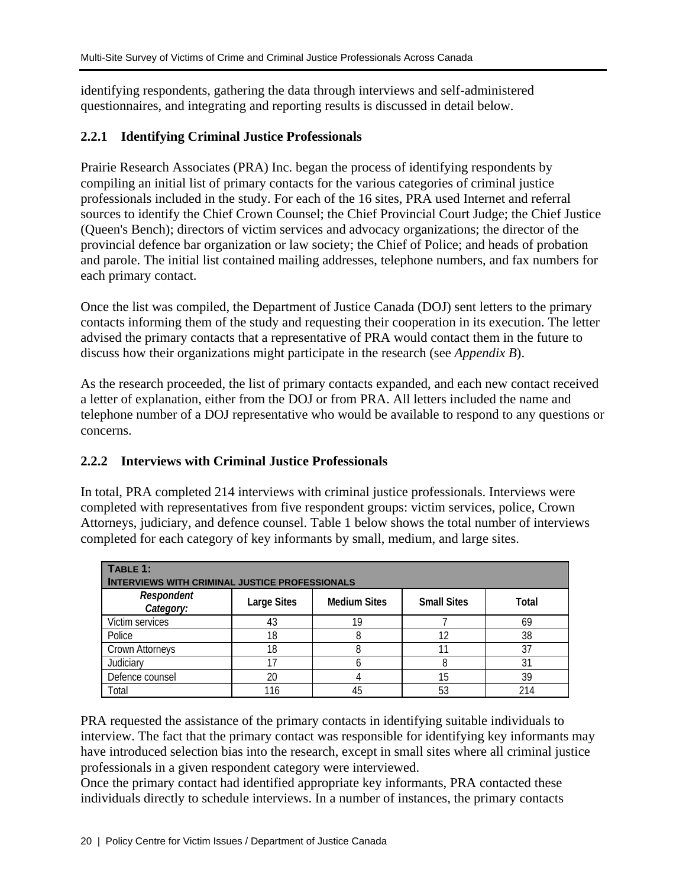identifying respondents, gathering the data through interviews and self-administered questionnaires, and integrating and reporting results is discussed in detail below.

### 2.2.1 Identifying Criminal Justice Professionals

Prairie Research Associates (PRA) Inc. began the process of identifying respondents by compiling an initial list of primary contacts for the various categories of criminal justice professionals included in the study. For each of the 16 sites, PRA used Internet and referral sources to identify the Chief Crown Counsel; the Chief Provincial Court Judge; the Chief Justice (Queen's Bench); directors of victim services and advocacy organizations; the director of the provincial defence bar organization or law society; the Chief of Police; and heads of probation and parole. The initial list contained mailing addresses, telephone numbers, and fax numbers for each primary contact.

Once the list was compiled, the Department of Justice Canada (DOJ) sent letters to the primary contacts informing them of the study and requesting their cooperation in its execution. The letter advised the primary contacts that a representative of PRA would contact them in the future to discuss how their organizations might participate in the research (see *Appendix B*).

As the research proceeded, the list of primary contacts expanded, and each new contact received a letter of explanation, either from the DOJ or from PRA. All letters included the name and telephone number of a DOJ representative who would be available to respond to any questions or concerns.

### 2.2.2 Interviews with Criminal Justice Professionals

In total, PRA completed 214 interviews with criminal justice professionals. Interviews were completed with representatives from five respondent groups: victim services, police, Crown Attorneys, judiciary, and defence counsel. Table 1 below shows the total number of interviews completed for each category of key informants by small, medium, and large sites.

**TABLE 1: INTERVIEWS WITH CRIMINAL JUSTICE PROFESSIONALS**

| *Respondent Category:* | Large Sites | Medium Sites | Small Sites | Total |
|---|---|---|---|---|
| Victim services | 43 | 19 | 7 | 69 |
| Police | 18 | 8 | 12 | 38 |
| Crown Attorneys | 18 | 8 | 11 | 37 |
| Judiciary | 17 | 6 | 8 | 31 |
| Defence counsel | 20 | 4 | 15 | 39 |
| Total | 116 | 45 | 53 | 214 |

PRA requested the assistance of the primary contacts in identifying suitable individuals to interview. The fact that the primary contact was responsible for identifying key informants may have introduced selection bias into the research, except in small sites where all criminal justice professionals in a given respondent category were interviewed.

Once the primary contact had identified appropriate key informants, PRA contacted these individuals directly to schedule interviews. In a number of instances, the primary contacts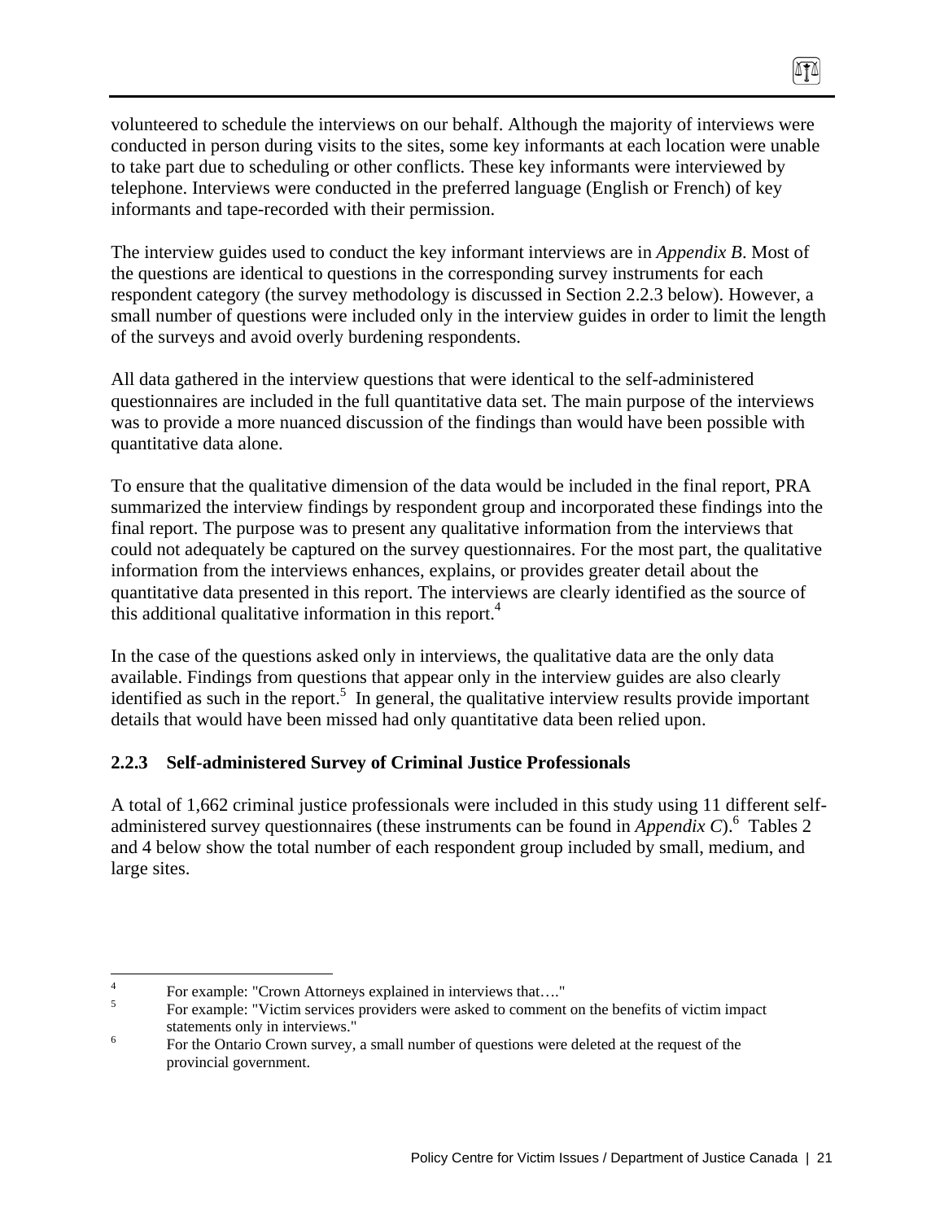volunteered to schedule the interviews on our behalf. Although the majority of interviews were conducted in person during visits to the sites, some key informants at each location were unable to take part due to scheduling or other conflicts. These key informants were interviewed by telephone. Interviews were conducted in the preferred language (English or French) of key informants and tape-recorded with their permission.

The interview guides used to conduct the key informant interviews are in *Appendix B*. Most of the questions are identical to questions in the corresponding survey instruments for each respondent category (the survey methodology is discussed in Section 2.2.3 below). However, a small number of questions were included only in the interview guides in order to limit the length of the surveys and avoid overly burdening respondents.

All data gathered in the interview questions that were identical to the self-administered questionnaires are included in the full quantitative data set. The main purpose of the interviews was to provide a more nuanced discussion of the findings than would have been possible with quantitative data alone.

To ensure that the qualitative dimension of the data would be included in the final report, PRA summarized the interview findings by respondent group and incorporated these findings into the final report. The purpose was to present any qualitative information from the interviews that could not adequately be captured on the survey questionnaires. For the most part, the qualitative information from the interviews enhances, explains, or provides greater detail about the quantitative data presented in this report. The interviews are clearly identified as the source of this additional qualitative information in this report.[4]

In the case of the questions asked only in interviews, the qualitative data are the only data available. Findings from questions that appear only in the interview guides are also clearly identified as such in the report.[5] In general, the qualitative interview results provide important details that would have been missed had only quantitative data been relied upon.

### 2.2.3 Self-administered Survey of Criminal Justice Professionals

A total of 1,662 criminal justice professionals were included in this study using 11 different self-administered survey questionnaires (these instruments can be found in *Appendix C*).[6] Tables 2 and 4 below show the total number of each respondent group included by small, medium, and large sites.

---

[4] For example: "Crown Attorneys explained in interviews that…."

[5] For example: "Victim services providers were asked to comment on the benefits of victim impact statements only in interviews."

[6] For the Ontario Crown survey, a small number of questions were deleted at the request of the provincial government.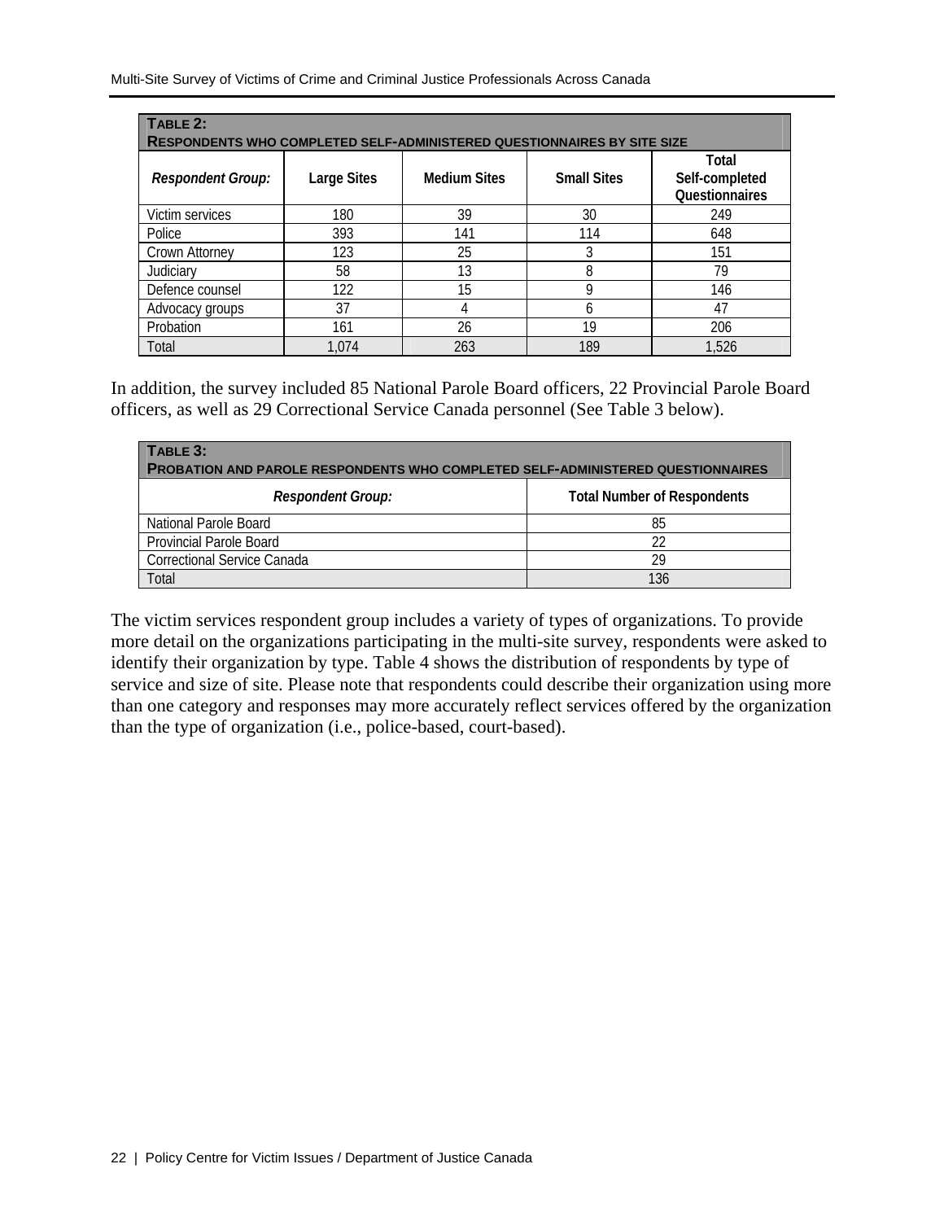| **TABLE 2: RESPONDENTS WHO COMPLETED SELF-ADMINISTERED QUESTIONNAIRES BY SITE SIZE** | | | | |
|---|---|---|---|---|
| *Respondent Group:* | Large Sites | Medium Sites | Small Sites | Total Self-completed Questionnaires |
| Victim services | 180 | 39 | 30 | 249 |
| Police | 393 | 141 | 114 | 648 |
| Crown Attorney | 123 | 25 | 3 | 151 |
| Judiciary | 58 | 13 | 8 | 79 |
| Defence counsel | 122 | 15 | 9 | 146 |
| Advocacy groups | 37 | 4 | 6 | 47 |
| Probation | 161 | 26 | 19 | 206 |
| Total | 1,074 | 263 | 189 | 1,526 |

In addition, the survey included 85 National Parole Board officers, 22 Provincial Parole Board officers, as well as 29 Correctional Service Canada personnel (See Table 3 below).

| **TABLE 3: PROBATION AND PAROLE RESPONDENTS WHO COMPLETED SELF-ADMINISTERED QUESTIONNAIRES** | |
|---|---|
| *Respondent Group:* | Total Number of Respondents |
| National Parole Board | 85 |
| Provincial Parole Board | 22 |
| Correctional Service Canada | 29 |
| Total | 136 |

The victim services respondent group includes a variety of types of organizations. To provide more detail on the organizations participating in the multi-site survey, respondents were asked to identify their organization by type. Table 4 shows the distribution of respondents by type of service and size of site. Please note that respondents could describe their organization using more than one category and responses may more accurately reflect services offered by the organization than the type of organization (i.e., police-based, court-based).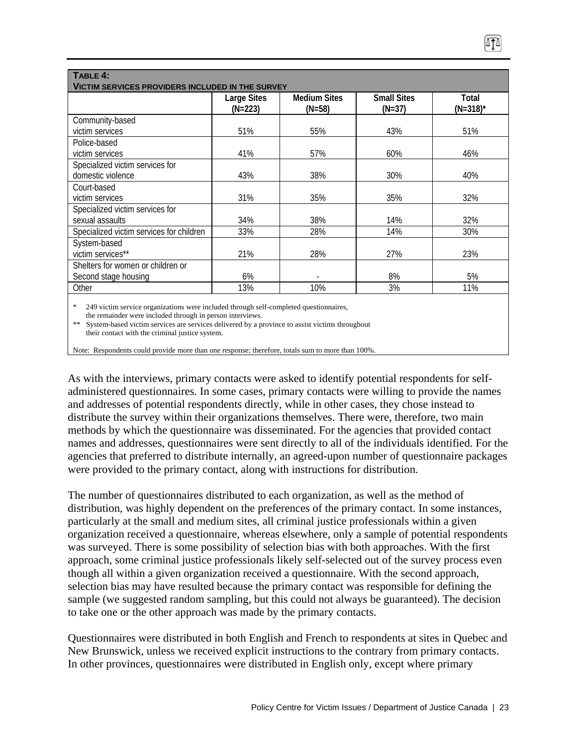**TABLE 4:**
**VICTIM SERVICES PROVIDERS INCLUDED IN THE SURVEY**

| | Large Sites (N=223) | Medium Sites (N=58) | Small Sites (N=37) | Total (N=318)* |
|---|---|---|---|---|
| Community-based victim services | 51% | 55% | 43% | 51% |
| Police-based victim services | 41% | 57% | 60% | 46% |
| Specialized victim services for domestic violence | 43% | 38% | 30% | 40% |
| Court-based victim services | 31% | 35% | 35% | 32% |
| Specialized victim services for sexual assaults | 34% | 38% | 14% | 32% |
| Specialized victim services for children | 33% | 28% | 14% | 30% |
| System-based victim services** | 21% | 28% | 27% | 23% |
| Shelters for women or children or Second stage housing | 6% | - | 8% | 5% |
| Other | 13% | 10% | 3% | 11% |

\* 249 victim service organizations were included through self-completed questionnaires, the remainder were included through in person interviews.
\*\* System-based victim services are services delivered by a province to assist victims throughout their contact with the criminal justice system.

Note: Respondents could provide more than one response; therefore, totals sum to more than 100%.

As with the interviews, primary contacts were asked to identify potential respondents for self-administered questionnaires. In some cases, primary contacts were willing to provide the names and addresses of potential respondents directly, while in other cases, they chose instead to distribute the survey within their organizations themselves. There were, therefore, two main methods by which the questionnaire was disseminated. For the agencies that provided contact names and addresses, questionnaires were sent directly to all of the individuals identified. For the agencies that preferred to distribute internally, an agreed-upon number of questionnaire packages were provided to the primary contact, along with instructions for distribution.

The number of questionnaires distributed to each organization, as well as the method of distribution, was highly dependent on the preferences of the primary contact. In some instances, particularly at the small and medium sites, all criminal justice professionals within a given organization received a questionnaire, whereas elsewhere, only a sample of potential respondents was surveyed. There is some possibility of selection bias with both approaches. With the first approach, some criminal justice professionals likely self-selected out of the survey process even though all within a given organization received a questionnaire. With the second approach, selection bias may have resulted because the primary contact was responsible for defining the sample (we suggested random sampling, but this could not always be guaranteed). The decision to take one or the other approach was made by the primary contacts.

Questionnaires were distributed in both English and French to respondents at sites in Quebec and New Brunswick, unless we received explicit instructions to the contrary from primary contacts. In other provinces, questionnaires were distributed in English only, except where primary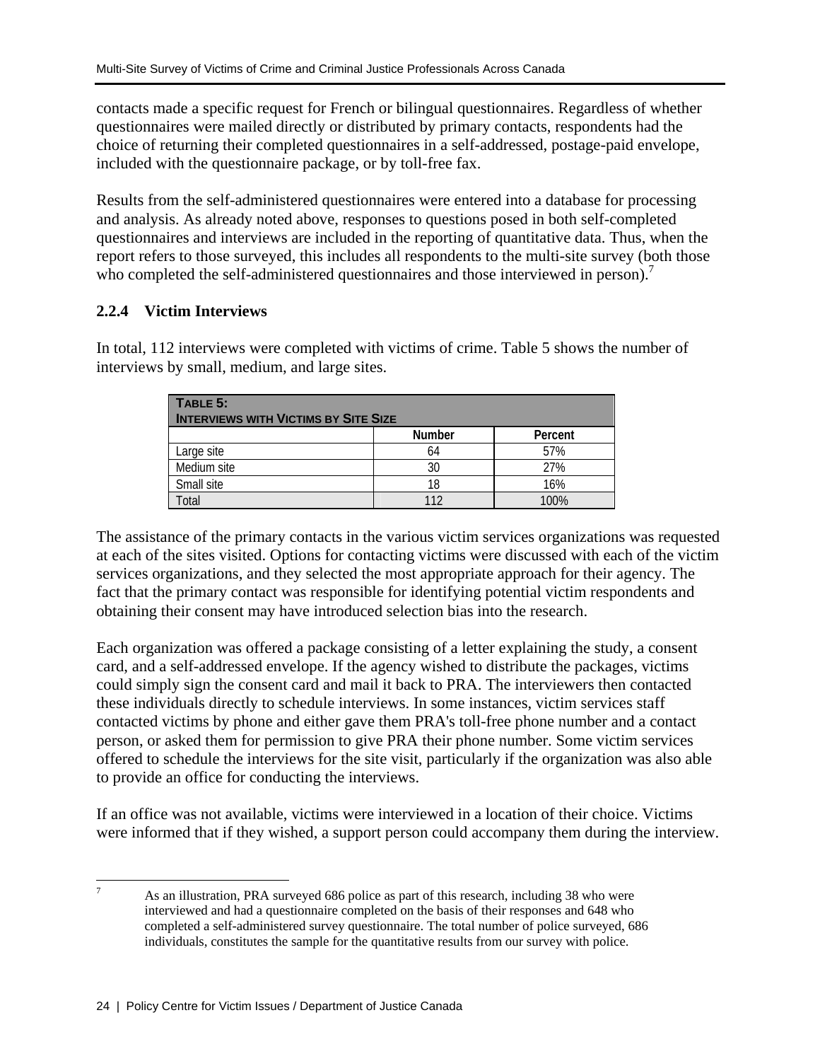contacts made a specific request for French or bilingual questionnaires. Regardless of whether questionnaires were mailed directly or distributed by primary contacts, respondents had the choice of returning their completed questionnaires in a self-addressed, postage-paid envelope, included with the questionnaire package, or by toll-free fax.

Results from the self-administered questionnaires were entered into a database for processing and analysis. As already noted above, responses to questions posed in both self-completed questionnaires and interviews are included in the reporting of quantitative data. Thus, when the report refers to those surveyed, this includes all respondents to the multi-site survey (both those who completed the self-administered questionnaires and those interviewed in person).[7]

### 2.2.4 Victim Interviews

In total, 112 interviews were completed with victims of crime. Table 5 shows the number of interviews by small, medium, and large sites.

| **TABLE 5: INTERVIEWS WITH VICTIMS BY SITE SIZE** | | |
|---|---|---|
| | Number | Percent |
| Large site | 64 | 57% |
| Medium site | 30 | 27% |
| Small site | 18 | 16% |
| Total | 112 | 100% |

The assistance of the primary contacts in the various victim services organizations was requested at each of the sites visited. Options for contacting victims were discussed with each of the victim services organizations, and they selected the most appropriate approach for their agency. The fact that the primary contact was responsible for identifying potential victim respondents and obtaining their consent may have introduced selection bias into the research.

Each organization was offered a package consisting of a letter explaining the study, a consent card, and a self-addressed envelope. If the agency wished to distribute the packages, victims could simply sign the consent card and mail it back to PRA. The interviewers then contacted these individuals directly to schedule interviews. In some instances, victim services staff contacted victims by phone and either gave them PRA's toll-free phone number and a contact person, or asked them for permission to give PRA their phone number. Some victim services offered to schedule the interviews for the site visit, particularly if the organization was also able to provide an office for conducting the interviews.

If an office was not available, victims were interviewed in a location of their choice. Victims were informed that if they wished, a support person could accompany them during the interview.

---

[7] As an illustration, PRA surveyed 686 police as part of this research, including 38 who were interviewed and had a questionnaire completed on the basis of their responses and 648 who completed a self-administered survey questionnaire. The total number of police surveyed, 686 individuals, constitutes the sample for the quantitative results from our survey with police.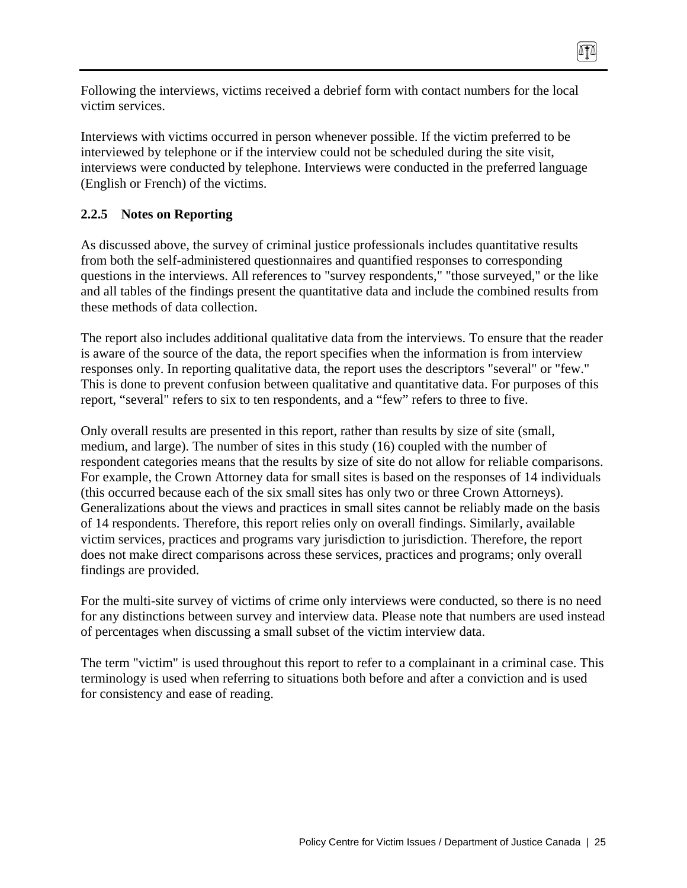Following the interviews, victims received a debrief form with contact numbers for the local victim services.

Interviews with victims occurred in person whenever possible. If the victim preferred to be interviewed by telephone or if the interview could not be scheduled during the site visit, interviews were conducted by telephone. Interviews were conducted in the preferred language (English or French) of the victims.

### 2.2.5 Notes on Reporting

As discussed above, the survey of criminal justice professionals includes quantitative results from both the self-administered questionnaires and quantified responses to corresponding questions in the interviews. All references to "survey respondents," "those surveyed," or the like and all tables of the findings present the quantitative data and include the combined results from these methods of data collection.

The report also includes additional qualitative data from the interviews. To ensure that the reader is aware of the source of the data, the report specifies when the information is from interview responses only. In reporting qualitative data, the report uses the descriptors "several" or "few." This is done to prevent confusion between qualitative and quantitative data. For purposes of this report, “several" refers to six to ten respondents, and a “few” refers to three to five.

Only overall results are presented in this report, rather than results by size of site (small, medium, and large). The number of sites in this study (16) coupled with the number of respondent categories means that the results by size of site do not allow for reliable comparisons. For example, the Crown Attorney data for small sites is based on the responses of 14 individuals (this occurred because each of the six small sites has only two or three Crown Attorneys). Generalizations about the views and practices in small sites cannot be reliably made on the basis of 14 respondents. Therefore, this report relies only on overall findings. Similarly, available victim services, practices and programs vary jurisdiction to jurisdiction. Therefore, the report does not make direct comparisons across these services, practices and programs; only overall findings are provided.

For the multi-site survey of victims of crime only interviews were conducted, so there is no need for any distinctions between survey and interview data. Please note that numbers are used instead of percentages when discussing a small subset of the victim interview data.

The term "victim" is used throughout this report to refer to a complainant in a criminal case. This terminology is used when referring to situations both before and after a conviction and is used for consistency and ease of reading.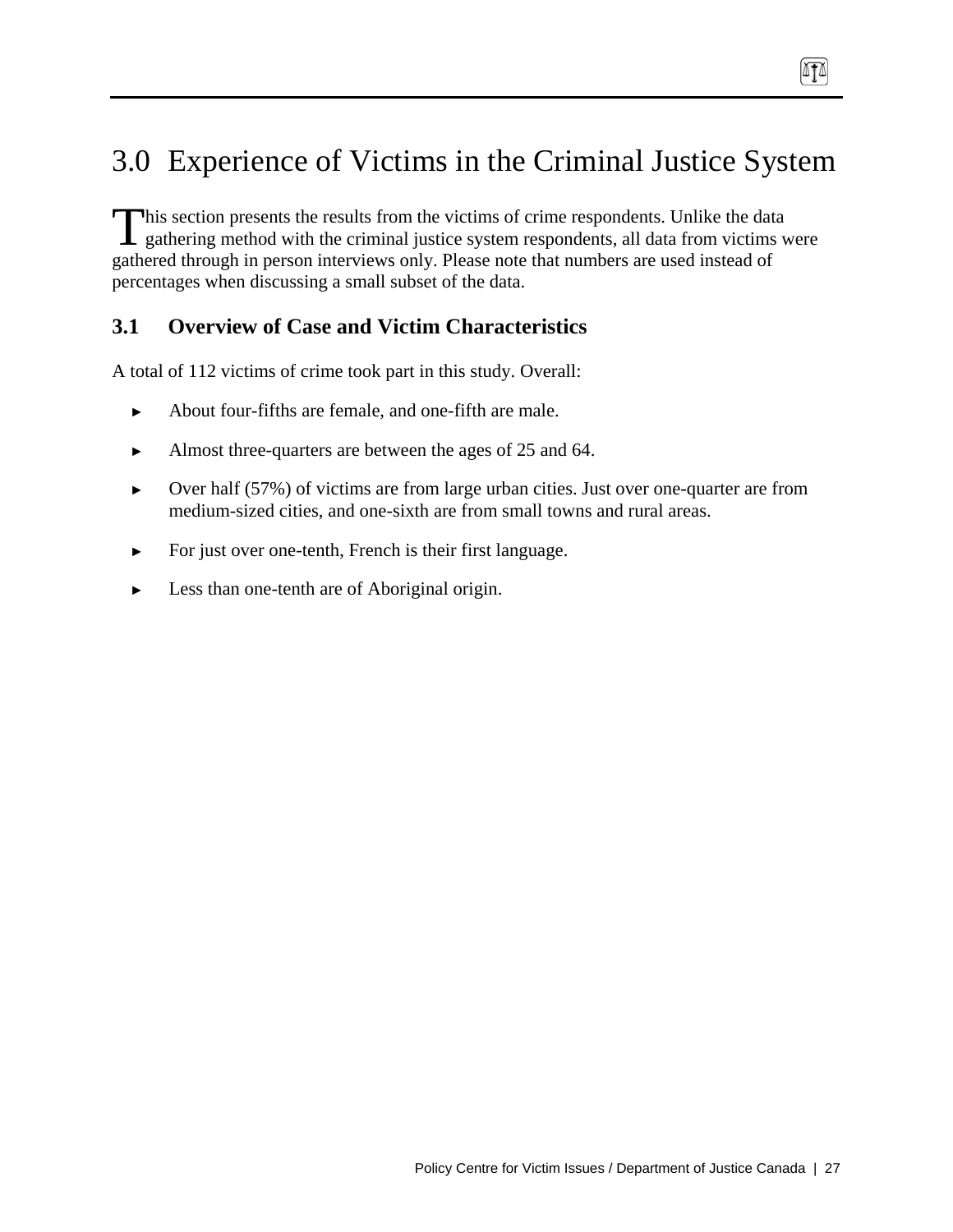# 3.0 Experience of Victims in the Criminal Justice System

This section presents the results from the victims of crime respondents. Unlike the data gathering method with the criminal justice system respondents, all data from victims were gathered through in person interviews only. Please note that numbers are used instead of percentages when discussing a small subset of the data.

## 3.1 Overview of Case and Victim Characteristics

A total of 112 victims of crime took part in this study. Overall:

- About four-fifths are female, and one-fifth are male.
- Almost three-quarters are between the ages of 25 and 64.
- Over half (57%) of victims are from large urban cities. Just over one-quarter are from medium-sized cities, and one-sixth are from small towns and rural areas.
- For just over one-tenth, French is their first language.
- Less than one-tenth are of Aboriginal origin.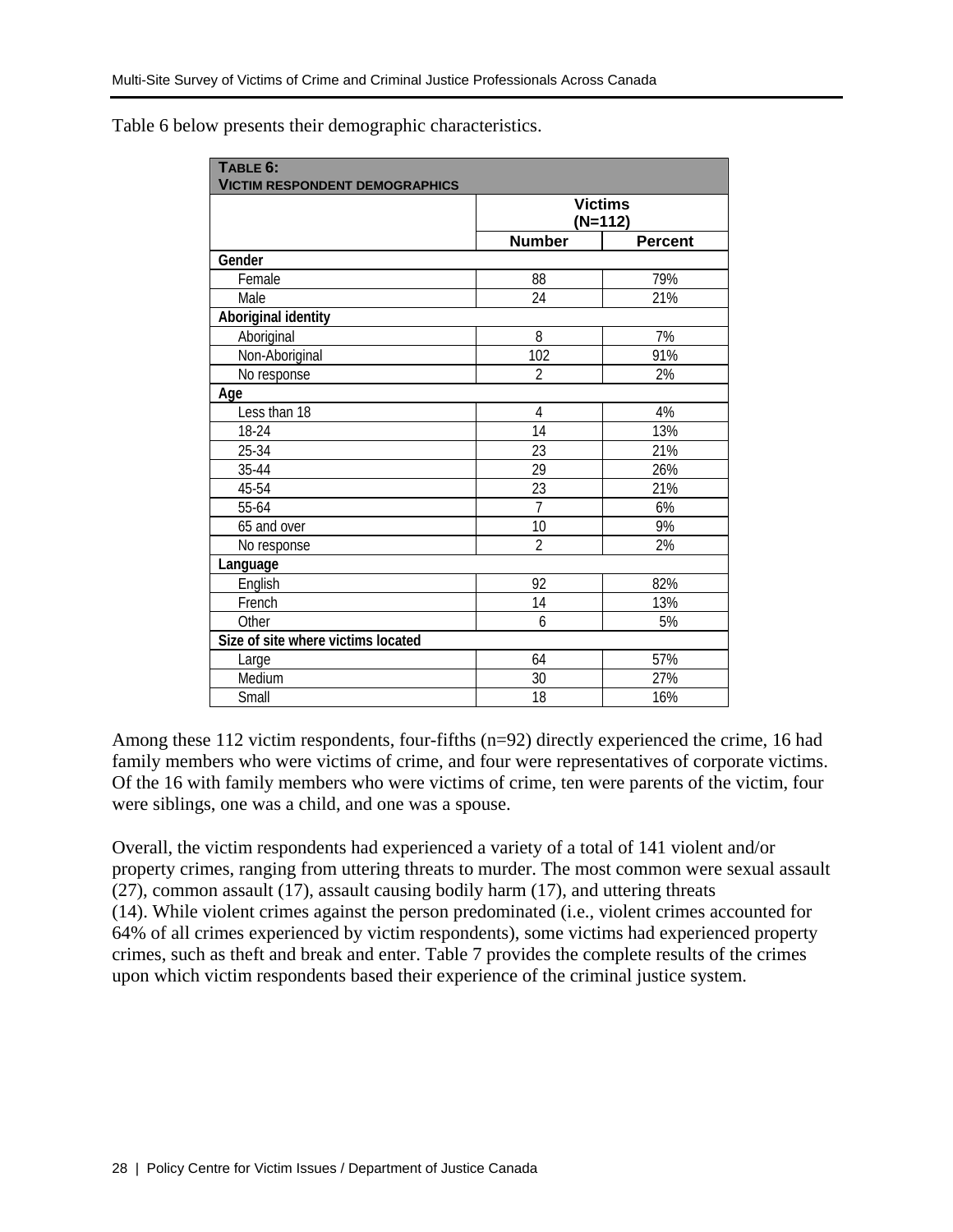Table 6 below presents their demographic characteristics.

| **TABLE 6: VICTIM RESPONDENT DEMOGRAPHICS** | | |
|---|---|---|
| | **Victims (N=112)** | |
| | **Number** | **Percent** |
| **Gender** | | |
| Female | 88 | 79% |
| Male | 24 | 21% |
| **Aboriginal identity** | | |
| Aboriginal | 8 | 7% |
| Non-Aboriginal | 102 | 91% |
| No response | 2 | 2% |
| **Age** | | |
| Less than 18 | 4 | 4% |
| 18-24 | 14 | 13% |
| 25-34 | 23 | 21% |
| 35-44 | 29 | 26% |
| 45-54 | 23 | 21% |
| 55-64 | 7 | 6% |
| 65 and over | 10 | 9% |
| No response | 2 | 2% |
| **Language** | | |
| English | 92 | 82% |
| French | 14 | 13% |
| Other | 6 | 5% |
| **Size of site where victims located** | | |
| Large | 64 | 57% |
| Medium | 30 | 27% |
| Small | 18 | 16% |

Among these 112 victim respondents, four-fifths (n=92) directly experienced the crime, 16 had family members who were victims of crime, and four were representatives of corporate victims. Of the 16 with family members who were victims of crime, ten were parents of the victim, four were siblings, one was a child, and one was a spouse.

Overall, the victim respondents had experienced a variety of a total of 141 violent and/or property crimes, ranging from uttering threats to murder. The most common were sexual assault (27), common assault (17), assault causing bodily harm (17), and uttering threats (14). While violent crimes against the person predominated (i.e., violent crimes accounted for 64% of all crimes experienced by victim respondents), some victims had experienced property crimes, such as theft and break and enter. Table 7 provides the complete results of the crimes upon which victim respondents based their experience of the criminal justice system.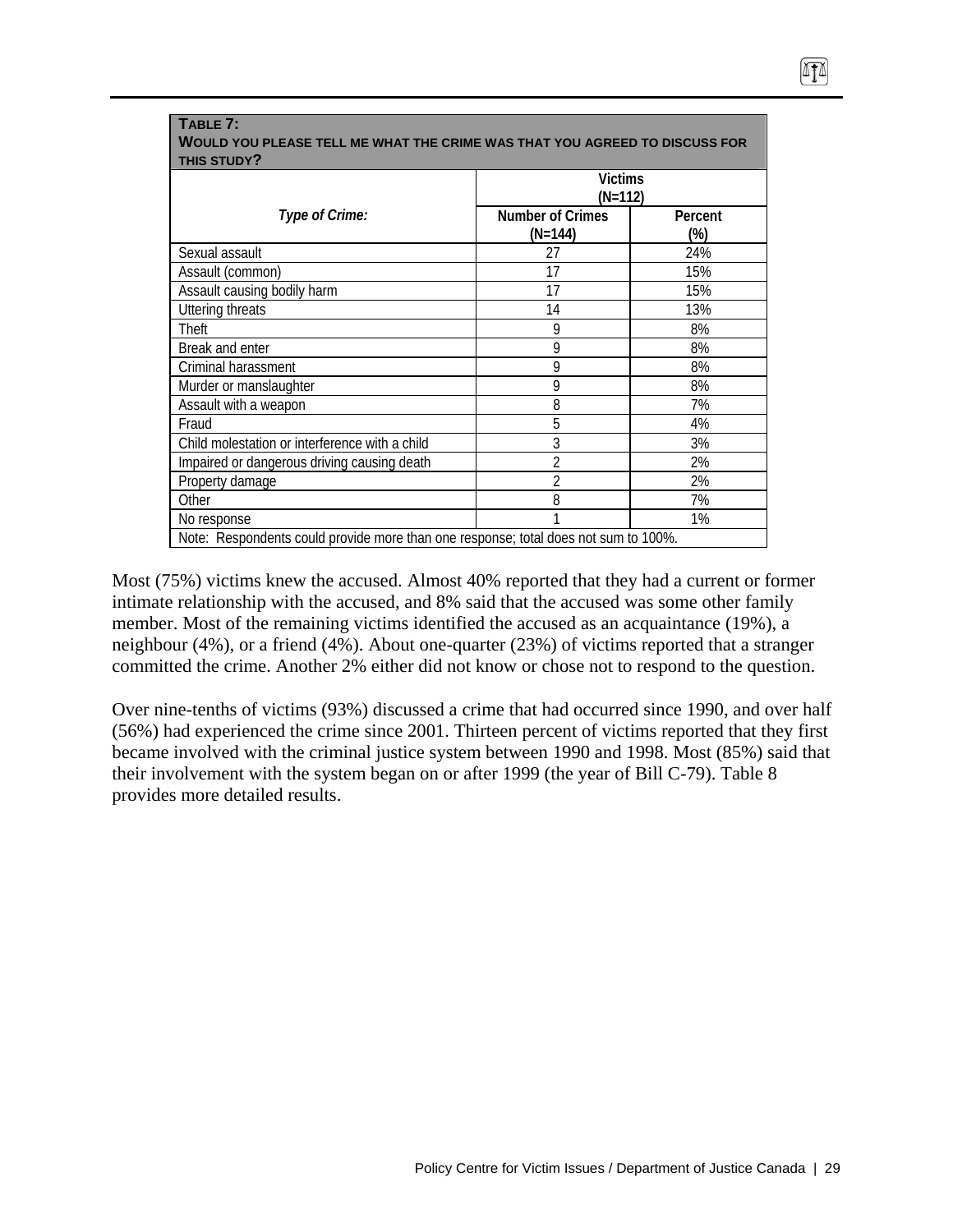**TABLE 7:**
**WOULD YOU PLEASE TELL ME WHAT THE CRIME WAS THAT YOU AGREED TO DISCUSS FOR THIS STUDY?**

| *Type of Crime:* | Victims (N=112) | |
|---|---|---|
| | Number of Crimes (N=144) | Percent (%) |
| Sexual assault | 27 | 24% |
| Assault (common) | 17 | 15% |
| Assault causing bodily harm | 17 | 15% |
| Uttering threats | 14 | 13% |
| Theft | 9 | 8% |
| Break and enter | 9 | 8% |
| Criminal harassment | 9 | 8% |
| Murder or manslaughter | 9 | 8% |
| Assault with a weapon | 8 | 7% |
| Fraud | 5 | 4% |
| Child molestation or interference with a child | 3 | 3% |
| Impaired or dangerous driving causing death | 2 | 2% |
| Property damage | 2 | 2% |
| Other | 8 | 7% |
| No response | 1 | 1% |

Note: Respondents could provide more than one response; total does not sum to 100%.

Most (75%) victims knew the accused. Almost 40% reported that they had a current or former intimate relationship with the accused, and 8% said that the accused was some other family member. Most of the remaining victims identified the accused as an acquaintance (19%), a neighbour (4%), or a friend (4%). About one-quarter (23%) of victims reported that a stranger committed the crime. Another 2% either did not know or chose not to respond to the question.

Over nine-tenths of victims (93%) discussed a crime that had occurred since 1990, and over half (56%) had experienced the crime since 2001. Thirteen percent of victims reported that they first became involved with the criminal justice system between 1990 and 1998. Most (85%) said that their involvement with the system began on or after 1999 (the year of Bill C-79). Table 8 provides more detailed results.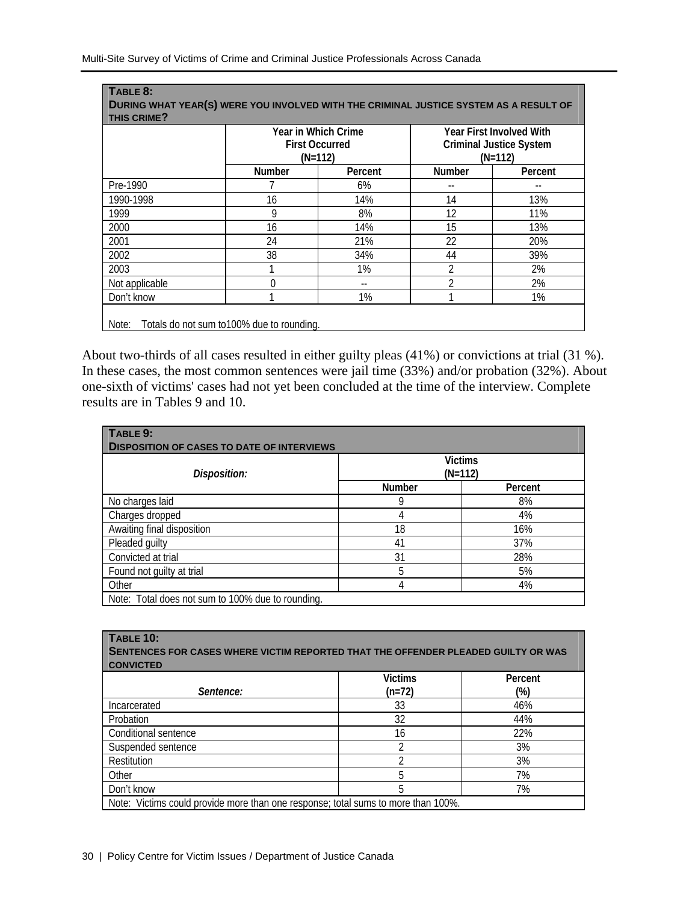| **TABLE 8: DURING WHAT YEAR(S) WERE YOU INVOLVED WITH THE CRIMINAL JUSTICE SYSTEM AS A RESULT OF THIS CRIME?** | | | | |
|---|---|---|---|---|
| | Year in Which Crime First Occurred (N=112) | | Year First Involved With Criminal Justice System (N=112) | |
| | Number | Percent | Number | Percent |
| Pre-1990 | 7 | 6% | -- | -- |
| 1990-1998 | 16 | 14% | 14 | 13% |
| 1999 | 9 | 8% | 12 | 11% |
| 2000 | 16 | 14% | 15 | 13% |
| 2001 | 24 | 21% | 22 | 20% |
| 2002 | 38 | 34% | 44 | 39% |
| 2003 | 1 | 1% | 2 | 2% |
| Not applicable | 0 | -- | 2 | 2% |
| Don't know | 1 | 1% | 1 | 1% |

Note: Totals do not sum to100% due to rounding.

About two-thirds of all cases resulted in either guilty pleas (41%) or convictions at trial (31 %). In these cases, the most common sentences were jail time (33%) and/or probation (32%). About one-sixth of victims' cases had not yet been concluded at the time of the interview. Complete results are in Tables 9 and 10.

| **TABLE 9: DISPOSITION OF CASES TO DATE OF INTERVIEWS** | | |
|---|---|---|
| *Disposition:* | Victims (N=112) | |
| | Number | Percent |
| No charges laid | 9 | 8% |
| Charges dropped | 4 | 4% |
| Awaiting final disposition | 18 | 16% |
| Pleaded guilty | 41 | 37% |
| Convicted at trial | 31 | 28% |
| Found not guilty at trial | 5 | 5% |
| Other | 4 | 4% |

Note: Total does not sum to 100% due to rounding.

| **TABLE 10: SENTENCES FOR CASES WHERE VICTIM REPORTED THAT THE OFFENDER PLEADED GUILTY OR WAS CONVICTED** | | |
|---|---|---|
| *Sentence:* | Victims (n=72) | Percent (%) |
| Incarcerated | 33 | 46% |
| Probation | 32 | 44% |
| Conditional sentence | 16 | 22% |
| Suspended sentence | 2 | 3% |
| Restitution | 2 | 3% |
| Other | 5 | 7% |
| Don't know | 5 | 7% |

Note: Victims could provide more than one response; total sums to more than 100%.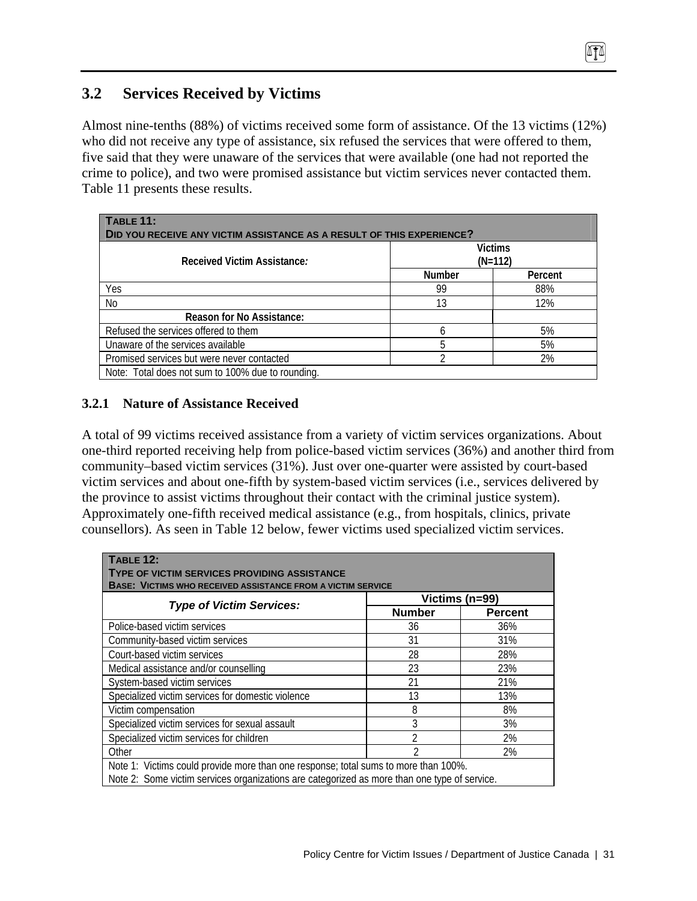## 3.2 Services Received by Victims

Almost nine-tenths (88%) of victims received some form of assistance. Of the 13 victims (12%) who did not receive any type of assistance, six refused the services that were offered to them, five said that they were unaware of the services that were available (one had not reported the crime to police), and two were promised assistance but victim services never contacted them. Table 11 presents these results.

**TABLE 11:**
**DID YOU RECEIVE ANY VICTIM ASSISTANCE AS A RESULT OF THIS EXPERIENCE?**

| Received Victim Assistance: | Victims (N=112) | |
|---|---|---|
| | Number | Percent |
| Yes | 99 | 88% |
| No | 13 | 12% |
| **Reason for No Assistance:** | | |
| Refused the services offered to them | 6 | 5% |
| Unaware of the services available | 5 | 5% |
| Promised services but were never contacted | 2 | 2% |
| Note: Total does not sum to 100% due to rounding. | | |

### 3.2.1 Nature of Assistance Received

A total of 99 victims received assistance from a variety of victim services organizations. About one-third reported receiving help from police-based victim services (36%) and another third from community–based victim services (31%). Just over one-quarter were assisted by court-based victim services and about one-fifth by system-based victim services (i.e., services delivered by the province to assist victims throughout their contact with the criminal justice system). Approximately one-fifth received medical assistance (e.g., from hospitals, clinics, private counsellors). As seen in Table 12 below, fewer victims used specialized victim services.

**TABLE 12:**
**TYPE OF VICTIM SERVICES PROVIDING ASSISTANCE**
**BASE: VICTIMS WHO RECEIVED ASSISTANCE FROM A VICTIM SERVICE**

| *Type of Victim Services:* | Victims (n=99) | |
|---|---|---|
| | Number | Percent |
| Police-based victim services | 36 | 36% |
| Community-based victim services | 31 | 31% |
| Court-based victim services | 28 | 28% |
| Medical assistance and/or counselling | 23 | 23% |
| System-based victim services | 21 | 21% |
| Specialized victim services for domestic violence | 13 | 13% |
| Victim compensation | 8 | 8% |
| Specialized victim services for sexual assault | 3 | 3% |
| Specialized victim services for children | 2 | 2% |
| Other | 2 | 2% |
| Note 1: Victims could provide more than one response; total sums to more than 100%. Note 2: Some victim services organizations are categorized as more than one type of service. | | |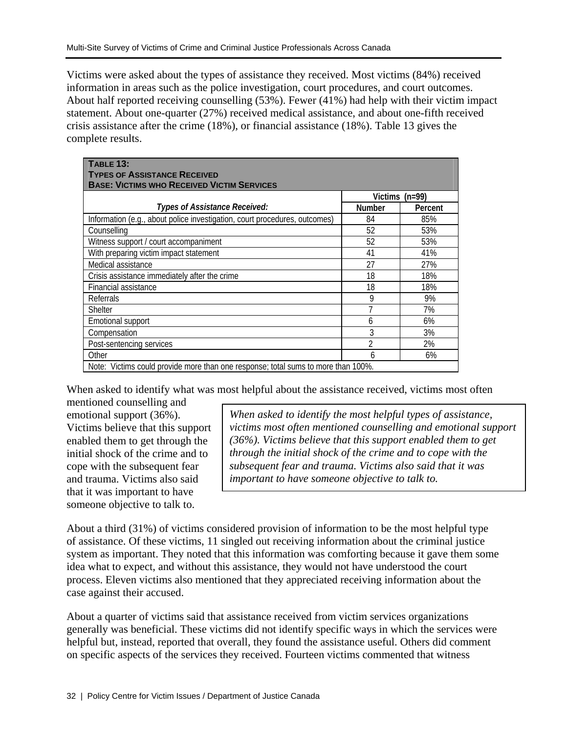Victims were asked about the types of assistance they received. Most victims (84%) received information in areas such as the police investigation, court procedures, and court outcomes. About half reported receiving counselling (53%). Fewer (41%) had help with their victim impact statement. About one-quarter (27%) received medical assistance, and about one-fifth received crisis assistance after the crime (18%), or financial assistance (18%). Table 13 gives the complete results.

**TABLE 13:**
**TYPES OF ASSISTANCE RECEIVED**
**BASE: VICTIMS WHO RECEIVED VICTIM SERVICES**

| | Victims (n=99) | |
|---|---|---|
| ***Types of Assistance Received:*** | **Number** | **Percent** |
| Information (e.g., about police investigation, court procedures, outcomes) | 84 | 85% |
| Counselling | 52 | 53% |
| Witness support / court accompaniment | 52 | 53% |
| With preparing victim impact statement | 41 | 41% |
| Medical assistance | 27 | 27% |
| Crisis assistance immediately after the crime | 18 | 18% |
| Financial assistance | 18 | 18% |
| Referrals | 9 | 9% |
| Shelter | 7 | 7% |
| Emotional support | 6 | 6% |
| Compensation | 3 | 3% |
| Post-sentencing services | 2 | 2% |
| Other | 6 | 6% |

Note: Victims could provide more than one response; total sums to more than 100%.

When asked to identify what was most helpful about the assistance received, victims most often mentioned counselling and emotional support (36%). Victims believe that this support enabled them to get through the initial shock of the crime and to cope with the subsequent fear and trauma. Victims also said that it was important to have someone objective to talk to.

*When asked to identify the most helpful types of assistance, victims most often mentioned counselling and emotional support (36%). Victims believe that this support enabled them to get through the initial shock of the crime and to cope with the subsequent fear and trauma. Victims also said that it was important to have someone objective to talk to.*

About a third (31%) of victims considered provision of information to be the most helpful type of assistance. Of these victims, 11 singled out receiving information about the criminal justice system as important. They noted that this information was comforting because it gave them some idea what to expect, and without this assistance, they would not have understood the court process. Eleven victims also mentioned that they appreciated receiving information about the case against their accused.

About a quarter of victims said that assistance received from victim services organizations generally was beneficial. These victims did not identify specific ways in which the services were helpful but, instead, reported that overall, they found the assistance useful. Others did comment on specific aspects of the services they received. Fourteen victims commented that witness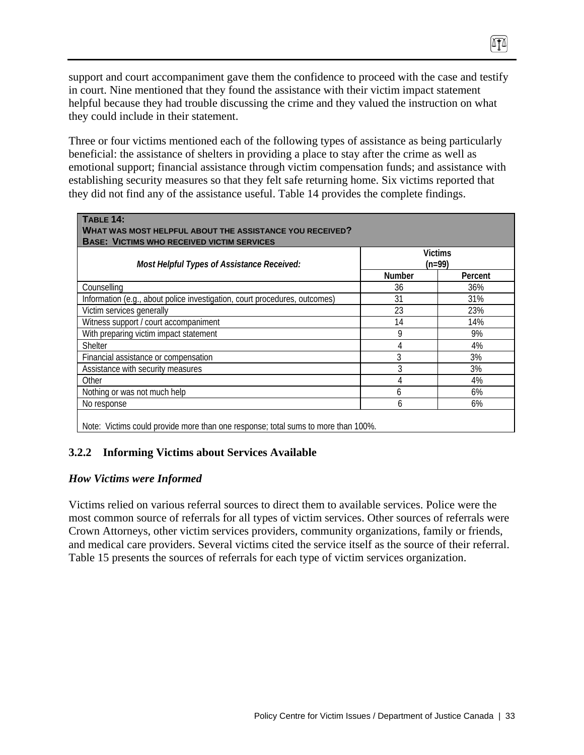support and court accompaniment gave them the confidence to proceed with the case and testify in court. Nine mentioned that they found the assistance with their victim impact statement helpful because they had trouble discussing the crime and they valued the instruction on what they could include in their statement.

Three or four victims mentioned each of the following types of assistance as being particularly beneficial: the assistance of shelters in providing a place to stay after the crime as well as emotional support; financial assistance through victim compensation funds; and assistance with establishing security measures so that they felt safe returning home. Six victims reported that they did not find any of the assistance useful. Table 14 provides the complete findings.

**Table 14: What was most helpful about the assistance you received? Base: Victims who received victim services**

| *Most Helpful Types of Assistance Received:* | Victims (n=99) | |
|---|---|---|
| | Number | Percent |
| Counselling | 36 | 36% |
| Information (e.g., about police investigation, court procedures, outcomes) | 31 | 31% |
| Victim services generally | 23 | 23% |
| Witness support / court accompaniment | 14 | 14% |
| With preparing victim impact statement | 9 | 9% |
| Shelter | 4 | 4% |
| Financial assistance or compensation | 3 | 3% |
| Assistance with security measures | 3 | 3% |
| Other | 4 | 4% |
| Nothing or was not much help | 6 | 6% |
| No response | 6 | 6% |

Note: Victims could provide more than one response; total sums to more than 100%.

### 3.2.2 Informing Victims about Services Available

***How Victims were Informed***

Victims relied on various referral sources to direct them to available services. Police were the most common source of referrals for all types of victim services. Other sources of referrals were Crown Attorneys, other victim services providers, community organizations, family or friends, and medical care providers. Several victims cited the service itself as the source of their referral. Table 15 presents the sources of referrals for each type of victim services organization.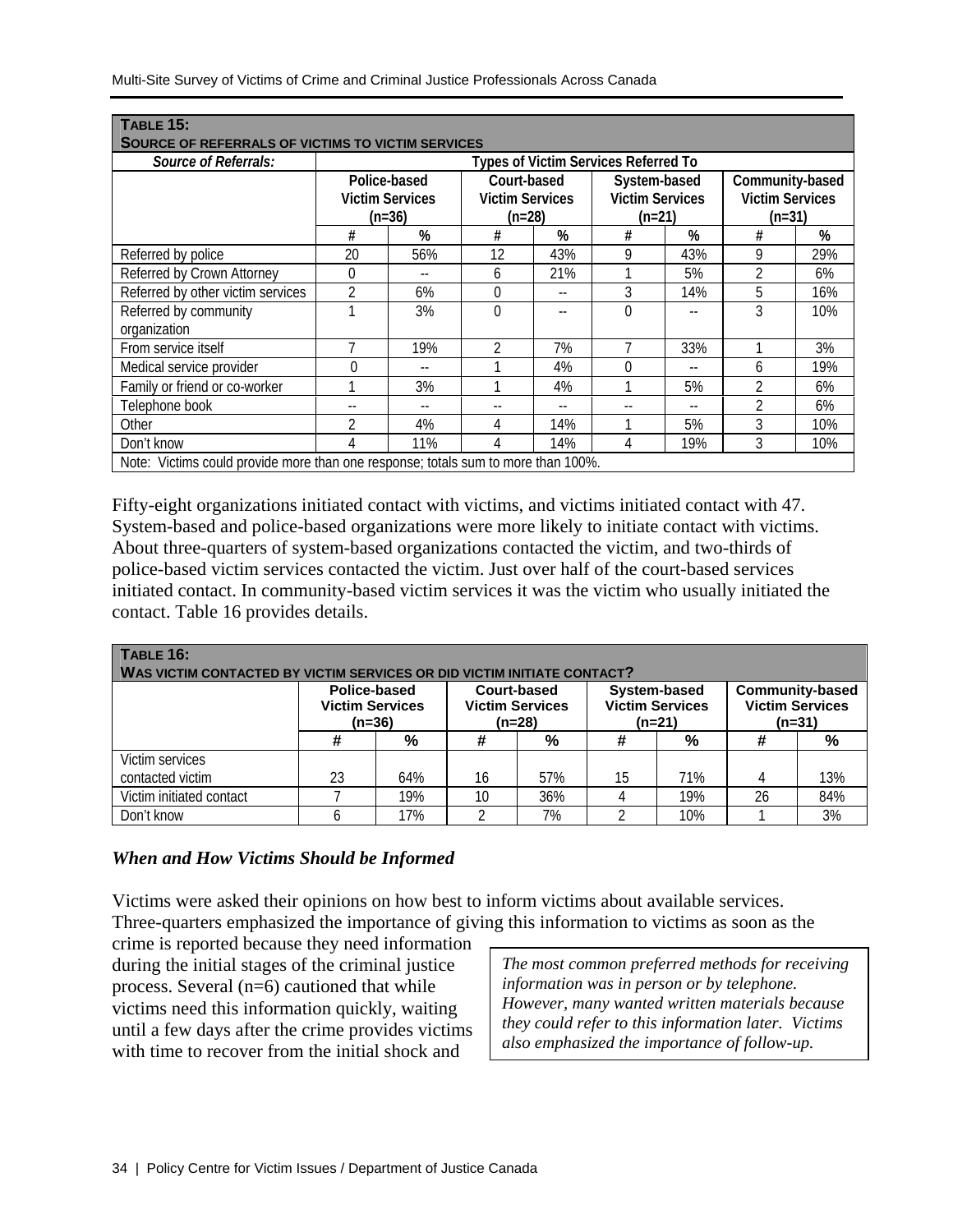**TABLE 15:**
**SOURCE OF REFERRALS OF VICTIMS TO VICTIM SERVICES**

| *Source of Referrals:* | Types of Victim Services Referred To | | | | | | | |
|---|---|---|---|---|---|---|---|---|
| | Police-based Victim Services (n=36) | | Court-based Victim Services (n=28) | | System-based Victim Services (n=21) | | Community-based Victim Services (n=31) | |
| | # | % | # | % | # | % | # | % |
| Referred by police | 20 | 56% | 12 | 43% | 9 | 43% | 9 | 29% |
| Referred by Crown Attorney | 0 | -- | 6 | 21% | 1 | 5% | 2 | 6% |
| Referred by other victim services | 2 | 6% | 0 | -- | 3 | 14% | 5 | 16% |
| Referred by community organization | 1 | 3% | 0 | -- | 0 | -- | 3 | 10% |
| From service itself | 7 | 19% | 2 | 7% | 7 | 33% | 1 | 3% |
| Medical service provider | 0 | -- | 1 | 4% | 0 | -- | 6 | 19% |
| Family or friend or co-worker | 1 | 3% | 1 | 4% | 1 | 5% | 2 | 6% |
| Telephone book | -- | -- | -- | -- | -- | -- | 2 | 6% |
| Other | 2 | 4% | 4 | 14% | 1 | 5% | 3 | 10% |
| Don't know | 4 | 11% | 4 | 14% | 4 | 19% | 3 | 10% |

Note: Victims could provide more than one response; totals sum to more than 100%.

Fifty-eight organizations initiated contact with victims, and victims initiated contact with 47. System-based and police-based organizations were more likely to initiate contact with victims. About three-quarters of system-based organizations contacted the victim, and two-thirds of police-based victim services contacted the victim. Just over half of the court-based services initiated contact. In community-based victim services it was the victim who usually initiated the contact. Table 16 provides details.

**TABLE 16:**
**WAS VICTIM CONTACTED BY VICTIM SERVICES OR DID VICTIM INITIATE CONTACT?**

| | Police-based Victim Services (n=36) | | Court-based Victim Services (n=28) | | System-based Victim Services (n=21) | | Community-based Victim Services (n=31) | |
|---|---|---|---|---|---|---|---|---|
| | # | % | # | % | # | % | # | % |
| Victim services contacted victim | 23 | 64% | 16 | 57% | 15 | 71% | 4 | 13% |
| Victim initiated contact | 7 | 19% | 10 | 36% | 4 | 19% | 26 | 84% |
| Don't know | 6 | 17% | 2 | 7% | 2 | 10% | 1 | 3% |

### *When and How Victims Should be Informed*

Victims were asked their opinions on how best to inform victims about available services. Three-quarters emphasized the importance of giving this information to victims as soon as the crime is reported because they need information during the initial stages of the criminal justice process. Several (n=6) cautioned that while victims need this information quickly, waiting until a few days after the crime provides victims with time to recover from the initial shock and

> *The most common preferred methods for receiving information was in person or by telephone. However, many wanted written materials because they could refer to this information later. Victims also emphasized the importance of follow-up.*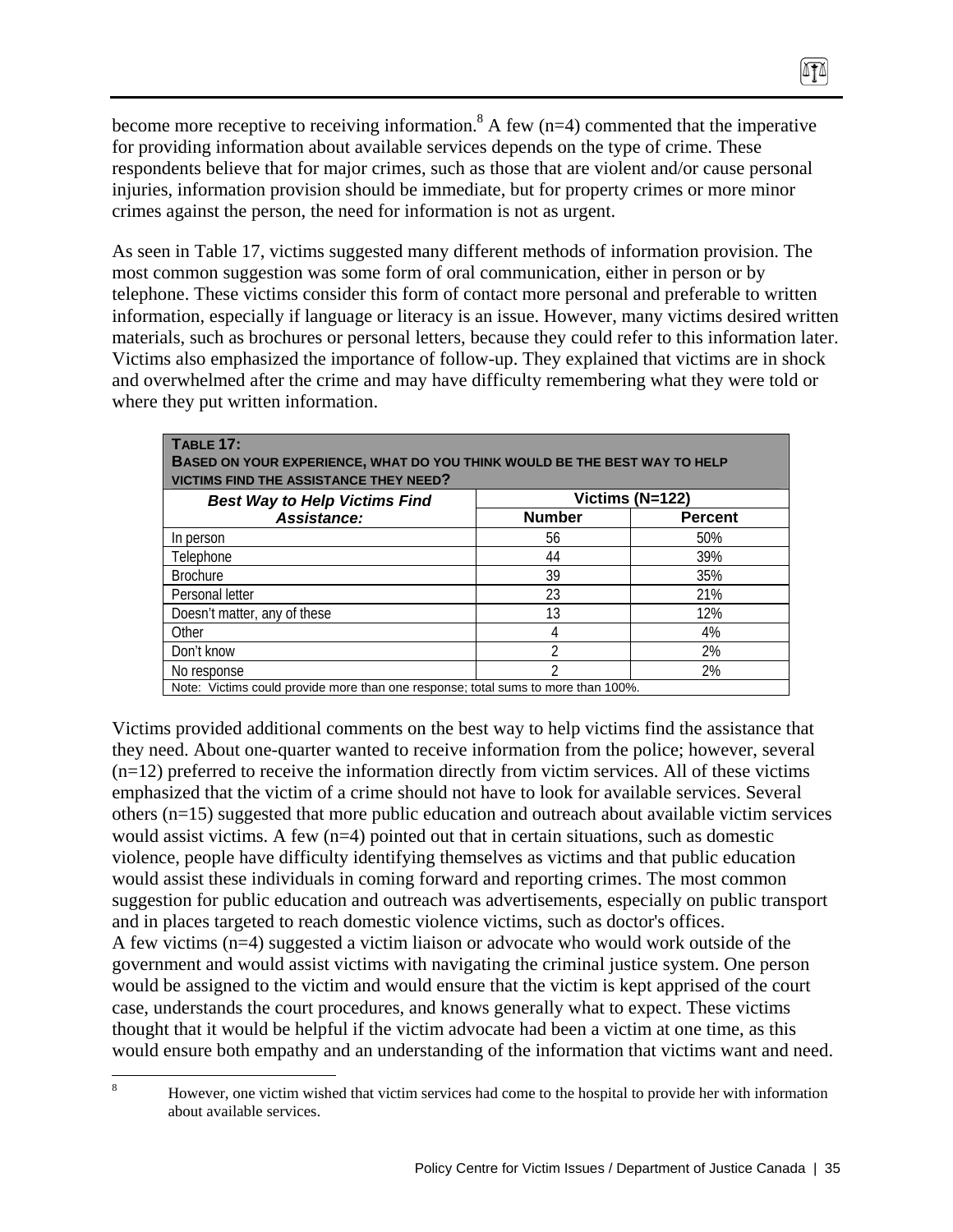become more receptive to receiving information.[8] A few (n=4) commented that the imperative for providing information about available services depends on the type of crime. These respondents believe that for major crimes, such as those that are violent and/or cause personal injuries, information provision should be immediate, but for property crimes or more minor crimes against the person, the need for information is not as urgent.

As seen in Table 17, victims suggested many different methods of information provision. The most common suggestion was some form of oral communication, either in person or by telephone. These victims consider this form of contact more personal and preferable to written information, especially if language or literacy is an issue. However, many victims desired written materials, such as brochures or personal letters, because they could refer to this information later. Victims also emphasized the importance of follow-up. They explained that victims are in shock and overwhelmed after the crime and may have difficulty remembering what they were told or where they put written information.

**TABLE 17:**
**BASED ON YOUR EXPERIENCE, WHAT DO YOU THINK WOULD BE THE BEST WAY TO HELP VICTIMS FIND THE ASSISTANCE THEY NEED?**

| ***Best Way to Help Victims Find Assistance:*** | **Victims (N=122)** | |
|---|---|---|
| | **Number** | **Percent** |
| In person | 56 | 50% |
| Telephone | 44 | 39% |
| Brochure | 39 | 35% |
| Personal letter | 23 | 21% |
| Doesn't matter, any of these | 13 | 12% |
| Other | 4 | 4% |
| Don't know | 2 | 2% |
| No response | 2 | 2% |

Note: Victims could provide more than one response; total sums to more than 100%.

Victims provided additional comments on the best way to help victims find the assistance that they need. About one-quarter wanted to receive information from the police; however, several (n=12) preferred to receive the information directly from victim services. All of these victims emphasized that the victim of a crime should not have to look for available services. Several others (n=15) suggested that more public education and outreach about available victim services would assist victims. A few (n=4) pointed out that in certain situations, such as domestic violence, people have difficulty identifying themselves as victims and that public education would assist these individuals in coming forward and reporting crimes. The most common suggestion for public education and outreach was advertisements, especially on public transport and in places targeted to reach domestic violence victims, such as doctor's offices.
A few victims (n=4) suggested a victim liaison or advocate who would work outside of the government and would assist victims with navigating the criminal justice system. One person would be assigned to the victim and would ensure that the victim is kept apprised of the court case, understands the court procedures, and knows generally what to expect. These victims thought that it would be helpful if the victim advocate had been a victim at one time, as this would ensure both empathy and an understanding of the information that victims want and need.

[8] However, one victim wished that victim services had come to the hospital to provide her with information about available services.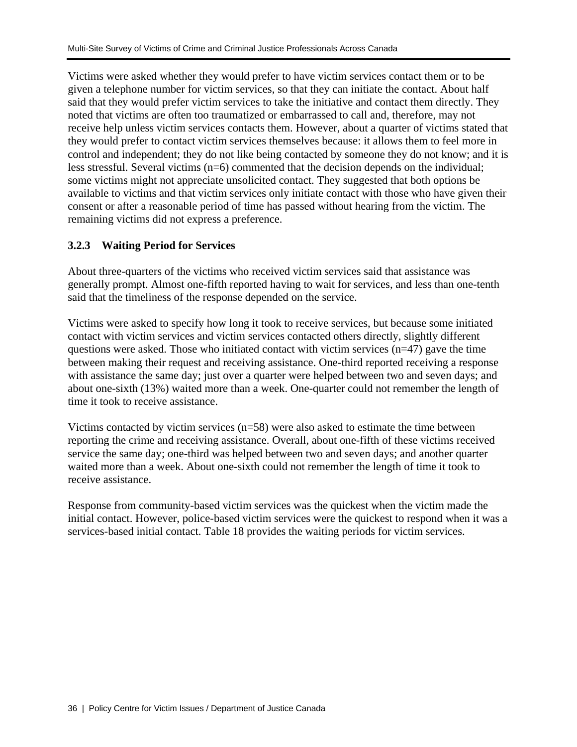Victims were asked whether they would prefer to have victim services contact them or to be given a telephone number for victim services, so that they can initiate the contact. About half said that they would prefer victim services to take the initiative and contact them directly. They noted that victims are often too traumatized or embarrassed to call and, therefore, may not receive help unless victim services contacts them. However, about a quarter of victims stated that they would prefer to contact victim services themselves because: it allows them to feel more in control and independent; they do not like being contacted by someone they do not know; and it is less stressful. Several victims (n=6) commented that the decision depends on the individual; some victims might not appreciate unsolicited contact. They suggested that both options be available to victims and that victim services only initiate contact with those who have given their consent or after a reasonable period of time has passed without hearing from the victim. The remaining victims did not express a preference.

### 3.2.3 Waiting Period for Services

About three-quarters of the victims who received victim services said that assistance was generally prompt. Almost one-fifth reported having to wait for services, and less than one-tenth said that the timeliness of the response depended on the service.

Victims were asked to specify how long it took to receive services, but because some initiated contact with victim services and victim services contacted others directly, slightly different questions were asked. Those who initiated contact with victim services (n=47) gave the time between making their request and receiving assistance. One-third reported receiving a response with assistance the same day; just over a quarter were helped between two and seven days; and about one-sixth (13%) waited more than a week. One-quarter could not remember the length of time it took to receive assistance.

Victims contacted by victim services (n=58) were also asked to estimate the time between reporting the crime and receiving assistance. Overall, about one-fifth of these victims received service the same day; one-third was helped between two and seven days; and another quarter waited more than a week. About one-sixth could not remember the length of time it took to receive assistance.

Response from community-based victim services was the quickest when the victim made the initial contact. However, police-based victim services were the quickest to respond when it was a services-based initial contact. Table 18 provides the waiting periods for victim services.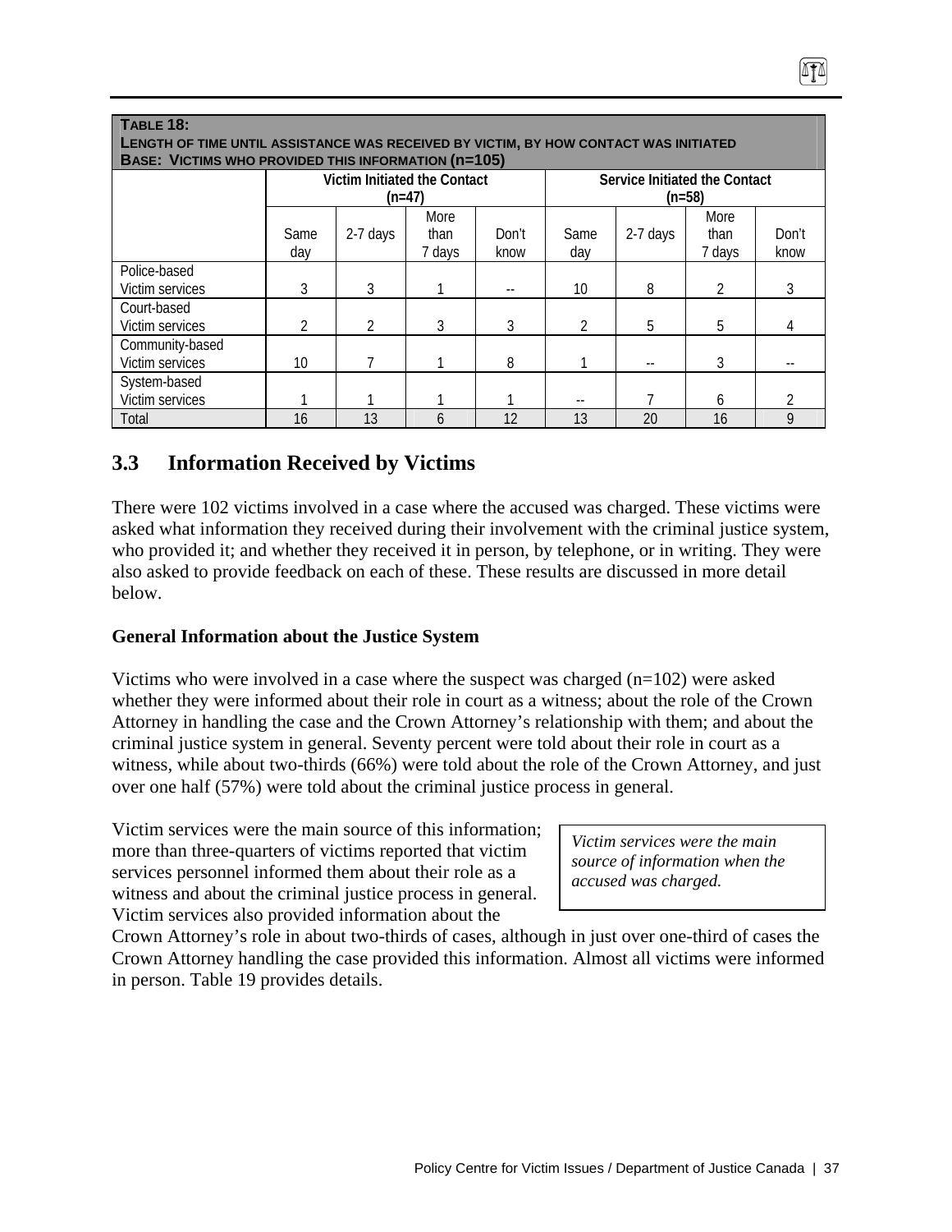**TABLE 18:**
**LENGTH OF TIME UNTIL ASSISTANCE WAS RECEIVED BY VICTIM, BY HOW CONTACT WAS INITIATED**
**BASE: VICTIMS WHO PROVIDED THIS INFORMATION (n=105)**

| | Victim Initiated the Contact (n=47) | | | | Service Initiated the Contact (n=58) | | | |
|---|---|---|---|---|---|---|---|---|
| | Same day | 2-7 days | More than 7 days | Don't know | Same day | 2-7 days | More than 7 days | Don't know |
| Police-based Victim services | 3 | 3 | 1 | -- | 10 | 8 | 2 | 3 |
| Court-based Victim services | 2 | 2 | 3 | 3 | 2 | 5 | 5 | 4 |
| Community-based Victim services | 10 | 7 | 1 | 8 | 1 | -- | 3 | -- |
| System-based Victim services | 1 | 1 | 1 | 1 | -- | 7 | 6 | 2 |
| Total | 16 | 13 | 6 | 12 | 13 | 20 | 16 | 9 |

## 3.3 Information Received by Victims

There were 102 victims involved in a case where the accused was charged. These victims were asked what information they received during their involvement with the criminal justice system, who provided it; and whether they received it in person, by telephone, or in writing. They were also asked to provide feedback on each of these. These results are discussed in more detail below.

**General Information about the Justice System**

Victims who were involved in a case where the suspect was charged (n=102) were asked whether they were informed about their role in court as a witness; about the role of the Crown Attorney in handling the case and the Crown Attorney's relationship with them; and about the criminal justice system in general. Seventy percent were told about their role in court as a witness, while about two-thirds (66%) were told about the role of the Crown Attorney, and just over one half (57%) were told about the criminal justice process in general.

*Victim services were the main source of information when the accused was charged.*

Victim services were the main source of this information; more than three-quarters of victims reported that victim services personnel informed them about their role as a witness and about the criminal justice process in general. Victim services also provided information about the Crown Attorney's role in about two-thirds of cases, although in just over one-third of cases the Crown Attorney handling the case provided this information. Almost all victims were informed in person. Table 19 provides details.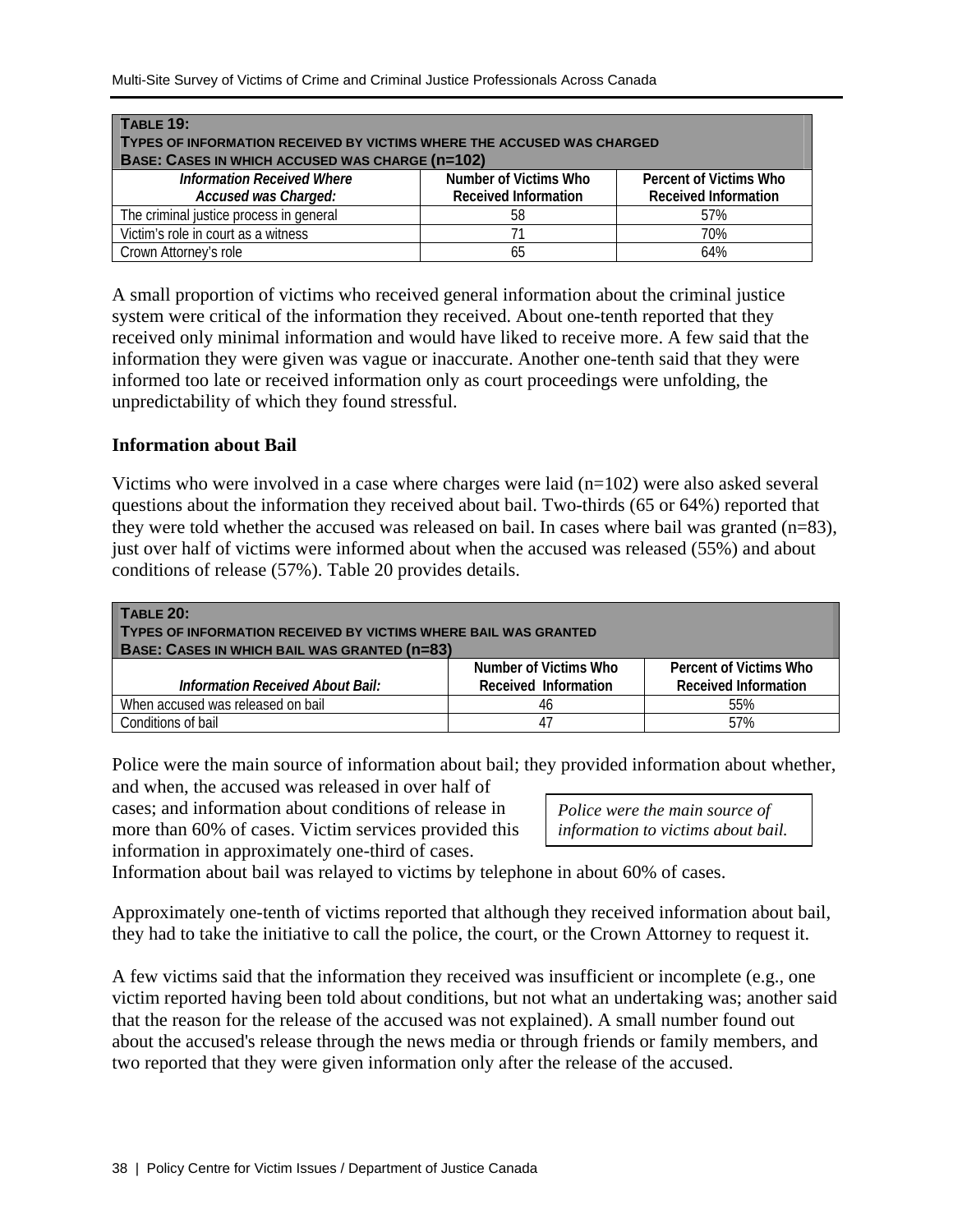| **TABLE 19:** **TYPES OF INFORMATION RECEIVED BY VICTIMS WHERE THE ACCUSED WAS CHARGED** **BASE: CASES IN WHICH ACCUSED WAS CHARGE (n=102)** | | |
|---|---|---|
| *Information Received Where Accused was Charged:* | Number of Victims Who Received Information | Percent of Victims Who Received Information |
| The criminal justice process in general | 58 | 57% |
| Victim's role in court as a witness | 71 | 70% |
| Crown Attorney's role | 65 | 64% |

A small proportion of victims who received general information about the criminal justice system were critical of the information they received. About one-tenth reported that they received only minimal information and would have liked to receive more. A few said that the information they were given was vague or inaccurate. Another one-tenth said that they were informed too late or received information only as court proceedings were unfolding, the unpredictability of which they found stressful.

### Information about Bail

Victims who were involved in a case where charges were laid (n=102) were also asked several questions about the information they received about bail. Two-thirds (65 or 64%) reported that they were told whether the accused was released on bail. In cases where bail was granted (n=83), just over half of victims were informed about when the accused was released (55%) and about conditions of release (57%). Table 20 provides details.

| **TABLE 20:** **TYPES OF INFORMATION RECEIVED BY VICTIMS WHERE BAIL WAS GRANTED** **BASE: CASES IN WHICH BAIL WAS GRANTED (n=83)** | | |
|---|---|---|
| *Information Received About Bail:* | Number of Victims Who Received Information | Percent of Victims Who Received Information |
| When accused was released on bail | 46 | 55% |
| Conditions of bail | 47 | 57% |

Police were the main source of information about bail; they provided information about whether, and when, the accused was released in over half of cases; and information about conditions of release in more than 60% of cases. Victim services provided this information in approximately one-third of cases. Information about bail was relayed to victims by telephone in about 60% of cases.

*Police were the main source of information to victims about bail.*

Approximately one-tenth of victims reported that although they received information about bail, they had to take the initiative to call the police, the court, or the Crown Attorney to request it.

A few victims said that the information they received was insufficient or incomplete (e.g., one victim reported having been told about conditions, but not what an undertaking was; another said that the reason for the release of the accused was not explained). A small number found out about the accused's release through the news media or through friends or family members, and two reported that they were given information only after the release of the accused.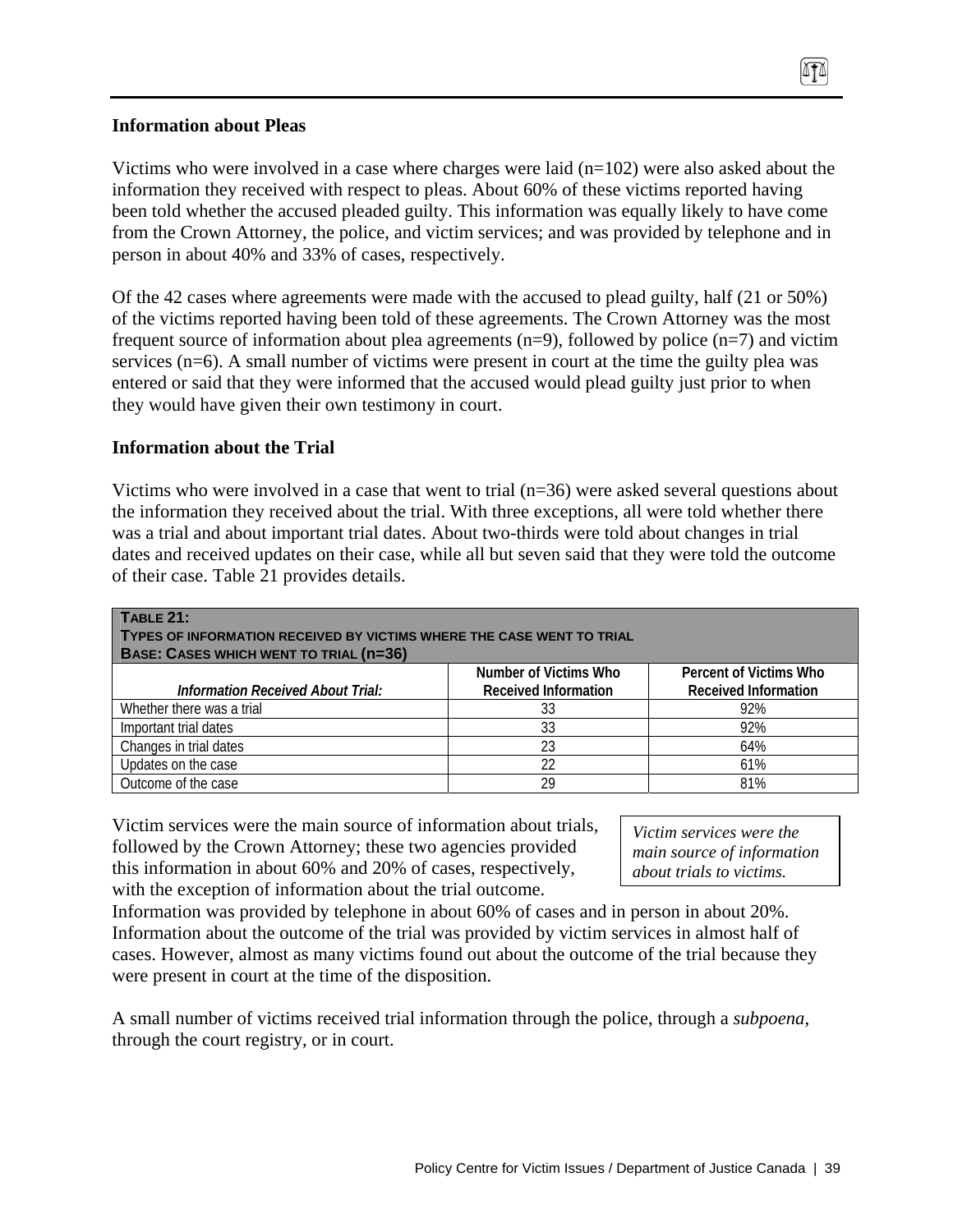### Information about Pleas

Victims who were involved in a case where charges were laid (n=102) were also asked about the information they received with respect to pleas. About 60% of these victims reported having been told whether the accused pleaded guilty. This information was equally likely to have come from the Crown Attorney, the police, and victim services; and was provided by telephone and in person in about 40% and 33% of cases, respectively.

Of the 42 cases where agreements were made with the accused to plead guilty, half (21 or 50%) of the victims reported having been told of these agreements. The Crown Attorney was the most frequent source of information about plea agreements (n=9), followed by police (n=7) and victim services (n=6). A small number of victims were present in court at the time the guilty plea was entered or said that they were informed that the accused would plead guilty just prior to when they would have given their own testimony in court.

### Information about the Trial

Victims who were involved in a case that went to trial (n=36) were asked several questions about the information they received about the trial. With three exceptions, all were told whether there was a trial and about important trial dates. About two-thirds were told about changes in trial dates and received updates on their case, while all but seven said that they were told the outcome of their case. Table 21 provides details.

**TABLE 21: TYPES OF INFORMATION RECEIVED BY VICTIMS WHERE THE CASE WENT TO TRIAL**
**BASE: CASES WHICH WENT TO TRIAL (n=36)**

| *Information Received About Trial:* | Number of Victims Who Received Information | Percent of Victims Who Received Information |
|---|---|---|
| Whether there was a trial | 33 | 92% |
| Important trial dates | 33 | 92% |
| Changes in trial dates | 23 | 64% |
| Updates on the case | 22 | 61% |
| Outcome of the case | 29 | 81% |

*Victim services were the main source of information about trials to victims.*

Victim services were the main source of information about trials, followed by the Crown Attorney; these two agencies provided this information in about 60% and 20% of cases, respectively, with the exception of information about the trial outcome. Information was provided by telephone in about 60% of cases and in person in about 20%. Information about the outcome of the trial was provided by victim services in almost half of cases. However, almost as many victims found out about the outcome of the trial because they were present in court at the time of the disposition.

A small number of victims received trial information through the police, through a *subpoena*, through the court registry, or in court.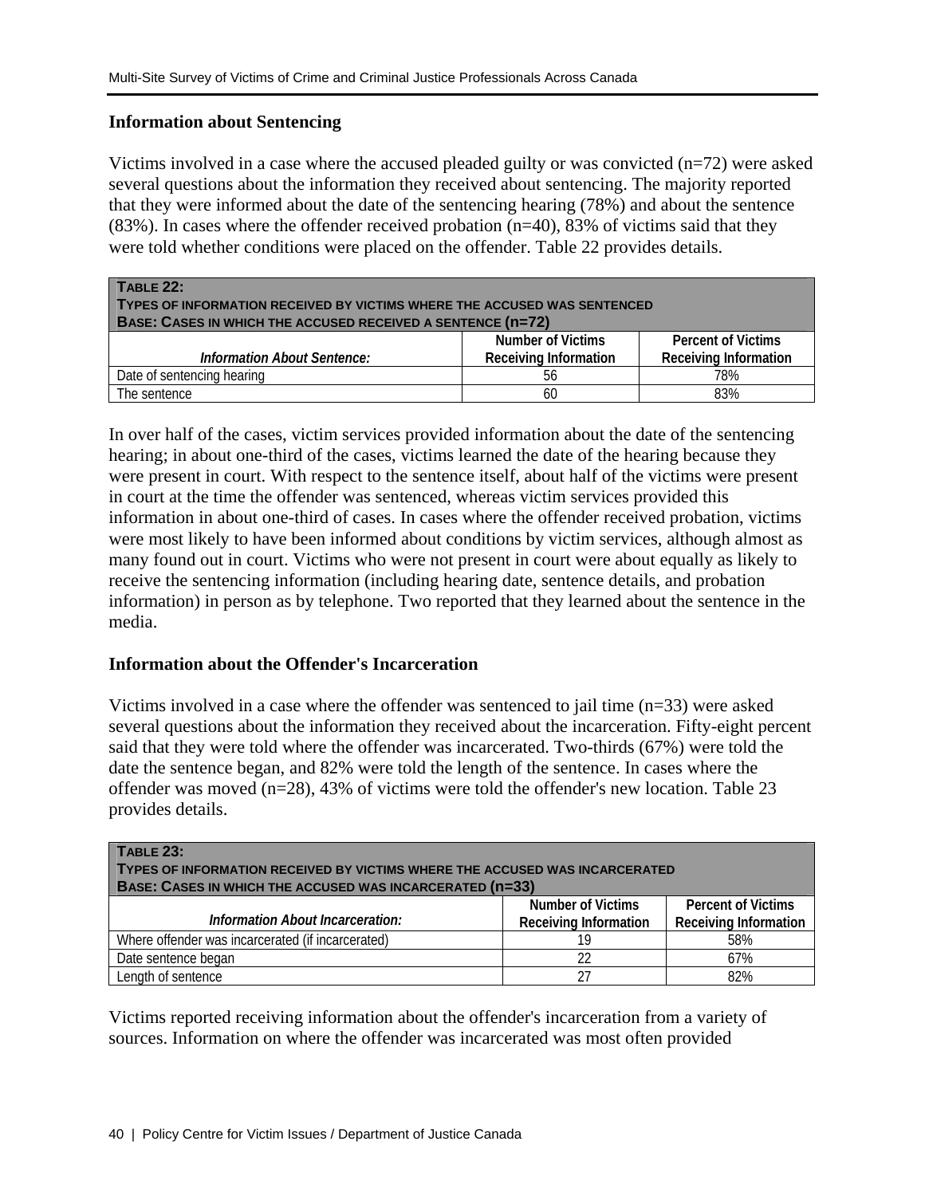### Information about Sentencing

Victims involved in a case where the accused pleaded guilty or was convicted (n=72) were asked several questions about the information they received about sentencing. The majority reported that they were informed about the date of the sentencing hearing (78%) and about the sentence (83%). In cases where the offender received probation (n=40), 83% of victims said that they were told whether conditions were placed on the offender. Table 22 provides details.

**TABLE 22:**
**TYPES OF INFORMATION RECEIVED BY VICTIMS WHERE THE ACCUSED WAS SENTENCED**
**BASE: CASES IN WHICH THE ACCUSED RECEIVED A SENTENCE (n=72)**

| *Information About Sentence:* | Number of Victims Receiving Information | Percent of Victims Receiving Information |
|---|---|---|
| Date of sentencing hearing | 56 | 78% |
| The sentence | 60 | 83% |

In over half of the cases, victim services provided information about the date of the sentencing hearing; in about one-third of the cases, victims learned the date of the hearing because they were present in court. With respect to the sentence itself, about half of the victims were present in court at the time the offender was sentenced, whereas victim services provided this information in about one-third of cases. In cases where the offender received probation, victims were most likely to have been informed about conditions by victim services, although almost as many found out in court. Victims who were not present in court were about equally as likely to receive the sentencing information (including hearing date, sentence details, and probation information) in person as by telephone. Two reported that they learned about the sentence in the media.

### Information about the Offender's Incarceration

Victims involved in a case where the offender was sentenced to jail time (n=33) were asked several questions about the information they received about the incarceration. Fifty-eight percent said that they were told where the offender was incarcerated. Two-thirds (67%) were told the date the sentence began, and 82% were told the length of the sentence. In cases where the offender was moved (n=28), 43% of victims were told the offender's new location. Table 23 provides details.

**TABLE 23:**
**TYPES OF INFORMATION RECEIVED BY VICTIMS WHERE THE ACCUSED WAS INCARCERATED**
**BASE: CASES IN WHICH THE ACCUSED WAS INCARCERATED (n=33)**

| *Information About Incarceration:* | Number of Victims Receiving Information | Percent of Victims Receiving Information |
|---|---|---|
| Where offender was incarcerated (if incarcerated) | 19 | 58% |
| Date sentence began | 22 | 67% |
| Length of sentence | 27 | 82% |

Victims reported receiving information about the offender's incarceration from a variety of sources. Information on where the offender was incarcerated was most often provided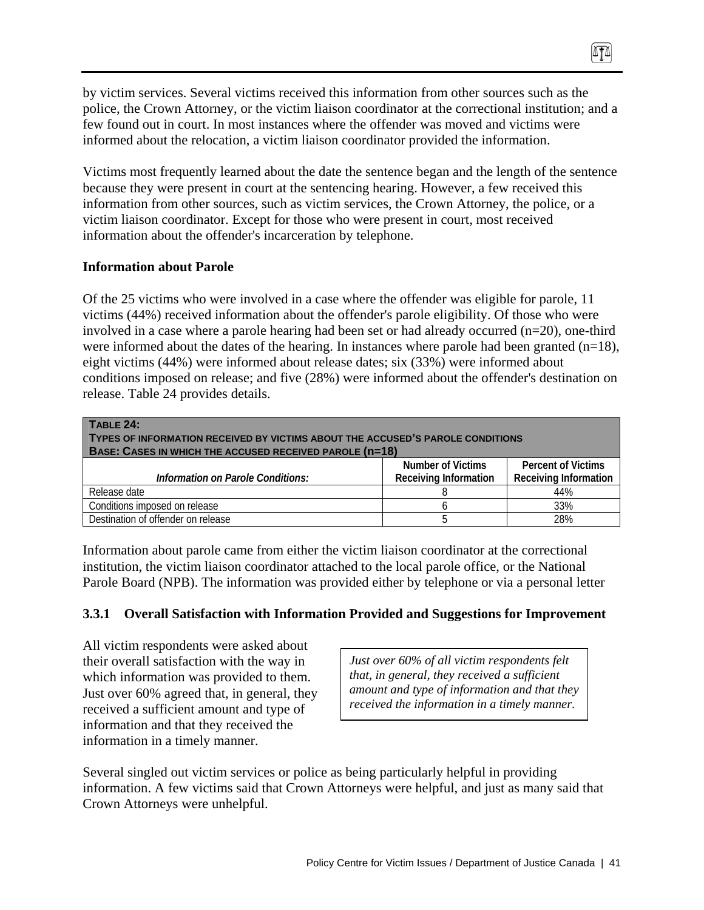by victim services. Several victims received this information from other sources such as the police, the Crown Attorney, or the victim liaison coordinator at the correctional institution; and a few found out in court. In most instances where the offender was moved and victims were informed about the relocation, a victim liaison coordinator provided the information.

Victims most frequently learned about the date the sentence began and the length of the sentence because they were present in court at the sentencing hearing. However, a few received this information from other sources, such as victim services, the Crown Attorney, the police, or a victim liaison coordinator. Except for those who were present in court, most received information about the offender's incarceration by telephone.

**Information about Parole**

Of the 25 victims who were involved in a case where the offender was eligible for parole, 11 victims (44%) received information about the offender's parole eligibility. Of those who were involved in a case where a parole hearing had been set or had already occurred (n=20), one-third were informed about the dates of the hearing. In instances where parole had been granted (n=18), eight victims (44%) were informed about release dates; six (33%) were informed about conditions imposed on release; and five (28%) were informed about the offender's destination on release. Table 24 provides details.

**TABLE 24:**
**TYPES OF INFORMATION RECEIVED BY VICTIMS ABOUT THE ACCUSED'S PAROLE CONDITIONS**
**BASE: CASES IN WHICH THE ACCUSED RECEIVED PAROLE (n=18)**

| *Information on Parole Conditions:* | Number of Victims Receiving Information | Percent of Victims Receiving Information |
|---|---|---|
| Release date | 8 | 44% |
| Conditions imposed on release | 6 | 33% |
| Destination of offender on release | 5 | 28% |

Information about parole came from either the victim liaison coordinator at the correctional institution, the victim liaison coordinator attached to the local parole office, or the National Parole Board (NPB). The information was provided either by telephone or via a personal letter

### 3.3.1 Overall Satisfaction with Information Provided and Suggestions for Improvement

All victim respondents were asked about their overall satisfaction with the way in which information was provided to them. Just over 60% agreed that, in general, they received a sufficient amount and type of information and that they received the information in a timely manner.

*Just over 60% of all victim respondents felt that, in general, they received a sufficient amount and type of information and that they received the information in a timely manner.*

Several singled out victim services or police as being particularly helpful in providing information. A few victims said that Crown Attorneys were helpful, and just as many said that Crown Attorneys were unhelpful.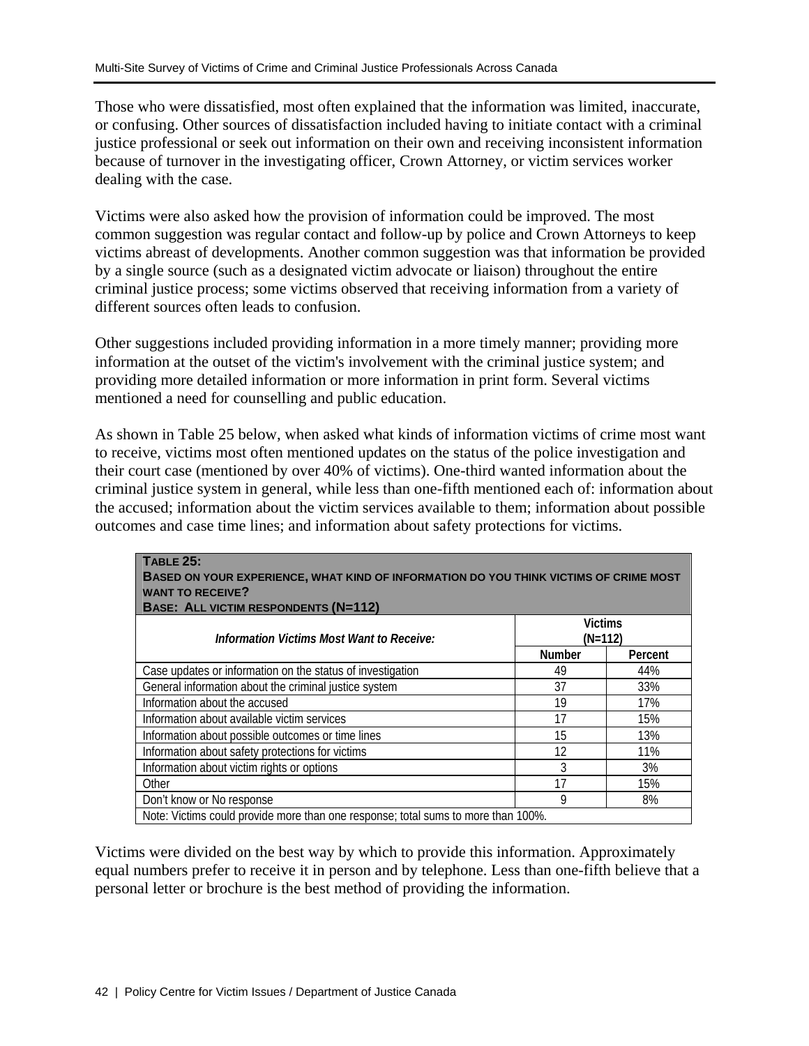Those who were dissatisfied, most often explained that the information was limited, inaccurate, or confusing. Other sources of dissatisfaction included having to initiate contact with a criminal justice professional or seek out information on their own and receiving inconsistent information because of turnover in the investigating officer, Crown Attorney, or victim services worker dealing with the case.

Victims were also asked how the provision of information could be improved. The most common suggestion was regular contact and follow-up by police and Crown Attorneys to keep victims abreast of developments. Another common suggestion was that information be provided by a single source (such as a designated victim advocate or liaison) throughout the entire criminal justice process; some victims observed that receiving information from a variety of different sources often leads to confusion.

Other suggestions included providing information in a more timely manner; providing more information at the outset of the victim's involvement with the criminal justice system; and providing more detailed information or more information in print form. Several victims mentioned a need for counselling and public education.

As shown in Table 25 below, when asked what kinds of information victims of crime most want to receive, victims most often mentioned updates on the status of the police investigation and their court case (mentioned by over 40% of victims). One-third wanted information about the criminal justice system in general, while less than one-fifth mentioned each of: information about the accused; information about the victim services available to them; information about possible outcomes and case time lines; and information about safety protections for victims.

**TABLE 25:**
**BASED ON YOUR EXPERIENCE, WHAT KIND OF INFORMATION DO YOU THINK VICTIMS OF CRIME MOST WANT TO RECEIVE?**
**BASE: ALL VICTIM RESPONDENTS (N=112)**

| *Information Victims Most Want to Receive:* | Victims (N=112) | |
|---|---|---|
| | Number | Percent |
| Case updates or information on the status of investigation | 49 | 44% |
| General information about the criminal justice system | 37 | 33% |
| Information about the accused | 19 | 17% |
| Information about available victim services | 17 | 15% |
| Information about possible outcomes or time lines | 15 | 13% |
| Information about safety protections for victims | 12 | 11% |
| Information about victim rights or options | 3 | 3% |
| Other | 17 | 15% |
| Don't know or No response | 9 | 8% |

Note: Victims could provide more than one response; total sums to more than 100%.

Victims were divided on the best way by which to provide this information. Approximately equal numbers prefer to receive it in person and by telephone. Less than one-fifth believe that a personal letter or brochure is the best method of providing the information.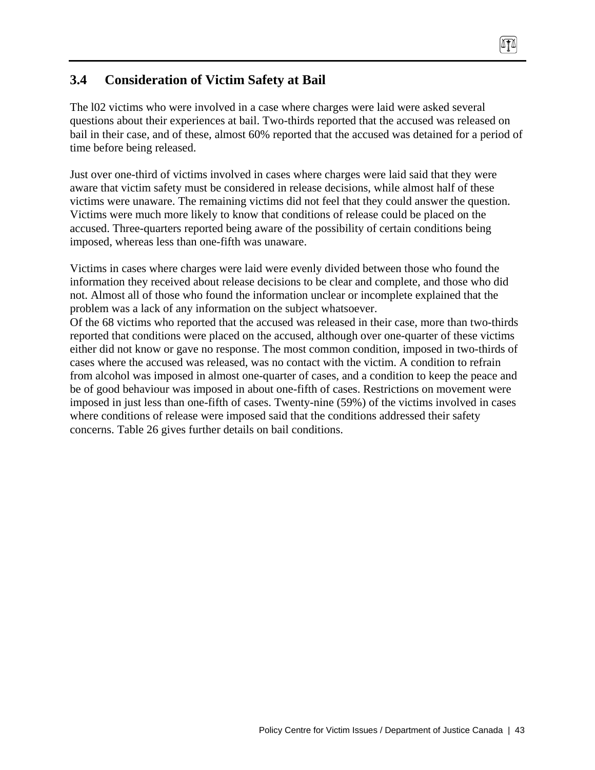## 3.4 Consideration of Victim Safety at Bail

The l02 victims who were involved in a case where charges were laid were asked several questions about their experiences at bail. Two-thirds reported that the accused was released on bail in their case, and of these, almost 60% reported that the accused was detained for a period of time before being released.

Just over one-third of victims involved in cases where charges were laid said that they were aware that victim safety must be considered in release decisions, while almost half of these victims were unaware. The remaining victims did not feel that they could answer the question. Victims were much more likely to know that conditions of release could be placed on the accused. Three-quarters reported being aware of the possibility of certain conditions being imposed, whereas less than one-fifth was unaware.

Victims in cases where charges were laid were evenly divided between those who found the information they received about release decisions to be clear and complete, and those who did not. Almost all of those who found the information unclear or incomplete explained that the problem was a lack of any information on the subject whatsoever.

Of the 68 victims who reported that the accused was released in their case, more than two-thirds reported that conditions were placed on the accused, although over one-quarter of these victims either did not know or gave no response. The most common condition, imposed in two-thirds of cases where the accused was released, was no contact with the victim. A condition to refrain from alcohol was imposed in almost one-quarter of cases, and a condition to keep the peace and be of good behaviour was imposed in about one-fifth of cases. Restrictions on movement were imposed in just less than one-fifth of cases. Twenty-nine (59%) of the victims involved in cases where conditions of release were imposed said that the conditions addressed their safety concerns. Table 26 gives further details on bail conditions.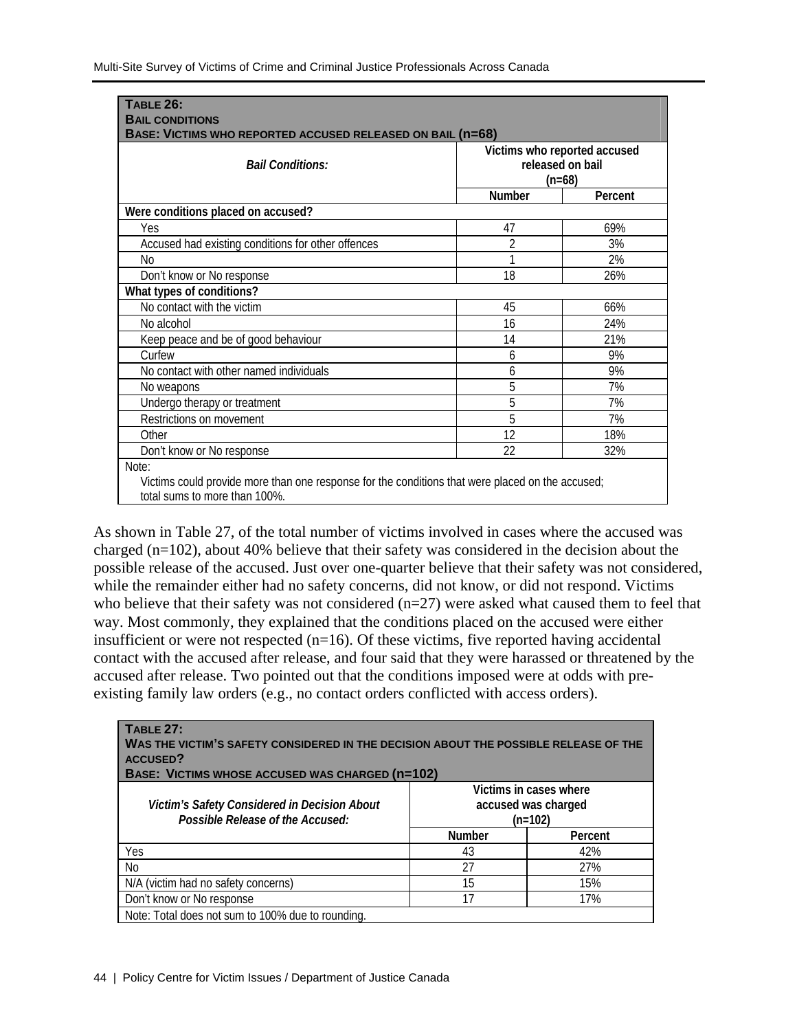**TABLE 26:**
**BAIL CONDITIONS**
**BASE: VICTIMS WHO REPORTED ACCUSED RELEASED ON BAIL (n=68)**

| *Bail Conditions:* | Victims who reported accused released on bail (n=68) | |
|---|---|---|
| | Number | Percent |
| **Were conditions placed on accused?** | | |
| Yes | 47 | 69% |
| Accused had existing conditions for other offences | 2 | 3% |
| No | 1 | 2% |
| Don't know or No response | 18 | 26% |
| **What types of conditions?** | | |
| No contact with the victim | 45 | 66% |
| No alcohol | 16 | 24% |
| Keep peace and be of good behaviour | 14 | 21% |
| Curfew | 6 | 9% |
| No contact with other named individuals | 6 | 9% |
| No weapons | 5 | 7% |
| Undergo therapy or treatment | 5 | 7% |
| Restrictions on movement | 5 | 7% |
| Other | 12 | 18% |
| Don't know or No response | 22 | 32% |

Note:
Victims could provide more than one response for the conditions that were placed on the accused; total sums to more than 100%.

As shown in Table 27, of the total number of victims involved in cases where the accused was charged (n=102), about 40% believe that their safety was considered in the decision about the possible release of the accused. Just over one-quarter believe that their safety was not considered, while the remainder either had no safety concerns, did not know, or did not respond. Victims who believe that their safety was not considered (n=27) were asked what caused them to feel that way. Most commonly, they explained that the conditions placed on the accused were either insufficient or were not respected (n=16). Of these victims, five reported having accidental contact with the accused after release, and four said that they were harassed or threatened by the accused after release. Two pointed out that the conditions imposed were at odds with pre-existing family law orders (e.g., no contact orders conflicted with access orders).

**TABLE 27:**
**WAS THE VICTIM'S SAFETY CONSIDERED IN THE DECISION ABOUT THE POSSIBLE RELEASE OF THE ACCUSED?**
**BASE: VICTIMS WHOSE ACCUSED WAS CHARGED (n=102)**

| *Victim's Safety Considered in Decision About Possible Release of the Accused:* | Victims in cases where accused was charged (n=102) | |
|---|---|---|
| | Number | Percent |
| Yes | 43 | 42% |
| No | 27 | 27% |
| N/A (victim had no safety concerns) | 15 | 15% |
| Don't know or No response | 17 | 17% |

Note: Total does not sum to 100% due to rounding.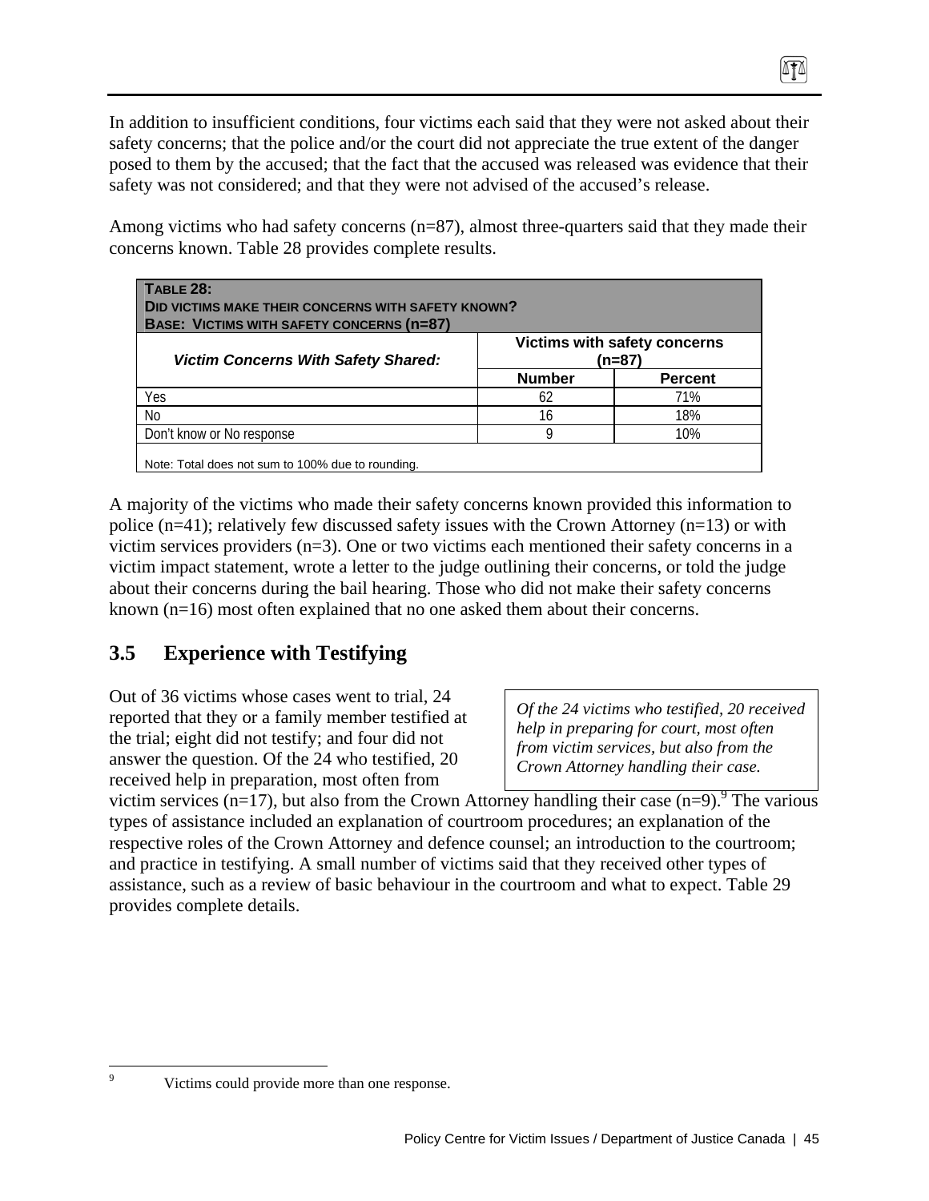In addition to insufficient conditions, four victims each said that they were not asked about their safety concerns; that the police and/or the court did not appreciate the true extent of the danger posed to them by the accused; that the fact that the accused was released was evidence that their safety was not considered; and that they were not advised of the accused's release.

Among victims who had safety concerns (n=87), almost three-quarters said that they made their concerns known. Table 28 provides complete results.

**TABLE 28: DID VICTIMS MAKE THEIR CONCERNS WITH SAFETY KNOWN? BASE: VICTIMS WITH SAFETY CONCERNS (n=87)**

| *Victim Concerns With Safety Shared:* | Victims with safety concerns (n=87) | |
|---|---|---|
| | Number | Percent |
| Yes | 62 | 71% |
| No | 16 | 18% |
| Don't know or No response | 9 | 10% |

Note: Total does not sum to 100% due to rounding.

A majority of the victims who made their safety concerns known provided this information to police (n=41); relatively few discussed safety issues with the Crown Attorney (n=13) or with victim services providers (n=3). One or two victims each mentioned their safety concerns in a victim impact statement, wrote a letter to the judge outlining their concerns, or told the judge about their concerns during the bail hearing. Those who did not make their safety concerns known (n=16) most often explained that no one asked them about their concerns.

## 3.5 Experience with Testifying

*Of the 24 victims who testified, 20 received help in preparing for court, most often from victim services, but also from the Crown Attorney handling their case.*

Out of 36 victims whose cases went to trial, 24 reported that they or a family member testified at the trial; eight did not testify; and four did not answer the question. Of the 24 who testified, 20 received help in preparation, most often from victim services (n=17), but also from the Crown Attorney handling their case (n=9).[9] The various types of assistance included an explanation of courtroom procedures; an explanation of the respective roles of the Crown Attorney and defence counsel; an introduction to the courtroom; and practice in testifying. A small number of victims said that they received other types of assistance, such as a review of basic behaviour in the courtroom and what to expect. Table 29 provides complete details.

[9] Victims could provide more than one response.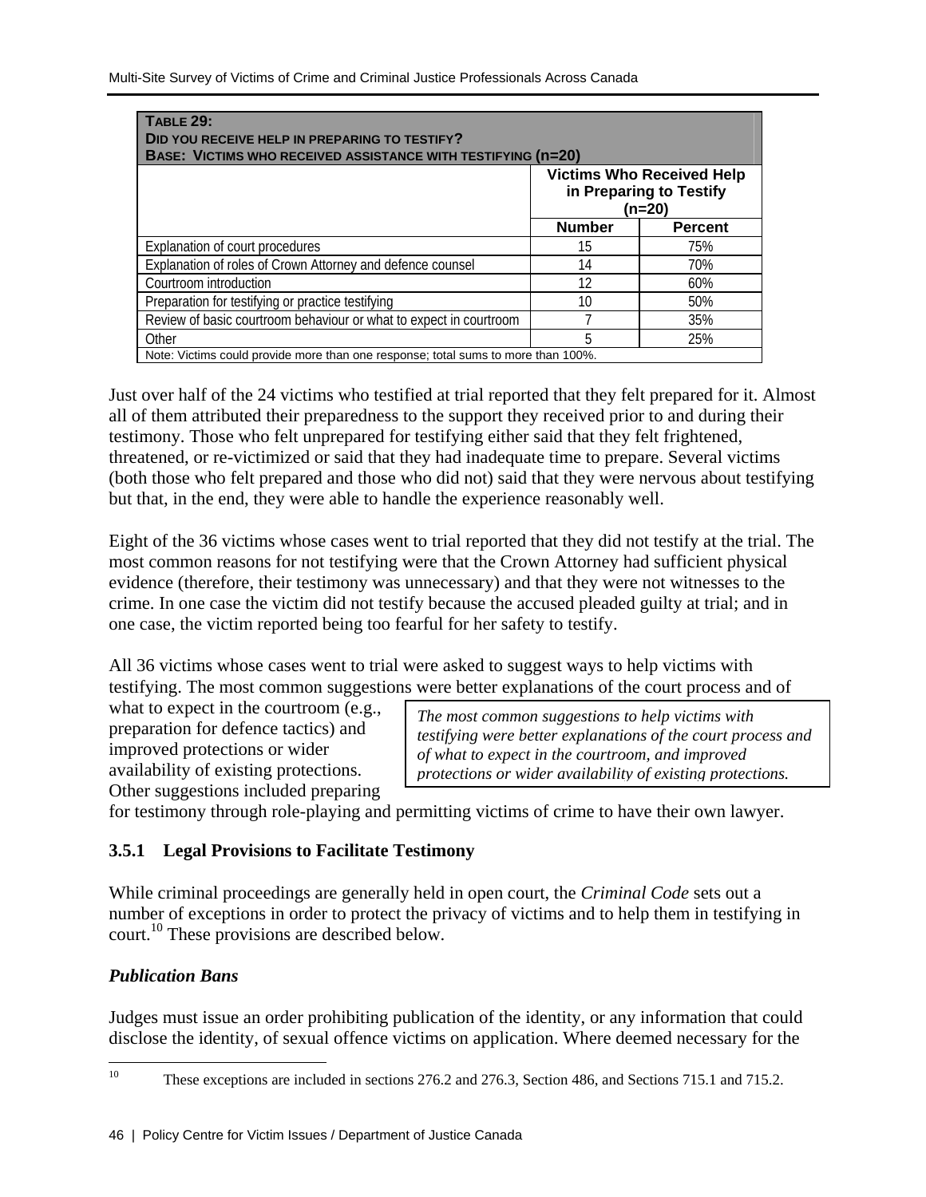**Table 29:**
**Did you receive help in preparing to testify?**
**Base: Victims who received assistance with testifying (n=20)**

| | Victims Who Received Help in Preparing to Testify (n=20) | |
|---|---|---|
| | **Number** | **Percent** |
| Explanation of court procedures | 15 | 75% |
| Explanation of roles of Crown Attorney and defence counsel | 14 | 70% |
| Courtroom introduction | 12 | 60% |
| Preparation for testifying or practice testifying | 10 | 50% |
| Review of basic courtroom behaviour or what to expect in courtroom | 7 | 35% |
| Other | 5 | 25% |

Note: Victims could provide more than one response; total sums to more than 100%.

Just over half of the 24 victims who testified at trial reported that they felt prepared for it. Almost all of them attributed their preparedness to the support they received prior to and during their testimony. Those who felt unprepared for testifying either said that they felt frightened, threatened, or re-victimized or said that they had inadequate time to prepare. Several victims (both those who felt prepared and those who did not) said that they were nervous about testifying but that, in the end, they were able to handle the experience reasonably well.

Eight of the 36 victims whose cases went to trial reported that they did not testify at the trial. The most common reasons for not testifying were that the Crown Attorney had sufficient physical evidence (therefore, their testimony was unnecessary) and that they were not witnesses to the crime. In one case the victim did not testify because the accused pleaded guilty at trial; and in one case, the victim reported being too fearful for her safety to testify.

All 36 victims whose cases went to trial were asked to suggest ways to help victims with testifying. The most common suggestions were better explanations of the court process and of what to expect in the courtroom (e.g., preparation for defence tactics) and improved protections or wider availability of existing protections. Other suggestions included preparing for testimony through role-playing and permitting victims of crime to have their own lawyer.

> *The most common suggestions to help victims with testifying were better explanations of the court process and of what to expect in the courtroom, and improved protections or wider availability of existing protections.*

### 3.5.1 Legal Provisions to Facilitate Testimony

While criminal proceedings are generally held in open court, the *Criminal Code* sets out a number of exceptions in order to protect the privacy of victims and to help them in testifying in court.[10] These provisions are described below.

#### *Publication Bans*

Judges must issue an order prohibiting publication of the identity, or any information that could disclose the identity, of sexual offence victims on application. Where deemed necessary for the

[10] These exceptions are included in sections 276.2 and 276.3, Section 486, and Sections 715.1 and 715.2.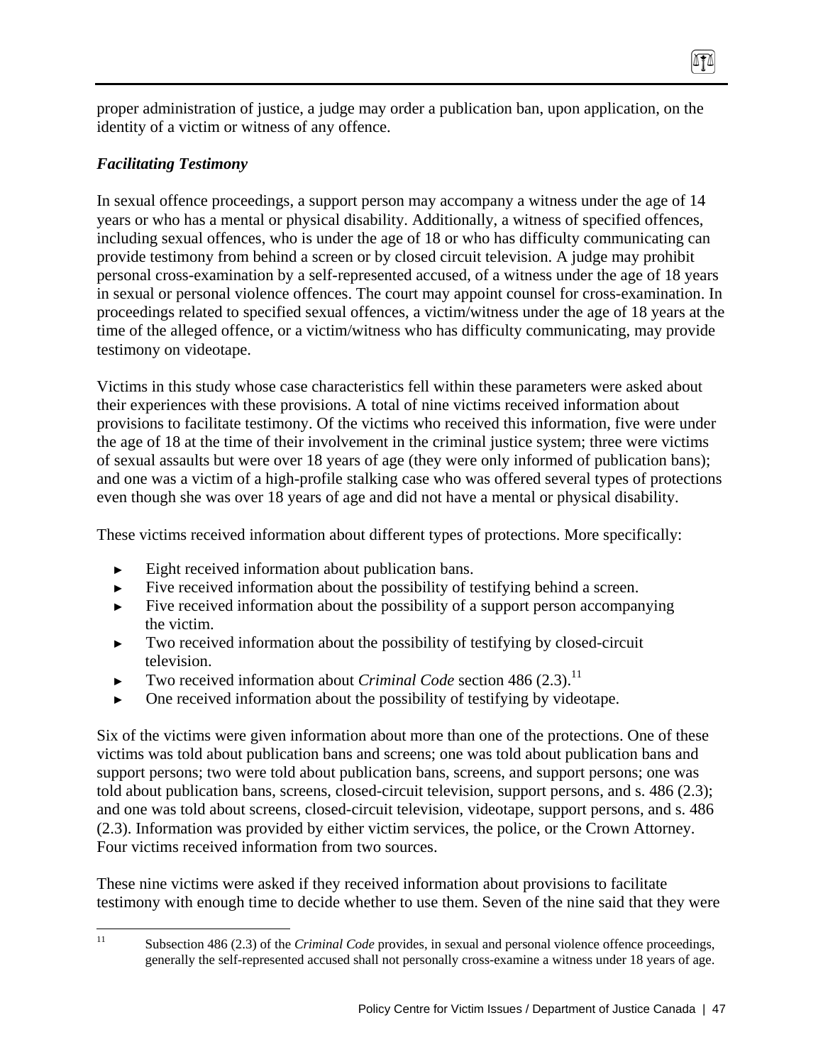proper administration of justice, a judge may order a publication ban, upon application, on the identity of a victim or witness of any offence.

***Facilitating Testimony***

In sexual offence proceedings, a support person may accompany a witness under the age of 14 years or who has a mental or physical disability. Additionally, a witness of specified offences, including sexual offences, who is under the age of 18 or who has difficulty communicating can provide testimony from behind a screen or by closed circuit television. A judge may prohibit personal cross-examination by a self-represented accused, of a witness under the age of 18 years in sexual or personal violence offences. The court may appoint counsel for cross-examination. In proceedings related to specified sexual offences, a victim/witness under the age of 18 years at the time of the alleged offence, or a victim/witness who has difficulty communicating, may provide testimony on videotape.

Victims in this study whose case characteristics fell within these parameters were asked about their experiences with these provisions. A total of nine victims received information about provisions to facilitate testimony. Of the victims who received this information, five were under the age of 18 at the time of their involvement in the criminal justice system; three were victims of sexual assaults but were over 18 years of age (they were only informed of publication bans); and one was a victim of a high-profile stalking case who was offered several types of protections even though she was over 18 years of age and did not have a mental or physical disability.

These victims received information about different types of protections. More specifically:

- Eight received information about publication bans.
- Five received information about the possibility of testifying behind a screen.
- Five received information about the possibility of a support person accompanying the victim.
- Two received information about the possibility of testifying by closed-circuit television.
- Two received information about *Criminal Code* section 486 (2.3).[11]
- One received information about the possibility of testifying by videotape.

Six of the victims were given information about more than one of the protections. One of these victims was told about publication bans and screens; one was told about publication bans and support persons; two were told about publication bans, screens, and support persons; one was told about publication bans, screens, closed-circuit television, support persons, and s. 486 (2.3); and one was told about screens, closed-circuit television, videotape, support persons, and s. 486 (2.3). Information was provided by either victim services, the police, or the Crown Attorney. Four victims received information from two sources.

These nine victims were asked if they received information about provisions to facilitate testimony with enough time to decide whether to use them. Seven of the nine said that they were

[11] Subsection 486 (2.3) of the *Criminal Code* provides, in sexual and personal violence offence proceedings, generally the self-represented accused shall not personally cross-examine a witness under 18 years of age.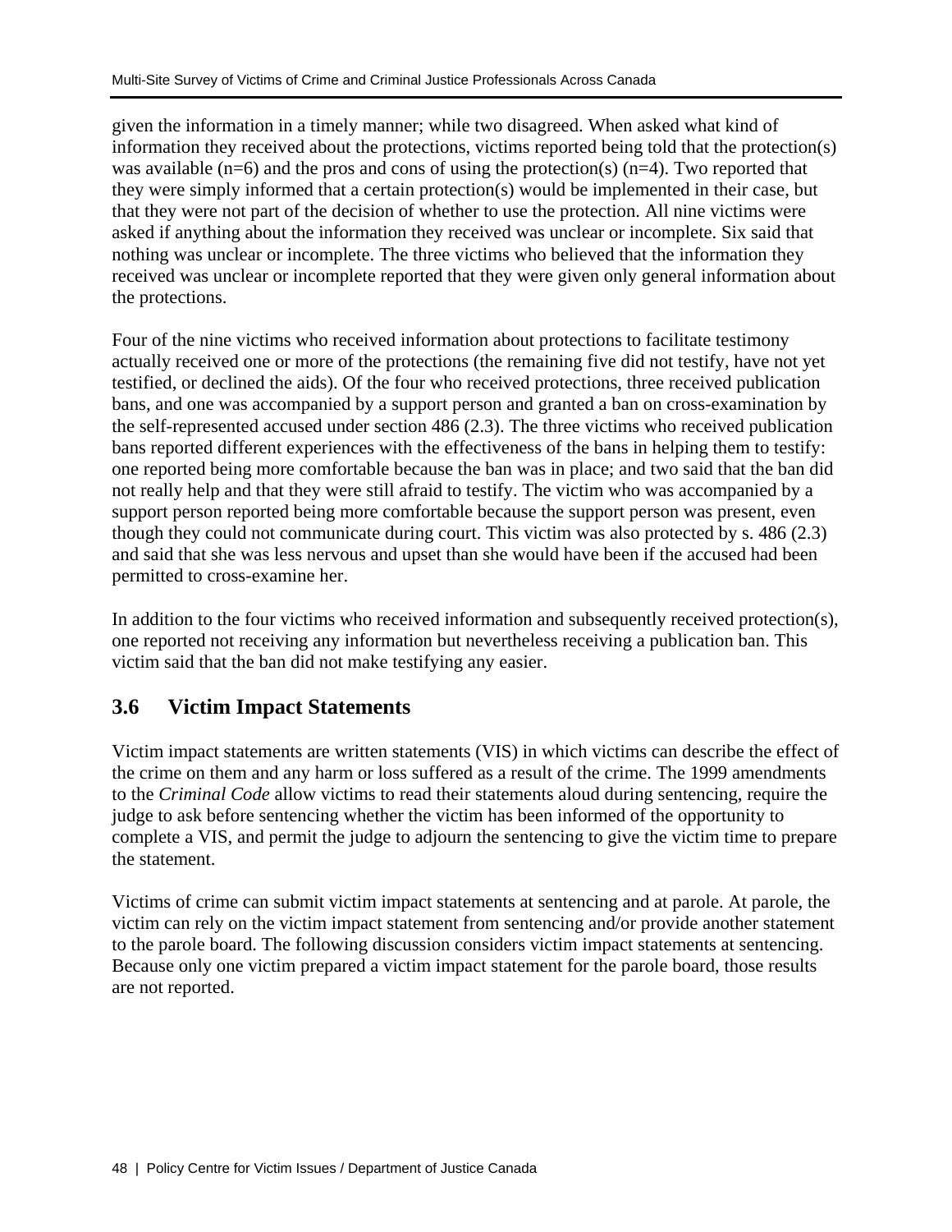given the information in a timely manner; while two disagreed. When asked what kind of information they received about the protections, victims reported being told that the protection(s) was available (n=6) and the pros and cons of using the protection(s) (n=4). Two reported that they were simply informed that a certain protection(s) would be implemented in their case, but that they were not part of the decision of whether to use the protection. All nine victims were asked if anything about the information they received was unclear or incomplete. Six said that nothing was unclear or incomplete. The three victims who believed that the information they received was unclear or incomplete reported that they were given only general information about the protections.

Four of the nine victims who received information about protections to facilitate testimony actually received one or more of the protections (the remaining five did not testify, have not yet testified, or declined the aids). Of the four who received protections, three received publication bans, and one was accompanied by a support person and granted a ban on cross-examination by the self-represented accused under section 486 (2.3). The three victims who received publication bans reported different experiences with the effectiveness of the bans in helping them to testify: one reported being more comfortable because the ban was in place; and two said that the ban did not really help and that they were still afraid to testify. The victim who was accompanied by a support person reported being more comfortable because the support person was present, even though they could not communicate during court. This victim was also protected by s. 486 (2.3) and said that she was less nervous and upset than she would have been if the accused had been permitted to cross-examine her.

In addition to the four victims who received information and subsequently received protection(s), one reported not receiving any information but nevertheless receiving a publication ban. This victim said that the ban did not make testifying any easier.

## 3.6 Victim Impact Statements

Victim impact statements are written statements (VIS) in which victims can describe the effect of the crime on them and any harm or loss suffered as a result of the crime. The 1999 amendments to the *Criminal Code* allow victims to read their statements aloud during sentencing, require the judge to ask before sentencing whether the victim has been informed of the opportunity to complete a VIS, and permit the judge to adjourn the sentencing to give the victim time to prepare the statement.

Victims of crime can submit victim impact statements at sentencing and at parole. At parole, the victim can rely on the victim impact statement from sentencing and/or provide another statement to the parole board. The following discussion considers victim impact statements at sentencing. Because only one victim prepared a victim impact statement for the parole board, those results are not reported.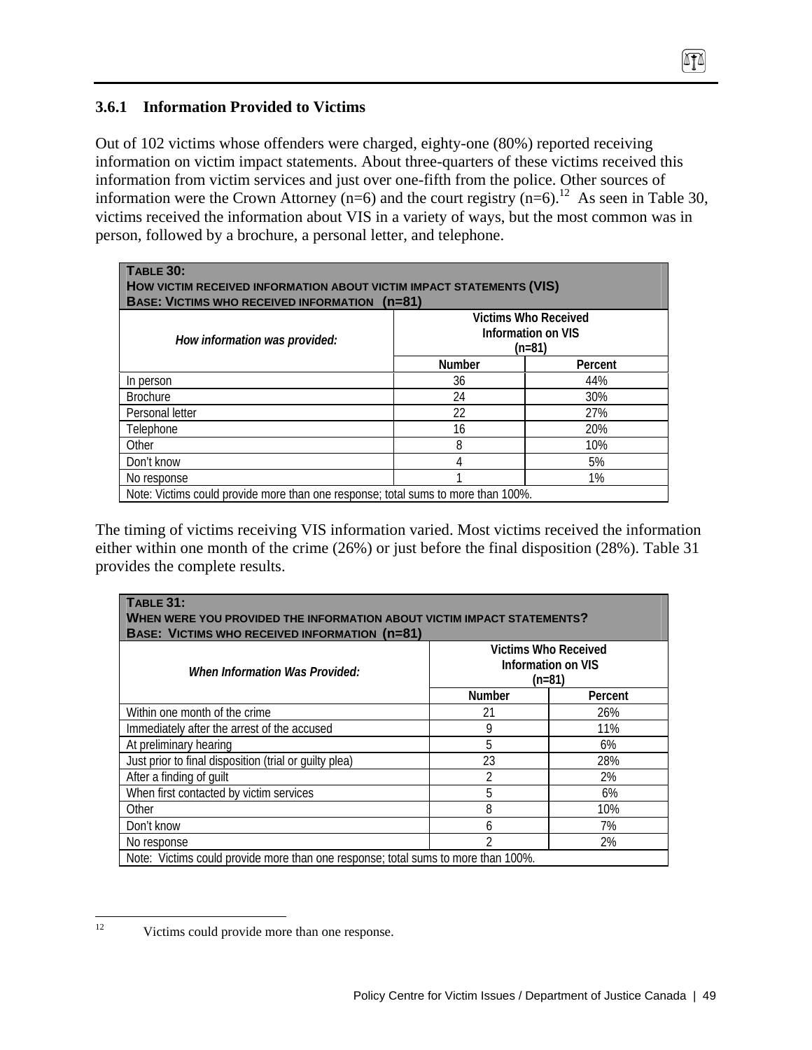### 3.6.1 Information Provided to Victims

Out of 102 victims whose offenders were charged, eighty-one (80%) reported receiving information on victim impact statements. About three-quarters of these victims received this information from victim services and just over one-fifth from the police. Other sources of information were the Crown Attorney (n=6) and the court registry (n=6).[12] As seen in Table 30, victims received the information about VIS in a variety of ways, but the most common was in person, followed by a brochure, a personal letter, and telephone.

**TABLE 30:**
**HOW VICTIM RECEIVED INFORMATION ABOUT VICTIM IMPACT STATEMENTS (VIS)**
**BASE: VICTIMS WHO RECEIVED INFORMATION (n=81)**

| *How information was provided:* | Victims Who Received Information on VIS (n=81) | |
|---|---|---|
| | Number | Percent |
| In person | 36 | 44% |
| Brochure | 24 | 30% |
| Personal letter | 22 | 27% |
| Telephone | 16 | 20% |
| Other | 8 | 10% |
| Don't know | 4 | 5% |
| No response | 1 | 1% |

Note: Victims could provide more than one response; total sums to more than 100%.

The timing of victims receiving VIS information varied. Most victims received the information either within one month of the crime (26%) or just before the final disposition (28%). Table 31 provides the complete results.

**TABLE 31:**
**WHEN WERE YOU PROVIDED THE INFORMATION ABOUT VICTIM IMPACT STATEMENTS?**
**BASE: VICTIMS WHO RECEIVED INFORMATION (n=81)**

| *When Information Was Provided:* | Victims Who Received Information on VIS (n=81) | |
|---|---|---|
| | Number | Percent |
| Within one month of the crime | 21 | 26% |
| Immediately after the arrest of the accused | 9 | 11% |
| At preliminary hearing | 5 | 6% |
| Just prior to final disposition (trial or guilty plea) | 23 | 28% |
| After a finding of guilt | 2 | 2% |
| When first contacted by victim services | 5 | 6% |
| Other | 8 | 10% |
| Don't know | 6 | 7% |
| No response | 2 | 2% |

Note: Victims could provide more than one response; total sums to more than 100%.

[12] Victims could provide more than one response.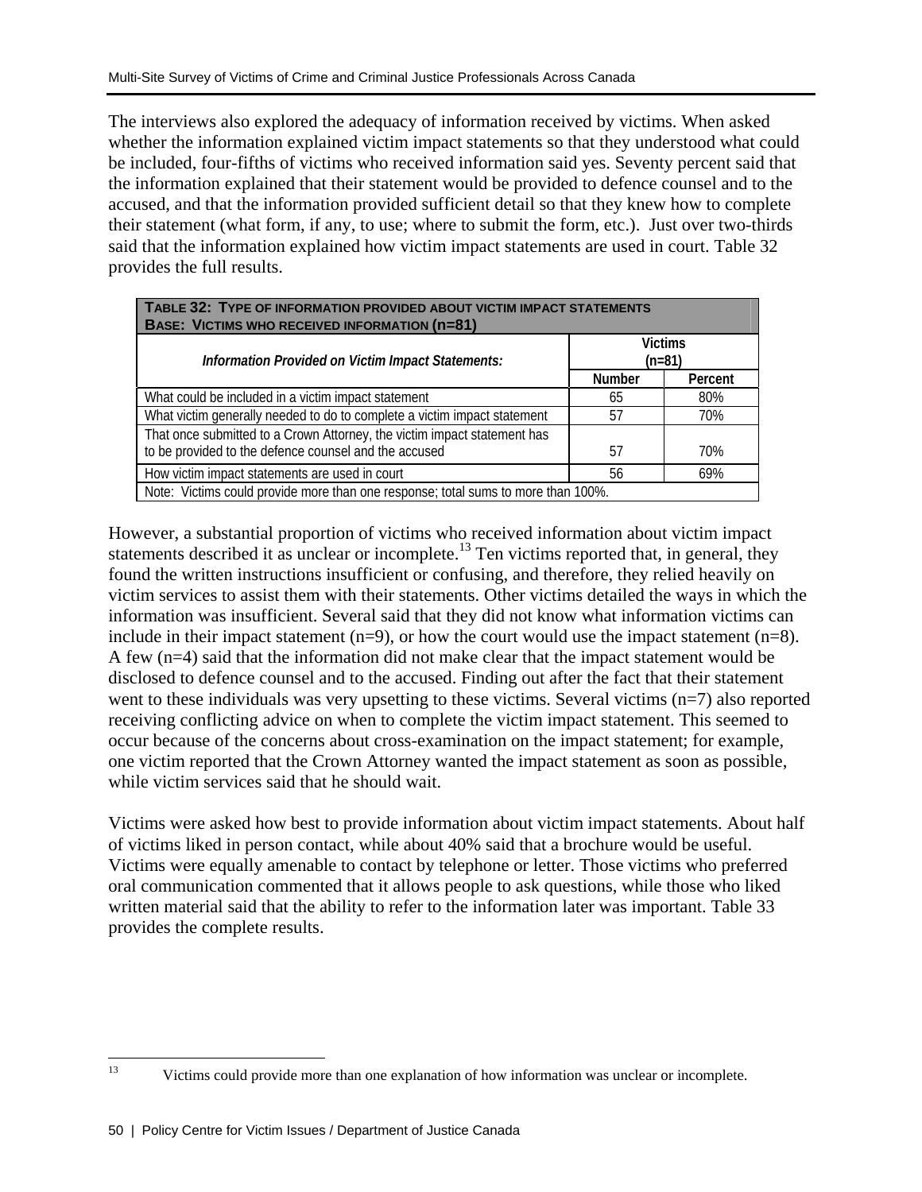The interviews also explored the adequacy of information received by victims. When asked whether the information explained victim impact statements so that they understood what could be included, four-fifths of victims who received information said yes. Seventy percent said that the information explained that their statement would be provided to defence counsel and to the accused, and that the information provided sufficient detail so that they knew how to complete their statement (what form, if any, to use; where to submit the form, etc.). Just over two-thirds said that the information explained how victim impact statements are used in court. Table 32 provides the full results.

**TABLE 32: TYPE OF INFORMATION PROVIDED ABOUT VICTIM IMPACT STATEMENTS**
**BASE: VICTIMS WHO RECEIVED INFORMATION (n=81)**

| *Information Provided on Victim Impact Statements:* | Victims (n=81) | |
|---|---|---|
| | Number | Percent |
| What could be included in a victim impact statement | 65 | 80% |
| What victim generally needed to do to complete a victim impact statement | 57 | 70% |
| That once submitted to a Crown Attorney, the victim impact statement has to be provided to the defence counsel and the accused | 57 | 70% |
| How victim impact statements are used in court | 56 | 69% |

Note: Victims could provide more than one response; total sums to more than 100%.

However, a substantial proportion of victims who received information about victim impact statements described it as unclear or incomplete.[13] Ten victims reported that, in general, they found the written instructions insufficient or confusing, and therefore, they relied heavily on victim services to assist them with their statements. Other victims detailed the ways in which the information was insufficient. Several said that they did not know what information victims can include in their impact statement (n=9), or how the court would use the impact statement (n=8). A few (n=4) said that the information did not make clear that the impact statement would be disclosed to defence counsel and to the accused. Finding out after the fact that their statement went to these individuals was very upsetting to these victims. Several victims (n=7) also reported receiving conflicting advice on when to complete the victim impact statement. This seemed to occur because of the concerns about cross-examination on the impact statement; for example, one victim reported that the Crown Attorney wanted the impact statement as soon as possible, while victim services said that he should wait.

Victims were asked how best to provide information about victim impact statements. About half of victims liked in person contact, while about 40% said that a brochure would be useful. Victims were equally amenable to contact by telephone or letter. Those victims who preferred oral communication commented that it allows people to ask questions, while those who liked written material said that the ability to refer to the information later was important. Table 33 provides the complete results.

[13] Victims could provide more than one explanation of how information was unclear or incomplete.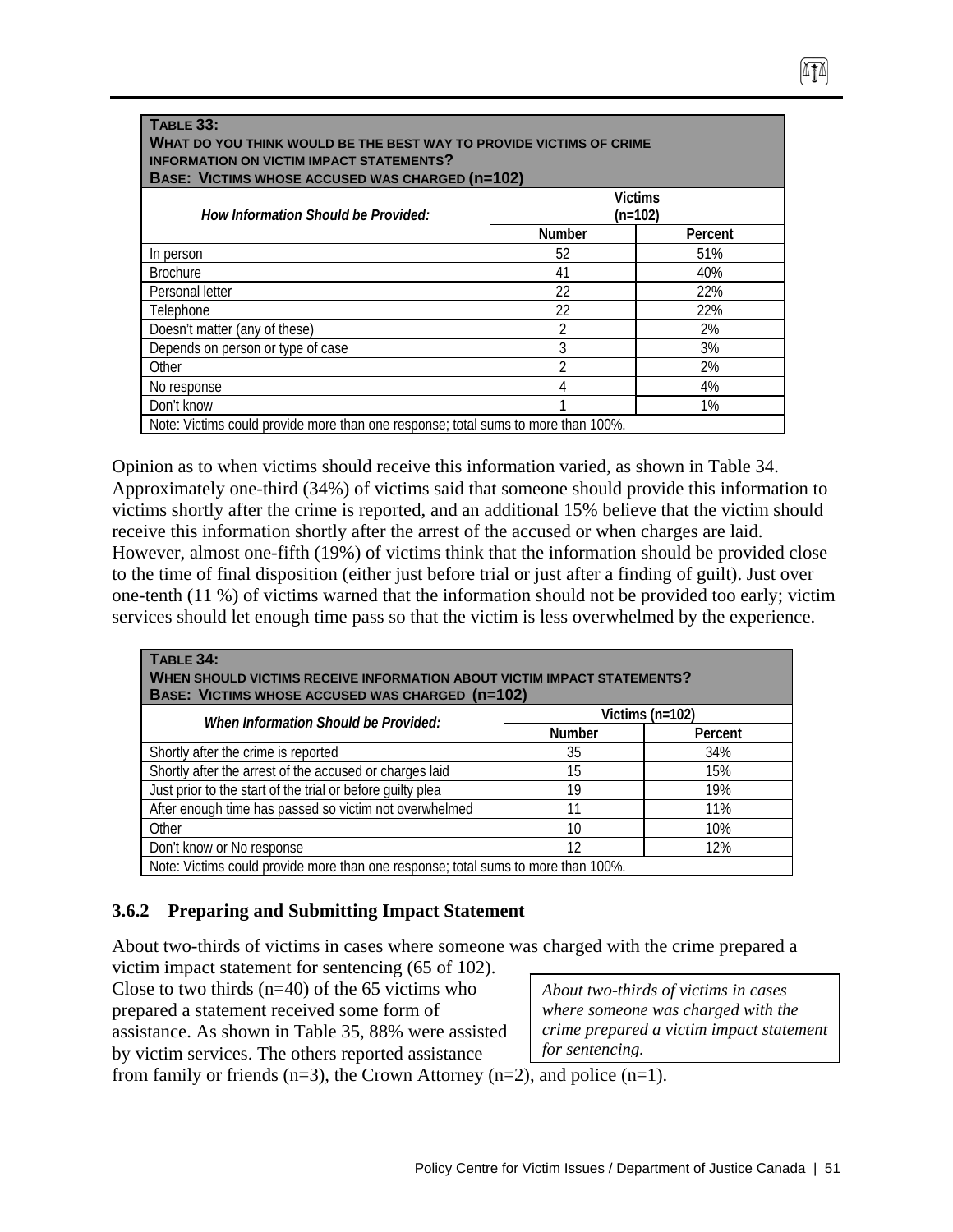| **TABLE 33: WHAT DO YOU THINK WOULD BE THE BEST WAY TO PROVIDE VICTIMS OF CRIME INFORMATION ON VICTIM IMPACT STATEMENTS? BASE: VICTIMS WHOSE ACCUSED WAS CHARGED (n=102)** | | |
|---|---|---|
| *How Information Should be Provided:* | Victims (n=102) | |
| | Number | Percent |
| In person | 52 | 51% |
| Brochure | 41 | 40% |
| Personal letter | 22 | 22% |
| Telephone | 22 | 22% |
| Doesn't matter (any of these) | 2 | 2% |
| Depends on person or type of case | 3 | 3% |
| Other | 2 | 2% |
| No response | 4 | 4% |
| Don't know | 1 | 1% |
| Note: Victims could provide more than one response; total sums to more than 100%. | | |

Opinion as to when victims should receive this information varied, as shown in Table 34. Approximately one-third (34%) of victims said that someone should provide this information to victims shortly after the crime is reported, and an additional 15% believe that the victim should receive this information shortly after the arrest of the accused or when charges are laid. However, almost one-fifth (19%) of victims think that the information should be provided close to the time of final disposition (either just before trial or just after a finding of guilt). Just over one-tenth (11 %) of victims warned that the information should not be provided too early; victim services should let enough time pass so that the victim is less overwhelmed by the experience.

| **TABLE 34: WHEN SHOULD VICTIMS RECEIVE INFORMATION ABOUT VICTIM IMPACT STATEMENTS? BASE: VICTIMS WHOSE ACCUSED WAS CHARGED (n=102)** | | |
|---|---|---|
| *When Information Should be Provided:* | Victims (n=102) | |
| | Number | Percent |
| Shortly after the crime is reported | 35 | 34% |
| Shortly after the arrest of the accused or charges laid | 15 | 15% |
| Just prior to the start of the trial or before guilty plea | 19 | 19% |
| After enough time has passed so victim not overwhelmed | 11 | 11% |
| Other | 10 | 10% |
| Don't know or No response | 12 | 12% |
| Note: Victims could provide more than one response; total sums to more than 100%. | | |

### 3.6.2 Preparing and Submitting Impact Statement

About two-thirds of victims in cases where someone was charged with the crime prepared a victim impact statement for sentencing (65 of 102). Close to two thirds (n=40) of the 65 victims who prepared a statement received some form of assistance. As shown in Table 35, 88% were assisted by victim services. The others reported assistance from family or friends (n=3), the Crown Attorney (n=2), and police (n=1).

*About two-thirds of victims in cases where someone was charged with the crime prepared a victim impact statement for sentencing.*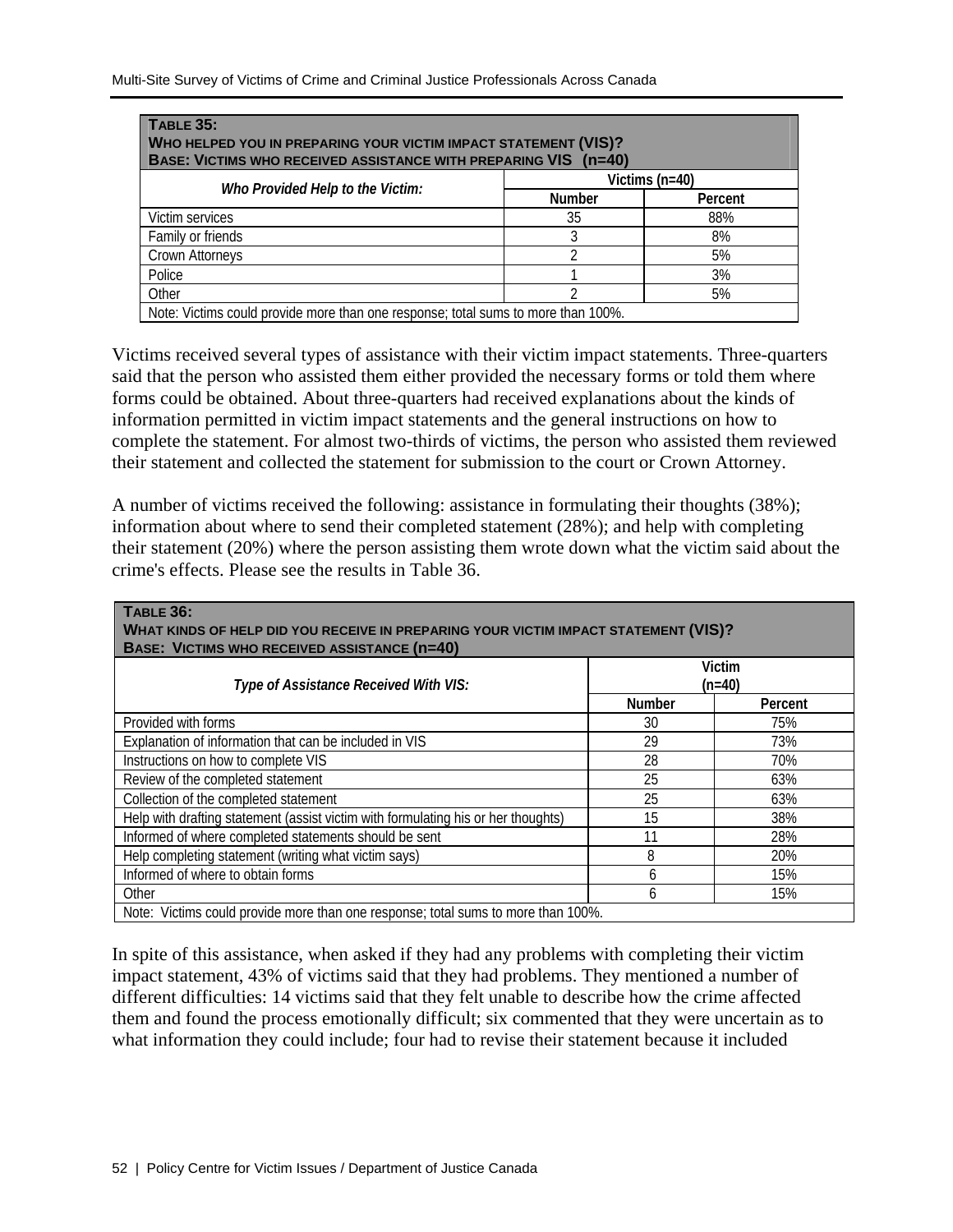| **TABLE 35:** **WHO HELPED YOU IN PREPARING YOUR VICTIM IMPACT STATEMENT (VIS)?** **BASE: VICTIMS WHO RECEIVED ASSISTANCE WITH PREPARING VIS (n=40)** | | |
|---|---|---|
| *Who Provided Help to the Victim:* | Victims (n=40) | |
| | Number | Percent |
| Victim services | 35 | 88% |
| Family or friends | 3 | 8% |
| Crown Attorneys | 2 | 5% |
| Police | 1 | 3% |
| Other | 2 | 5% |
| Note: Victims could provide more than one response; total sums to more than 100%. | | |

Victims received several types of assistance with their victim impact statements. Three-quarters said that the person who assisted them either provided the necessary forms or told them where forms could be obtained. About three-quarters had received explanations about the kinds of information permitted in victim impact statements and the general instructions on how to complete the statement. For almost two-thirds of victims, the person who assisted them reviewed their statement and collected the statement for submission to the court or Crown Attorney.

A number of victims received the following: assistance in formulating their thoughts (38%); information about where to send their completed statement (28%); and help with completing their statement (20%) where the person assisting them wrote down what the victim said about the crime's effects. Please see the results in Table 36.

| **TABLE 36:** **WHAT KINDS OF HELP DID YOU RECEIVE IN PREPARING YOUR VICTIM IMPACT STATEMENT (VIS)?** **BASE: VICTIMS WHO RECEIVED ASSISTANCE (n=40)** | | |
|---|---|---|
| *Type of Assistance Received With VIS:* | Victim (n=40) | |
| | Number | Percent |
| Provided with forms | 30 | 75% |
| Explanation of information that can be included in VIS | 29 | 73% |
| Instructions on how to complete VIS | 28 | 70% |
| Review of the completed statement | 25 | 63% |
| Collection of the completed statement | 25 | 63% |
| Help with drafting statement (assist victim with formulating his or her thoughts) | 15 | 38% |
| Informed of where completed statements should be sent | 11 | 28% |
| Help completing statement (writing what victim says) | 8 | 20% |
| Informed of where to obtain forms | 6 | 15% |
| Other | 6 | 15% |
| Note: Victims could provide more than one response; total sums to more than 100%. | | |

In spite of this assistance, when asked if they had any problems with completing their victim impact statement, 43% of victims said that they had problems. They mentioned a number of different difficulties: 14 victims said that they felt unable to describe how the crime affected them and found the process emotionally difficult; six commented that they were uncertain as to what information they could include; four had to revise their statement because it included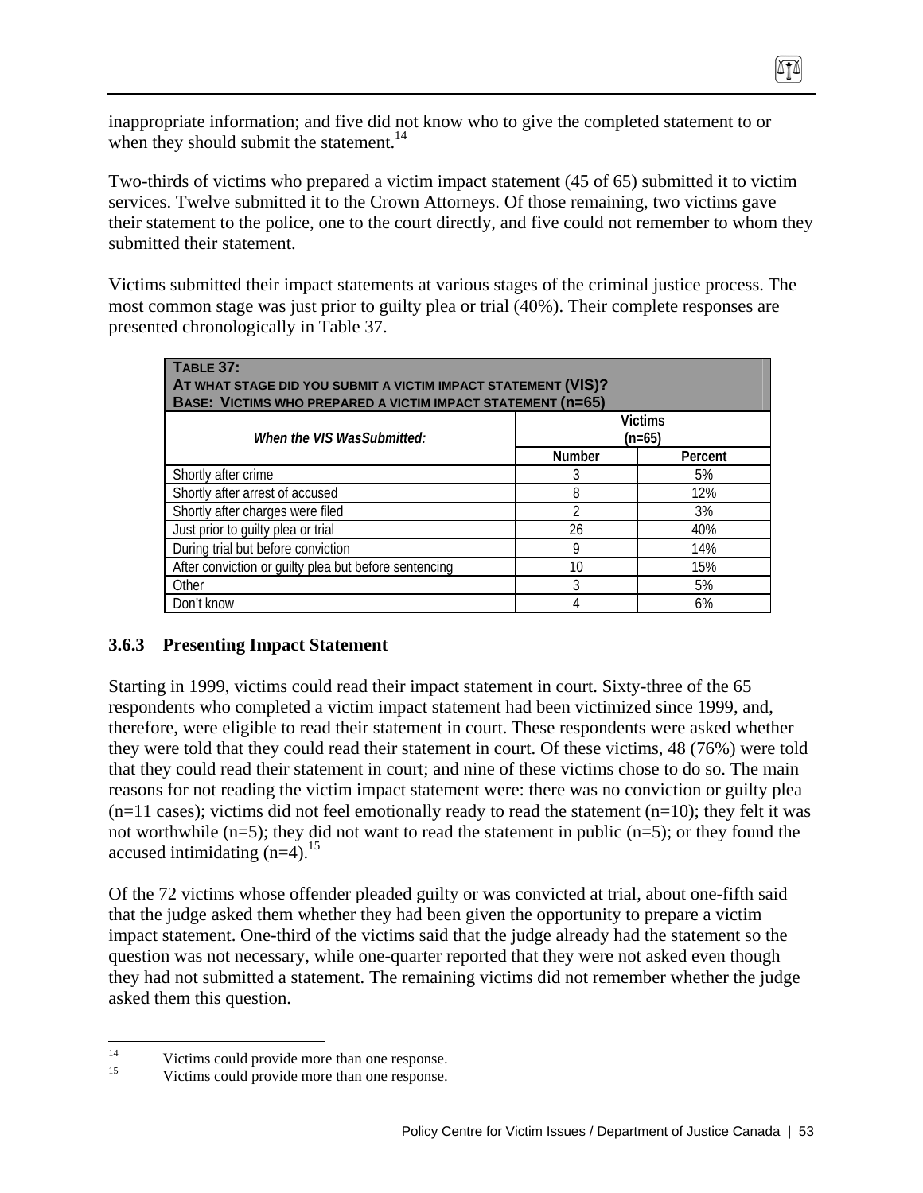inappropriate information; and five did not know who to give the completed statement to or when they should submit the statement.[14]

Two-thirds of victims who prepared a victim impact statement (45 of 65) submitted it to victim services. Twelve submitted it to the Crown Attorneys. Of those remaining, two victims gave their statement to the police, one to the court directly, and five could not remember to whom they submitted their statement.

Victims submitted their impact statements at various stages of the criminal justice process. The most common stage was just prior to guilty plea or trial (40%). Their complete responses are presented chronologically in Table 37.

**TABLE 37:**
**AT WHAT STAGE DID YOU SUBMIT A VICTIM IMPACT STATEMENT (VIS)?**
**BASE: VICTIMS WHO PREPARED A VICTIM IMPACT STATEMENT (n=65)**

| *When the VIS WasSubmitted:* | Victims (n=65) | |
|---|---|---|
| | Number | Percent |
| Shortly after crime | 3 | 5% |
| Shortly after arrest of accused | 8 | 12% |
| Shortly after charges were filed | 2 | 3% |
| Just prior to guilty plea or trial | 26 | 40% |
| During trial but before conviction | 9 | 14% |
| After conviction or guilty plea but before sentencing | 10 | 15% |
| Other | 3 | 5% |
| Don't know | 4 | 6% |

### 3.6.3 Presenting Impact Statement

Starting in 1999, victims could read their impact statement in court. Sixty-three of the 65 respondents who completed a victim impact statement had been victimized since 1999, and, therefore, were eligible to read their statement in court. These respondents were asked whether they were told that they could read their statement in court. Of these victims, 48 (76%) were told that they could read their statement in court; and nine of these victims chose to do so. The main reasons for not reading the victim impact statement were: there was no conviction or guilty plea (n=11 cases); victims did not feel emotionally ready to read the statement (n=10); they felt it was not worthwhile (n=5); they did not want to read the statement in public (n=5); or they found the accused intimidating (n=4).[15]

Of the 72 victims whose offender pleaded guilty or was convicted at trial, about one-fifth said that the judge asked them whether they had been given the opportunity to prepare a victim impact statement. One-third of the victims said that the judge already had the statement so the question was not necessary, while one-quarter reported that they were not asked even though they had not submitted a statement. The remaining victims did not remember whether the judge asked them this question.

---

[14] Victims could provide more than one response.

[15] Victims could provide more than one response.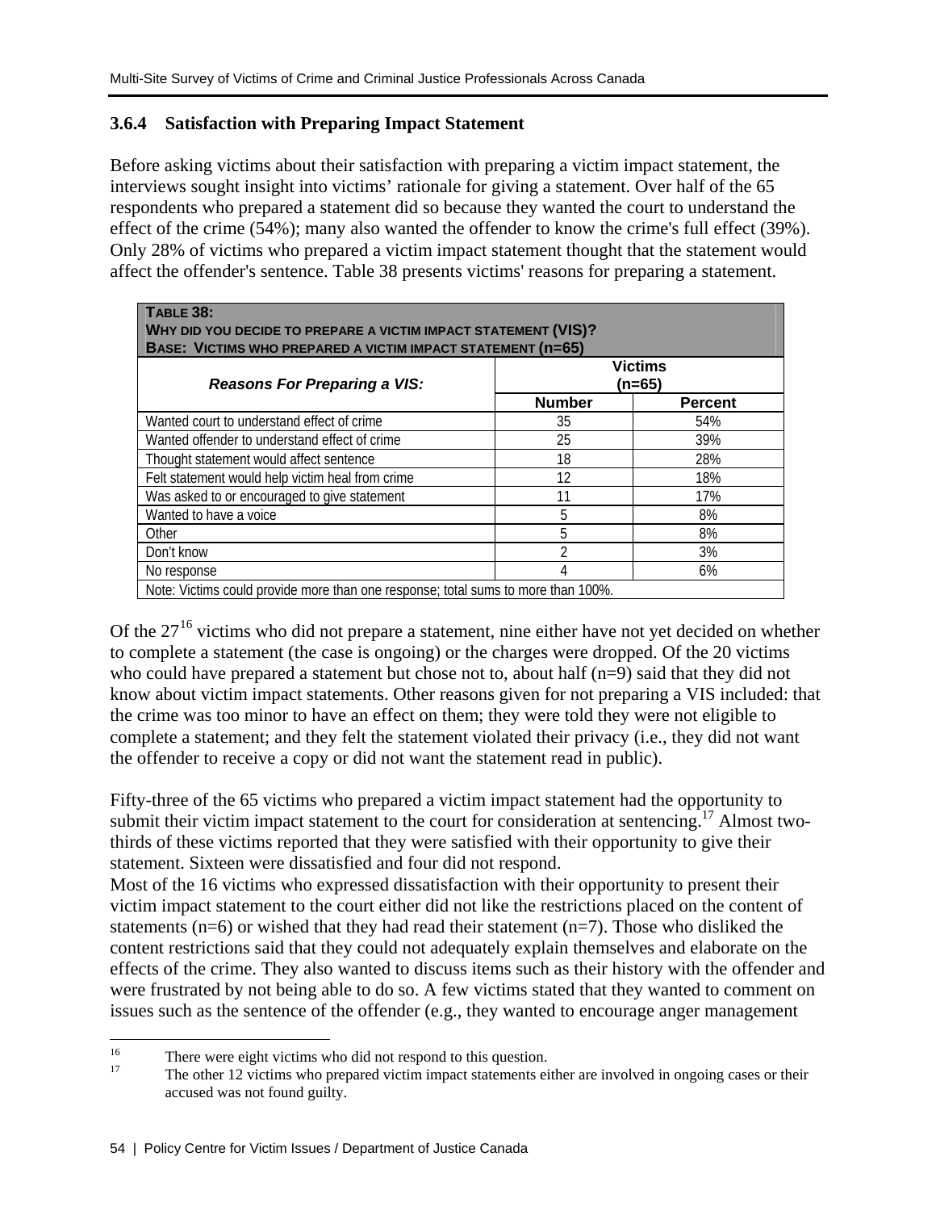### 3.6.4 Satisfaction with Preparing Impact Statement

Before asking victims about their satisfaction with preparing a victim impact statement, the interviews sought insight into victims' rationale for giving a statement. Over half of the 65 respondents who prepared a statement did so because they wanted the court to understand the effect of the crime (54%); many also wanted the offender to know the crime's full effect (39%). Only 28% of victims who prepared a victim impact statement thought that the statement would affect the offender's sentence. Table 38 presents victims' reasons for preparing a statement.

**TABLE 38:**
**WHY DID YOU DECIDE TO PREPARE A VICTIM IMPACT STATEMENT (VIS)?**
**BASE: VICTIMS WHO PREPARED A VICTIM IMPACT STATEMENT (n=65)**

| *Reasons For Preparing a VIS:* | Victims (n=65) | |
|---|---|---|
| | Number | Percent |
| Wanted court to understand effect of crime | 35 | 54% |
| Wanted offender to understand effect of crime | 25 | 39% |
| Thought statement would affect sentence | 18 | 28% |
| Felt statement would help victim heal from crime | 12 | 18% |
| Was asked to or encouraged to give statement | 11 | 17% |
| Wanted to have a voice | 5 | 8% |
| Other | 5 | 8% |
| Don't know | 2 | 3% |
| No response | 4 | 6% |

Note: Victims could provide more than one response; total sums to more than 100%.

Of the 27[16] victims who did not prepare a statement, nine either have not yet decided on whether to complete a statement (the case is ongoing) or the charges were dropped. Of the 20 victims who could have prepared a statement but chose not to, about half (n=9) said that they did not know about victim impact statements. Other reasons given for not preparing a VIS included: that the crime was too minor to have an effect on them; they were told they were not eligible to complete a statement; and they felt the statement violated their privacy (i.e., they did not want the offender to receive a copy or did not want the statement read in public).

Fifty-three of the 65 victims who prepared a victim impact statement had the opportunity to submit their victim impact statement to the court for consideration at sentencing.[17] Almost two-thirds of these victims reported that they were satisfied with their opportunity to give their statement. Sixteen were dissatisfied and four did not respond.

Most of the 16 victims who expressed dissatisfaction with their opportunity to present their victim impact statement to the court either did not like the restrictions placed on the content of statements (n=6) or wished that they had read their statement (n=7). Those who disliked the content restrictions said that they could not adequately explain themselves and elaborate on the effects of the crime. They also wanted to discuss items such as their history with the offender and were frustrated by not being able to do so. A few victims stated that they wanted to comment on issues such as the sentence of the offender (e.g., they wanted to encourage anger management

---

[16] There were eight victims who did not respond to this question.

[17] The other 12 victims who prepared victim impact statements either are involved in ongoing cases or their accused was not found guilty.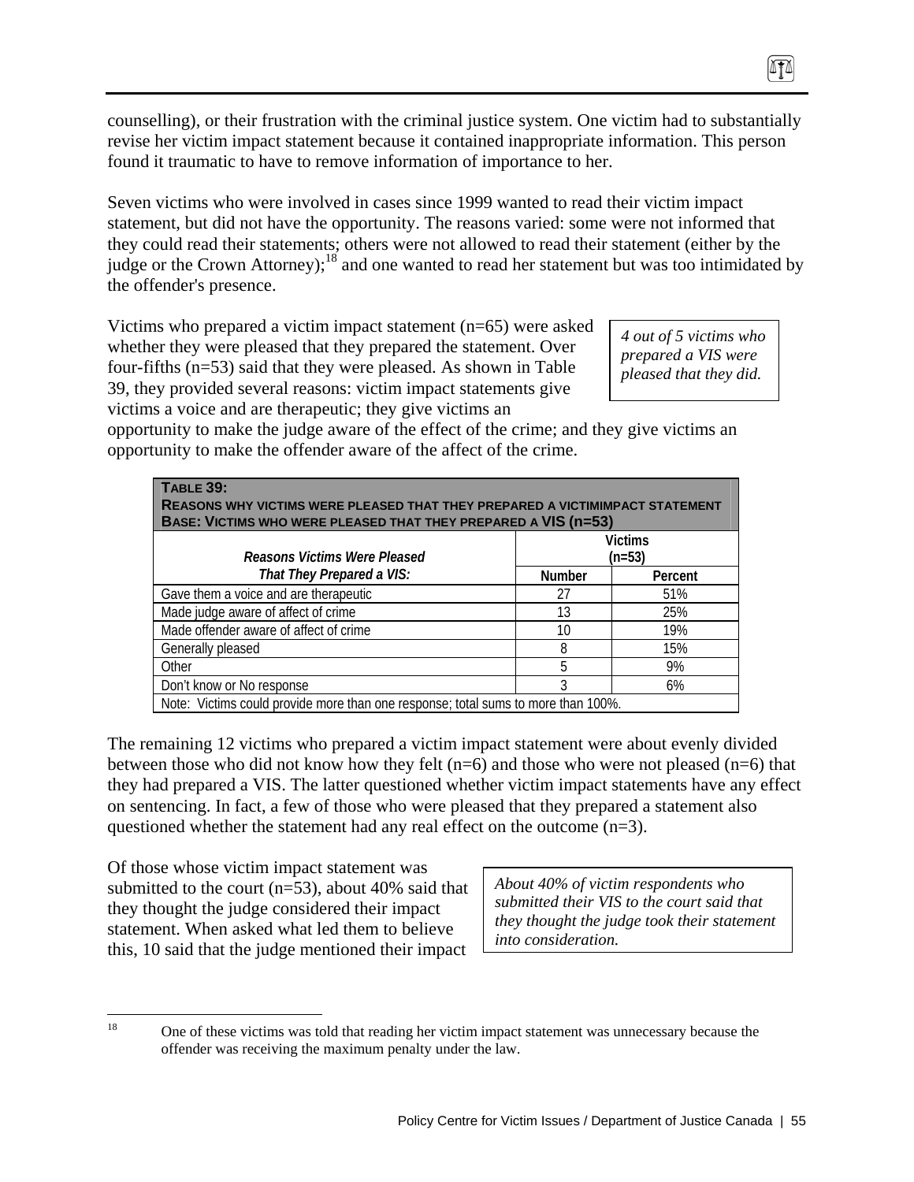counselling), or their frustration with the criminal justice system. One victim had to substantially revise her victim impact statement because it contained inappropriate information. This person found it traumatic to have to remove information of importance to her.

Seven victims who were involved in cases since 1999 wanted to read their victim impact statement, but did not have the opportunity. The reasons varied: some were not informed that they could read their statements; others were not allowed to read their statement (either by the judge or the Crown Attorney);[18] and one wanted to read her statement but was too intimidated by the offender's presence.

Victims who prepared a victim impact statement (n=65) were asked whether they were pleased that they prepared the statement. Over four-fifths (n=53) said that they were pleased. As shown in Table 39, they provided several reasons: victim impact statements give victims a voice and are therapeutic; they give victims an opportunity to make the judge aware of the effect of the crime; and they give victims an opportunity to make the offender aware of the affect of the crime.

*4 out of 5 victims who prepared a VIS were pleased that they did.*

**TABLE 39:**
**REASONS WHY VICTIMS WERE PLEASED THAT THEY PREPARED A VICTIMIMPACT STATEMENT**
**BASE: VICTIMS WHO WERE PLEASED THAT THEY PREPARED A VIS (n=53)**

| *Reasons Victims Were Pleased That They Prepared a VIS:* | Victims (n=53) | |
|---|---|---|
| | Number | Percent |
| Gave them a voice and are therapeutic | 27 | 51% |
| Made judge aware of affect of crime | 13 | 25% |
| Made offender aware of affect of crime | 10 | 19% |
| Generally pleased | 8 | 15% |
| Other | 5 | 9% |
| Don't know or No response | 3 | 6% |

Note: Victims could provide more than one response; total sums to more than 100%.

The remaining 12 victims who prepared a victim impact statement were about evenly divided between those who did not know how they felt (n=6) and those who were not pleased (n=6) that they had prepared a VIS. The latter questioned whether victim impact statements have any effect on sentencing. In fact, a few of those who were pleased that they prepared a statement also questioned whether the statement had any real effect on the outcome (n=3).

Of those whose victim impact statement was submitted to the court (n=53), about 40% said that they thought the judge considered their impact statement. When asked what led them to believe this, 10 said that the judge mentioned their impact

*About 40% of victim respondents who submitted their VIS to the court said that they thought the judge took their statement into consideration.*

[18] One of these victims was told that reading her victim impact statement was unnecessary because the offender was receiving the maximum penalty under the law.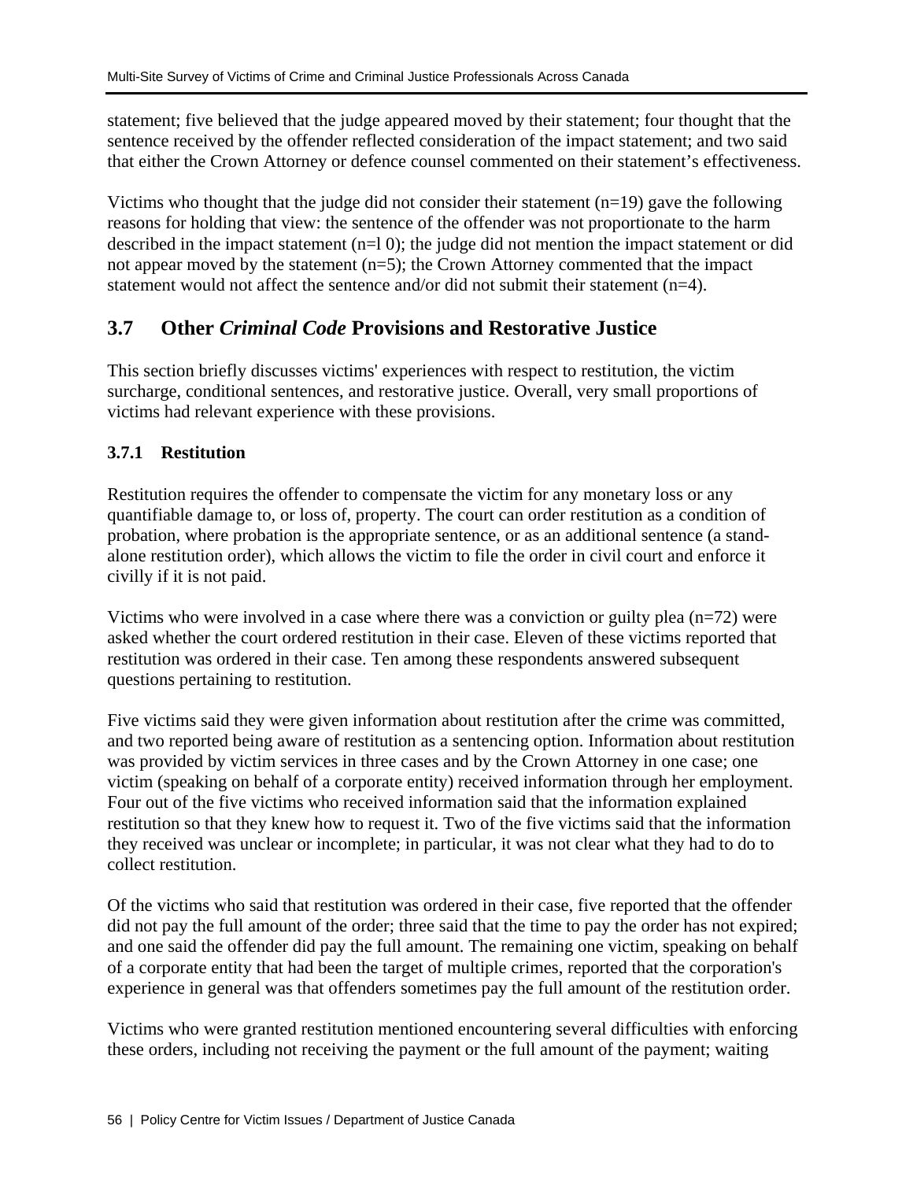statement; five believed that the judge appeared moved by their statement; four thought that the sentence received by the offender reflected consideration of the impact statement; and two said that either the Crown Attorney or defence counsel commented on their statement's effectiveness.

Victims who thought that the judge did not consider their statement (n=19) gave the following reasons for holding that view: the sentence of the offender was not proportionate to the harm described in the impact statement (n=l 0); the judge did not mention the impact statement or did not appear moved by the statement (n=5); the Crown Attorney commented that the impact statement would not affect the sentence and/or did not submit their statement (n=4).

## 3.7 Other *Criminal Code* Provisions and Restorative Justice

This section briefly discusses victims' experiences with respect to restitution, the victim surcharge, conditional sentences, and restorative justice. Overall, very small proportions of victims had relevant experience with these provisions.

### 3.7.1 Restitution

Restitution requires the offender to compensate the victim for any monetary loss or any quantifiable damage to, or loss of, property. The court can order restitution as a condition of probation, where probation is the appropriate sentence, or as an additional sentence (a stand-alone restitution order), which allows the victim to file the order in civil court and enforce it civilly if it is not paid.

Victims who were involved in a case where there was a conviction or guilty plea (n=72) were asked whether the court ordered restitution in their case. Eleven of these victims reported that restitution was ordered in their case. Ten among these respondents answered subsequent questions pertaining to restitution.

Five victims said they were given information about restitution after the crime was committed, and two reported being aware of restitution as a sentencing option. Information about restitution was provided by victim services in three cases and by the Crown Attorney in one case; one victim (speaking on behalf of a corporate entity) received information through her employment. Four out of the five victims who received information said that the information explained restitution so that they knew how to request it. Two of the five victims said that the information they received was unclear or incomplete; in particular, it was not clear what they had to do to collect restitution.

Of the victims who said that restitution was ordered in their case, five reported that the offender did not pay the full amount of the order; three said that the time to pay the order has not expired; and one said the offender did pay the full amount. The remaining one victim, speaking on behalf of a corporate entity that had been the target of multiple crimes, reported that the corporation's experience in general was that offenders sometimes pay the full amount of the restitution order.

Victims who were granted restitution mentioned encountering several difficulties with enforcing these orders, including not receiving the payment or the full amount of the payment; waiting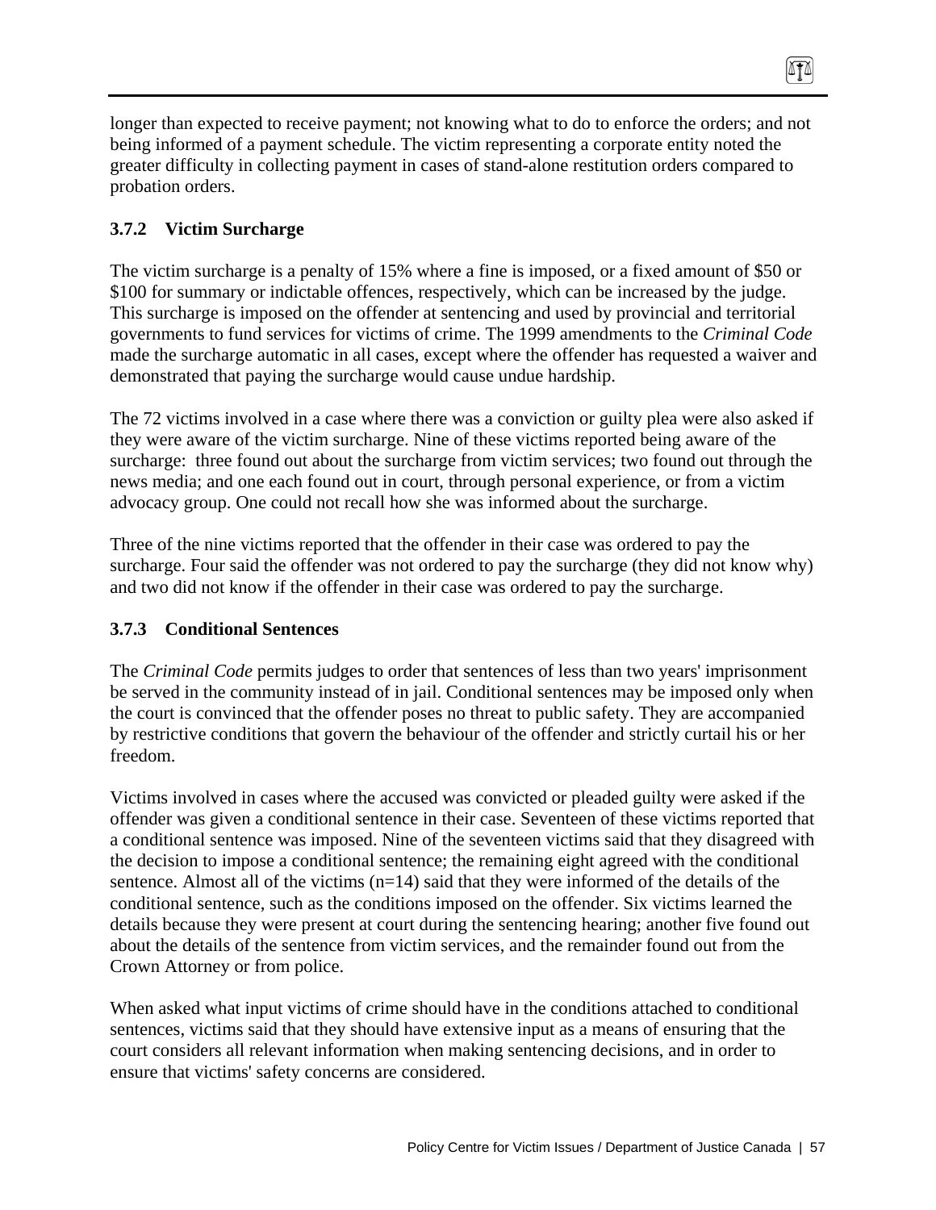longer than expected to receive payment; not knowing what to do to enforce the orders; and not being informed of a payment schedule. The victim representing a corporate entity noted the greater difficulty in collecting payment in cases of stand-alone restitution orders compared to probation orders.

### 3.7.2 Victim Surcharge

The victim surcharge is a penalty of 15% where a fine is imposed, or a fixed amount of $50 or $100 for summary or indictable offences, respectively, which can be increased by the judge. This surcharge is imposed on the offender at sentencing and used by provincial and territorial governments to fund services for victims of crime. The 1999 amendments to the *Criminal Code* made the surcharge automatic in all cases, except where the offender has requested a waiver and demonstrated that paying the surcharge would cause undue hardship.

The 72 victims involved in a case where there was a conviction or guilty plea were also asked if they were aware of the victim surcharge. Nine of these victims reported being aware of the surcharge: three found out about the surcharge from victim services; two found out through the news media; and one each found out in court, through personal experience, or from a victim advocacy group. One could not recall how she was informed about the surcharge.

Three of the nine victims reported that the offender in their case was ordered to pay the surcharge. Four said the offender was not ordered to pay the surcharge (they did not know why) and two did not know if the offender in their case was ordered to pay the surcharge.

### 3.7.3 Conditional Sentences

The *Criminal Code* permits judges to order that sentences of less than two years' imprisonment be served in the community instead of in jail. Conditional sentences may be imposed only when the court is convinced that the offender poses no threat to public safety. They are accompanied by restrictive conditions that govern the behaviour of the offender and strictly curtail his or her freedom.

Victims involved in cases where the accused was convicted or pleaded guilty were asked if the offender was given a conditional sentence in their case. Seventeen of these victims reported that a conditional sentence was imposed. Nine of the seventeen victims said that they disagreed with the decision to impose a conditional sentence; the remaining eight agreed with the conditional sentence. Almost all of the victims (n=14) said that they were informed of the details of the conditional sentence, such as the conditions imposed on the offender. Six victims learned the details because they were present at court during the sentencing hearing; another five found out about the details of the sentence from victim services, and the remainder found out from the Crown Attorney or from police.

When asked what input victims of crime should have in the conditions attached to conditional sentences, victims said that they should have extensive input as a means of ensuring that the court considers all relevant information when making sentencing decisions, and in order to ensure that victims' safety concerns are considered.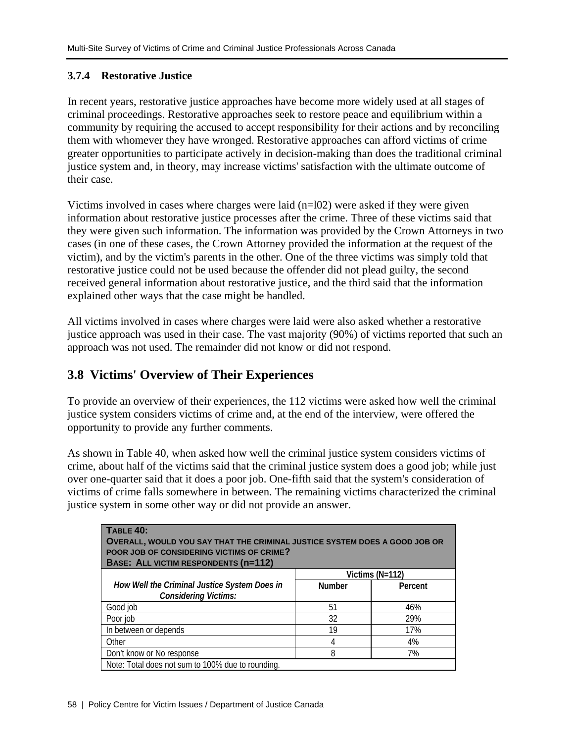### 3.7.4 Restorative Justice

In recent years, restorative justice approaches have become more widely used at all stages of criminal proceedings. Restorative approaches seek to restore peace and equilibrium within a community by requiring the accused to accept responsibility for their actions and by reconciling them with whomever they have wronged. Restorative approaches can afford victims of crime greater opportunities to participate actively in decision-making than does the traditional criminal justice system and, in theory, may increase victims' satisfaction with the ultimate outcome of their case.

Victims involved in cases where charges were laid (n=l02) were asked if they were given information about restorative justice processes after the crime. Three of these victims said that they were given such information. The information was provided by the Crown Attorneys in two cases (in one of these cases, the Crown Attorney provided the information at the request of the victim), and by the victim's parents in the other. One of the three victims was simply told that restorative justice could not be used because the offender did not plead guilty, the second received general information about restorative justice, and the third said that the information explained other ways that the case might be handled.

All victims involved in cases where charges were laid were also asked whether a restorative justice approach was used in their case. The vast majority (90%) of victims reported that such an approach was not used. The remainder did not know or did not respond.

## 3.8 Victims' Overview of Their Experiences

To provide an overview of their experiences, the 112 victims were asked how well the criminal justice system considers victims of crime and, at the end of the interview, were offered the opportunity to provide any further comments.

As shown in Table 40, when asked how well the criminal justice system considers victims of crime, about half of the victims said that the criminal justice system does a good job; while just over one-quarter said that it does a poor job. One-fifth said that the system's consideration of victims of crime falls somewhere in between. The remaining victims characterized the criminal justice system in some other way or did not provide an answer.

**TABLE 40:**
**OVERALL, WOULD YOU SAY THAT THE CRIMINAL JUSTICE SYSTEM DOES A GOOD JOB OR POOR JOB OF CONSIDERING VICTIMS OF CRIME?**
**BASE: ALL VICTIM RESPONDENTS (n=112)**

| *How Well the Criminal Justice System Does in Considering Victims:* | Victims (N=112) | |
|---|---|---|
| | Number | Percent |
| Good job | 51 | 46% |
| Poor job | 32 | 29% |
| In between or depends | 19 | 17% |
| Other | 4 | 4% |
| Don't know or No response | 8 | 7% |

Note: Total does not sum to 100% due to rounding.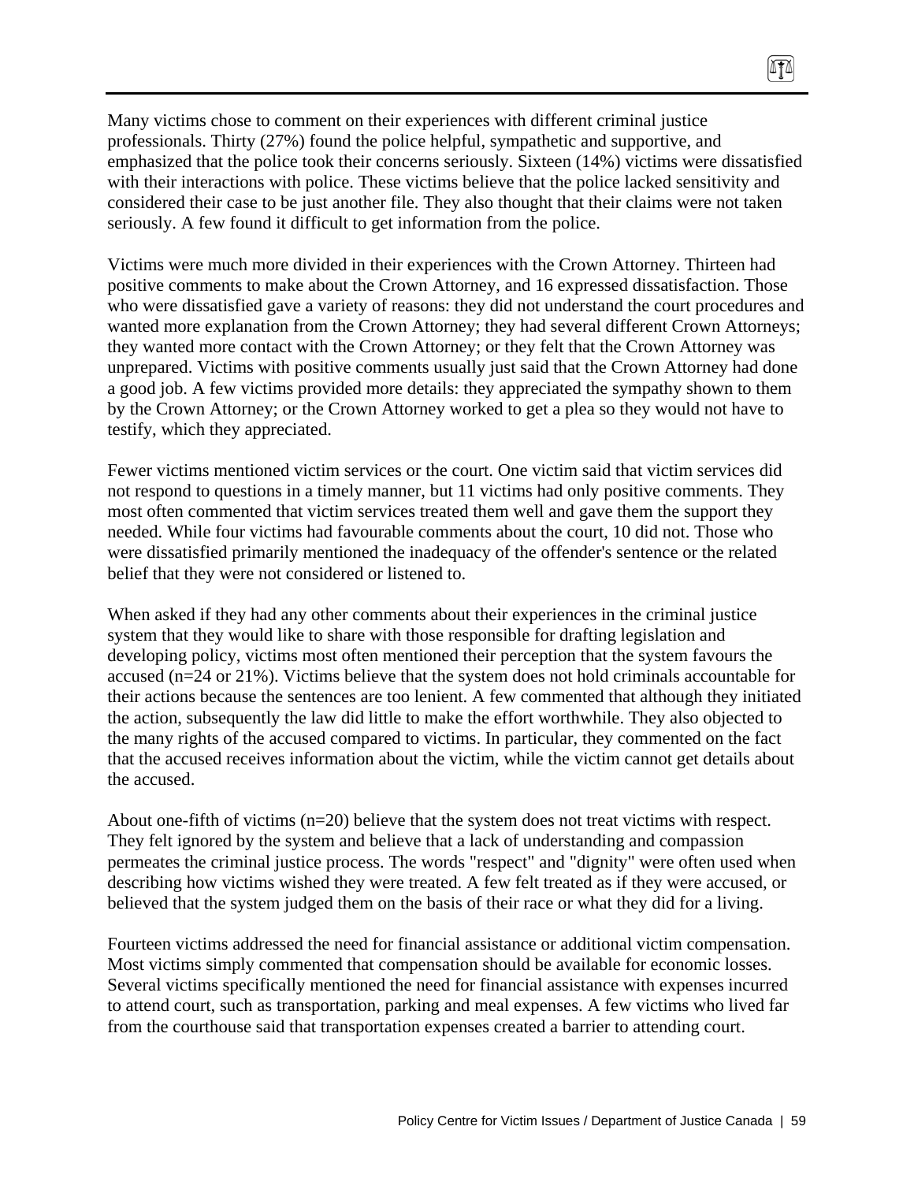Many victims chose to comment on their experiences with different criminal justice professionals. Thirty (27%) found the police helpful, sympathetic and supportive, and emphasized that the police took their concerns seriously. Sixteen (14%) victims were dissatisfied with their interactions with police. These victims believe that the police lacked sensitivity and considered their case to be just another file. They also thought that their claims were not taken seriously. A few found it difficult to get information from the police.

Victims were much more divided in their experiences with the Crown Attorney. Thirteen had positive comments to make about the Crown Attorney, and 16 expressed dissatisfaction. Those who were dissatisfied gave a variety of reasons: they did not understand the court procedures and wanted more explanation from the Crown Attorney; they had several different Crown Attorneys; they wanted more contact with the Crown Attorney; or they felt that the Crown Attorney was unprepared. Victims with positive comments usually just said that the Crown Attorney had done a good job. A few victims provided more details: they appreciated the sympathy shown to them by the Crown Attorney; or the Crown Attorney worked to get a plea so they would not have to testify, which they appreciated.

Fewer victims mentioned victim services or the court. One victim said that victim services did not respond to questions in a timely manner, but 11 victims had only positive comments. They most often commented that victim services treated them well and gave them the support they needed. While four victims had favourable comments about the court, 10 did not. Those who were dissatisfied primarily mentioned the inadequacy of the offender's sentence or the related belief that they were not considered or listened to.

When asked if they had any other comments about their experiences in the criminal justice system that they would like to share with those responsible for drafting legislation and developing policy, victims most often mentioned their perception that the system favours the accused (n=24 or 21%). Victims believe that the system does not hold criminals accountable for their actions because the sentences are too lenient. A few commented that although they initiated the action, subsequently the law did little to make the effort worthwhile. They also objected to the many rights of the accused compared to victims. In particular, they commented on the fact that the accused receives information about the victim, while the victim cannot get details about the accused.

About one-fifth of victims (n=20) believe that the system does not treat victims with respect. They felt ignored by the system and believe that a lack of understanding and compassion permeates the criminal justice process. The words "respect" and "dignity" were often used when describing how victims wished they were treated. A few felt treated as if they were accused, or believed that the system judged them on the basis of their race or what they did for a living.

Fourteen victims addressed the need for financial assistance or additional victim compensation. Most victims simply commented that compensation should be available for economic losses. Several victims specifically mentioned the need for financial assistance with expenses incurred to attend court, such as transportation, parking and meal expenses. A few victims who lived far from the courthouse said that transportation expenses created a barrier to attending court.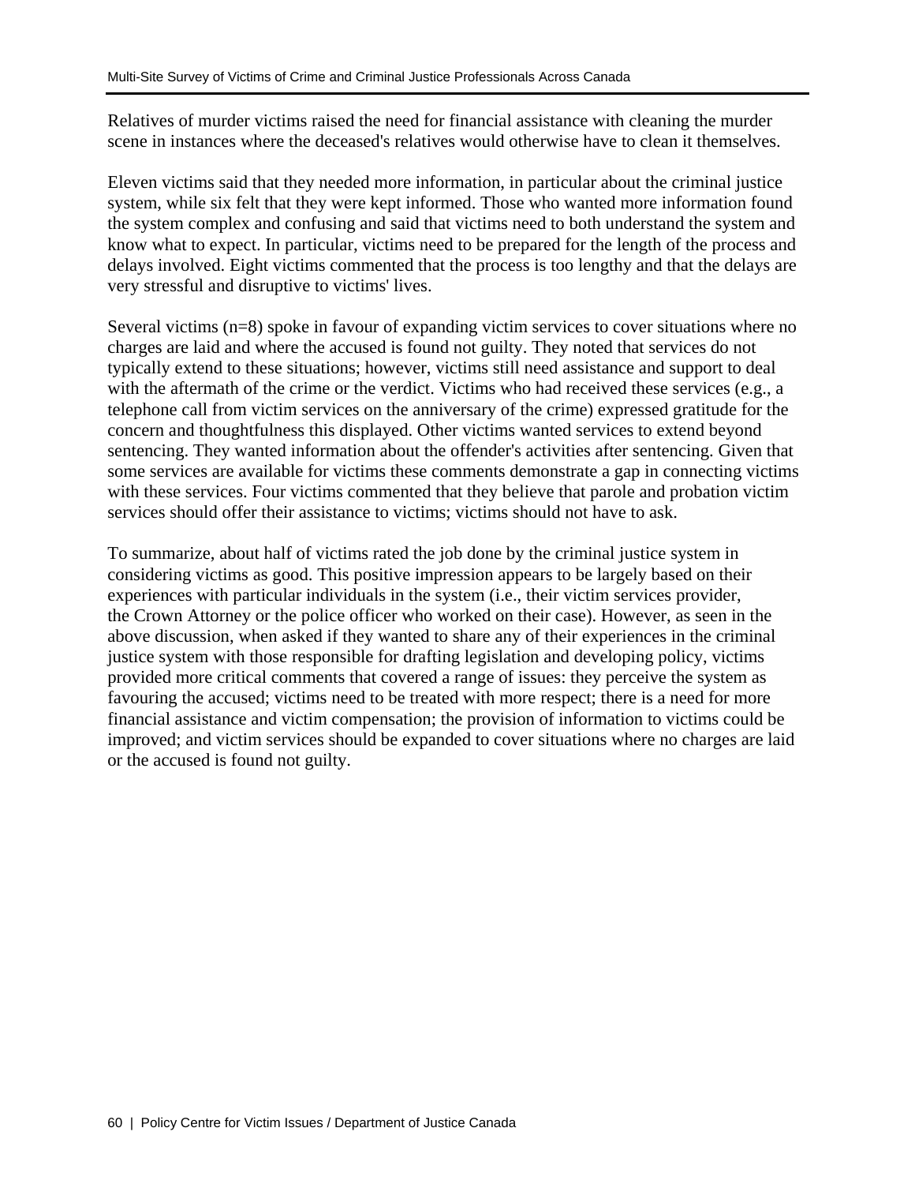Relatives of murder victims raised the need for financial assistance with cleaning the murder scene in instances where the deceased's relatives would otherwise have to clean it themselves.

Eleven victims said that they needed more information, in particular about the criminal justice system, while six felt that they were kept informed. Those who wanted more information found the system complex and confusing and said that victims need to both understand the system and know what to expect. In particular, victims need to be prepared for the length of the process and delays involved. Eight victims commented that the process is too lengthy and that the delays are very stressful and disruptive to victims' lives.

Several victims (n=8) spoke in favour of expanding victim services to cover situations where no charges are laid and where the accused is found not guilty. They noted that services do not typically extend to these situations; however, victims still need assistance and support to deal with the aftermath of the crime or the verdict. Victims who had received these services (e.g., a telephone call from victim services on the anniversary of the crime) expressed gratitude for the concern and thoughtfulness this displayed. Other victims wanted services to extend beyond sentencing. They wanted information about the offender's activities after sentencing. Given that some services are available for victims these comments demonstrate a gap in connecting victims with these services. Four victims commented that they believe that parole and probation victim services should offer their assistance to victims; victims should not have to ask.

To summarize, about half of victims rated the job done by the criminal justice system in considering victims as good. This positive impression appears to be largely based on their experiences with particular individuals in the system (i.e., their victim services provider, the Crown Attorney or the police officer who worked on their case). However, as seen in the above discussion, when asked if they wanted to share any of their experiences in the criminal justice system with those responsible for drafting legislation and developing policy, victims provided more critical comments that covered a range of issues: they perceive the system as favouring the accused; victims need to be treated with more respect; there is a need for more financial assistance and victim compensation; the provision of information to victims could be improved; and victim services should be expanded to cover situations where no charges are laid or the accused is found not guilty.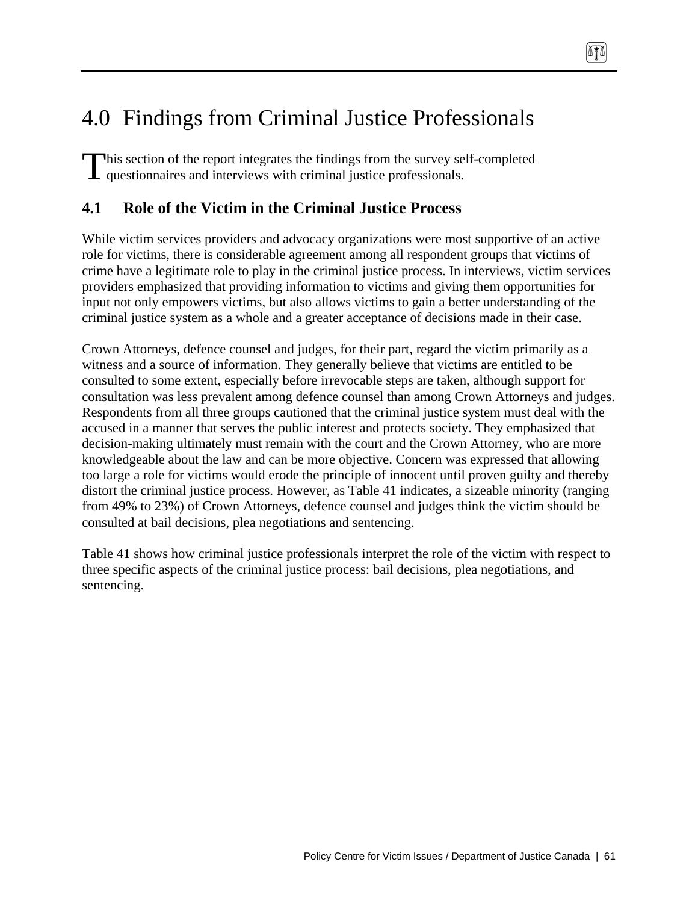# 4.0 Findings from Criminal Justice Professionals

This section of the report integrates the findings from the survey self-completed questionnaires and interviews with criminal justice professionals.

## 4.1 Role of the Victim in the Criminal Justice Process

While victim services providers and advocacy organizations were most supportive of an active role for victims, there is considerable agreement among all respondent groups that victims of crime have a legitimate role to play in the criminal justice process. In interviews, victim services providers emphasized that providing information to victims and giving them opportunities for input not only empowers victims, but also allows victims to gain a better understanding of the criminal justice system as a whole and a greater acceptance of decisions made in their case.

Crown Attorneys, defence counsel and judges, for their part, regard the victim primarily as a witness and a source of information. They generally believe that victims are entitled to be consulted to some extent, especially before irrevocable steps are taken, although support for consultation was less prevalent among defence counsel than among Crown Attorneys and judges. Respondents from all three groups cautioned that the criminal justice system must deal with the accused in a manner that serves the public interest and protects society. They emphasized that decision-making ultimately must remain with the court and the Crown Attorney, who are more knowledgeable about the law and can be more objective. Concern was expressed that allowing too large a role for victims would erode the principle of innocent until proven guilty and thereby distort the criminal justice process. However, as Table 41 indicates, a sizeable minority (ranging from 49% to 23%) of Crown Attorneys, defence counsel and judges think the victim should be consulted at bail decisions, plea negotiations and sentencing.

Table 41 shows how criminal justice professionals interpret the role of the victim with respect to three specific aspects of the criminal justice process: bail decisions, plea negotiations, and sentencing.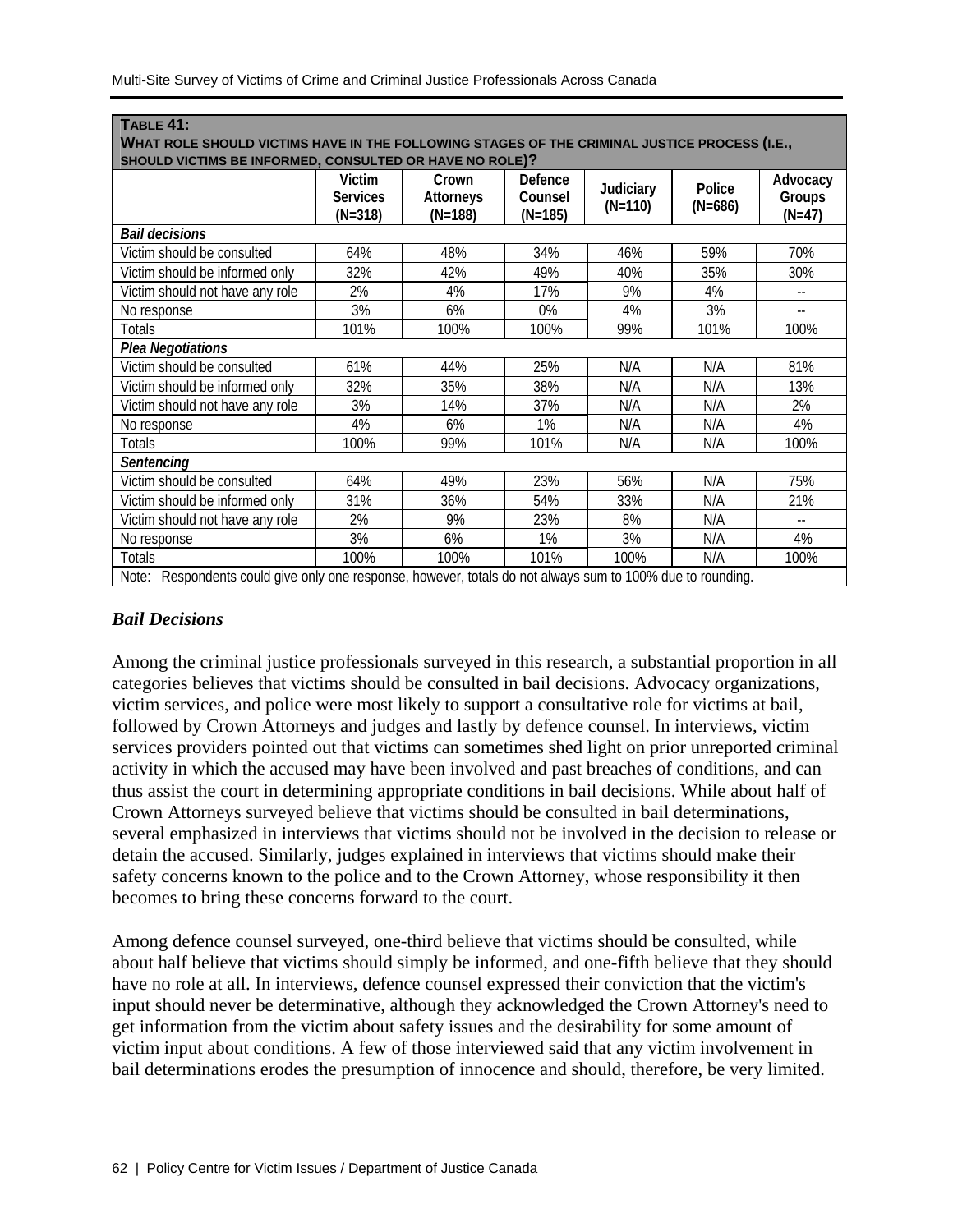**TABLE 41:**
**WHAT ROLE SHOULD VICTIMS HAVE IN THE FOLLOWING STAGES OF THE CRIMINAL JUSTICE PROCESS (I.E., SHOULD VICTIMS BE INFORMED, CONSULTED OR HAVE NO ROLE)?**

| | Victim Services (N=318) | Crown Attorneys (N=188) | Defence Counsel (N=185) | Judiciary (N=110) | Police (N=686) | Advocacy Groups (N=47) |
|---|---|---|---|---|---|---|
| ***Bail decisions*** | | | | | | |
| Victim should be consulted | 64% | 48% | 34% | 46% | 59% | 70% |
| Victim should be informed only | 32% | 42% | 49% | 40% | 35% | 30% |
| Victim should not have any role | 2% | 4% | 17% | 9% | 4% | -- |
| No response | 3% | 6% | 0% | 4% | 3% | -- |
| Totals | 101% | 100% | 100% | 99% | 101% | 100% |
| ***Plea Negotiations*** | | | | | | |
| Victim should be consulted | 61% | 44% | 25% | N/A | N/A | 81% |
| Victim should be informed only | 32% | 35% | 38% | N/A | N/A | 13% |
| Victim should not have any role | 3% | 14% | 37% | N/A | N/A | 2% |
| No response | 4% | 6% | 1% | N/A | N/A | 4% |
| Totals | 100% | 99% | 101% | N/A | N/A | 100% |
| ***Sentencing*** | | | | | | |
| Victim should be consulted | 64% | 49% | 23% | 56% | N/A | 75% |
| Victim should be informed only | 31% | 36% | 54% | 33% | N/A | 21% |
| Victim should not have any role | 2% | 9% | 23% | 8% | N/A | -- |
| No response | 3% | 6% | 1% | 3% | N/A | 4% |
| Totals | 100% | 100% | 101% | 100% | N/A | 100% |

Note: Respondents could give only one response, however, totals do not always sum to 100% due to rounding.

### *Bail Decisions*

Among the criminal justice professionals surveyed in this research, a substantial proportion in all categories believes that victims should be consulted in bail decisions. Advocacy organizations, victim services, and police were most likely to support a consultative role for victims at bail, followed by Crown Attorneys and judges and lastly by defence counsel. In interviews, victim services providers pointed out that victims can sometimes shed light on prior unreported criminal activity in which the accused may have been involved and past breaches of conditions, and can thus assist the court in determining appropriate conditions in bail decisions. While about half of Crown Attorneys surveyed believe that victims should be consulted in bail determinations, several emphasized in interviews that victims should not be involved in the decision to release or detain the accused. Similarly, judges explained in interviews that victims should make their safety concerns known to the police and to the Crown Attorney, whose responsibility it then becomes to bring these concerns forward to the court.

Among defence counsel surveyed, one-third believe that victims should be consulted, while about half believe that victims should simply be informed, and one-fifth believe that they should have no role at all. In interviews, defence counsel expressed their conviction that the victim's input should never be determinative, although they acknowledged the Crown Attorney's need to get information from the victim about safety issues and the desirability for some amount of victim input about conditions. A few of those interviewed said that any victim involvement in bail determinations erodes the presumption of innocence and should, therefore, be very limited.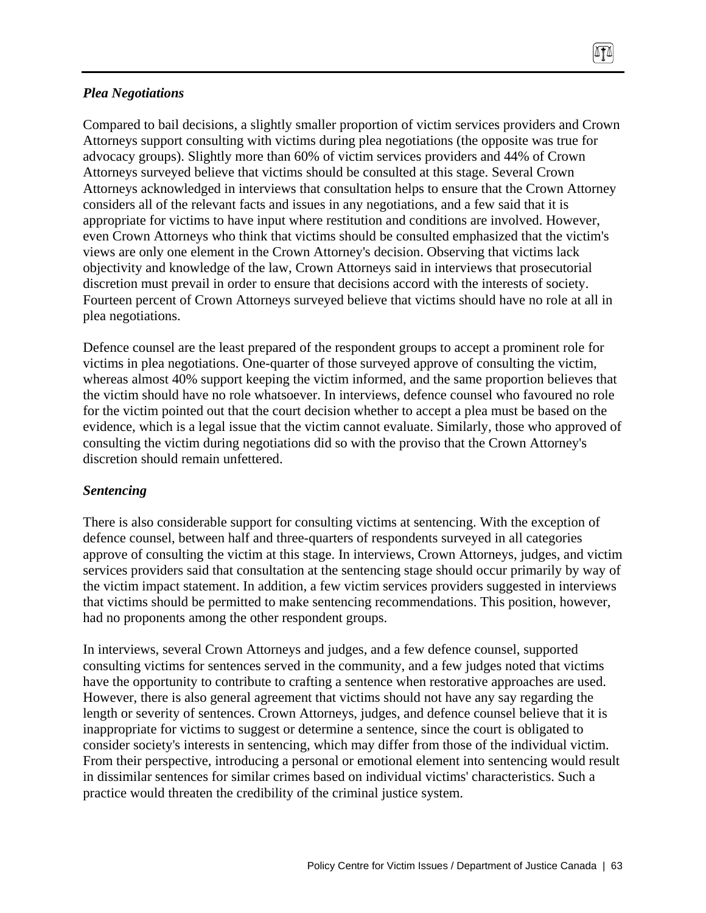### *Plea Negotiations*

Compared to bail decisions, a slightly smaller proportion of victim services providers and Crown Attorneys support consulting with victims during plea negotiations (the opposite was true for advocacy groups). Slightly more than 60% of victim services providers and 44% of Crown Attorneys surveyed believe that victims should be consulted at this stage. Several Crown Attorneys acknowledged in interviews that consultation helps to ensure that the Crown Attorney considers all of the relevant facts and issues in any negotiations, and a few said that it is appropriate for victims to have input where restitution and conditions are involved. However, even Crown Attorneys who think that victims should be consulted emphasized that the victim's views are only one element in the Crown Attorney's decision. Observing that victims lack objectivity and knowledge of the law, Crown Attorneys said in interviews that prosecutorial discretion must prevail in order to ensure that decisions accord with the interests of society. Fourteen percent of Crown Attorneys surveyed believe that victims should have no role at all in plea negotiations.

Defence counsel are the least prepared of the respondent groups to accept a prominent role for victims in plea negotiations. One-quarter of those surveyed approve of consulting the victim, whereas almost 40% support keeping the victim informed, and the same proportion believes that the victim should have no role whatsoever. In interviews, defence counsel who favoured no role for the victim pointed out that the court decision whether to accept a plea must be based on the evidence, which is a legal issue that the victim cannot evaluate. Similarly, those who approved of consulting the victim during negotiations did so with the proviso that the Crown Attorney's discretion should remain unfettered.

### *Sentencing*

There is also considerable support for consulting victims at sentencing. With the exception of defence counsel, between half and three-quarters of respondents surveyed in all categories approve of consulting the victim at this stage. In interviews, Crown Attorneys, judges, and victim services providers said that consultation at the sentencing stage should occur primarily by way of the victim impact statement. In addition, a few victim services providers suggested in interviews that victims should be permitted to make sentencing recommendations. This position, however, had no proponents among the other respondent groups.

In interviews, several Crown Attorneys and judges, and a few defence counsel, supported consulting victims for sentences served in the community, and a few judges noted that victims have the opportunity to contribute to crafting a sentence when restorative approaches are used. However, there is also general agreement that victims should not have any say regarding the length or severity of sentences. Crown Attorneys, judges, and defence counsel believe that it is inappropriate for victims to suggest or determine a sentence, since the court is obligated to consider society's interests in sentencing, which may differ from those of the individual victim. From their perspective, introducing a personal or emotional element into sentencing would result in dissimilar sentences for similar crimes based on individual victims' characteristics. Such a practice would threaten the credibility of the criminal justice system.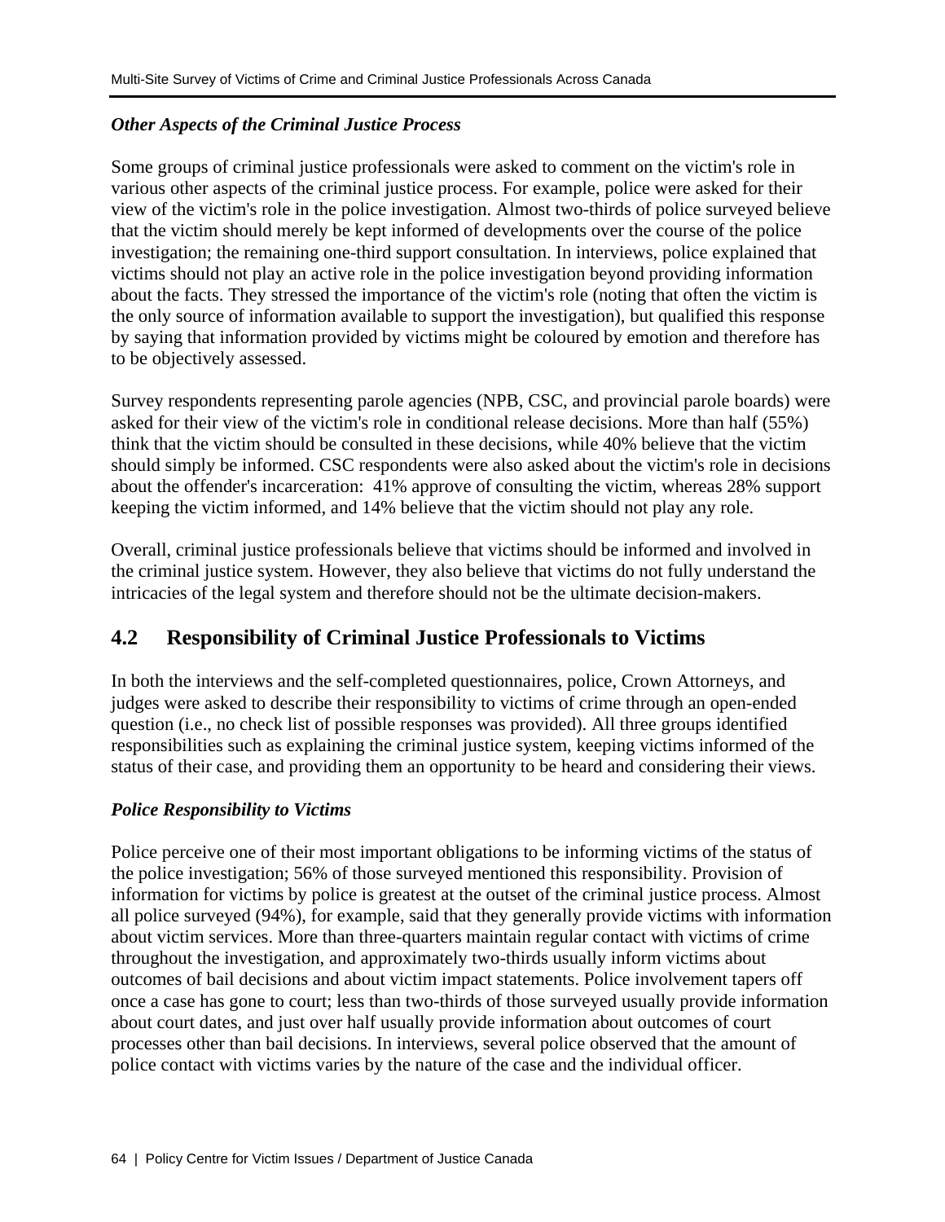### *Other Aspects of the Criminal Justice Process*

Some groups of criminal justice professionals were asked to comment on the victim's role in various other aspects of the criminal justice process. For example, police were asked for their view of the victim's role in the police investigation. Almost two-thirds of police surveyed believe that the victim should merely be kept informed of developments over the course of the police investigation; the remaining one-third support consultation. In interviews, police explained that victims should not play an active role in the police investigation beyond providing information about the facts. They stressed the importance of the victim's role (noting that often the victim is the only source of information available to support the investigation), but qualified this response by saying that information provided by victims might be coloured by emotion and therefore has to be objectively assessed.

Survey respondents representing parole agencies (NPB, CSC, and provincial parole boards) were asked for their view of the victim's role in conditional release decisions. More than half (55%) think that the victim should be consulted in these decisions, while 40% believe that the victim should simply be informed. CSC respondents were also asked about the victim's role in decisions about the offender's incarceration: 41% approve of consulting the victim, whereas 28% support keeping the victim informed, and 14% believe that the victim should not play any role.

Overall, criminal justice professionals believe that victims should be informed and involved in the criminal justice system. However, they also believe that victims do not fully understand the intricacies of the legal system and therefore should not be the ultimate decision-makers.

## 4.2 Responsibility of Criminal Justice Professionals to Victims

In both the interviews and the self-completed questionnaires, police, Crown Attorneys, and judges were asked to describe their responsibility to victims of crime through an open-ended question (i.e., no check list of possible responses was provided). All three groups identified responsibilities such as explaining the criminal justice system, keeping victims informed of the status of their case, and providing them an opportunity to be heard and considering their views.

### *Police Responsibility to Victims*

Police perceive one of their most important obligations to be informing victims of the status of the police investigation; 56% of those surveyed mentioned this responsibility. Provision of information for victims by police is greatest at the outset of the criminal justice process. Almost all police surveyed (94%), for example, said that they generally provide victims with information about victim services. More than three-quarters maintain regular contact with victims of crime throughout the investigation, and approximately two-thirds usually inform victims about outcomes of bail decisions and about victim impact statements. Police involvement tapers off once a case has gone to court; less than two-thirds of those surveyed usually provide information about court dates, and just over half usually provide information about outcomes of court processes other than bail decisions. In interviews, several police observed that the amount of police contact with victims varies by the nature of the case and the individual officer.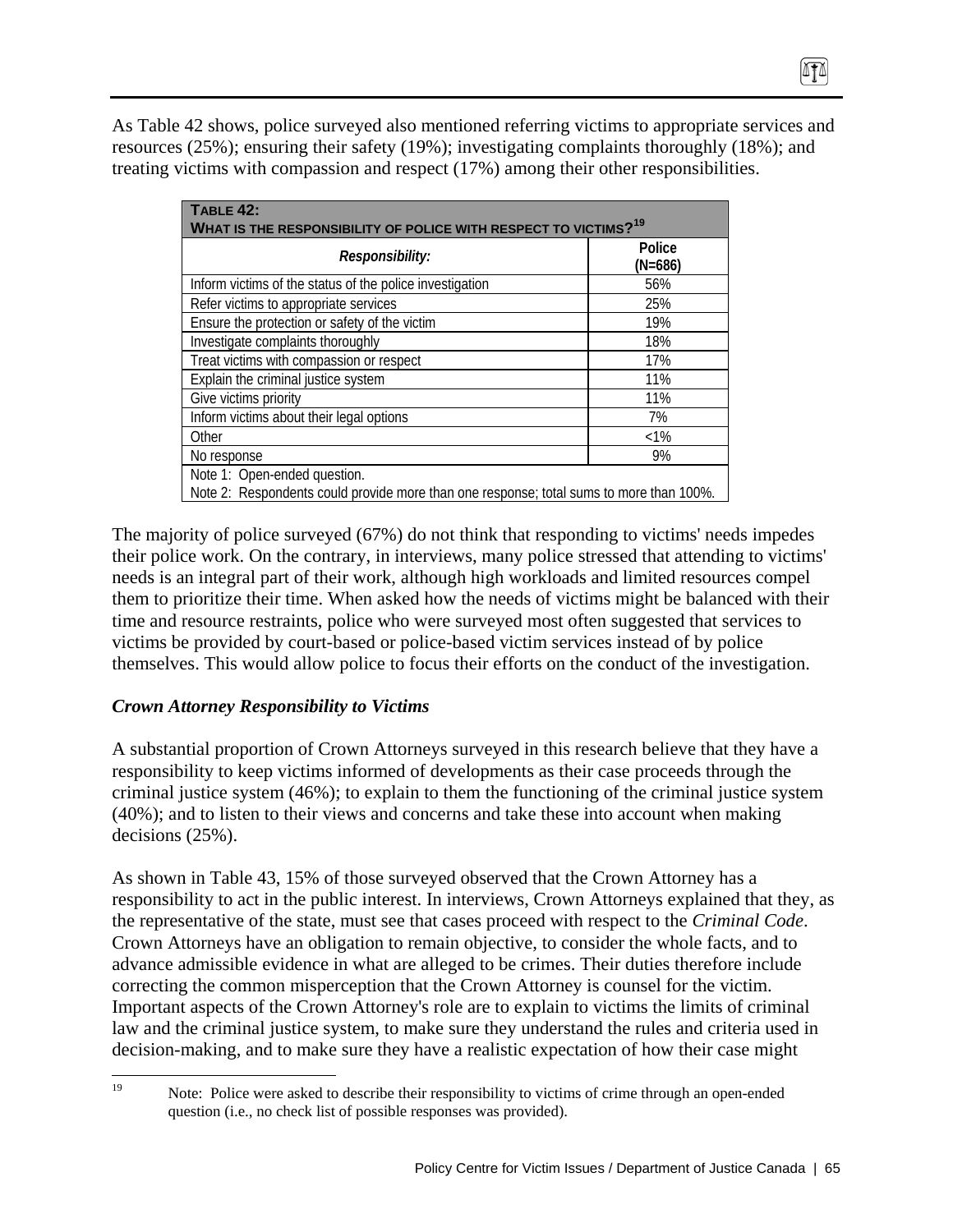As Table 42 shows, police surveyed also mentioned referring victims to appropriate services and resources (25%); ensuring their safety (19%); investigating complaints thoroughly (18%); and treating victims with compassion and respect (17%) among their other responsibilities.

| **TABLE 42: WHAT IS THE RESPONSIBILITY OF POLICE WITH RESPECT TO VICTIMS?[19]** | |
|---|---|
| ***Responsibility:*** | **Police (N=686)** |
| Inform victims of the status of the police investigation | 56% |
| Refer victims to appropriate services | 25% |
| Ensure the protection or safety of the victim | 19% |
| Investigate complaints thoroughly | 18% |
| Treat victims with compassion or respect | 17% |
| Explain the criminal justice system | 11% |
| Give victims priority | 11% |
| Inform victims about their legal options | 7% |
| Other | <1% |
| No response | 9% |
| Note 1: Open-ended question. Note 2: Respondents could provide more than one response; total sums to more than 100%. | |

The majority of police surveyed (67%) do not think that responding to victims' needs impedes their police work. On the contrary, in interviews, many police stressed that attending to victims' needs is an integral part of their work, although high workloads and limited resources compel them to prioritize their time. When asked how the needs of victims might be balanced with their time and resource restraints, police who were surveyed most often suggested that services to victims be provided by court-based or police-based victim services instead of by police themselves. This would allow police to focus their efforts on the conduct of the investigation.

### *Crown Attorney Responsibility to Victims*

A substantial proportion of Crown Attorneys surveyed in this research believe that they have a responsibility to keep victims informed of developments as their case proceeds through the criminal justice system (46%); to explain to them the functioning of the criminal justice system (40%); and to listen to their views and concerns and take these into account when making decisions (25%).

As shown in Table 43, 15% of those surveyed observed that the Crown Attorney has a responsibility to act in the public interest. In interviews, Crown Attorneys explained that they, as the representative of the state, must see that cases proceed with respect to the *Criminal Code*. Crown Attorneys have an obligation to remain objective, to consider the whole facts, and to advance admissible evidence in what are alleged to be crimes. Their duties therefore include correcting the common misperception that the Crown Attorney is counsel for the victim. Important aspects of the Crown Attorney's role are to explain to victims the limits of criminal law and the criminal justice system, to make sure they understand the rules and criteria used in decision-making, and to make sure they have a realistic expectation of how their case might

[19] Note: Police were asked to describe their responsibility to victims of crime through an open-ended question (i.e., no check list of possible responses was provided).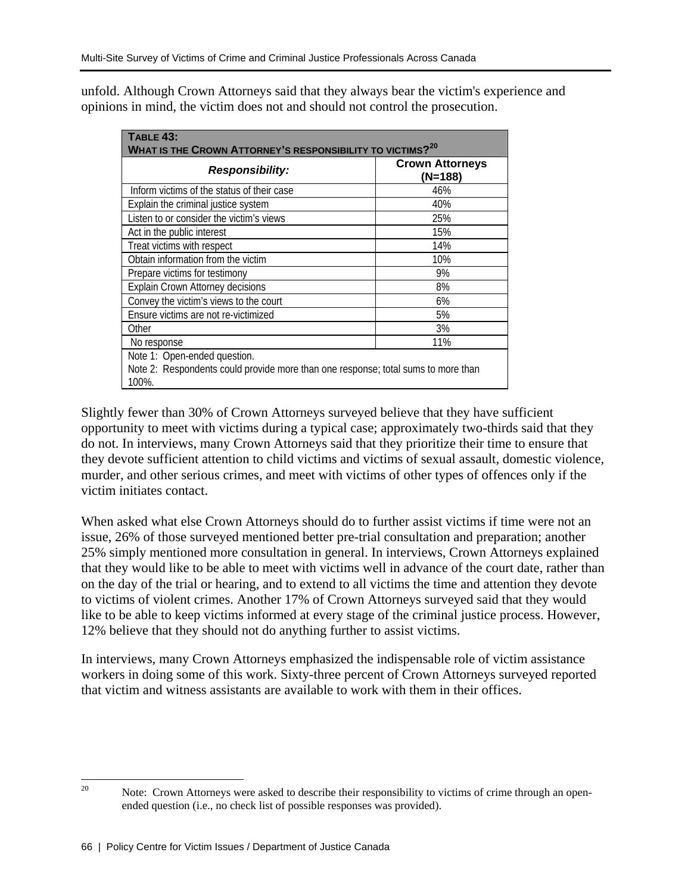unfold. Although Crown Attorneys said that they always bear the victim's experience and opinions in mind, the victim does not and should not control the prosecution.

**TABLE 43: WHAT IS THE CROWN ATTORNEY'S RESPONSIBILITY TO VICTIMS?[20]**

| *Responsibility:* | Crown Attorneys (N=188) |
|---|---|
| Inform victims of the status of their case | 46% |
| Explain the criminal justice system | 40% |
| Listen to or consider the victim's views | 25% |
| Act in the public interest | 15% |
| Treat victims with respect | 14% |
| Obtain information from the victim | 10% |
| Prepare victims for testimony | 9% |
| Explain Crown Attorney decisions | 8% |
| Convey the victim's views to the court | 6% |
| Ensure victims are not re-victimized | 5% |
| Other | 3% |
| No response | 11% |

Note 1: Open-ended question.
Note 2: Respondents could provide more than one response; total sums to more than 100%.

Slightly fewer than 30% of Crown Attorneys surveyed believe that they have sufficient opportunity to meet with victims during a typical case; approximately two-thirds said that they do not. In interviews, many Crown Attorneys said that they prioritize their time to ensure that they devote sufficient attention to child victims and victims of sexual assault, domestic violence, murder, and other serious crimes, and meet with victims of other types of offences only if the victim initiates contact.

When asked what else Crown Attorneys should do to further assist victims if time were not an issue, 26% of those surveyed mentioned better pre-trial consultation and preparation; another 25% simply mentioned more consultation in general. In interviews, Crown Attorneys explained that they would like to be able to meet with victims well in advance of the court date, rather than on the day of the trial or hearing, and to extend to all victims the time and attention they devote to victims of violent crimes. Another 17% of Crown Attorneys surveyed said that they would like to be able to keep victims informed at every stage of the criminal justice process. However, 12% believe that they should not do anything further to assist victims.

In interviews, many Crown Attorneys emphasized the indispensable role of victim assistance workers in doing some of this work. Sixty-three percent of Crown Attorneys surveyed reported that victim and witness assistants are available to work with them in their offices.

[20] Note: Crown Attorneys were asked to describe their responsibility to victims of crime through an open-ended question (i.e., no check list of possible responses was provided).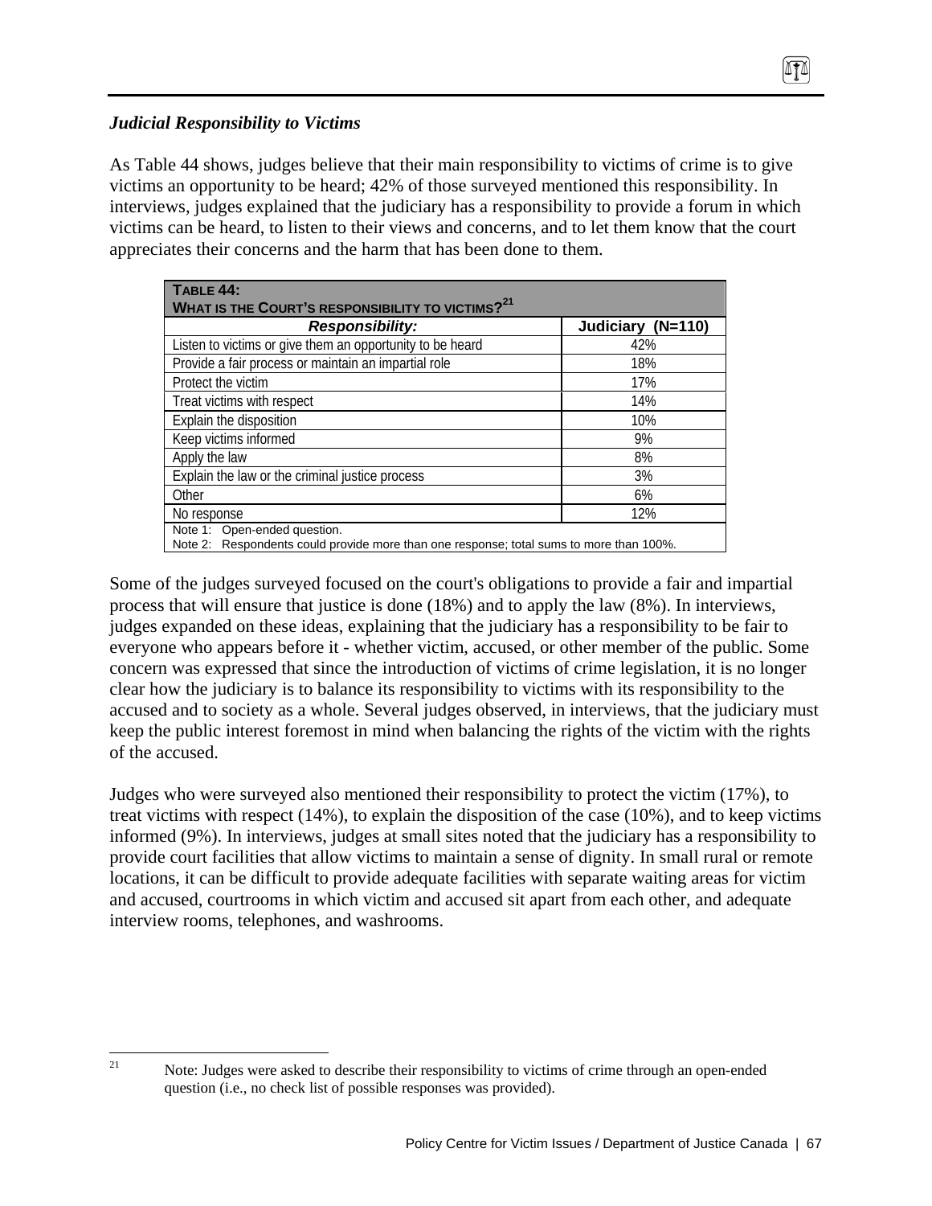### *Judicial Responsibility to Victims*

As Table 44 shows, judges believe that their main responsibility to victims of crime is to give victims an opportunity to be heard; 42% of those surveyed mentioned this responsibility. In interviews, judges explained that the judiciary has a responsibility to provide a forum in which victims can be heard, to listen to their views and concerns, and to let them know that the court appreciates their concerns and the harm that has been done to them.

**TABLE 44: WHAT IS THE COURT'S RESPONSIBILITY TO VICTIMS?[21]**

| *Responsibility:* | Judiciary (N=110) |
|---|---|
| Listen to victims or give them an opportunity to be heard | 42% |
| Provide a fair process or maintain an impartial role | 18% |
| Protect the victim | 17% |
| Treat victims with respect | 14% |
| Explain the disposition | 10% |
| Keep victims informed | 9% |
| Apply the law | 8% |
| Explain the law or the criminal justice process | 3% |
| Other | 6% |
| No response | 12% |

Note 1: Open-ended question.
Note 2: Respondents could provide more than one response; total sums to more than 100%.

Some of the judges surveyed focused on the court's obligations to provide a fair and impartial process that will ensure that justice is done (18%) and to apply the law (8%). In interviews, judges expanded on these ideas, explaining that the judiciary has a responsibility to be fair to everyone who appears before it - whether victim, accused, or other member of the public. Some concern was expressed that since the introduction of victims of crime legislation, it is no longer clear how the judiciary is to balance its responsibility to victims with its responsibility to the accused and to society as a whole. Several judges observed, in interviews, that the judiciary must keep the public interest foremost in mind when balancing the rights of the victim with the rights of the accused.

Judges who were surveyed also mentioned their responsibility to protect the victim (17%), to treat victims with respect (14%), to explain the disposition of the case (10%), and to keep victims informed (9%). In interviews, judges at small sites noted that the judiciary has a responsibility to provide court facilities that allow victims to maintain a sense of dignity. In small rural or remote locations, it can be difficult to provide adequate facilities with separate waiting areas for victim and accused, courtrooms in which victim and accused sit apart from each other, and adequate interview rooms, telephones, and washrooms.

---

[21] Note: Judges were asked to describe their responsibility to victims of crime through an open-ended question (i.e., no check list of possible responses was provided).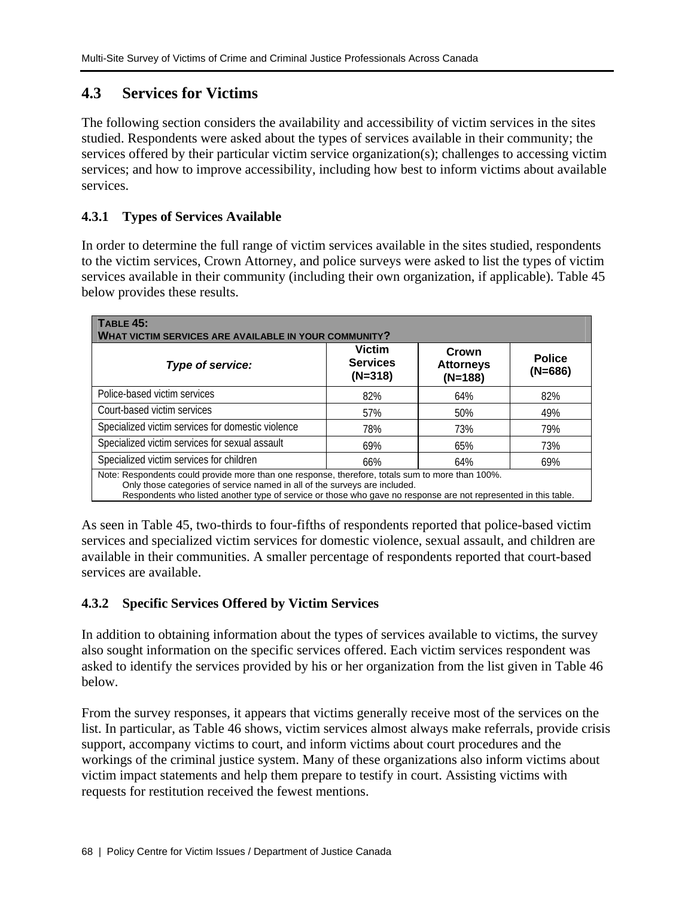## 4.3 Services for Victims

The following section considers the availability and accessibility of victim services in the sites studied. Respondents were asked about the types of services available in their community; the services offered by their particular victim service organization(s); challenges to accessing victim services; and how to improve accessibility, including how best to inform victims about available services.

### 4.3.1 Types of Services Available

In order to determine the full range of victim services available in the sites studied, respondents to the victim services, Crown Attorney, and police surveys were asked to list the types of victim services available in their community (including their own organization, if applicable). Table 45 below provides these results.

**TABLE 45: WHAT VICTIM SERVICES ARE AVAILABLE IN YOUR COMMUNITY?**

| *Type of service:* | Victim Services (N=318) | Crown Attorneys (N=188) | Police (N=686) |
|---|---|---|---|
| Police-based victim services | 82% | 64% | 82% |
| Court-based victim services | 57% | 50% | 49% |
| Specialized victim services for domestic violence | 78% | 73% | 79% |
| Specialized victim services for sexual assault | 69% | 65% | 73% |
| Specialized victim services for children | 66% | 64% | 69% |

Note: Respondents could provide more than one response, therefore, totals sum to more than 100%.
Only those categories of service named in all of the surveys are included.
Respondents who listed another type of service or those who gave no response are not represented in this table.

As seen in Table 45, two-thirds to four-fifths of respondents reported that police-based victim services and specialized victim services for domestic violence, sexual assault, and children are available in their communities. A smaller percentage of respondents reported that court-based services are available.

### 4.3.2 Specific Services Offered by Victim Services

In addition to obtaining information about the types of services available to victims, the survey also sought information on the specific services offered. Each victim services respondent was asked to identify the services provided by his or her organization from the list given in Table 46 below.

From the survey responses, it appears that victims generally receive most of the services on the list. In particular, as Table 46 shows, victim services almost always make referrals, provide crisis support, accompany victims to court, and inform victims about court procedures and the workings of the criminal justice system. Many of these organizations also inform victims about victim impact statements and help them prepare to testify in court. Assisting victims with requests for restitution received the fewest mentions.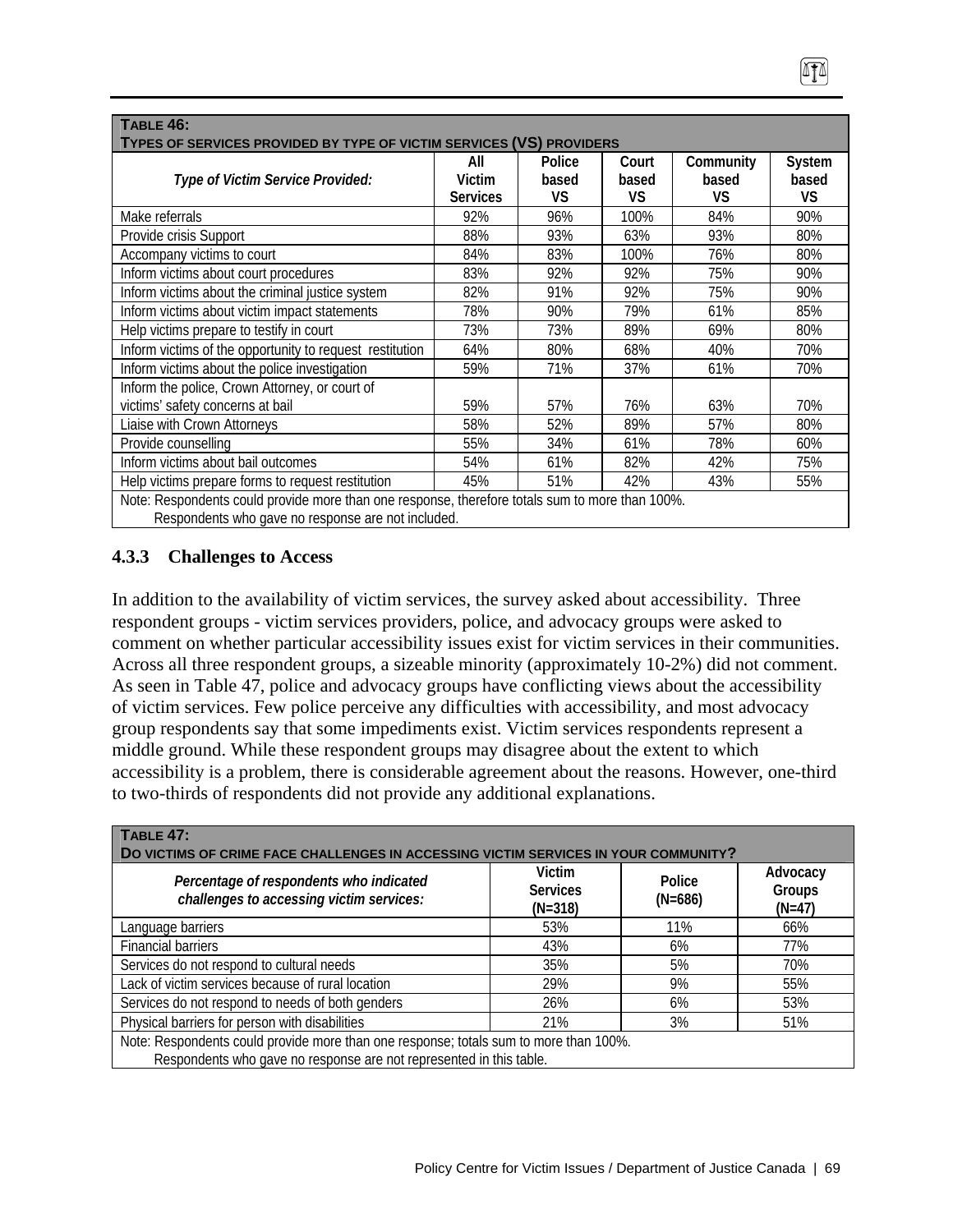**TABLE 46:**
**TYPES OF SERVICES PROVIDED BY TYPE OF VICTIM SERVICES (VS) PROVIDERS**

| *Type of Victim Service Provided:* | All Victim Services | Police based VS | Court based VS | Community based VS | System based VS |
|---|---|---|---|---|---|
| Make referrals | 92% | 96% | 100% | 84% | 90% |
| Provide crisis Support | 88% | 93% | 63% | 93% | 80% |
| Accompany victims to court | 84% | 83% | 100% | 76% | 80% |
| Inform victims about court procedures | 83% | 92% | 92% | 75% | 90% |
| Inform victims about the criminal justice system | 82% | 91% | 92% | 75% | 90% |
| Inform victims about victim impact statements | 78% | 90% | 79% | 61% | 85% |
| Help victims prepare to testify in court | 73% | 73% | 89% | 69% | 80% |
| Inform victims of the opportunity to request restitution | 64% | 80% | 68% | 40% | 70% |
| Inform victims about the police investigation | 59% | 71% | 37% | 61% | 70% |
| Inform the police, Crown Attorney, or court of victims' safety concerns at bail | 59% | 57% | 76% | 63% | 70% |
| Liaise with Crown Attorneys | 58% | 52% | 89% | 57% | 80% |
| Provide counselling | 55% | 34% | 61% | 78% | 60% |
| Inform victims about bail outcomes | 54% | 61% | 82% | 42% | 75% |
| Help victims prepare forms to request restitution | 45% | 51% | 42% | 43% | 55% |

Note: Respondents could provide more than one response, therefore totals sum to more than 100%.
Respondents who gave no response are not included.

### 4.3.3 Challenges to Access

In addition to the availability of victim services, the survey asked about accessibility. Three respondent groups - victim services providers, police, and advocacy groups were asked to comment on whether particular accessibility issues exist for victim services in their communities. Across all three respondent groups, a sizeable minority (approximately 10-2%) did not comment. As seen in Table 47, police and advocacy groups have conflicting views about the accessibility of victim services. Few police perceive any difficulties with accessibility, and most advocacy group respondents say that some impediments exist. Victim services respondents represent a middle ground. While these respondent groups may disagree about the extent to which accessibility is a problem, there is considerable agreement about the reasons. However, one-third to two-thirds of respondents did not provide any additional explanations.

**TABLE 47:**
**DO VICTIMS OF CRIME FACE CHALLENGES IN ACCESSING VICTIM SERVICES IN YOUR COMMUNITY?**

| *Percentage of respondents who indicated challenges to accessing victim services:* | Victim Services (N=318) | Police (N=686) | Advocacy Groups (N=47) |
|---|---|---|---|
| Language barriers | 53% | 11% | 66% |
| Financial barriers | 43% | 6% | 77% |
| Services do not respond to cultural needs | 35% | 5% | 70% |
| Lack of victim services because of rural location | 29% | 9% | 55% |
| Services do not respond to needs of both genders | 26% | 6% | 53% |
| Physical barriers for person with disabilities | 21% | 3% | 51% |

Note: Respondents could provide more than one response; totals sum to more than 100%.
Respondents who gave no response are not represented in this table.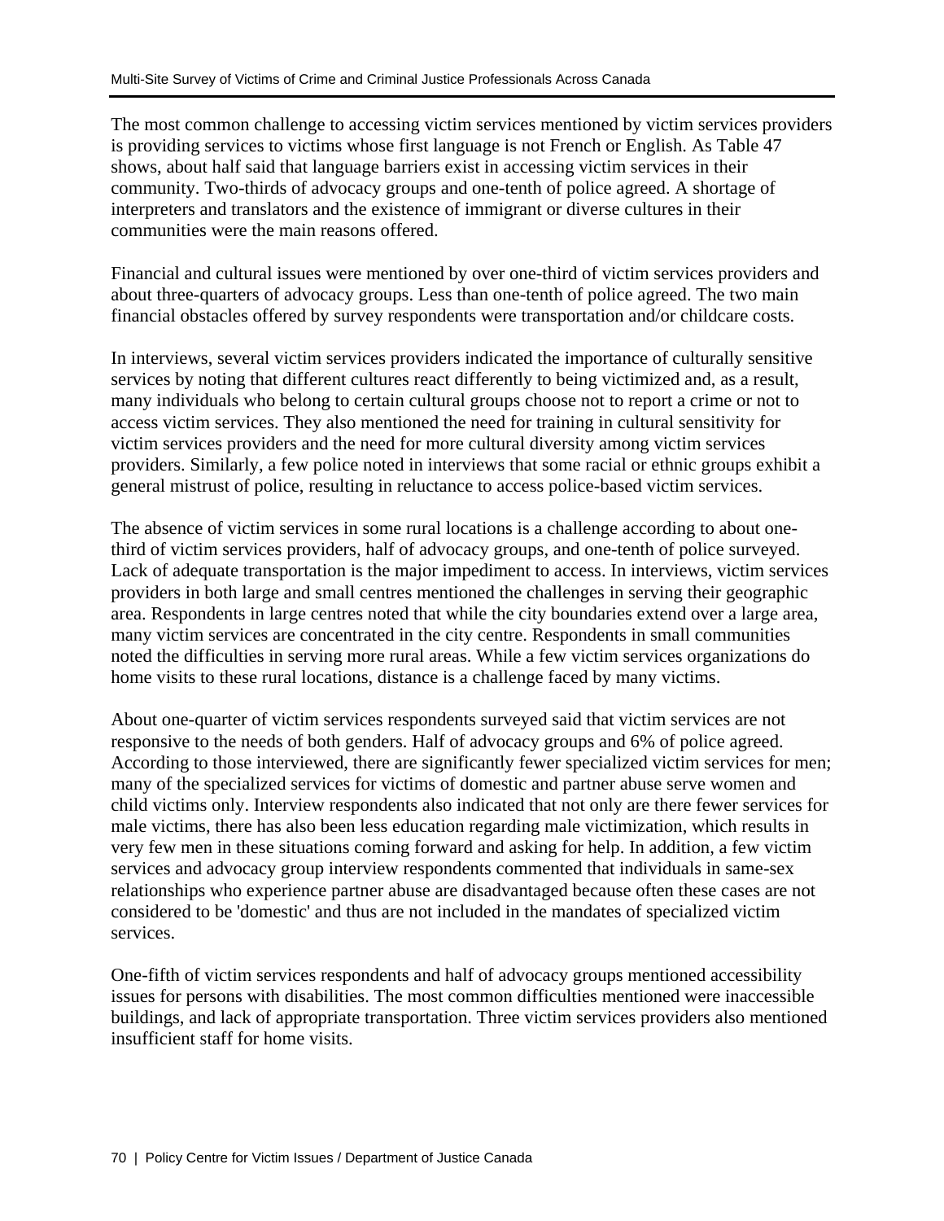The most common challenge to accessing victim services mentioned by victim services providers is providing services to victims whose first language is not French or English. As Table 47 shows, about half said that language barriers exist in accessing victim services in their community. Two-thirds of advocacy groups and one-tenth of police agreed. A shortage of interpreters and translators and the existence of immigrant or diverse cultures in their communities were the main reasons offered.

Financial and cultural issues were mentioned by over one-third of victim services providers and about three-quarters of advocacy groups. Less than one-tenth of police agreed. The two main financial obstacles offered by survey respondents were transportation and/or childcare costs.

In interviews, several victim services providers indicated the importance of culturally sensitive services by noting that different cultures react differently to being victimized and, as a result, many individuals who belong to certain cultural groups choose not to report a crime or not to access victim services. They also mentioned the need for training in cultural sensitivity for victim services providers and the need for more cultural diversity among victim services providers. Similarly, a few police noted in interviews that some racial or ethnic groups exhibit a general mistrust of police, resulting in reluctance to access police-based victim services.

The absence of victim services in some rural locations is a challenge according to about one-third of victim services providers, half of advocacy groups, and one-tenth of police surveyed. Lack of adequate transportation is the major impediment to access. In interviews, victim services providers in both large and small centres mentioned the challenges in serving their geographic area. Respondents in large centres noted that while the city boundaries extend over a large area, many victim services are concentrated in the city centre. Respondents in small communities noted the difficulties in serving more rural areas. While a few victim services organizations do home visits to these rural locations, distance is a challenge faced by many victims.

About one-quarter of victim services respondents surveyed said that victim services are not responsive to the needs of both genders. Half of advocacy groups and 6% of police agreed. According to those interviewed, there are significantly fewer specialized victim services for men; many of the specialized services for victims of domestic and partner abuse serve women and child victims only. Interview respondents also indicated that not only are there fewer services for male victims, there has also been less education regarding male victimization, which results in very few men in these situations coming forward and asking for help. In addition, a few victim services and advocacy group interview respondents commented that individuals in same-sex relationships who experience partner abuse are disadvantaged because often these cases are not considered to be 'domestic' and thus are not included in the mandates of specialized victim services.

One-fifth of victim services respondents and half of advocacy groups mentioned accessibility issues for persons with disabilities. The most common difficulties mentioned were inaccessible buildings, and lack of appropriate transportation. Three victim services providers also mentioned insufficient staff for home visits.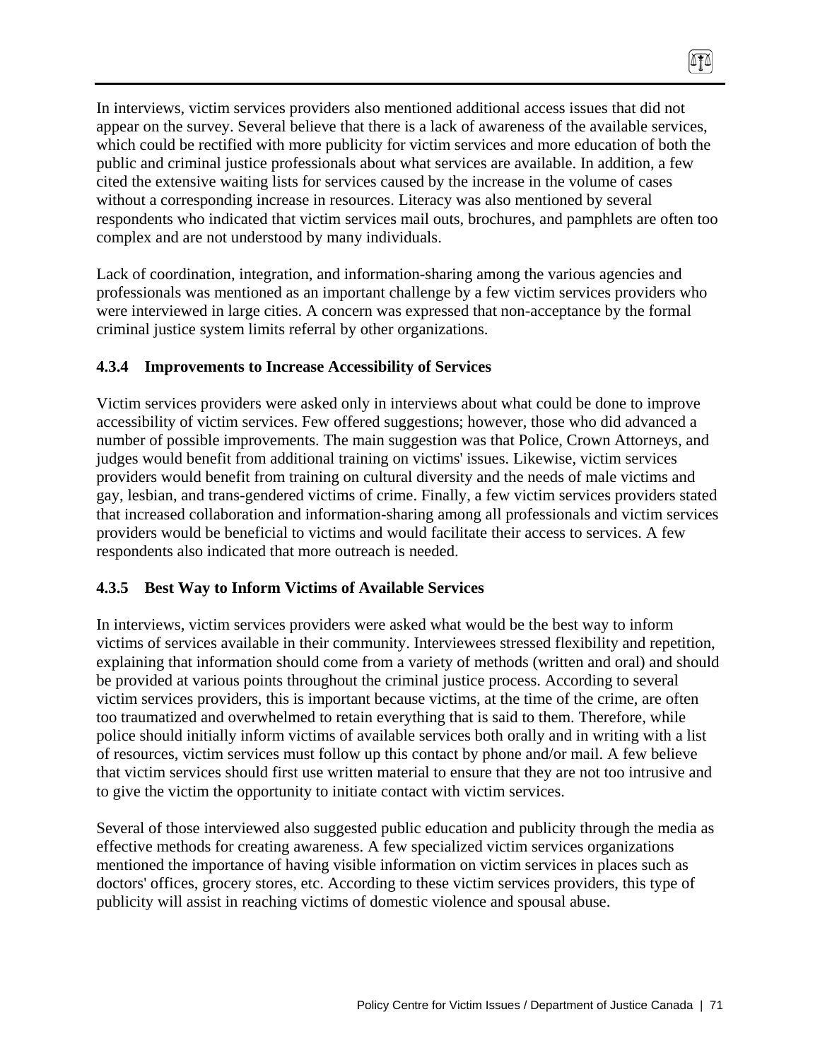In interviews, victim services providers also mentioned additional access issues that did not appear on the survey. Several believe that there is a lack of awareness of the available services, which could be rectified with more publicity for victim services and more education of both the public and criminal justice professionals about what services are available. In addition, a few cited the extensive waiting lists for services caused by the increase in the volume of cases without a corresponding increase in resources. Literacy was also mentioned by several respondents who indicated that victim services mail outs, brochures, and pamphlets are often too complex and are not understood by many individuals.

Lack of coordination, integration, and information-sharing among the various agencies and professionals was mentioned as an important challenge by a few victim services providers who were interviewed in large cities. A concern was expressed that non-acceptance by the formal criminal justice system limits referral by other organizations.

### 4.3.4 Improvements to Increase Accessibility of Services

Victim services providers were asked only in interviews about what could be done to improve accessibility of victim services. Few offered suggestions; however, those who did advanced a number of possible improvements. The main suggestion was that Police, Crown Attorneys, and judges would benefit from additional training on victims' issues. Likewise, victim services providers would benefit from training on cultural diversity and the needs of male victims and gay, lesbian, and trans-gendered victims of crime. Finally, a few victim services providers stated that increased collaboration and information-sharing among all professionals and victim services providers would be beneficial to victims and would facilitate their access to services. A few respondents also indicated that more outreach is needed.

### 4.3.5 Best Way to Inform Victims of Available Services

In interviews, victim services providers were asked what would be the best way to inform victims of services available in their community. Interviewees stressed flexibility and repetition, explaining that information should come from a variety of methods (written and oral) and should be provided at various points throughout the criminal justice process. According to several victim services providers, this is important because victims, at the time of the crime, are often too traumatized and overwhelmed to retain everything that is said to them. Therefore, while police should initially inform victims of available services both orally and in writing with a list of resources, victim services must follow up this contact by phone and/or mail. A few believe that victim services should first use written material to ensure that they are not too intrusive and to give the victim the opportunity to initiate contact with victim services.

Several of those interviewed also suggested public education and publicity through the media as effective methods for creating awareness. A few specialized victim services organizations mentioned the importance of having visible information on victim services in places such as doctors' offices, grocery stores, etc. According to these victim services providers, this type of publicity will assist in reaching victims of domestic violence and spousal abuse.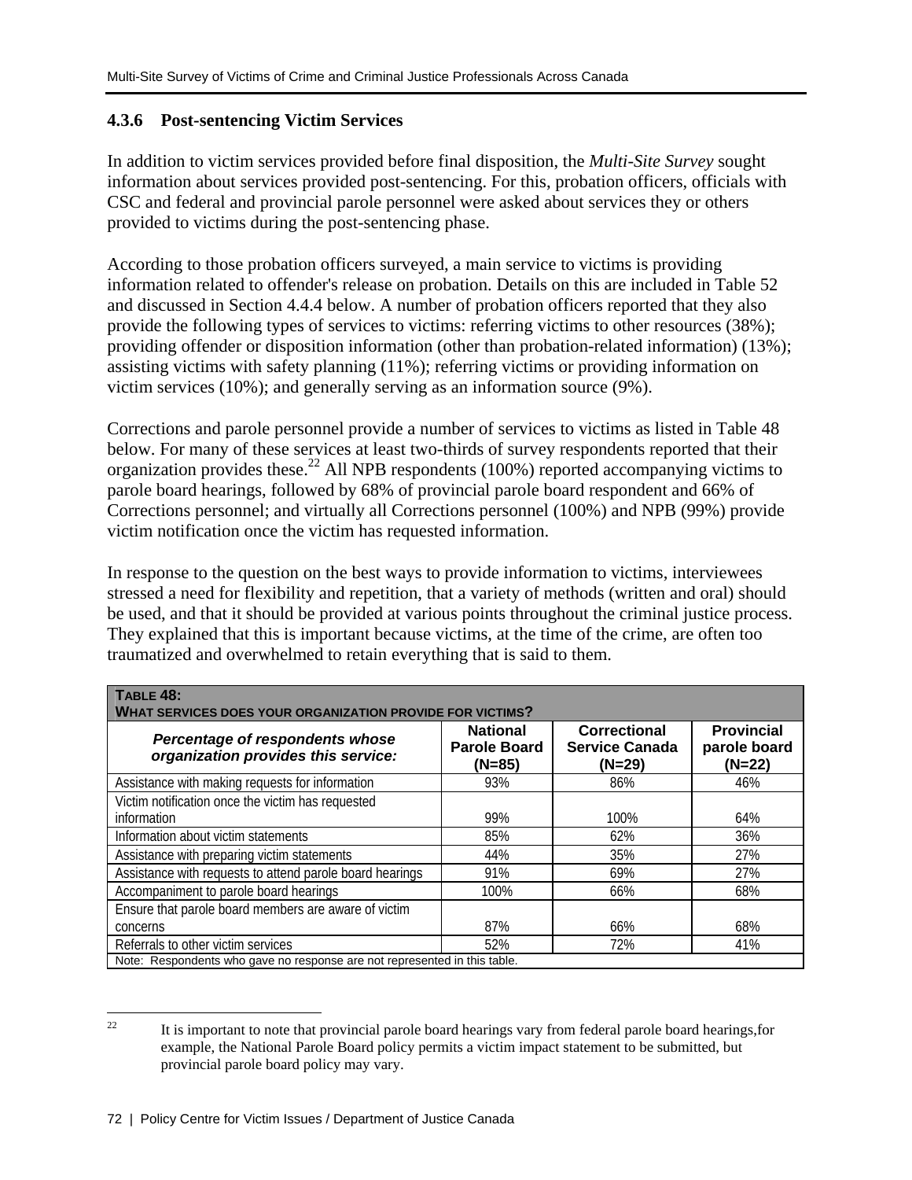### 4.3.6 Post-sentencing Victim Services

In addition to victim services provided before final disposition, the *Multi-Site Survey* sought information about services provided post-sentencing. For this, probation officers, officials with CSC and federal and provincial parole personnel were asked about services they or others provided to victims during the post-sentencing phase.

According to those probation officers surveyed, a main service to victims is providing information related to offender's release on probation. Details on this are included in Table 52 and discussed in Section 4.4.4 below. A number of probation officers reported that they also provide the following types of services to victims: referring victims to other resources (38%); providing offender or disposition information (other than probation-related information) (13%); assisting victims with safety planning (11%); referring victims or providing information on victim services (10%); and generally serving as an information source (9%).

Corrections and parole personnel provide a number of services to victims as listed in Table 48 below. For many of these services at least two-thirds of survey respondents reported that their organization provides these.[22] All NPB respondents (100%) reported accompanying victims to parole board hearings, followed by 68% of provincial parole board respondent and 66% of Corrections personnel; and virtually all Corrections personnel (100%) and NPB (99%) provide victim notification once the victim has requested information.

In response to the question on the best ways to provide information to victims, interviewees stressed a need for flexibility and repetition, that a variety of methods (written and oral) should be used, and that it should be provided at various points throughout the criminal justice process. They explained that this is important because victims, at the time of the crime, are often too traumatized and overwhelmed to retain everything that is said to them.

**TABLE 48: WHAT SERVICES DOES YOUR ORGANIZATION PROVIDE FOR VICTIMS?**

| *Percentage of respondents whose organization provides this service:* | National Parole Board (N=85) | Correctional Service Canada (N=29) | Provincial parole board (N=22) |
|---|---|---|---|
| Assistance with making requests for information | 93% | 86% | 46% |
| Victim notification once the victim has requested information | 99% | 100% | 64% |
| Information about victim statements | 85% | 62% | 36% |
| Assistance with preparing victim statements | 44% | 35% | 27% |
| Assistance with requests to attend parole board hearings | 91% | 69% | 27% |
| Accompaniment to parole board hearings | 100% | 66% | 68% |
| Ensure that parole board members are aware of victim concerns | 87% | 66% | 68% |
| Referrals to other victim services | 52% | 72% | 41% |
| Note: Respondents who gave no response are not represented in this table. | | | |

[22] It is important to note that provincial parole board hearings vary from federal parole board hearings,for example, the National Parole Board policy permits a victim impact statement to be submitted, but provincial parole board policy may vary.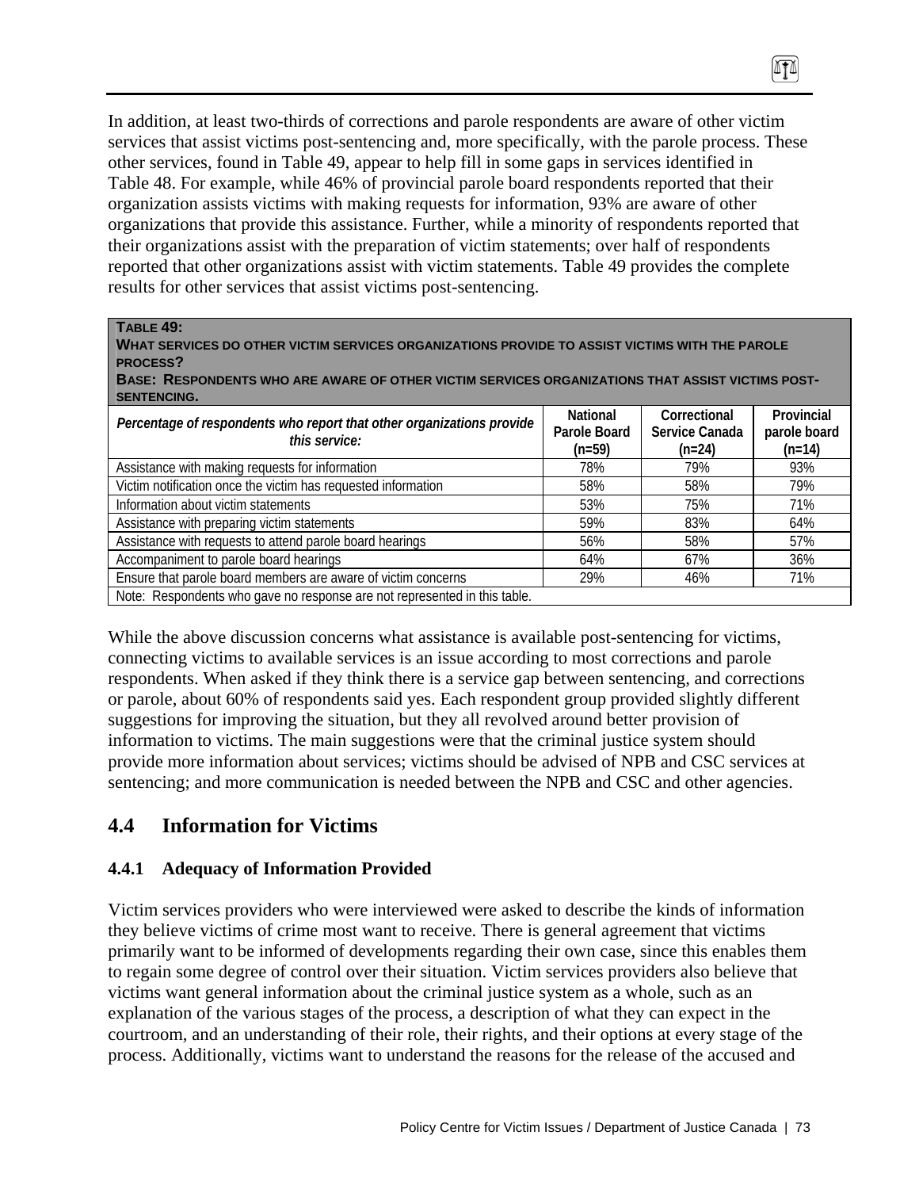In addition, at least two-thirds of corrections and parole respondents are aware of other victim services that assist victims post-sentencing and, more specifically, with the parole process. These other services, found in Table 49, appear to help fill in some gaps in services identified in Table 48. For example, while 46% of provincial parole board respondents reported that their organization assists victims with making requests for information, 93% are aware of other organizations that provide this assistance. Further, while a minority of respondents reported that their organizations assist with the preparation of victim statements; over half of respondents reported that other organizations assist with victim statements. Table 49 provides the complete results for other services that assist victims post-sentencing.

**TABLE 49:**
**WHAT SERVICES DO OTHER VICTIM SERVICES ORGANIZATIONS PROVIDE TO ASSIST VICTIMS WITH THE PAROLE PROCESS?**
**BASE: RESPONDENTS WHO ARE AWARE OF OTHER VICTIM SERVICES ORGANIZATIONS THAT ASSIST VICTIMS POST-SENTENCING.**

| *Percentage of respondents who report that other organizations provide this service:* | National Parole Board (n=59) | Correctional Service Canada (n=24) | Provincial parole board (n=14) |
|---|---|---|---|
| Assistance with making requests for information | 78% | 79% | 93% |
| Victim notification once the victim has requested information | 58% | 58% | 79% |
| Information about victim statements | 53% | 75% | 71% |
| Assistance with preparing victim statements | 59% | 83% | 64% |
| Assistance with requests to attend parole board hearings | 56% | 58% | 57% |
| Accompaniment to parole board hearings | 64% | 67% | 36% |
| Ensure that parole board members are aware of victim concerns | 29% | 46% | 71% |
| Note: Respondents who gave no response are not represented in this table. | | | |

While the above discussion concerns what assistance is available post-sentencing for victims, connecting victims to available services is an issue according to most corrections and parole respondents. When asked if they think there is a service gap between sentencing, and corrections or parole, about 60% of respondents said yes. Each respondent group provided slightly different suggestions for improving the situation, but they all revolved around better provision of information to victims. The main suggestions were that the criminal justice system should provide more information about services; victims should be advised of NPB and CSC services at sentencing; and more communication is needed between the NPB and CSC and other agencies.

## 4.4 Information for Victims

### 4.4.1 Adequacy of Information Provided

Victim services providers who were interviewed were asked to describe the kinds of information they believe victims of crime most want to receive. There is general agreement that victims primarily want to be informed of developments regarding their own case, since this enables them to regain some degree of control over their situation. Victim services providers also believe that victims want general information about the criminal justice system as a whole, such as an explanation of the various stages of the process, a description of what they can expect in the courtroom, and an understanding of their role, their rights, and their options at every stage of the process. Additionally, victims want to understand the reasons for the release of the accused and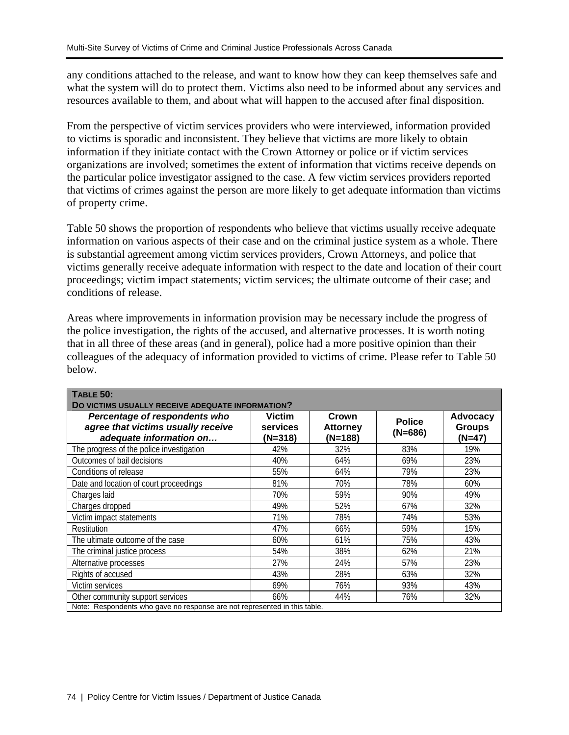any conditions attached to the release, and want to know how they can keep themselves safe and what the system will do to protect them. Victims also need to be informed about any services and resources available to them, and about what will happen to the accused after final disposition.

From the perspective of victim services providers who were interviewed, information provided to victims is sporadic and inconsistent. They believe that victims are more likely to obtain information if they initiate contact with the Crown Attorney or police or if victim services organizations are involved; sometimes the extent of information that victims receive depends on the particular police investigator assigned to the case. A few victim services providers reported that victims of crimes against the person are more likely to get adequate information than victims of property crime.

Table 50 shows the proportion of respondents who believe that victims usually receive adequate information on various aspects of their case and on the criminal justice system as a whole. There is substantial agreement among victim services providers, Crown Attorneys, and police that victims generally receive adequate information with respect to the date and location of their court proceedings; victim impact statements; victim services; the ultimate outcome of their case; and conditions of release.

Areas where improvements in information provision may be necessary include the progress of the police investigation, the rights of the accused, and alternative processes. It is worth noting that in all three of these areas (and in general), police had a more positive opinion than their colleagues of the adequacy of information provided to victims of crime. Please refer to Table 50 below.

**TABLE 50:**
**DO VICTIMS USUALLY RECEIVE ADEQUATE INFORMATION?**

| *Percentage of respondents who agree that victims usually receive adequate information on…* | Victim services (N=318) | Crown Attorney (N=188) | Police (N=686) | Advocacy Groups (N=47) |
|---|---|---|---|---|
| The progress of the police investigation | 42% | 32% | 83% | 19% |
| Outcomes of bail decisions | 40% | 64% | 69% | 23% |
| Conditions of release | 55% | 64% | 79% | 23% |
| Date and location of court proceedings | 81% | 70% | 78% | 60% |
| Charges laid | 70% | 59% | 90% | 49% |
| Charges dropped | 49% | 52% | 67% | 32% |
| Victim impact statements | 71% | 78% | 74% | 53% |
| Restitution | 47% | 66% | 59% | 15% |
| The ultimate outcome of the case | 60% | 61% | 75% | 43% |
| The criminal justice process | 54% | 38% | 62% | 21% |
| Alternative processes | 27% | 24% | 57% | 23% |
| Rights of accused | 43% | 28% | 63% | 32% |
| Victim services | 69% | 76% | 93% | 43% |
| Other community support services | 66% | 44% | 76% | 32% |

Note: Respondents who gave no response are not represented in this table.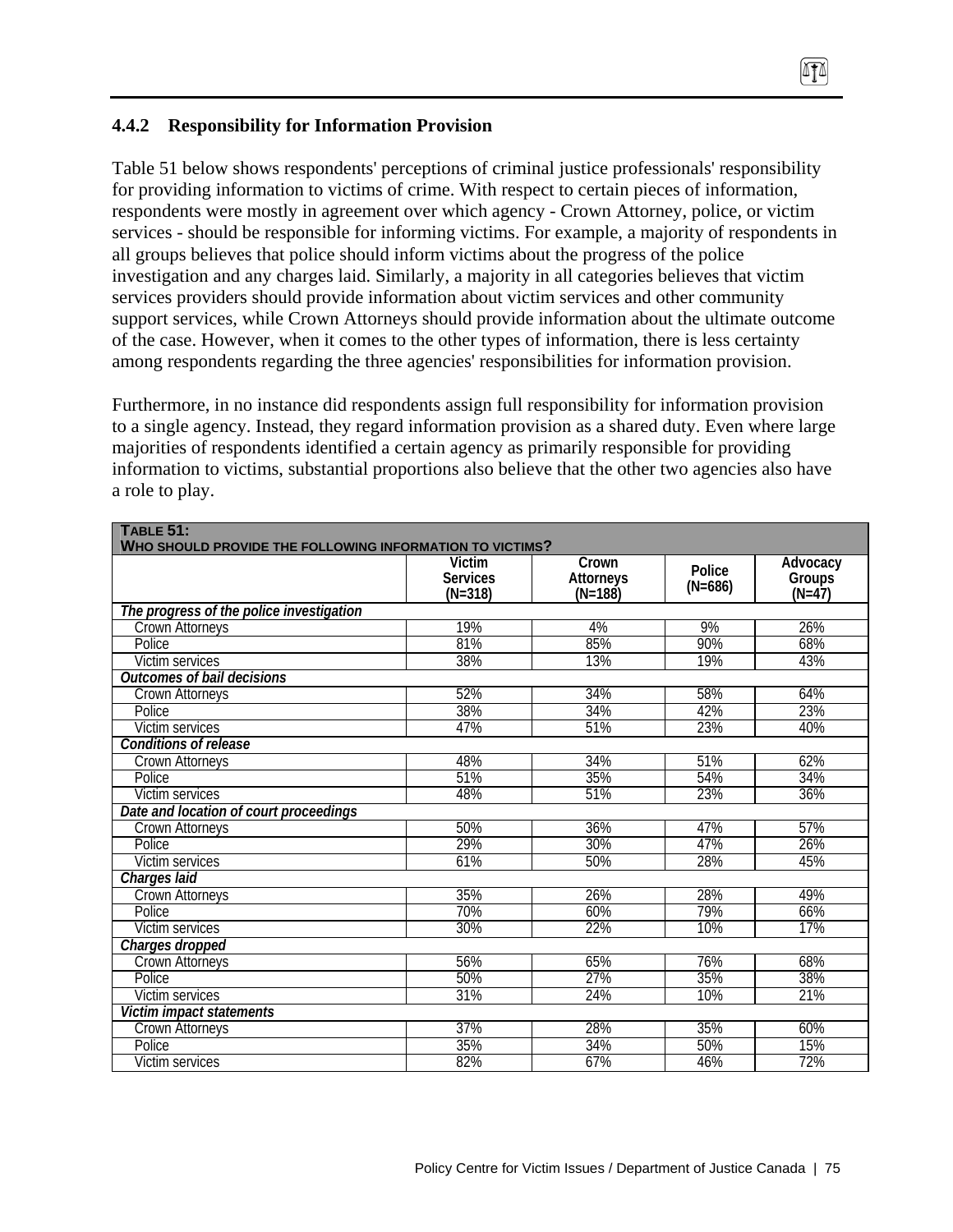### 4.4.2 Responsibility for Information Provision

Table 51 below shows respondents' perceptions of criminal justice professionals' responsibility for providing information to victims of crime. With respect to certain pieces of information, respondents were mostly in agreement over which agency - Crown Attorney, police, or victim services - should be responsible for informing victims. For example, a majority of respondents in all groups believes that police should inform victims about the progress of the police investigation and any charges laid. Similarly, a majority in all categories believes that victim services providers should provide information about victim services and other community support services, while Crown Attorneys should provide information about the ultimate outcome of the case. However, when it comes to the other types of information, there is less certainty among respondents regarding the three agencies' responsibilities for information provision.

Furthermore, in no instance did respondents assign full responsibility for information provision to a single agency. Instead, they regard information provision as a shared duty. Even where large majorities of respondents identified a certain agency as primarily responsible for providing information to victims, substantial proportions also believe that the other two agencies also have a role to play.

**TABLE 51: WHO SHOULD PROVIDE THE FOLLOWING INFORMATION TO VICTIMS?**

| | Victim Services (N=318) | Crown Attorneys (N=188) | Police (N=686) | Advocacy Groups (N=47) |
|---|---|---|---|---|
| ***The progress of the police investigation*** | | | | |
| Crown Attorneys | 19% | 4% | 9% | 26% |
| Police | 81% | 85% | 90% | 68% |
| Victim services | 38% | 13% | 19% | 43% |
| ***Outcomes of bail decisions*** | | | | |
| Crown Attorneys | 52% | 34% | 58% | 64% |
| Police | 38% | 34% | 42% | 23% |
| Victim services | 47% | 51% | 23% | 40% |
| ***Conditions of release*** | | | | |
| Crown Attorneys | 48% | 34% | 51% | 62% |
| Police | 51% | 35% | 54% | 34% |
| Victim services | 48% | 51% | 23% | 36% |
| ***Date and location of court proceedings*** | | | | |
| Crown Attorneys | 50% | 36% | 47% | 57% |
| Police | 29% | 30% | 47% | 26% |
| Victim services | 61% | 50% | 28% | 45% |
| ***Charges laid*** | | | | |
| Crown Attorneys | 35% | 26% | 28% | 49% |
| Police | 70% | 60% | 79% | 66% |
| Victim services | 30% | 22% | 10% | 17% |
| ***Charges dropped*** | | | | |
| Crown Attorneys | 56% | 65% | 76% | 68% |
| Police | 50% | 27% | 35% | 38% |
| Victim services | 31% | 24% | 10% | 21% |
| ***Victim impact statements*** | | | | |
| Crown Attorneys | 37% | 28% | 35% | 60% |
| Police | 35% | 34% | 50% | 15% |
| Victim services | 82% | 67% | 46% | 72% |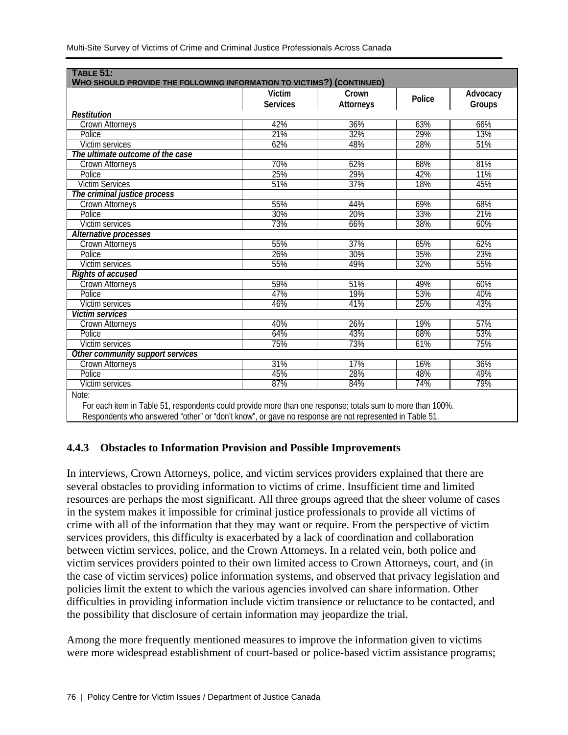**TABLE 51:**
**WHO SHOULD PROVIDE THE FOLLOWING INFORMATION TO VICTIMS?) (CONTINUED)**

| | Victim Services | Crown Attorneys | Police | Advocacy Groups |
|---|---|---|---|---|
| ***Restitution*** | | | | |
| Crown Attorneys | 42% | 36% | 63% | 66% |
| Police | 21% | 32% | 29% | 13% |
| Victim services | 62% | 48% | 28% | 51% |
| ***The ultimate outcome of the case*** | | | | |
| Crown Attorneys | 70% | 62% | 68% | 81% |
| Police | 25% | 29% | 42% | 11% |
| Victim Services | 51% | 37% | 18% | 45% |
| ***The criminal justice process*** | | | | |
| Crown Attorneys | 55% | 44% | 69% | 68% |
| Police | 30% | 20% | 33% | 21% |
| Victim services | 73% | 66% | 38% | 60% |
| ***Alternative processes*** | | | | |
| Crown Attorneys | 55% | 37% | 65% | 62% |
| Police | 26% | 30% | 35% | 23% |
| Victim services | 55% | 49% | 32% | 55% |
| ***Rights of accused*** | | | | |
| Crown Attorneys | 59% | 51% | 49% | 60% |
| Police | 47% | 19% | 53% | 40% |
| Victim services | 46% | 41% | 25% | 43% |
| ***Victim services*** | | | | |
| Crown Attorneys | 40% | 26% | 19% | 57% |
| Police | 64% | 43% | 68% | 53% |
| Victim services | 75% | 73% | 61% | 75% |
| ***Other community support services*** | | | | |
| Crown Attorneys | 31% | 17% | 16% | 36% |
| Police | 45% | 28% | 48% | 49% |
| Victim services | 87% | 84% | 74% | 79% |

Note:
For each item in Table 51, respondents could provide more than one response; totals sum to more than 100%.
Respondents who answered "other" or "don't know", or gave no response are not represented in Table 51.

### 4.4.3 Obstacles to Information Provision and Possible Improvements

In interviews, Crown Attorneys, police, and victim services providers explained that there are several obstacles to providing information to victims of crime. Insufficient time and limited resources are perhaps the most significant. All three groups agreed that the sheer volume of cases in the system makes it impossible for criminal justice professionals to provide all victims of crime with all of the information that they may want or require. From the perspective of victim services providers, this difficulty is exacerbated by a lack of coordination and collaboration between victim services, police, and the Crown Attorneys. In a related vein, both police and victim services providers pointed to their own limited access to Crown Attorneys, court, and (in the case of victim services) police information systems, and observed that privacy legislation and policies limit the extent to which the various agencies involved can share information. Other difficulties in providing information include victim transience or reluctance to be contacted, and the possibility that disclosure of certain information may jeopardize the trial.

Among the more frequently mentioned measures to improve the information given to victims were more widespread establishment of court-based or police-based victim assistance programs;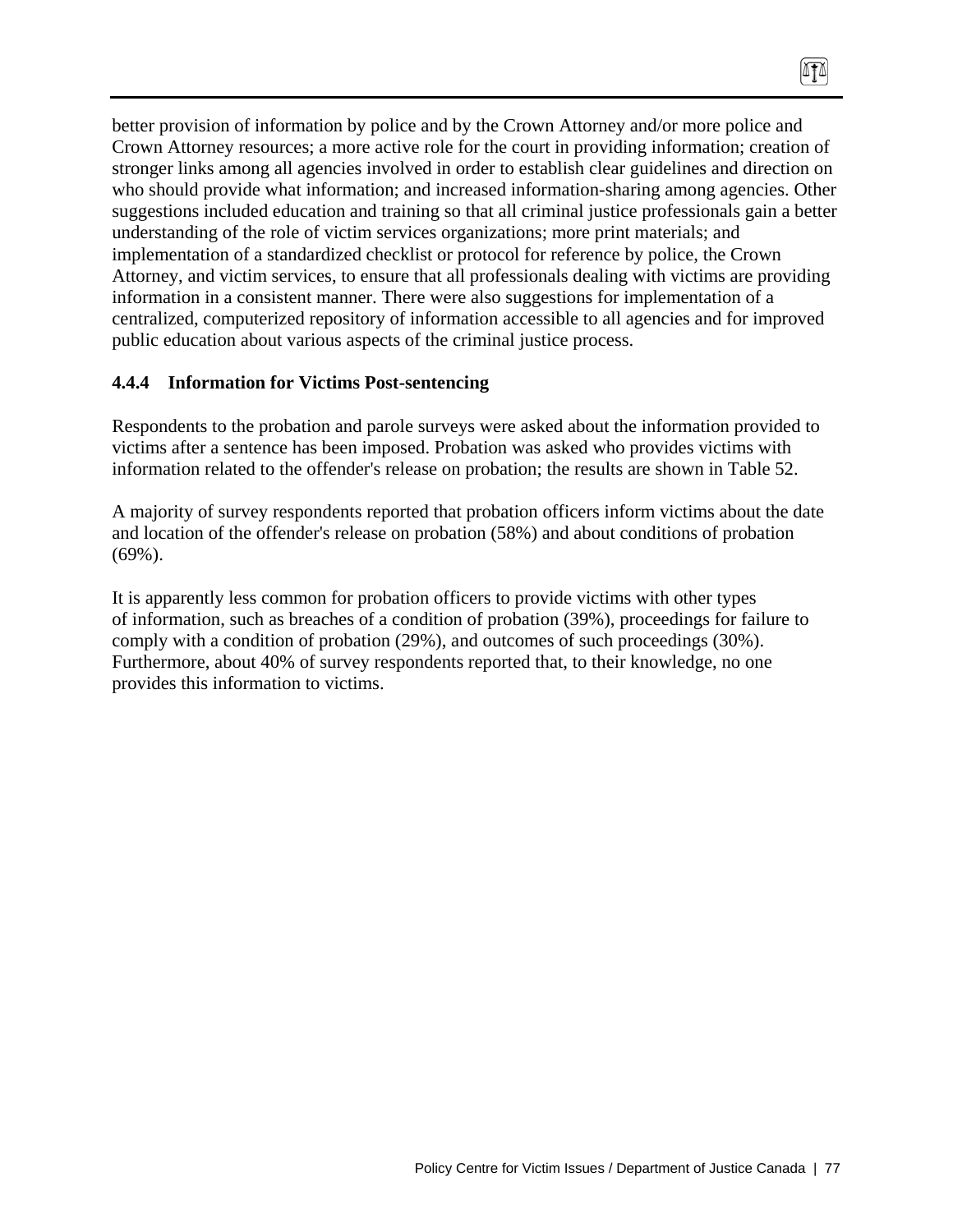better provision of information by police and by the Crown Attorney and/or more police and Crown Attorney resources; a more active role for the court in providing information; creation of stronger links among all agencies involved in order to establish clear guidelines and direction on who should provide what information; and increased information-sharing among agencies. Other suggestions included education and training so that all criminal justice professionals gain a better understanding of the role of victim services organizations; more print materials; and implementation of a standardized checklist or protocol for reference by police, the Crown Attorney, and victim services, to ensure that all professionals dealing with victims are providing information in a consistent manner. There were also suggestions for implementation of a centralized, computerized repository of information accessible to all agencies and for improved public education about various aspects of the criminal justice process.

### 4.4.4 Information for Victims Post-sentencing

Respondents to the probation and parole surveys were asked about the information provided to victims after a sentence has been imposed. Probation was asked who provides victims with information related to the offender's release on probation; the results are shown in Table 52.

A majority of survey respondents reported that probation officers inform victims about the date and location of the offender's release on probation (58%) and about conditions of probation (69%).

It is apparently less common for probation officers to provide victims with other types of information, such as breaches of a condition of probation (39%), proceedings for failure to comply with a condition of probation (29%), and outcomes of such proceedings (30%). Furthermore, about 40% of survey respondents reported that, to their knowledge, no one provides this information to victims.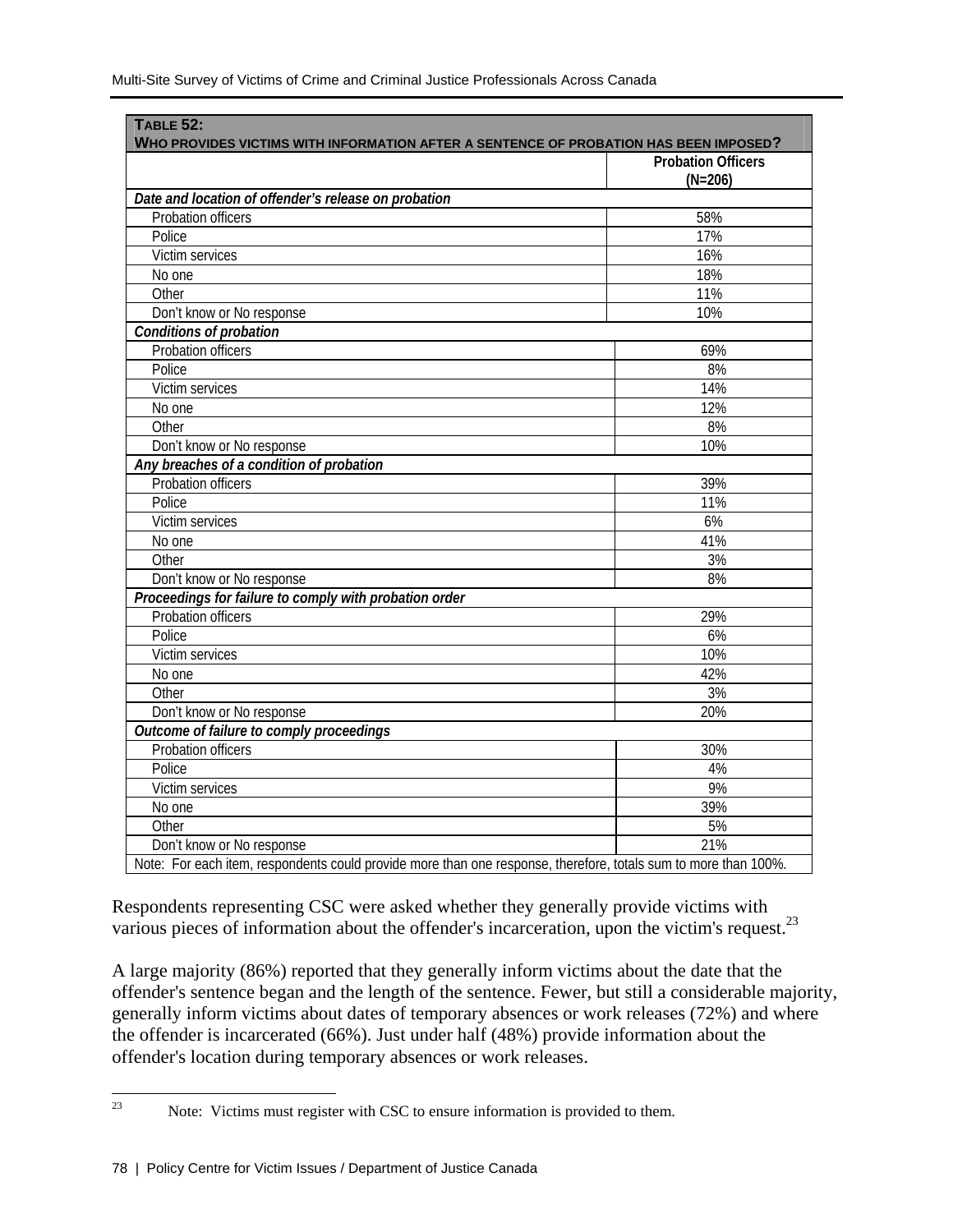| **TABLE 52: WHO PROVIDES VICTIMS WITH INFORMATION AFTER A SENTENCE OF PROBATION HAS BEEN IMPOSED?** | |
|---|---|
| | **Probation Officers (N=206)** |
| ***Date and location of offender's release on probation*** | |
| Probation officers | 58% |
| Police | 17% |
| Victim services | 16% |
| No one | 18% |
| Other | 11% |
| Don't know or No response | 10% |
| ***Conditions of probation*** | |
| Probation officers | 69% |
| Police | 8% |
| Victim services | 14% |
| No one | 12% |
| Other | 8% |
| Don't know or No response | 10% |
| ***Any breaches of a condition of probation*** | |
| Probation officers | 39% |
| Police | 11% |
| Victim services | 6% |
| No one | 41% |
| Other | 3% |
| Don't know or No response | 8% |
| ***Proceedings for failure to comply with probation order*** | |
| Probation officers | 29% |
| Police | 6% |
| Victim services | 10% |
| No one | 42% |
| Other | 3% |
| Don't know or No response | 20% |
| ***Outcome of failure to comply proceedings*** | |
| Probation officers | 30% |
| Police | 4% |
| Victim services | 9% |
| No one | 39% |
| Other | 5% |
| Don't know or No response | 21% |
| Note: For each item, respondents could provide more than one response, therefore, totals sum to more than 100%. | |

Respondents representing CSC were asked whether they generally provide victims with various pieces of information about the offender's incarceration, upon the victim's request.[23]

A large majority (86%) reported that they generally inform victims about the date that the offender's sentence began and the length of the sentence. Fewer, but still a considerable majority, generally inform victims about dates of temporary absences or work releases (72%) and where the offender is incarcerated (66%). Just under half (48%) provide information about the offender's location during temporary absences or work releases.

[23] Note: Victims must register with CSC to ensure information is provided to them.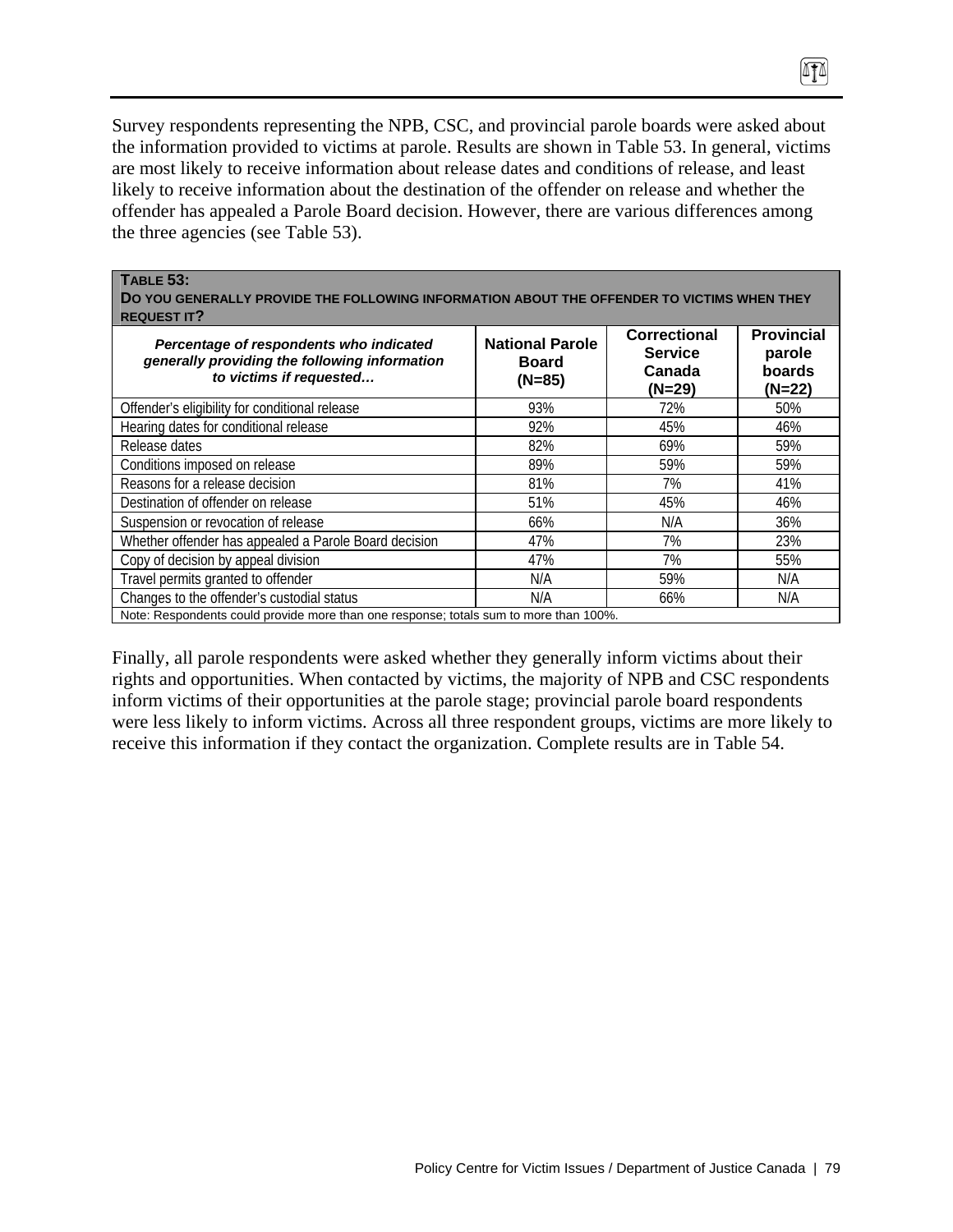Survey respondents representing the NPB, CSC, and provincial parole boards were asked about the information provided to victims at parole. Results are shown in Table 53. In general, victims are most likely to receive information about release dates and conditions of release, and least likely to receive information about the destination of the offender on release and whether the offender has appealed a Parole Board decision. However, there are various differences among the three agencies (see Table 53).

**TABLE 53:**
**DO YOU GENERALLY PROVIDE THE FOLLOWING INFORMATION ABOUT THE OFFENDER TO VICTIMS WHEN THEY REQUEST IT?**

| *Percentage of respondents who indicated generally providing the following information to victims if requested…* | National Parole Board (N=85) | Correctional Service Canada (N=29) | Provincial parole boards (N=22) |
|---|---|---|---|
| Offender's eligibility for conditional release | 93% | 72% | 50% |
| Hearing dates for conditional release | 92% | 45% | 46% |
| Release dates | 82% | 69% | 59% |
| Conditions imposed on release | 89% | 59% | 59% |
| Reasons for a release decision | 81% | 7% | 41% |
| Destination of offender on release | 51% | 45% | 46% |
| Suspension or revocation of release | 66% | N/A | 36% |
| Whether offender has appealed a Parole Board decision | 47% | 7% | 23% |
| Copy of decision by appeal division | 47% | 7% | 55% |
| Travel permits granted to offender | N/A | 59% | N/A |
| Changes to the offender's custodial status | N/A | 66% | N/A |

Note: Respondents could provide more than one response; totals sum to more than 100%.

Finally, all parole respondents were asked whether they generally inform victims about their rights and opportunities. When contacted by victims, the majority of NPB and CSC respondents inform victims of their opportunities at the parole stage; provincial parole board respondents were less likely to inform victims. Across all three respondent groups, victims are more likely to receive this information if they contact the organization. Complete results are in Table 54.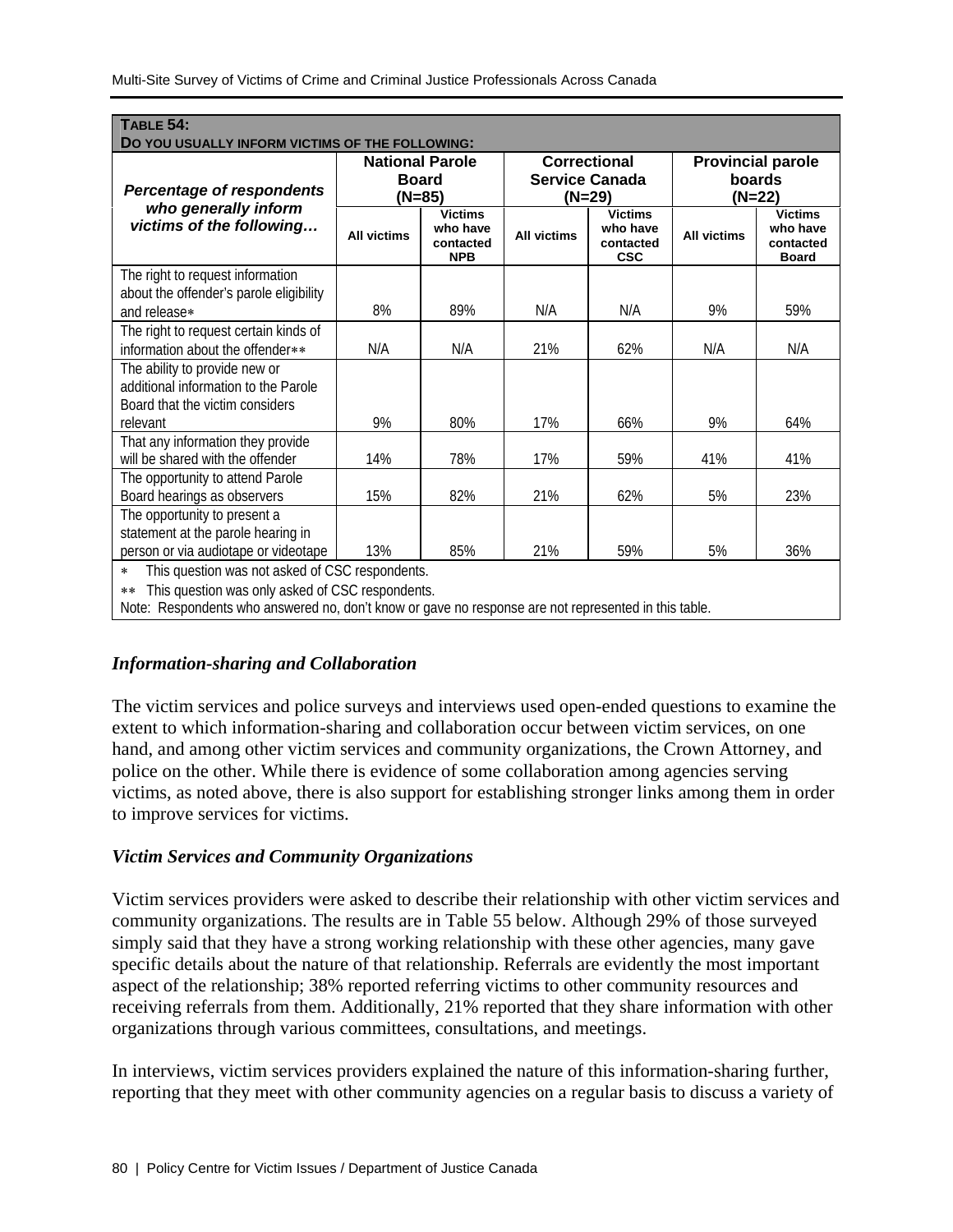**TABLE 54:**
**DO YOU USUALLY INFORM VICTIMS OF THE FOLLOWING:**

| *Percentage of respondents who generally inform victims of the following…* | National Parole Board (N=85) | | Correctional Service Canada (N=29) | | Provincial parole boards (N=22) | |
|---|---|---|---|---|---|---|
| | All victims | Victims who have contacted NPB | All victims | Victims who have contacted CSC | All victims | Victims who have contacted Board |
| The right to request information about the offender's parole eligibility and release* | 8% | 89% | N/A | N/A | 9% | 59% |
| The right to request certain kinds of information about the offender** | N/A | N/A | 21% | 62% | N/A | N/A |
| The ability to provide new or additional information to the Parole Board that the victim considers relevant | 9% | 80% | 17% | 66% | 9% | 64% |
| That any information they provide will be shared with the offender | 14% | 78% | 17% | 59% | 41% | 41% |
| The opportunity to attend Parole Board hearings as observers | 15% | 82% | 21% | 62% | 5% | 23% |
| The opportunity to present a statement at the parole hearing in person or via audiotape or videotape | 13% | 85% | 21% | 59% | 5% | 36% |

\* This question was not asked of CSC respondents.

\*\* This question was only asked of CSC respondents.

Note: Respondents who answered no, don't know or gave no response are not represented in this table.

### *Information-sharing and Collaboration*

The victim services and police surveys and interviews used open-ended questions to examine the extent to which information-sharing and collaboration occur between victim services, on one hand, and among other victim services and community organizations, the Crown Attorney, and police on the other. While there is evidence of some collaboration among agencies serving victims, as noted above, there is also support for establishing stronger links among them in order to improve services for victims.

### *Victim Services and Community Organizations*

Victim services providers were asked to describe their relationship with other victim services and community organizations. The results are in Table 55 below. Although 29% of those surveyed simply said that they have a strong working relationship with these other agencies, many gave specific details about the nature of that relationship. Referrals are evidently the most important aspect of the relationship; 38% reported referring victims to other community resources and receiving referrals from them. Additionally, 21% reported that they share information with other organizations through various committees, consultations, and meetings.

In interviews, victim services providers explained the nature of this information-sharing further, reporting that they meet with other community agencies on a regular basis to discuss a variety of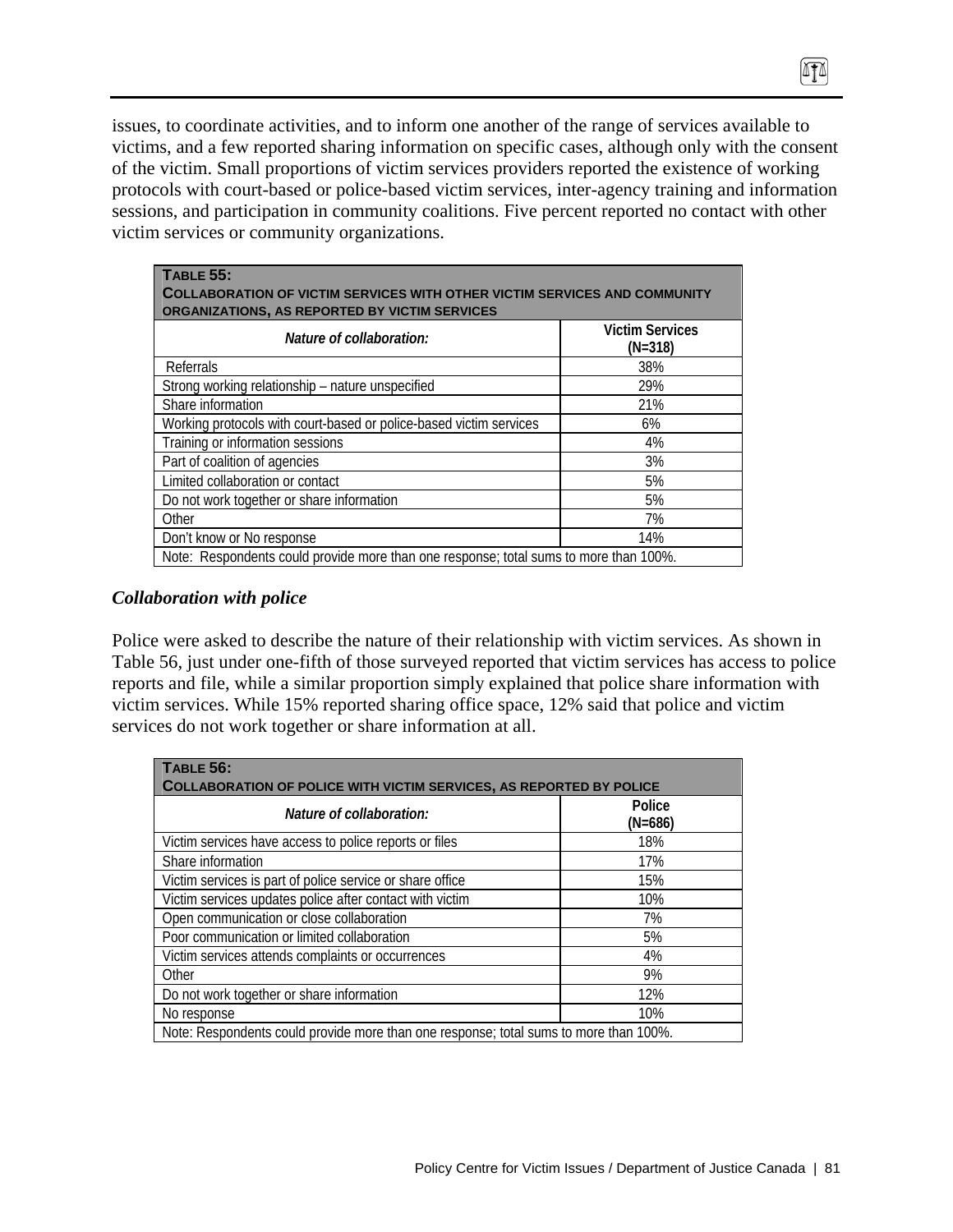issues, to coordinate activities, and to inform one another of the range of services available to victims, and a few reported sharing information on specific cases, although only with the consent of the victim. Small proportions of victim services providers reported the existence of working protocols with court-based or police-based victim services, inter-agency training and information sessions, and participation in community coalitions. Five percent reported no contact with other victim services or community organizations.

**TABLE 55: COLLABORATION OF VICTIM SERVICES WITH OTHER VICTIM SERVICES AND COMMUNITY ORGANIZATIONS, AS REPORTED BY VICTIM SERVICES**

| *Nature of collaboration:* | Victim Services (N=318) |
|---|---|
| Referrals | 38% |
| Strong working relationship – nature unspecified | 29% |
| Share information | 21% |
| Working protocols with court-based or police-based victim services | 6% |
| Training or information sessions | 4% |
| Part of coalition of agencies | 3% |
| Limited collaboration or contact | 5% |
| Do not work together or share information | 5% |
| Other | 7% |
| Don't know or No response | 14% |

Note: Respondents could provide more than one response; total sums to more than 100%.

### *Collaboration with police*

Police were asked to describe the nature of their relationship with victim services. As shown in Table 56, just under one-fifth of those surveyed reported that victim services has access to police reports and file, while a similar proportion simply explained that police share information with victim services. While 15% reported sharing office space, 12% said that police and victim services do not work together or share information at all.

**TABLE 56: COLLABORATION OF POLICE WITH VICTIM SERVICES, AS REPORTED BY POLICE**

| *Nature of collaboration:* | Police (N=686) |
|---|---|
| Victim services have access to police reports or files | 18% |
| Share information | 17% |
| Victim services is part of police service or share office | 15% |
| Victim services updates police after contact with victim | 10% |
| Open communication or close collaboration | 7% |
| Poor communication or limited collaboration | 5% |
| Victim services attends complaints or occurrences | 4% |
| Other | 9% |
| Do not work together or share information | 12% |
| No response | 10% |

Note: Respondents could provide more than one response; total sums to more than 100%.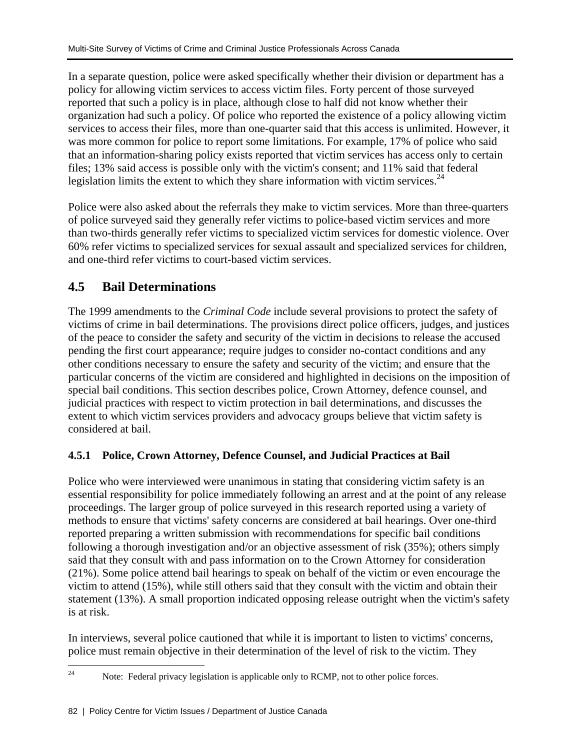In a separate question, police were asked specifically whether their division or department has a policy for allowing victim services to access victim files. Forty percent of those surveyed reported that such a policy is in place, although close to half did not know whether their organization had such a policy. Of police who reported the existence of a policy allowing victim services to access their files, more than one-quarter said that this access is unlimited. However, it was more common for police to report some limitations. For example, 17% of police who said that an information-sharing policy exists reported that victim services has access only to certain files; 13% said access is possible only with the victim's consent; and 11% said that federal legislation limits the extent to which they share information with victim services.[24]

Police were also asked about the referrals they make to victim services. More than three-quarters of police surveyed said they generally refer victims to police-based victim services and more than two-thirds generally refer victims to specialized victim services for domestic violence. Over 60% refer victims to specialized services for sexual assault and specialized services for children, and one-third refer victims to court-based victim services.

## 4.5 Bail Determinations

The 1999 amendments to the *Criminal Code* include several provisions to protect the safety of victims of crime in bail determinations. The provisions direct police officers, judges, and justices of the peace to consider the safety and security of the victim in decisions to release the accused pending the first court appearance; require judges to consider no-contact conditions and any other conditions necessary to ensure the safety and security of the victim; and ensure that the particular concerns of the victim are considered and highlighted in decisions on the imposition of special bail conditions. This section describes police, Crown Attorney, defence counsel, and judicial practices with respect to victim protection in bail determinations, and discusses the extent to which victim services providers and advocacy groups believe that victim safety is considered at bail.

### 4.5.1 Police, Crown Attorney, Defence Counsel, and Judicial Practices at Bail

Police who were interviewed were unanimous in stating that considering victim safety is an essential responsibility for police immediately following an arrest and at the point of any release proceedings. The larger group of police surveyed in this research reported using a variety of methods to ensure that victims' safety concerns are considered at bail hearings. Over one-third reported preparing a written submission with recommendations for specific bail conditions following a thorough investigation and/or an objective assessment of risk (35%); others simply said that they consult with and pass information on to the Crown Attorney for consideration (21%). Some police attend bail hearings to speak on behalf of the victim or even encourage the victim to attend (15%), while still others said that they consult with the victim and obtain their statement (13%). A small proportion indicated opposing release outright when the victim's safety is at risk.

In interviews, several police cautioned that while it is important to listen to victims' concerns, police must remain objective in their determination of the level of risk to the victim. They

[24] Note: Federal privacy legislation is applicable only to RCMP, not to other police forces.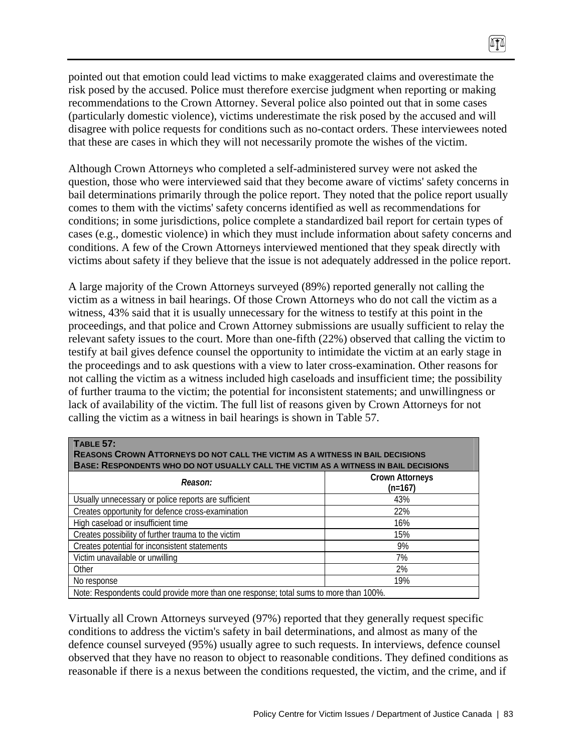pointed out that emotion could lead victims to make exaggerated claims and overestimate the risk posed by the accused. Police must therefore exercise judgment when reporting or making recommendations to the Crown Attorney. Several police also pointed out that in some cases (particularly domestic violence), victims underestimate the risk posed by the accused and will disagree with police requests for conditions such as no-contact orders. These interviewees noted that these are cases in which they will not necessarily promote the wishes of the victim.

Although Crown Attorneys who completed a self-administered survey were not asked the question, those who were interviewed said that they become aware of victims' safety concerns in bail determinations primarily through the police report. They noted that the police report usually comes to them with the victims' safety concerns identified as well as recommendations for conditions; in some jurisdictions, police complete a standardized bail report for certain types of cases (e.g., domestic violence) in which they must include information about safety concerns and conditions. A few of the Crown Attorneys interviewed mentioned that they speak directly with victims about safety if they believe that the issue is not adequately addressed in the police report.

A large majority of the Crown Attorneys surveyed (89%) reported generally not calling the victim as a witness in bail hearings. Of those Crown Attorneys who do not call the victim as a witness, 43% said that it is usually unnecessary for the witness to testify at this point in the proceedings, and that police and Crown Attorney submissions are usually sufficient to relay the relevant safety issues to the court. More than one-fifth (22%) observed that calling the victim to testify at bail gives defence counsel the opportunity to intimidate the victim at an early stage in the proceedings and to ask questions with a view to later cross-examination. Other reasons for not calling the victim as a witness included high caseloads and insufficient time; the possibility of further trauma to the victim; the potential for inconsistent statements; and unwillingness or lack of availability of the victim. The full list of reasons given by Crown Attorneys for not calling the victim as a witness in bail hearings is shown in Table 57.

**TABLE 57:**
**REASONS CROWN ATTORNEYS DO NOT CALL THE VICTIM AS A WITNESS IN BAIL DECISIONS**
**BASE: RESPONDENTS WHO DO NOT USUALLY CALL THE VICTIM AS A WITNESS IN BAIL DECISIONS**

| *Reason:* | Crown Attorneys (n=167) |
|---|---|
| Usually unnecessary or police reports are sufficient | 43% |
| Creates opportunity for defence cross-examination | 22% |
| High caseload or insufficient time | 16% |
| Creates possibility of further trauma to the victim | 15% |
| Creates potential for inconsistent statements | 9% |
| Victim unavailable or unwilling | 7% |
| Other | 2% |
| No response | 19% |

Note: Respondents could provide more than one response; total sums to more than 100%.

Virtually all Crown Attorneys surveyed (97%) reported that they generally request specific conditions to address the victim's safety in bail determinations, and almost as many of the defence counsel surveyed (95%) usually agree to such requests. In interviews, defence counsel observed that they have no reason to object to reasonable conditions. They defined conditions as reasonable if there is a nexus between the conditions requested, the victim, and the crime, and if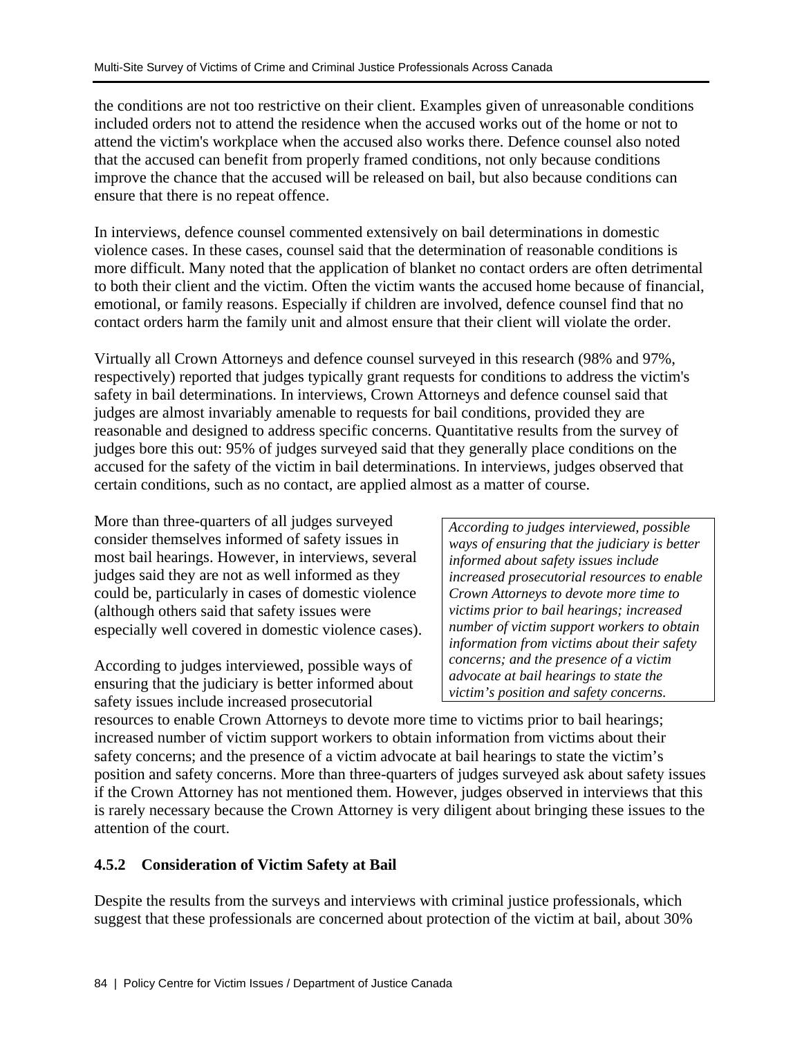the conditions are not too restrictive on their client. Examples given of unreasonable conditions included orders not to attend the residence when the accused works out of the home or not to attend the victim's workplace when the accused also works there. Defence counsel also noted that the accused can benefit from properly framed conditions, not only because conditions improve the chance that the accused will be released on bail, but also because conditions can ensure that there is no repeat offence.

In interviews, defence counsel commented extensively on bail determinations in domestic violence cases. In these cases, counsel said that the determination of reasonable conditions is more difficult. Many noted that the application of blanket no contact orders are often detrimental to both their client and the victim. Often the victim wants the accused home because of financial, emotional, or family reasons. Especially if children are involved, defence counsel find that no contact orders harm the family unit and almost ensure that their client will violate the order.

Virtually all Crown Attorneys and defence counsel surveyed in this research (98% and 97%, respectively) reported that judges typically grant requests for conditions to address the victim's safety in bail determinations. In interviews, Crown Attorneys and defence counsel said that judges are almost invariably amenable to requests for bail conditions, provided they are reasonable and designed to address specific concerns. Quantitative results from the survey of judges bore this out: 95% of judges surveyed said that they generally place conditions on the accused for the safety of the victim in bail determinations. In interviews, judges observed that certain conditions, such as no contact, are applied almost as a matter of course.

More than three-quarters of all judges surveyed consider themselves informed of safety issues in most bail hearings. However, in interviews, several judges said they are not as well informed as they could be, particularly in cases of domestic violence (although others said that safety issues were especially well covered in domestic violence cases).

> *According to judges interviewed, possible ways of ensuring that the judiciary is better informed about safety issues include increased prosecutorial resources to enable Crown Attorneys to devote more time to victims prior to bail hearings; increased number of victim support workers to obtain information from victims about their safety concerns; and the presence of a victim advocate at bail hearings to state the victim's position and safety concerns.*

According to judges interviewed, possible ways of ensuring that the judiciary is better informed about safety issues include increased prosecutorial resources to enable Crown Attorneys to devote more time to victims prior to bail hearings; increased number of victim support workers to obtain information from victims about their safety concerns; and the presence of a victim advocate at bail hearings to state the victim's position and safety concerns. More than three-quarters of judges surveyed ask about safety issues if the Crown Attorney has not mentioned them. However, judges observed in interviews that this is rarely necessary because the Crown Attorney is very diligent about bringing these issues to the attention of the court.

### 4.5.2 Consideration of Victim Safety at Bail

Despite the results from the surveys and interviews with criminal justice professionals, which suggest that these professionals are concerned about protection of the victim at bail, about 30%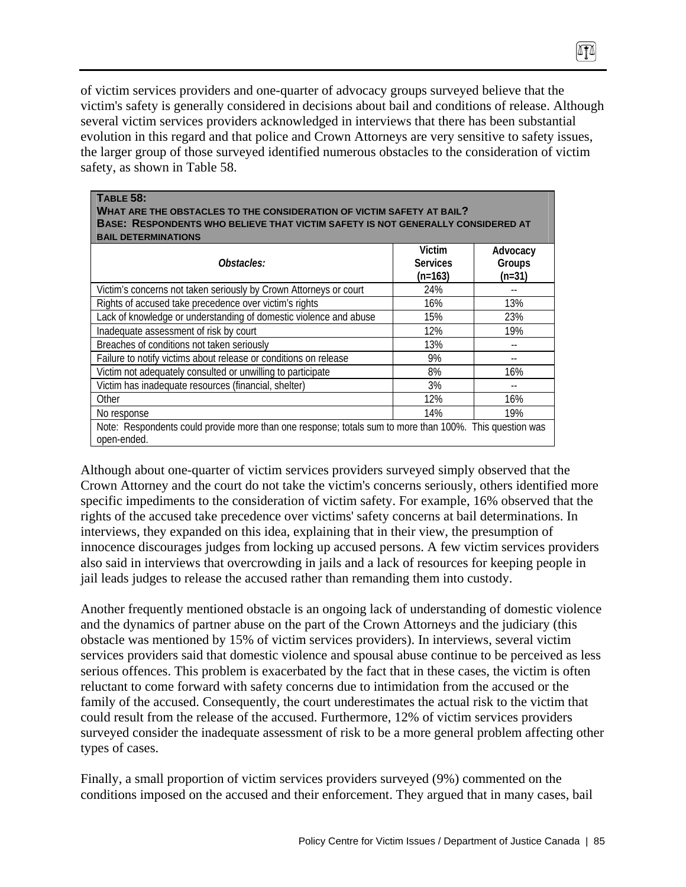of victim services providers and one-quarter of advocacy groups surveyed believe that the victim's safety is generally considered in decisions about bail and conditions of release. Although several victim services providers acknowledged in interviews that there has been substantial evolution in this regard and that police and Crown Attorneys are very sensitive to safety issues, the larger group of those surveyed identified numerous obstacles to the consideration of victim safety, as shown in Table 58.

**TABLE 58:**
**WHAT ARE THE OBSTACLES TO THE CONSIDERATION OF VICTIM SAFETY AT BAIL?**
**BASE: RESPONDENTS WHO BELIEVE THAT VICTIM SAFETY IS NOT GENERALLY CONSIDERED AT BAIL DETERMINATIONS**

| *Obstacles:* | Victim Services (n=163) | Advocacy Groups (n=31) |
|---|---|---|
| Victim's concerns not taken seriously by Crown Attorneys or court | 24% | -- |
| Rights of accused take precedence over victim's rights | 16% | 13% |
| Lack of knowledge or understanding of domestic violence and abuse | 15% | 23% |
| Inadequate assessment of risk by court | 12% | 19% |
| Breaches of conditions not taken seriously | 13% | -- |
| Failure to notify victims about release or conditions on release | 9% | -- |
| Victim not adequately consulted or unwilling to participate | 8% | 16% |
| Victim has inadequate resources (financial, shelter) | 3% | -- |
| Other | 12% | 16% |
| No response | 14% | 19% |

Note: Respondents could provide more than one response; totals sum to more than 100%. This question was open-ended.

Although about one-quarter of victim services providers surveyed simply observed that the Crown Attorney and the court do not take the victim's concerns seriously, others identified more specific impediments to the consideration of victim safety. For example, 16% observed that the rights of the accused take precedence over victims' safety concerns at bail determinations. In interviews, they expanded on this idea, explaining that in their view, the presumption of innocence discourages judges from locking up accused persons. A few victim services providers also said in interviews that overcrowding in jails and a lack of resources for keeping people in jail leads judges to release the accused rather than remanding them into custody.

Another frequently mentioned obstacle is an ongoing lack of understanding of domestic violence and the dynamics of partner abuse on the part of the Crown Attorneys and the judiciary (this obstacle was mentioned by 15% of victim services providers). In interviews, several victim services providers said that domestic violence and spousal abuse continue to be perceived as less serious offences. This problem is exacerbated by the fact that in these cases, the victim is often reluctant to come forward with safety concerns due to intimidation from the accused or the family of the accused. Consequently, the court underestimates the actual risk to the victim that could result from the release of the accused. Furthermore, 12% of victim services providers surveyed consider the inadequate assessment of risk to be a more general problem affecting other types of cases.

Finally, a small proportion of victim services providers surveyed (9%) commented on the conditions imposed on the accused and their enforcement. They argued that in many cases, bail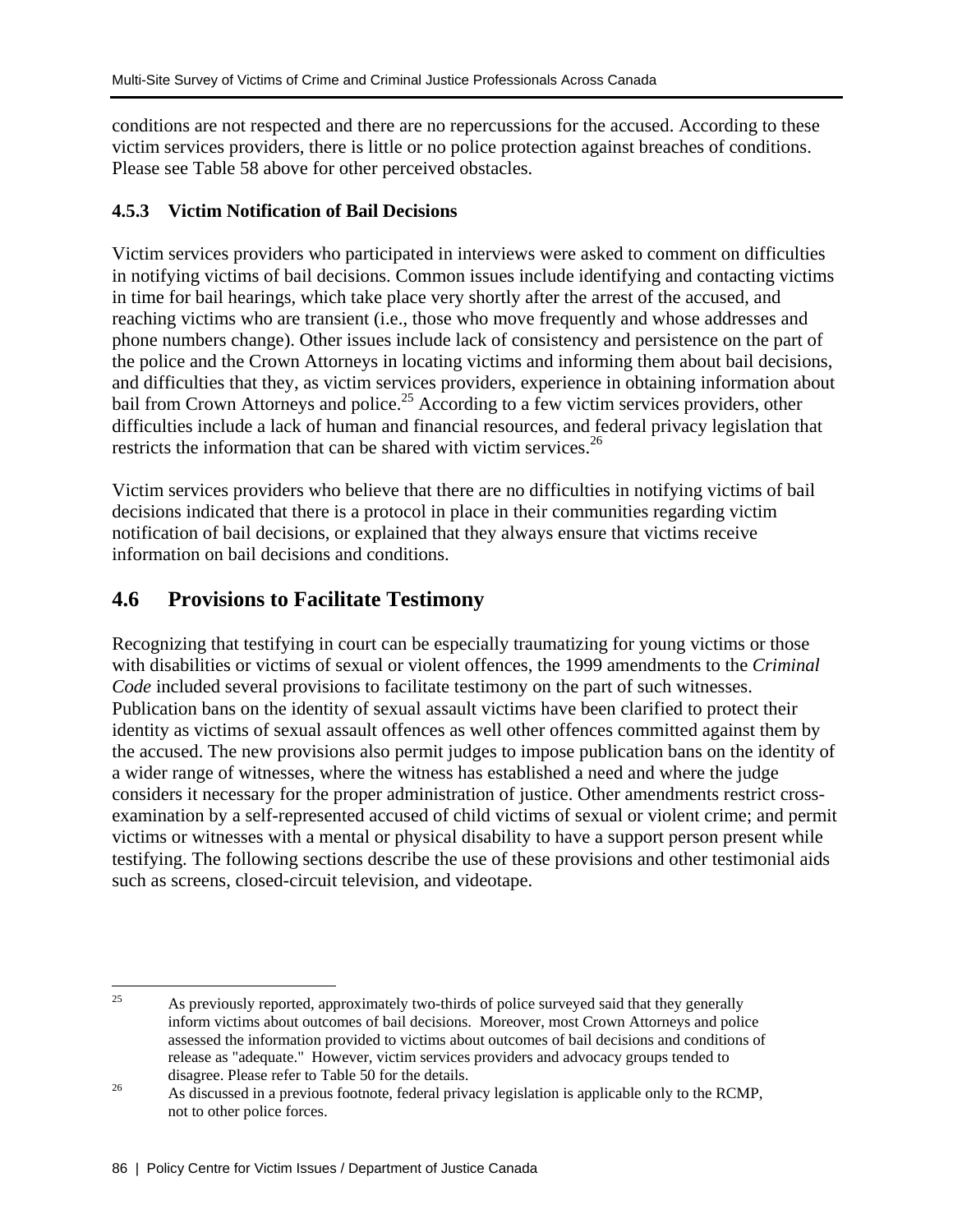conditions are not respected and there are no repercussions for the accused. According to these victim services providers, there is little or no police protection against breaches of conditions. Please see Table 58 above for other perceived obstacles.

### 4.5.3 Victim Notification of Bail Decisions

Victim services providers who participated in interviews were asked to comment on difficulties in notifying victims of bail decisions. Common issues include identifying and contacting victims in time for bail hearings, which take place very shortly after the arrest of the accused, and reaching victims who are transient (i.e., those who move frequently and whose addresses and phone numbers change). Other issues include lack of consistency and persistence on the part of the police and the Crown Attorneys in locating victims and informing them about bail decisions, and difficulties that they, as victim services providers, experience in obtaining information about bail from Crown Attorneys and police.[25] According to a few victim services providers, other difficulties include a lack of human and financial resources, and federal privacy legislation that restricts the information that can be shared with victim services.[26]

Victim services providers who believe that there are no difficulties in notifying victims of bail decisions indicated that there is a protocol in place in their communities regarding victim notification of bail decisions, or explained that they always ensure that victims receive information on bail decisions and conditions.

## 4.6 Provisions to Facilitate Testimony

Recognizing that testifying in court can be especially traumatizing for young victims or those with disabilities or victims of sexual or violent offences, the 1999 amendments to the *Criminal Code* included several provisions to facilitate testimony on the part of such witnesses. Publication bans on the identity of sexual assault victims have been clarified to protect their identity as victims of sexual assault offences as well other offences committed against them by the accused. The new provisions also permit judges to impose publication bans on the identity of a wider range of witnesses, where the witness has established a need and where the judge considers it necessary for the proper administration of justice. Other amendments restrict cross-examination by a self-represented accused of child victims of sexual or violent crime; and permit victims or witnesses with a mental or physical disability to have a support person present while testifying. The following sections describe the use of these provisions and other testimonial aids such as screens, closed-circuit television, and videotape.

---

[25] As previously reported, approximately two-thirds of police surveyed said that they generally inform victims about outcomes of bail decisions. Moreover, most Crown Attorneys and police assessed the information provided to victims about outcomes of bail decisions and conditions of release as "adequate." However, victim services providers and advocacy groups tended to disagree. Please refer to Table 50 for the details.

[26] As discussed in a previous footnote, federal privacy legislation is applicable only to the RCMP, not to other police forces.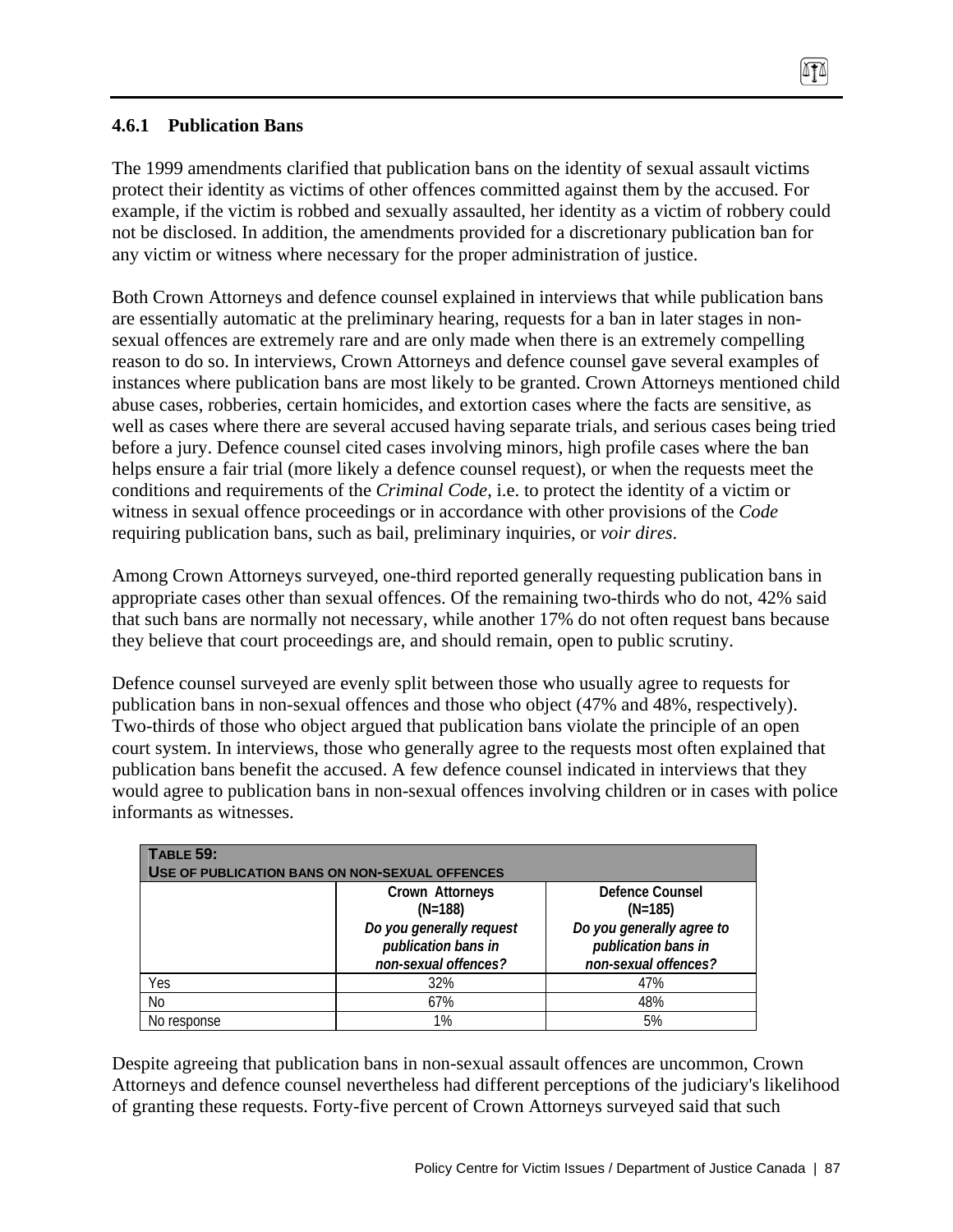### 4.6.1 Publication Bans

The 1999 amendments clarified that publication bans on the identity of sexual assault victims protect their identity as victims of other offences committed against them by the accused. For example, if the victim is robbed and sexually assaulted, her identity as a victim of robbery could not be disclosed. In addition, the amendments provided for a discretionary publication ban for any victim or witness where necessary for the proper administration of justice.

Both Crown Attorneys and defence counsel explained in interviews that while publication bans are essentially automatic at the preliminary hearing, requests for a ban in later stages in non-sexual offences are extremely rare and are only made when there is an extremely compelling reason to do so. In interviews, Crown Attorneys and defence counsel gave several examples of instances where publication bans are most likely to be granted. Crown Attorneys mentioned child abuse cases, robberies, certain homicides, and extortion cases where the facts are sensitive, as well as cases where there are several accused having separate trials, and serious cases being tried before a jury. Defence counsel cited cases involving minors, high profile cases where the ban helps ensure a fair trial (more likely a defence counsel request), or when the requests meet the conditions and requirements of the *Criminal Code*, i.e. to protect the identity of a victim or witness in sexual offence proceedings or in accordance with other provisions of the *Code* requiring publication bans, such as bail, preliminary inquiries, or *voir dires*.

Among Crown Attorneys surveyed, one-third reported generally requesting publication bans in appropriate cases other than sexual offences. Of the remaining two-thirds who do not, 42% said that such bans are normally not necessary, while another 17% do not often request bans because they believe that court proceedings are, and should remain, open to public scrutiny.

Defence counsel surveyed are evenly split between those who usually agree to requests for publication bans in non-sexual offences and those who object (47% and 48%, respectively). Two-thirds of those who object argued that publication bans violate the principle of an open court system. In interviews, those who generally agree to the requests most often explained that publication bans benefit the accused. A few defence counsel indicated in interviews that they would agree to publication bans in non-sexual offences involving children or in cases with police informants as witnesses.

**TABLE 59: USE OF PUBLICATION BANS ON NON-SEXUAL OFFENCES**

| | Crown Attorneys (N=188) *Do you generally request publication bans in non-sexual offences?* | Defence Counsel (N=185) *Do you generally agree to publication bans in non-sexual offences?* |
|---|---|---|
| Yes | 32% | 47% |
| No | 67% | 48% |
| No response | 1% | 5% |

Despite agreeing that publication bans in non-sexual assault offences are uncommon, Crown Attorneys and defence counsel nevertheless had different perceptions of the judiciary's likelihood of granting these requests. Forty-five percent of Crown Attorneys surveyed said that such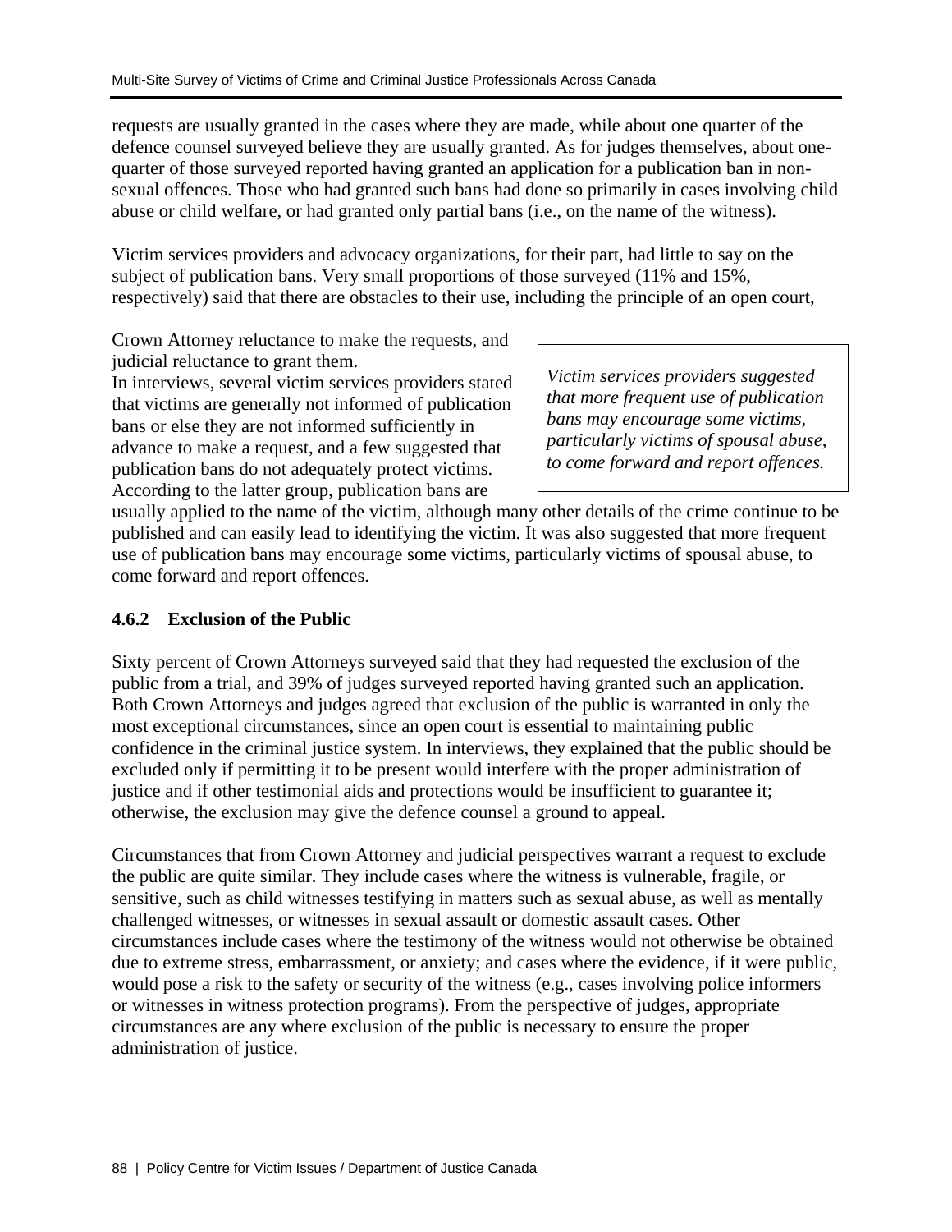requests are usually granted in the cases where they are made, while about one quarter of the defence counsel surveyed believe they are usually granted. As for judges themselves, about one-quarter of those surveyed reported having granted an application for a publication ban in non-sexual offences. Those who had granted such bans had done so primarily in cases involving child abuse or child welfare, or had granted only partial bans (i.e., on the name of the witness).

Victim services providers and advocacy organizations, for their part, had little to say on the subject of publication bans. Very small proportions of those surveyed (11% and 15%, respectively) said that there are obstacles to their use, including the principle of an open court, Crown Attorney reluctance to make the requests, and judicial reluctance to grant them.

> *Victim services providers suggested that more frequent use of publication bans may encourage some victims, particularly victims of spousal abuse, to come forward and report offences.*

In interviews, several victim services providers stated that victims are generally not informed of publication bans or else they are not informed sufficiently in advance to make a request, and a few suggested that publication bans do not adequately protect victims. According to the latter group, publication bans are usually applied to the name of the victim, although many other details of the crime continue to be published and can easily lead to identifying the victim. It was also suggested that more frequent use of publication bans may encourage some victims, particularly victims of spousal abuse, to come forward and report offences.

### 4.6.2 Exclusion of the Public

Sixty percent of Crown Attorneys surveyed said that they had requested the exclusion of the public from a trial, and 39% of judges surveyed reported having granted such an application. Both Crown Attorneys and judges agreed that exclusion of the public is warranted in only the most exceptional circumstances, since an open court is essential to maintaining public confidence in the criminal justice system. In interviews, they explained that the public should be excluded only if permitting it to be present would interfere with the proper administration of justice and if other testimonial aids and protections would be insufficient to guarantee it; otherwise, the exclusion may give the defence counsel a ground to appeal.

Circumstances that from Crown Attorney and judicial perspectives warrant a request to exclude the public are quite similar. They include cases where the witness is vulnerable, fragile, or sensitive, such as child witnesses testifying in matters such as sexual abuse, as well as mentally challenged witnesses, or witnesses in sexual assault or domestic assault cases. Other circumstances include cases where the testimony of the witness would not otherwise be obtained due to extreme stress, embarrassment, or anxiety; and cases where the evidence, if it were public, would pose a risk to the safety or security of the witness (e.g., cases involving police informers or witnesses in witness protection programs). From the perspective of judges, appropriate circumstances are any where exclusion of the public is necessary to ensure the proper administration of justice.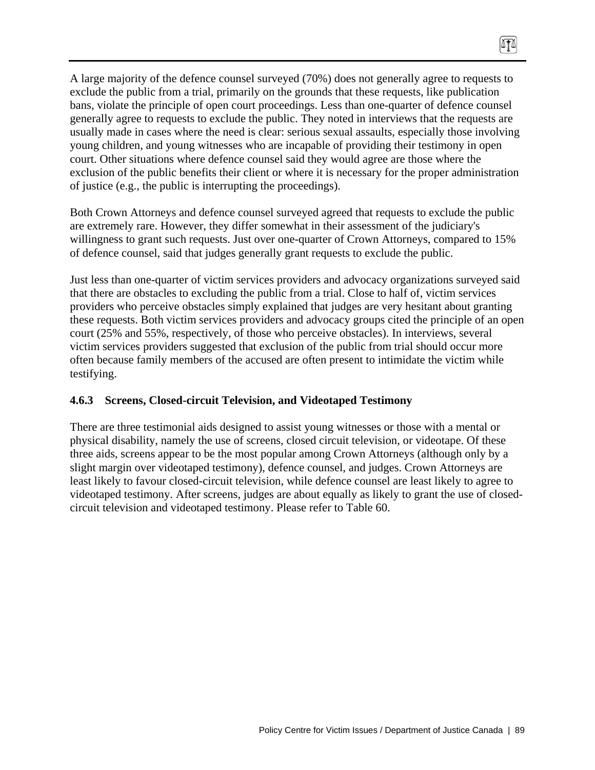A large majority of the defence counsel surveyed (70%) does not generally agree to requests to exclude the public from a trial, primarily on the grounds that these requests, like publication bans, violate the principle of open court proceedings. Less than one-quarter of defence counsel generally agree to requests to exclude the public. They noted in interviews that the requests are usually made in cases where the need is clear: serious sexual assaults, especially those involving young children, and young witnesses who are incapable of providing their testimony in open court. Other situations where defence counsel said they would agree are those where the exclusion of the public benefits their client or where it is necessary for the proper administration of justice (e.g., the public is interrupting the proceedings).

Both Crown Attorneys and defence counsel surveyed agreed that requests to exclude the public are extremely rare. However, they differ somewhat in their assessment of the judiciary's willingness to grant such requests. Just over one-quarter of Crown Attorneys, compared to 15% of defence counsel, said that judges generally grant requests to exclude the public.

Just less than one-quarter of victim services providers and advocacy organizations surveyed said that there are obstacles to excluding the public from a trial. Close to half of, victim services providers who perceive obstacles simply explained that judges are very hesitant about granting these requests. Both victim services providers and advocacy groups cited the principle of an open court (25% and 55%, respectively, of those who perceive obstacles). In interviews, several victim services providers suggested that exclusion of the public from trial should occur more often because family members of the accused are often present to intimidate the victim while testifying.

### 4.6.3 Screens, Closed-circuit Television, and Videotaped Testimony

There are three testimonial aids designed to assist young witnesses or those with a mental or physical disability, namely the use of screens, closed circuit television, or videotape. Of these three aids, screens appear to be the most popular among Crown Attorneys (although only by a slight margin over videotaped testimony), defence counsel, and judges. Crown Attorneys are least likely to favour closed-circuit television, while defence counsel are least likely to agree to videotaped testimony. After screens, judges are about equally as likely to grant the use of closed-circuit television and videotaped testimony. Please refer to Table 60.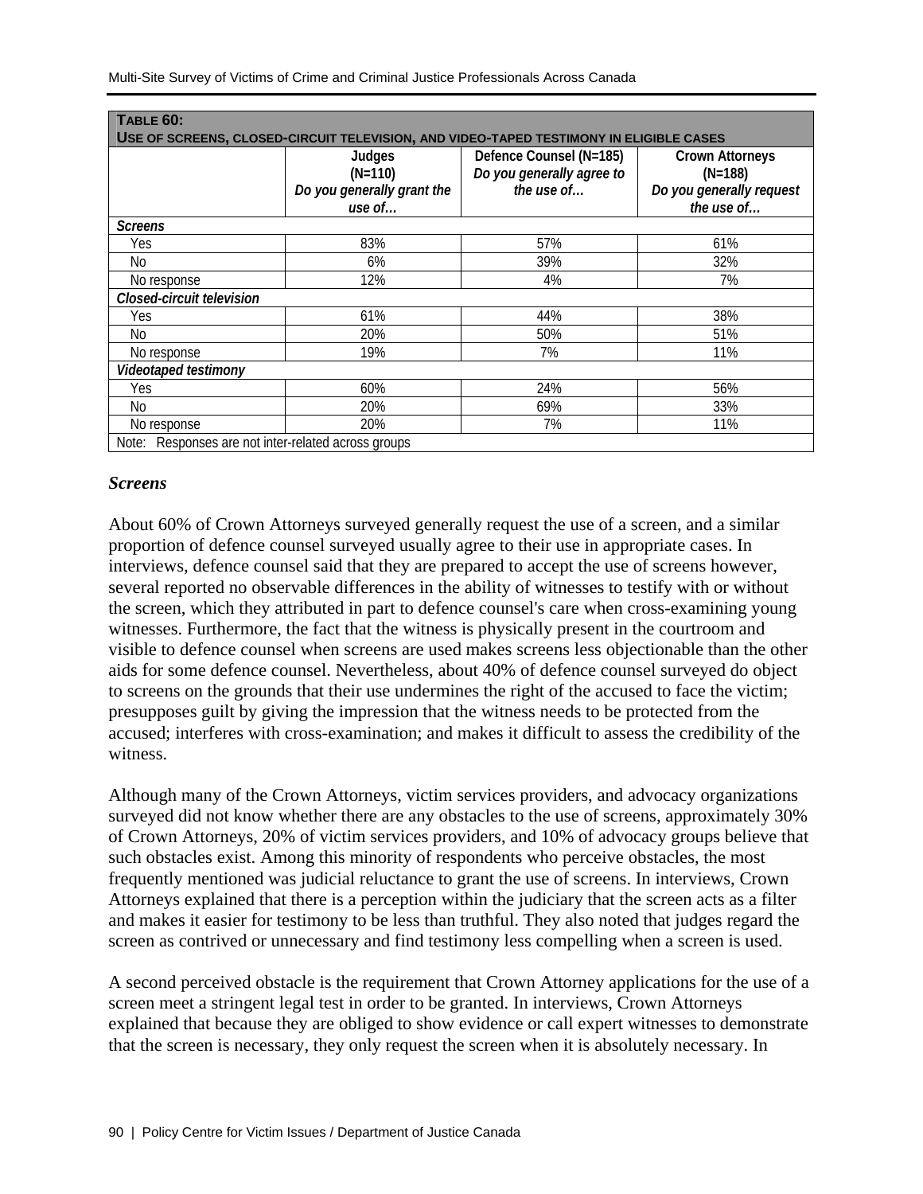| **TABLE 60: USE OF SCREENS, CLOSED-CIRCUIT TELEVISION, AND VIDEO-TAPED TESTIMONY IN ELIGIBLE CASES** | | | |
|---|---|---|---|
| | Judges (N=110) *Do you generally grant the use of…* | Defence Counsel (N=185) *Do you generally agree to the use of…* | Crown Attorneys (N=188) *Do you generally request the use of…* |
| ***Screens*** | | | |
| Yes | 83% | 57% | 61% |
| No | 6% | 39% | 32% |
| No response | 12% | 4% | 7% |
| ***Closed-circuit television*** | | | |
| Yes | 61% | 44% | 38% |
| No | 20% | 50% | 51% |
| No response | 19% | 7% | 11% |
| ***Videotaped testimony*** | | | |
| Yes | 60% | 24% | 56% |
| No | 20% | 69% | 33% |
| No response | 20% | 7% | 11% |
| Note: Responses are not inter-related across groups | | | |

### *Screens*

About 60% of Crown Attorneys surveyed generally request the use of a screen, and a similar proportion of defence counsel surveyed usually agree to their use in appropriate cases. In interviews, defence counsel said that they are prepared to accept the use of screens however, several reported no observable differences in the ability of witnesses to testify with or without the screen, which they attributed in part to defence counsel's care when cross-examining young witnesses. Furthermore, the fact that the witness is physically present in the courtroom and visible to defence counsel when screens are used makes screens less objectionable than the other aids for some defence counsel. Nevertheless, about 40% of defence counsel surveyed do object to screens on the grounds that their use undermines the right of the accused to face the victim; presupposes guilt by giving the impression that the witness needs to be protected from the accused; interferes with cross-examination; and makes it difficult to assess the credibility of the witness.

Although many of the Crown Attorneys, victim services providers, and advocacy organizations surveyed did not know whether there are any obstacles to the use of screens, approximately 30% of Crown Attorneys, 20% of victim services providers, and 10% of advocacy groups believe that such obstacles exist. Among this minority of respondents who perceive obstacles, the most frequently mentioned was judicial reluctance to grant the use of screens. In interviews, Crown Attorneys explained that there is a perception within the judiciary that the screen acts as a filter and makes it easier for testimony to be less than truthful. They also noted that judges regard the screen as contrived or unnecessary and find testimony less compelling when a screen is used.

A second perceived obstacle is the requirement that Crown Attorney applications for the use of a screen meet a stringent legal test in order to be granted. In interviews, Crown Attorneys explained that because they are obliged to show evidence or call expert witnesses to demonstrate that the screen is necessary, they only request the screen when it is absolutely necessary. In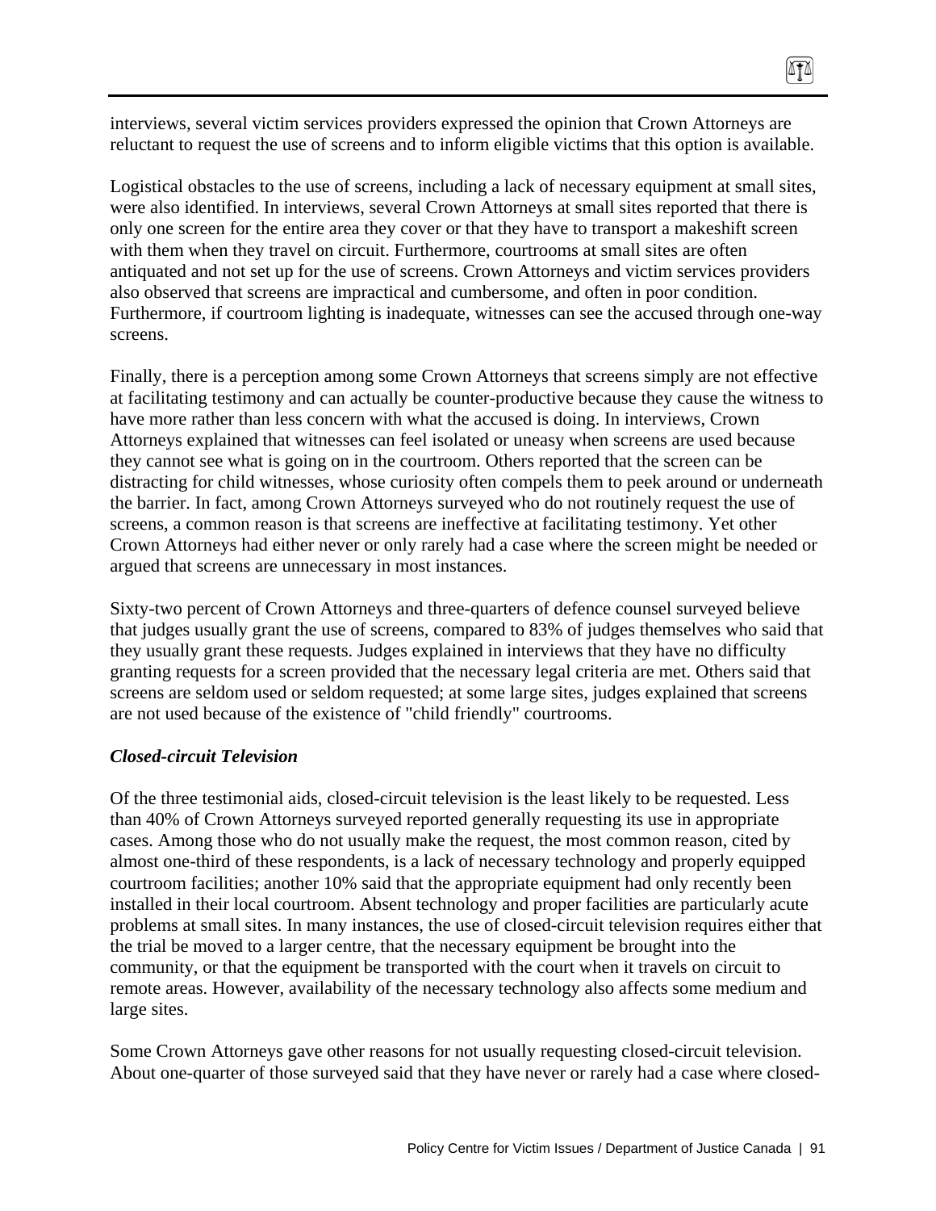interviews, several victim services providers expressed the opinion that Crown Attorneys are reluctant to request the use of screens and to inform eligible victims that this option is available.

Logistical obstacles to the use of screens, including a lack of necessary equipment at small sites, were also identified. In interviews, several Crown Attorneys at small sites reported that there is only one screen for the entire area they cover or that they have to transport a makeshift screen with them when they travel on circuit. Furthermore, courtrooms at small sites are often antiquated and not set up for the use of screens. Crown Attorneys and victim services providers also observed that screens are impractical and cumbersome, and often in poor condition. Furthermore, if courtroom lighting is inadequate, witnesses can see the accused through one-way screens.

Finally, there is a perception among some Crown Attorneys that screens simply are not effective at facilitating testimony and can actually be counter-productive because they cause the witness to have more rather than less concern with what the accused is doing. In interviews, Crown Attorneys explained that witnesses can feel isolated or uneasy when screens are used because they cannot see what is going on in the courtroom. Others reported that the screen can be distracting for child witnesses, whose curiosity often compels them to peek around or underneath the barrier. In fact, among Crown Attorneys surveyed who do not routinely request the use of screens, a common reason is that screens are ineffective at facilitating testimony. Yet other Crown Attorneys had either never or only rarely had a case where the screen might be needed or argued that screens are unnecessary in most instances.

Sixty-two percent of Crown Attorneys and three-quarters of defence counsel surveyed believe that judges usually grant the use of screens, compared to 83% of judges themselves who said that they usually grant these requests. Judges explained in interviews that they have no difficulty granting requests for a screen provided that the necessary legal criteria are met. Others said that screens are seldom used or seldom requested; at some large sites, judges explained that screens are not used because of the existence of "child friendly" courtrooms.

### *Closed-circuit Television*

Of the three testimonial aids, closed-circuit television is the least likely to be requested. Less than 40% of Crown Attorneys surveyed reported generally requesting its use in appropriate cases. Among those who do not usually make the request, the most common reason, cited by almost one-third of these respondents, is a lack of necessary technology and properly equipped courtroom facilities; another 10% said that the appropriate equipment had only recently been installed in their local courtroom. Absent technology and proper facilities are particularly acute problems at small sites. In many instances, the use of closed-circuit television requires either that the trial be moved to a larger centre, that the necessary equipment be brought into the community, or that the equipment be transported with the court when it travels on circuit to remote areas. However, availability of the necessary technology also affects some medium and large sites.

Some Crown Attorneys gave other reasons for not usually requesting closed-circuit television. About one-quarter of those surveyed said that they have never or rarely had a case where closed-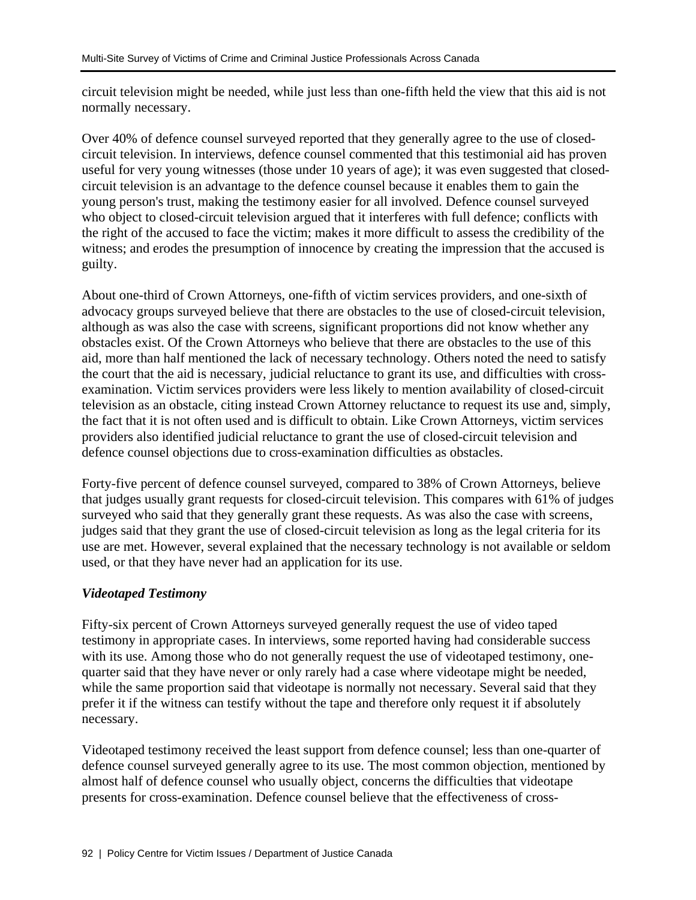circuit television might be needed, while just less than one-fifth held the view that this aid is not normally necessary.

Over 40% of defence counsel surveyed reported that they generally agree to the use of closed-circuit television. In interviews, defence counsel commented that this testimonial aid has proven useful for very young witnesses (those under 10 years of age); it was even suggested that closed-circuit television is an advantage to the defence counsel because it enables them to gain the young person's trust, making the testimony easier for all involved. Defence counsel surveyed who object to closed-circuit television argued that it interferes with full defence; conflicts with the right of the accused to face the victim; makes it more difficult to assess the credibility of the witness; and erodes the presumption of innocence by creating the impression that the accused is guilty.

About one-third of Crown Attorneys, one-fifth of victim services providers, and one-sixth of advocacy groups surveyed believe that there are obstacles to the use of closed-circuit television, although as was also the case with screens, significant proportions did not know whether any obstacles exist. Of the Crown Attorneys who believe that there are obstacles to the use of this aid, more than half mentioned the lack of necessary technology. Others noted the need to satisfy the court that the aid is necessary, judicial reluctance to grant its use, and difficulties with cross-examination. Victim services providers were less likely to mention availability of closed-circuit television as an obstacle, citing instead Crown Attorney reluctance to request its use and, simply, the fact that it is not often used and is difficult to obtain. Like Crown Attorneys, victim services providers also identified judicial reluctance to grant the use of closed-circuit television and defence counsel objections due to cross-examination difficulties as obstacles.

Forty-five percent of defence counsel surveyed, compared to 38% of Crown Attorneys, believe that judges usually grant requests for closed-circuit television. This compares with 61% of judges surveyed who said that they generally grant these requests. As was also the case with screens, judges said that they grant the use of closed-circuit television as long as the legal criteria for its use are met. However, several explained that the necessary technology is not available or seldom used, or that they have never had an application for its use.

### *Videotaped Testimony*

Fifty-six percent of Crown Attorneys surveyed generally request the use of video taped testimony in appropriate cases. In interviews, some reported having had considerable success with its use. Among those who do not generally request the use of videotaped testimony, one-quarter said that they have never or only rarely had a case where videotape might be needed, while the same proportion said that videotape is normally not necessary. Several said that they prefer it if the witness can testify without the tape and therefore only request it if absolutely necessary.

Videotaped testimony received the least support from defence counsel; less than one-quarter of defence counsel surveyed generally agree to its use. The most common objection, mentioned by almost half of defence counsel who usually object, concerns the difficulties that videotape presents for cross-examination. Defence counsel believe that the effectiveness of cross-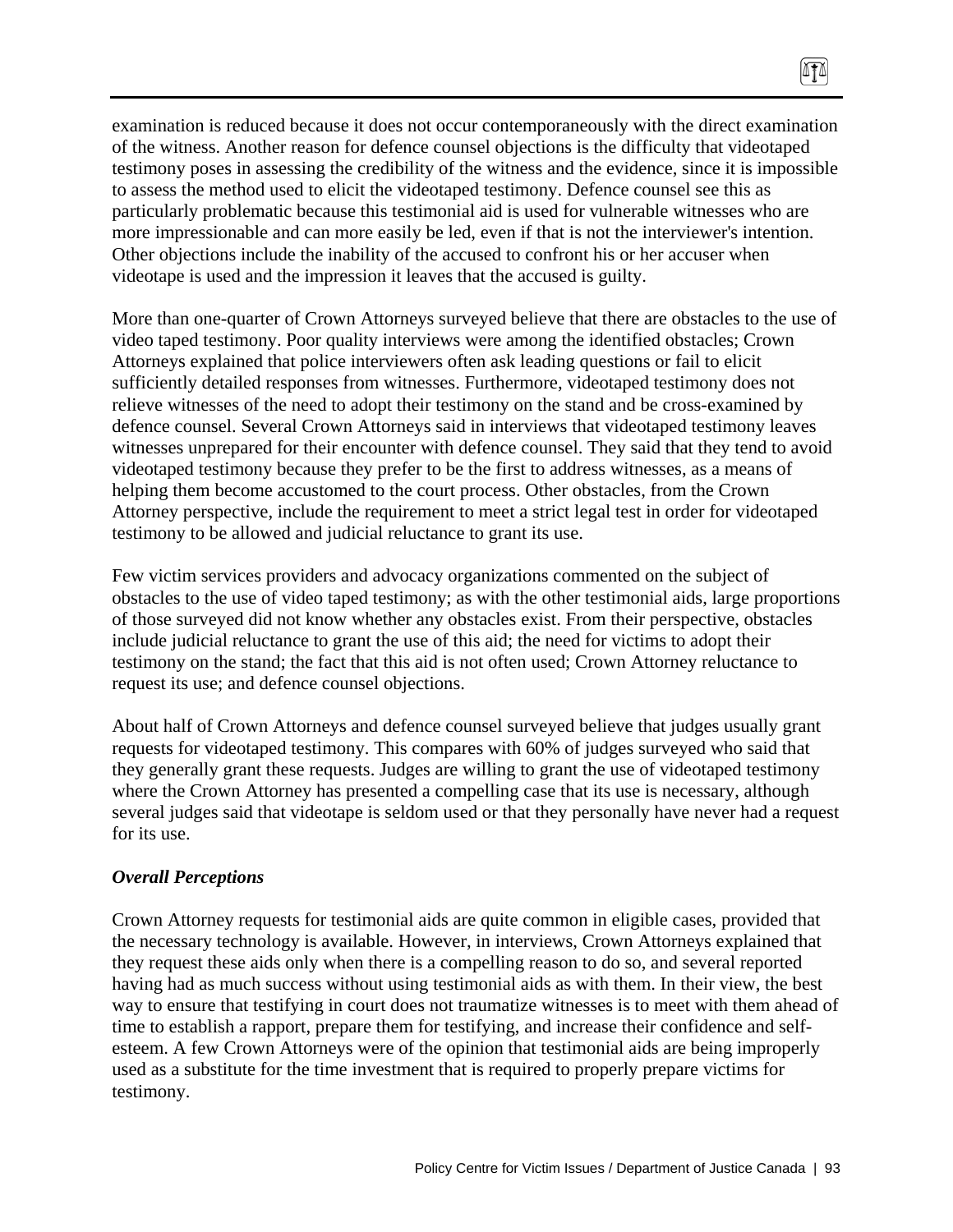examination is reduced because it does not occur contemporaneously with the direct examination of the witness. Another reason for defence counsel objections is the difficulty that videotaped testimony poses in assessing the credibility of the witness and the evidence, since it is impossible to assess the method used to elicit the videotaped testimony. Defence counsel see this as particularly problematic because this testimonial aid is used for vulnerable witnesses who are more impressionable and can more easily be led, even if that is not the interviewer's intention. Other objections include the inability of the accused to confront his or her accuser when videotape is used and the impression it leaves that the accused is guilty.

More than one-quarter of Crown Attorneys surveyed believe that there are obstacles to the use of video taped testimony. Poor quality interviews were among the identified obstacles; Crown Attorneys explained that police interviewers often ask leading questions or fail to elicit sufficiently detailed responses from witnesses. Furthermore, videotaped testimony does not relieve witnesses of the need to adopt their testimony on the stand and be cross-examined by defence counsel. Several Crown Attorneys said in interviews that videotaped testimony leaves witnesses unprepared for their encounter with defence counsel. They said that they tend to avoid videotaped testimony because they prefer to be the first to address witnesses, as a means of helping them become accustomed to the court process. Other obstacles, from the Crown Attorney perspective, include the requirement to meet a strict legal test in order for videotaped testimony to be allowed and judicial reluctance to grant its use.

Few victim services providers and advocacy organizations commented on the subject of obstacles to the use of video taped testimony; as with the other testimonial aids, large proportions of those surveyed did not know whether any obstacles exist. From their perspective, obstacles include judicial reluctance to grant the use of this aid; the need for victims to adopt their testimony on the stand; the fact that this aid is not often used; Crown Attorney reluctance to request its use; and defence counsel objections.

About half of Crown Attorneys and defence counsel surveyed believe that judges usually grant requests for videotaped testimony. This compares with 60% of judges surveyed who said that they generally grant these requests. Judges are willing to grant the use of videotaped testimony where the Crown Attorney has presented a compelling case that its use is necessary, although several judges said that videotape is seldom used or that they personally have never had a request for its use.

### *Overall Perceptions*

Crown Attorney requests for testimonial aids are quite common in eligible cases, provided that the necessary technology is available. However, in interviews, Crown Attorneys explained that they request these aids only when there is a compelling reason to do so, and several reported having had as much success without using testimonial aids as with them. In their view, the best way to ensure that testifying in court does not traumatize witnesses is to meet with them ahead of time to establish a rapport, prepare them for testifying, and increase their confidence and self-esteem. A few Crown Attorneys were of the opinion that testimonial aids are being improperly used as a substitute for the time investment that is required to properly prepare victims for testimony.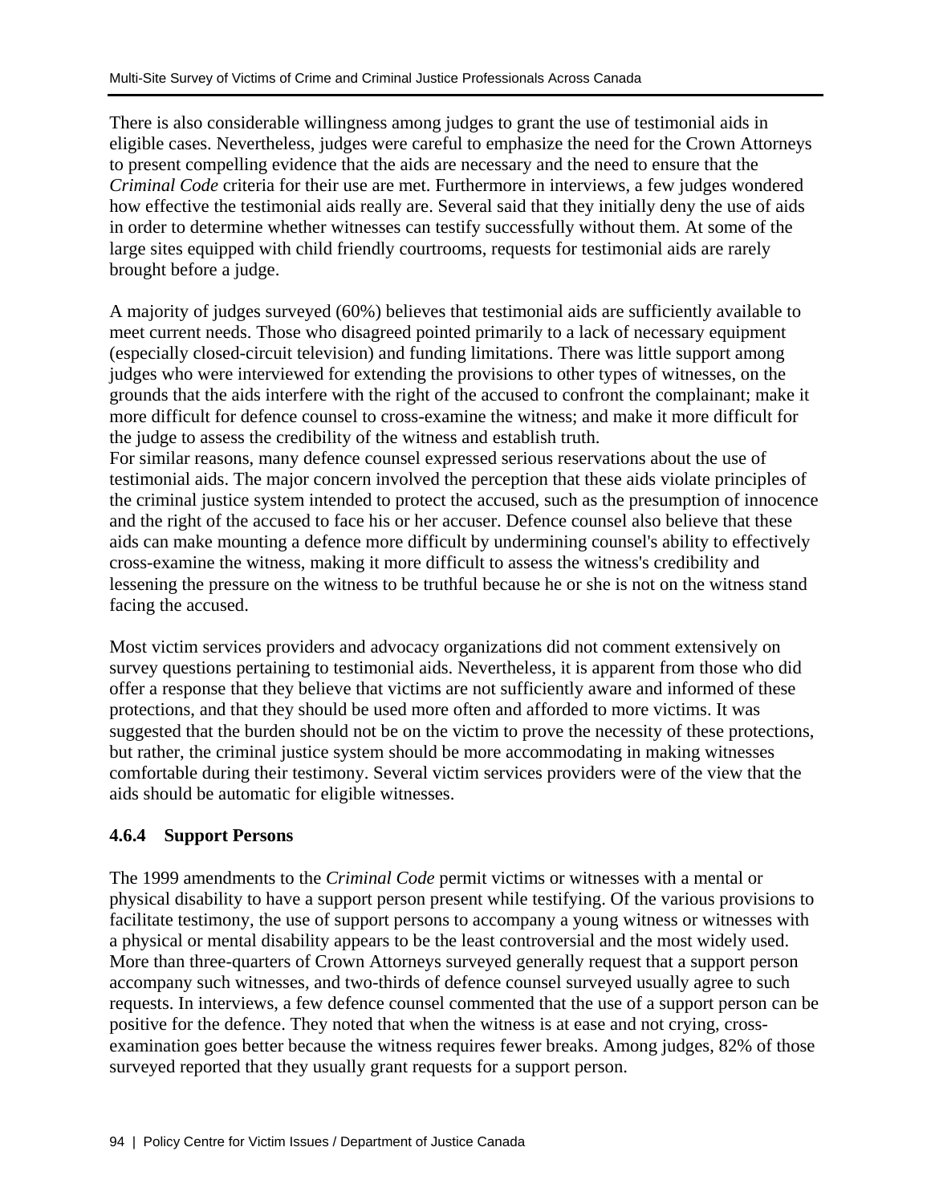There is also considerable willingness among judges to grant the use of testimonial aids in eligible cases. Nevertheless, judges were careful to emphasize the need for the Crown Attorneys to present compelling evidence that the aids are necessary and the need to ensure that the *Criminal Code* criteria for their use are met. Furthermore in interviews, a few judges wondered how effective the testimonial aids really are. Several said that they initially deny the use of aids in order to determine whether witnesses can testify successfully without them. At some of the large sites equipped with child friendly courtrooms, requests for testimonial aids are rarely brought before a judge.

A majority of judges surveyed (60%) believes that testimonial aids are sufficiently available to meet current needs. Those who disagreed pointed primarily to a lack of necessary equipment (especially closed-circuit television) and funding limitations. There was little support among judges who were interviewed for extending the provisions to other types of witnesses, on the grounds that the aids interfere with the right of the accused to confront the complainant; make it more difficult for defence counsel to cross-examine the witness; and make it more difficult for the judge to assess the credibility of the witness and establish truth.
For similar reasons, many defence counsel expressed serious reservations about the use of testimonial aids. The major concern involved the perception that these aids violate principles of the criminal justice system intended to protect the accused, such as the presumption of innocence and the right of the accused to face his or her accuser. Defence counsel also believe that these aids can make mounting a defence more difficult by undermining counsel's ability to effectively cross-examine the witness, making it more difficult to assess the witness's credibility and lessening the pressure on the witness to be truthful because he or she is not on the witness stand facing the accused.

Most victim services providers and advocacy organizations did not comment extensively on survey questions pertaining to testimonial aids. Nevertheless, it is apparent from those who did offer a response that they believe that victims are not sufficiently aware and informed of these protections, and that they should be used more often and afforded to more victims. It was suggested that the burden should not be on the victim to prove the necessity of these protections, but rather, the criminal justice system should be more accommodating in making witnesses comfortable during their testimony. Several victim services providers were of the view that the aids should be automatic for eligible witnesses.

### 4.6.4 Support Persons

The 1999 amendments to the *Criminal Code* permit victims or witnesses with a mental or physical disability to have a support person present while testifying. Of the various provisions to facilitate testimony, the use of support persons to accompany a young witness or witnesses with a physical or mental disability appears to be the least controversial and the most widely used. More than three-quarters of Crown Attorneys surveyed generally request that a support person accompany such witnesses, and two-thirds of defence counsel surveyed usually agree to such requests. In interviews, a few defence counsel commented that the use of a support person can be positive for the defence. They noted that when the witness is at ease and not crying, cross-examination goes better because the witness requires fewer breaks. Among judges, 82% of those surveyed reported that they usually grant requests for a support person.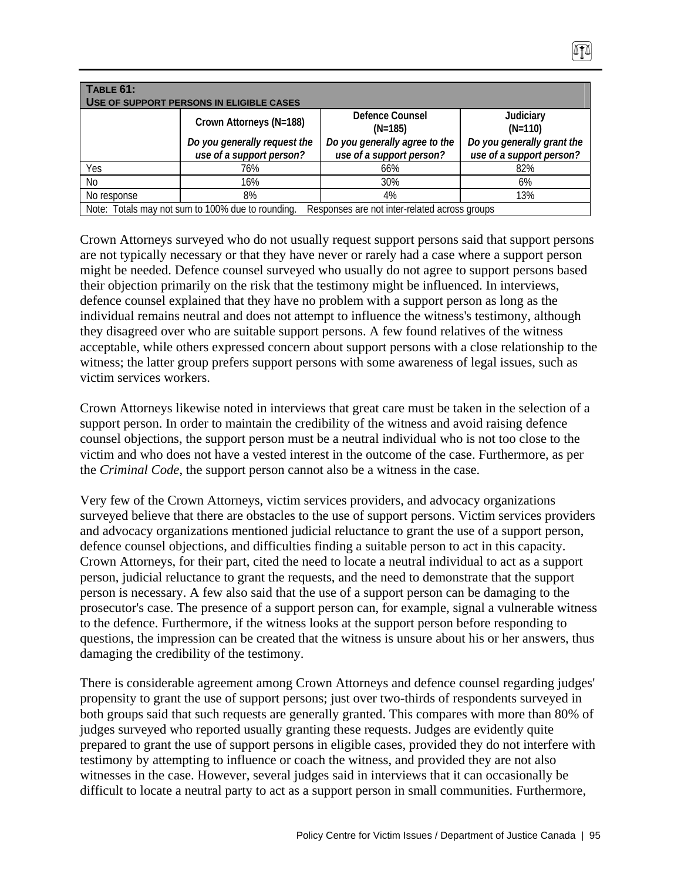**TABLE 61:**
**USE OF SUPPORT PERSONS IN ELIGIBLE CASES**

| | Crown Attorneys (N=188) *Do you generally request the use of a support person?* | Defence Counsel (N=185) *Do you generally agree to the use of a support person?* | Judiciary (N=110) *Do you generally grant the use of a support person?* |
|---|---|---|---|
| Yes | 76% | 66% | 82% |
| No | 16% | 30% | 6% |
| No response | 8% | 4% | 13% |

Note: Totals may not sum to 100% due to rounding. Responses are not inter-related across groups

Crown Attorneys surveyed who do not usually request support persons said that support persons are not typically necessary or that they have never or rarely had a case where a support person might be needed. Defence counsel surveyed who usually do not agree to support persons based their objection primarily on the risk that the testimony might be influenced. In interviews, defence counsel explained that they have no problem with a support person as long as the individual remains neutral and does not attempt to influence the witness's testimony, although they disagreed over who are suitable support persons. A few found relatives of the witness acceptable, while others expressed concern about support persons with a close relationship to the witness; the latter group prefers support persons with some awareness of legal issues, such as victim services workers.

Crown Attorneys likewise noted in interviews that great care must be taken in the selection of a support person. In order to maintain the credibility of the witness and avoid raising defence counsel objections, the support person must be a neutral individual who is not too close to the victim and who does not have a vested interest in the outcome of the case. Furthermore, as per the *Criminal Code*, the support person cannot also be a witness in the case.

Very few of the Crown Attorneys, victim services providers, and advocacy organizations surveyed believe that there are obstacles to the use of support persons. Victim services providers and advocacy organizations mentioned judicial reluctance to grant the use of a support person, defence counsel objections, and difficulties finding a suitable person to act in this capacity. Crown Attorneys, for their part, cited the need to locate a neutral individual to act as a support person, judicial reluctance to grant the requests, and the need to demonstrate that the support person is necessary. A few also said that the use of a support person can be damaging to the prosecutor's case. The presence of a support person can, for example, signal a vulnerable witness to the defence. Furthermore, if the witness looks at the support person before responding to questions, the impression can be created that the witness is unsure about his or her answers, thus damaging the credibility of the testimony.

There is considerable agreement among Crown Attorneys and defence counsel regarding judges' propensity to grant the use of support persons; just over two-thirds of respondents surveyed in both groups said that such requests are generally granted. This compares with more than 80% of judges surveyed who reported usually granting these requests. Judges are evidently quite prepared to grant the use of support persons in eligible cases, provided they do not interfere with testimony by attempting to influence or coach the witness, and provided they are not also witnesses in the case. However, several judges said in interviews that it can occasionally be difficult to locate a neutral party to act as a support person in small communities. Furthermore,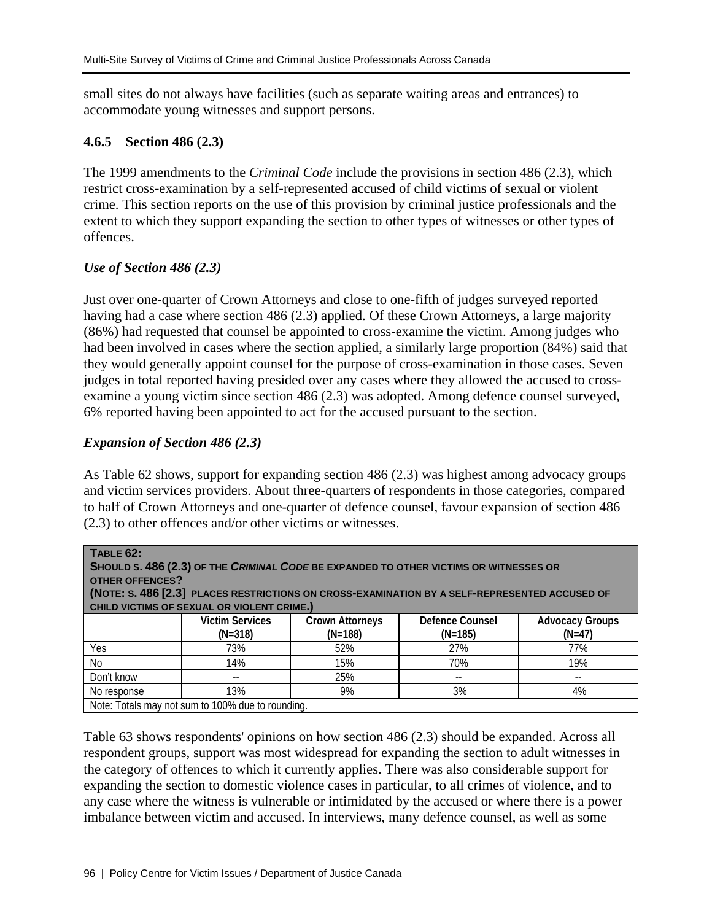small sites do not always have facilities (such as separate waiting areas and entrances) to accommodate young witnesses and support persons.

### 4.6.5 Section 486 (2.3)

The 1999 amendments to the *Criminal Code* include the provisions in section 486 (2.3), which restrict cross-examination by a self-represented accused of child victims of sexual or violent crime. This section reports on the use of this provision by criminal justice professionals and the extent to which they support expanding the section to other types of witnesses or other types of offences.

***Use of Section 486 (2.3)***

Just over one-quarter of Crown Attorneys and close to one-fifth of judges surveyed reported having had a case where section 486 (2.3) applied. Of these Crown Attorneys, a large majority (86%) had requested that counsel be appointed to cross-examine the victim. Among judges who had been involved in cases where the section applied, a similarly large proportion (84%) said that they would generally appoint counsel for the purpose of cross-examination in those cases. Seven judges in total reported having presided over any cases where they allowed the accused to cross-examine a young victim since section 486 (2.3) was adopted. Among defence counsel surveyed, 6% reported having been appointed to act for the accused pursuant to the section.

***Expansion of Section 486 (2.3)***

As Table 62 shows, support for expanding section 486 (2.3) was highest among advocacy groups and victim services providers. About three-quarters of respondents in those categories, compared to half of Crown Attorneys and one-quarter of defence counsel, favour expansion of section 486 (2.3) to other offences and/or other victims or witnesses.

**TABLE 62:**
**SHOULD S. 486 (2.3) OF THE *CRIMINAL CODE* BE EXPANDED TO OTHER VICTIMS OR WITNESSES OR OTHER OFFENCES?**
**(NOTE: S. 486 [2.3] PLACES RESTRICTIONS ON CROSS-EXAMINATION BY A SELF-REPRESENTED ACCUSED OF CHILD VICTIMS OF SEXUAL OR VIOLENT CRIME.)**

| | Victim Services (N=318) | Crown Attorneys (N=188) | Defence Counsel (N=185) | Advocacy Groups (N=47) |
|---|---|---|---|---|
| Yes | 73% | 52% | 27% | 77% |
| No | 14% | 15% | 70% | 19% |
| Don't know | -- | 25% | -- | -- |
| No response | 13% | 9% | 3% | 4% |

Note: Totals may not sum to 100% due to rounding.

Table 63 shows respondents' opinions on how section 486 (2.3) should be expanded. Across all respondent groups, support was most widespread for expanding the section to adult witnesses in the category of offences to which it currently applies. There was also considerable support for expanding the section to domestic violence cases in particular, to all crimes of violence, and to any case where the witness is vulnerable or intimidated by the accused or where there is a power imbalance between victim and accused. In interviews, many defence counsel, as well as some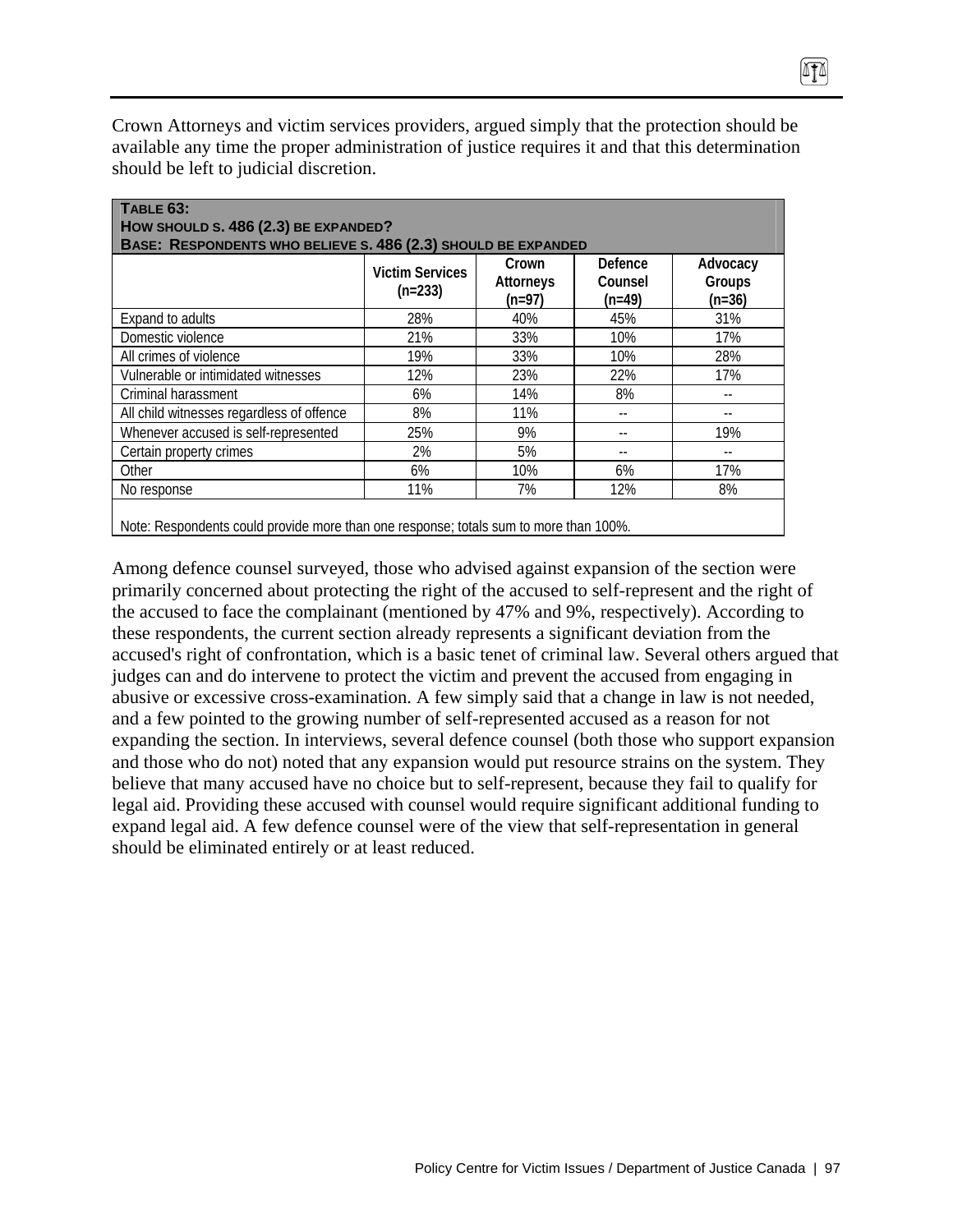Crown Attorneys and victim services providers, argued simply that the protection should be available any time the proper administration of justice requires it and that this determination should be left to judicial discretion.

**TABLE 63:**
**HOW SHOULD S. 486 (2.3) BE EXPANDED?**
**BASE: RESPONDENTS WHO BELIEVE S. 486 (2.3) SHOULD BE EXPANDED**

| | Victim Services (n=233) | Crown Attorneys (n=97) | Defence Counsel (n=49) | Advocacy Groups (n=36) |
|---|---|---|---|---|
| Expand to adults | 28% | 40% | 45% | 31% |
| Domestic violence | 21% | 33% | 10% | 17% |
| All crimes of violence | 19% | 33% | 10% | 28% |
| Vulnerable or intimidated witnesses | 12% | 23% | 22% | 17% |
| Criminal harassment | 6% | 14% | 8% | -- |
| All child witnesses regardless of offence | 8% | 11% | -- | -- |
| Whenever accused is self-represented | 25% | 9% | -- | 19% |
| Certain property crimes | 2% | 5% | -- | -- |
| Other | 6% | 10% | 6% | 17% |
| No response | 11% | 7% | 12% | 8% |

Note: Respondents could provide more than one response; totals sum to more than 100%.

Among defence counsel surveyed, those who advised against expansion of the section were primarily concerned about protecting the right of the accused to self-represent and the right of the accused to face the complainant (mentioned by 47% and 9%, respectively). According to these respondents, the current section already represents a significant deviation from the accused's right of confrontation, which is a basic tenet of criminal law. Several others argued that judges can and do intervene to protect the victim and prevent the accused from engaging in abusive or excessive cross-examination. A few simply said that a change in law is not needed, and a few pointed to the growing number of self-represented accused as a reason for not expanding the section. In interviews, several defence counsel (both those who support expansion and those who do not) noted that any expansion would put resource strains on the system. They believe that many accused have no choice but to self-represent, because they fail to qualify for legal aid. Providing these accused with counsel would require significant additional funding to expand legal aid. A few defence counsel were of the view that self-representation in general should be eliminated entirely or at least reduced.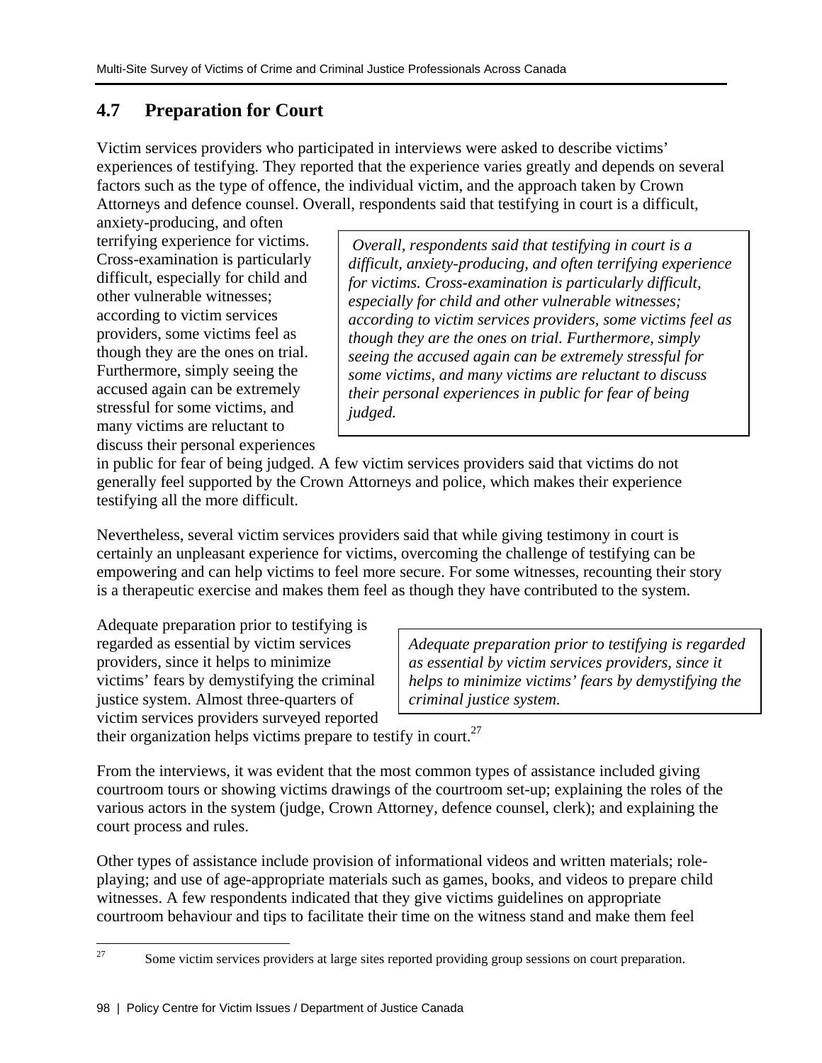## 4.7 Preparation for Court

Victim services providers who participated in interviews were asked to describe victims' experiences of testifying. They reported that the experience varies greatly and depends on several factors such as the type of offence, the individual victim, and the approach taken by Crown Attorneys and defence counsel. Overall, respondents said that testifying in court is a difficult, anxiety-producing, and often terrifying experience for victims. Cross-examination is particularly difficult, especially for child and other vulnerable witnesses; according to victim services providers, some victims feel as though they are the ones on trial. Furthermore, simply seeing the accused again can be extremely stressful for some victims, and many victims are reluctant to discuss their personal experiences in public for fear of being judged. A few victim services providers said that victims do not generally feel supported by the Crown Attorneys and police, which makes their experience testifying all the more difficult.

> *Overall, respondents said that testifying in court is a difficult, anxiety-producing, and often terrifying experience for victims. Cross-examination is particularly difficult, especially for child and other vulnerable witnesses; according to victim services providers, some victims feel as though they are the ones on trial. Furthermore, simply seeing the accused again can be extremely stressful for some victims, and many victims are reluctant to discuss their personal experiences in public for fear of being judged.*

Nevertheless, several victim services providers said that while giving testimony in court is certainly an unpleasant experience for victims, overcoming the challenge of testifying can be empowering and can help victims to feel more secure. For some witnesses, recounting their story is a therapeutic exercise and makes them feel as though they have contributed to the system.

Adequate preparation prior to testifying is regarded as essential by victim services providers, since it helps to minimize victims' fears by demystifying the criminal justice system. Almost three-quarters of victim services providers surveyed reported their organization helps victims prepare to testify in court.[27]

> *Adequate preparation prior to testifying is regarded as essential by victim services providers, since it helps to minimize victims' fears by demystifying the criminal justice system.*

From the interviews, it was evident that the most common types of assistance included giving courtroom tours or showing victims drawings of the courtroom set-up; explaining the roles of the various actors in the system (judge, Crown Attorney, defence counsel, clerk); and explaining the court process and rules.

Other types of assistance include provision of informational videos and written materials; role-playing; and use of age-appropriate materials such as games, books, and videos to prepare child witnesses. A few respondents indicated that they give victims guidelines on appropriate courtroom behaviour and tips to facilitate their time on the witness stand and make them feel

[27] Some victim services providers at large sites reported providing group sessions on court preparation.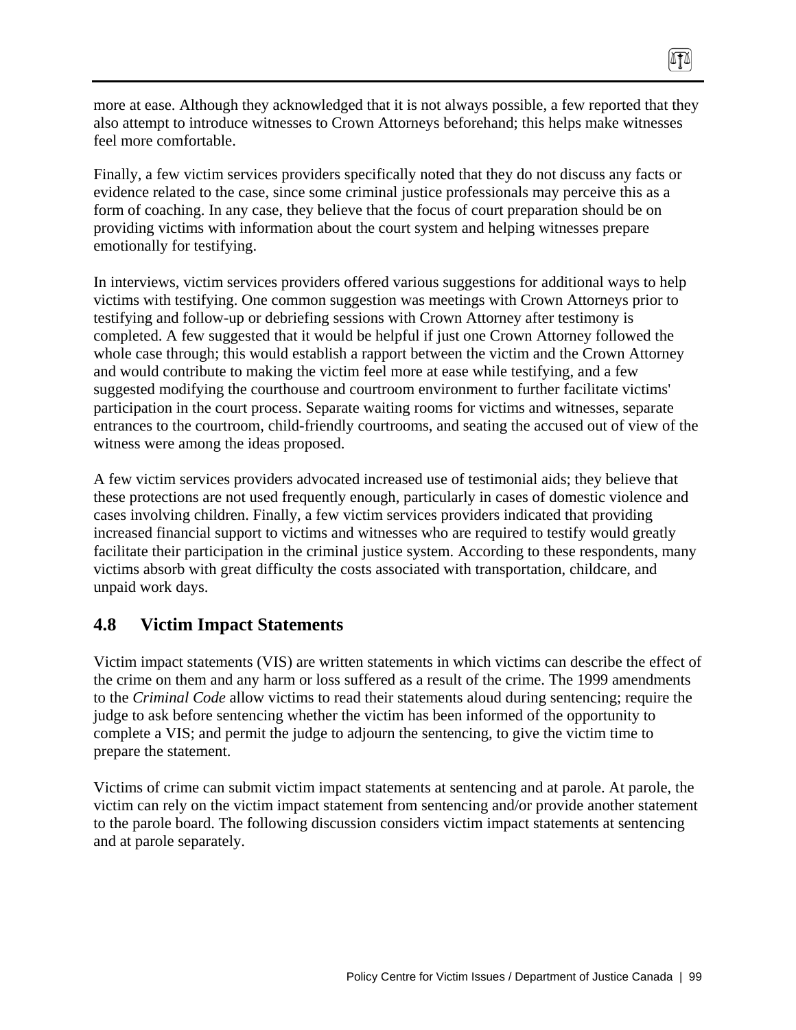more at ease. Although they acknowledged that it is not always possible, a few reported that they also attempt to introduce witnesses to Crown Attorneys beforehand; this helps make witnesses feel more comfortable.

Finally, a few victim services providers specifically noted that they do not discuss any facts or evidence related to the case, since some criminal justice professionals may perceive this as a form of coaching. In any case, they believe that the focus of court preparation should be on providing victims with information about the court system and helping witnesses prepare emotionally for testifying.

In interviews, victim services providers offered various suggestions for additional ways to help victims with testifying. One common suggestion was meetings with Crown Attorneys prior to testifying and follow-up or debriefing sessions with Crown Attorney after testimony is completed. A few suggested that it would be helpful if just one Crown Attorney followed the whole case through; this would establish a rapport between the victim and the Crown Attorney and would contribute to making the victim feel more at ease while testifying, and a few suggested modifying the courthouse and courtroom environment to further facilitate victims' participation in the court process. Separate waiting rooms for victims and witnesses, separate entrances to the courtroom, child-friendly courtrooms, and seating the accused out of view of the witness were among the ideas proposed.

A few victim services providers advocated increased use of testimonial aids; they believe that these protections are not used frequently enough, particularly in cases of domestic violence and cases involving children. Finally, a few victim services providers indicated that providing increased financial support to victims and witnesses who are required to testify would greatly facilitate their participation in the criminal justice system. According to these respondents, many victims absorb with great difficulty the costs associated with transportation, childcare, and unpaid work days.

## 4.8 Victim Impact Statements

Victim impact statements (VIS) are written statements in which victims can describe the effect of the crime on them and any harm or loss suffered as a result of the crime. The 1999 amendments to the *Criminal Code* allow victims to read their statements aloud during sentencing; require the judge to ask before sentencing whether the victim has been informed of the opportunity to complete a VIS; and permit the judge to adjourn the sentencing, to give the victim time to prepare the statement.

Victims of crime can submit victim impact statements at sentencing and at parole. At parole, the victim can rely on the victim impact statement from sentencing and/or provide another statement to the parole board. The following discussion considers victim impact statements at sentencing and at parole separately.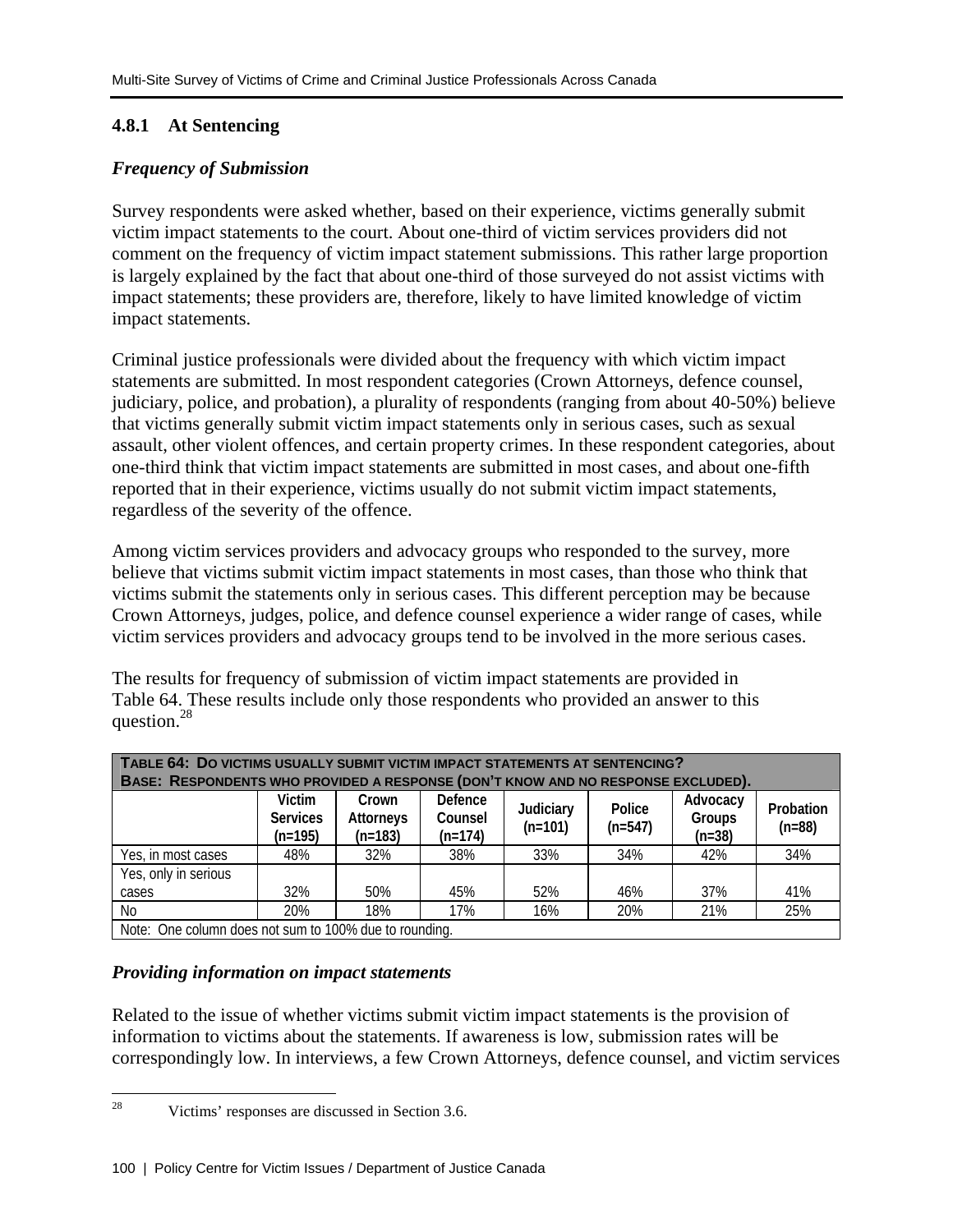### 4.8.1 At Sentencing

#### *Frequency of Submission*

Survey respondents were asked whether, based on their experience, victims generally submit victim impact statements to the court. About one-third of victim services providers did not comment on the frequency of victim impact statement submissions. This rather large proportion is largely explained by the fact that about one-third of those surveyed do not assist victims with impact statements; these providers are, therefore, likely to have limited knowledge of victim impact statements.

Criminal justice professionals were divided about the frequency with which victim impact statements are submitted. In most respondent categories (Crown Attorneys, defence counsel, judiciary, police, and probation), a plurality of respondents (ranging from about 40-50%) believe that victims generally submit victim impact statements only in serious cases, such as sexual assault, other violent offences, and certain property crimes. In these respondent categories, about one-third think that victim impact statements are submitted in most cases, and about one-fifth reported that in their experience, victims usually do not submit victim impact statements, regardless of the severity of the offence.

Among victim services providers and advocacy groups who responded to the survey, more believe that victims submit victim impact statements in most cases, than those who think that victims submit the statements only in serious cases. This different perception may be because Crown Attorneys, judges, police, and defence counsel experience a wider range of cases, while victim services providers and advocacy groups tend to be involved in the more serious cases.

The results for frequency of submission of victim impact statements are provided in Table 64. These results include only those respondents who provided an answer to this question.[28]

**Table 64: Do victims usually submit victim impact statements at sentencing?**
**Base: Respondents who provided a response (don't know and no response excluded).**

| | Victim Services (n=195) | Crown Attorneys (n=183) | Defence Counsel (n=174) | Judiciary (n=101) | Police (n=547) | Advocacy Groups (n=38) | Probation (n=88) |
|---|---|---|---|---|---|---|---|
| Yes, in most cases | 48% | 32% | 38% | 33% | 34% | 42% | 34% |
| Yes, only in serious cases | 32% | 50% | 45% | 52% | 46% | 37% | 41% |
| No | 20% | 18% | 17% | 16% | 20% | 21% | 25% |

Note: One column does not sum to 100% due to rounding.

#### *Providing information on impact statements*

Related to the issue of whether victims submit victim impact statements is the provision of information to victims about the statements. If awareness is low, submission rates will be correspondingly low. In interviews, a few Crown Attorneys, defence counsel, and victim services

[28] Victims' responses are discussed in Section 3.6.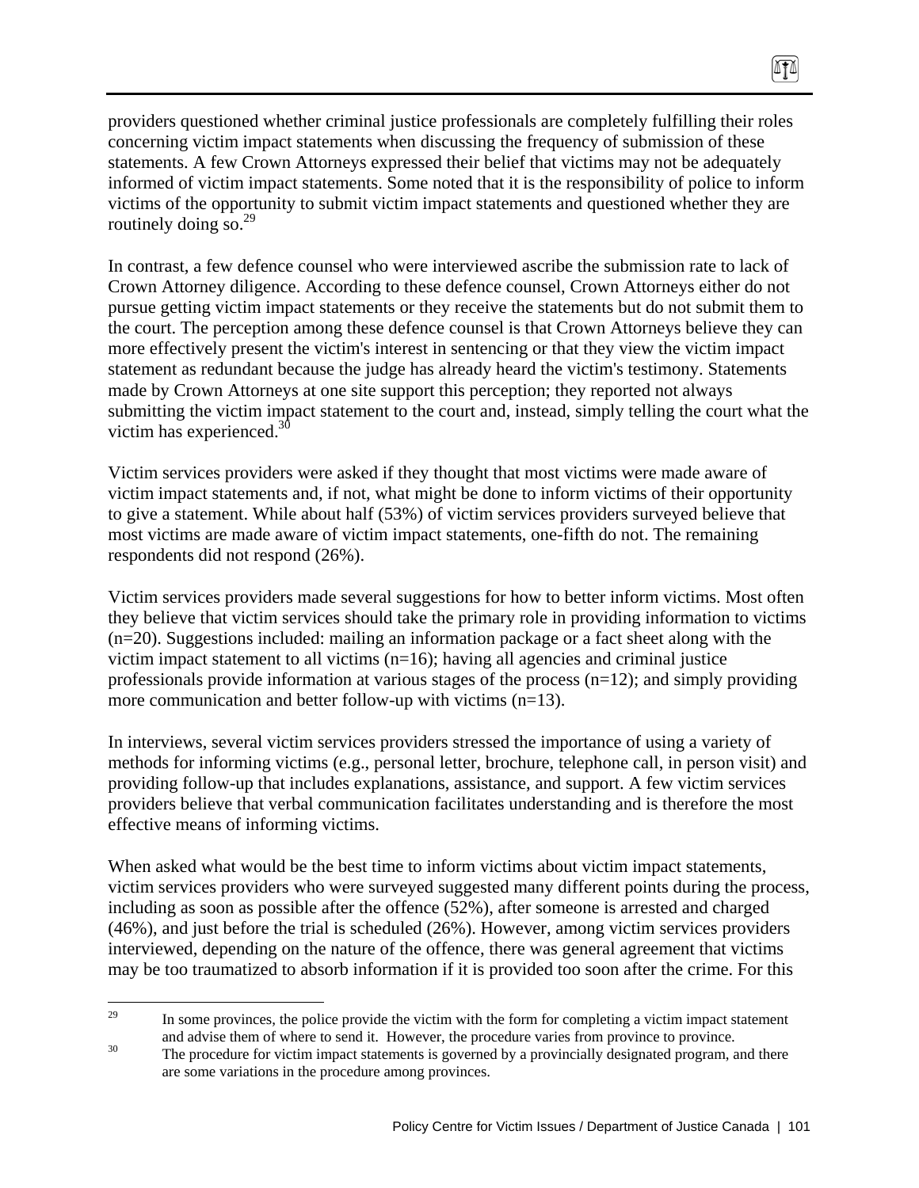providers questioned whether criminal justice professionals are completely fulfilling their roles concerning victim impact statements when discussing the frequency of submission of these statements. A few Crown Attorneys expressed their belief that victims may not be adequately informed of victim impact statements. Some noted that it is the responsibility of police to inform victims of the opportunity to submit victim impact statements and questioned whether they are routinely doing so.[29]

In contrast, a few defence counsel who were interviewed ascribe the submission rate to lack of Crown Attorney diligence. According to these defence counsel, Crown Attorneys either do not pursue getting victim impact statements or they receive the statements but do not submit them to the court. The perception among these defence counsel is that Crown Attorneys believe they can more effectively present the victim's interest in sentencing or that they view the victim impact statement as redundant because the judge has already heard the victim's testimony. Statements made by Crown Attorneys at one site support this perception; they reported not always submitting the victim impact statement to the court and, instead, simply telling the court what the victim has experienced.[30]

Victim services providers were asked if they thought that most victims were made aware of victim impact statements and, if not, what might be done to inform victims of their opportunity to give a statement. While about half (53%) of victim services providers surveyed believe that most victims are made aware of victim impact statements, one-fifth do not. The remaining respondents did not respond (26%).

Victim services providers made several suggestions for how to better inform victims. Most often they believe that victim services should take the primary role in providing information to victims (n=20). Suggestions included: mailing an information package or a fact sheet along with the victim impact statement to all victims (n=16); having all agencies and criminal justice professionals provide information at various stages of the process (n=12); and simply providing more communication and better follow-up with victims (n=13).

In interviews, several victim services providers stressed the importance of using a variety of methods for informing victims (e.g., personal letter, brochure, telephone call, in person visit) and providing follow-up that includes explanations, assistance, and support. A few victim services providers believe that verbal communication facilitates understanding and is therefore the most effective means of informing victims.

When asked what would be the best time to inform victims about victim impact statements, victim services providers who were surveyed suggested many different points during the process, including as soon as possible after the offence (52%), after someone is arrested and charged (46%), and just before the trial is scheduled (26%). However, among victim services providers interviewed, depending on the nature of the offence, there was general agreement that victims may be too traumatized to absorb information if it is provided too soon after the crime. For this

---

[29] In some provinces, the police provide the victim with the form for completing a victim impact statement and advise them of where to send it. However, the procedure varies from province to province.

[30] The procedure for victim impact statements is governed by a provincially designated program, and there are some variations in the procedure among provinces.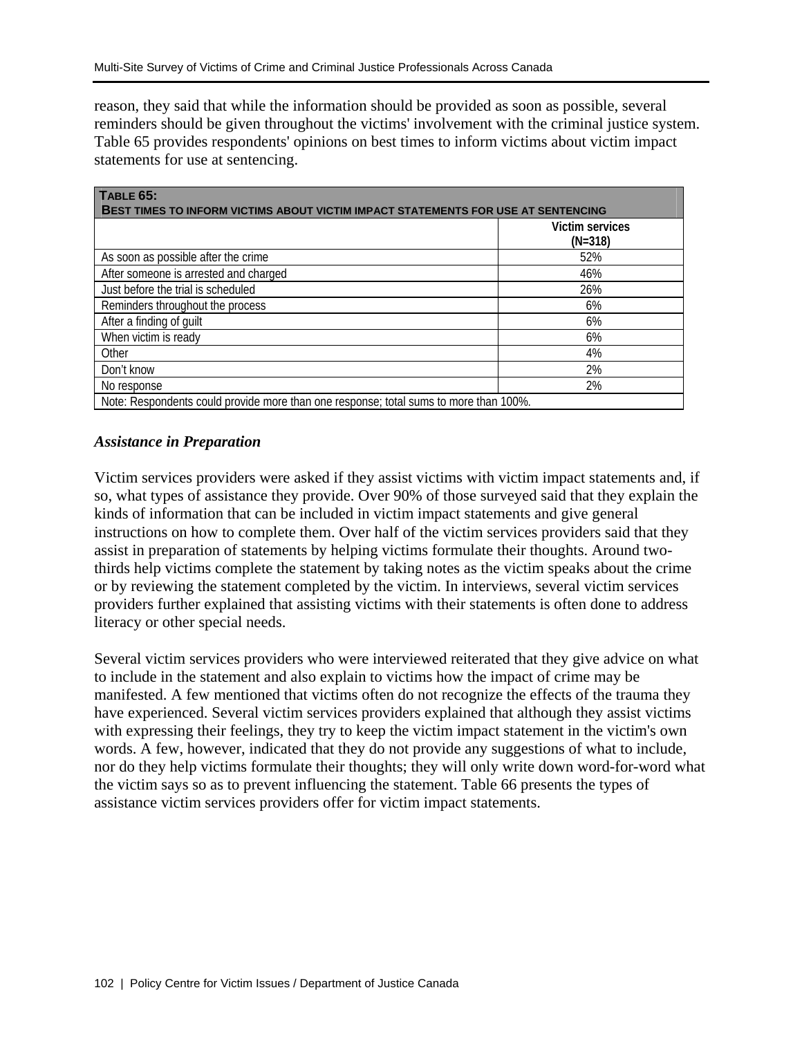reason, they said that while the information should be provided as soon as possible, several reminders should be given throughout the victims' involvement with the criminal justice system. Table 65 provides respondents' opinions on best times to inform victims about victim impact statements for use at sentencing.

**TABLE 65: BEST TIMES TO INFORM VICTIMS ABOUT VICTIM IMPACT STATEMENTS FOR USE AT SENTENCING**

| | Victim services (N=318) |
|---|---|
| As soon as possible after the crime | 52% |
| After someone is arrested and charged | 46% |
| Just before the trial is scheduled | 26% |
| Reminders throughout the process | 6% |
| After a finding of guilt | 6% |
| When victim is ready | 6% |
| Other | 4% |
| Don't know | 2% |
| No response | 2% |
| Note: Respondents could provide more than one response; total sums to more than 100%. | |

### *Assistance in Preparation*

Victim services providers were asked if they assist victims with victim impact statements and, if so, what types of assistance they provide. Over 90% of those surveyed said that they explain the kinds of information that can be included in victim impact statements and give general instructions on how to complete them. Over half of the victim services providers said that they assist in preparation of statements by helping victims formulate their thoughts. Around two-thirds help victims complete the statement by taking notes as the victim speaks about the crime or by reviewing the statement completed by the victim. In interviews, several victim services providers further explained that assisting victims with their statements is often done to address literacy or other special needs.

Several victim services providers who were interviewed reiterated that they give advice on what to include in the statement and also explain to victims how the impact of crime may be manifested. A few mentioned that victims often do not recognize the effects of the trauma they have experienced. Several victim services providers explained that although they assist victims with expressing their feelings, they try to keep the victim impact statement in the victim's own words. A few, however, indicated that they do not provide any suggestions of what to include, nor do they help victims formulate their thoughts; they will only write down word-for-word what the victim says so as to prevent influencing the statement. Table 66 presents the types of assistance victim services providers offer for victim impact statements.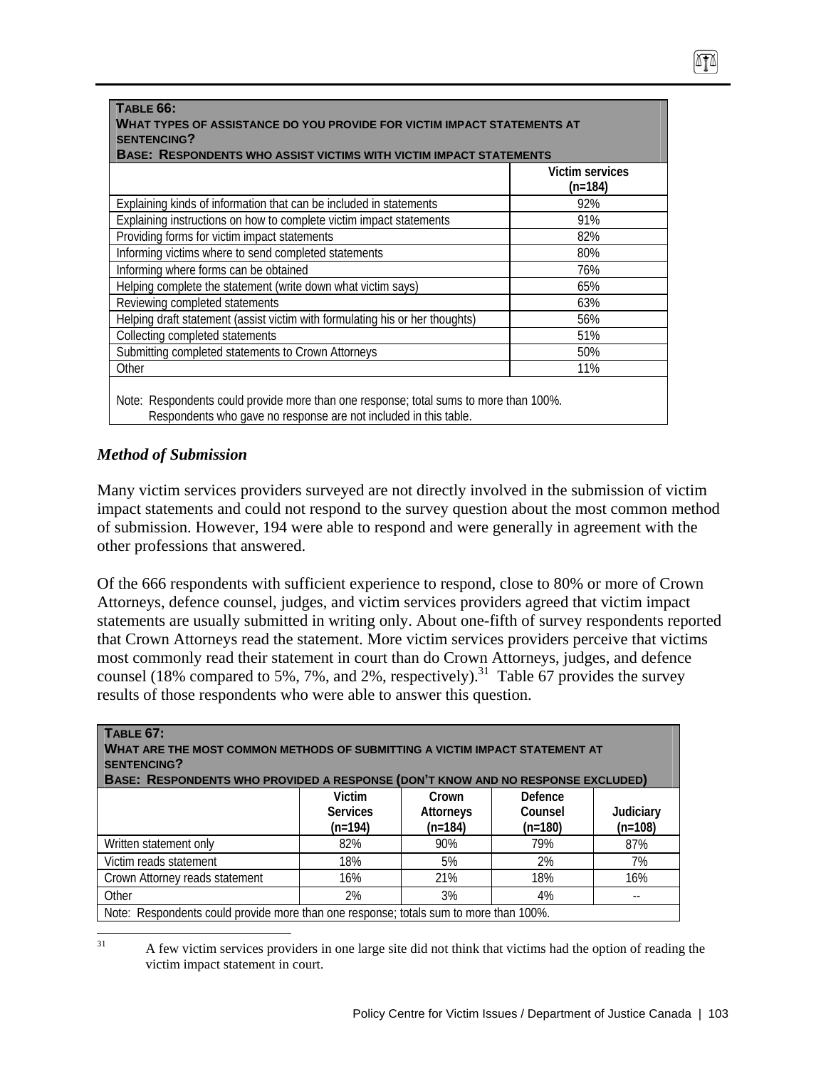| **TABLE 66: WHAT TYPES OF ASSISTANCE DO YOU PROVIDE FOR VICTIM IMPACT STATEMENTS AT SENTENCING? BASE: RESPONDENTS WHO ASSIST VICTIMS WITH VICTIM IMPACT STATEMENTS** | |
|---|---|
| | Victim services (n=184) |
| Explaining kinds of information that can be included in statements | 92% |
| Explaining instructions on how to complete victim impact statements | 91% |
| Providing forms for victim impact statements | 82% |
| Informing victims where to send completed statements | 80% |
| Informing where forms can be obtained | 76% |
| Helping complete the statement (write down what victim says) | 65% |
| Reviewing completed statements | 63% |
| Helping draft statement (assist victim with formulating his or her thoughts) | 56% |
| Collecting completed statements | 51% |
| Submitting completed statements to Crown Attorneys | 50% |
| Other | 11% |

Note: Respondents could provide more than one response; total sums to more than 100%. Respondents who gave no response are not included in this table.

### *Method of Submission*

Many victim services providers surveyed are not directly involved in the submission of victim impact statements and could not respond to the survey question about the most common method of submission. However, 194 were able to respond and were generally in agreement with the other professions that answered.

Of the 666 respondents with sufficient experience to respond, close to 80% or more of Crown Attorneys, defence counsel, judges, and victim services providers agreed that victim impact statements are usually submitted in writing only. About one-fifth of survey respondents reported that Crown Attorneys read the statement. More victim services providers perceive that victims most commonly read their statement in court than do Crown Attorneys, judges, and defence counsel (18% compared to 5%, 7%, and 2%, respectively).[31] Table 67 provides the survey results of those respondents who were able to answer this question.

| **TABLE 67: WHAT ARE THE MOST COMMON METHODS OF SUBMITTING A VICTIM IMPACT STATEMENT AT SENTENCING? BASE: RESPONDENTS WHO PROVIDED A RESPONSE (DON'T KNOW AND NO RESPONSE EXCLUDED)** | | | | |
|---|---|---|---|---|
| | Victim Services (n=194) | Crown Attorneys (n=184) | Defence Counsel (n=180) | Judiciary (n=108) |
| Written statement only | 82% | 90% | 79% | 87% |
| Victim reads statement | 18% | 5% | 2% | 7% |
| Crown Attorney reads statement | 16% | 21% | 18% | 16% |
| Other | 2% | 3% | 4% | -- |

Note: Respondents could provide more than one response; totals sum to more than 100%.

[31] A few victim services providers in one large site did not think that victims had the option of reading the victim impact statement in court.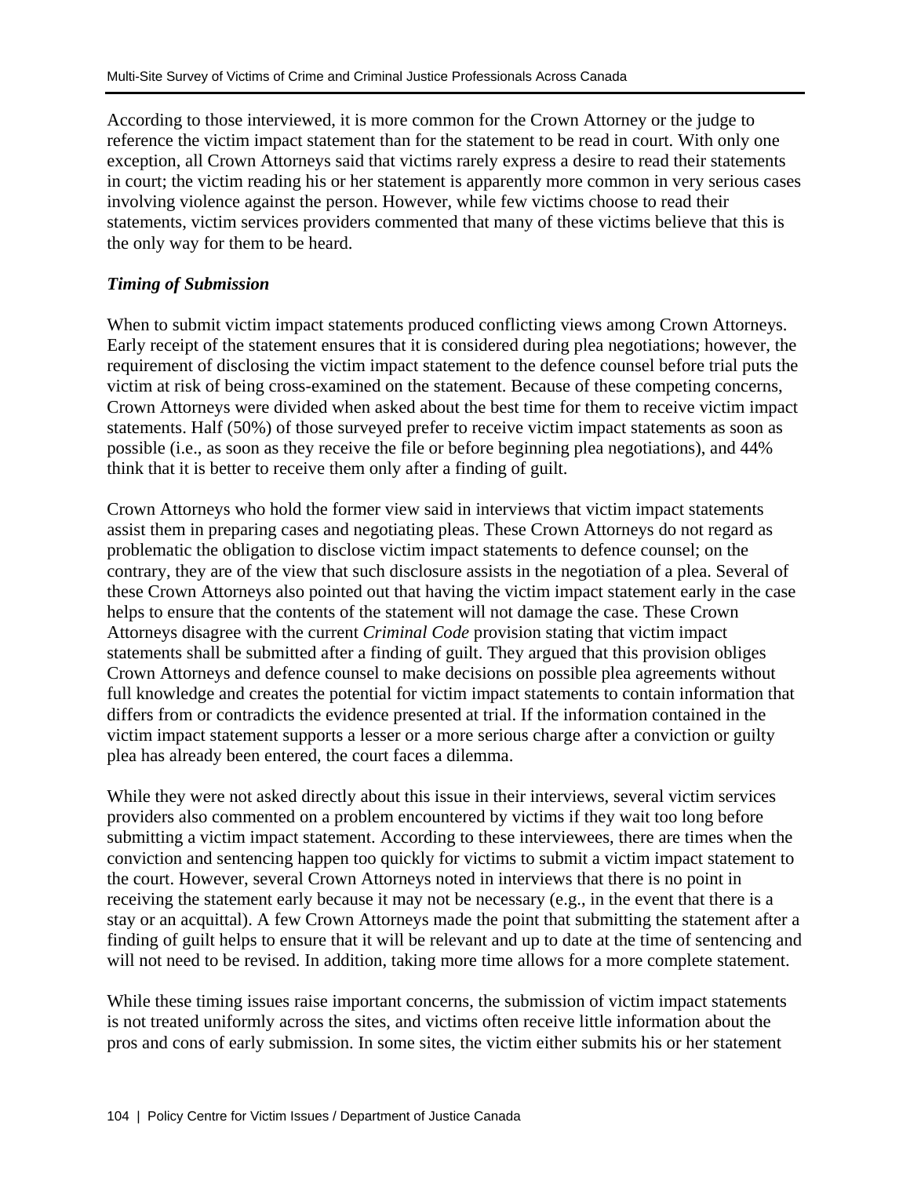According to those interviewed, it is more common for the Crown Attorney or the judge to reference the victim impact statement than for the statement to be read in court. With only one exception, all Crown Attorneys said that victims rarely express a desire to read their statements in court; the victim reading his or her statement is apparently more common in very serious cases involving violence against the person. However, while few victims choose to read their statements, victim services providers commented that many of these victims believe that this is the only way for them to be heard.

### *Timing of Submission*

When to submit victim impact statements produced conflicting views among Crown Attorneys. Early receipt of the statement ensures that it is considered during plea negotiations; however, the requirement of disclosing the victim impact statement to the defence counsel before trial puts the victim at risk of being cross-examined on the statement. Because of these competing concerns, Crown Attorneys were divided when asked about the best time for them to receive victim impact statements. Half (50%) of those surveyed prefer to receive victim impact statements as soon as possible (i.e., as soon as they receive the file or before beginning plea negotiations), and 44% think that it is better to receive them only after a finding of guilt.

Crown Attorneys who hold the former view said in interviews that victim impact statements assist them in preparing cases and negotiating pleas. These Crown Attorneys do not regard as problematic the obligation to disclose victim impact statements to defence counsel; on the contrary, they are of the view that such disclosure assists in the negotiation of a plea. Several of these Crown Attorneys also pointed out that having the victim impact statement early in the case helps to ensure that the contents of the statement will not damage the case. These Crown Attorneys disagree with the current *Criminal Code* provision stating that victim impact statements shall be submitted after a finding of guilt. They argued that this provision obliges Crown Attorneys and defence counsel to make decisions on possible plea agreements without full knowledge and creates the potential for victim impact statements to contain information that differs from or contradicts the evidence presented at trial. If the information contained in the victim impact statement supports a lesser or a more serious charge after a conviction or guilty plea has already been entered, the court faces a dilemma.

While they were not asked directly about this issue in their interviews, several victim services providers also commented on a problem encountered by victims if they wait too long before submitting a victim impact statement. According to these interviewees, there are times when the conviction and sentencing happen too quickly for victims to submit a victim impact statement to the court. However, several Crown Attorneys noted in interviews that there is no point in receiving the statement early because it may not be necessary (e.g., in the event that there is a stay or an acquittal). A few Crown Attorneys made the point that submitting the statement after a finding of guilt helps to ensure that it will be relevant and up to date at the time of sentencing and will not need to be revised. In addition, taking more time allows for a more complete statement.

While these timing issues raise important concerns, the submission of victim impact statements is not treated uniformly across the sites, and victims often receive little information about the pros and cons of early submission. In some sites, the victim either submits his or her statement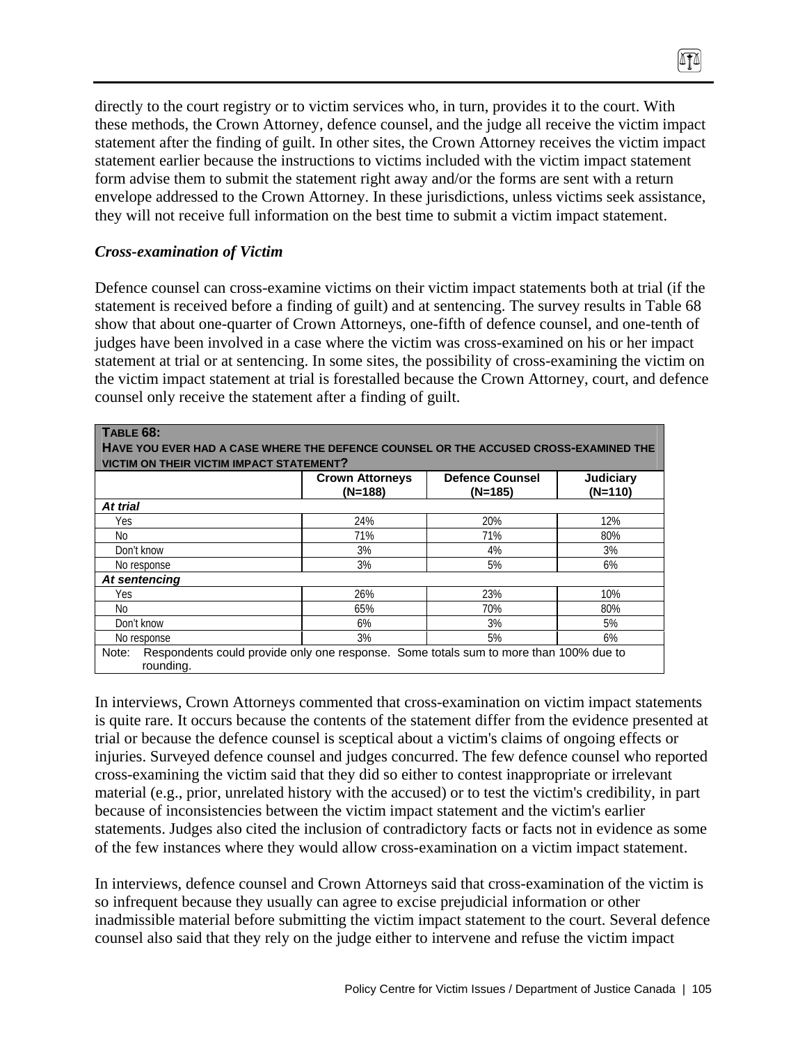directly to the court registry or to victim services who, in turn, provides it to the court. With these methods, the Crown Attorney, defence counsel, and the judge all receive the victim impact statement after the finding of guilt. In other sites, the Crown Attorney receives the victim impact statement earlier because the instructions to victims included with the victim impact statement form advise them to submit the statement right away and/or the forms are sent with a return envelope addressed to the Crown Attorney. In these jurisdictions, unless victims seek assistance, they will not receive full information on the best time to submit a victim impact statement.

### *Cross-examination of Victim*

Defence counsel can cross-examine victims on their victim impact statements both at trial (if the statement is received before a finding of guilt) and at sentencing. The survey results in Table 68 show that about one-quarter of Crown Attorneys, one-fifth of defence counsel, and one-tenth of judges have been involved in a case where the victim was cross-examined on his or her impact statement at trial or at sentencing. In some sites, the possibility of cross-examining the victim on the victim impact statement at trial is forestalled because the Crown Attorney, court, and defence counsel only receive the statement after a finding of guilt.

**TABLE 68:**
**HAVE YOU EVER HAD A CASE WHERE THE DEFENCE COUNSEL OR THE ACCUSED CROSS-EXAMINED THE VICTIM ON THEIR VICTIM IMPACT STATEMENT?**

| | Crown Attorneys (N=188) | Defence Counsel (N=185) | Judiciary (N=110) |
|---|---|---|---|
| ***At trial*** | | | |
| Yes | 24% | 20% | 12% |
| No | 71% | 71% | 80% |
| Don't know | 3% | 4% | 3% |
| No response | 3% | 5% | 6% |
| ***At sentencing*** | | | |
| Yes | 26% | 23% | 10% |
| No | 65% | 70% | 80% |
| Don't know | 6% | 3% | 5% |
| No response | 3% | 5% | 6% |

Note: Respondents could provide only one response. Some totals sum to more than 100% due to rounding.

In interviews, Crown Attorneys commented that cross-examination on victim impact statements is quite rare. It occurs because the contents of the statement differ from the evidence presented at trial or because the defence counsel is sceptical about a victim's claims of ongoing effects or injuries. Surveyed defence counsel and judges concurred. The few defence counsel who reported cross-examining the victim said that they did so either to contest inappropriate or irrelevant material (e.g., prior, unrelated history with the accused) or to test the victim's credibility, in part because of inconsistencies between the victim impact statement and the victim's earlier statements. Judges also cited the inclusion of contradictory facts or facts not in evidence as some of the few instances where they would allow cross-examination on a victim impact statement.

In interviews, defence counsel and Crown Attorneys said that cross-examination of the victim is so infrequent because they usually can agree to excise prejudicial information or other inadmissible material before submitting the victim impact statement to the court. Several defence counsel also said that they rely on the judge either to intervene and refuse the victim impact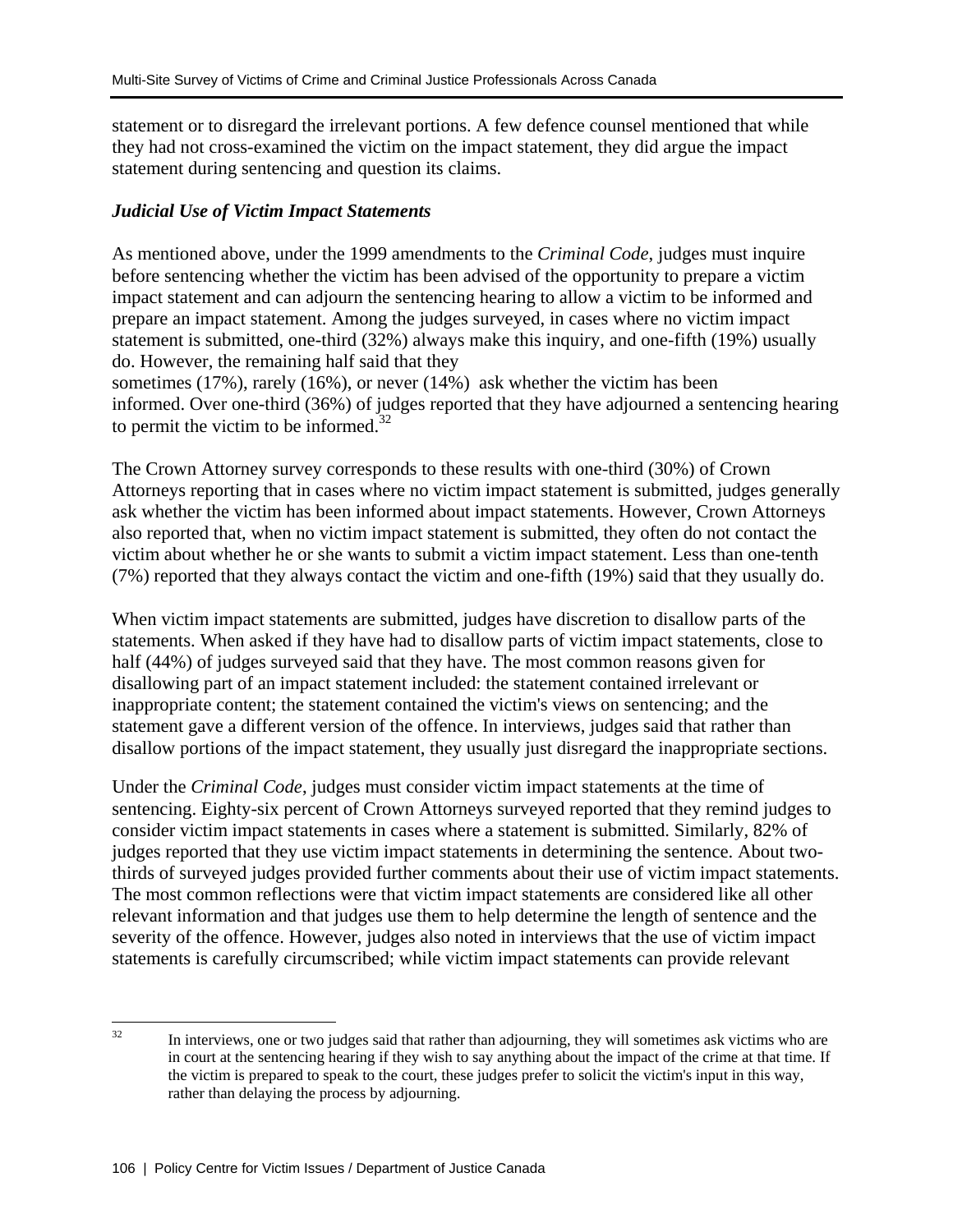statement or to disregard the irrelevant portions. A few defence counsel mentioned that while they had not cross-examined the victim on the impact statement, they did argue the impact statement during sentencing and question its claims.

### *Judicial Use of Victim Impact Statements*

As mentioned above, under the 1999 amendments to the *Criminal Code*, judges must inquire before sentencing whether the victim has been advised of the opportunity to prepare a victim impact statement and can adjourn the sentencing hearing to allow a victim to be informed and prepare an impact statement. Among the judges surveyed, in cases where no victim impact statement is submitted, one-third (32%) always make this inquiry, and one-fifth (19%) usually do. However, the remaining half said that they sometimes (17%), rarely (16%), or never (14%) ask whether the victim has been informed. Over one-third (36%) of judges reported that they have adjourned a sentencing hearing to permit the victim to be informed.[32]

The Crown Attorney survey corresponds to these results with one-third (30%) of Crown Attorneys reporting that in cases where no victim impact statement is submitted, judges generally ask whether the victim has been informed about impact statements. However, Crown Attorneys also reported that, when no victim impact statement is submitted, they often do not contact the victim about whether he or she wants to submit a victim impact statement. Less than one-tenth (7%) reported that they always contact the victim and one-fifth (19%) said that they usually do.

When victim impact statements are submitted, judges have discretion to disallow parts of the statements. When asked if they have had to disallow parts of victim impact statements, close to half (44%) of judges surveyed said that they have. The most common reasons given for disallowing part of an impact statement included: the statement contained irrelevant or inappropriate content; the statement contained the victim's views on sentencing; and the statement gave a different version of the offence. In interviews, judges said that rather than disallow portions of the impact statement, they usually just disregard the inappropriate sections.

Under the *Criminal Code*, judges must consider victim impact statements at the time of sentencing. Eighty-six percent of Crown Attorneys surveyed reported that they remind judges to consider victim impact statements in cases where a statement is submitted. Similarly, 82% of judges reported that they use victim impact statements in determining the sentence. About two-thirds of surveyed judges provided further comments about their use of victim impact statements. The most common reflections were that victim impact statements are considered like all other relevant information and that judges use them to help determine the length of sentence and the severity of the offence. However, judges also noted in interviews that the use of victim impact statements is carefully circumscribed; while victim impact statements can provide relevant

---

[32] In interviews, one or two judges said that rather than adjourning, they will sometimes ask victims who are in court at the sentencing hearing if they wish to say anything about the impact of the crime at that time. If the victim is prepared to speak to the court, these judges prefer to solicit the victim's input in this way, rather than delaying the process by adjourning.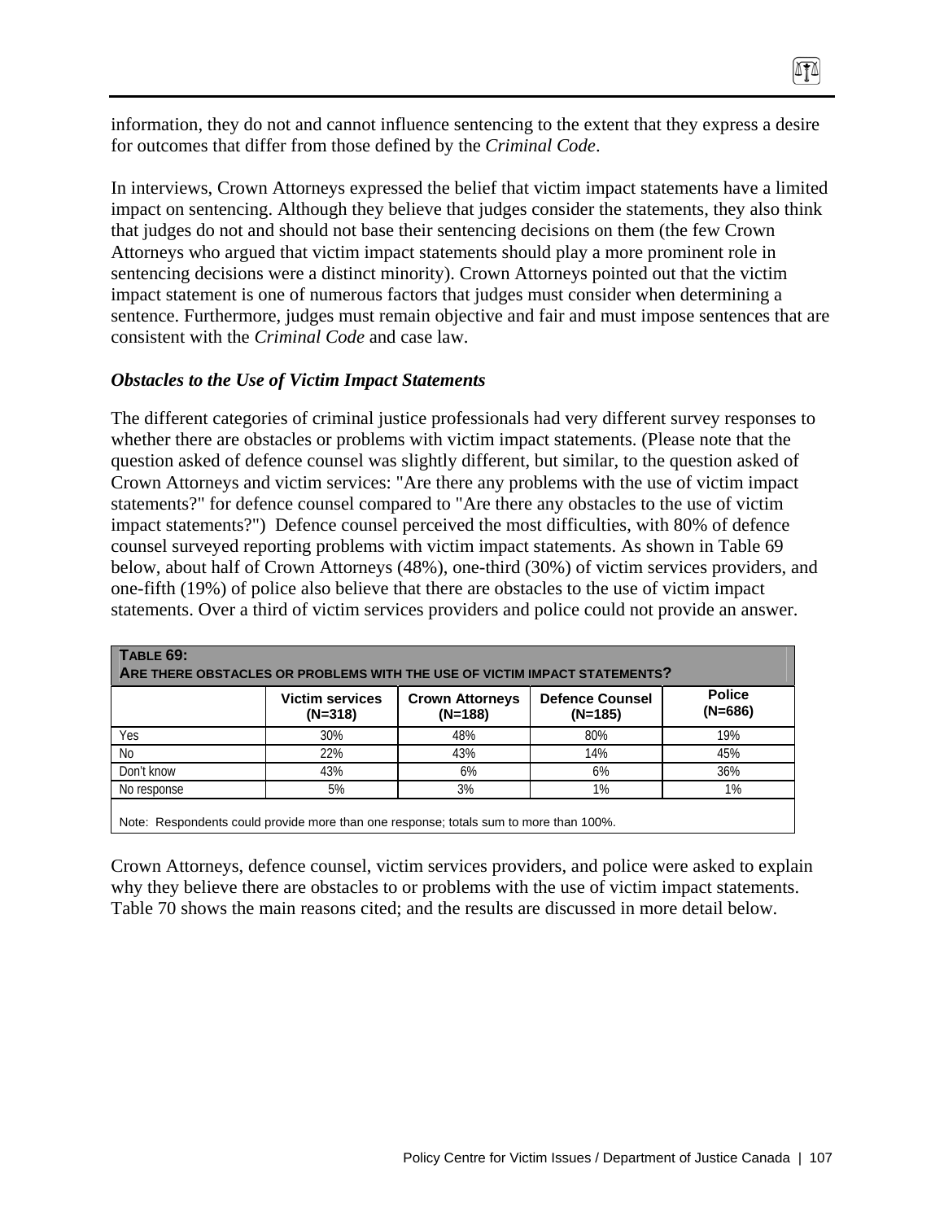information, they do not and cannot influence sentencing to the extent that they express a desire for outcomes that differ from those defined by the *Criminal Code*.

In interviews, Crown Attorneys expressed the belief that victim impact statements have a limited impact on sentencing. Although they believe that judges consider the statements, they also think that judges do not and should not base their sentencing decisions on them (the few Crown Attorneys who argued that victim impact statements should play a more prominent role in sentencing decisions were a distinct minority). Crown Attorneys pointed out that the victim impact statement is one of numerous factors that judges must consider when determining a sentence. Furthermore, judges must remain objective and fair and must impose sentences that are consistent with the *Criminal Code* and case law.

### *Obstacles to the Use of Victim Impact Statements*

The different categories of criminal justice professionals had very different survey responses to whether there are obstacles or problems with victim impact statements. (Please note that the question asked of defence counsel was slightly different, but similar, to the question asked of Crown Attorneys and victim services: "Are there any problems with the use of victim impact statements?" for defence counsel compared to "Are there any obstacles to the use of victim impact statements?") Defence counsel perceived the most difficulties, with 80% of defence counsel surveyed reporting problems with victim impact statements. As shown in Table 69 below, about half of Crown Attorneys (48%), one-third (30%) of victim services providers, and one-fifth (19%) of police also believe that there are obstacles to the use of victim impact statements. Over a third of victim services providers and police could not provide an answer.

**Table 69: Are there obstacles or problems with the use of victim impact statements?**

| | Victim services (N=318) | Crown Attorneys (N=188) | Defence Counsel (N=185) | Police (N=686) |
|---|---|---|---|---|
| Yes | 30% | 48% | 80% | 19% |
| No | 22% | 43% | 14% | 45% |
| Don't know | 43% | 6% | 6% | 36% |
| No response | 5% | 3% | 1% | 1% |

Note: Respondents could provide more than one response; totals sum to more than 100%.

Crown Attorneys, defence counsel, victim services providers, and police were asked to explain why they believe there are obstacles to or problems with the use of victim impact statements. Table 70 shows the main reasons cited; and the results are discussed in more detail below.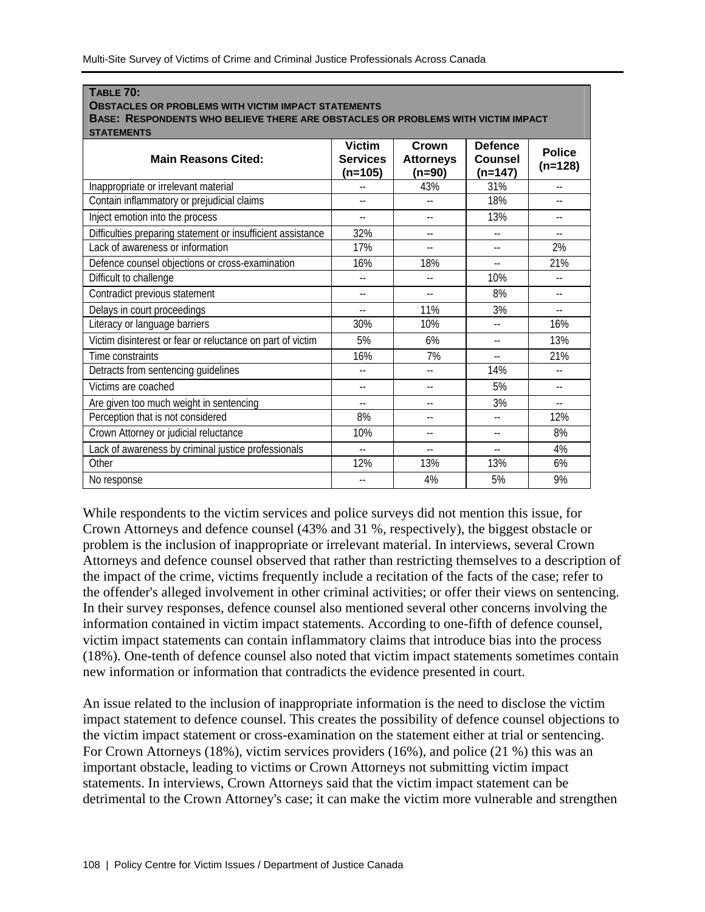**TABLE 70:**
**OBSTACLES OR PROBLEMS WITH VICTIM IMPACT STATEMENTS**
**BASE: RESPONDENTS WHO BELIEVE THERE ARE OBSTACLES OR PROBLEMS WITH VICTIM IMPACT STATEMENTS**

| Main Reasons Cited: | Victim Services (n=105) | Crown Attorneys (n=90) | Defence Counsel (n=147) | Police (n=128) |
|---|---|---|---|---|
| Inappropriate or irrelevant material | -- | 43% | 31% | -- |
| Contain inflammatory or prejudicial claims | -- | -- | 18% | -- |
| Inject emotion into the process | -- | -- | 13% | -- |
| Difficulties preparing statement or insufficient assistance | 32% | -- | -- | -- |
| Lack of awareness or information | 17% | -- | -- | 2% |
| Defence counsel objections or cross-examination | 16% | 18% | -- | 21% |
| Difficult to challenge | -- | -- | 10% | -- |
| Contradict previous statement | -- | -- | 8% | -- |
| Delays in court proceedings | -- | 11% | 3% | -- |
| Literacy or language barriers | 30% | 10% | -- | 16% |
| Victim disinterest or fear or reluctance on part of victim | 5% | 6% | -- | 13% |
| Time constraints | 16% | 7% | -- | 21% |
| Detracts from sentencing guidelines | -- | -- | 14% | -- |
| Victims are coached | -- | -- | 5% | -- |
| Are given too much weight in sentencing | -- | -- | 3% | -- |
| Perception that is not considered | 8% | -- | -- | 12% |
| Crown Attorney or judicial reluctance | 10% | -- | -- | 8% |
| Lack of awareness by criminal justice professionals | -- | -- | -- | 4% |
| Other | 12% | 13% | 13% | 6% |
| No response | -- | 4% | 5% | 9% |

While respondents to the victim services and police surveys did not mention this issue, for Crown Attorneys and defence counsel (43% and 31 %, respectively), the biggest obstacle or problem is the inclusion of inappropriate or irrelevant material. In interviews, several Crown Attorneys and defence counsel observed that rather than restricting themselves to a description of the impact of the crime, victims frequently include a recitation of the facts of the case; refer to the offender's alleged involvement in other criminal activities; or offer their views on sentencing. In their survey responses, defence counsel also mentioned several other concerns involving the information contained in victim impact statements. According to one-fifth of defence counsel, victim impact statements can contain inflammatory claims that introduce bias into the process (18%). One-tenth of defence counsel also noted that victim impact statements sometimes contain new information or information that contradicts the evidence presented in court.

An issue related to the inclusion of inappropriate information is the need to disclose the victim impact statement to defence counsel. This creates the possibility of defence counsel objections to the victim impact statement or cross-examination on the statement either at trial or sentencing. For Crown Attorneys (18%), victim services providers (16%), and police (21 %) this was an important obstacle, leading to victims or Crown Attorneys not submitting victim impact statements. In interviews, Crown Attorneys said that the victim impact statement can be detrimental to the Crown Attorney's case; it can make the victim more vulnerable and strengthen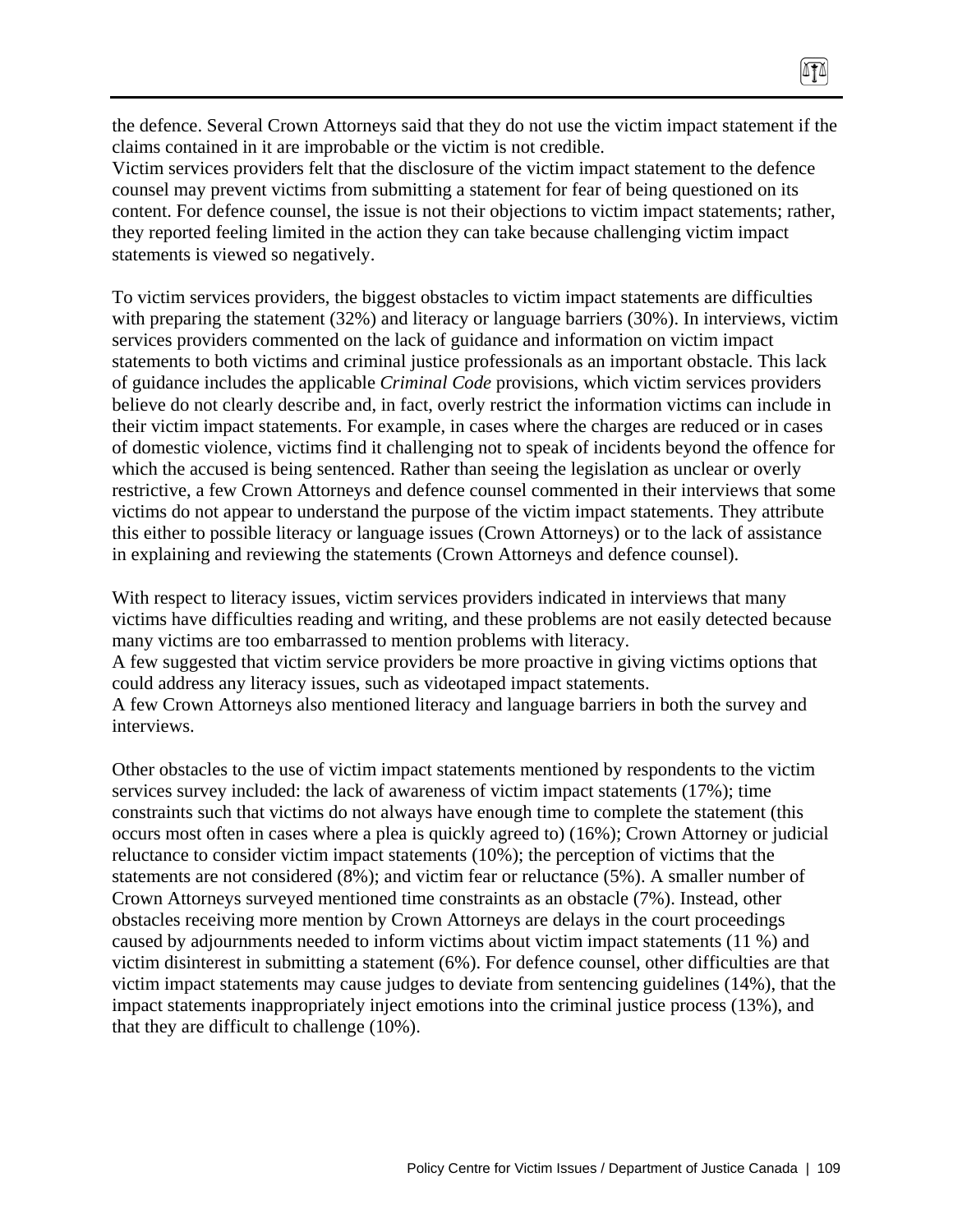the defence. Several Crown Attorneys said that they do not use the victim impact statement if the claims contained in it are improbable or the victim is not credible.

Victim services providers felt that the disclosure of the victim impact statement to the defence counsel may prevent victims from submitting a statement for fear of being questioned on its content. For defence counsel, the issue is not their objections to victim impact statements; rather, they reported feeling limited in the action they can take because challenging victim impact statements is viewed so negatively.

To victim services providers, the biggest obstacles to victim impact statements are difficulties with preparing the statement (32%) and literacy or language barriers (30%). In interviews, victim services providers commented on the lack of guidance and information on victim impact statements to both victims and criminal justice professionals as an important obstacle. This lack of guidance includes the applicable *Criminal Code* provisions, which victim services providers believe do not clearly describe and, in fact, overly restrict the information victims can include in their victim impact statements. For example, in cases where the charges are reduced or in cases of domestic violence, victims find it challenging not to speak of incidents beyond the offence for which the accused is being sentenced. Rather than seeing the legislation as unclear or overly restrictive, a few Crown Attorneys and defence counsel commented in their interviews that some victims do not appear to understand the purpose of the victim impact statements. They attribute this either to possible literacy or language issues (Crown Attorneys) or to the lack of assistance in explaining and reviewing the statements (Crown Attorneys and defence counsel).

With respect to literacy issues, victim services providers indicated in interviews that many victims have difficulties reading and writing, and these problems are not easily detected because many victims are too embarrassed to mention problems with literacy.

A few suggested that victim service providers be more proactive in giving victims options that could address any literacy issues, such as videotaped impact statements.

A few Crown Attorneys also mentioned literacy and language barriers in both the survey and interviews.

Other obstacles to the use of victim impact statements mentioned by respondents to the victim services survey included: the lack of awareness of victim impact statements (17%); time constraints such that victims do not always have enough time to complete the statement (this occurs most often in cases where a plea is quickly agreed to) (16%); Crown Attorney or judicial reluctance to consider victim impact statements (10%); the perception of victims that the statements are not considered (8%); and victim fear or reluctance (5%). A smaller number of Crown Attorneys surveyed mentioned time constraints as an obstacle (7%). Instead, other obstacles receiving more mention by Crown Attorneys are delays in the court proceedings caused by adjournments needed to inform victims about victim impact statements (11 %) and victim disinterest in submitting a statement (6%). For defence counsel, other difficulties are that victim impact statements may cause judges to deviate from sentencing guidelines (14%), that the impact statements inappropriately inject emotions into the criminal justice process (13%), and that they are difficult to challenge (10%).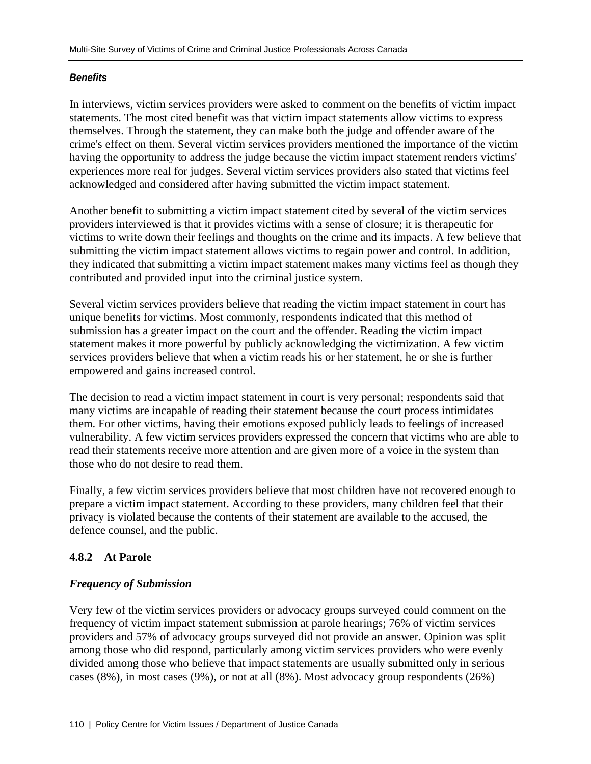#### *Benefits*

In interviews, victim services providers were asked to comment on the benefits of victim impact statements. The most cited benefit was that victim impact statements allow victims to express themselves. Through the statement, they can make both the judge and offender aware of the crime's effect on them. Several victim services providers mentioned the importance of the victim having the opportunity to address the judge because the victim impact statement renders victims' experiences more real for judges. Several victim services providers also stated that victims feel acknowledged and considered after having submitted the victim impact statement.

Another benefit to submitting a victim impact statement cited by several of the victim services providers interviewed is that it provides victims with a sense of closure; it is therapeutic for victims to write down their feelings and thoughts on the crime and its impacts. A few believe that submitting the victim impact statement allows victims to regain power and control. In addition, they indicated that submitting a victim impact statement makes many victims feel as though they contributed and provided input into the criminal justice system.

Several victim services providers believe that reading the victim impact statement in court has unique benefits for victims. Most commonly, respondents indicated that this method of submission has a greater impact on the court and the offender. Reading the victim impact statement makes it more powerful by publicly acknowledging the victimization. A few victim services providers believe that when a victim reads his or her statement, he or she is further empowered and gains increased control.

The decision to read a victim impact statement in court is very personal; respondents said that many victims are incapable of reading their statement because the court process intimidates them. For other victims, having their emotions exposed publicly leads to feelings of increased vulnerability. A few victim services providers expressed the concern that victims who are able to read their statements receive more attention and are given more of a voice in the system than those who do not desire to read them.

Finally, a few victim services providers believe that most children have not recovered enough to prepare a victim impact statement. According to these providers, many children feel that their privacy is violated because the contents of their statement are available to the accused, the defence counsel, and the public.

### 4.8.2 At Parole

#### *Frequency of Submission*

Very few of the victim services providers or advocacy groups surveyed could comment on the frequency of victim impact statement submission at parole hearings; 76% of victim services providers and 57% of advocacy groups surveyed did not provide an answer. Opinion was split among those who did respond, particularly among victim services providers who were evenly divided among those who believe that impact statements are usually submitted only in serious cases (8%), in most cases (9%), or not at all (8%). Most advocacy group respondents (26%)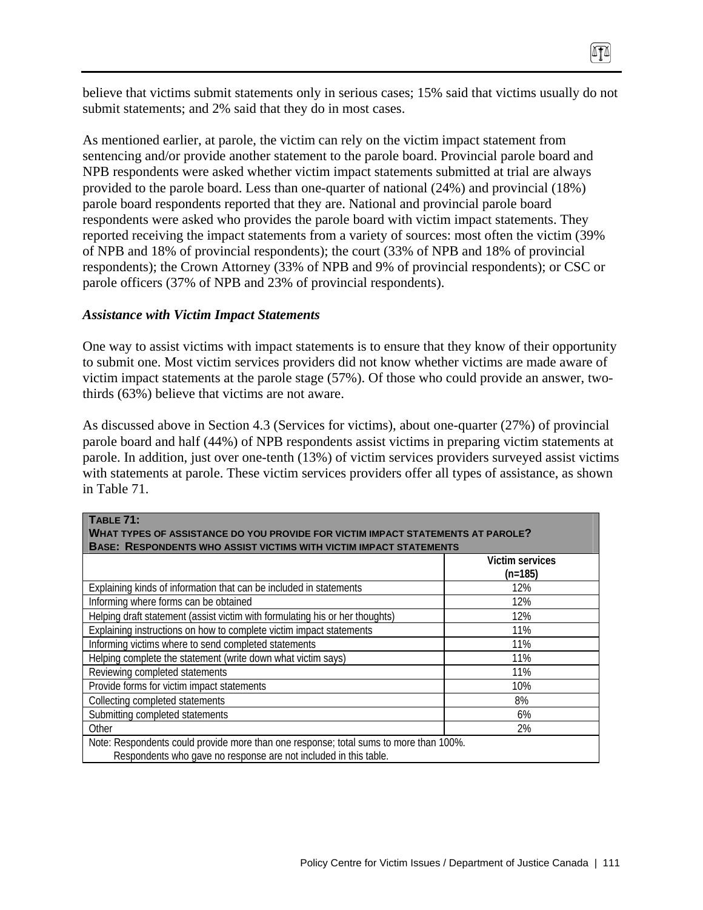believe that victims submit statements only in serious cases; 15% said that victims usually do not submit statements; and 2% said that they do in most cases.

As mentioned earlier, at parole, the victim can rely on the victim impact statement from sentencing and/or provide another statement to the parole board. Provincial parole board and NPB respondents were asked whether victim impact statements submitted at trial are always provided to the parole board. Less than one-quarter of national (24%) and provincial (18%) parole board respondents reported that they are. National and provincial parole board respondents were asked who provides the parole board with victim impact statements. They reported receiving the impact statements from a variety of sources: most often the victim (39% of NPB and 18% of provincial respondents); the court (33% of NPB and 18% of provincial respondents); the Crown Attorney (33% of NPB and 9% of provincial respondents); or CSC or parole officers (37% of NPB and 23% of provincial respondents).

### *Assistance with Victim Impact Statements*

One way to assist victims with impact statements is to ensure that they know of their opportunity to submit one. Most victim services providers did not know whether victims are made aware of victim impact statements at the parole stage (57%). Of those who could provide an answer, two-thirds (63%) believe that victims are not aware.

As discussed above in Section 4.3 (Services for victims), about one-quarter (27%) of provincial parole board and half (44%) of NPB respondents assist victims in preparing victim statements at parole. In addition, just over one-tenth (13%) of victim services providers surveyed assist victims with statements at parole. These victim services providers offer all types of assistance, as shown in Table 71.

**TABLE 71:**
**WHAT TYPES OF ASSISTANCE DO YOU PROVIDE FOR VICTIM IMPACT STATEMENTS AT PAROLE?**
**BASE: RESPONDENTS WHO ASSIST VICTIMS WITH VICTIM IMPACT STATEMENTS**

| | Victim services (n=185) |
|---|---|
| Explaining kinds of information that can be included in statements | 12% |
| Informing where forms can be obtained | 12% |
| Helping draft statement (assist victim with formulating his or her thoughts) | 12% |
| Explaining instructions on how to complete victim impact statements | 11% |
| Informing victims where to send completed statements | 11% |
| Helping complete the statement (write down what victim says) | 11% |
| Reviewing completed statements | 11% |
| Provide forms for victim impact statements | 10% |
| Collecting completed statements | 8% |
| Submitting completed statements | 6% |
| Other | 2% |

Note: Respondents could provide more than one response; total sums to more than 100%.
Respondents who gave no response are not included in this table.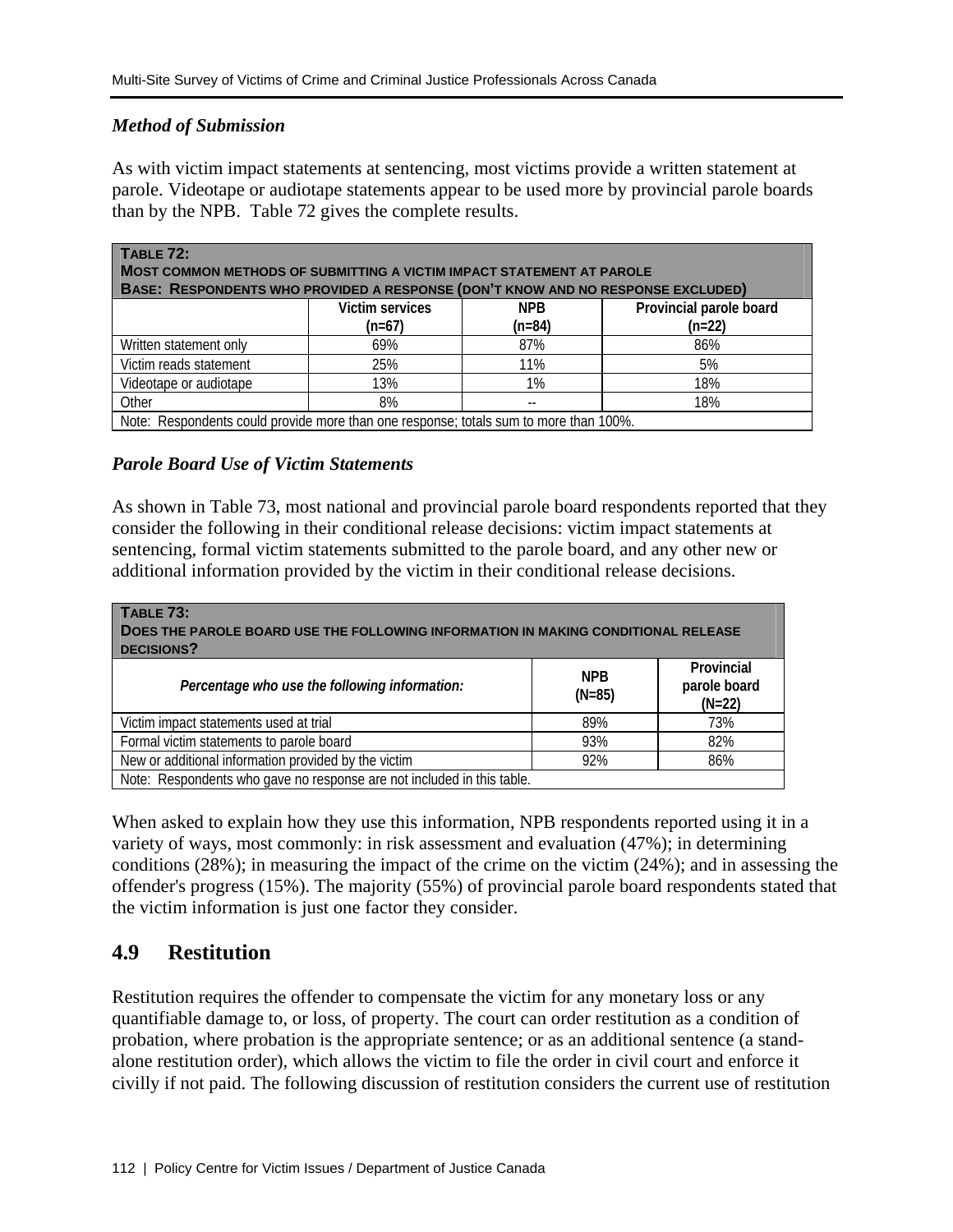### *Method of Submission*

As with victim impact statements at sentencing, most victims provide a written statement at parole. Videotape or audiotape statements appear to be used more by provincial parole boards than by the NPB. Table 72 gives the complete results.

**Table 72:**
**Most common methods of submitting a victim impact statement at parole**
**Base: Respondents who provided a response (don't know and no response excluded)**

| | Victim services (n=67) | NPB (n=84) | Provincial parole board (n=22) |
|---|---|---|---|
| Written statement only | 69% | 87% | 86% |
| Victim reads statement | 25% | 11% | 5% |
| Videotape or audiotape | 13% | 1% | 18% |
| Other | 8% | -- | 18% |

Note: Respondents could provide more than one response; totals sum to more than 100%.

### *Parole Board Use of Victim Statements*

As shown in Table 73, most national and provincial parole board respondents reported that they consider the following in their conditional release decisions: victim impact statements at sentencing, formal victim statements submitted to the parole board, and any other new or additional information provided by the victim in their conditional release decisions.

**Table 73:**
**Does the parole board use the following information in making conditional release decisions?**

| *Percentage who use the following information:* | NPB (N=85) | Provincial parole board (N=22) |
|---|---|---|
| Victim impact statements used at trial | 89% | 73% |
| Formal victim statements to parole board | 93% | 82% |
| New or additional information provided by the victim | 92% | 86% |

Note: Respondents who gave no response are not included in this table.

When asked to explain how they use this information, NPB respondents reported using it in a variety of ways, most commonly: in risk assessment and evaluation (47%); in determining conditions (28%); in measuring the impact of the crime on the victim (24%); and in assessing the offender's progress (15%). The majority (55%) of provincial parole board respondents stated that the victim information is just one factor they consider.

## 4.9 Restitution

Restitution requires the offender to compensate the victim for any monetary loss or any quantifiable damage to, or loss, of property. The court can order restitution as a condition of probation, where probation is the appropriate sentence; or as an additional sentence (a stand-alone restitution order), which allows the victim to file the order in civil court and enforce it civilly if not paid. The following discussion of restitution considers the current use of restitution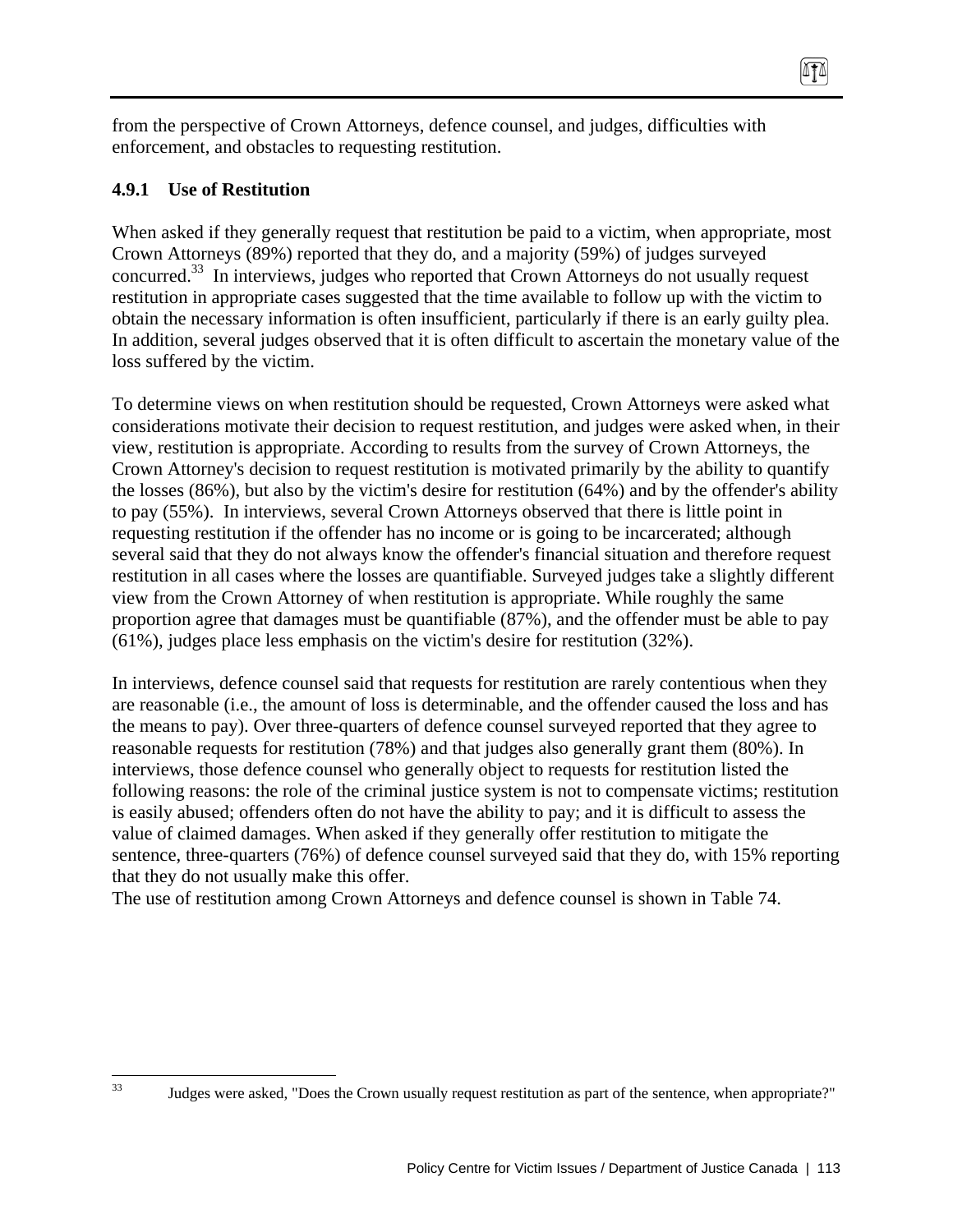from the perspective of Crown Attorneys, defence counsel, and judges, difficulties with enforcement, and obstacles to requesting restitution.

### 4.9.1 Use of Restitution

When asked if they generally request that restitution be paid to a victim, when appropriate, most Crown Attorneys (89%) reported that they do, and a majority (59%) of judges surveyed concurred.[33] In interviews, judges who reported that Crown Attorneys do not usually request restitution in appropriate cases suggested that the time available to follow up with the victim to obtain the necessary information is often insufficient, particularly if there is an early guilty plea. In addition, several judges observed that it is often difficult to ascertain the monetary value of the loss suffered by the victim.

To determine views on when restitution should be requested, Crown Attorneys were asked what considerations motivate their decision to request restitution, and judges were asked when, in their view, restitution is appropriate. According to results from the survey of Crown Attorneys, the Crown Attorney's decision to request restitution is motivated primarily by the ability to quantify the losses (86%), but also by the victim's desire for restitution (64%) and by the offender's ability to pay (55%). In interviews, several Crown Attorneys observed that there is little point in requesting restitution if the offender has no income or is going to be incarcerated; although several said that they do not always know the offender's financial situation and therefore request restitution in all cases where the losses are quantifiable. Surveyed judges take a slightly different view from the Crown Attorney of when restitution is appropriate. While roughly the same proportion agree that damages must be quantifiable (87%), and the offender must be able to pay (61%), judges place less emphasis on the victim's desire for restitution (32%).

In interviews, defence counsel said that requests for restitution are rarely contentious when they are reasonable (i.e., the amount of loss is determinable, and the offender caused the loss and has the means to pay). Over three-quarters of defence counsel surveyed reported that they agree to reasonable requests for restitution (78%) and that judges also generally grant them (80%). In interviews, those defence counsel who generally object to requests for restitution listed the following reasons: the role of the criminal justice system is not to compensate victims; restitution is easily abused; offenders often do not have the ability to pay; and it is difficult to assess the value of claimed damages. When asked if they generally offer restitution to mitigate the sentence, three-quarters (76%) of defence counsel surveyed said that they do, with 15% reporting that they do not usually make this offer.

The use of restitution among Crown Attorneys and defence counsel is shown in Table 74.

[33] Judges were asked, "Does the Crown usually request restitution as part of the sentence, when appropriate?"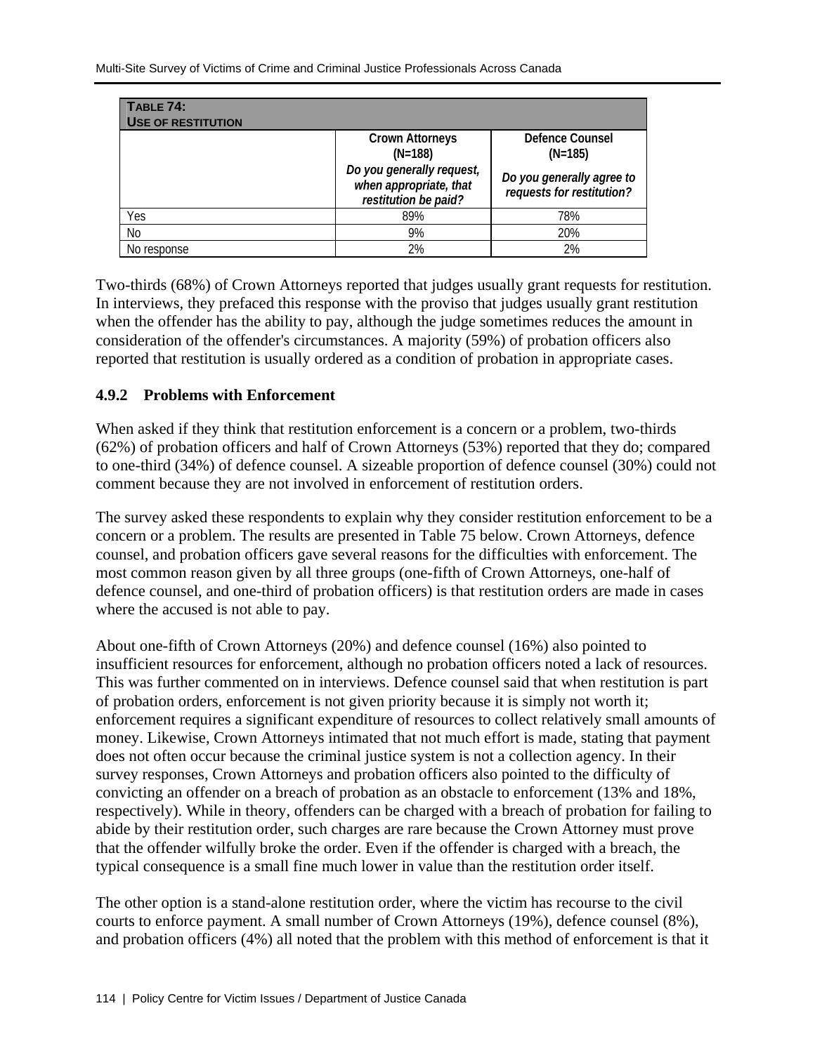**TABLE 74: USE OF RESTITUTION**

| | Crown Attorneys (N=188) *Do you generally request, when appropriate, that restitution be paid?* | Defence Counsel (N=185) *Do you generally agree to requests for restitution?* |
|---|---|---|
| Yes | 89% | 78% |
| No | 9% | 20% |
| No response | 2% | 2% |

Two-thirds (68%) of Crown Attorneys reported that judges usually grant requests for restitution. In interviews, they prefaced this response with the proviso that judges usually grant restitution when the offender has the ability to pay, although the judge sometimes reduces the amount in consideration of the offender's circumstances. A majority (59%) of probation officers also reported that restitution is usually ordered as a condition of probation in appropriate cases.

### 4.9.2 Problems with Enforcement

When asked if they think that restitution enforcement is a concern or a problem, two-thirds (62%) of probation officers and half of Crown Attorneys (53%) reported that they do; compared to one-third (34%) of defence counsel. A sizeable proportion of defence counsel (30%) could not comment because they are not involved in enforcement of restitution orders.

The survey asked these respondents to explain why they consider restitution enforcement to be a concern or a problem. The results are presented in Table 75 below. Crown Attorneys, defence counsel, and probation officers gave several reasons for the difficulties with enforcement. The most common reason given by all three groups (one-fifth of Crown Attorneys, one-half of defence counsel, and one-third of probation officers) is that restitution orders are made in cases where the accused is not able to pay.

About one-fifth of Crown Attorneys (20%) and defence counsel (16%) also pointed to insufficient resources for enforcement, although no probation officers noted a lack of resources. This was further commented on in interviews. Defence counsel said that when restitution is part of probation orders, enforcement is not given priority because it is simply not worth it; enforcement requires a significant expenditure of resources to collect relatively small amounts of money. Likewise, Crown Attorneys intimated that not much effort is made, stating that payment does not often occur because the criminal justice system is not a collection agency. In their survey responses, Crown Attorneys and probation officers also pointed to the difficulty of convicting an offender on a breach of probation as an obstacle to enforcement (13% and 18%, respectively). While in theory, offenders can be charged with a breach of probation for failing to abide by their restitution order, such charges are rare because the Crown Attorney must prove that the offender wilfully broke the order. Even if the offender is charged with a breach, the typical consequence is a small fine much lower in value than the restitution order itself.

The other option is a stand-alone restitution order, where the victim has recourse to the civil courts to enforce payment. A small number of Crown Attorneys (19%), defence counsel (8%), and probation officers (4%) all noted that the problem with this method of enforcement is that it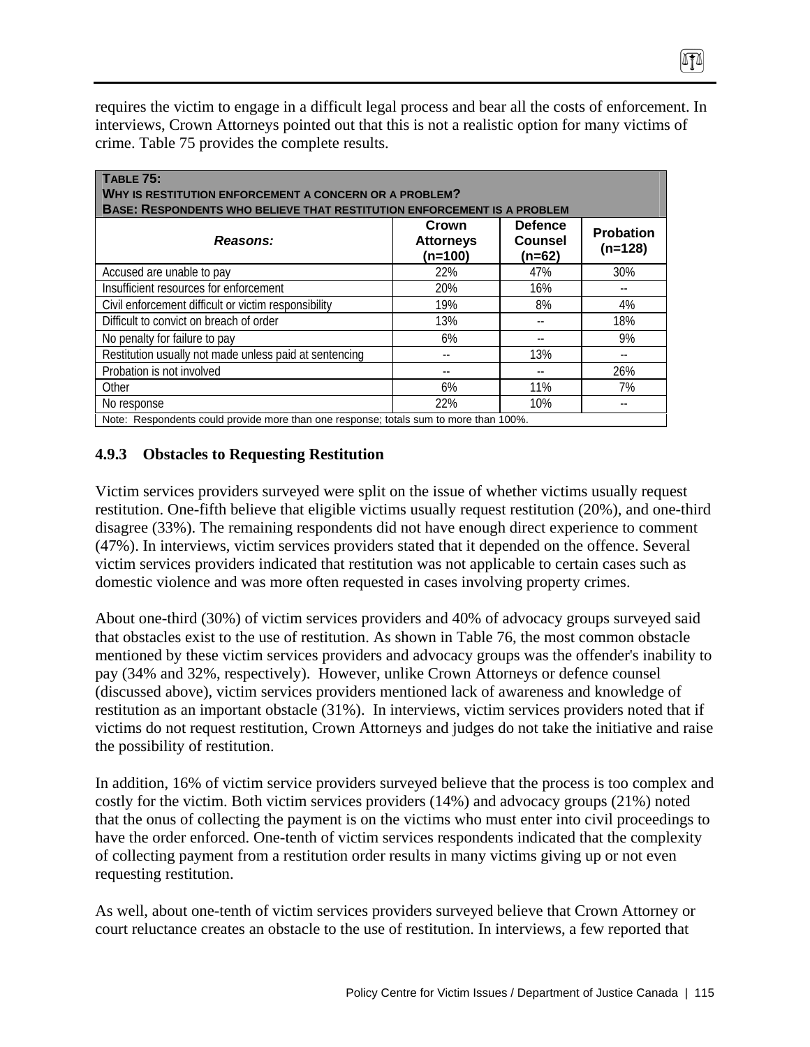requires the victim to engage in a difficult legal process and bear all the costs of enforcement. In interviews, Crown Attorneys pointed out that this is not a realistic option for many victims of crime. Table 75 provides the complete results.

**TABLE 75:**
**WHY IS RESTITUTION ENFORCEMENT A CONCERN OR A PROBLEM?**
**BASE: RESPONDENTS WHO BELIEVE THAT RESTITUTION ENFORCEMENT IS A PROBLEM**

| *Reasons:* | Crown Attorneys (n=100) | Defence Counsel (n=62) | Probation (n=128) |
|---|---|---|---|
| Accused are unable to pay | 22% | 47% | 30% |
| Insufficient resources for enforcement | 20% | 16% | -- |
| Civil enforcement difficult or victim responsibility | 19% | 8% | 4% |
| Difficult to convict on breach of order | 13% | -- | 18% |
| No penalty for failure to pay | 6% | -- | 9% |
| Restitution usually not made unless paid at sentencing | -- | 13% | -- |
| Probation is not involved | -- | -- | 26% |
| Other | 6% | 11% | 7% |
| No response | 22% | 10% | -- |

Note: Respondents could provide more than one response; totals sum to more than 100%.

### 4.9.3 Obstacles to Requesting Restitution

Victim services providers surveyed were split on the issue of whether victims usually request restitution. One-fifth believe that eligible victims usually request restitution (20%), and one-third disagree (33%). The remaining respondents did not have enough direct experience to comment (47%). In interviews, victim services providers stated that it depended on the offence. Several victim services providers indicated that restitution was not applicable to certain cases such as domestic violence and was more often requested in cases involving property crimes.

About one-third (30%) of victim services providers and 40% of advocacy groups surveyed said that obstacles exist to the use of restitution. As shown in Table 76, the most common obstacle mentioned by these victim services providers and advocacy groups was the offender's inability to pay (34% and 32%, respectively). However, unlike Crown Attorneys or defence counsel (discussed above), victim services providers mentioned lack of awareness and knowledge of restitution as an important obstacle (31%). In interviews, victim services providers noted that if victims do not request restitution, Crown Attorneys and judges do not take the initiative and raise the possibility of restitution.

In addition, 16% of victim service providers surveyed believe that the process is too complex and costly for the victim. Both victim services providers (14%) and advocacy groups (21%) noted that the onus of collecting the payment is on the victims who must enter into civil proceedings to have the order enforced. One-tenth of victim services respondents indicated that the complexity of collecting payment from a restitution order results in many victims giving up or not even requesting restitution.

As well, about one-tenth of victim services providers surveyed believe that Crown Attorney or court reluctance creates an obstacle to the use of restitution. In interviews, a few reported that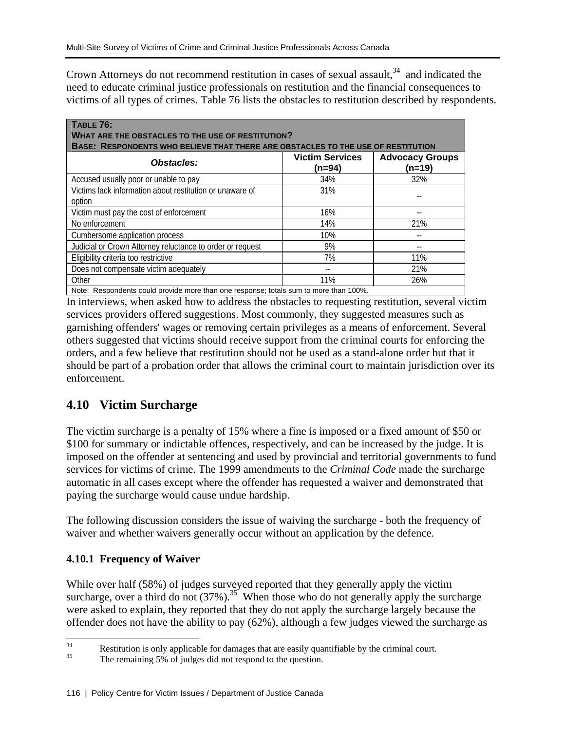Crown Attorneys do not recommend restitution in cases of sexual assault,[34] and indicated the need to educate criminal justice professionals on restitution and the financial consequences to victims of all types of crimes. Table 76 lists the obstacles to restitution described by respondents.

**TABLE 76:**
**WHAT ARE THE OBSTACLES TO THE USE OF RESTITUTION?**
**BASE: RESPONDENTS WHO BELIEVE THAT THERE ARE OBSTACLES TO THE USE OF RESTITUTION**

| *Obstacles:* | Victim Services (n=94) | Advocacy Groups (n=19) |
|---|---|---|
| Accused usually poor or unable to pay | 34% | 32% |
| Victims lack information about restitution or unaware of option | 31% | -- |
| Victim must pay the cost of enforcement | 16% | -- |
| No enforcement | 14% | 21% |
| Cumbersome application process | 10% | -- |
| Judicial or Crown Attorney reluctance to order or request | 9% | -- |
| Eligibility criteria too restrictive | 7% | 11% |
| Does not compensate victim adequately | -- | 21% |
| Other | 11% | 26% |

Note: Respondents could provide more than one response; totals sum to more than 100%.

In interviews, when asked how to address the obstacles to requesting restitution, several victim services providers offered suggestions. Most commonly, they suggested measures such as garnishing offenders' wages or removing certain privileges as a means of enforcement. Several others suggested that victims should receive support from the criminal courts for enforcing the orders, and a few believe that restitution should not be used as a stand-alone order but that it should be part of a probation order that allows the criminal court to maintain jurisdiction over its enforcement.

## 4.10 Victim Surcharge

The victim surcharge is a penalty of 15% where a fine is imposed or a fixed amount of $50 or $100 for summary or indictable offences, respectively, and can be increased by the judge. It is imposed on the offender at sentencing and used by provincial and territorial governments to fund services for victims of crime. The 1999 amendments to the *Criminal Code* made the surcharge automatic in all cases except where the offender has requested a waiver and demonstrated that paying the surcharge would cause undue hardship.

The following discussion considers the issue of waiving the surcharge - both the frequency of waiver and whether waivers generally occur without an application by the defence.

### 4.10.1 Frequency of Waiver

While over half (58%) of judges surveyed reported that they generally apply the victim surcharge, over a third do not (37%).[35] When those who do not generally apply the surcharge were asked to explain, they reported that they do not apply the surcharge largely because the offender does not have the ability to pay (62%), although a few judges viewed the surcharge as

---

[34] Restitution is only applicable for damages that are easily quantifiable by the criminal court.

[35] The remaining 5% of judges did not respond to the question.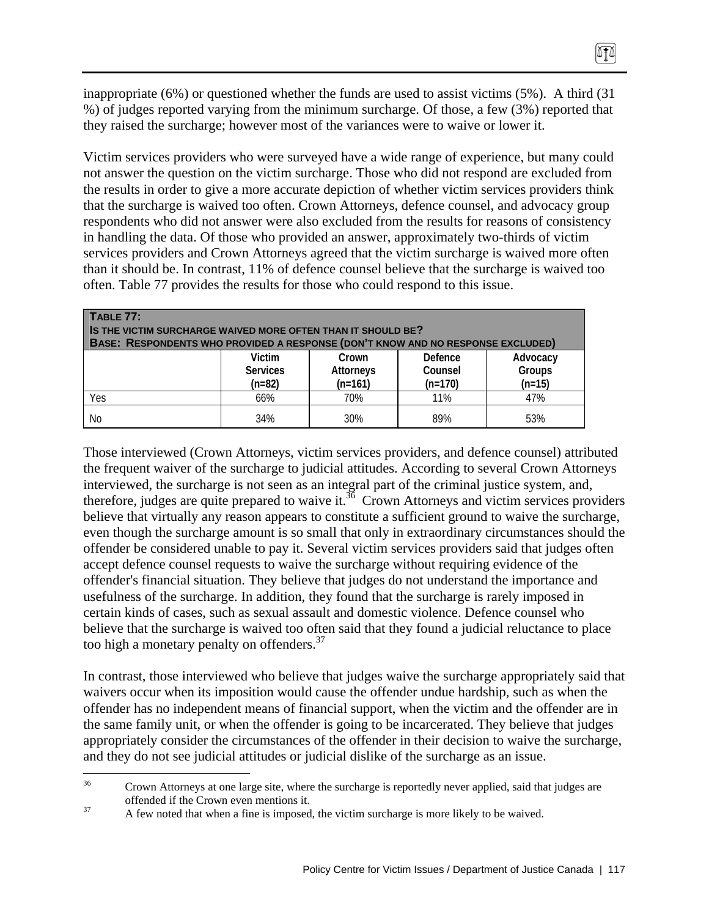inappropriate (6%) or questioned whether the funds are used to assist victims (5%). A third (31 %) of judges reported varying from the minimum surcharge. Of those, a few (3%) reported that they raised the surcharge; however most of the variances were to waive or lower it.

Victim services providers who were surveyed have a wide range of experience, but many could not answer the question on the victim surcharge. Those who did not respond are excluded from the results in order to give a more accurate depiction of whether victim services providers think that the surcharge is waived too often. Crown Attorneys, defence counsel, and advocacy group respondents who did not answer were also excluded from the results for reasons of consistency in handling the data. Of those who provided an answer, approximately two-thirds of victim services providers and Crown Attorneys agreed that the victim surcharge is waived more often than it should be. In contrast, 11% of defence counsel believe that the surcharge is waived too often. Table 77 provides the results for those who could respond to this issue.

**TABLE 77: IS THE VICTIM SURCHARGE WAIVED MORE OFTEN THAN IT SHOULD BE? BASE: RESPONDENTS WHO PROVIDED A RESPONSE (DON'T KNOW AND NO RESPONSE EXCLUDED)**

| | Victim Services (n=82) | Crown Attorneys (n=161) | Defence Counsel (n=170) | Advocacy Groups (n=15) |
|---|---|---|---|---|
| Yes | 66% | 70% | 11% | 47% |
| No | 34% | 30% | 89% | 53% |

Those interviewed (Crown Attorneys, victim services providers, and defence counsel) attributed the frequent waiver of the surcharge to judicial attitudes. According to several Crown Attorneys interviewed, the surcharge is not seen as an integral part of the criminal justice system, and, therefore, judges are quite prepared to waive it.[36] Crown Attorneys and victim services providers believe that virtually any reason appears to constitute a sufficient ground to waive the surcharge, even though the surcharge amount is so small that only in extraordinary circumstances should the offender be considered unable to pay it. Several victim services providers said that judges often accept defence counsel requests to waive the surcharge without requiring evidence of the offender's financial situation. They believe that judges do not understand the importance and usefulness of the surcharge. In addition, they found that the surcharge is rarely imposed in certain kinds of cases, such as sexual assault and domestic violence. Defence counsel who believe that the surcharge is waived too often said that they found a judicial reluctance to place too high a monetary penalty on offenders.[37]

In contrast, those interviewed who believe that judges waive the surcharge appropriately said that waivers occur when its imposition would cause the offender undue hardship, such as when the offender has no independent means of financial support, when the victim and the offender are in the same family unit, or when the offender is going to be incarcerated. They believe that judges appropriately consider the circumstances of the offender in their decision to waive the surcharge, and they do not see judicial attitudes or judicial dislike of the surcharge as an issue.

[36] Crown Attorneys at one large site, where the surcharge is reportedly never applied, said that judges are offended if the Crown even mentions it.

[37] A few noted that when a fine is imposed, the victim surcharge is more likely to be waived.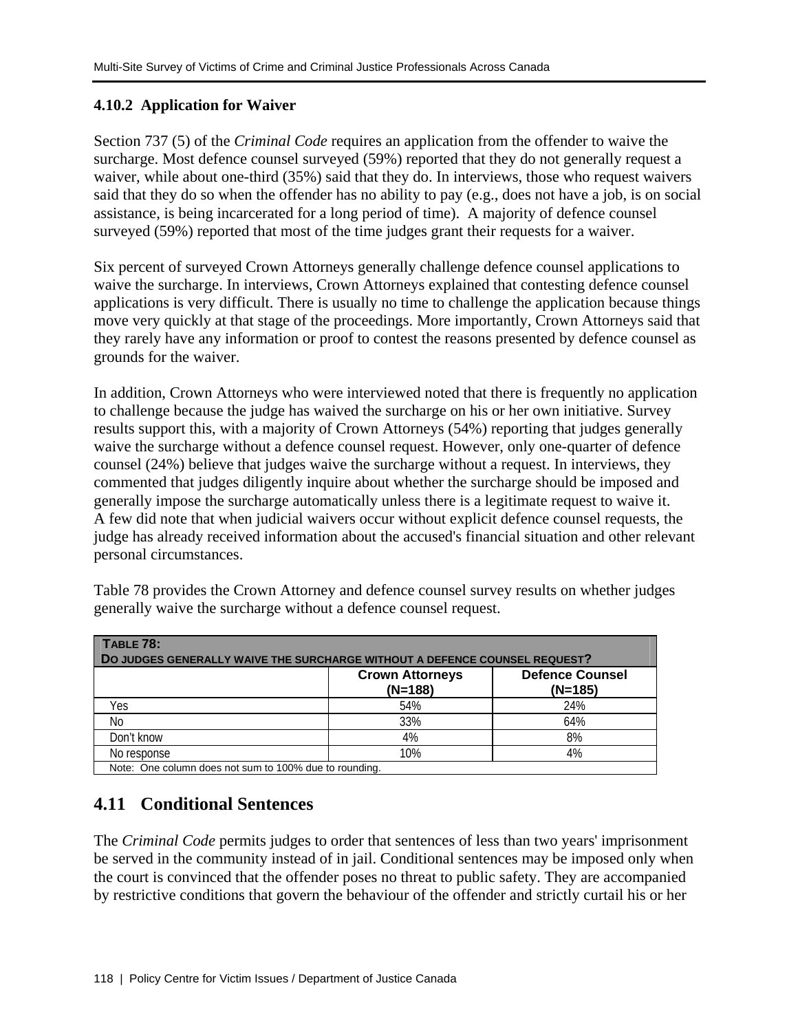### 4.10.2 Application for Waiver

Section 737 (5) of the *Criminal Code* requires an application from the offender to waive the surcharge. Most defence counsel surveyed (59%) reported that they do not generally request a waiver, while about one-third (35%) said that they do. In interviews, those who request waivers said that they do so when the offender has no ability to pay (e.g., does not have a job, is on social assistance, is being incarcerated for a long period of time). A majority of defence counsel surveyed (59%) reported that most of the time judges grant their requests for a waiver.

Six percent of surveyed Crown Attorneys generally challenge defence counsel applications to waive the surcharge. In interviews, Crown Attorneys explained that contesting defence counsel applications is very difficult. There is usually no time to challenge the application because things move very quickly at that stage of the proceedings. More importantly, Crown Attorneys said that they rarely have any information or proof to contest the reasons presented by defence counsel as grounds for the waiver.

In addition, Crown Attorneys who were interviewed noted that there is frequently no application to challenge because the judge has waived the surcharge on his or her own initiative. Survey results support this, with a majority of Crown Attorneys (54%) reporting that judges generally waive the surcharge without a defence counsel request. However, only one-quarter of defence counsel (24%) believe that judges waive the surcharge without a request. In interviews, they commented that judges diligently inquire about whether the surcharge should be imposed and generally impose the surcharge automatically unless there is a legitimate request to waive it. A few did note that when judicial waivers occur without explicit defence counsel requests, the judge has already received information about the accused's financial situation and other relevant personal circumstances.

Table 78 provides the Crown Attorney and defence counsel survey results on whether judges generally waive the surcharge without a defence counsel request.

**TABLE 78: DO JUDGES GENERALLY WAIVE THE SURCHARGE WITHOUT A DEFENCE COUNSEL REQUEST?**

| | Crown Attorneys (N=188) | Defence Counsel (N=185) |
|---|---|---|
| Yes | 54% | 24% |
| No | 33% | 64% |
| Don't know | 4% | 8% |
| No response | 10% | 4% |

Note: One column does not sum to 100% due to rounding.

## 4.11 Conditional Sentences

The *Criminal Code* permits judges to order that sentences of less than two years' imprisonment be served in the community instead of in jail. Conditional sentences may be imposed only when the court is convinced that the offender poses no threat to public safety. They are accompanied by restrictive conditions that govern the behaviour of the offender and strictly curtail his or her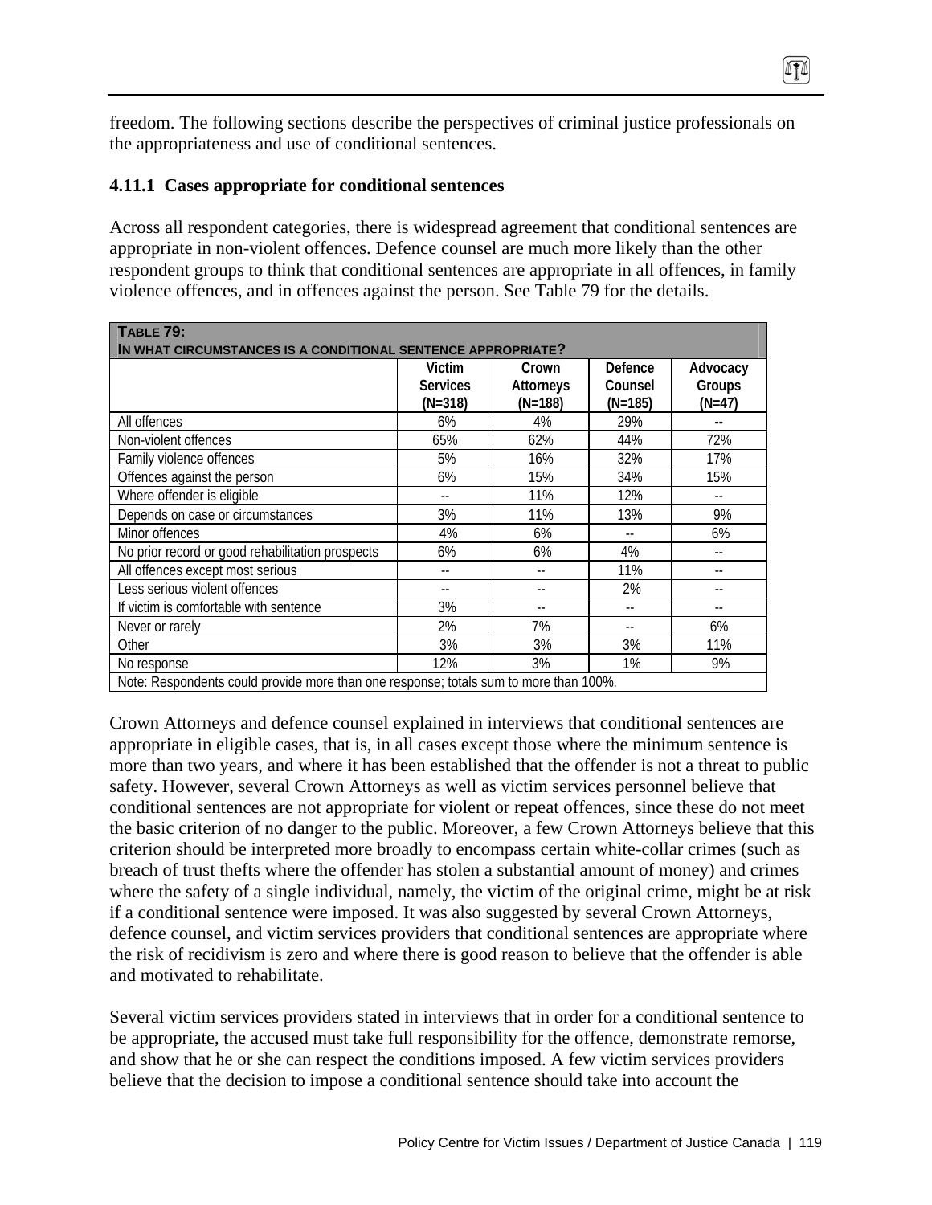freedom. The following sections describe the perspectives of criminal justice professionals on the appropriateness and use of conditional sentences.

### 4.11.1 Cases appropriate for conditional sentences

Across all respondent categories, there is widespread agreement that conditional sentences are appropriate in non-violent offences. Defence counsel are much more likely than the other respondent groups to think that conditional sentences are appropriate in all offences, in family violence offences, and in offences against the person. See Table 79 for the details.

**TABLE 79: IN WHAT CIRCUMSTANCES IS A CONDITIONAL SENTENCE APPROPRIATE?**

| | Victim Services (N=318) | Crown Attorneys (N=188) | Defence Counsel (N=185) | Advocacy Groups (N=47) |
|---|---|---|---|---|
| All offences | 6% | 4% | 29% | -- |
| Non-violent offences | 65% | 62% | 44% | 72% |
| Family violence offences | 5% | 16% | 32% | 17% |
| Offences against the person | 6% | 15% | 34% | 15% |
| Where offender is eligible | -- | 11% | 12% | -- |
| Depends on case or circumstances | 3% | 11% | 13% | 9% |
| Minor offences | 4% | 6% | -- | 6% |
| No prior record or good rehabilitation prospects | 6% | 6% | 4% | -- |
| All offences except most serious | -- | -- | 11% | -- |
| Less serious violent offences | -- | -- | 2% | -- |
| If victim is comfortable with sentence | 3% | -- | -- | -- |
| Never or rarely | 2% | 7% | -- | 6% |
| Other | 3% | 3% | 3% | 11% |
| No response | 12% | 3% | 1% | 9% |

Note: Respondents could provide more than one response; totals sum to more than 100%.

Crown Attorneys and defence counsel explained in interviews that conditional sentences are appropriate in eligible cases, that is, in all cases except those where the minimum sentence is more than two years, and where it has been established that the offender is not a threat to public safety. However, several Crown Attorneys as well as victim services personnel believe that conditional sentences are not appropriate for violent or repeat offences, since these do not meet the basic criterion of no danger to the public. Moreover, a few Crown Attorneys believe that this criterion should be interpreted more broadly to encompass certain white-collar crimes (such as breach of trust thefts where the offender has stolen a substantial amount of money) and crimes where the safety of a single individual, namely, the victim of the original crime, might be at risk if a conditional sentence were imposed. It was also suggested by several Crown Attorneys, defence counsel, and victim services providers that conditional sentences are appropriate where the risk of recidivism is zero and where there is good reason to believe that the offender is able and motivated to rehabilitate.

Several victim services providers stated in interviews that in order for a conditional sentence to be appropriate, the accused must take full responsibility for the offence, demonstrate remorse, and show that he or she can respect the conditions imposed. A few victim services providers believe that the decision to impose a conditional sentence should take into account the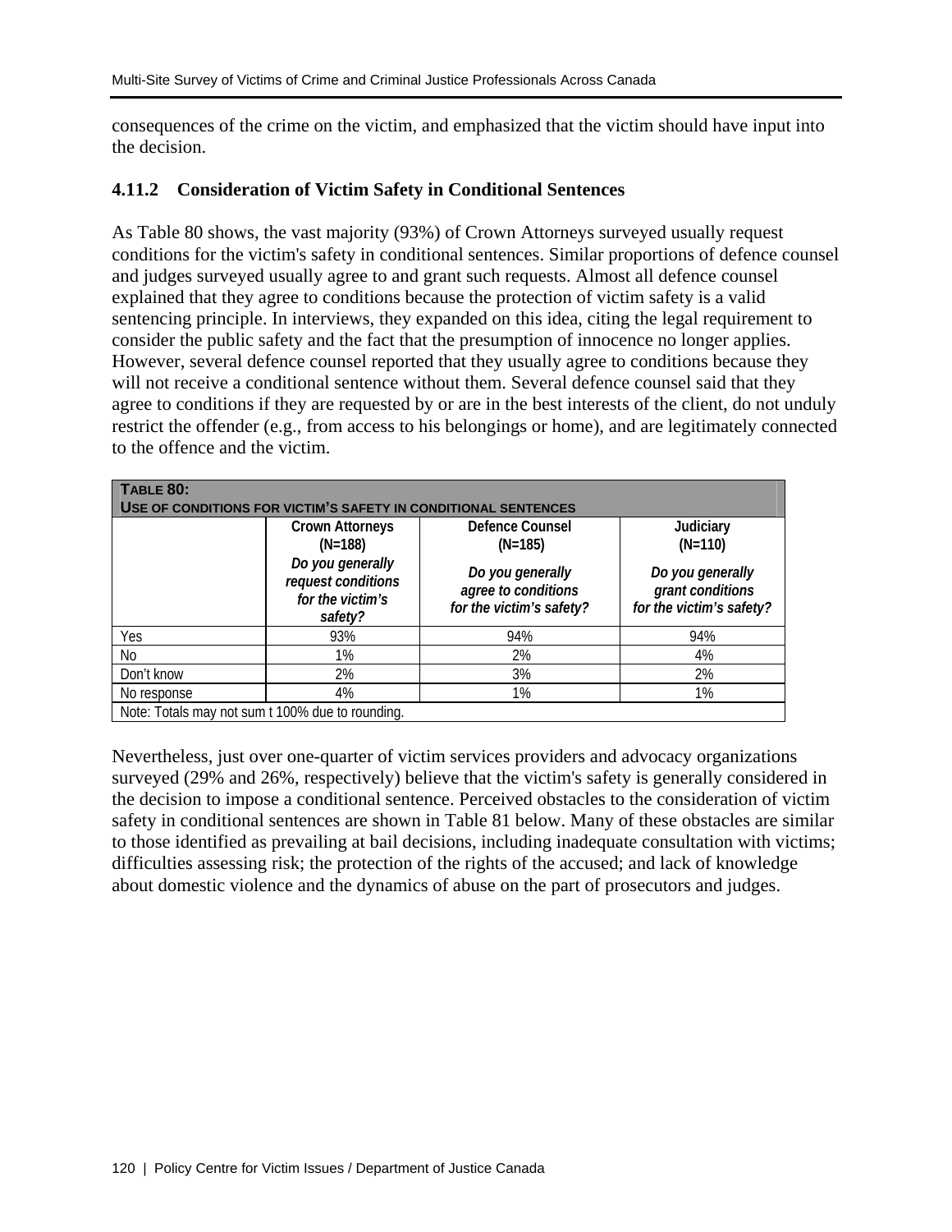consequences of the crime on the victim, and emphasized that the victim should have input into the decision.

### 4.11.2 Consideration of Victim Safety in Conditional Sentences

As Table 80 shows, the vast majority (93%) of Crown Attorneys surveyed usually request conditions for the victim's safety in conditional sentences. Similar proportions of defence counsel and judges surveyed usually agree to and grant such requests. Almost all defence counsel explained that they agree to conditions because the protection of victim safety is a valid sentencing principle. In interviews, they expanded on this idea, citing the legal requirement to consider the public safety and the fact that the presumption of innocence no longer applies. However, several defence counsel reported that they usually agree to conditions because they will not receive a conditional sentence without them. Several defence counsel said that they agree to conditions if they are requested by or are in the best interests of the client, do not unduly restrict the offender (e.g., from access to his belongings or home), and are legitimately connected to the offence and the victim.

**TABLE 80: USE OF CONDITIONS FOR VICTIM'S SAFETY IN CONDITIONAL SENTENCES**

| | Crown Attorneys (N=188) *Do you generally request conditions for the victim's safety?* | Defence Counsel (N=185) *Do you generally agree to conditions for the victim's safety?* | Judiciary (N=110) *Do you generally grant conditions for the victim's safety?* |
|---|---|---|---|
| Yes | 93% | 94% | 94% |
| No | 1% | 2% | 4% |
| Don't know | 2% | 3% | 2% |
| No response | 4% | 1% | 1% |

Note: Totals may not sum t 100% due to rounding.

Nevertheless, just over one-quarter of victim services providers and advocacy organizations surveyed (29% and 26%, respectively) believe that the victim's safety is generally considered in the decision to impose a conditional sentence. Perceived obstacles to the consideration of victim safety in conditional sentences are shown in Table 81 below. Many of these obstacles are similar to those identified as prevailing at bail decisions, including inadequate consultation with victims; difficulties assessing risk; the protection of the rights of the accused; and lack of knowledge about domestic violence and the dynamics of abuse on the part of prosecutors and judges.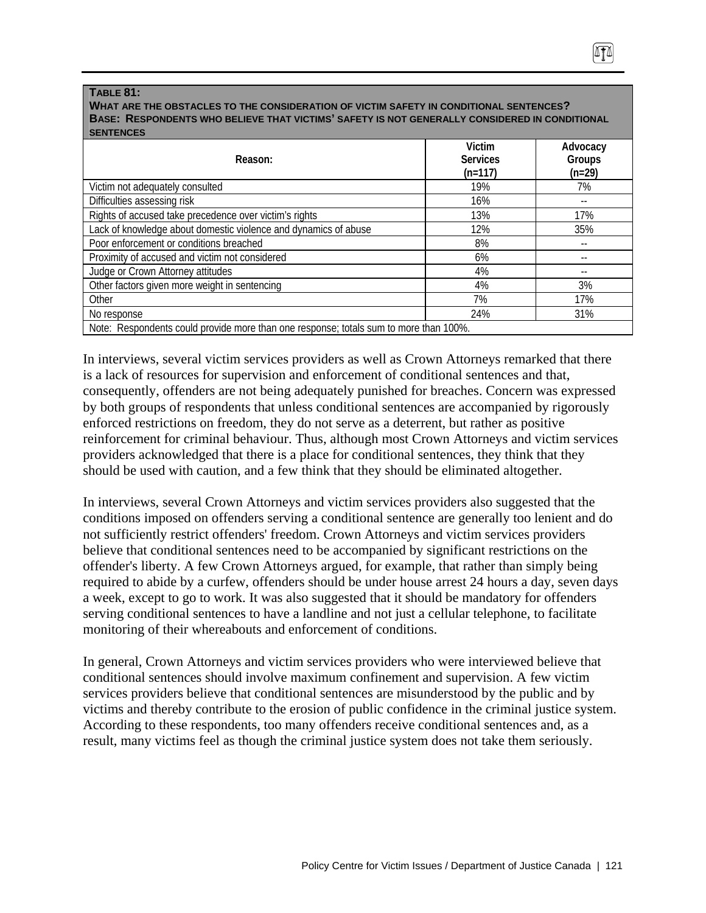**TABLE 81:**
**WHAT ARE THE OBSTACLES TO THE CONSIDERATION OF VICTIM SAFETY IN CONDITIONAL SENTENCES?**
**BASE: RESPONDENTS WHO BELIEVE THAT VICTIMS' SAFETY IS NOT GENERALLY CONSIDERED IN CONDITIONAL SENTENCES**

| Reason: | Victim Services (n=117) | Advocacy Groups (n=29) |
|---|---|---|
| Victim not adequately consulted | 19% | 7% |
| Difficulties assessing risk | 16% | -- |
| Rights of accused take precedence over victim's rights | 13% | 17% |
| Lack of knowledge about domestic violence and dynamics of abuse | 12% | 35% |
| Poor enforcement or conditions breached | 8% | -- |
| Proximity of accused and victim not considered | 6% | -- |
| Judge or Crown Attorney attitudes | 4% | -- |
| Other factors given more weight in sentencing | 4% | 3% |
| Other | 7% | 17% |
| No response | 24% | 31% |
| Note: Respondents could provide more than one response; totals sum to more than 100%. | | |

In interviews, several victim services providers as well as Crown Attorneys remarked that there is a lack of resources for supervision and enforcement of conditional sentences and that, consequently, offenders are not being adequately punished for breaches. Concern was expressed by both groups of respondents that unless conditional sentences are accompanied by rigorously enforced restrictions on freedom, they do not serve as a deterrent, but rather as positive reinforcement for criminal behaviour. Thus, although most Crown Attorneys and victim services providers acknowledged that there is a place for conditional sentences, they think that they should be used with caution, and a few think that they should be eliminated altogether.

In interviews, several Crown Attorneys and victim services providers also suggested that the conditions imposed on offenders serving a conditional sentence are generally too lenient and do not sufficiently restrict offenders' freedom. Crown Attorneys and victim services providers believe that conditional sentences need to be accompanied by significant restrictions on the offender's liberty. A few Crown Attorneys argued, for example, that rather than simply being required to abide by a curfew, offenders should be under house arrest 24 hours a day, seven days a week, except to go to work. It was also suggested that it should be mandatory for offenders serving conditional sentences to have a landline and not just a cellular telephone, to facilitate monitoring of their whereabouts and enforcement of conditions.

In general, Crown Attorneys and victim services providers who were interviewed believe that conditional sentences should involve maximum confinement and supervision. A few victim services providers believe that conditional sentences are misunderstood by the public and by victims and thereby contribute to the erosion of public confidence in the criminal justice system. According to these respondents, too many offenders receive conditional sentences and, as a result, many victims feel as though the criminal justice system does not take them seriously.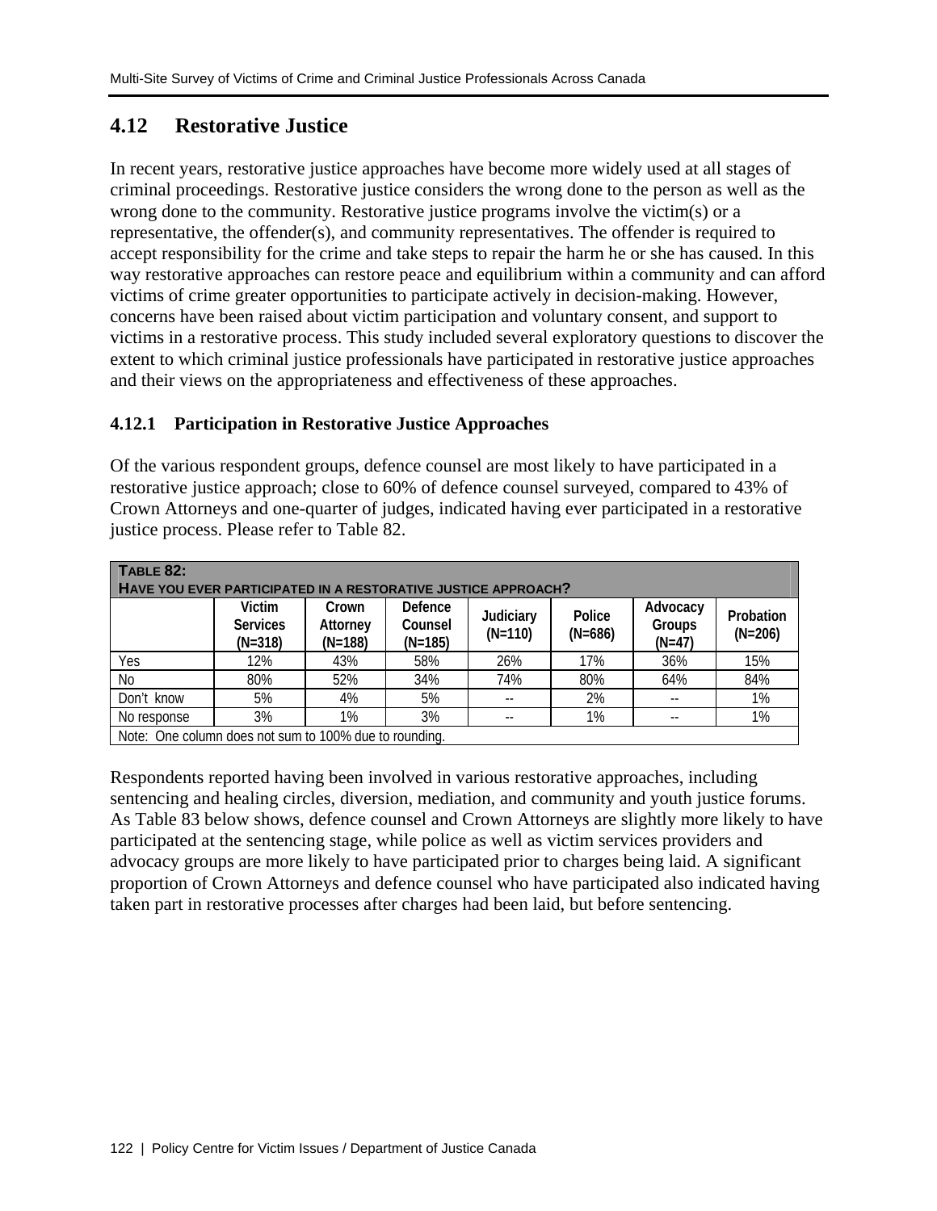## 4.12 Restorative Justice

In recent years, restorative justice approaches have become more widely used at all stages of criminal proceedings. Restorative justice considers the wrong done to the person as well as the wrong done to the community. Restorative justice programs involve the victim(s) or a representative, the offender(s), and community representatives. The offender is required to accept responsibility for the crime and take steps to repair the harm he or she has caused. In this way restorative approaches can restore peace and equilibrium within a community and can afford victims of crime greater opportunities to participate actively in decision-making. However, concerns have been raised about victim participation and voluntary consent, and support to victims in a restorative process. This study included several exploratory questions to discover the extent to which criminal justice professionals have participated in restorative justice approaches and their views on the appropriateness and effectiveness of these approaches.

### 4.12.1 Participation in Restorative Justice Approaches

Of the various respondent groups, defence counsel are most likely to have participated in a restorative justice approach; close to 60% of defence counsel surveyed, compared to 43% of Crown Attorneys and one-quarter of judges, indicated having ever participated in a restorative justice process. Please refer to Table 82.

**TABLE 82: HAVE YOU EVER PARTICIPATED IN A RESTORATIVE JUSTICE APPROACH?**

| | Victim Services (N=318) | Crown Attorney (N=188) | Defence Counsel (N=185) | Judiciary (N=110) | Police (N=686) | Advocacy Groups (N=47) | Probation (N=206) |
|---|---|---|---|---|---|---|---|
| Yes | 12% | 43% | 58% | 26% | 17% | 36% | 15% |
| No | 80% | 52% | 34% | 74% | 80% | 64% | 84% |
| Don't know | 5% | 4% | 5% | -- | 2% | -- | 1% |
| No response | 3% | 1% | 3% | -- | 1% | -- | 1% |

Note: One column does not sum to 100% due to rounding.

Respondents reported having been involved in various restorative approaches, including sentencing and healing circles, diversion, mediation, and community and youth justice forums. As Table 83 below shows, defence counsel and Crown Attorneys are slightly more likely to have participated at the sentencing stage, while police as well as victim services providers and advocacy groups are more likely to have participated prior to charges being laid. A significant proportion of Crown Attorneys and defence counsel who have participated also indicated having taken part in restorative processes after charges had been laid, but before sentencing.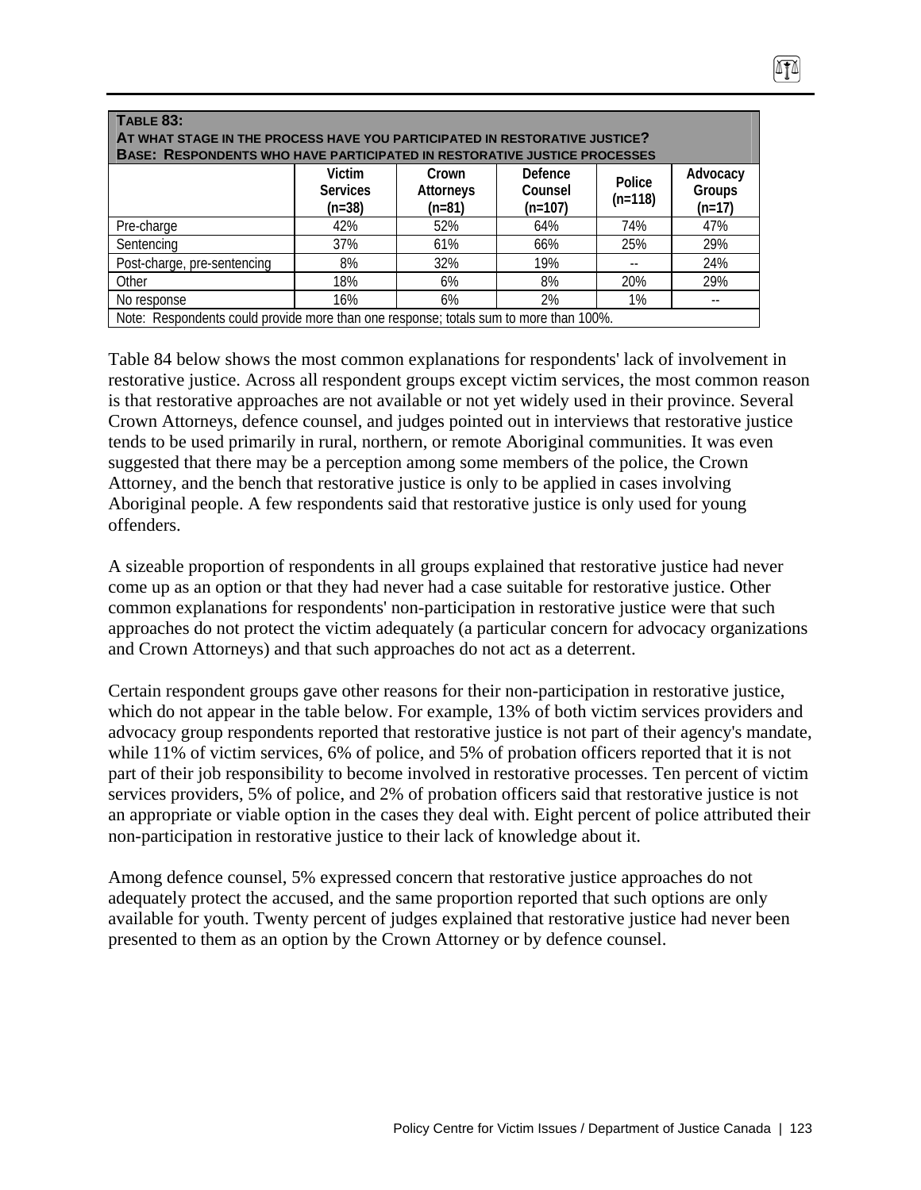**TABLE 83:**
**AT WHAT STAGE IN THE PROCESS HAVE YOU PARTICIPATED IN RESTORATIVE JUSTICE?**
**BASE: RESPONDENTS WHO HAVE PARTICIPATED IN RESTORATIVE JUSTICE PROCESSES**

| | Victim Services (n=38) | Crown Attorneys (n=81) | Defence Counsel (n=107) | Police (n=118) | Advocacy Groups (n=17) |
|---|---|---|---|---|---|
| Pre-charge | 42% | 52% | 64% | 74% | 47% |
| Sentencing | 37% | 61% | 66% | 25% | 29% |
| Post-charge, pre-sentencing | 8% | 32% | 19% | -- | 24% |
| Other | 18% | 6% | 8% | 20% | 29% |
| No response | 16% | 6% | 2% | 1% | -- |

Note: Respondents could provide more than one response; totals sum to more than 100%.

Table 84 below shows the most common explanations for respondents' lack of involvement in restorative justice. Across all respondent groups except victim services, the most common reason is that restorative approaches are not available or not yet widely used in their province. Several Crown Attorneys, defence counsel, and judges pointed out in interviews that restorative justice tends to be used primarily in rural, northern, or remote Aboriginal communities. It was even suggested that there may be a perception among some members of the police, the Crown Attorney, and the bench that restorative justice is only to be applied in cases involving Aboriginal people. A few respondents said that restorative justice is only used for young offenders.

A sizeable proportion of respondents in all groups explained that restorative justice had never come up as an option or that they had never had a case suitable for restorative justice. Other common explanations for respondents' non-participation in restorative justice were that such approaches do not protect the victim adequately (a particular concern for advocacy organizations and Crown Attorneys) and that such approaches do not act as a deterrent.

Certain respondent groups gave other reasons for their non-participation in restorative justice, which do not appear in the table below. For example, 13% of both victim services providers and advocacy group respondents reported that restorative justice is not part of their agency's mandate, while 11% of victim services, 6% of police, and 5% of probation officers reported that it is not part of their job responsibility to become involved in restorative processes. Ten percent of victim services providers, 5% of police, and 2% of probation officers said that restorative justice is not an appropriate or viable option in the cases they deal with. Eight percent of police attributed their non-participation in restorative justice to their lack of knowledge about it.

Among defence counsel, 5% expressed concern that restorative justice approaches do not adequately protect the accused, and the same proportion reported that such options are only available for youth. Twenty percent of judges explained that restorative justice had never been presented to them as an option by the Crown Attorney or by defence counsel.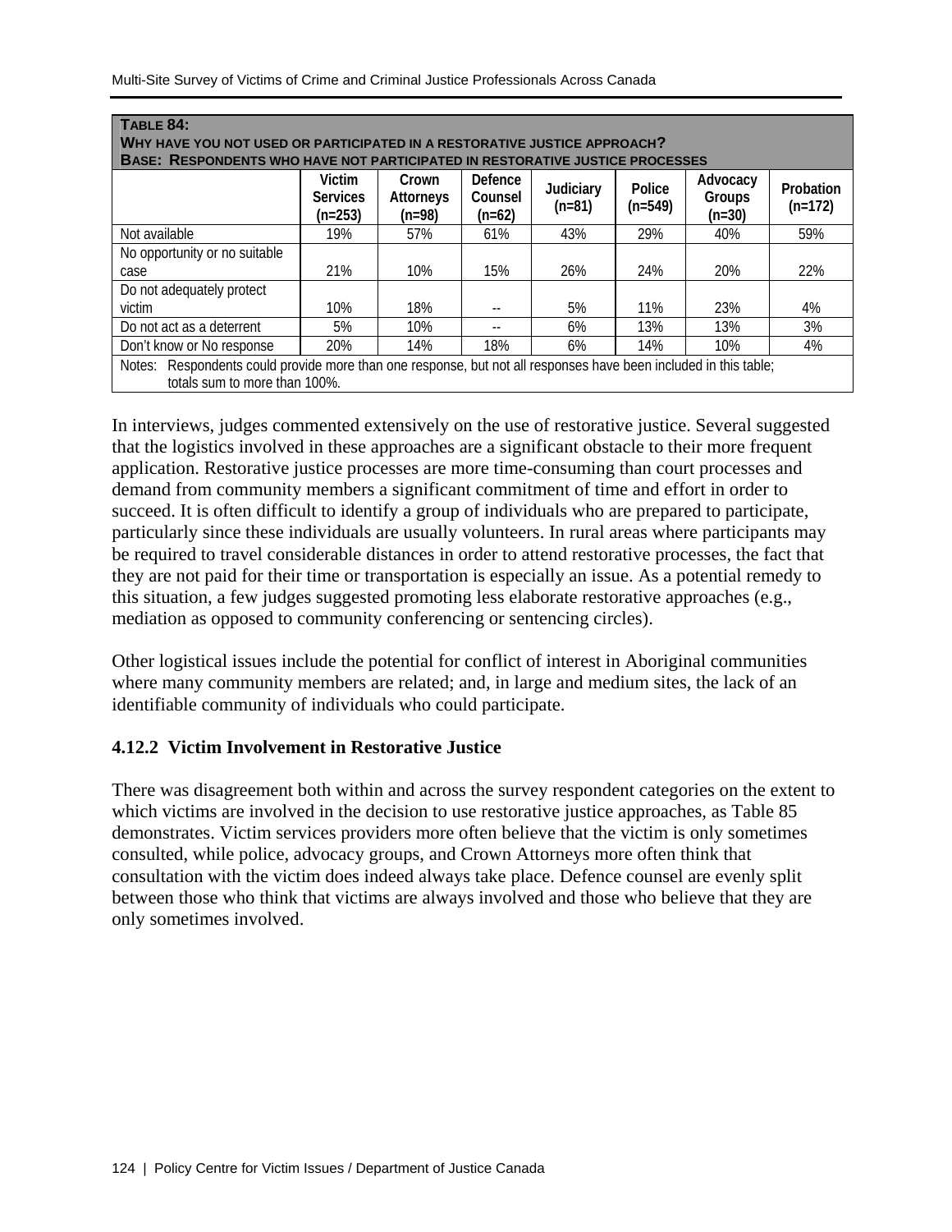**Table 84:**
**Why have you not used or participated in a restorative justice approach?**
**Base: Respondents who have not participated in restorative justice processes**

| | Victim Services (n=253) | Crown Attorneys (n=98) | Defence Counsel (n=62) | Judiciary (n=81) | Police (n=549) | Advocacy Groups (n=30) | Probation (n=172) |
|---|---|---|---|---|---|---|---|
| Not available | 19% | 57% | 61% | 43% | 29% | 40% | 59% |
| No opportunity or no suitable case | 21% | 10% | 15% | 26% | 24% | 20% | 22% |
| Do not adequately protect victim | 10% | 18% | -- | 5% | 11% | 23% | 4% |
| Do not act as a deterrent | 5% | 10% | -- | 6% | 13% | 13% | 3% |
| Don't know or No response | 20% | 14% | 18% | 6% | 14% | 10% | 4% |

Notes: Respondents could provide more than one response, but not all responses have been included in this table; totals sum to more than 100%.

In interviews, judges commented extensively on the use of restorative justice. Several suggested that the logistics involved in these approaches are a significant obstacle to their more frequent application. Restorative justice processes are more time-consuming than court processes and demand from community members a significant commitment of time and effort in order to succeed. It is often difficult to identify a group of individuals who are prepared to participate, particularly since these individuals are usually volunteers. In rural areas where participants may be required to travel considerable distances in order to attend restorative processes, the fact that they are not paid for their time or transportation is especially an issue. As a potential remedy to this situation, a few judges suggested promoting less elaborate restorative approaches (e.g., mediation as opposed to community conferencing or sentencing circles).

Other logistical issues include the potential for conflict of interest in Aboriginal communities where many community members are related; and, in large and medium sites, the lack of an identifiable community of individuals who could participate.

### 4.12.2 Victim Involvement in Restorative Justice

There was disagreement both within and across the survey respondent categories on the extent to which victims are involved in the decision to use restorative justice approaches, as Table 85 demonstrates. Victim services providers more often believe that the victim is only sometimes consulted, while police, advocacy groups, and Crown Attorneys more often think that consultation with the victim does indeed always take place. Defence counsel are evenly split between those who think that victims are always involved and those who believe that they are only sometimes involved.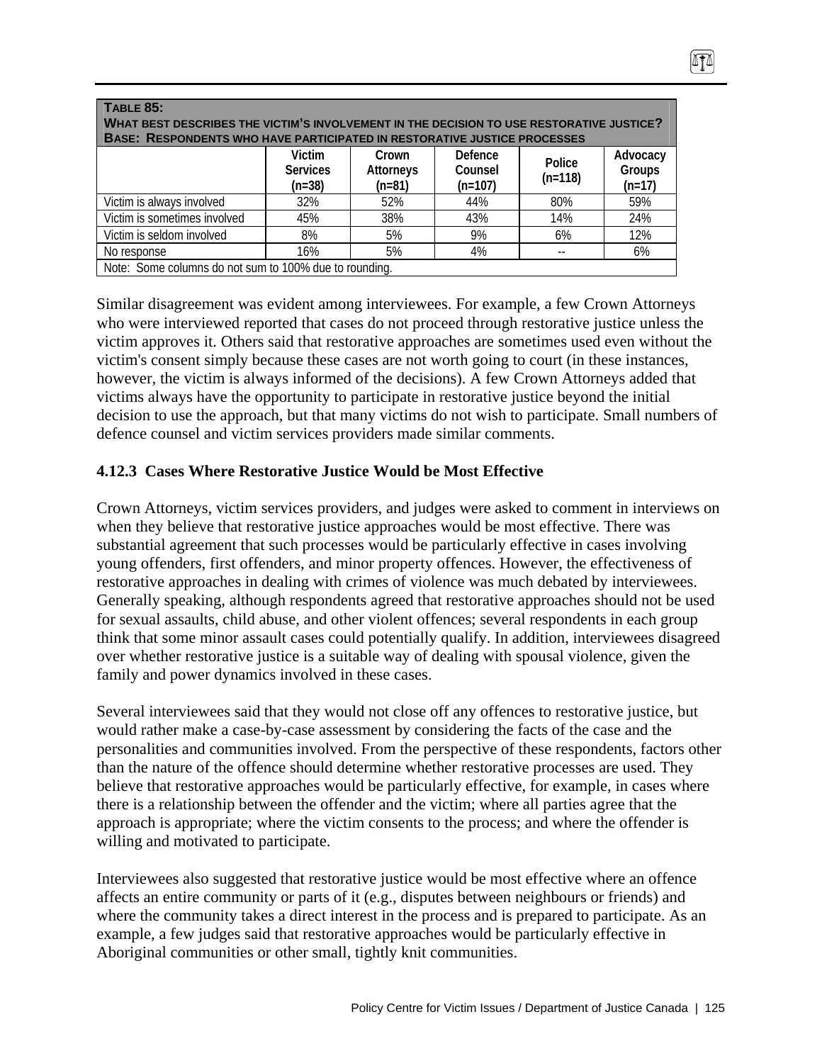**TABLE 85:**
**WHAT BEST DESCRIBES THE VICTIM'S INVOLVEMENT IN THE DECISION TO USE RESTORATIVE JUSTICE?**
**BASE: RESPONDENTS WHO HAVE PARTICIPATED IN RESTORATIVE JUSTICE PROCESSES**

| | Victim Services (n=38) | Crown Attorneys (n=81) | Defence Counsel (n=107) | Police (n=118) | Advocacy Groups (n=17) |
|---|---|---|---|---|---|
| Victim is always involved | 32% | 52% | 44% | 80% | 59% |
| Victim is sometimes involved | 45% | 38% | 43% | 14% | 24% |
| Victim is seldom involved | 8% | 5% | 9% | 6% | 12% |
| No response | 16% | 5% | 4% | -- | 6% |

Note: Some columns do not sum to 100% due to rounding.

Similar disagreement was evident among interviewees. For example, a few Crown Attorneys who were interviewed reported that cases do not proceed through restorative justice unless the victim approves it. Others said that restorative approaches are sometimes used even without the victim's consent simply because these cases are not worth going to court (in these instances, however, the victim is always informed of the decisions). A few Crown Attorneys added that victims always have the opportunity to participate in restorative justice beyond the initial decision to use the approach, but that many victims do not wish to participate. Small numbers of defence counsel and victim services providers made similar comments.

### 4.12.3 Cases Where Restorative Justice Would be Most Effective

Crown Attorneys, victim services providers, and judges were asked to comment in interviews on when they believe that restorative justice approaches would be most effective. There was substantial agreement that such processes would be particularly effective in cases involving young offenders, first offenders, and minor property offences. However, the effectiveness of restorative approaches in dealing with crimes of violence was much debated by interviewees. Generally speaking, although respondents agreed that restorative approaches should not be used for sexual assaults, child abuse, and other violent offences; several respondents in each group think that some minor assault cases could potentially qualify. In addition, interviewees disagreed over whether restorative justice is a suitable way of dealing with spousal violence, given the family and power dynamics involved in these cases.

Several interviewees said that they would not close off any offences to restorative justice, but would rather make a case-by-case assessment by considering the facts of the case and the personalities and communities involved. From the perspective of these respondents, factors other than the nature of the offence should determine whether restorative processes are used. They believe that restorative approaches would be particularly effective, for example, in cases where there is a relationship between the offender and the victim; where all parties agree that the approach is appropriate; where the victim consents to the process; and where the offender is willing and motivated to participate.

Interviewees also suggested that restorative justice would be most effective where an offence affects an entire community or parts of it (e.g., disputes between neighbours or friends) and where the community takes a direct interest in the process and is prepared to participate. As an example, a few judges said that restorative approaches would be particularly effective in Aboriginal communities or other small, tightly knit communities.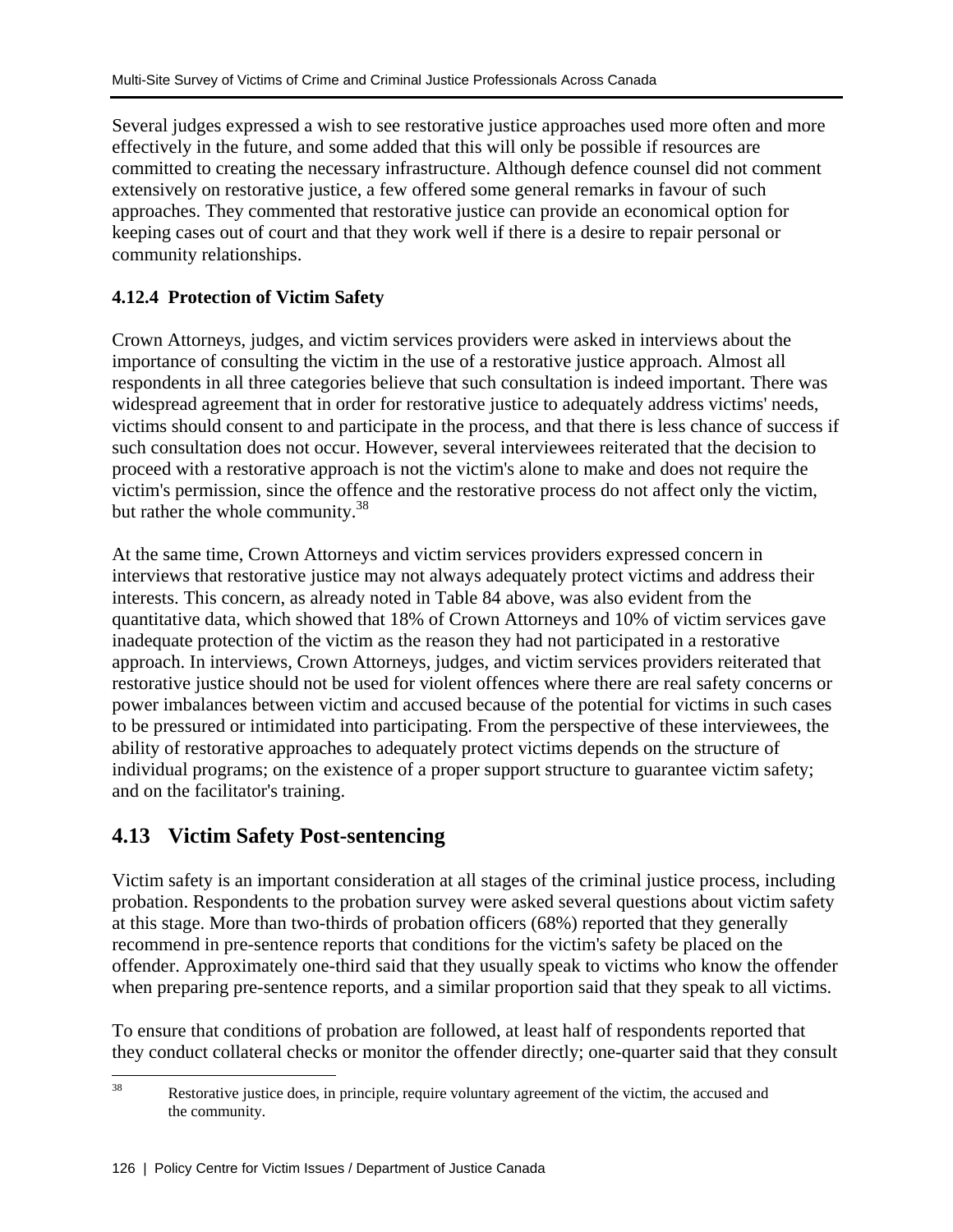Several judges expressed a wish to see restorative justice approaches used more often and more effectively in the future, and some added that this will only be possible if resources are committed to creating the necessary infrastructure. Although defence counsel did not comment extensively on restorative justice, a few offered some general remarks in favour of such approaches. They commented that restorative justice can provide an economical option for keeping cases out of court and that they work well if there is a desire to repair personal or community relationships.

### 4.12.4 Protection of Victim Safety

Crown Attorneys, judges, and victim services providers were asked in interviews about the importance of consulting the victim in the use of a restorative justice approach. Almost all respondents in all three categories believe that such consultation is indeed important. There was widespread agreement that in order for restorative justice to adequately address victims' needs, victims should consent to and participate in the process, and that there is less chance of success if such consultation does not occur. However, several interviewees reiterated that the decision to proceed with a restorative approach is not the victim's alone to make and does not require the victim's permission, since the offence and the restorative process do not affect only the victim, but rather the whole community.[38]

At the same time, Crown Attorneys and victim services providers expressed concern in interviews that restorative justice may not always adequately protect victims and address their interests. This concern, as already noted in Table 84 above, was also evident from the quantitative data, which showed that 18% of Crown Attorneys and 10% of victim services gave inadequate protection of the victim as the reason they had not participated in a restorative approach. In interviews, Crown Attorneys, judges, and victim services providers reiterated that restorative justice should not be used for violent offences where there are real safety concerns or power imbalances between victim and accused because of the potential for victims in such cases to be pressured or intimidated into participating. From the perspective of these interviewees, the ability of restorative approaches to adequately protect victims depends on the structure of individual programs; on the existence of a proper support structure to guarantee victim safety; and on the facilitator's training.

## 4.13 Victim Safety Post-sentencing

Victim safety is an important consideration at all stages of the criminal justice process, including probation. Respondents to the probation survey were asked several questions about victim safety at this stage. More than two-thirds of probation officers (68%) reported that they generally recommend in pre-sentence reports that conditions for the victim's safety be placed on the offender. Approximately one-third said that they usually speak to victims who know the offender when preparing pre-sentence reports, and a similar proportion said that they speak to all victims.

To ensure that conditions of probation are followed, at least half of respondents reported that they conduct collateral checks or monitor the offender directly; one-quarter said that they consult

[38] Restorative justice does, in principle, require voluntary agreement of the victim, the accused and the community.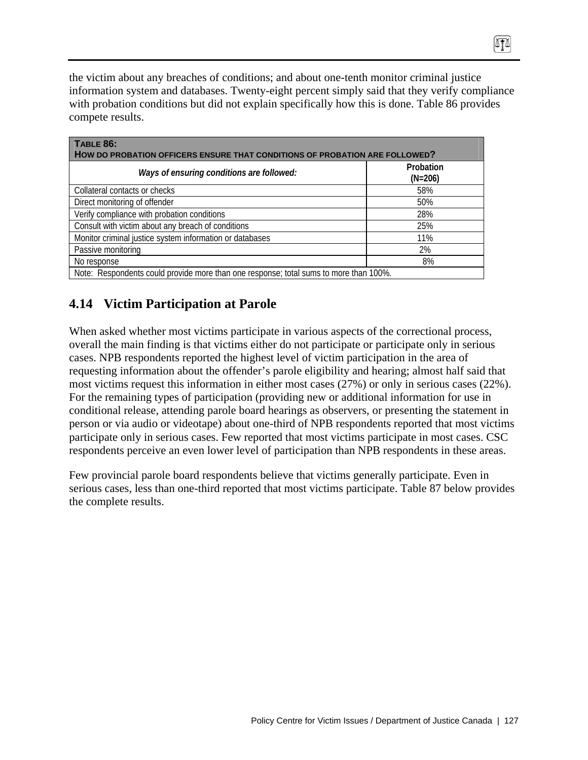the victim about any breaches of conditions; and about one-tenth monitor criminal justice information system and databases. Twenty-eight percent simply said that they verify compliance with probation conditions but did not explain specifically how this is done. Table 86 provides compete results.

**TABLE 86: HOW DO PROBATION OFFICERS ENSURE THAT CONDITIONS OF PROBATION ARE FOLLOWED?**

| *Ways of ensuring conditions are followed:* | Probation (N=206) |
|---|---|
| Collateral contacts or checks | 58% |
| Direct monitoring of offender | 50% |
| Verify compliance with probation conditions | 28% |
| Consult with victim about any breach of conditions | 25% |
| Monitor criminal justice system information or databases | 11% |
| Passive monitoring | 2% |
| No response | 8% |

Note: Respondents could provide more than one response; total sums to more than 100%.

## 4.14 Victim Participation at Parole

When asked whether most victims participate in various aspects of the correctional process, overall the main finding is that victims either do not participate or participate only in serious cases. NPB respondents reported the highest level of victim participation in the area of requesting information about the offender's parole eligibility and hearing; almost half said that most victims request this information in either most cases (27%) or only in serious cases (22%). For the remaining types of participation (providing new or additional information for use in conditional release, attending parole board hearings as observers, or presenting the statement in person or via audio or videotape) about one-third of NPB respondents reported that most victims participate only in serious cases. Few reported that most victims participate in most cases. CSC respondents perceive an even lower level of participation than NPB respondents in these areas.

Few provincial parole board respondents believe that victims generally participate. Even in serious cases, less than one-third reported that most victims participate. Table 87 below provides the complete results.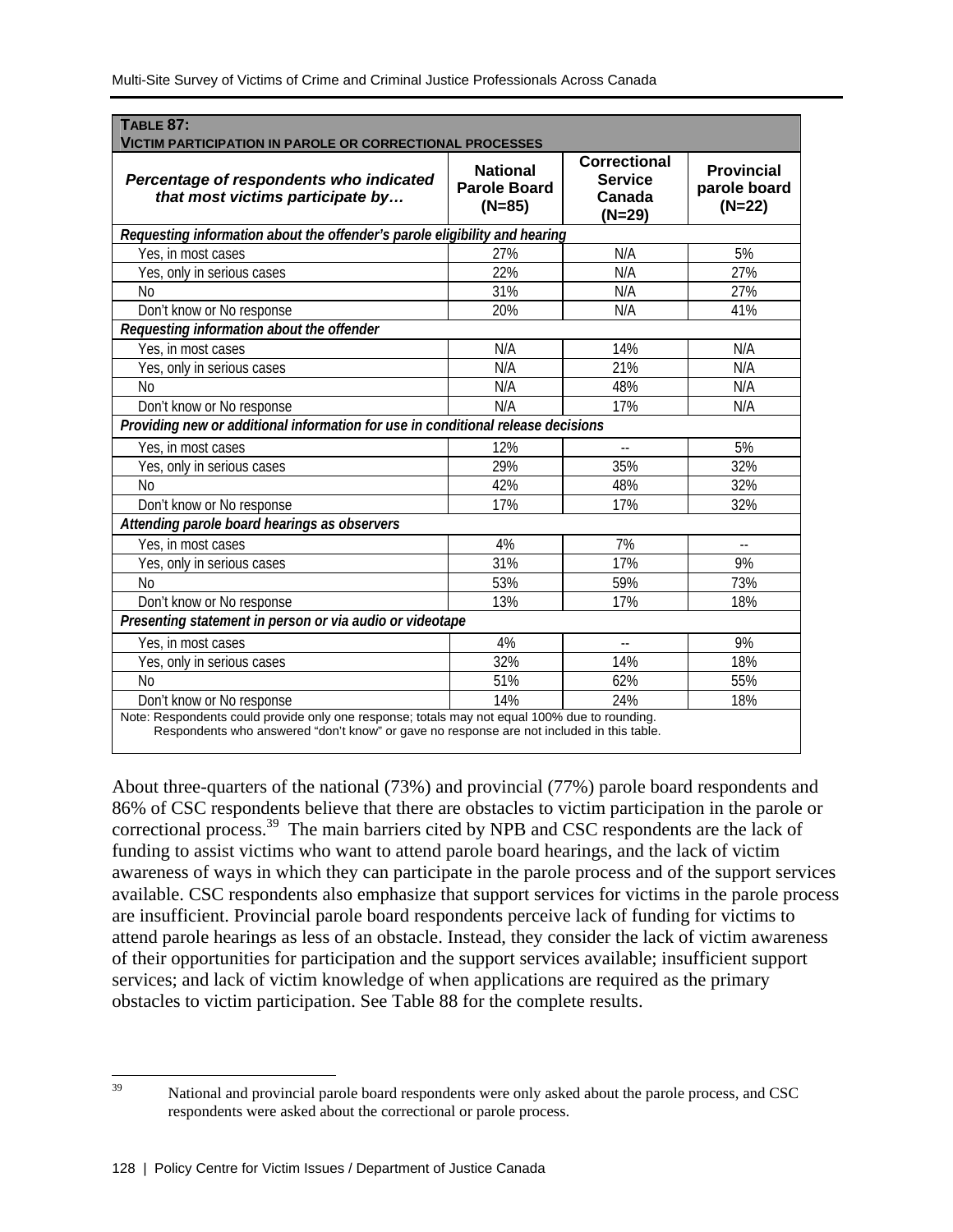**Table 87:**
**Victim Participation in Parole or Correctional Processes**

| *Percentage of respondents who indicated that most victims participate by…* | National Parole Board (N=85) | Correctional Service Canada (N=29) | Provincial parole board (N=22) |
|---|---|---|---|
| ***Requesting information about the offender's parole eligibility and hearing*** | | | |
| Yes, in most cases | 27% | N/A | 5% |
| Yes, only in serious cases | 22% | N/A | 27% |
| No | 31% | N/A | 27% |
| Don't know or No response | 20% | N/A | 41% |
| ***Requesting information about the offender*** | | | |
| Yes, in most cases | N/A | 14% | N/A |
| Yes, only in serious cases | N/A | 21% | N/A |
| No | N/A | 48% | N/A |
| Don't know or No response | N/A | 17% | N/A |
| ***Providing new or additional information for use in conditional release decisions*** | | | |
| Yes, in most cases | 12% | -- | 5% |
| Yes, only in serious cases | 29% | 35% | 32% |
| No | 42% | 48% | 32% |
| Don't know or No response | 17% | 17% | 32% |
| ***Attending parole board hearings as observers*** | | | |
| Yes, in most cases | 4% | 7% | -- |
| Yes, only in serious cases | 31% | 17% | 9% |
| No | 53% | 59% | 73% |
| Don't know or No response | 13% | 17% | 18% |
| ***Presenting statement in person or via audio or videotape*** | | | |
| Yes, in most cases | 4% | -- | 9% |
| Yes, only in serious cases | 32% | 14% | 18% |
| No | 51% | 62% | 55% |
| Don't know or No response | 14% | 24% | 18% |

Note: Respondents could provide only one response; totals may not equal 100% due to rounding. Respondents who answered "don't know" or gave no response are not included in this table.

About three-quarters of the national (73%) and provincial (77%) parole board respondents and 86% of CSC respondents believe that there are obstacles to victim participation in the parole or correctional process.[39] The main barriers cited by NPB and CSC respondents are the lack of funding to assist victims who want to attend parole board hearings, and the lack of victim awareness of ways in which they can participate in the parole process and of the support services available. CSC respondents also emphasize that support services for victims in the parole process are insufficient. Provincial parole board respondents perceive lack of funding for victims to attend parole hearings as less of an obstacle. Instead, they consider the lack of victim awareness of their opportunities for participation and the support services available; insufficient support services; and lack of victim knowledge of when applications are required as the primary obstacles to victim participation. See Table 88 for the complete results.

[39] National and provincial parole board respondents were only asked about the parole process, and CSC respondents were asked about the correctional or parole process.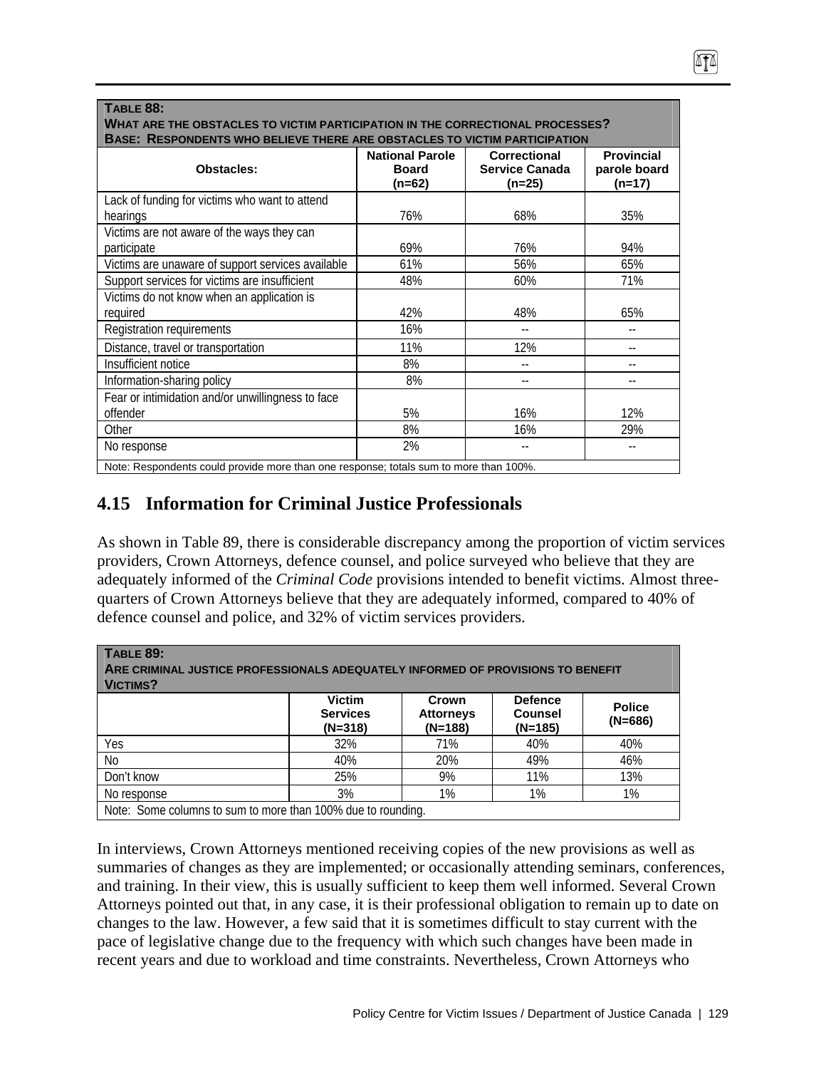**TABLE 88:**
**WHAT ARE THE OBSTACLES TO VICTIM PARTICIPATION IN THE CORRECTIONAL PROCESSES?**
**BASE: RESPONDENTS WHO BELIEVE THERE ARE OBSTACLES TO VICTIM PARTICIPATION**

| Obstacles: | National Parole Board (n=62) | Correctional Service Canada (n=25) | Provincial parole board (n=17) |
|---|---|---|---|
| Lack of funding for victims who want to attend hearings | 76% | 68% | 35% |
| Victims are not aware of the ways they can participate | 69% | 76% | 94% |
| Victims are unaware of support services available | 61% | 56% | 65% |
| Support services for victims are insufficient | 48% | 60% | 71% |
| Victims do not know when an application is required | 42% | 48% | 65% |
| Registration requirements | 16% | -- | -- |
| Distance, travel or transportation | 11% | 12% | -- |
| Insufficient notice | 8% | -- | -- |
| Information-sharing policy | 8% | -- | -- |
| Fear or intimidation and/or unwillingness to face offender | 5% | 16% | 12% |
| Other | 8% | 16% | 29% |
| No response | 2% | -- | -- |

Note: Respondents could provide more than one response; totals sum to more than 100%.

## 4.15 Information for Criminal Justice Professionals

As shown in Table 89, there is considerable discrepancy among the proportion of victim services providers, Crown Attorneys, defence counsel, and police surveyed who believe that they are adequately informed of the *Criminal Code* provisions intended to benefit victims. Almost three-quarters of Crown Attorneys believe that they are adequately informed, compared to 40% of defence counsel and police, and 32% of victim services providers.

**TABLE 89:**
**ARE CRIMINAL JUSTICE PROFESSIONALS ADEQUATELY INFORMED OF PROVISIONS TO BENEFIT VICTIMS?**

| | Victim Services (N=318) | Crown Attorneys (N=188) | Defence Counsel (N=185) | Police (N=686) |
|---|---|---|---|---|
| Yes | 32% | 71% | 40% | 40% |
| No | 40% | 20% | 49% | 46% |
| Don't know | 25% | 9% | 11% | 13% |
| No response | 3% | 1% | 1% | 1% |

Note: Some columns to sum to more than 100% due to rounding.

In interviews, Crown Attorneys mentioned receiving copies of the new provisions as well as summaries of changes as they are implemented; or occasionally attending seminars, conferences, and training. In their view, this is usually sufficient to keep them well informed. Several Crown Attorneys pointed out that, in any case, it is their professional obligation to remain up to date on changes to the law. However, a few said that it is sometimes difficult to stay current with the pace of legislative change due to the frequency with which such changes have been made in recent years and due to workload and time constraints. Nevertheless, Crown Attorneys who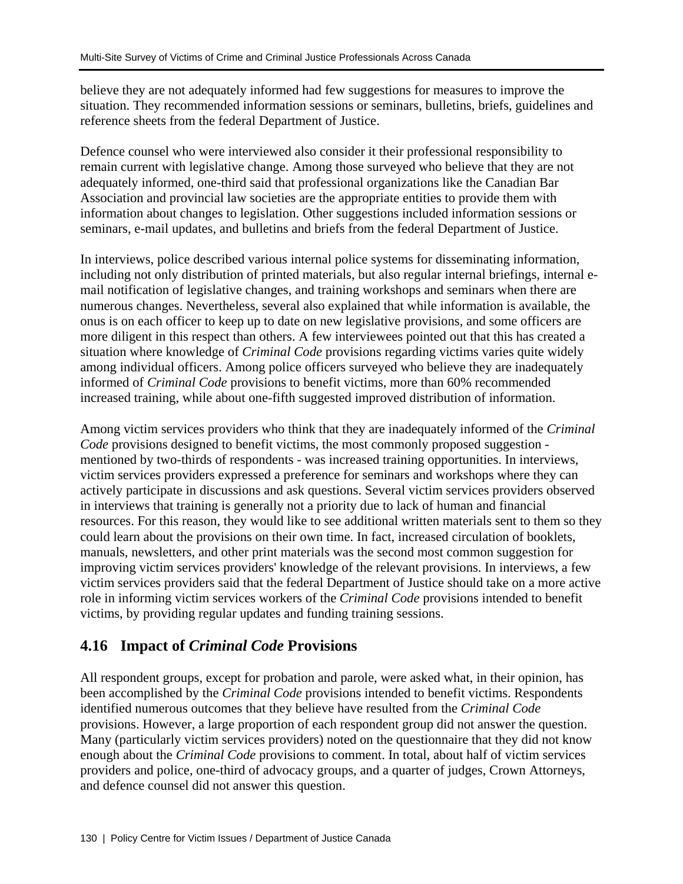believe they are not adequately informed had few suggestions for measures to improve the situation. They recommended information sessions or seminars, bulletins, briefs, guidelines and reference sheets from the federal Department of Justice.

Defence counsel who were interviewed also consider it their professional responsibility to remain current with legislative change. Among those surveyed who believe that they are not adequately informed, one-third said that professional organizations like the Canadian Bar Association and provincial law societies are the appropriate entities to provide them with information about changes to legislation. Other suggestions included information sessions or seminars, e-mail updates, and bulletins and briefs from the federal Department of Justice.

In interviews, police described various internal police systems for disseminating information, including not only distribution of printed materials, but also regular internal briefings, internal e-mail notification of legislative changes, and training workshops and seminars when there are numerous changes. Nevertheless, several also explained that while information is available, the onus is on each officer to keep up to date on new legislative provisions, and some officers are more diligent in this respect than others. A few interviewees pointed out that this has created a situation where knowledge of *Criminal Code* provisions regarding victims varies quite widely among individual officers. Among police officers surveyed who believe they are inadequately informed of *Criminal Code* provisions to benefit victims, more than 60% recommended increased training, while about one-fifth suggested improved distribution of information.

Among victim services providers who think that they are inadequately informed of the *Criminal Code* provisions designed to benefit victims, the most commonly proposed suggestion - mentioned by two-thirds of respondents - was increased training opportunities. In interviews, victim services providers expressed a preference for seminars and workshops where they can actively participate in discussions and ask questions. Several victim services providers observed in interviews that training is generally not a priority due to lack of human and financial resources. For this reason, they would like to see additional written materials sent to them so they could learn about the provisions on their own time. In fact, increased circulation of booklets, manuals, newsletters, and other print materials was the second most common suggestion for improving victim services providers' knowledge of the relevant provisions. In interviews, a few victim services providers said that the federal Department of Justice should take on a more active role in informing victim services workers of the *Criminal Code* provisions intended to benefit victims, by providing regular updates and funding training sessions.

## 4.16 Impact of *Criminal Code* Provisions

All respondent groups, except for probation and parole, were asked what, in their opinion, has been accomplished by the *Criminal Code* provisions intended to benefit victims. Respondents identified numerous outcomes that they believe have resulted from the *Criminal Code* provisions. However, a large proportion of each respondent group did not answer the question. Many (particularly victim services providers) noted on the questionnaire that they did not know enough about the *Criminal Code* provisions to comment. In total, about half of victim services providers and police, one-third of advocacy groups, and a quarter of judges, Crown Attorneys, and defence counsel did not answer this question.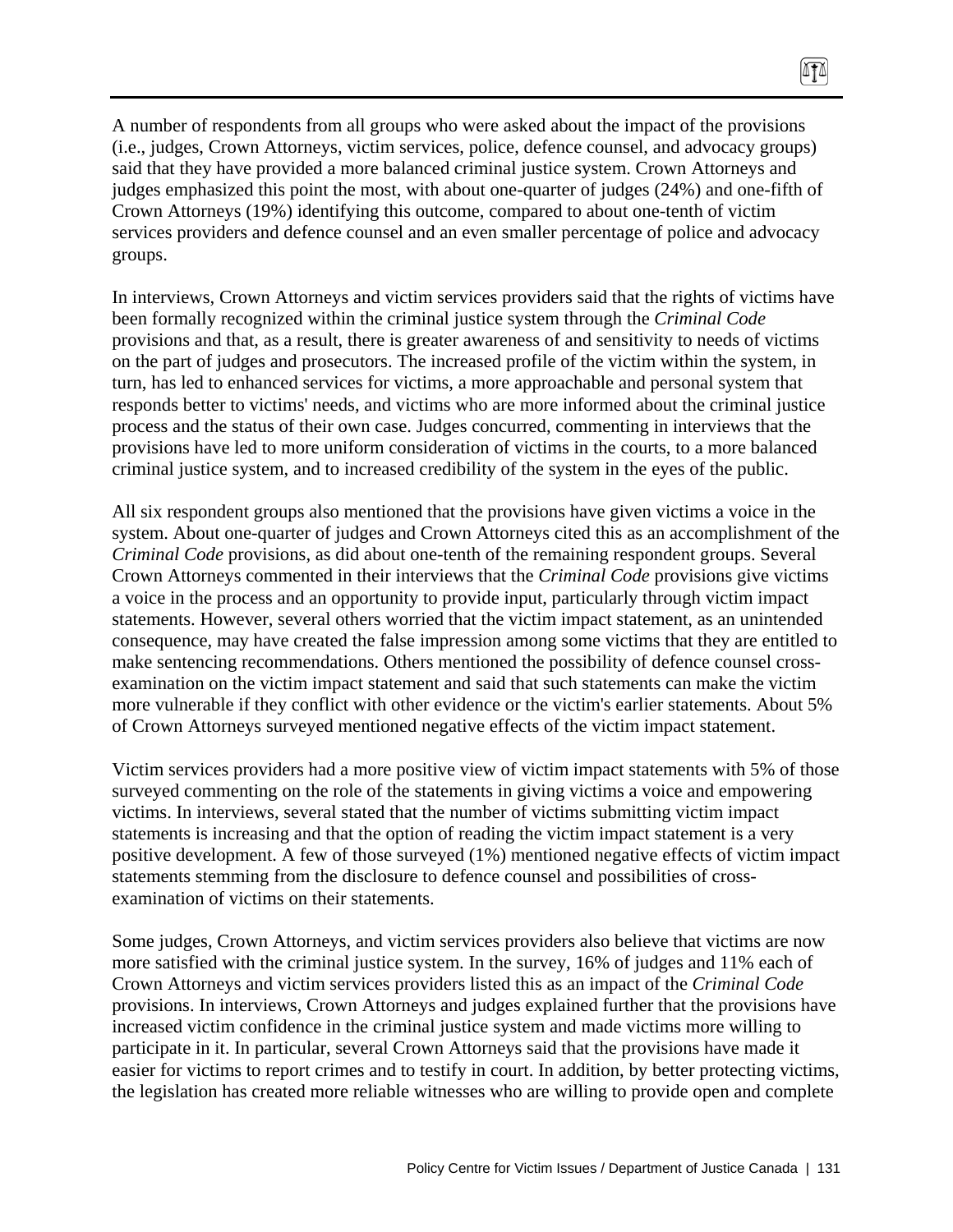A number of respondents from all groups who were asked about the impact of the provisions (i.e., judges, Crown Attorneys, victim services, police, defence counsel, and advocacy groups) said that they have provided a more balanced criminal justice system. Crown Attorneys and judges emphasized this point the most, with about one-quarter of judges (24%) and one-fifth of Crown Attorneys (19%) identifying this outcome, compared to about one-tenth of victim services providers and defence counsel and an even smaller percentage of police and advocacy groups.

In interviews, Crown Attorneys and victim services providers said that the rights of victims have been formally recognized within the criminal justice system through the *Criminal Code* provisions and that, as a result, there is greater awareness of and sensitivity to needs of victims on the part of judges and prosecutors. The increased profile of the victim within the system, in turn, has led to enhanced services for victims, a more approachable and personal system that responds better to victims' needs, and victims who are more informed about the criminal justice process and the status of their own case. Judges concurred, commenting in interviews that the provisions have led to more uniform consideration of victims in the courts, to a more balanced criminal justice system, and to increased credibility of the system in the eyes of the public.

All six respondent groups also mentioned that the provisions have given victims a voice in the system. About one-quarter of judges and Crown Attorneys cited this as an accomplishment of the *Criminal Code* provisions, as did about one-tenth of the remaining respondent groups. Several Crown Attorneys commented in their interviews that the *Criminal Code* provisions give victims a voice in the process and an opportunity to provide input, particularly through victim impact statements. However, several others worried that the victim impact statement, as an unintended consequence, may have created the false impression among some victims that they are entitled to make sentencing recommendations. Others mentioned the possibility of defence counsel cross-examination on the victim impact statement and said that such statements can make the victim more vulnerable if they conflict with other evidence or the victim's earlier statements. About 5% of Crown Attorneys surveyed mentioned negative effects of the victim impact statement.

Victim services providers had a more positive view of victim impact statements with 5% of those surveyed commenting on the role of the statements in giving victims a voice and empowering victims. In interviews, several stated that the number of victims submitting victim impact statements is increasing and that the option of reading the victim impact statement is a very positive development. A few of those surveyed (1%) mentioned negative effects of victim impact statements stemming from the disclosure to defence counsel and possibilities of cross-examination of victims on their statements.

Some judges, Crown Attorneys, and victim services providers also believe that victims are now more satisfied with the criminal justice system. In the survey, 16% of judges and 11% each of Crown Attorneys and victim services providers listed this as an impact of the *Criminal Code* provisions. In interviews, Crown Attorneys and judges explained further that the provisions have increased victim confidence in the criminal justice system and made victims more willing to participate in it. In particular, several Crown Attorneys said that the provisions have made it easier for victims to report crimes and to testify in court. In addition, by better protecting victims, the legislation has created more reliable witnesses who are willing to provide open and complete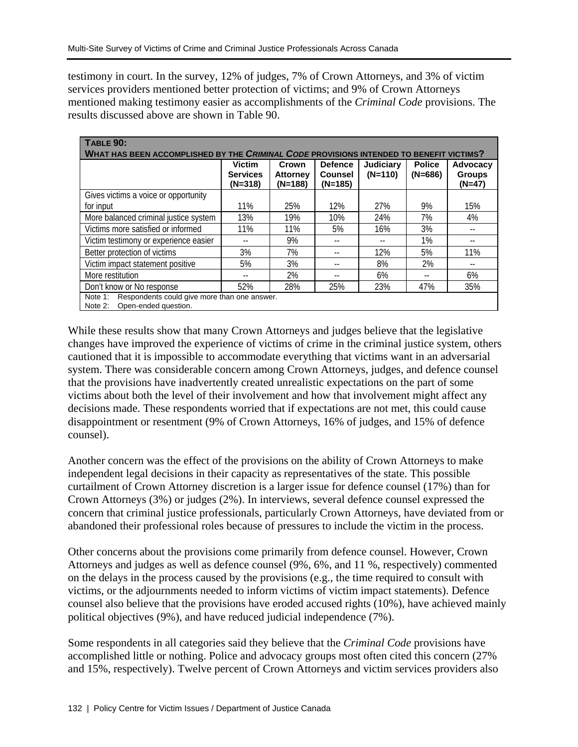testimony in court. In the survey, 12% of judges, 7% of Crown Attorneys, and 3% of victim services providers mentioned better protection of victims; and 9% of Crown Attorneys mentioned making testimony easier as accomplishments of the *Criminal Code* provisions. The results discussed above are shown in Table 90.

**TABLE 90: WHAT HAS BEEN ACCOMPLISHED BY THE *CRIMINAL CODE* PROVISIONS INTENDED TO BENEFIT VICTIMS?**

| | Victim Services (N=318) | Crown Attorney (N=188) | Defence Counsel (N=185) | Judiciary (N=110) | Police (N=686) | Advocacy Groups (N=47) |
|---|---|---|---|---|---|---|
| Gives victims a voice or opportunity for input | 11% | 25% | 12% | 27% | 9% | 15% |
| More balanced criminal justice system | 13% | 19% | 10% | 24% | 7% | 4% |
| Victims more satisfied or informed | 11% | 11% | 5% | 16% | 3% | -- |
| Victim testimony or experience easier | -- | 9% | -- | -- | 1% | -- |
| Better protection of victims | 3% | 7% | -- | 12% | 5% | 11% |
| Victim impact statement positive | 5% | 3% | -- | 8% | 2% | -- |
| More restitution | -- | 2% | -- | 6% | -- | 6% |
| Don't know or No response | 52% | 28% | 25% | 23% | 47% | 35% |

Note 1: Respondents could give more than one answer.
Note 2: Open-ended question.

While these results show that many Crown Attorneys and judges believe that the legislative changes have improved the experience of victims of crime in the criminal justice system, others cautioned that it is impossible to accommodate everything that victims want in an adversarial system. There was considerable concern among Crown Attorneys, judges, and defence counsel that the provisions have inadvertently created unrealistic expectations on the part of some victims about both the level of their involvement and how that involvement might affect any decisions made. These respondents worried that if expectations are not met, this could cause disappointment or resentment (9% of Crown Attorneys, 16% of judges, and 15% of defence counsel).

Another concern was the effect of the provisions on the ability of Crown Attorneys to make independent legal decisions in their capacity as representatives of the state. This possible curtailment of Crown Attorney discretion is a larger issue for defence counsel (17%) than for Crown Attorneys (3%) or judges (2%). In interviews, several defence counsel expressed the concern that criminal justice professionals, particularly Crown Attorneys, have deviated from or abandoned their professional roles because of pressures to include the victim in the process.

Other concerns about the provisions come primarily from defence counsel. However, Crown Attorneys and judges as well as defence counsel (9%, 6%, and 11 %, respectively) commented on the delays in the process caused by the provisions (e.g., the time required to consult with victims, or the adjournments needed to inform victims of victim impact statements). Defence counsel also believe that the provisions have eroded accused rights (10%), have achieved mainly political objectives (9%), and have reduced judicial independence (7%).

Some respondents in all categories said they believe that the *Criminal Code* provisions have accomplished little or nothing. Police and advocacy groups most often cited this concern (27% and 15%, respectively). Twelve percent of Crown Attorneys and victim services providers also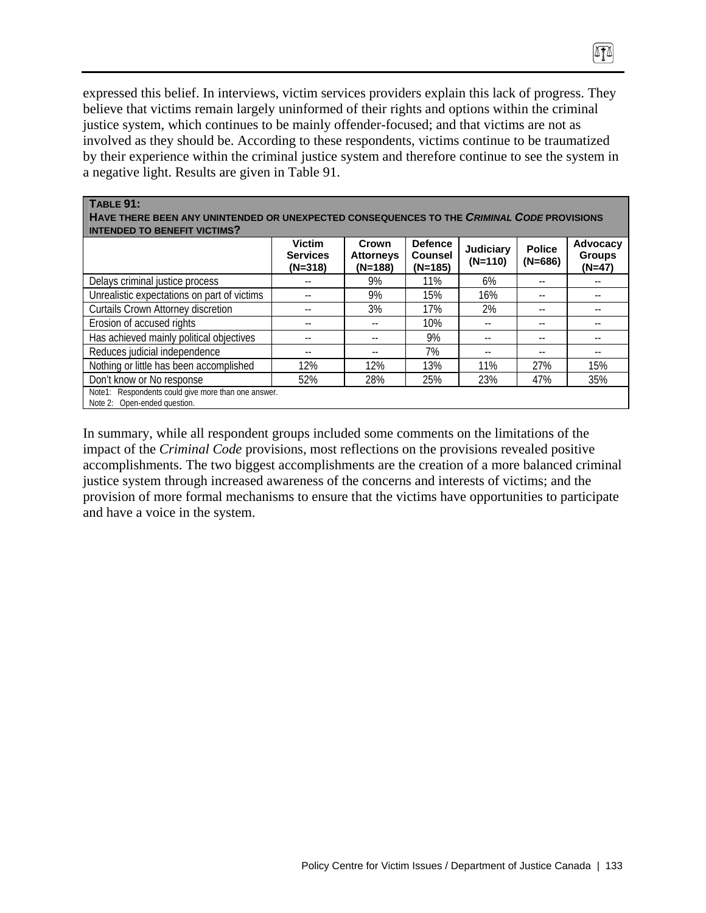expressed this belief. In interviews, victim services providers explain this lack of progress. They believe that victims remain largely uninformed of their rights and options within the criminal justice system, which continues to be mainly offender-focused; and that victims are not as involved as they should be. According to these respondents, victims continue to be traumatized by their experience within the criminal justice system and therefore continue to see the system in a negative light. Results are given in Table 91.

**TABLE 91:**
**HAVE THERE BEEN ANY UNINTENDED OR UNEXPECTED CONSEQUENCES TO THE *CRIMINAL CODE* PROVISIONS INTENDED TO BENEFIT VICTIMS?**

| | Victim Services (N=318) | Crown Attorneys (N=188) | Defence Counsel (N=185) | Judiciary (N=110) | Police (N=686) | Advocacy Groups (N=47) |
|---|---|---|---|---|---|---|
| Delays criminal justice process | -- | 9% | 11% | 6% | -- | -- |
| Unrealistic expectations on part of victims | -- | 9% | 15% | 16% | -- | -- |
| Curtails Crown Attorney discretion | -- | 3% | 17% | 2% | -- | -- |
| Erosion of accused rights | -- | -- | 10% | -- | -- | -- |
| Has achieved mainly political objectives | -- | -- | 9% | -- | -- | -- |
| Reduces judicial independence | -- | -- | 7% | -- | -- | -- |
| Nothing or little has been accomplished | 12% | 12% | 13% | 11% | 27% | 15% |
| Don't know or No response | 52% | 28% | 25% | 23% | 47% | 35% |

Note1: Respondents could give more than one answer.
Note 2: Open-ended question.

In summary, while all respondent groups included some comments on the limitations of the impact of the *Criminal Code* provisions, most reflections on the provisions revealed positive accomplishments. The two biggest accomplishments are the creation of a more balanced criminal justice system through increased awareness of the concerns and interests of victims; and the provision of more formal mechanisms to ensure that the victims have opportunities to participate and have a voice in the system.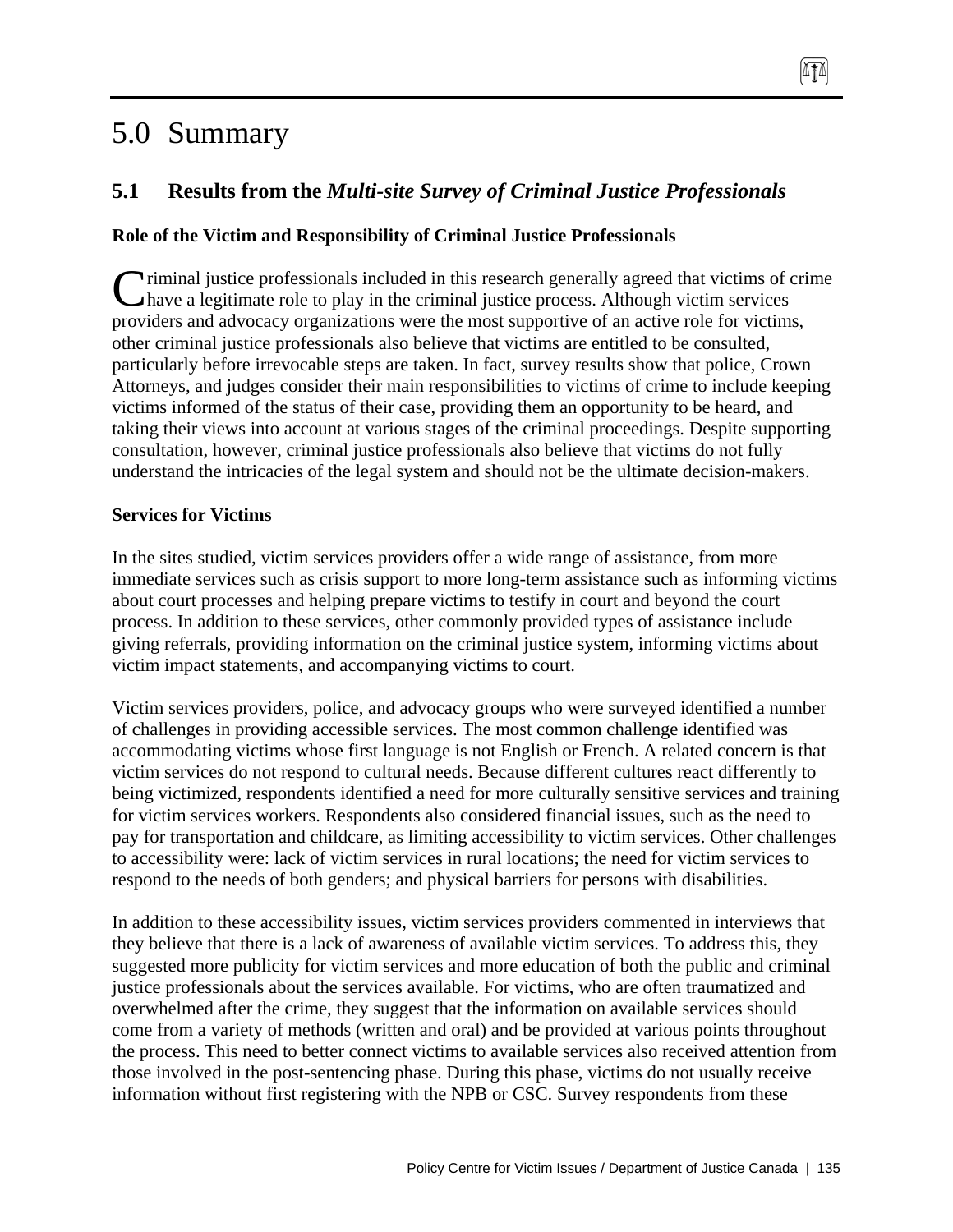# 5.0 Summary

## 5.1 Results from the *Multi-site Survey of Criminal Justice Professionals*

### Role of the Victim and Responsibility of Criminal Justice Professionals

Criminal justice professionals included in this research generally agreed that victims of crime have a legitimate role to play in the criminal justice process. Although victim services providers and advocacy organizations were the most supportive of an active role for victims, other criminal justice professionals also believe that victims are entitled to be consulted, particularly before irrevocable steps are taken. In fact, survey results show that police, Crown Attorneys, and judges consider their main responsibilities to victims of crime to include keeping victims informed of the status of their case, providing them an opportunity to be heard, and taking their views into account at various stages of the criminal proceedings. Despite supporting consultation, however, criminal justice professionals also believe that victims do not fully understand the intricacies of the legal system and should not be the ultimate decision-makers.

### Services for Victims

In the sites studied, victim services providers offer a wide range of assistance, from more immediate services such as crisis support to more long-term assistance such as informing victims about court processes and helping prepare victims to testify in court and beyond the court process. In addition to these services, other commonly provided types of assistance include giving referrals, providing information on the criminal justice system, informing victims about victim impact statements, and accompanying victims to court.

Victim services providers, police, and advocacy groups who were surveyed identified a number of challenges in providing accessible services. The most common challenge identified was accommodating victims whose first language is not English or French. A related concern is that victim services do not respond to cultural needs. Because different cultures react differently to being victimized, respondents identified a need for more culturally sensitive services and training for victim services workers. Respondents also considered financial issues, such as the need to pay for transportation and childcare, as limiting accessibility to victim services. Other challenges to accessibility were: lack of victim services in rural locations; the need for victim services to respond to the needs of both genders; and physical barriers for persons with disabilities.

In addition to these accessibility issues, victim services providers commented in interviews that they believe that there is a lack of awareness of available victim services. To address this, they suggested more publicity for victim services and more education of both the public and criminal justice professionals about the services available. For victims, who are often traumatized and overwhelmed after the crime, they suggest that the information on available services should come from a variety of methods (written and oral) and be provided at various points throughout the process. This need to better connect victims to available services also received attention from those involved in the post-sentencing phase. During this phase, victims do not usually receive information without first registering with the NPB or CSC. Survey respondents from these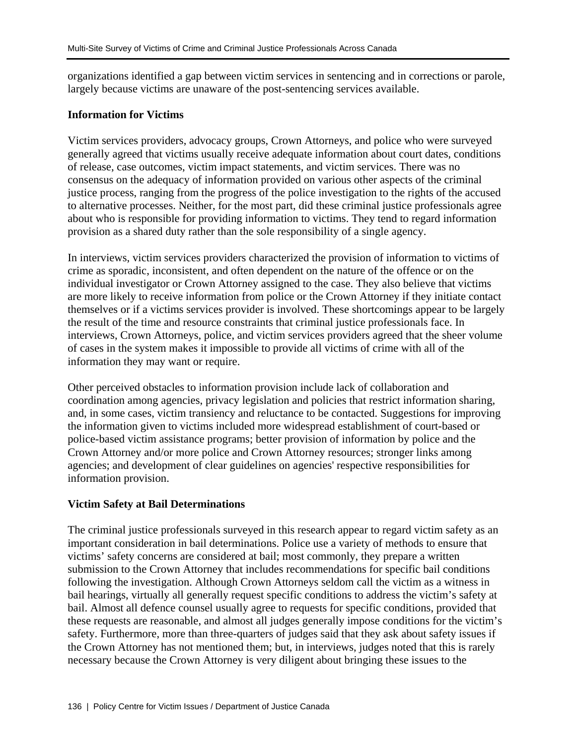organizations identified a gap between victim services in sentencing and in corrections or parole, largely because victims are unaware of the post-sentencing services available.

### Information for Victims

Victim services providers, advocacy groups, Crown Attorneys, and police who were surveyed generally agreed that victims usually receive adequate information about court dates, conditions of release, case outcomes, victim impact statements, and victim services. There was no consensus on the adequacy of information provided on various other aspects of the criminal justice process, ranging from the progress of the police investigation to the rights of the accused to alternative processes. Neither, for the most part, did these criminal justice professionals agree about who is responsible for providing information to victims. They tend to regard information provision as a shared duty rather than the sole responsibility of a single agency.

In interviews, victim services providers characterized the provision of information to victims of crime as sporadic, inconsistent, and often dependent on the nature of the offence or on the individual investigator or Crown Attorney assigned to the case. They also believe that victims are more likely to receive information from police or the Crown Attorney if they initiate contact themselves or if a victims services provider is involved. These shortcomings appear to be largely the result of the time and resource constraints that criminal justice professionals face. In interviews, Crown Attorneys, police, and victim services providers agreed that the sheer volume of cases in the system makes it impossible to provide all victims of crime with all of the information they may want or require.

Other perceived obstacles to information provision include lack of collaboration and coordination among agencies, privacy legislation and policies that restrict information sharing, and, in some cases, victim transiency and reluctance to be contacted. Suggestions for improving the information given to victims included more widespread establishment of court-based or police-based victim assistance programs; better provision of information by police and the Crown Attorney and/or more police and Crown Attorney resources; stronger links among agencies; and development of clear guidelines on agencies' respective responsibilities for information provision.

### Victim Safety at Bail Determinations

The criminal justice professionals surveyed in this research appear to regard victim safety as an important consideration in bail determinations. Police use a variety of methods to ensure that victims' safety concerns are considered at bail; most commonly, they prepare a written submission to the Crown Attorney that includes recommendations for specific bail conditions following the investigation. Although Crown Attorneys seldom call the victim as a witness in bail hearings, virtually all generally request specific conditions to address the victim's safety at bail. Almost all defence counsel usually agree to requests for specific conditions, provided that these requests are reasonable, and almost all judges generally impose conditions for the victim's safety. Furthermore, more than three-quarters of judges said that they ask about safety issues if the Crown Attorney has not mentioned them; but, in interviews, judges noted that this is rarely necessary because the Crown Attorney is very diligent about bringing these issues to the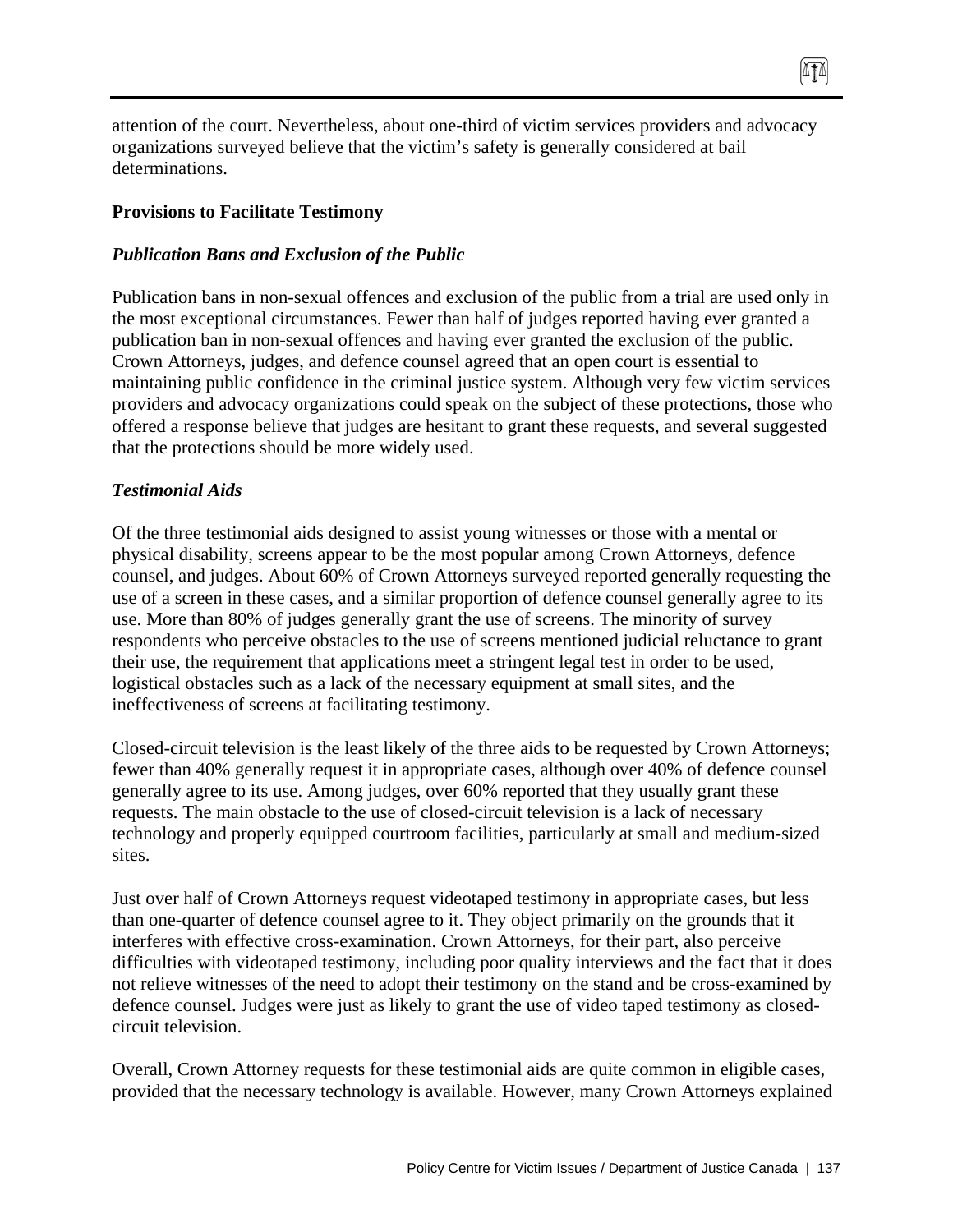attention of the court. Nevertheless, about one-third of victim services providers and advocacy organizations surveyed believe that the victim's safety is generally considered at bail determinations.

**Provisions to Facilitate Testimony**

***Publication Bans and Exclusion of the Public***

Publication bans in non-sexual offences and exclusion of the public from a trial are used only in the most exceptional circumstances. Fewer than half of judges reported having ever granted a publication ban in non-sexual offences and having ever granted the exclusion of the public. Crown Attorneys, judges, and defence counsel agreed that an open court is essential to maintaining public confidence in the criminal justice system. Although very few victim services providers and advocacy organizations could speak on the subject of these protections, those who offered a response believe that judges are hesitant to grant these requests, and several suggested that the protections should be more widely used.

***Testimonial Aids***

Of the three testimonial aids designed to assist young witnesses or those with a mental or physical disability, screens appear to be the most popular among Crown Attorneys, defence counsel, and judges. About 60% of Crown Attorneys surveyed reported generally requesting the use of a screen in these cases, and a similar proportion of defence counsel generally agree to its use. More than 80% of judges generally grant the use of screens. The minority of survey respondents who perceive obstacles to the use of screens mentioned judicial reluctance to grant their use, the requirement that applications meet a stringent legal test in order to be used, logistical obstacles such as a lack of the necessary equipment at small sites, and the ineffectiveness of screens at facilitating testimony.

Closed-circuit television is the least likely of the three aids to be requested by Crown Attorneys; fewer than 40% generally request it in appropriate cases, although over 40% of defence counsel generally agree to its use. Among judges, over 60% reported that they usually grant these requests. The main obstacle to the use of closed-circuit television is a lack of necessary technology and properly equipped courtroom facilities, particularly at small and medium-sized sites.

Just over half of Crown Attorneys request videotaped testimony in appropriate cases, but less than one-quarter of defence counsel agree to it. They object primarily on the grounds that it interferes with effective cross-examination. Crown Attorneys, for their part, also perceive difficulties with videotaped testimony, including poor quality interviews and the fact that it does not relieve witnesses of the need to adopt their testimony on the stand and be cross-examined by defence counsel. Judges were just as likely to grant the use of video taped testimony as closed-circuit television.

Overall, Crown Attorney requests for these testimonial aids are quite common in eligible cases, provided that the necessary technology is available. However, many Crown Attorneys explained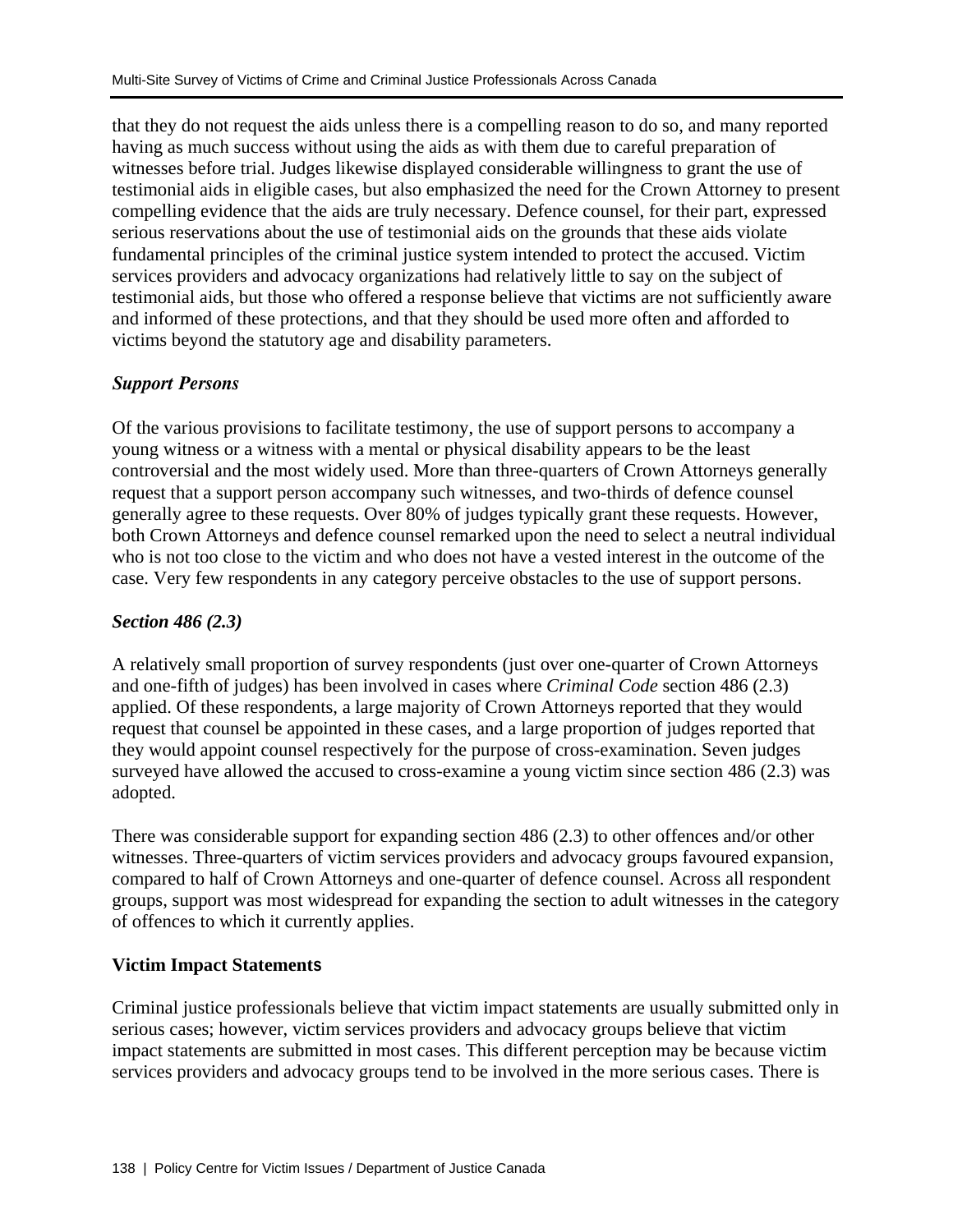that they do not request the aids unless there is a compelling reason to do so, and many reported having as much success without using the aids as with them due to careful preparation of witnesses before trial. Judges likewise displayed considerable willingness to grant the use of testimonial aids in eligible cases, but also emphasized the need for the Crown Attorney to present compelling evidence that the aids are truly necessary. Defence counsel, for their part, expressed serious reservations about the use of testimonial aids on the grounds that these aids violate fundamental principles of the criminal justice system intended to protect the accused. Victim services providers and advocacy organizations had relatively little to say on the subject of testimonial aids, but those who offered a response believe that victims are not sufficiently aware and informed of these protections, and that they should be used more often and afforded to victims beyond the statutory age and disability parameters.

### *Support Persons*

Of the various provisions to facilitate testimony, the use of support persons to accompany a young witness or a witness with a mental or physical disability appears to be the least controversial and the most widely used. More than three-quarters of Crown Attorneys generally request that a support person accompany such witnesses, and two-thirds of defence counsel generally agree to these requests. Over 80% of judges typically grant these requests. However, both Crown Attorneys and defence counsel remarked upon the need to select a neutral individual who is not too close to the victim and who does not have a vested interest in the outcome of the case. Very few respondents in any category perceive obstacles to the use of support persons.

### *Section 486 (2.3)*

A relatively small proportion of survey respondents (just over one-quarter of Crown Attorneys and one-fifth of judges) has been involved in cases where *Criminal Code* section 486 (2.3) applied. Of these respondents, a large majority of Crown Attorneys reported that they would request that counsel be appointed in these cases, and a large proportion of judges reported that they would appoint counsel respectively for the purpose of cross-examination. Seven judges surveyed have allowed the accused to cross-examine a young victim since section 486 (2.3) was adopted.

There was considerable support for expanding section 486 (2.3) to other offences and/or other witnesses. Three-quarters of victim services providers and advocacy groups favoured expansion, compared to half of Crown Attorneys and one-quarter of defence counsel. Across all respondent groups, support was most widespread for expanding the section to adult witnesses in the category of offences to which it currently applies.

### Victim Impact Statements

Criminal justice professionals believe that victim impact statements are usually submitted only in serious cases; however, victim services providers and advocacy groups believe that victim impact statements are submitted in most cases. This different perception may be because victim services providers and advocacy groups tend to be involved in the more serious cases. There is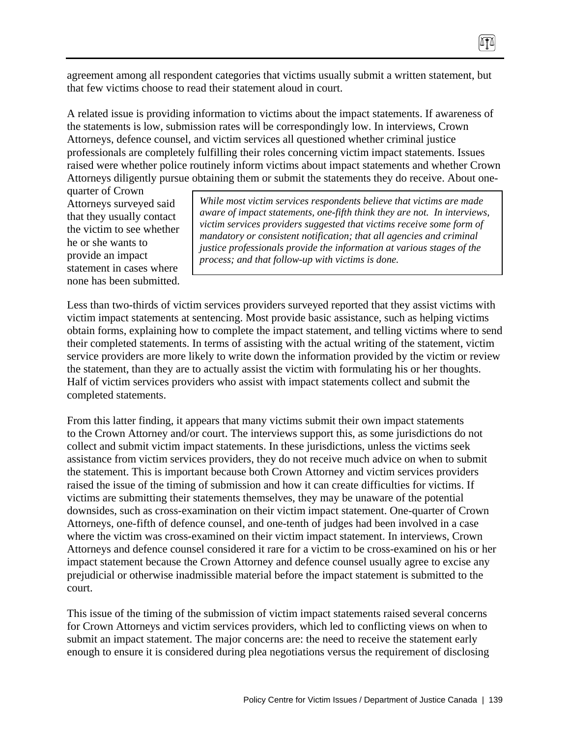agreement among all respondent categories that victims usually submit a written statement, but that few victims choose to read their statement aloud in court.

A related issue is providing information to victims about the impact statements. If awareness of the statements is low, submission rates will be correspondingly low. In interviews, Crown Attorneys, defence counsel, and victim services all questioned whether criminal justice professionals are completely fulfilling their roles concerning victim impact statements. Issues raised were whether police routinely inform victims about impact statements and whether Crown Attorneys diligently pursue obtaining them or submit the statements they do receive. About one-quarter of Crown Attorneys surveyed said that they usually contact the victim to see whether he or she wants to provide an impact statement in cases where none has been submitted.

> *While most victim services respondents believe that victims are made aware of impact statements, one-fifth think they are not. In interviews, victim services providers suggested that victims receive some form of mandatory or consistent notification; that all agencies and criminal justice professionals provide the information at various stages of the process; and that follow-up with victims is done.*

Less than two-thirds of victim services providers surveyed reported that they assist victims with victim impact statements at sentencing. Most provide basic assistance, such as helping victims obtain forms, explaining how to complete the impact statement, and telling victims where to send their completed statements. In terms of assisting with the actual writing of the statement, victim service providers are more likely to write down the information provided by the victim or review the statement, than they are to actually assist the victim with formulating his or her thoughts. Half of victim services providers who assist with impact statements collect and submit the completed statements.

From this latter finding, it appears that many victims submit their own impact statements to the Crown Attorney and/or court. The interviews support this, as some jurisdictions do not collect and submit victim impact statements. In these jurisdictions, unless the victims seek assistance from victim services providers, they do not receive much advice on when to submit the statement. This is important because both Crown Attorney and victim services providers raised the issue of the timing of submission and how it can create difficulties for victims. If victims are submitting their statements themselves, they may be unaware of the potential downsides, such as cross-examination on their victim impact statement. One-quarter of Crown Attorneys, one-fifth of defence counsel, and one-tenth of judges had been involved in a case where the victim was cross-examined on their victim impact statement. In interviews, Crown Attorneys and defence counsel considered it rare for a victim to be cross-examined on his or her impact statement because the Crown Attorney and defence counsel usually agree to excise any prejudicial or otherwise inadmissible material before the impact statement is submitted to the court.

This issue of the timing of the submission of victim impact statements raised several concerns for Crown Attorneys and victim services providers, which led to conflicting views on when to submit an impact statement. The major concerns are: the need to receive the statement early enough to ensure it is considered during plea negotiations versus the requirement of disclosing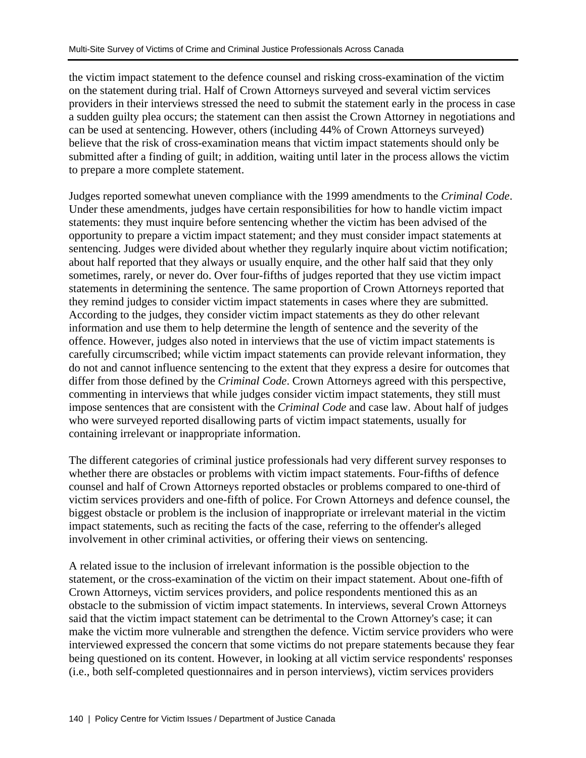the victim impact statement to the defence counsel and risking cross-examination of the victim on the statement during trial. Half of Crown Attorneys surveyed and several victim services providers in their interviews stressed the need to submit the statement early in the process in case a sudden guilty plea occurs; the statement can then assist the Crown Attorney in negotiations and can be used at sentencing. However, others (including 44% of Crown Attorneys surveyed) believe that the risk of cross-examination means that victim impact statements should only be submitted after a finding of guilt; in addition, waiting until later in the process allows the victim to prepare a more complete statement.

Judges reported somewhat uneven compliance with the 1999 amendments to the *Criminal Code*. Under these amendments, judges have certain responsibilities for how to handle victim impact statements: they must inquire before sentencing whether the victim has been advised of the opportunity to prepare a victim impact statement; and they must consider impact statements at sentencing. Judges were divided about whether they regularly inquire about victim notification; about half reported that they always or usually enquire, and the other half said that they only sometimes, rarely, or never do. Over four-fifths of judges reported that they use victim impact statements in determining the sentence. The same proportion of Crown Attorneys reported that they remind judges to consider victim impact statements in cases where they are submitted. According to the judges, they consider victim impact statements as they do other relevant information and use them to help determine the length of sentence and the severity of the offence. However, judges also noted in interviews that the use of victim impact statements is carefully circumscribed; while victim impact statements can provide relevant information, they do not and cannot influence sentencing to the extent that they express a desire for outcomes that differ from those defined by the *Criminal Code*. Crown Attorneys agreed with this perspective, commenting in interviews that while judges consider victim impact statements, they still must impose sentences that are consistent with the *Criminal Code* and case law. About half of judges who were surveyed reported disallowing parts of victim impact statements, usually for containing irrelevant or inappropriate information.

The different categories of criminal justice professionals had very different survey responses to whether there are obstacles or problems with victim impact statements. Four-fifths of defence counsel and half of Crown Attorneys reported obstacles or problems compared to one-third of victim services providers and one-fifth of police. For Crown Attorneys and defence counsel, the biggest obstacle or problem is the inclusion of inappropriate or irrelevant material in the victim impact statements, such as reciting the facts of the case, referring to the offender's alleged involvement in other criminal activities, or offering their views on sentencing.

A related issue to the inclusion of irrelevant information is the possible objection to the statement, or the cross-examination of the victim on their impact statement. About one-fifth of Crown Attorneys, victim services providers, and police respondents mentioned this as an obstacle to the submission of victim impact statements. In interviews, several Crown Attorneys said that the victim impact statement can be detrimental to the Crown Attorney's case; it can make the victim more vulnerable and strengthen the defence. Victim service providers who were interviewed expressed the concern that some victims do not prepare statements because they fear being questioned on its content. However, in looking at all victim service respondents' responses (i.e., both self-completed questionnaires and in person interviews), victim services providers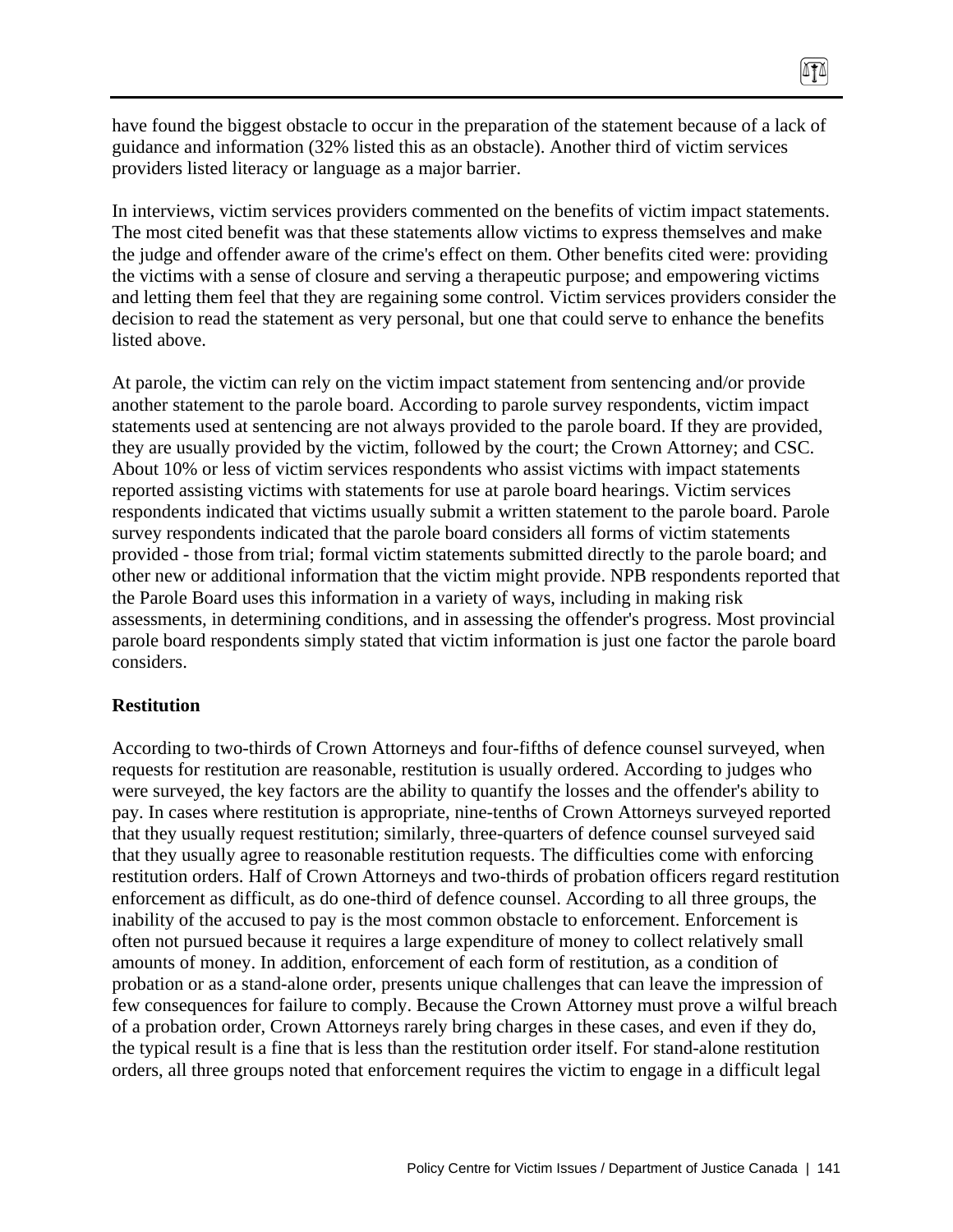have found the biggest obstacle to occur in the preparation of the statement because of a lack of guidance and information (32% listed this as an obstacle). Another third of victim services providers listed literacy or language as a major barrier.

In interviews, victim services providers commented on the benefits of victim impact statements. The most cited benefit was that these statements allow victims to express themselves and make the judge and offender aware of the crime's effect on them. Other benefits cited were: providing the victims with a sense of closure and serving a therapeutic purpose; and empowering victims and letting them feel that they are regaining some control. Victim services providers consider the decision to read the statement as very personal, but one that could serve to enhance the benefits listed above.

At parole, the victim can rely on the victim impact statement from sentencing and/or provide another statement to the parole board. According to parole survey respondents, victim impact statements used at sentencing are not always provided to the parole board. If they are provided, they are usually provided by the victim, followed by the court; the Crown Attorney; and CSC. About 10% or less of victim services respondents who assist victims with impact statements reported assisting victims with statements for use at parole board hearings. Victim services respondents indicated that victims usually submit a written statement to the parole board. Parole survey respondents indicated that the parole board considers all forms of victim statements provided - those from trial; formal victim statements submitted directly to the parole board; and other new or additional information that the victim might provide. NPB respondents reported that the Parole Board uses this information in a variety of ways, including in making risk assessments, in determining conditions, and in assessing the offender's progress. Most provincial parole board respondents simply stated that victim information is just one factor the parole board considers.

**Restitution**

According to two-thirds of Crown Attorneys and four-fifths of defence counsel surveyed, when requests for restitution are reasonable, restitution is usually ordered. According to judges who were surveyed, the key factors are the ability to quantify the losses and the offender's ability to pay. In cases where restitution is appropriate, nine-tenths of Crown Attorneys surveyed reported that they usually request restitution; similarly, three-quarters of defence counsel surveyed said that they usually agree to reasonable restitution requests. The difficulties come with enforcing restitution orders. Half of Crown Attorneys and two-thirds of probation officers regard restitution enforcement as difficult, as do one-third of defence counsel. According to all three groups, the inability of the accused to pay is the most common obstacle to enforcement. Enforcement is often not pursued because it requires a large expenditure of money to collect relatively small amounts of money. In addition, enforcement of each form of restitution, as a condition of probation or as a stand-alone order, presents unique challenges that can leave the impression of few consequences for failure to comply. Because the Crown Attorney must prove a wilful breach of a probation order, Crown Attorneys rarely bring charges in these cases, and even if they do, the typical result is a fine that is less than the restitution order itself. For stand-alone restitution orders, all three groups noted that enforcement requires the victim to engage in a difficult legal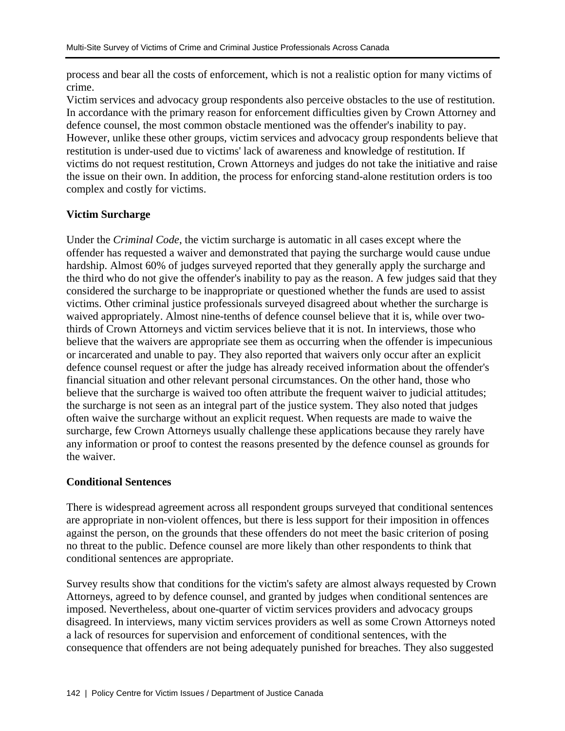process and bear all the costs of enforcement, which is not a realistic option for many victims of crime.

Victim services and advocacy group respondents also perceive obstacles to the use of restitution. In accordance with the primary reason for enforcement difficulties given by Crown Attorney and defence counsel, the most common obstacle mentioned was the offender's inability to pay. However, unlike these other groups, victim services and advocacy group respondents believe that restitution is under-used due to victims' lack of awareness and knowledge of restitution. If victims do not request restitution, Crown Attorneys and judges do not take the initiative and raise the issue on their own. In addition, the process for enforcing stand-alone restitution orders is too complex and costly for victims.

**Victim Surcharge**

Under the *Criminal Code*, the victim surcharge is automatic in all cases except where the offender has requested a waiver and demonstrated that paying the surcharge would cause undue hardship. Almost 60% of judges surveyed reported that they generally apply the surcharge and the third who do not give the offender's inability to pay as the reason. A few judges said that they considered the surcharge to be inappropriate or questioned whether the funds are used to assist victims. Other criminal justice professionals surveyed disagreed about whether the surcharge is waived appropriately. Almost nine-tenths of defence counsel believe that it is, while over two-thirds of Crown Attorneys and victim services believe that it is not. In interviews, those who believe that the waivers are appropriate see them as occurring when the offender is impecunious or incarcerated and unable to pay. They also reported that waivers only occur after an explicit defence counsel request or after the judge has already received information about the offender's financial situation and other relevant personal circumstances. On the other hand, those who believe that the surcharge is waived too often attribute the frequent waiver to judicial attitudes; the surcharge is not seen as an integral part of the justice system. They also noted that judges often waive the surcharge without an explicit request. When requests are made to waive the surcharge, few Crown Attorneys usually challenge these applications because they rarely have any information or proof to contest the reasons presented by the defence counsel as grounds for the waiver.

**Conditional Sentences**

There is widespread agreement across all respondent groups surveyed that conditional sentences are appropriate in non-violent offences, but there is less support for their imposition in offences against the person, on the grounds that these offenders do not meet the basic criterion of posing no threat to the public. Defence counsel are more likely than other respondents to think that conditional sentences are appropriate.

Survey results show that conditions for the victim's safety are almost always requested by Crown Attorneys, agreed to by defence counsel, and granted by judges when conditional sentences are imposed. Nevertheless, about one-quarter of victim services providers and advocacy groups disagreed. In interviews, many victim services providers as well as some Crown Attorneys noted a lack of resources for supervision and enforcement of conditional sentences, with the consequence that offenders are not being adequately punished for breaches. They also suggested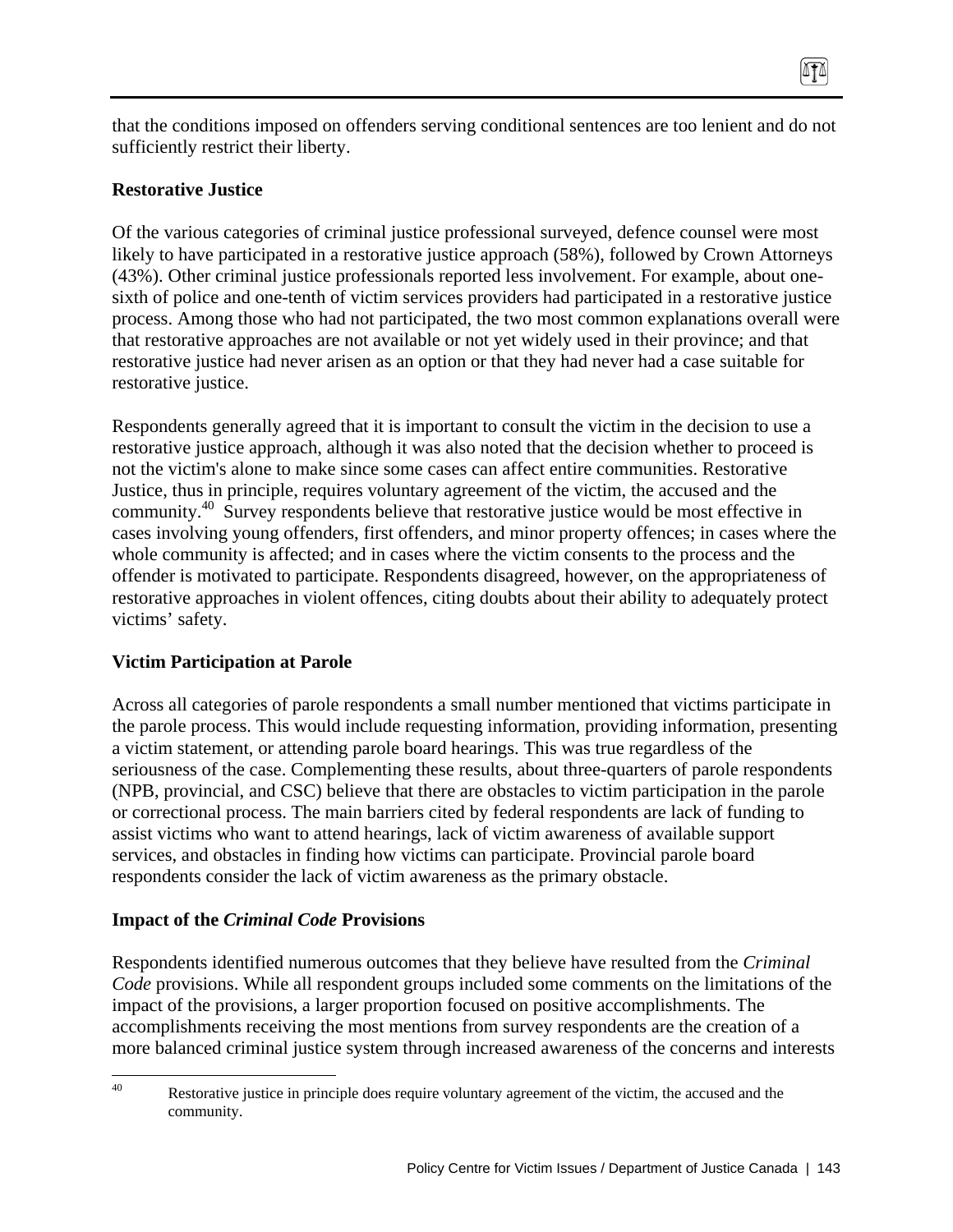that the conditions imposed on offenders serving conditional sentences are too lenient and do not sufficiently restrict their liberty.

**Restorative Justice**

Of the various categories of criminal justice professional surveyed, defence counsel were most likely to have participated in a restorative justice approach (58%), followed by Crown Attorneys (43%). Other criminal justice professionals reported less involvement. For example, about one-sixth of police and one-tenth of victim services providers had participated in a restorative justice process. Among those who had not participated, the two most common explanations overall were that restorative approaches are not available or not yet widely used in their province; and that restorative justice had never arisen as an option or that they had never had a case suitable for restorative justice.

Respondents generally agreed that it is important to consult the victim in the decision to use a restorative justice approach, although it was also noted that the decision whether to proceed is not the victim's alone to make since some cases can affect entire communities. Restorative Justice, thus in principle, requires voluntary agreement of the victim, the accused and the community.[40] Survey respondents believe that restorative justice would be most effective in cases involving young offenders, first offenders, and minor property offences; in cases where the whole community is affected; and in cases where the victim consents to the process and the offender is motivated to participate. Respondents disagreed, however, on the appropriateness of restorative approaches in violent offences, citing doubts about their ability to adequately protect victims' safety.

**Victim Participation at Parole**

Across all categories of parole respondents a small number mentioned that victims participate in the parole process. This would include requesting information, providing information, presenting a victim statement, or attending parole board hearings. This was true regardless of the seriousness of the case. Complementing these results, about three-quarters of parole respondents (NPB, provincial, and CSC) believe that there are obstacles to victim participation in the parole or correctional process. The main barriers cited by federal respondents are lack of funding to assist victims who want to attend hearings, lack of victim awareness of available support services, and obstacles in finding how victims can participate. Provincial parole board respondents consider the lack of victim awareness as the primary obstacle.

**Impact of the *Criminal Code* Provisions**

Respondents identified numerous outcomes that they believe have resulted from the *Criminal Code* provisions. While all respondent groups included some comments on the limitations of the impact of the provisions, a larger proportion focused on positive accomplishments. The accomplishments receiving the most mentions from survey respondents are the creation of a more balanced criminal justice system through increased awareness of the concerns and interests

[40] Restorative justice in principle does require voluntary agreement of the victim, the accused and the community.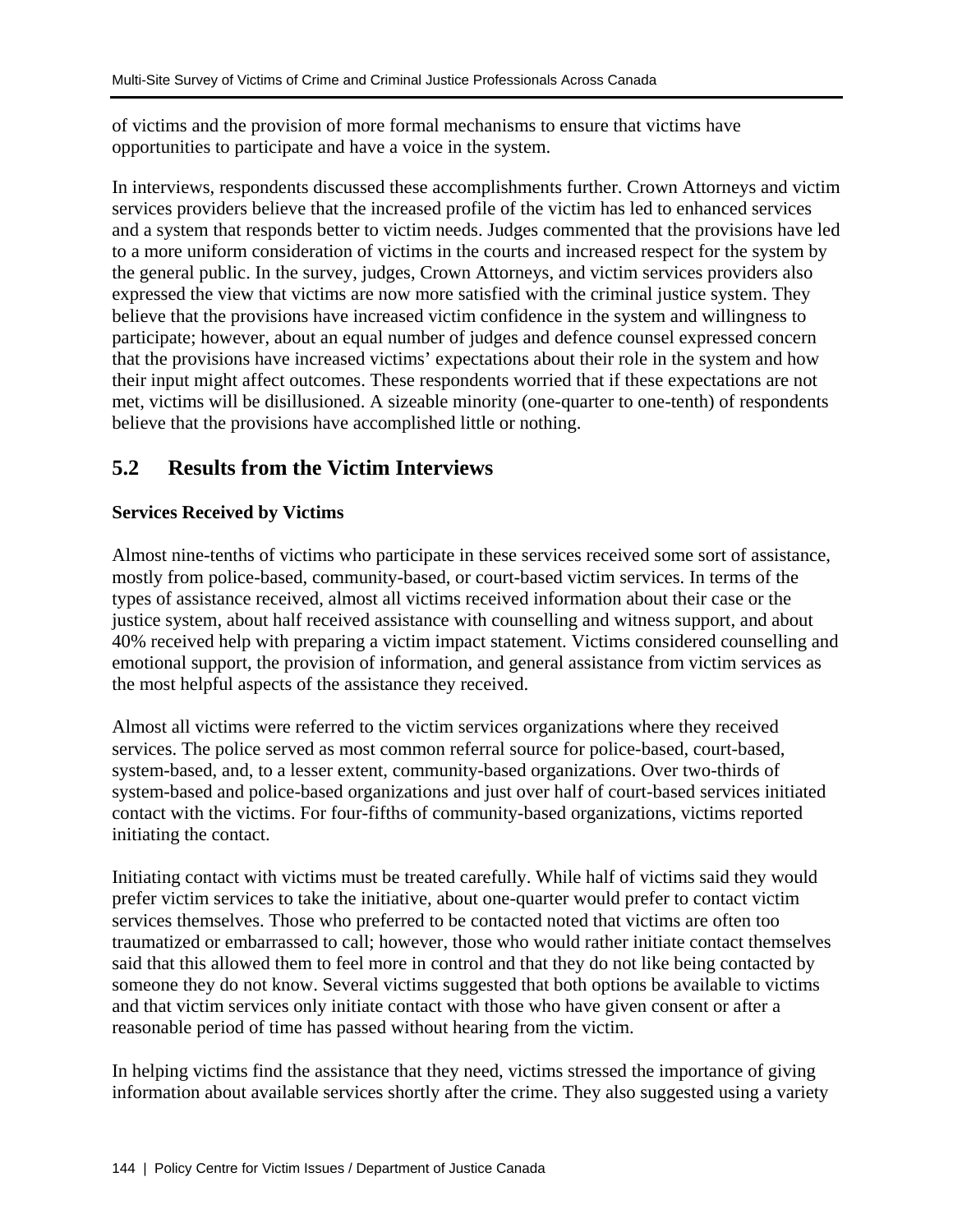of victims and the provision of more formal mechanisms to ensure that victims have opportunities to participate and have a voice in the system.

In interviews, respondents discussed these accomplishments further. Crown Attorneys and victim services providers believe that the increased profile of the victim has led to enhanced services and a system that responds better to victim needs. Judges commented that the provisions have led to a more uniform consideration of victims in the courts and increased respect for the system by the general public. In the survey, judges, Crown Attorneys, and victim services providers also expressed the view that victims are now more satisfied with the criminal justice system. They believe that the provisions have increased victim confidence in the system and willingness to participate; however, about an equal number of judges and defence counsel expressed concern that the provisions have increased victims' expectations about their role in the system and how their input might affect outcomes. These respondents worried that if these expectations are not met, victims will be disillusioned. A sizeable minority (one-quarter to one-tenth) of respondents believe that the provisions have accomplished little or nothing.

## 5.2 Results from the Victim Interviews

**Services Received by Victims**

Almost nine-tenths of victims who participate in these services received some sort of assistance, mostly from police-based, community-based, or court-based victim services. In terms of the types of assistance received, almost all victims received information about their case or the justice system, about half received assistance with counselling and witness support, and about 40% received help with preparing a victim impact statement. Victims considered counselling and emotional support, the provision of information, and general assistance from victim services as the most helpful aspects of the assistance they received.

Almost all victims were referred to the victim services organizations where they received services. The police served as most common referral source for police-based, court-based, system-based, and, to a lesser extent, community-based organizations. Over two-thirds of system-based and police-based organizations and just over half of court-based services initiated contact with the victims. For four-fifths of community-based organizations, victims reported initiating the contact.

Initiating contact with victims must be treated carefully. While half of victims said they would prefer victim services to take the initiative, about one-quarter would prefer to contact victim services themselves. Those who preferred to be contacted noted that victims are often too traumatized or embarrassed to call; however, those who would rather initiate contact themselves said that this allowed them to feel more in control and that they do not like being contacted by someone they do not know. Several victims suggested that both options be available to victims and that victim services only initiate contact with those who have given consent or after a reasonable period of time has passed without hearing from the victim.

In helping victims find the assistance that they need, victims stressed the importance of giving information about available services shortly after the crime. They also suggested using a variety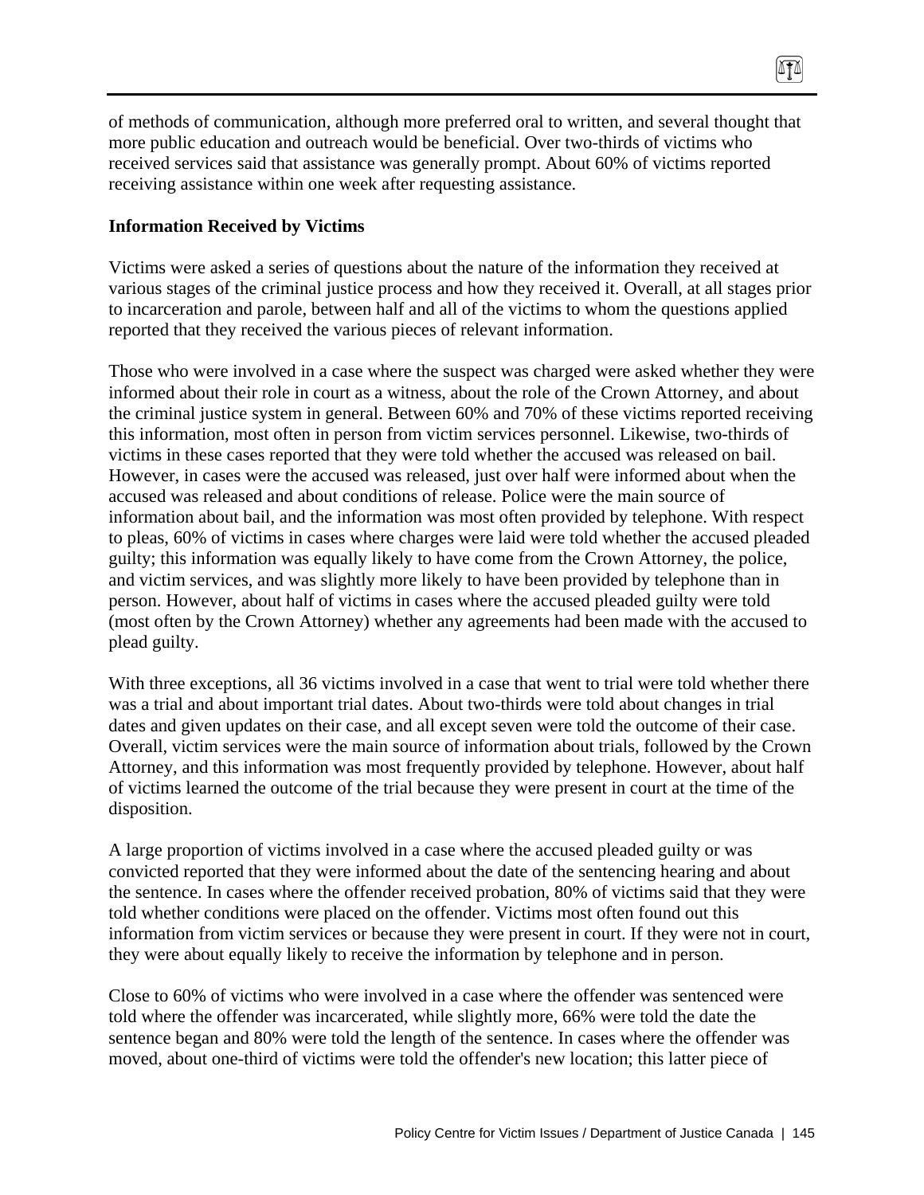of methods of communication, although more preferred oral to written, and several thought that more public education and outreach would be beneficial. Over two-thirds of victims who received services said that assistance was generally prompt. About 60% of victims reported receiving assistance within one week after requesting assistance.

**Information Received by Victims**

Victims were asked a series of questions about the nature of the information they received at various stages of the criminal justice process and how they received it. Overall, at all stages prior to incarceration and parole, between half and all of the victims to whom the questions applied reported that they received the various pieces of relevant information.

Those who were involved in a case where the suspect was charged were asked whether they were informed about their role in court as a witness, about the role of the Crown Attorney, and about the criminal justice system in general. Between 60% and 70% of these victims reported receiving this information, most often in person from victim services personnel. Likewise, two-thirds of victims in these cases reported that they were told whether the accused was released on bail. However, in cases were the accused was released, just over half were informed about when the accused was released and about conditions of release. Police were the main source of information about bail, and the information was most often provided by telephone. With respect to pleas, 60% of victims in cases where charges were laid were told whether the accused pleaded guilty; this information was equally likely to have come from the Crown Attorney, the police, and victim services, and was slightly more likely to have been provided by telephone than in person. However, about half of victims in cases where the accused pleaded guilty were told (most often by the Crown Attorney) whether any agreements had been made with the accused to plead guilty.

With three exceptions, all 36 victims involved in a case that went to trial were told whether there was a trial and about important trial dates. About two-thirds were told about changes in trial dates and given updates on their case, and all except seven were told the outcome of their case. Overall, victim services were the main source of information about trials, followed by the Crown Attorney, and this information was most frequently provided by telephone. However, about half of victims learned the outcome of the trial because they were present in court at the time of the disposition.

A large proportion of victims involved in a case where the accused pleaded guilty or was convicted reported that they were informed about the date of the sentencing hearing and about the sentence. In cases where the offender received probation, 80% of victims said that they were told whether conditions were placed on the offender. Victims most often found out this information from victim services or because they were present in court. If they were not in court, they were about equally likely to receive the information by telephone and in person.

Close to 60% of victims who were involved in a case where the offender was sentenced were told where the offender was incarcerated, while slightly more, 66% were told the date the sentence began and 80% were told the length of the sentence. In cases where the offender was moved, about one-third of victims were told the offender's new location; this latter piece of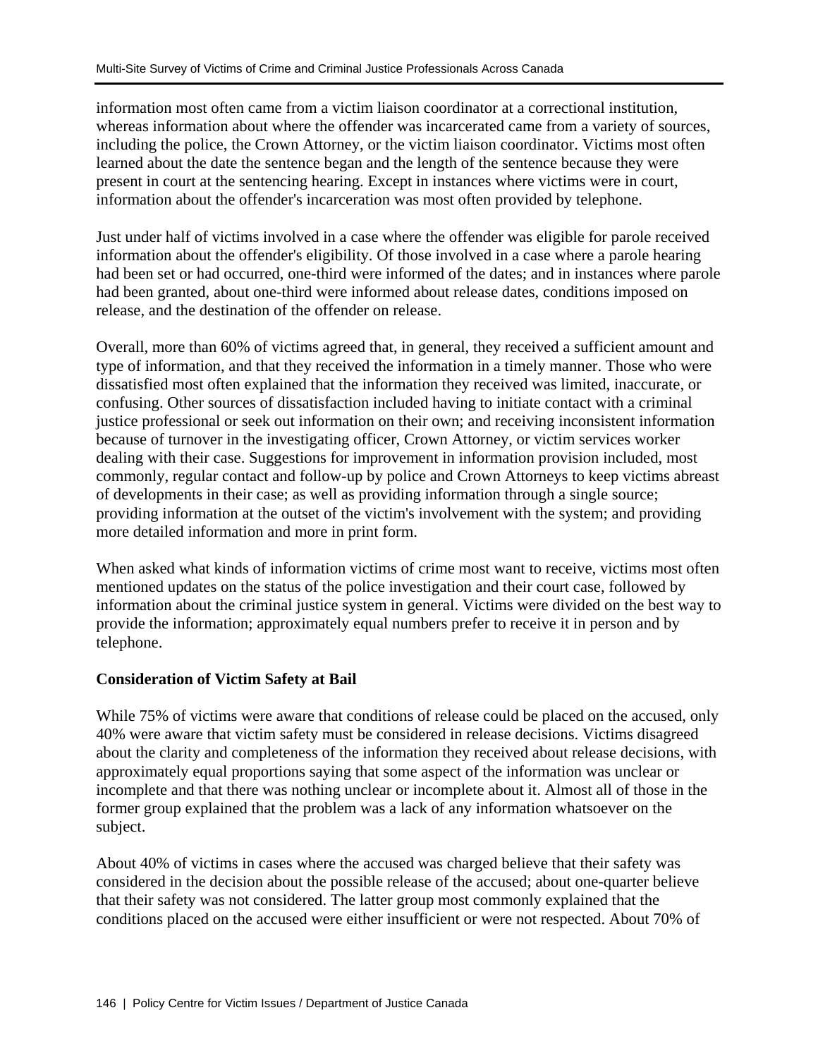information most often came from a victim liaison coordinator at a correctional institution, whereas information about where the offender was incarcerated came from a variety of sources, including the police, the Crown Attorney, or the victim liaison coordinator. Victims most often learned about the date the sentence began and the length of the sentence because they were present in court at the sentencing hearing. Except in instances where victims were in court, information about the offender's incarceration was most often provided by telephone.

Just under half of victims involved in a case where the offender was eligible for parole received information about the offender's eligibility. Of those involved in a case where a parole hearing had been set or had occurred, one-third were informed of the dates; and in instances where parole had been granted, about one-third were informed about release dates, conditions imposed on release, and the destination of the offender on release.

Overall, more than 60% of victims agreed that, in general, they received a sufficient amount and type of information, and that they received the information in a timely manner. Those who were dissatisfied most often explained that the information they received was limited, inaccurate, or confusing. Other sources of dissatisfaction included having to initiate contact with a criminal justice professional or seek out information on their own; and receiving inconsistent information because of turnover in the investigating officer, Crown Attorney, or victim services worker dealing with their case. Suggestions for improvement in information provision included, most commonly, regular contact and follow-up by police and Crown Attorneys to keep victims abreast of developments in their case; as well as providing information through a single source; providing information at the outset of the victim's involvement with the system; and providing more detailed information and more in print form.

When asked what kinds of information victims of crime most want to receive, victims most often mentioned updates on the status of the police investigation and their court case, followed by information about the criminal justice system in general. Victims were divided on the best way to provide the information; approximately equal numbers prefer to receive it in person and by telephone.

**Consideration of Victim Safety at Bail**

While 75% of victims were aware that conditions of release could be placed on the accused, only 40% were aware that victim safety must be considered in release decisions. Victims disagreed about the clarity and completeness of the information they received about release decisions, with approximately equal proportions saying that some aspect of the information was unclear or incomplete and that there was nothing unclear or incomplete about it. Almost all of those in the former group explained that the problem was a lack of any information whatsoever on the subject.

About 40% of victims in cases where the accused was charged believe that their safety was considered in the decision about the possible release of the accused; about one-quarter believe that their safety was not considered. The latter group most commonly explained that the conditions placed on the accused were either insufficient or were not respected. About 70% of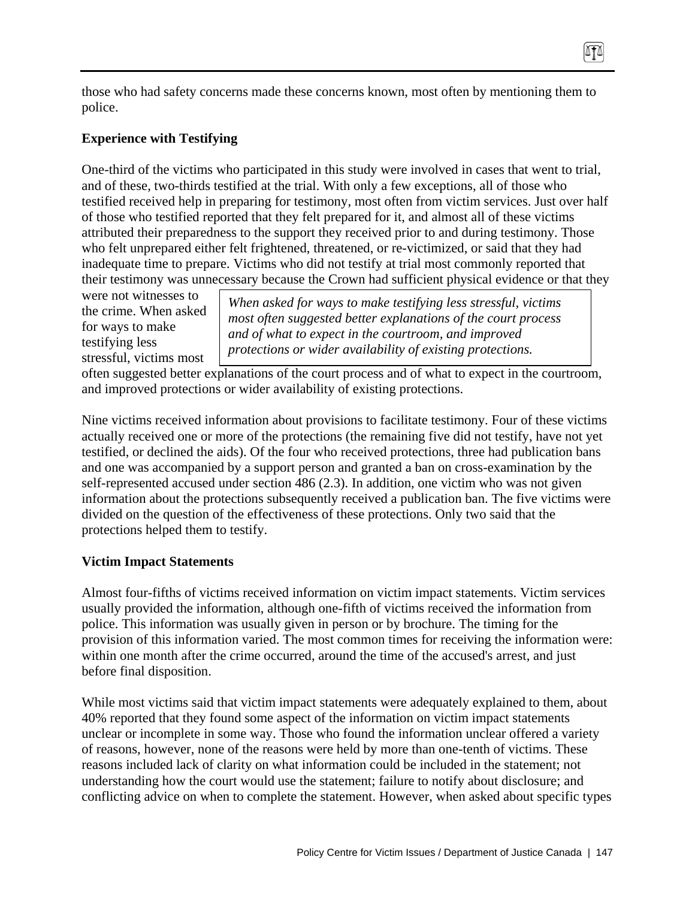those who had safety concerns made these concerns known, most often by mentioning them to police.

**Experience with Testifying**

One-third of the victims who participated in this study were involved in cases that went to trial, and of these, two-thirds testified at the trial. With only a few exceptions, all of those who testified received help in preparing for testimony, most often from victim services. Just over half of those who testified reported that they felt prepared for it, and almost all of these victims attributed their preparedness to the support they received prior to and during testimony. Those who felt unprepared either felt frightened, threatened, or re-victimized, or said that they had inadequate time to prepare. Victims who did not testify at trial most commonly reported that their testimony was unnecessary because the Crown had sufficient physical evidence or that they were not witnesses to the crime. When asked for ways to make testifying less stressful, victims most often suggested better explanations of the court process and of what to expect in the courtroom, and improved protections or wider availability of existing protections.

> *When asked for ways to make testifying less stressful, victims most often suggested better explanations of the court process and of what to expect in the courtroom, and improved protections or wider availability of existing protections.*

Nine victims received information about provisions to facilitate testimony. Four of these victims actually received one or more of the protections (the remaining five did not testify, have not yet testified, or declined the aids). Of the four who received protections, three had publication bans and one was accompanied by a support person and granted a ban on cross-examination by the self-represented accused under section 486 (2.3). In addition, one victim who was not given information about the protections subsequently received a publication ban. The five victims were divided on the question of the effectiveness of these protections. Only two said that the protections helped them to testify.

**Victim Impact Statements**

Almost four-fifths of victims received information on victim impact statements. Victim services usually provided the information, although one-fifth of victims received the information from police. This information was usually given in person or by brochure. The timing for the provision of this information varied. The most common times for receiving the information were: within one month after the crime occurred, around the time of the accused's arrest, and just before final disposition.

While most victims said that victim impact statements were adequately explained to them, about 40% reported that they found some aspect of the information on victim impact statements unclear or incomplete in some way. Those who found the information unclear offered a variety of reasons, however, none of the reasons were held by more than one-tenth of victims. These reasons included lack of clarity on what information could be included in the statement; not understanding how the court would use the statement; failure to notify about disclosure; and conflicting advice on when to complete the statement. However, when asked about specific types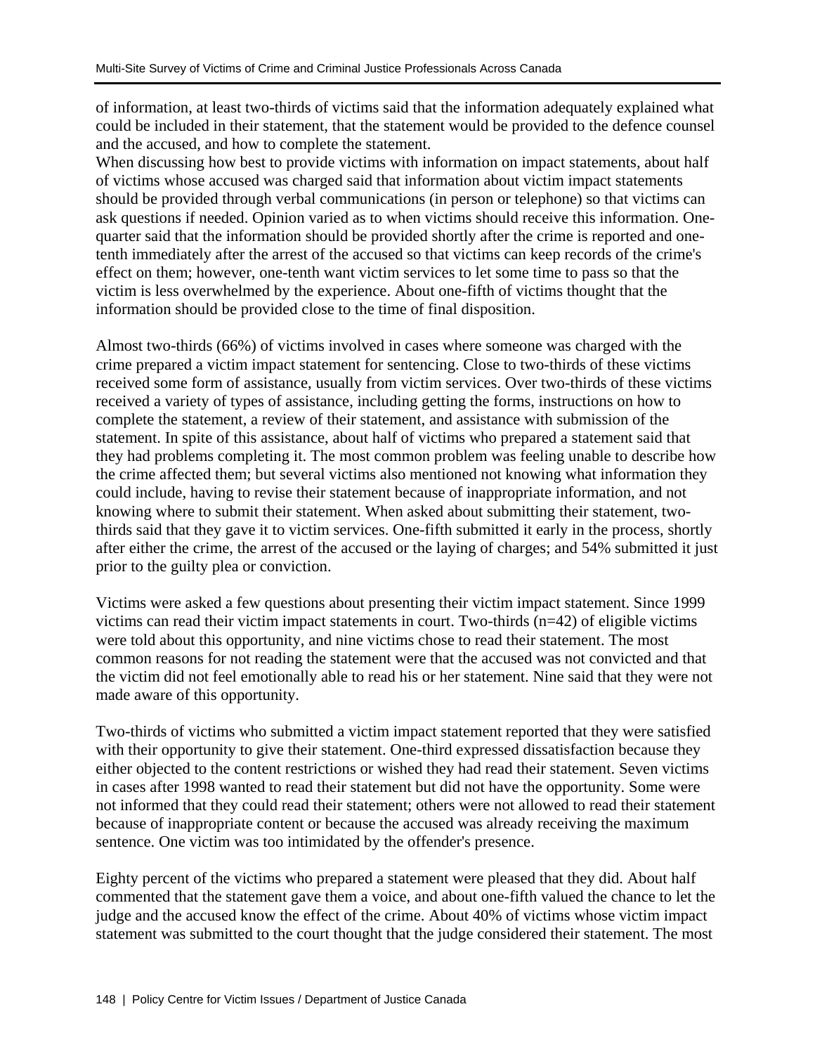of information, at least two-thirds of victims said that the information adequately explained what could be included in their statement, that the statement would be provided to the defence counsel and the accused, and how to complete the statement.
When discussing how best to provide victims with information on impact statements, about half of victims whose accused was charged said that information about victim impact statements should be provided through verbal communications (in person or telephone) so that victims can ask questions if needed. Opinion varied as to when victims should receive this information. One-quarter said that the information should be provided shortly after the crime is reported and one-tenth immediately after the arrest of the accused so that victims can keep records of the crime's effect on them; however, one-tenth want victim services to let some time to pass so that the victim is less overwhelmed by the experience. About one-fifth of victims thought that the information should be provided close to the time of final disposition.

Almost two-thirds (66%) of victims involved in cases where someone was charged with the crime prepared a victim impact statement for sentencing. Close to two-thirds of these victims received some form of assistance, usually from victim services. Over two-thirds of these victims received a variety of types of assistance, including getting the forms, instructions on how to complete the statement, a review of their statement, and assistance with submission of the statement. In spite of this assistance, about half of victims who prepared a statement said that they had problems completing it. The most common problem was feeling unable to describe how the crime affected them; but several victims also mentioned not knowing what information they could include, having to revise their statement because of inappropriate information, and not knowing where to submit their statement. When asked about submitting their statement, two-thirds said that they gave it to victim services. One-fifth submitted it early in the process, shortly after either the crime, the arrest of the accused or the laying of charges; and 54% submitted it just prior to the guilty plea or conviction.

Victims were asked a few questions about presenting their victim impact statement. Since 1999 victims can read their victim impact statements in court. Two-thirds (n=42) of eligible victims were told about this opportunity, and nine victims chose to read their statement. The most common reasons for not reading the statement were that the accused was not convicted and that the victim did not feel emotionally able to read his or her statement. Nine said that they were not made aware of this opportunity.

Two-thirds of victims who submitted a victim impact statement reported that they were satisfied with their opportunity to give their statement. One-third expressed dissatisfaction because they either objected to the content restrictions or wished they had read their statement. Seven victims in cases after 1998 wanted to read their statement but did not have the opportunity. Some were not informed that they could read their statement; others were not allowed to read their statement because of inappropriate content or because the accused was already receiving the maximum sentence. One victim was too intimidated by the offender's presence.

Eighty percent of the victims who prepared a statement were pleased that they did. About half commented that the statement gave them a voice, and about one-fifth valued the chance to let the judge and the accused know the effect of the crime. About 40% of victims whose victim impact statement was submitted to the court thought that the judge considered their statement. The most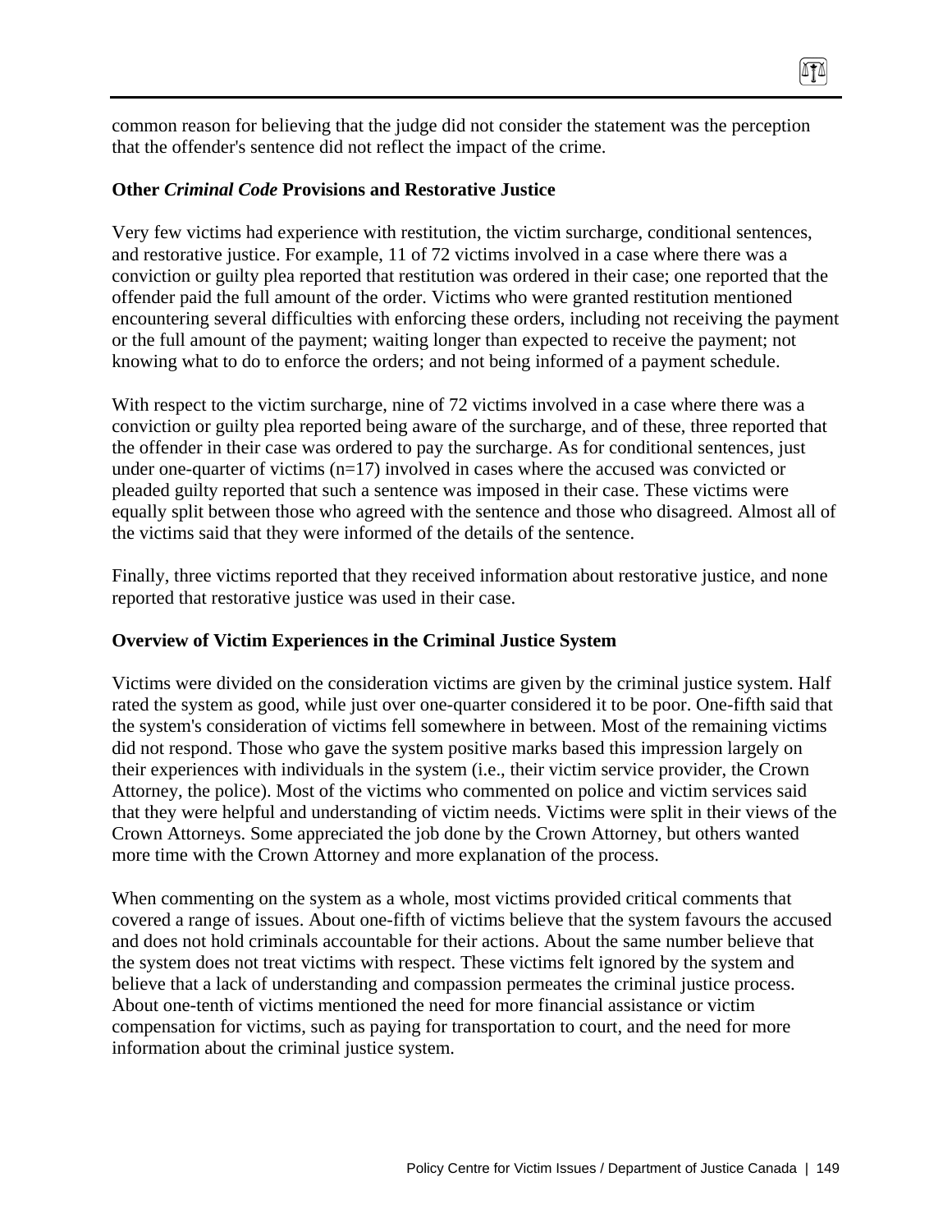common reason for believing that the judge did not consider the statement was the perception that the offender's sentence did not reflect the impact of the crime.

### Other *Criminal Code* Provisions and Restorative Justice

Very few victims had experience with restitution, the victim surcharge, conditional sentences, and restorative justice. For example, 11 of 72 victims involved in a case where there was a conviction or guilty plea reported that restitution was ordered in their case; one reported that the offender paid the full amount of the order. Victims who were granted restitution mentioned encountering several difficulties with enforcing these orders, including not receiving the payment or the full amount of the payment; waiting longer than expected to receive the payment; not knowing what to do to enforce the orders; and not being informed of a payment schedule.

With respect to the victim surcharge, nine of 72 victims involved in a case where there was a conviction or guilty plea reported being aware of the surcharge, and of these, three reported that the offender in their case was ordered to pay the surcharge. As for conditional sentences, just under one-quarter of victims (n=17) involved in cases where the accused was convicted or pleaded guilty reported that such a sentence was imposed in their case. These victims were equally split between those who agreed with the sentence and those who disagreed. Almost all of the victims said that they were informed of the details of the sentence.

Finally, three victims reported that they received information about restorative justice, and none reported that restorative justice was used in their case.

### Overview of Victim Experiences in the Criminal Justice System

Victims were divided on the consideration victims are given by the criminal justice system. Half rated the system as good, while just over one-quarter considered it to be poor. One-fifth said that the system's consideration of victims fell somewhere in between. Most of the remaining victims did not respond. Those who gave the system positive marks based this impression largely on their experiences with individuals in the system (i.e., their victim service provider, the Crown Attorney, the police). Most of the victims who commented on police and victim services said that they were helpful and understanding of victim needs. Victims were split in their views of the Crown Attorneys. Some appreciated the job done by the Crown Attorney, but others wanted more time with the Crown Attorney and more explanation of the process.

When commenting on the system as a whole, most victims provided critical comments that covered a range of issues. About one-fifth of victims believe that the system favours the accused and does not hold criminals accountable for their actions. About the same number believe that the system does not treat victims with respect. These victims felt ignored by the system and believe that a lack of understanding and compassion permeates the criminal justice process. About one-tenth of victims mentioned the need for more financial assistance or victim compensation for victims, such as paying for transportation to court, and the need for more information about the criminal justice system.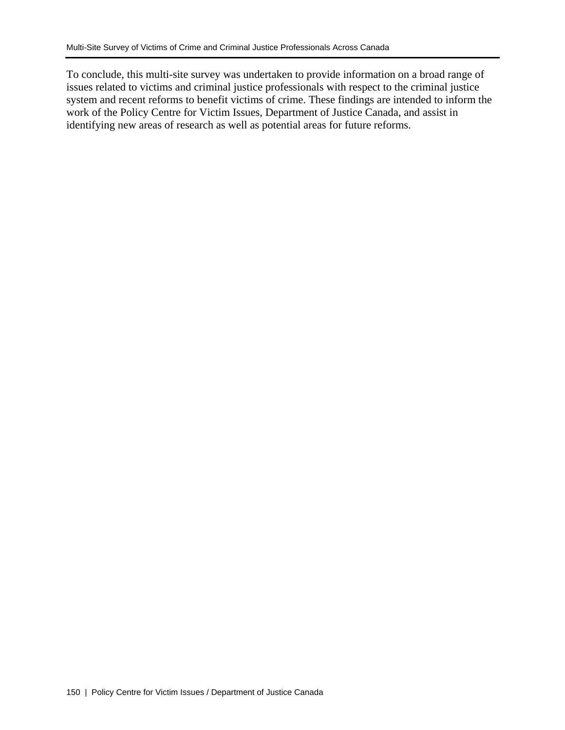To conclude, this multi-site survey was undertaken to provide information on a broad range of issues related to victims and criminal justice professionals with respect to the criminal justice system and recent reforms to benefit victims of crime. These findings are intended to inform the work of the Policy Centre for Victim Issues, Department of Justice Canada, and assist in identifying new areas of research as well as potential areas for future reforms.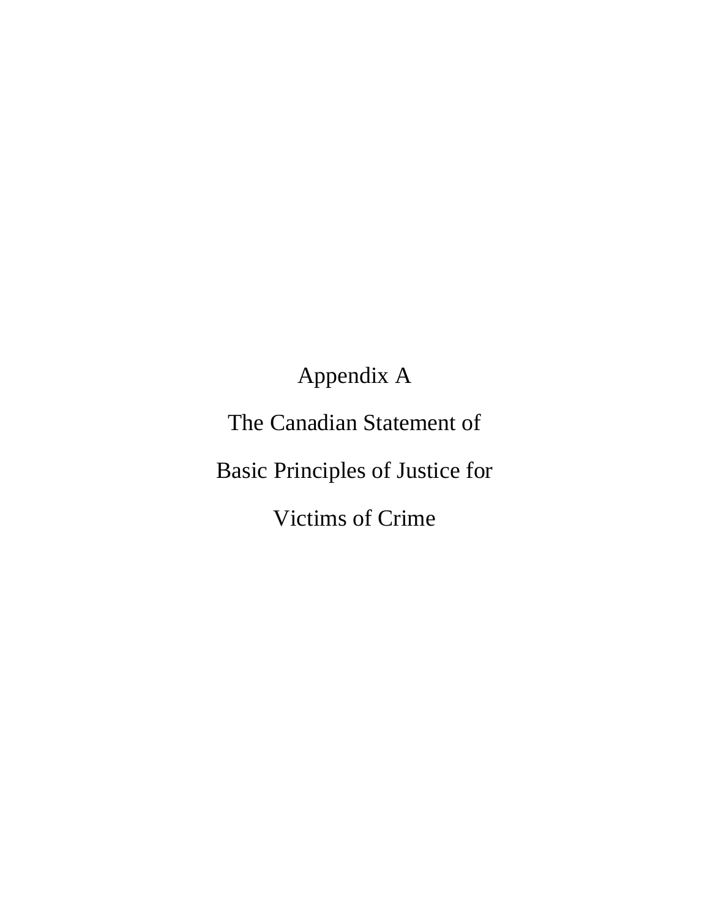# Appendix A

# The Canadian Statement of Basic Principles of Justice for Victims of Crime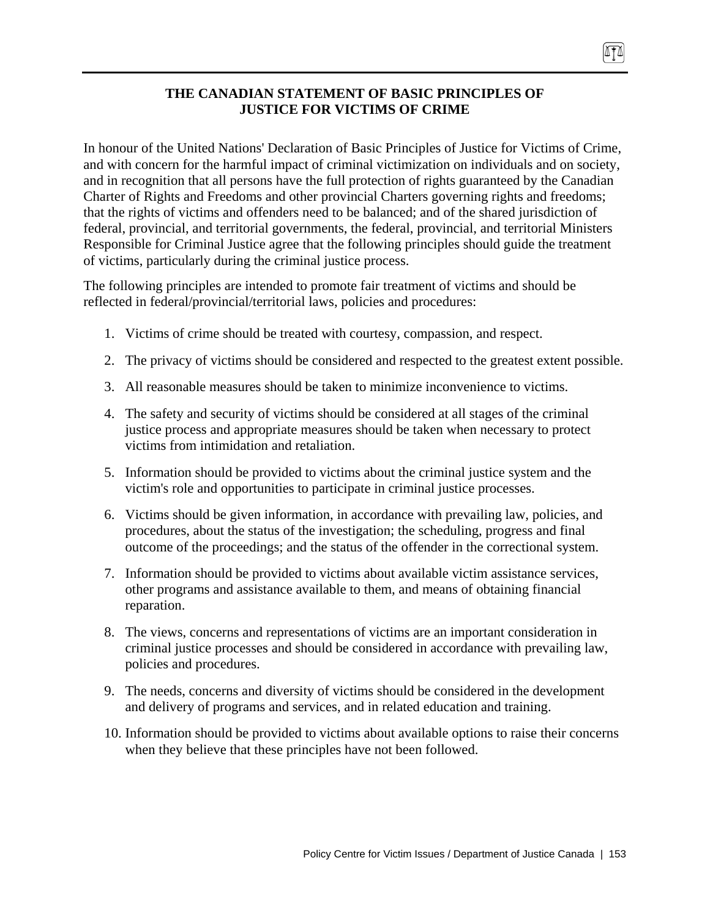# THE CANADIAN STATEMENT OF BASIC PRINCIPLES OF JUSTICE FOR VICTIMS OF CRIME

In honour of the United Nations' Declaration of Basic Principles of Justice for Victims of Crime, and with concern for the harmful impact of criminal victimization on individuals and on society, and in recognition that all persons have the full protection of rights guaranteed by the Canadian Charter of Rights and Freedoms and other provincial Charters governing rights and freedoms; that the rights of victims and offenders need to be balanced; and of the shared jurisdiction of federal, provincial, and territorial governments, the federal, provincial, and territorial Ministers Responsible for Criminal Justice agree that the following principles should guide the treatment of victims, particularly during the criminal justice process.

The following principles are intended to promote fair treatment of victims and should be reflected in federal/provincial/territorial laws, policies and procedures:

1. Victims of crime should be treated with courtesy, compassion, and respect.
2. The privacy of victims should be considered and respected to the greatest extent possible.
3. All reasonable measures should be taken to minimize inconvenience to victims.
4. The safety and security of victims should be considered at all stages of the criminal justice process and appropriate measures should be taken when necessary to protect victims from intimidation and retaliation.
5. Information should be provided to victims about the criminal justice system and the victim's role and opportunities to participate in criminal justice processes.
6. Victims should be given information, in accordance with prevailing law, policies, and procedures, about the status of the investigation; the scheduling, progress and final outcome of the proceedings; and the status of the offender in the correctional system.
7. Information should be provided to victims about available victim assistance services, other programs and assistance available to them, and means of obtaining financial reparation.
8. The views, concerns and representations of victims are an important consideration in criminal justice processes and should be considered in accordance with prevailing law, policies and procedures.
9. The needs, concerns and diversity of victims should be considered in the development and delivery of programs and services, and in related education and training.
10. Information should be provided to victims about available options to raise their concerns when they believe that these principles have not been followed.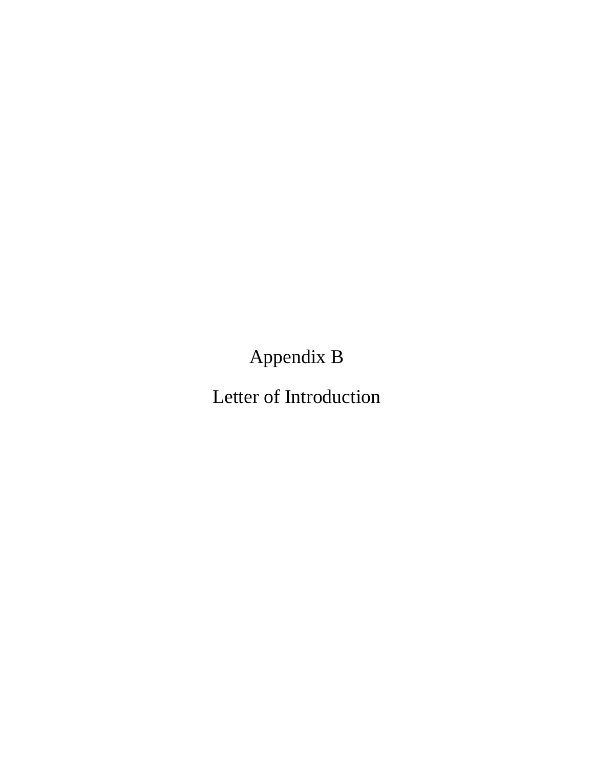# Appendix B

# Letter of Introduction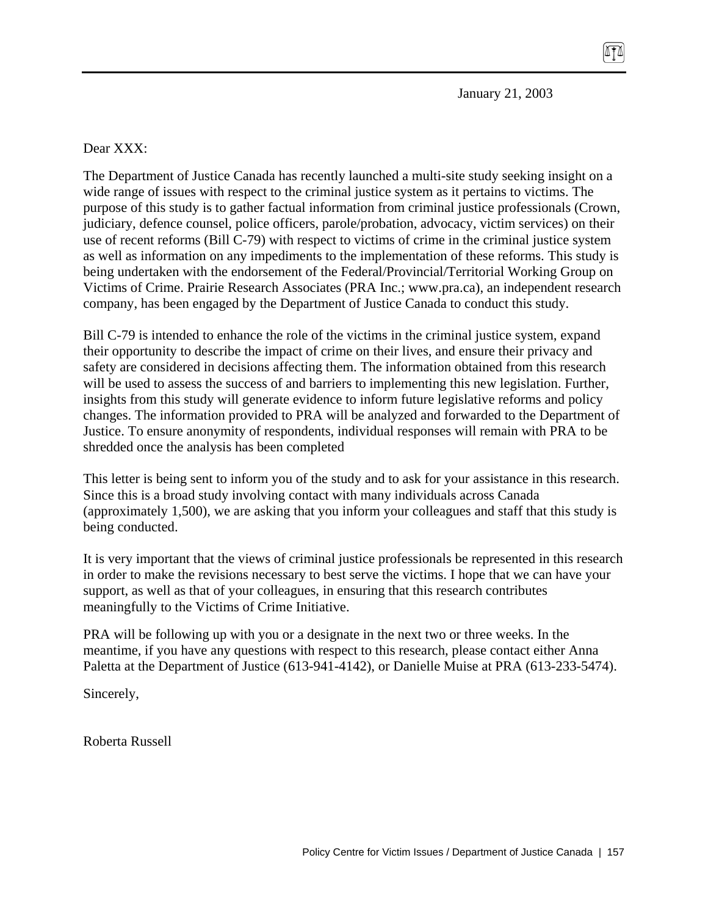January 21, 2003

Dear XXX:

The Department of Justice Canada has recently launched a multi-site study seeking insight on a wide range of issues with respect to the criminal justice system as it pertains to victims. The purpose of this study is to gather factual information from criminal justice professionals (Crown, judiciary, defence counsel, police officers, parole/probation, advocacy, victim services) on their use of recent reforms (Bill C-79) with respect to victims of crime in the criminal justice system as well as information on any impediments to the implementation of these reforms. This study is being undertaken with the endorsement of the Federal/Provincial/Territorial Working Group on Victims of Crime. Prairie Research Associates (PRA Inc.; www.pra.ca), an independent research company, has been engaged by the Department of Justice Canada to conduct this study.

Bill C-79 is intended to enhance the role of the victims in the criminal justice system, expand their opportunity to describe the impact of crime on their lives, and ensure their privacy and safety are considered in decisions affecting them. The information obtained from this research will be used to assess the success of and barriers to implementing this new legislation. Further, insights from this study will generate evidence to inform future legislative reforms and policy changes. The information provided to PRA will be analyzed and forwarded to the Department of Justice. To ensure anonymity of respondents, individual responses will remain with PRA to be shredded once the analysis has been completed

This letter is being sent to inform you of the study and to ask for your assistance in this research. Since this is a broad study involving contact with many individuals across Canada (approximately 1,500), we are asking that you inform your colleagues and staff that this study is being conducted.

It is very important that the views of criminal justice professionals be represented in this research in order to make the revisions necessary to best serve the victims. I hope that we can have your support, as well as that of your colleagues, in ensuring that this research contributes meaningfully to the Victims of Crime Initiative.

PRA will be following up with you or a designate in the next two or three weeks. In the meantime, if you have any questions with respect to this research, please contact either Anna Paletta at the Department of Justice (613-941-4142), or Danielle Muise at PRA (613-233-5474).

Sincerely,

Roberta Russell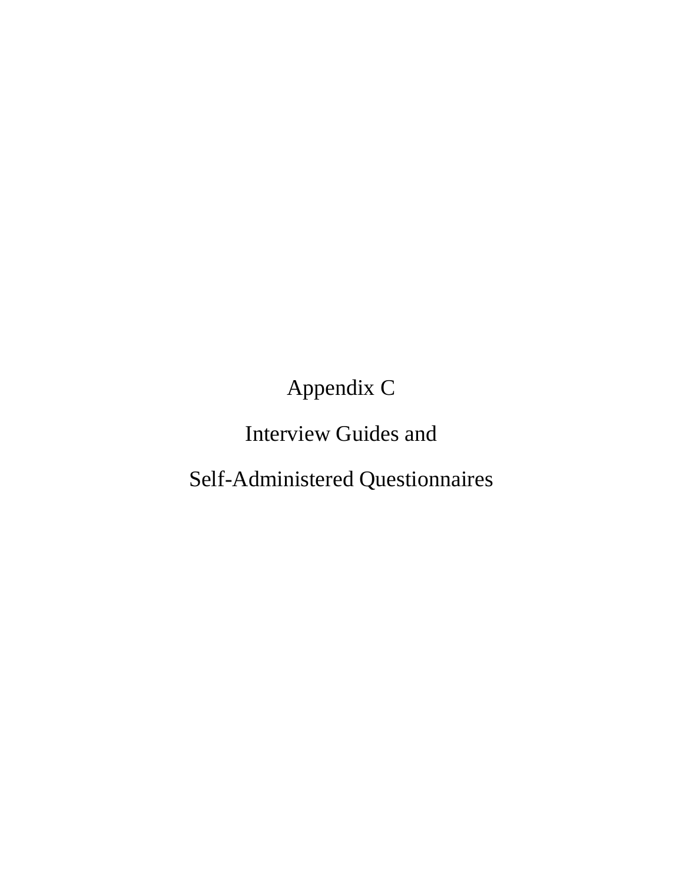# Appendix C

# Interview Guides and

# Self-Administered Questionnaires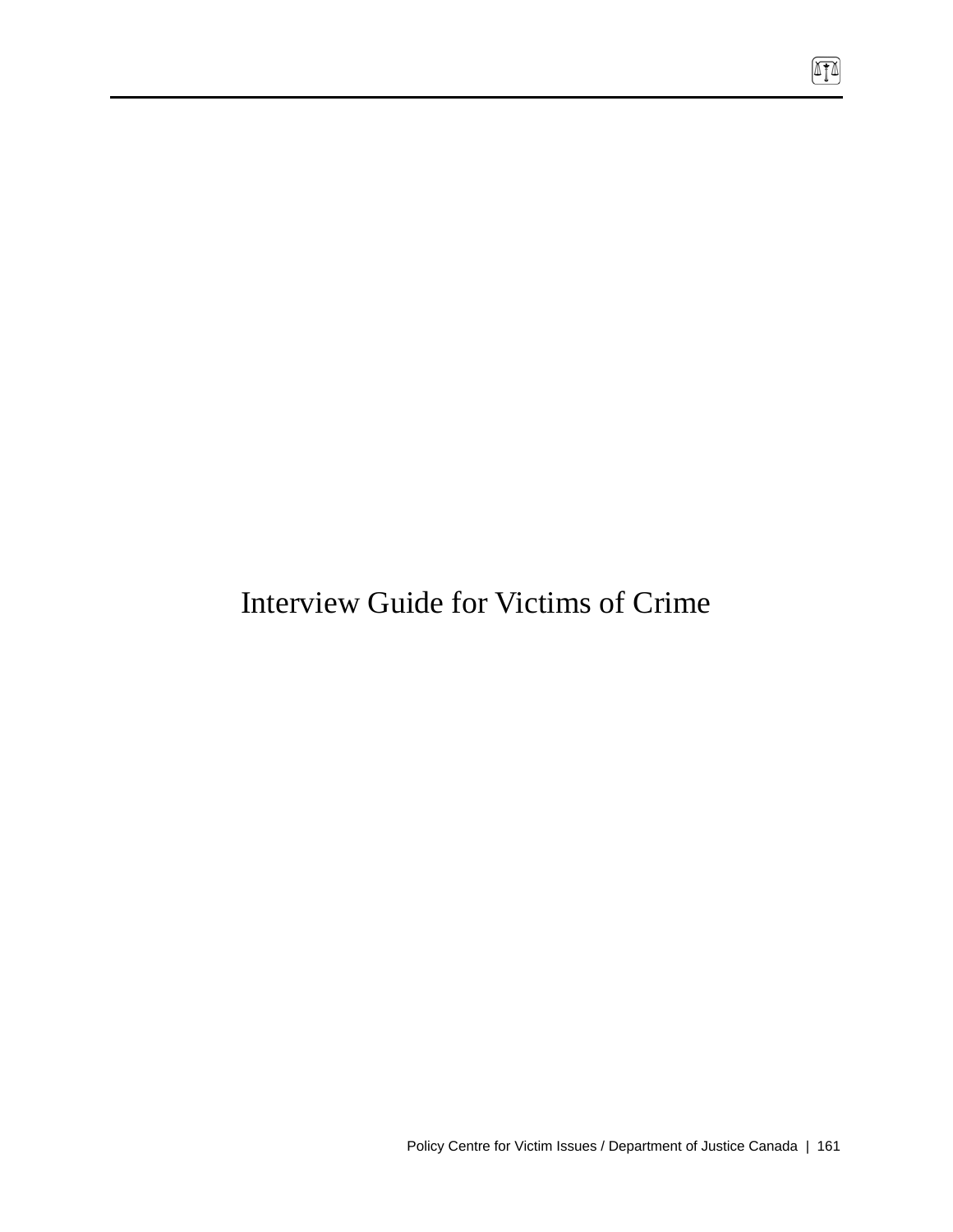# Interview Guide for Victims of Crime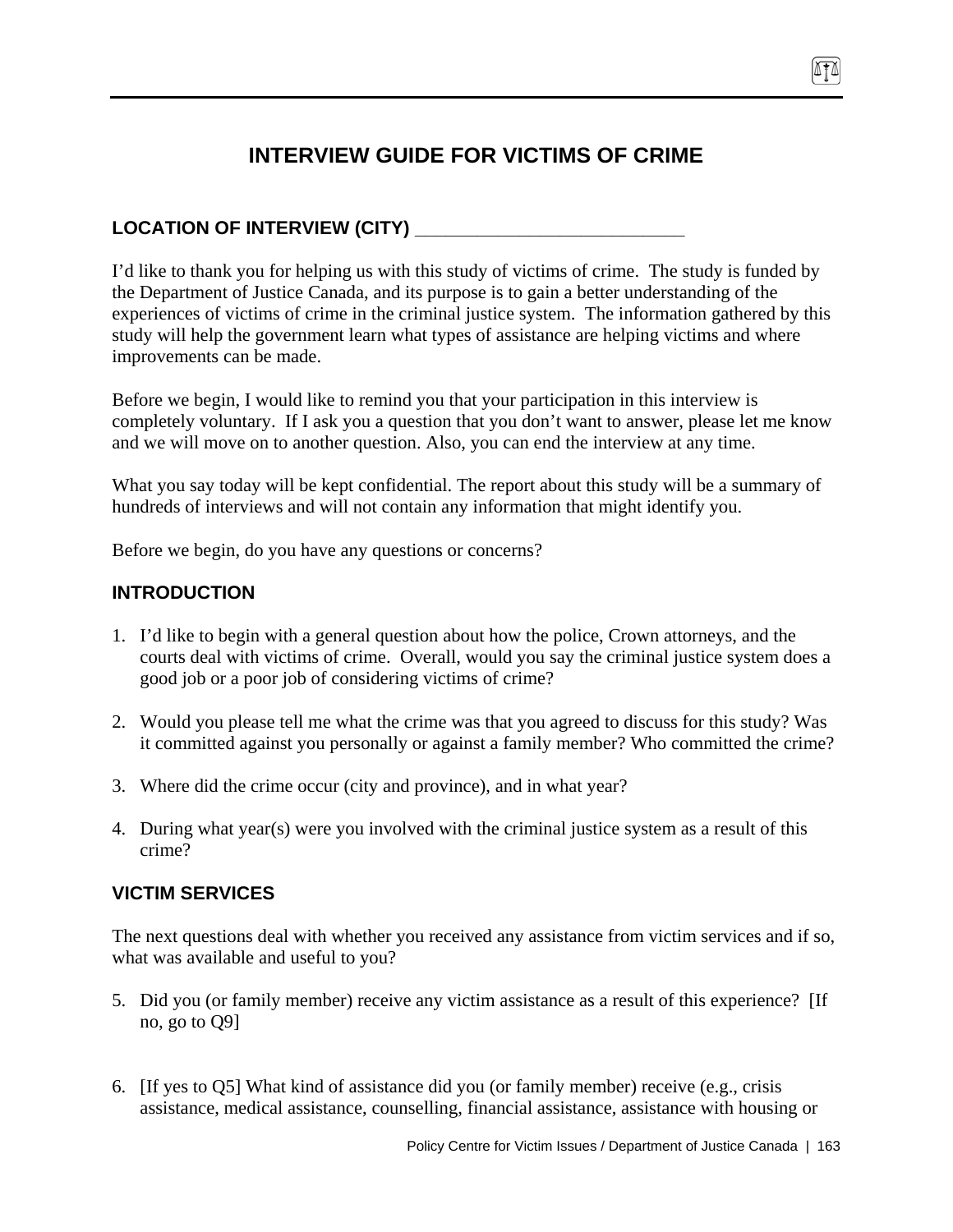# INTERVIEW GUIDE FOR VICTIMS OF CRIME

## LOCATION OF INTERVIEW (CITY) ___________________________

I'd like to thank you for helping us with this study of victims of crime. The study is funded by the Department of Justice Canada, and its purpose is to gain a better understanding of the experiences of victims of crime in the criminal justice system. The information gathered by this study will help the government learn what types of assistance are helping victims and where improvements can be made.

Before we begin, I would like to remind you that your participation in this interview is completely voluntary. If I ask you a question that you don't want to answer, please let me know and we will move on to another question. Also, you can end the interview at any time.

What you say today will be kept confidential. The report about this study will be a summary of hundreds of interviews and will not contain any information that might identify you.

Before we begin, do you have any questions or concerns?

## INTRODUCTION

1. I'd like to begin with a general question about how the police, Crown attorneys, and the courts deal with victims of crime. Overall, would you say the criminal justice system does a good job or a poor job of considering victims of crime?

2. Would you please tell me what the crime was that you agreed to discuss for this study? Was it committed against you personally or against a family member? Who committed the crime?

3. Where did the crime occur (city and province), and in what year?

4. During what year(s) were you involved with the criminal justice system as a result of this crime?

## VICTIM SERVICES

The next questions deal with whether you received any assistance from victim services and if so, what was available and useful to you?

5. Did you (or family member) receive any victim assistance as a result of this experience? [If no, go to Q9]

6. [If yes to Q5] What kind of assistance did you (or family member) receive (e.g., crisis assistance, medical assistance, counselling, financial assistance, assistance with housing or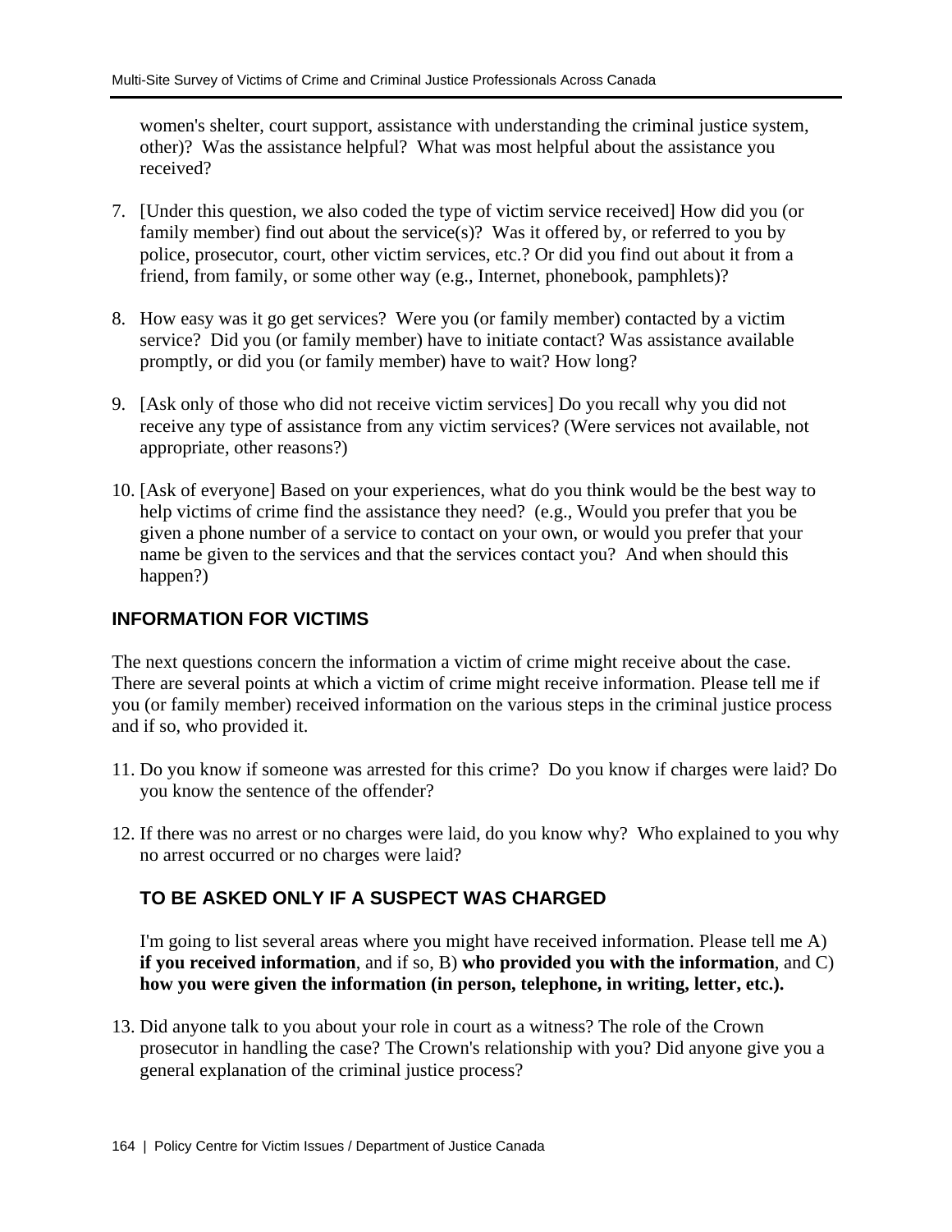women's shelter, court support, assistance with understanding the criminal justice system, other)? Was the assistance helpful? What was most helpful about the assistance you received?

7. [Under this question, we also coded the type of victim service received] How did you (or family member) find out about the service(s)? Was it offered by, or referred to you by police, prosecutor, court, other victim services, etc.? Or did you find out about it from a friend, from family, or some other way (e.g., Internet, phonebook, pamphlets)?

8. How easy was it go get services? Were you (or family member) contacted by a victim service? Did you (or family member) have to initiate contact? Was assistance available promptly, or did you (or family member) have to wait? How long?

9. [Ask only of those who did not receive victim services] Do you recall why you did not receive any type of assistance from any victim services? (Were services not available, not appropriate, other reasons?)

10. [Ask of everyone] Based on your experiences, what do you think would be the best way to help victims of crime find the assistance they need? (e.g., Would you prefer that you be given a phone number of a service to contact on your own, or would you prefer that your name be given to the services and that the services contact you? And when should this happen?)

## INFORMATION FOR VICTIMS

The next questions concern the information a victim of crime might receive about the case. There are several points at which a victim of crime might receive information. Please tell me if you (or family member) received information on the various steps in the criminal justice process and if so, who provided it.

11. Do you know if someone was arrested for this crime? Do you know if charges were laid? Do you know the sentence of the offender?

12. If there was no arrest or no charges were laid, do you know why? Who explained to you why no arrest occurred or no charges were laid?

### TO BE ASKED ONLY IF A SUSPECT WAS CHARGED

I'm going to list several areas where you might have received information. Please tell me A) **if you received information**, and if so, B) **who provided you with the information**, and C) **how you were given the information (in person, telephone, in writing, letter, etc.).**

13. Did anyone talk to you about your role in court as a witness? The role of the Crown prosecutor in handling the case? The Crown's relationship with you? Did anyone give you a general explanation of the criminal justice process?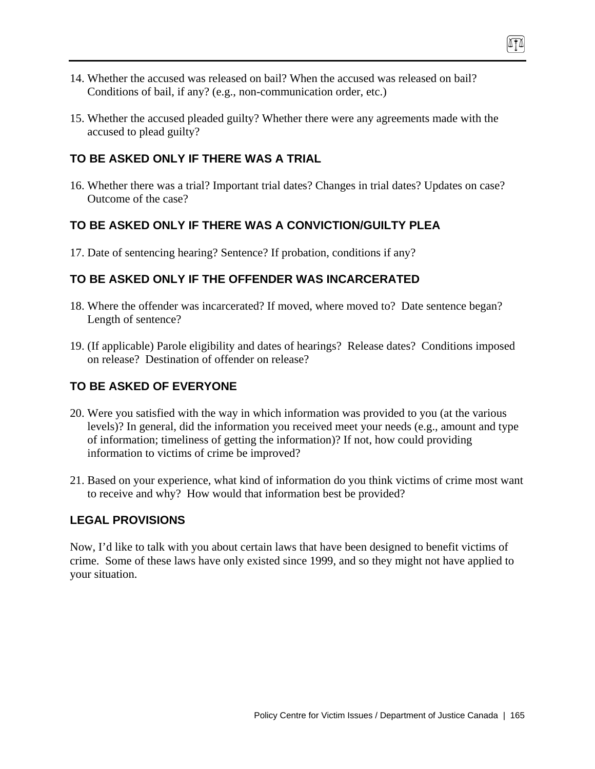14. Whether the accused was released on bail? When the accused was released on bail? Conditions of bail, if any? (e.g., non-communication order, etc.)

15. Whether the accused pleaded guilty? Whether there were any agreements made with the accused to plead guilty?

### TO BE ASKED ONLY IF THERE WAS A TRIAL

16. Whether there was a trial? Important trial dates? Changes in trial dates? Updates on case? Outcome of the case?

### TO BE ASKED ONLY IF THERE WAS A CONVICTION/GUILTY PLEA

17. Date of sentencing hearing? Sentence? If probation, conditions if any?

### TO BE ASKED ONLY IF THE OFFENDER WAS INCARCERATED

18. Where the offender was incarcerated? If moved, where moved to? Date sentence began? Length of sentence?

19. (If applicable) Parole eligibility and dates of hearings? Release dates? Conditions imposed on release? Destination of offender on release?

### TO BE ASKED OF EVERYONE

20. Were you satisfied with the way in which information was provided to you (at the various levels)? In general, did the information you received meet your needs (e.g., amount and type of information; timeliness of getting the information)? If not, how could providing information to victims of crime be improved?

21. Based on your experience, what kind of information do you think victims of crime most want to receive and why? How would that information best be provided?

### LEGAL PROVISIONS

Now, I'd like to talk with you about certain laws that have been designed to benefit victims of crime. Some of these laws have only existed since 1999, and so they might not have applied to your situation.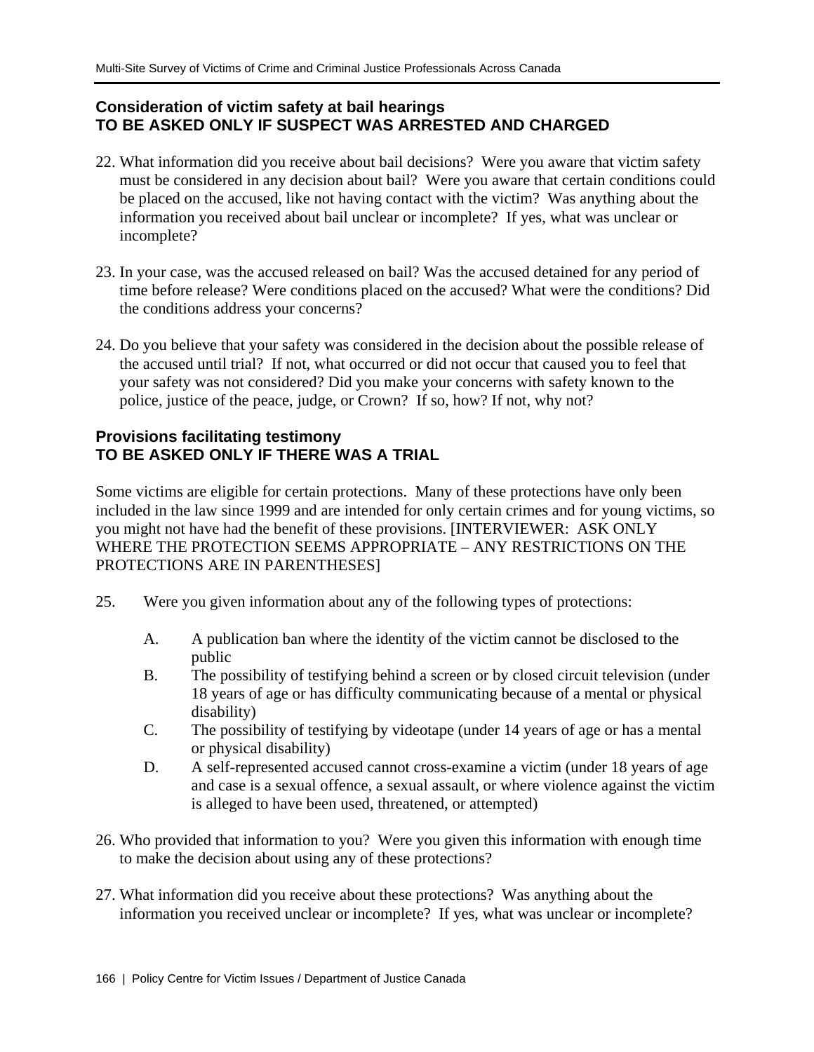### Consideration of victim safety at bail hearings
### TO BE ASKED ONLY IF SUSPECT WAS ARRESTED AND CHARGED

22. What information did you receive about bail decisions? Were you aware that victim safety must be considered in any decision about bail? Were you aware that certain conditions could be placed on the accused, like not having contact with the victim? Was anything about the information you received about bail unclear or incomplete? If yes, what was unclear or incomplete?

23. In your case, was the accused released on bail? Was the accused detained for any period of time before release? Were conditions placed on the accused? What were the conditions? Did the conditions address your concerns?

24. Do you believe that your safety was considered in the decision about the possible release of the accused until trial? If not, what occurred or did not occur that caused you to feel that your safety was not considered? Did you make your concerns with safety known to the police, justice of the peace, judge, or Crown? If so, how? If not, why not?

### Provisions facilitating testimony
### TO BE ASKED ONLY IF THERE WAS A TRIAL

Some victims are eligible for certain protections. Many of these protections have only been included in the law since 1999 and are intended for only certain crimes and for young victims, so you might not have had the benefit of these provisions. [INTERVIEWER: ASK ONLY WHERE THE PROTECTION SEEMS APPROPRIATE – ANY RESTRICTIONS ON THE PROTECTIONS ARE IN PARENTHESES]

25. Were you given information about any of the following types of protections:

    A. A publication ban where the identity of the victim cannot be disclosed to the public
    B. The possibility of testifying behind a screen or by closed circuit television (under 18 years of age or has difficulty communicating because of a mental or physical disability)
    C. The possibility of testifying by videotape (under 14 years of age or has a mental or physical disability)
    D. A self-represented accused cannot cross-examine a victim (under 18 years of age and case is a sexual offence, a sexual assault, or where violence against the victim is alleged to have been used, threatened, or attempted)

26. Who provided that information to you? Were you given this information with enough time to make the decision about using any of these protections?

27. What information did you receive about these protections? Was anything about the information you received unclear or incomplete? If yes, what was unclear or incomplete?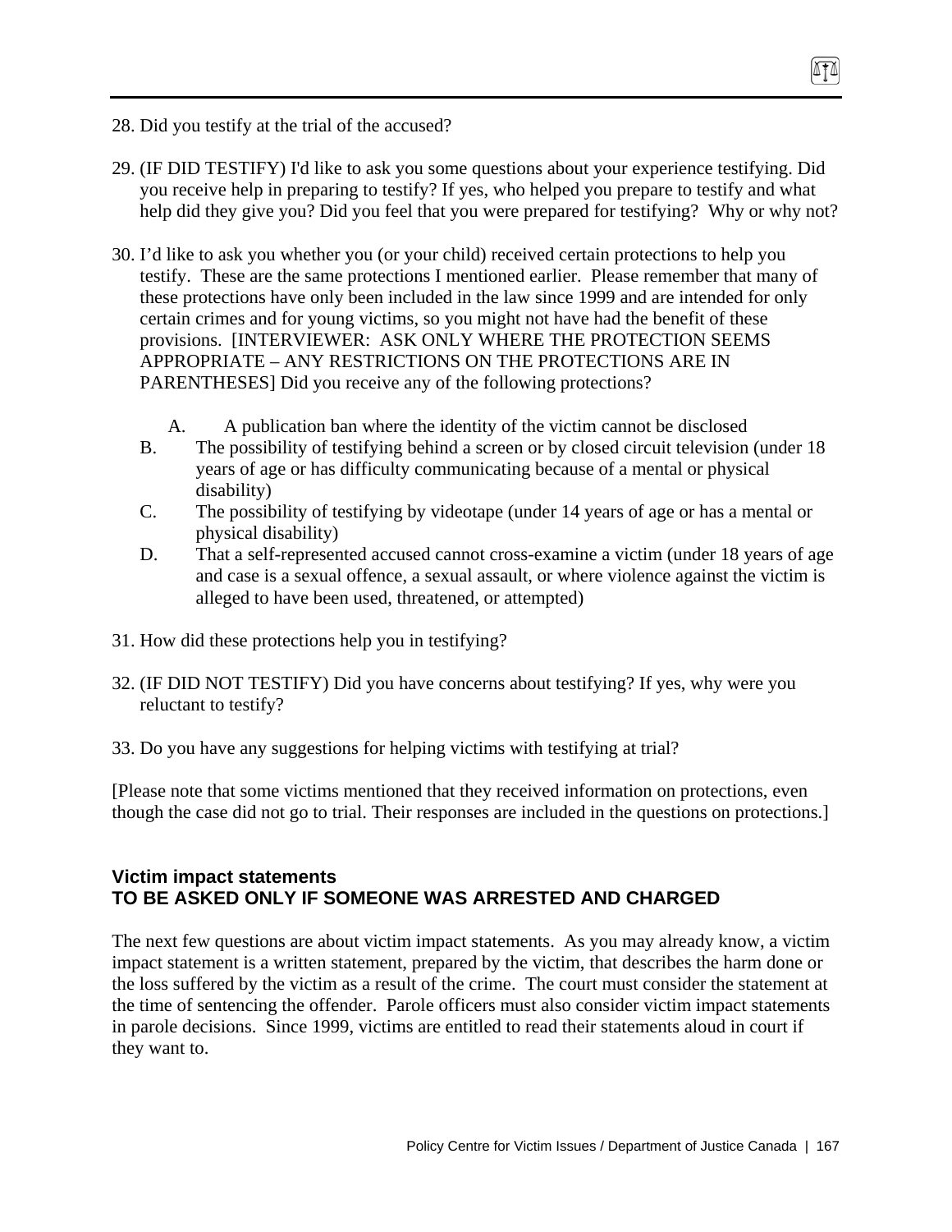28. Did you testify at the trial of the accused?

29. (IF DID TESTIFY) I'd like to ask you some questions about your experience testifying. Did you receive help in preparing to testify? If yes, who helped you prepare to testify and what help did they give you? Did you feel that you were prepared for testifying? Why or why not?

30. I'd like to ask you whether you (or your child) received certain protections to help you testify. These are the same protections I mentioned earlier. Please remember that many of these protections have only been included in the law since 1999 and are intended for only certain crimes and for young victims, so you might not have had the benefit of these provisions. [INTERVIEWER: ASK ONLY WHERE THE PROTECTION SEEMS APPROPRIATE – ANY RESTRICTIONS ON THE PROTECTIONS ARE IN PARENTHESES] Did you receive any of the following protections?

    A. A publication ban where the identity of the victim cannot be disclosed
    B. The possibility of testifying behind a screen or by closed circuit television (under 18 years of age or has difficulty communicating because of a mental or physical disability)
    C. The possibility of testifying by videotape (under 14 years of age or has a mental or physical disability)
    D. That a self-represented accused cannot cross-examine a victim (under 18 years of age and case is a sexual offence, a sexual assault, or where violence against the victim is alleged to have been used, threatened, or attempted)

31. How did these protections help you in testifying?

32. (IF DID NOT TESTIFY) Did you have concerns about testifying? If yes, why were you reluctant to testify?

33. Do you have any suggestions for helping victims with testifying at trial?

[Please note that some victims mentioned that they received information on protections, even though the case did not go to trial. Their responses are included in the questions on protections.]

### Victim impact statements
### TO BE ASKED ONLY IF SOMEONE WAS ARRESTED AND CHARGED

The next few questions are about victim impact statements. As you may already know, a victim impact statement is a written statement, prepared by the victim, that describes the harm done or the loss suffered by the victim as a result of the crime. The court must consider the statement at the time of sentencing the offender. Parole officers must also consider victim impact statements in parole decisions. Since 1999, victims are entitled to read their statements aloud in court if they want to.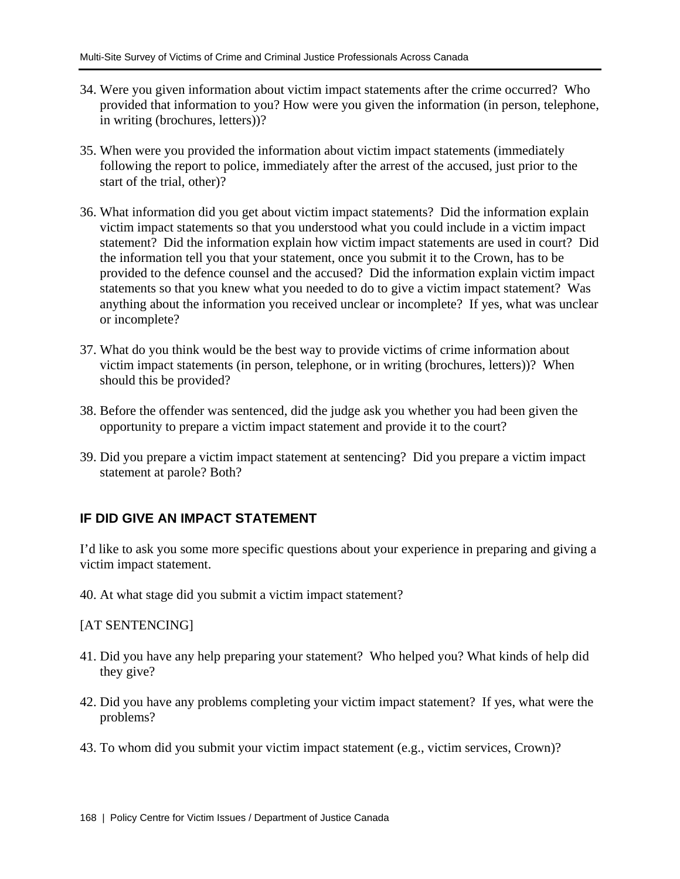34. Were you given information about victim impact statements after the crime occurred? Who provided that information to you? How were you given the information (in person, telephone, in writing (brochures, letters))?

35. When were you provided the information about victim impact statements (immediately following the report to police, immediately after the arrest of the accused, just prior to the start of the trial, other)?

36. What information did you get about victim impact statements? Did the information explain victim impact statements so that you understood what you could include in a victim impact statement? Did the information explain how victim impact statements are used in court? Did the information tell you that your statement, once you submit it to the Crown, has to be provided to the defence counsel and the accused? Did the information explain victim impact statements so that you knew what you needed to do to give a victim impact statement? Was anything about the information you received unclear or incomplete? If yes, what was unclear or incomplete?

37. What do you think would be the best way to provide victims of crime information about victim impact statements (in person, telephone, or in writing (brochures, letters))? When should this be provided?

38. Before the offender was sentenced, did the judge ask you whether you had been given the opportunity to prepare a victim impact statement and provide it to the court?

39. Did you prepare a victim impact statement at sentencing? Did you prepare a victim impact statement at parole? Both?

## IF DID GIVE AN IMPACT STATEMENT

I'd like to ask you some more specific questions about your experience in preparing and giving a victim impact statement.

40. At what stage did you submit a victim impact statement?

[AT SENTENCING]

41. Did you have any help preparing your statement? Who helped you? What kinds of help did they give?

42. Did you have any problems completing your victim impact statement? If yes, what were the problems?

43. To whom did you submit your victim impact statement (e.g., victim services, Crown)?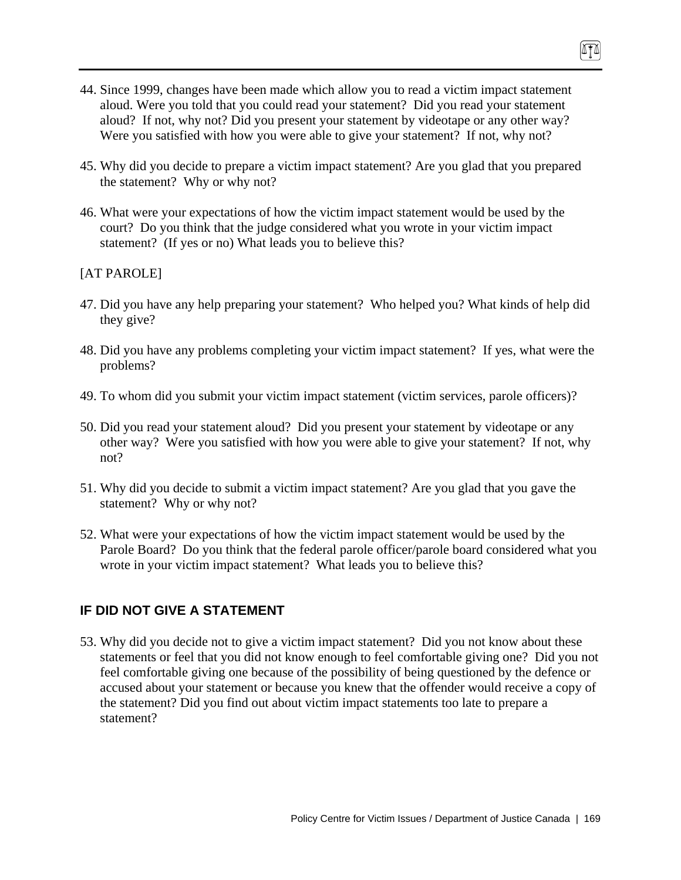44. Since 1999, changes have been made which allow you to read a victim impact statement aloud. Were you told that you could read your statement? Did you read your statement aloud? If not, why not? Did you present your statement by videotape or any other way? Were you satisfied with how you were able to give your statement? If not, why not?

45. Why did you decide to prepare a victim impact statement? Are you glad that you prepared the statement? Why or why not?

46. What were your expectations of how the victim impact statement would be used by the court? Do you think that the judge considered what you wrote in your victim impact statement? (If yes or no) What leads you to believe this?

[AT PAROLE]

47. Did you have any help preparing your statement? Who helped you? What kinds of help did they give?

48. Did you have any problems completing your victim impact statement? If yes, what were the problems?

49. To whom did you submit your victim impact statement (victim services, parole officers)?

50. Did you read your statement aloud? Did you present your statement by videotape or any other way? Were you satisfied with how you were able to give your statement? If not, why not?

51. Why did you decide to submit a victim impact statement? Are you glad that you gave the statement? Why or why not?

52. What were your expectations of how the victim impact statement would be used by the Parole Board? Do you think that the federal parole officer/parole board considered what you wrote in your victim impact statement? What leads you to believe this?

## IF DID NOT GIVE A STATEMENT

53. Why did you decide not to give a victim impact statement? Did you not know about these statements or feel that you did not know enough to feel comfortable giving one? Did you not feel comfortable giving one because of the possibility of being questioned by the defence or accused about your statement or because you knew that the offender would receive a copy of the statement? Did you find out about victim impact statements too late to prepare a statement?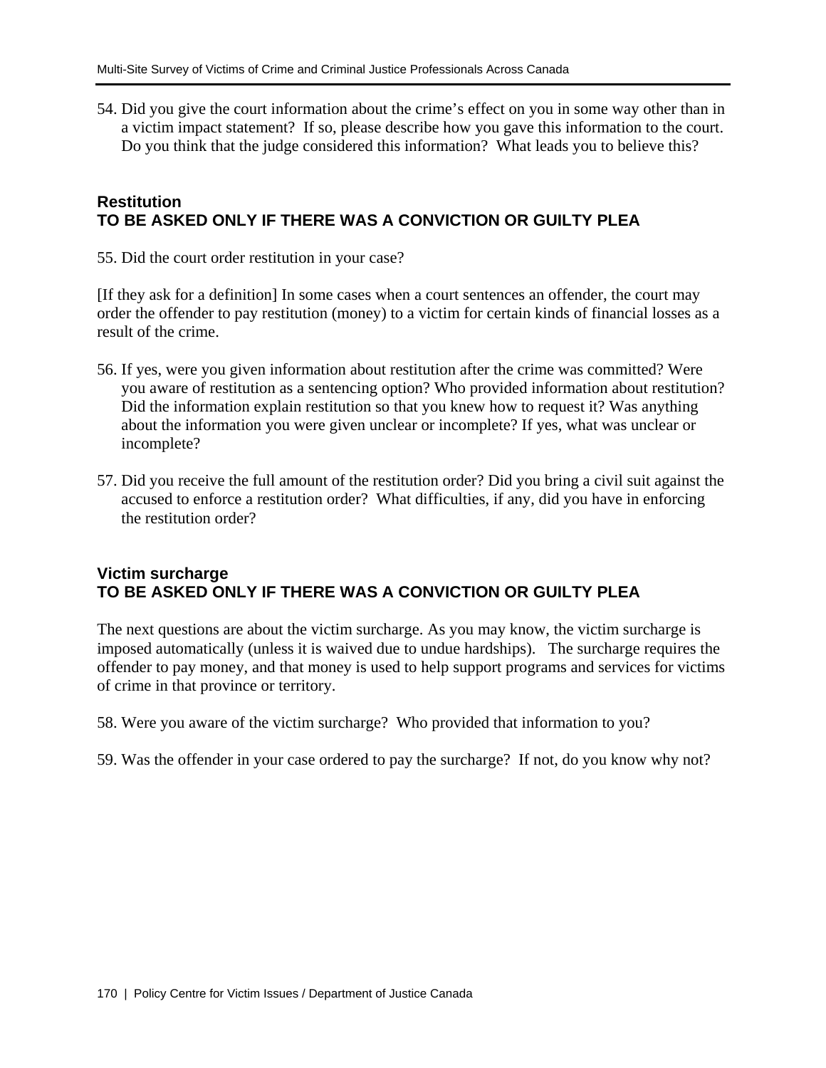54. Did you give the court information about the crime's effect on you in some way other than in a victim impact statement? If so, please describe how you gave this information to the court. Do you think that the judge considered this information? What leads you to believe this?

### Restitution
### TO BE ASKED ONLY IF THERE WAS A CONVICTION OR GUILTY PLEA

55. Did the court order restitution in your case?

[If they ask for a definition] In some cases when a court sentences an offender, the court may order the offender to pay restitution (money) to a victim for certain kinds of financial losses as a result of the crime.

56. If yes, were you given information about restitution after the crime was committed? Were you aware of restitution as a sentencing option? Who provided information about restitution? Did the information explain restitution so that you knew how to request it? Was anything about the information you were given unclear or incomplete? If yes, what was unclear or incomplete?

57. Did you receive the full amount of the restitution order? Did you bring a civil suit against the accused to enforce a restitution order? What difficulties, if any, did you have in enforcing the restitution order?

### Victim surcharge
### TO BE ASKED ONLY IF THERE WAS A CONVICTION OR GUILTY PLEA

The next questions are about the victim surcharge. As you may know, the victim surcharge is imposed automatically (unless it is waived due to undue hardships). The surcharge requires the offender to pay money, and that money is used to help support programs and services for victims of crime in that province or territory.

58. Were you aware of the victim surcharge? Who provided that information to you?

59. Was the offender in your case ordered to pay the surcharge? If not, do you know why not?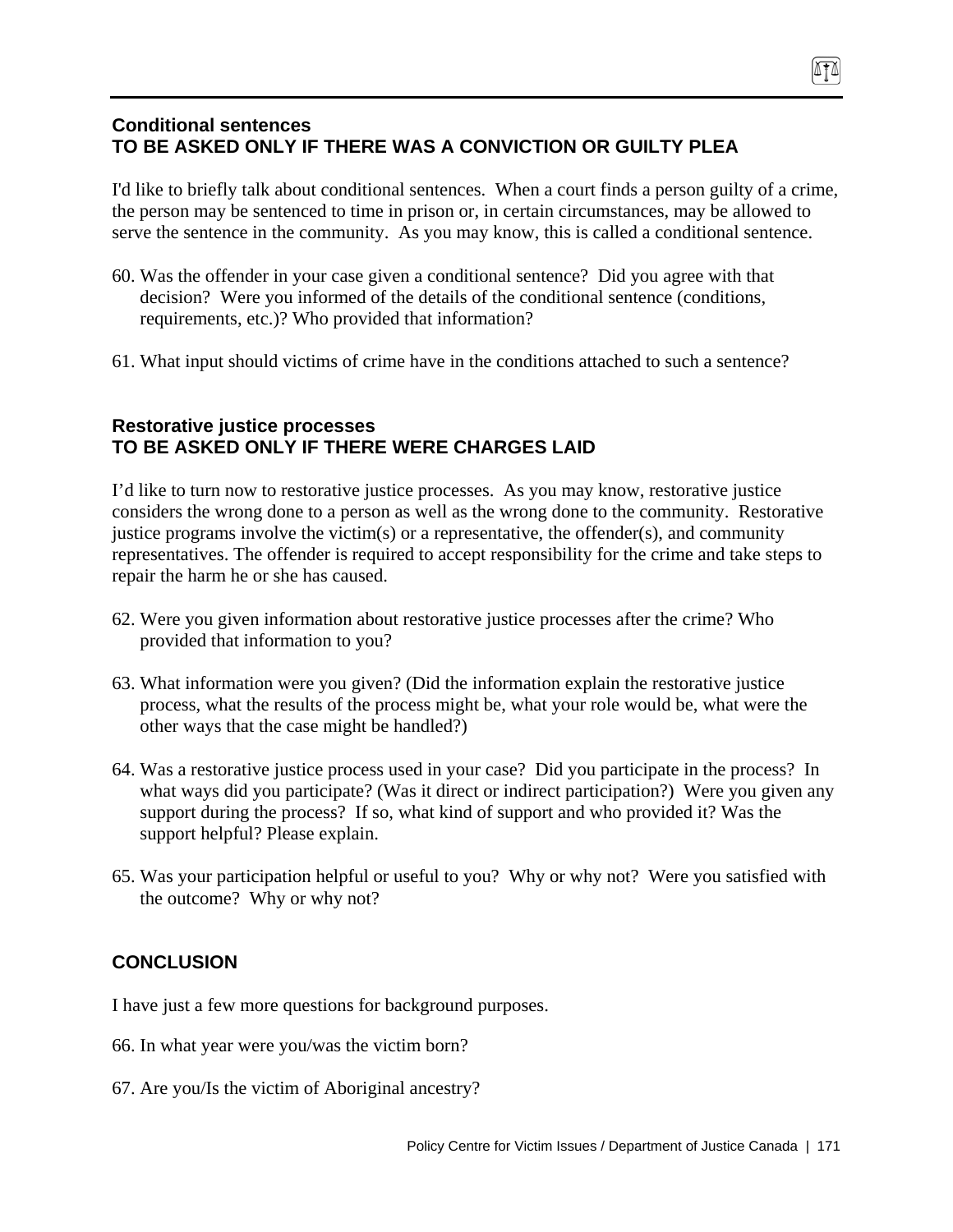### Conditional sentences
### TO BE ASKED ONLY IF THERE WAS A CONVICTION OR GUILTY PLEA

I'd like to briefly talk about conditional sentences. When a court finds a person guilty of a crime, the person may be sentenced to time in prison or, in certain circumstances, may be allowed to serve the sentence in the community. As you may know, this is called a conditional sentence.

60. Was the offender in your case given a conditional sentence? Did you agree with that decision? Were you informed of the details of the conditional sentence (conditions, requirements, etc.)? Who provided that information?

61. What input should victims of crime have in the conditions attached to such a sentence?

### Restorative justice processes
### TO BE ASKED ONLY IF THERE WERE CHARGES LAID

I'd like to turn now to restorative justice processes. As you may know, restorative justice considers the wrong done to a person as well as the wrong done to the community. Restorative justice programs involve the victim(s) or a representative, the offender(s), and community representatives. The offender is required to accept responsibility for the crime and take steps to repair the harm he or she has caused.

62. Were you given information about restorative justice processes after the crime? Who provided that information to you?

63. What information were you given? (Did the information explain the restorative justice process, what the results of the process might be, what your role would be, what were the other ways that the case might be handled?)

64. Was a restorative justice process used in your case? Did you participate in the process? In what ways did you participate? (Was it direct or indirect participation?) Were you given any support during the process? If so, what kind of support and who provided it? Was the support helpful? Please explain.

65. Was your participation helpful or useful to you? Why or why not? Were you satisfied with the outcome? Why or why not?

### CONCLUSION

I have just a few more questions for background purposes.

66. In what year were you/was the victim born?

67. Are you/Is the victim of Aboriginal ancestry?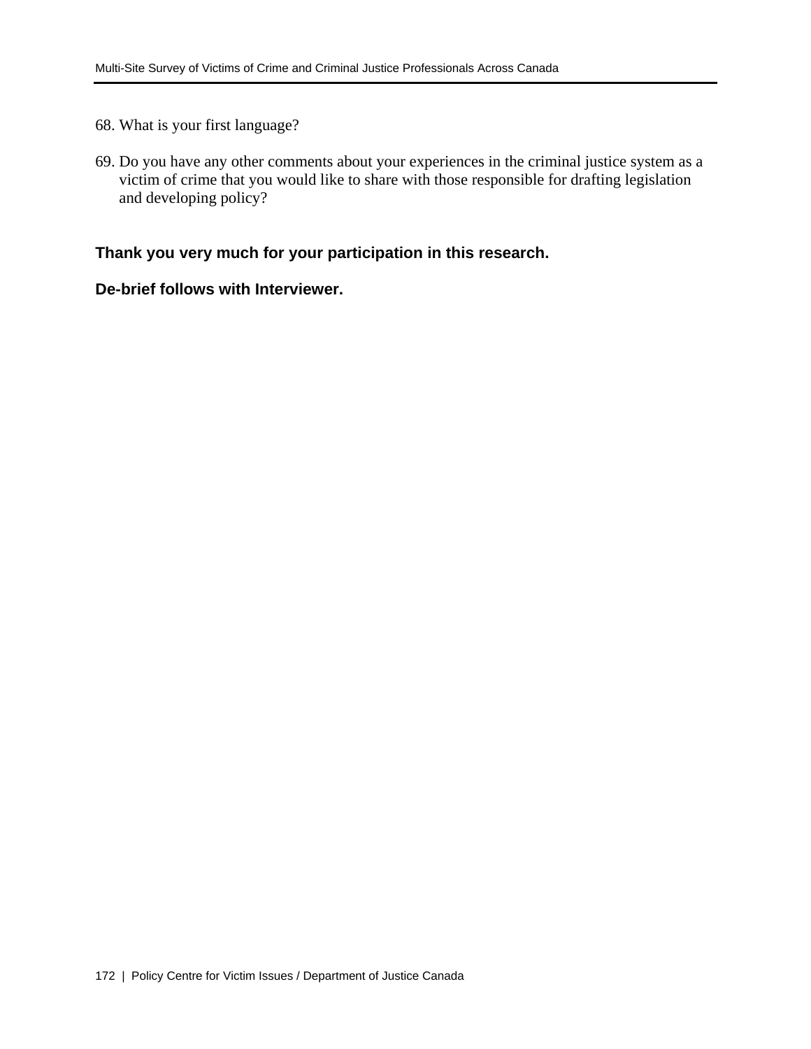68. What is your first language?

69. Do you have any other comments about your experiences in the criminal justice system as a victim of crime that you would like to share with those responsible for drafting legislation and developing policy?

**Thank you very much for your participation in this research.**

**De-brief follows with Interviewer.**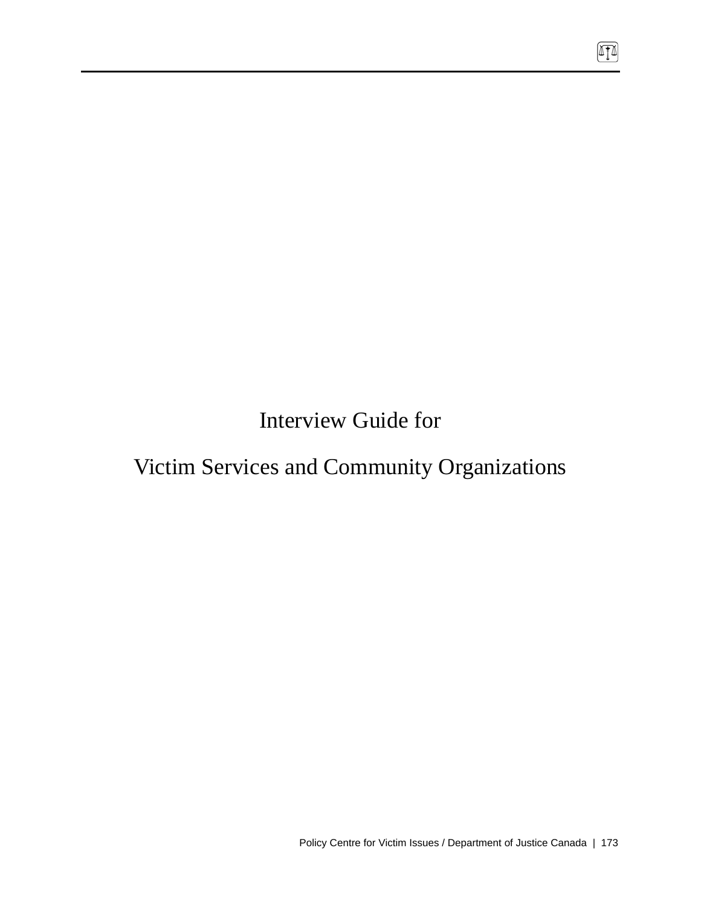# Interview Guide for

# Victim Services and Community Organizations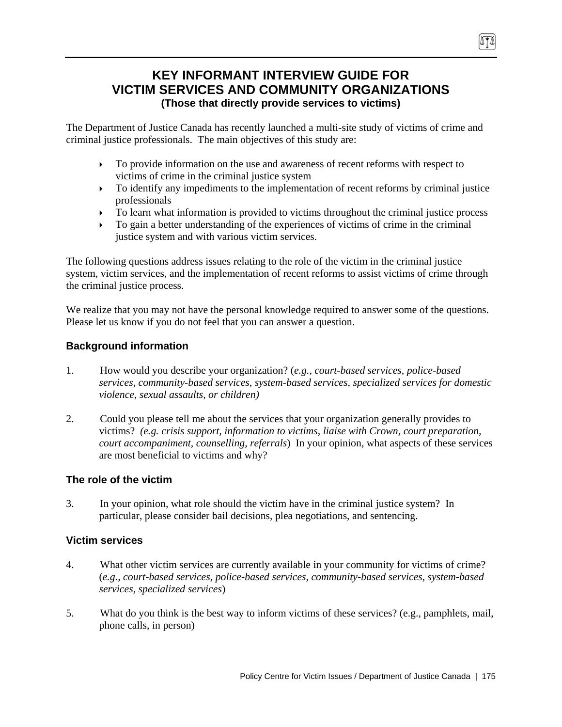# KEY INFORMANT INTERVIEW GUIDE FOR VICTIM SERVICES AND COMMUNITY ORGANIZATIONS

**(Those that directly provide services to victims)**

The Department of Justice Canada has recently launched a multi-site study of victims of crime and criminal justice professionals. The main objectives of this study are:

- To provide information on the use and awareness of recent reforms with respect to victims of crime in the criminal justice system
- To identify any impediments to the implementation of recent reforms by criminal justice professionals
- To learn what information is provided to victims throughout the criminal justice process
- To gain a better understanding of the experiences of victims of crime in the criminal justice system and with various victim services.

The following questions address issues relating to the role of the victim in the criminal justice system, victim services, and the implementation of recent reforms to assist victims of crime through the criminal justice process.

We realize that you may not have the personal knowledge required to answer some of the questions. Please let us know if you do not feel that you can answer a question.

### Background information

1. How would you describe your organization? (*e.g., court-based services, police-based services, community-based services, system-based services, specialized services for domestic violence, sexual assaults, or children)*

2. Could you please tell me about the services that your organization generally provides to victims? *(e.g. crisis support, information to victims, liaise with Crown, court preparation, court accompaniment, counselling, referrals*) In your opinion, what aspects of these services are most beneficial to victims and why?

### The role of the victim

3. In your opinion, what role should the victim have in the criminal justice system? In particular, please consider bail decisions, plea negotiations, and sentencing.

### Victim services

4. What other victim services are currently available in your community for victims of crime? (*e.g., court-based services, police-based services, community-based services, system-based services, specialized services*)

5. What do you think is the best way to inform victims of these services? (e.g., pamphlets, mail, phone calls, in person)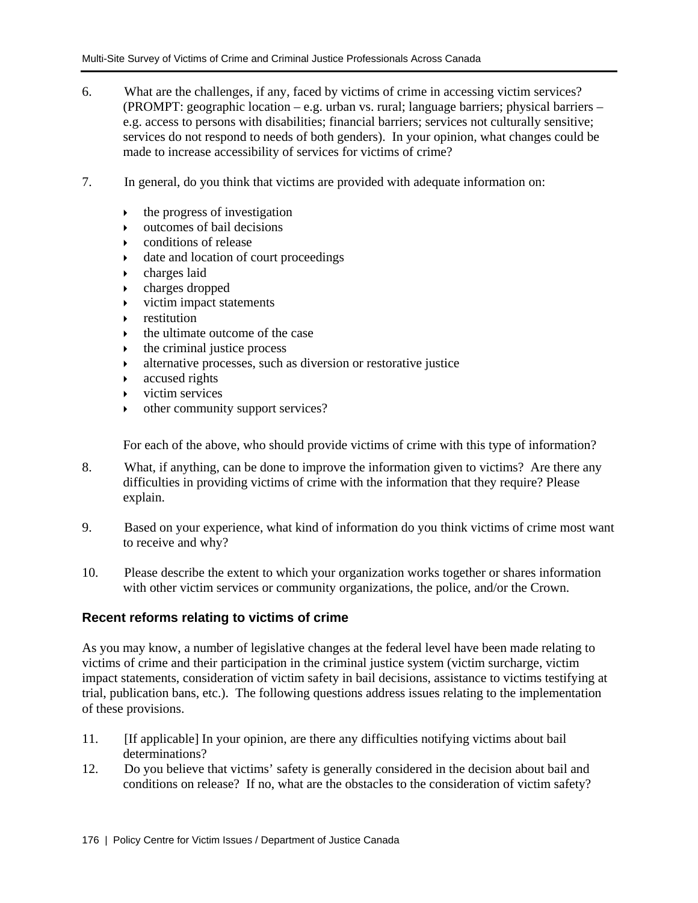6. What are the challenges, if any, faced by victims of crime in accessing victim services? (PROMPT: geographic location – e.g. urban vs. rural; language barriers; physical barriers – e.g. access to persons with disabilities; financial barriers; services not culturally sensitive; services do not respond to needs of both genders). In your opinion, what changes could be made to increase accessibility of services for victims of crime?

7. In general, do you think that victims are provided with adequate information on:

   - the progress of investigation
   - outcomes of bail decisions
   - conditions of release
   - date and location of court proceedings
   - charges laid
   - charges dropped
   - victim impact statements
   - restitution
   - the ultimate outcome of the case
   - the criminal justice process
   - alternative processes, such as diversion or restorative justice
   - accused rights
   - victim services
   - other community support services?

   For each of the above, who should provide victims of crime with this type of information?

8. What, if anything, can be done to improve the information given to victims? Are there any difficulties in providing victims of crime with the information that they require? Please explain.

9. Based on your experience, what kind of information do you think victims of crime most want to receive and why?

10. Please describe the extent to which your organization works together or shares information with other victim services or community organizations, the police, and/or the Crown.

### Recent reforms relating to victims of crime

As you may know, a number of legislative changes at the federal level have been made relating to victims of crime and their participation in the criminal justice system (victim surcharge, victim impact statements, consideration of victim safety in bail decisions, assistance to victims testifying at trial, publication bans, etc.). The following questions address issues relating to the implementation of these provisions.

11. [If applicable] In your opinion, are there any difficulties notifying victims about bail determinations?
12. Do you believe that victims' safety is generally considered in the decision about bail and conditions on release? If no, what are the obstacles to the consideration of victim safety?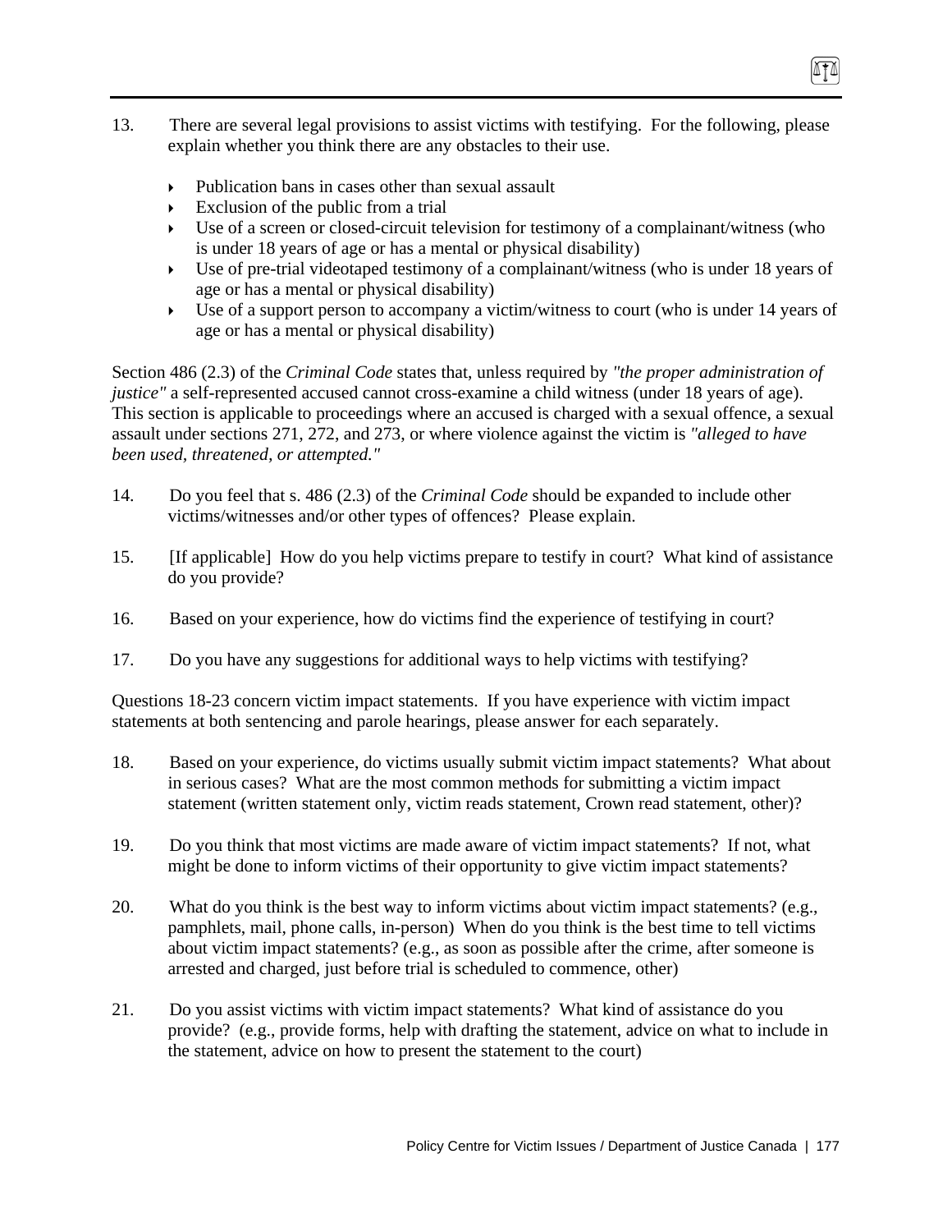13. There are several legal provisions to assist victims with testifying. For the following, please explain whether you think there are any obstacles to their use.

    - Publication bans in cases other than sexual assault
    - Exclusion of the public from a trial
    - Use of a screen or closed-circuit television for testimony of a complainant/witness (who is under 18 years of age or has a mental or physical disability)
    - Use of pre-trial videotaped testimony of a complainant/witness (who is under 18 years of age or has a mental or physical disability)
    - Use of a support person to accompany a victim/witness to court (who is under 14 years of age or has a mental or physical disability)

Section 486 (2.3) of the *Criminal Code* states that, unless required by *"the proper administration of justice"* a self-represented accused cannot cross-examine a child witness (under 18 years of age). This section is applicable to proceedings where an accused is charged with a sexual offence, a sexual assault under sections 271, 272, and 273, or where violence against the victim is *"alleged to have been used, threatened, or attempted."*

14. Do you feel that s. 486 (2.3) of the *Criminal Code* should be expanded to include other victims/witnesses and/or other types of offences? Please explain.

15. [If applicable] How do you help victims prepare to testify in court? What kind of assistance do you provide?

16. Based on your experience, how do victims find the experience of testifying in court?

17. Do you have any suggestions for additional ways to help victims with testifying?

Questions 18-23 concern victim impact statements. If you have experience with victim impact statements at both sentencing and parole hearings, please answer for each separately.

18. Based on your experience, do victims usually submit victim impact statements? What about in serious cases? What are the most common methods for submitting a victim impact statement (written statement only, victim reads statement, Crown read statement, other)?

19. Do you think that most victims are made aware of victim impact statements? If not, what might be done to inform victims of their opportunity to give victim impact statements?

20. What do you think is the best way to inform victims about victim impact statements? (e.g., pamphlets, mail, phone calls, in-person) When do you think is the best time to tell victims about victim impact statements? (e.g., as soon as possible after the crime, after someone is arrested and charged, just before trial is scheduled to commence, other)

21. Do you assist victims with victim impact statements? What kind of assistance do you provide? (e.g., provide forms, help with drafting the statement, advice on what to include in the statement, advice on how to present the statement to the court)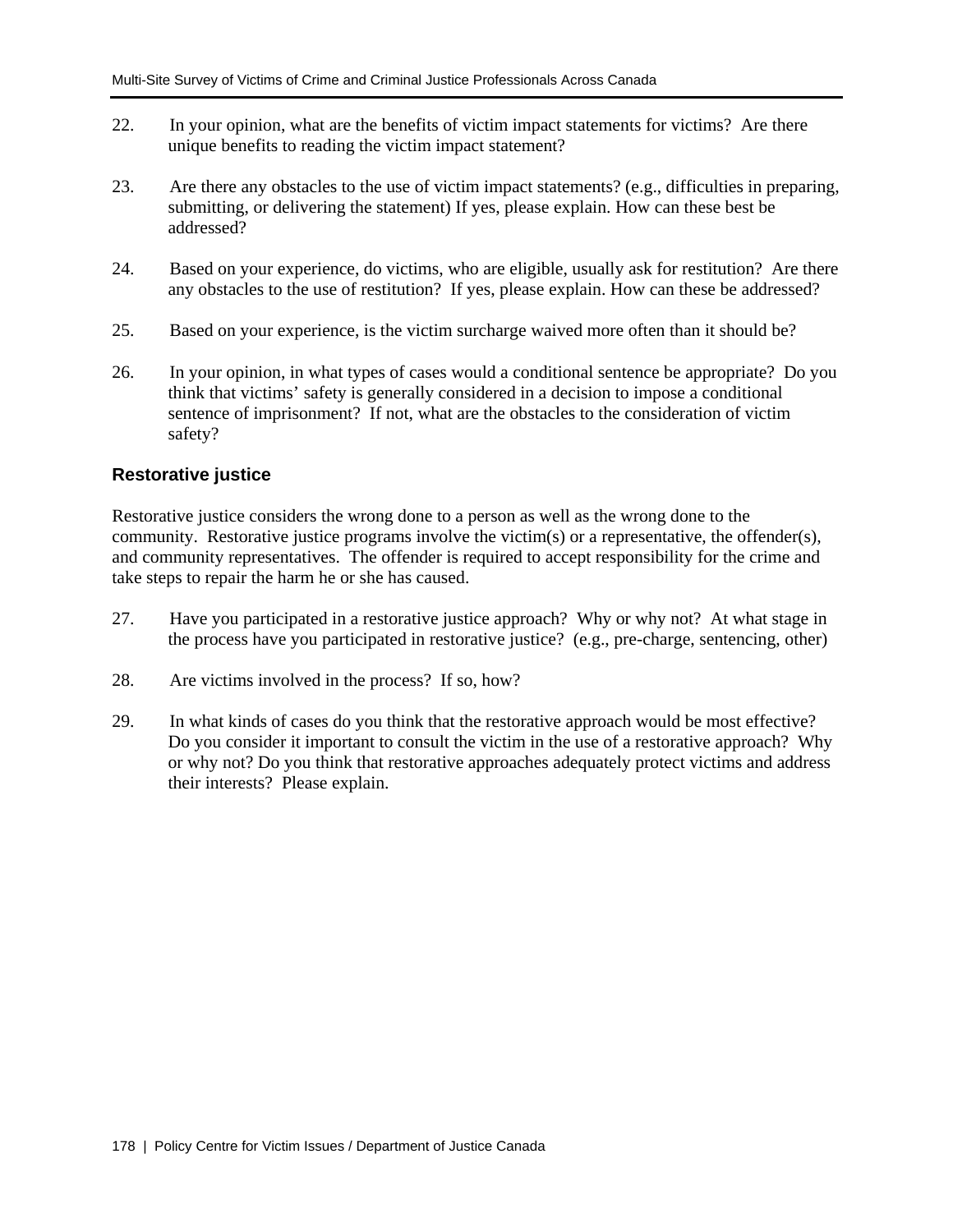22. In your opinion, what are the benefits of victim impact statements for victims? Are there unique benefits to reading the victim impact statement?

23. Are there any obstacles to the use of victim impact statements? (e.g., difficulties in preparing, submitting, or delivering the statement) If yes, please explain. How can these best be addressed?

24. Based on your experience, do victims, who are eligible, usually ask for restitution? Are there any obstacles to the use of restitution? If yes, please explain. How can these be addressed?

25. Based on your experience, is the victim surcharge waived more often than it should be?

26. In your opinion, in what types of cases would a conditional sentence be appropriate? Do you think that victims' safety is generally considered in a decision to impose a conditional sentence of imprisonment? If not, what are the obstacles to the consideration of victim safety?

### Restorative justice

Restorative justice considers the wrong done to a person as well as the wrong done to the community. Restorative justice programs involve the victim(s) or a representative, the offender(s), and community representatives. The offender is required to accept responsibility for the crime and take steps to repair the harm he or she has caused.

27. Have you participated in a restorative justice approach? Why or why not? At what stage in the process have you participated in restorative justice? (e.g., pre-charge, sentencing, other)

28. Are victims involved in the process? If so, how?

29. In what kinds of cases do you think that the restorative approach would be most effective? Do you consider it important to consult the victim in the use of a restorative approach? Why or why not? Do you think that restorative approaches adequately protect victims and address their interests? Please explain.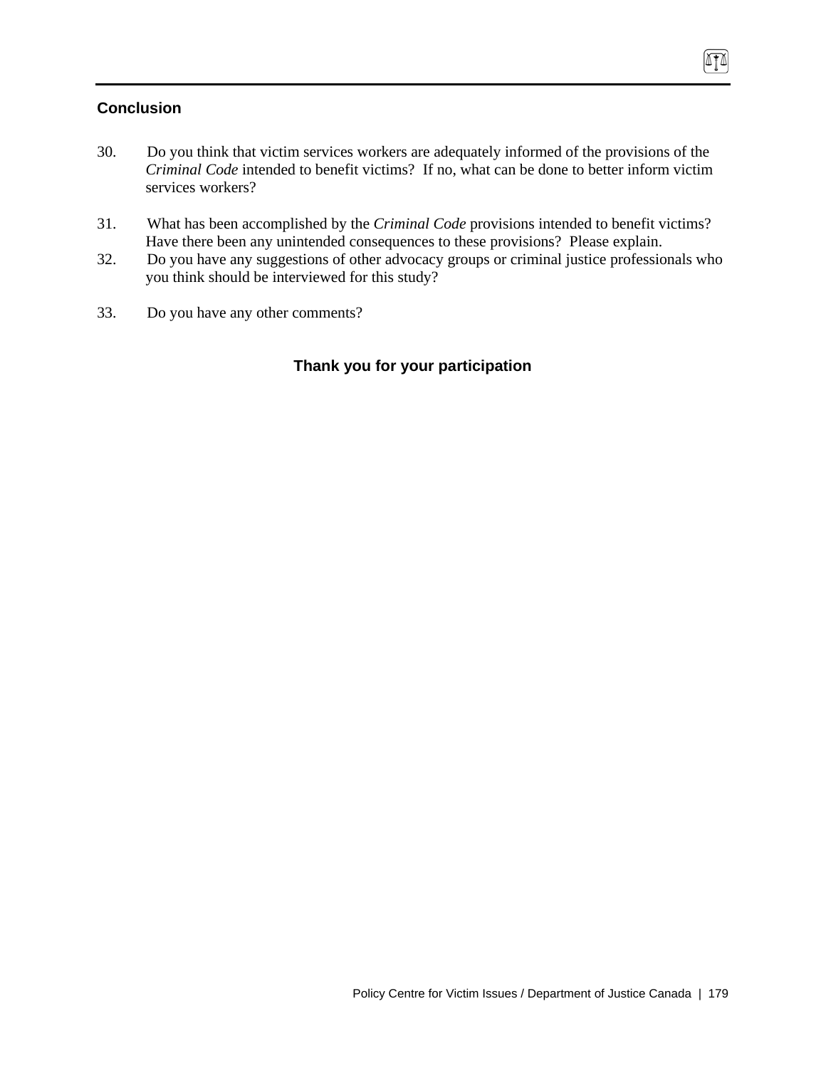## Conclusion

30. Do you think that victim services workers are adequately informed of the provisions of the *Criminal Code* intended to benefit victims? If no, what can be done to better inform victim services workers?

31. What has been accomplished by the *Criminal Code* provisions intended to benefit victims? Have there been any unintended consequences to these provisions? Please explain.

32. Do you have any suggestions of other advocacy groups or criminal justice professionals who you think should be interviewed for this study?

33. Do you have any other comments?

**Thank you for your participation**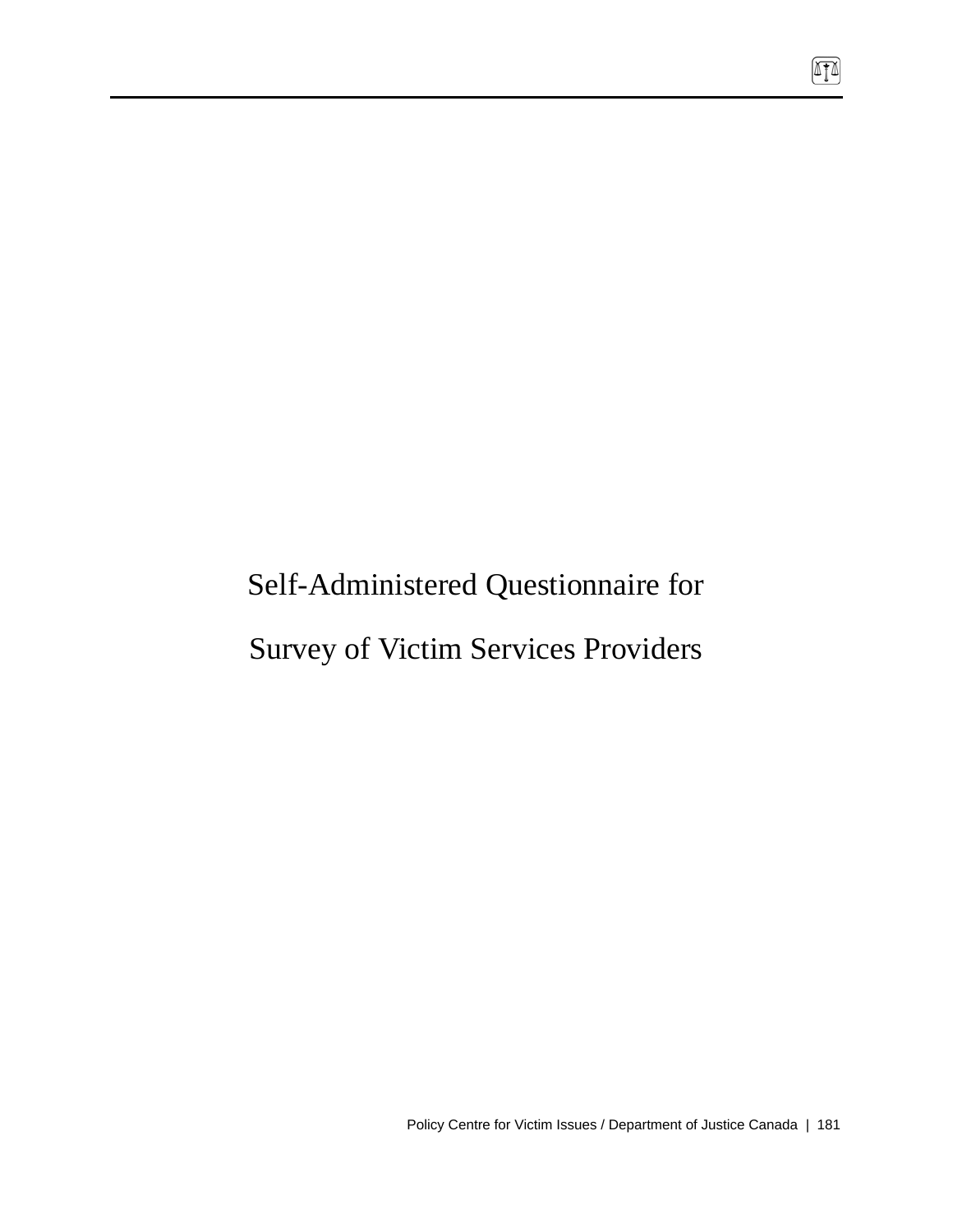# Self-Administered Questionnaire for Survey of Victim Services Providers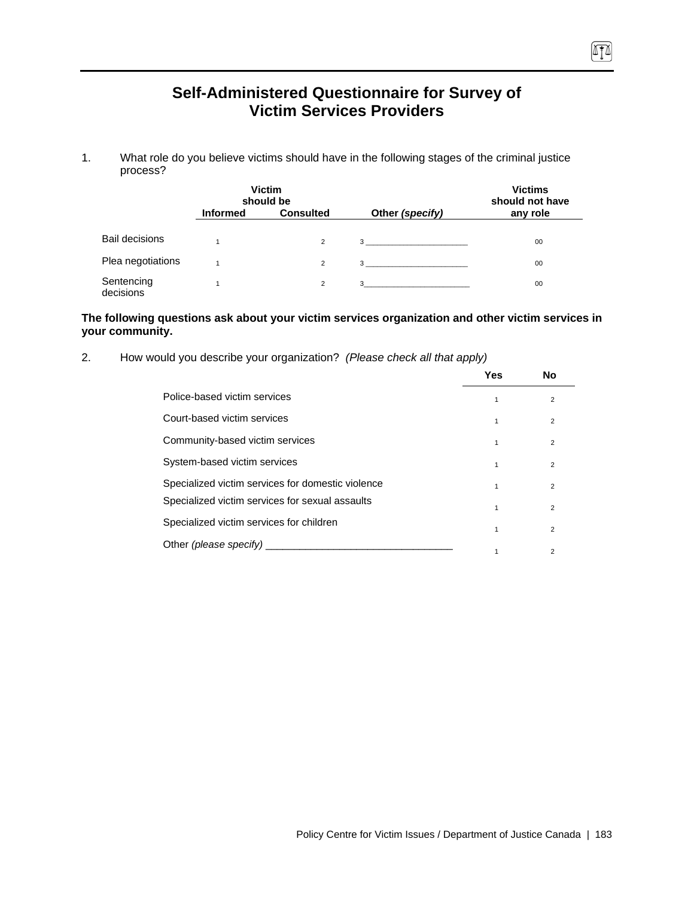# Self-Administered Questionnaire for Survey of Victim Services Providers

1. What role do you believe victims should have in the following stages of the criminal justice process?

| | Victim should be Informed | Consulted | Other *(specify)* | Victims should not have any role |
|---|---|---|---|---|
| Bail decisions | 1 | 2 | 3 ______________________ | 00 |
| Plea negotiations | 1 | 2 | 3 ______________________ | 00 |
| Sentencing decisions | 1 | 2 | 3______________________ | 00 |

**The following questions ask about your victim services organization and other victim services in your community.**

2. How would you describe your organization? *(Please check all that apply)*

| | Yes | No |
|---|---|---|
| Police-based victim services | 1 | 2 |
| Court-based victim services | 1 | 2 |
| Community-based victim services | 1 | 2 |
| System-based victim services | 1 | 2 |
| Specialized victim services for domestic violence | 1 | 2 |
| Specialized victim services for sexual assaults | 1 | 2 |
| Specialized victim services for children | 1 | 2 |
| Other *(please specify)* _________________________________ | 1 | 2 |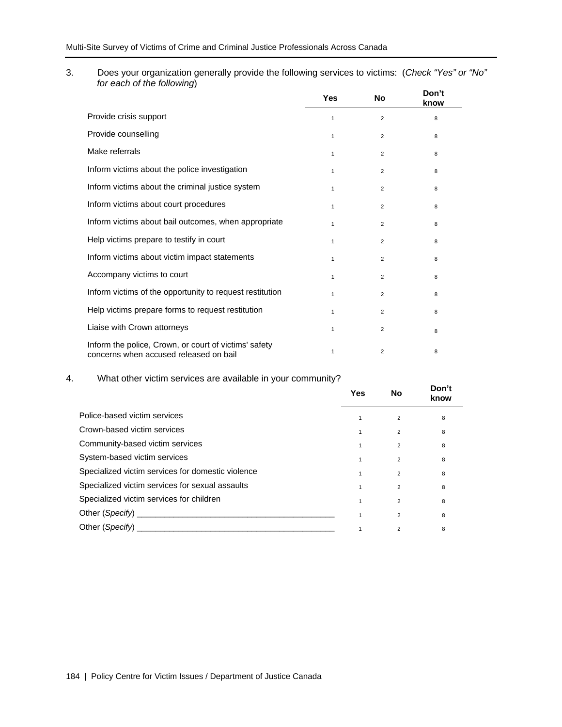3. Does your organization generally provide the following services to victims: (*Check "Yes" or "No" for each of the following*)

| | Yes | No | Don't know |
|---|---|---|---|
| Provide crisis support | 1 | 2 | 8 |
| Provide counselling | 1 | 2 | 8 |
| Make referrals | 1 | 2 | 8 |
| Inform victims about the police investigation | 1 | 2 | 8 |
| Inform victims about the criminal justice system | 1 | 2 | 8 |
| Inform victims about court procedures | 1 | 2 | 8 |
| Inform victims about bail outcomes, when appropriate | 1 | 2 | 8 |
| Help victims prepare to testify in court | 1 | 2 | 8 |
| Inform victims about victim impact statements | 1 | 2 | 8 |
| Accompany victims to court | 1 | 2 | 8 |
| Inform victims of the opportunity to request restitution | 1 | 2 | 8 |
| Help victims prepare forms to request restitution | 1 | 2 | 8 |
| Liaise with Crown attorneys | 1 | 2 | 8 |
| Inform the police, Crown, or court of victims' safety concerns when accused released on bail | 1 | 2 | 8 |

4. What other victim services are available in your community?

| | Yes | No | Don't know |
|---|---|---|---|
| Police-based victim services | 1 | 2 | 8 |
| Crown-based victim services | 1 | 2 | 8 |
| Community-based victim services | 1 | 2 | 8 |
| System-based victim services | 1 | 2 | 8 |
| Specialized victim services for domestic violence | 1 | 2 | 8 |
| Specialized victim services for sexual assaults | 1 | 2 | 8 |
| Specialized victim services for children | 1 | 2 | 8 |
| Other (*Specify*) ___________________________________________ | 1 | 2 | 8 |
| Other (*Specify*) ___________________________________________ | 1 | 2 | 8 |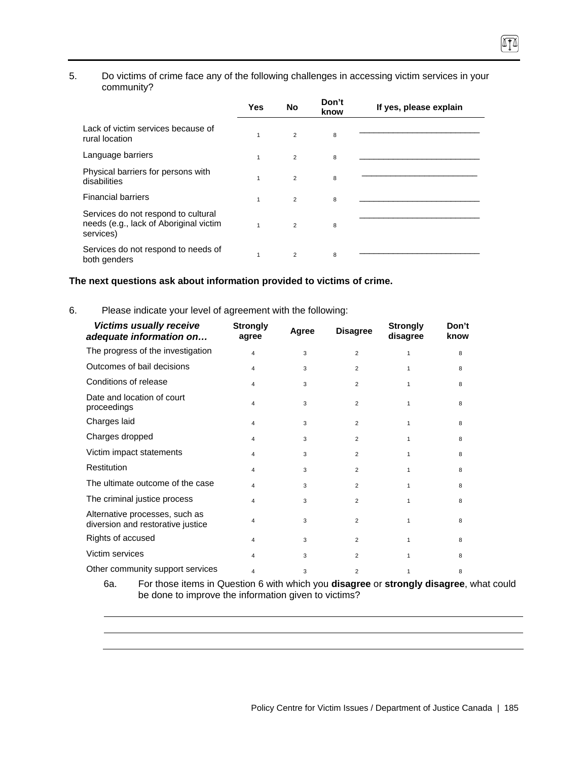5. Do victims of crime face any of the following challenges in accessing victim services in your community?

| | Yes | No | Don't know | If yes, please explain |
|---|---|---|---|---|
| Lack of victim services because of rural location | 1 | 2 | 8 | ___________________________ |
| Language barriers | 1 | 2 | 8 | ___________________________ |
| Physical barriers for persons with disabilities | 1 | 2 | 8 | ___________________________ |
| Financial barriers | 1 | 2 | 8 | ___________________________ |
| Services do not respond to cultural needs (e.g., lack of Aboriginal victim services) | 1 | 2 | 8 | ___________________________ |
| Services do not respond to needs of both genders | 1 | 2 | 8 | ___________________________ |

**The next questions ask about information provided to victims of crime.**

6. Please indicate your level of agreement with the following:

| ***Victims usually receive adequate information on…*** | Strongly agree | Agree | Disagree | Strongly disagree | Don't know |
|---|---|---|---|---|---|
| The progress of the investigation | 4 | 3 | 2 | 1 | 8 |
| Outcomes of bail decisions | 4 | 3 | 2 | 1 | 8 |
| Conditions of release | 4 | 3 | 2 | 1 | 8 |
| Date and location of court proceedings | 4 | 3 | 2 | 1 | 8 |
| Charges laid | 4 | 3 | 2 | 1 | 8 |
| Charges dropped | 4 | 3 | 2 | 1 | 8 |
| Victim impact statements | 4 | 3 | 2 | 1 | 8 |
| Restitution | 4 | 3 | 2 | 1 | 8 |
| The ultimate outcome of the case | 4 | 3 | 2 | 1 | 8 |
| The criminal justice process | 4 | 3 | 2 | 1 | 8 |
| Alternative processes, such as diversion and restorative justice | 4 | 3 | 2 | 1 | 8 |
| Rights of accused | 4 | 3 | 2 | 1 | 8 |
| Victim services | 4 | 3 | 2 | 1 | 8 |
| Other community support services | 4 | 3 | 2 | 1 | 8 |

6a. For those items in Question 6 with which you **disagree** or **strongly disagree**, what could be done to improve the information given to victims?

_______________________________________________________________________________

_______________________________________________________________________________

_______________________________________________________________________________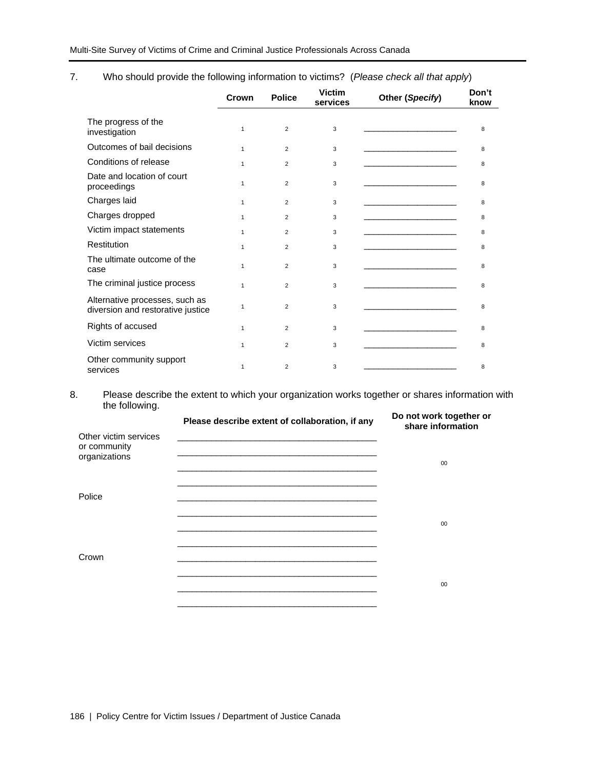7. Who should provide the following information to victims? (*Please check all that apply*)

| | Crown | Police | Victim services | Other (*Specify*) | Don't know |
|---|---|---|---|---|---|
| The progress of the investigation | 1 | 2 | 3 | ______________________ | 8 |
| Outcomes of bail decisions | 1 | 2 | 3 | ______________________ | 8 |
| Conditions of release | 1 | 2 | 3 | ______________________ | 8 |
| Date and location of court proceedings | 1 | 2 | 3 | ______________________ | 8 |
| Charges laid | 1 | 2 | 3 | ______________________ | 8 |
| Charges dropped | 1 | 2 | 3 | ______________________ | 8 |
| Victim impact statements | 1 | 2 | 3 | ______________________ | 8 |
| Restitution | 1 | 2 | 3 | ______________________ | 8 |
| The ultimate outcome of the case | 1 | 2 | 3 | ______________________ | 8 |
| The criminal justice process | 1 | 2 | 3 | ______________________ | 8 |
| Alternative processes, such as diversion and restorative justice | 1 | 2 | 3 | ______________________ | 8 |
| Rights of accused | 1 | 2 | 3 | ______________________ | 8 |
| Victim services | 1 | 2 | 3 | ______________________ | 8 |
| Other community support services | 1 | 2 | 3 | ______________________ | 8 |

8. Please describe the extent to which your organization works together or shares information with the following.

| | Please describe extent of collaboration, if any | Do not work together or share information |
|---|---|---|
| Other victim services or community organizations | ________________________________________ ________________________________________ ________________________________________ ________________________________________ | 00 |
| Police | ________________________________________ ________________________________________ ________________________________________ ________________________________________ | 00 |
| Crown | ________________________________________ ________________________________________ ________________________________________ ________________________________________ | 00 |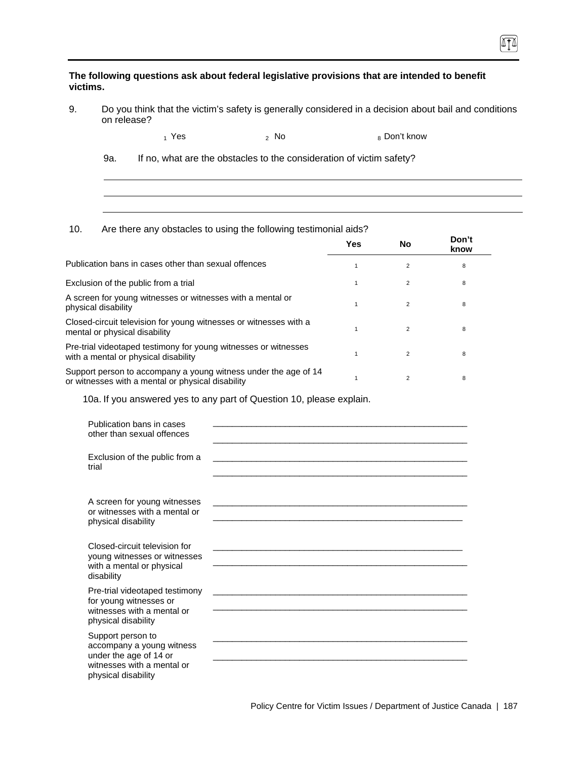**The following questions ask about federal legislative provisions that are intended to benefit victims.**

9. Do you think that the victim's safety is generally considered in a decision about bail and conditions on release?

   1 Yes 2 No 8 Don't know

   9a. If no, what are the obstacles to the consideration of victim safety?

   ______________________________________________________________________

   ______________________________________________________________________

   ______________________________________________________________________

10. Are there any obstacles to using the following testimonial aids?

| | Yes | No | Don't know |
|---|---|---|---|
| Publication bans in cases other than sexual offences | 1 | 2 | 8 |
| Exclusion of the public from a trial | 1 | 2 | 8 |
| A screen for young witnesses or witnesses with a mental or physical disability | 1 | 2 | 8 |
| Closed-circuit television for young witnesses or witnesses with a mental or physical disability | 1 | 2 | 8 |
| Pre-trial videotaped testimony for young witnesses or witnesses with a mental or physical disability | 1 | 2 | 8 |
| Support person to accompany a young witness under the age of 14 or witnesses with a mental or physical disability | 1 | 2 | 8 |

10a. If you answered yes to any part of Question 10, please explain.

Publication bans in cases other than sexual offences ______________________________________________________

______________________________________________________

Exclusion of the public from a trial ______________________________________________________

______________________________________________________

A screen for young witnesses or witnesses with a mental or physical disability ______________________________________________________

______________________________________________________

Closed-circuit television for young witnesses or witnesses with a mental or physical disability ______________________________________________________

______________________________________________________

Pre-trial videotaped testimony for young witnesses or witnesses with a mental or physical disability ______________________________________________________

______________________________________________________

Support person to accompany a young witness under the age of 14 or witnesses with a mental or physical disability ______________________________________________________

______________________________________________________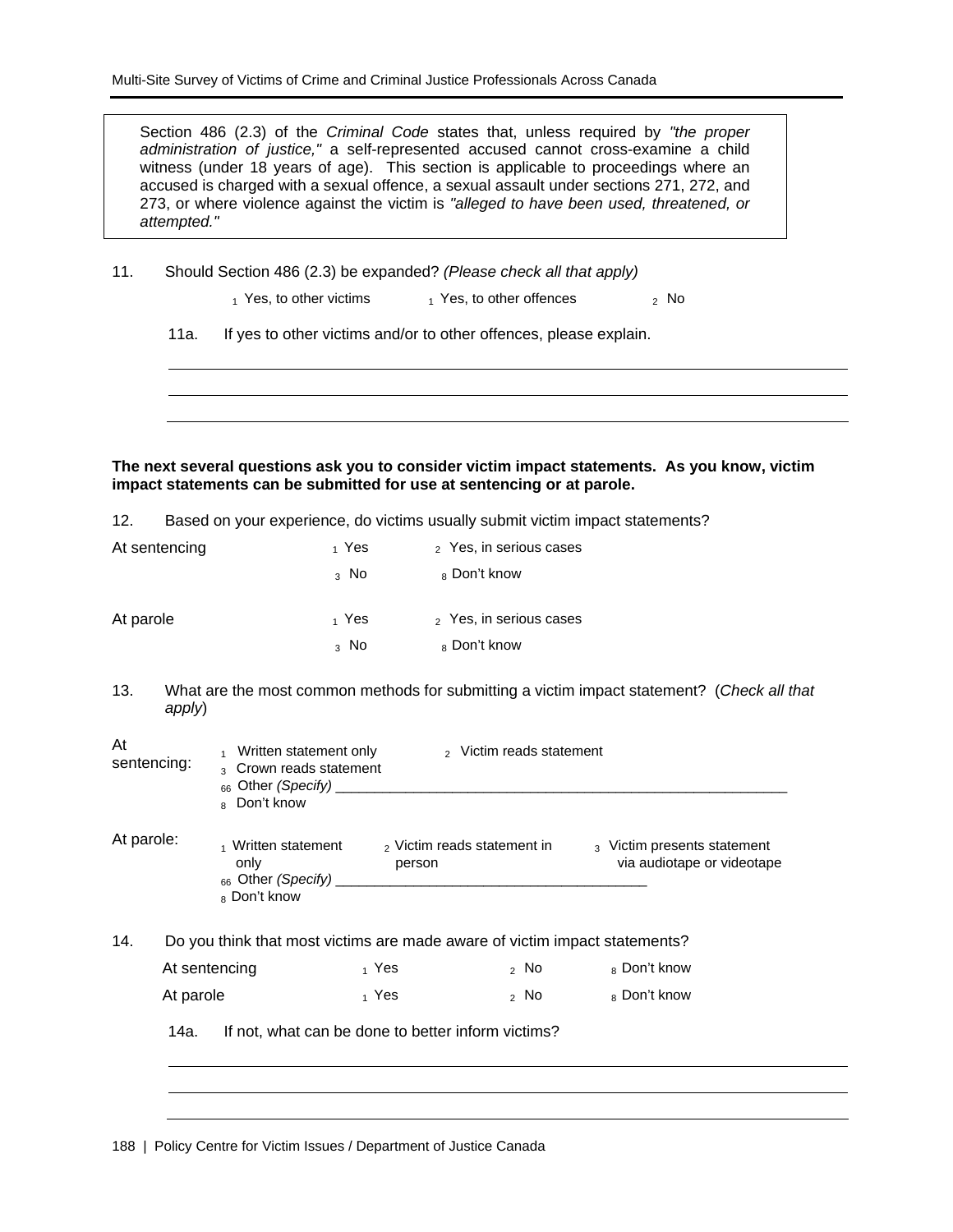> Section 486 (2.3) of the *Criminal Code* states that, unless required by *"the proper administration of justice,"* a self-represented accused cannot cross-examine a child witness (under 18 years of age). This section is applicable to proceedings where an accused is charged with a sexual offence, a sexual assault under sections 271, 272, and 273, or where violence against the victim is *"alleged to have been used, threatened, or attempted."*

11. Should Section 486 (2.3) be expanded? *(Please check all that apply)*

    1 Yes, to other victims    1 Yes, to other offences    2 No

    11a. If yes to other victims and/or to other offences, please explain.

    ______________________________________________________________

    ______________________________________________________________

    ______________________________________________________________

**The next several questions ask you to consider victim impact statements. As you know, victim impact statements can be submitted for use at sentencing or at parole.**

12. Based on your experience, do victims usually submit victim impact statements?

| | | |
|---|---|---|
| At sentencing | 1 Yes | 2 Yes, in serious cases |
| | 3 No | 8 Don't know |
| At parole | 1 Yes | 2 Yes, in serious cases |
| | 3 No | 8 Don't know |

13. What are the most common methods for submitting a victim impact statement? (*Check all that apply*)

At sentencing:
- 1 Written statement only
- 2 Victim reads statement
- 3 Crown reads statement
- 66 Other *(Specify)* ______________________________
- 8 Don't know

At parole:
- 1 Written statement only
- 2 Victim reads statement in person
- 3 Victim presents statement via audiotape or videotape
- 66 Other *(Specify)* ______________________________
- 8 Don't know

14. Do you think that most victims are made aware of victim impact statements?

| | | | |
|---|---|---|---|
| At sentencing | 1 Yes | 2 No | 8 Don't know |
| At parole | 1 Yes | 2 No | 8 Don't know |

    14a. If not, what can be done to better inform victims?

    ______________________________________________________________

    ______________________________________________________________

    ______________________________________________________________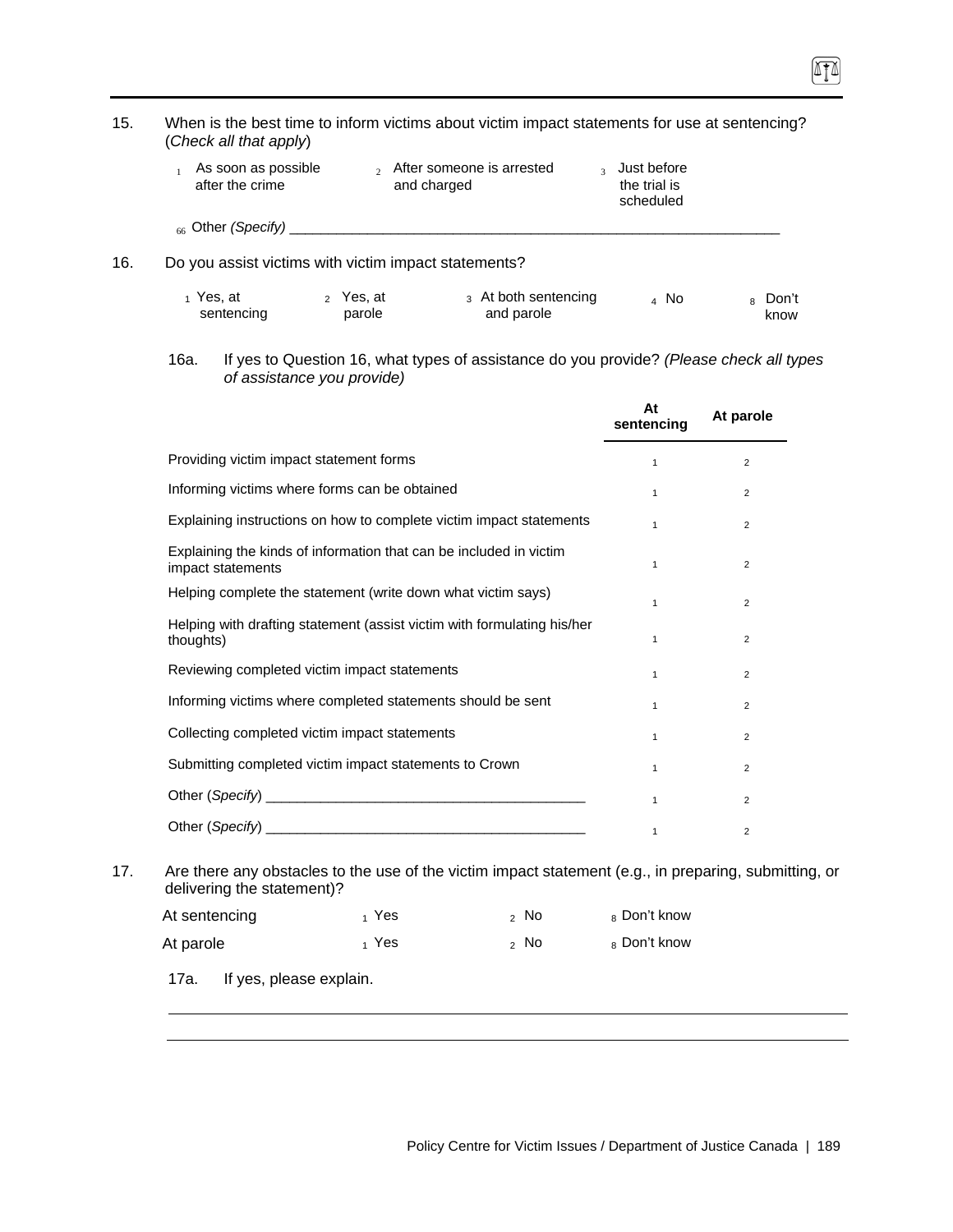15. When is the best time to inform victims about victim impact statements for use at sentencing? (*Check all that apply*)

   1 As soon as possible after the crime　　2 After someone is arrested and charged　　3 Just before the trial is scheduled

   66 Other *(Specify)* ______________________________________________________________

16. Do you assist victims with victim impact statements?

   1 Yes, at sentencing　　2 Yes, at parole　　3 At both sentencing and parole　　4 No　　8 Don't know

   16a. If yes to Question 16, what types of assistance do you provide? *(Please check all types of assistance you provide)*

| | At sentencing | At parole |
|---|---|---|
| Providing victim impact statement forms | 1 | 2 |
| Informing victims where forms can be obtained | 1 | 2 |
| Explaining instructions on how to complete victim impact statements | 1 | 2 |
| Explaining the kinds of information that can be included in victim impact statements | 1 | 2 |
| Helping complete the statement (write down what victim says) | 1 | 2 |
| Helping with drafting statement (assist victim with formulating his/her thoughts) | 1 | 2 |
| Reviewing completed victim impact statements | 1 | 2 |
| Informing victims where completed statements should be sent | 1 | 2 |
| Collecting completed victim impact statements | 1 | 2 |
| Submitting completed victim impact statements to Crown | 1 | 2 |
| Other (*Specify*) ________________________________________ | 1 | 2 |
| Other (*Specify*) ________________________________________ | 1 | 2 |

17. Are there any obstacles to the use of the victim impact statement (e.g., in preparing, submitting, or delivering the statement)?

| | | | |
|---|---|---|---|
| At sentencing | 1 Yes | 2 No | 8 Don't know |
| At parole | 1 Yes | 2 No | 8 Don't know |

   17a. If yes, please explain.

   ______________________________________________________________

   ______________________________________________________________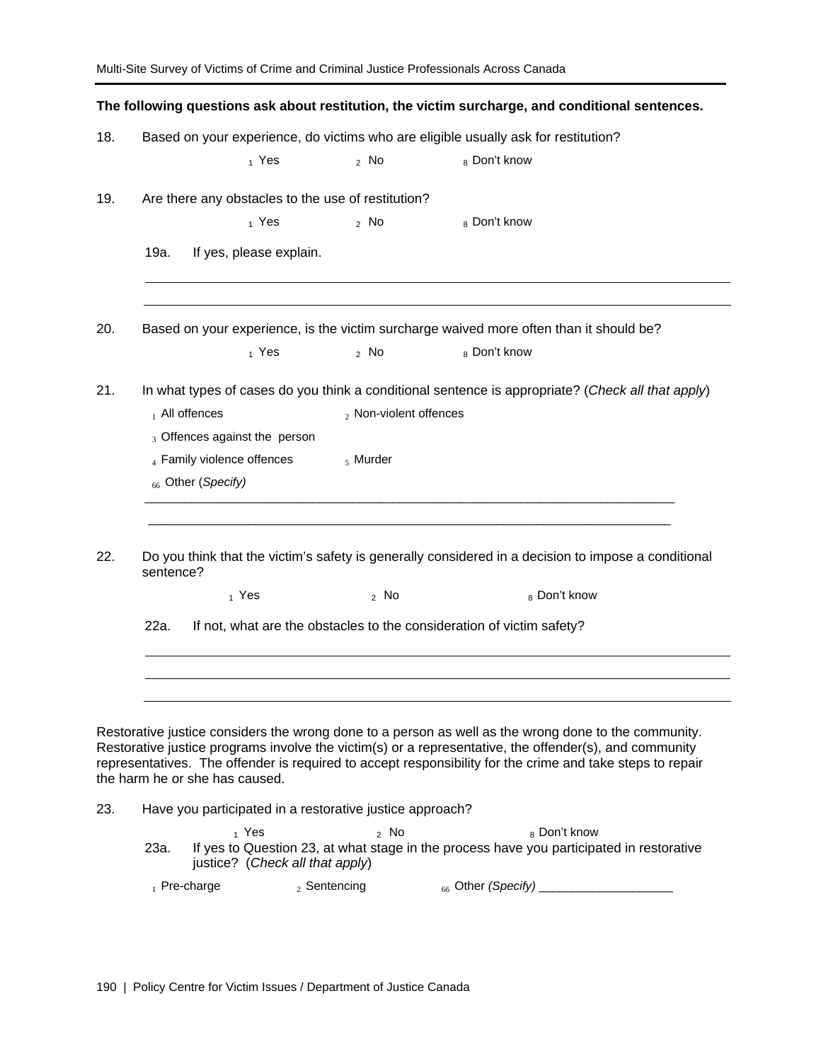**The following questions ask about restitution, the victim surcharge, and conditional sentences.**

18. Based on your experience, do victims who are eligible usually ask for restitution?

    1 Yes    2 No    8 Don't know

19. Are there any obstacles to the use of restitution?

    1 Yes    2 No    8 Don't know

    19a. If yes, please explain.

    ______________________________________________________________________________

    ______________________________________________________________________________

20. Based on your experience, is the victim surcharge waived more often than it should be?

    1 Yes    2 No    8 Don't know

21. In what types of cases do you think a conditional sentence is appropriate? (*Check all that apply*)

    1 All offences    2 Non-violent offences

    3 Offences against the person

    4 Family violence offences    5 Murder

    66 Other (*Specify)*

    ______________________________________________________________________________

    ______________________________________________________________________________

22. Do you think that the victim's safety is generally considered in a decision to impose a conditional sentence?

    1 Yes    2 No    8 Don't know

    22a. If not, what are the obstacles to the consideration of victim safety?

    ______________________________________________________________________________

    ______________________________________________________________________________

    ______________________________________________________________________________

Restorative justice considers the wrong done to a person as well as the wrong done to the community. Restorative justice programs involve the victim(s) or a representative, the offender(s), and community representatives. The offender is required to accept responsibility for the crime and take steps to repair the harm he or she has caused.

23. Have you participated in a restorative justice approach?

    1 Yes    2 No    8 Don't know

    23a. If yes to Question 23, at what stage in the process have you participated in restorative justice? (*Check all that apply*)

    1 Pre-charge    2 Sentencing    66 Other *(Specify)* ____________________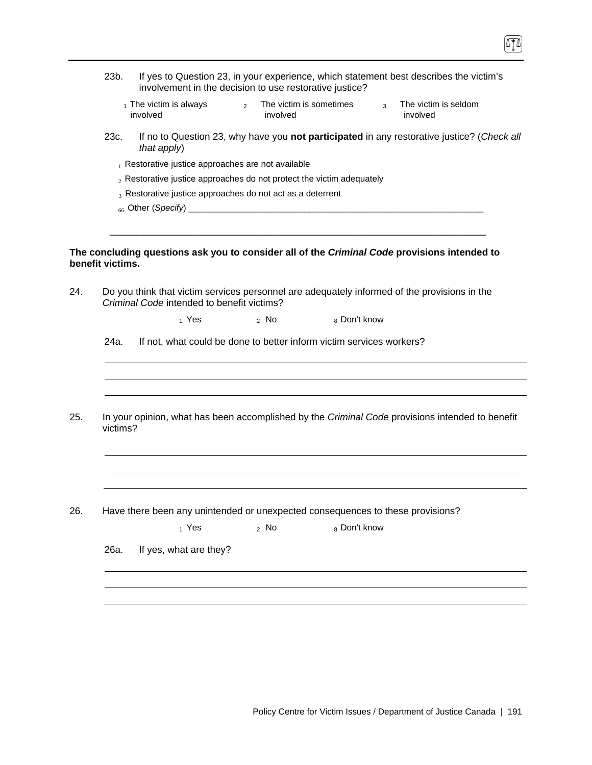23b. If yes to Question 23, in your experience, which statement best describes the victim's involvement in the decision to use restorative justice?

1 The victim is always involved    2 The victim is sometimes involved    3 The victim is seldom involved

23c. If no to Question 23, why have you **not participated** in any restorative justice? (*Check all that apply*)

1 Restorative justice approaches are not available

2 Restorative justice approaches do not protect the victim adequately

3 Restorative justice approaches do not act as a deterrent

66 Other (*Specify*) ________________________________________________________________

________________________________________________________________________________

**The concluding questions ask you to consider all of the *Criminal Code* provisions intended to benefit victims.**

24. Do you think that victim services personnel are adequately informed of the provisions in the *Criminal Code* intended to benefit victims?

1 Yes    2 No    8 Don't know

24a. If not, what could be done to better inform victim services workers?

________________________________________________________________________________

________________________________________________________________________________

________________________________________________________________________________

25. In your opinion, what has been accomplished by the *Criminal Code* provisions intended to benefit victims?

________________________________________________________________________________

________________________________________________________________________________

________________________________________________________________________________

26. Have there been any unintended or unexpected consequences to these provisions?

1 Yes    2 No    8 Don't know

26a. If yes, what are they?

________________________________________________________________________________

________________________________________________________________________________

________________________________________________________________________________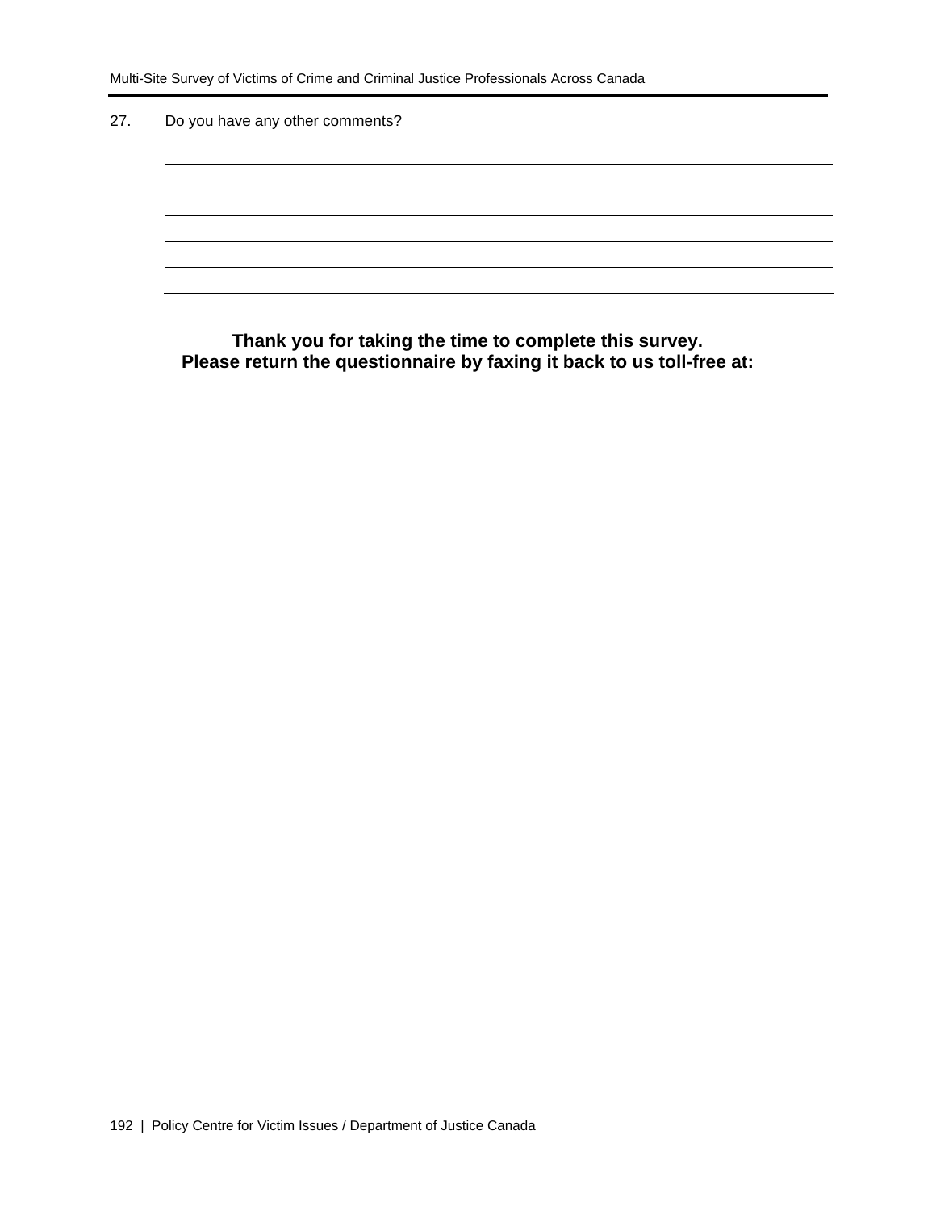27. Do you have any other comments?

______________________________________________________________________

______________________________________________________________________

______________________________________________________________________

______________________________________________________________________

______________________________________________________________________

______________________________________________________________________

**Thank you for taking the time to complete this survey.**
**Please return the questionnaire by faxing it back to us toll-free at:**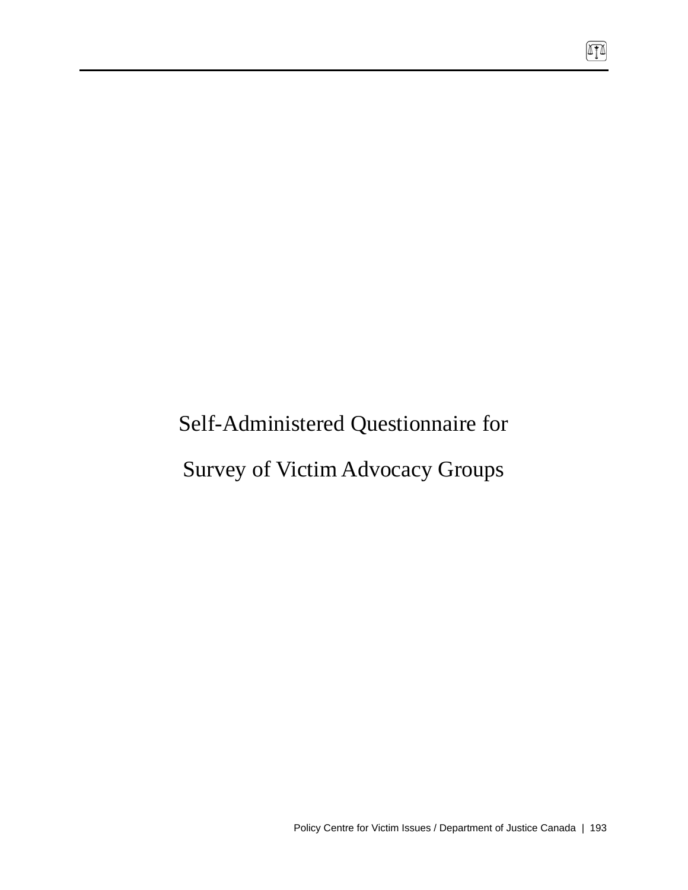# Self-Administered Questionnaire for Survey of Victim Advocacy Groups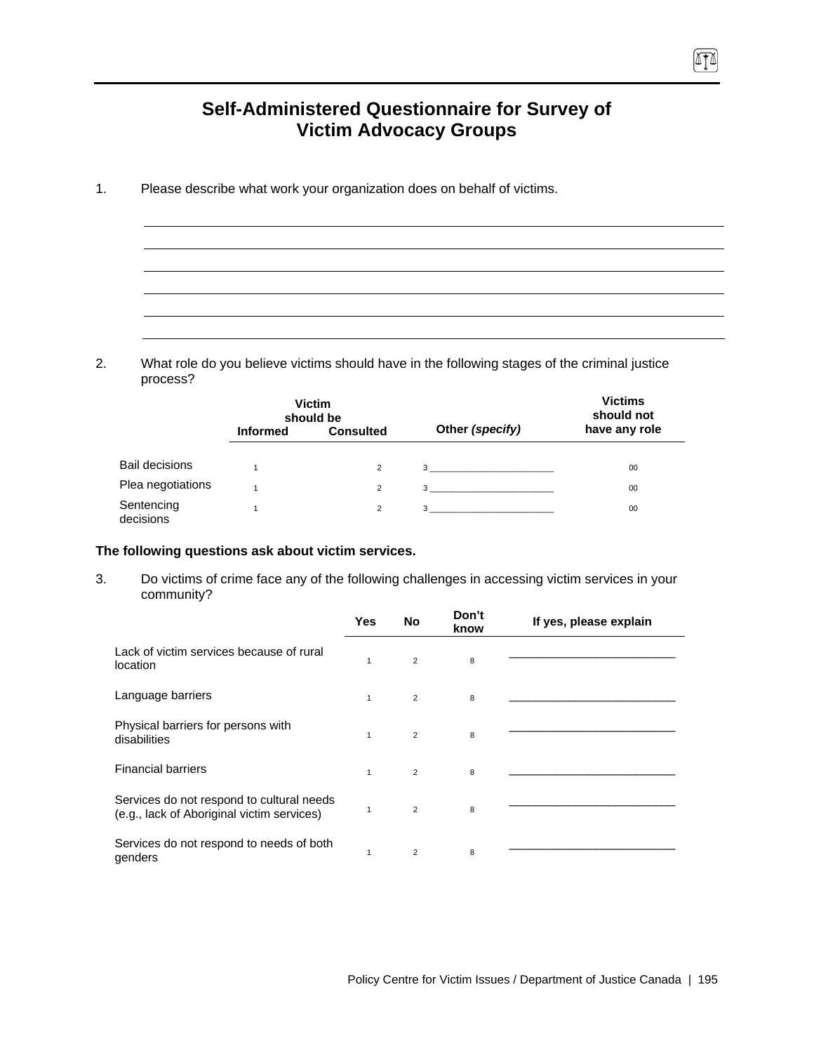## Self-Administered Questionnaire for Survey of Victim Advocacy Groups

1. Please describe what work your organization does on behalf of victims.

______________________________________________________________________________

______________________________________________________________________________

______________________________________________________________________________

______________________________________________________________________________

______________________________________________________________________________

______________________________________________________________________________

2. What role do you believe victims should have in the following stages of the criminal justice process?

| | Victim should be | | | |
|---|---|---|---|---|
| | Informed | Consulted | Other *(specify)* | Victims should not have any role |
| Bail decisions | 1 | 2 | 3 ______________________ | 00 |
| Plea negotiations | 1 | 2 | 3 ______________________ | 00 |
| Sentencing decisions | 1 | 2 | 3 ______________________ | 00 |

**The following questions ask about victim services.**

3. Do victims of crime face any of the following challenges in accessing victim services in your community?

| | Yes | No | Don't know | If yes, please explain |
|---|---|---|---|---|
| Lack of victim services because of rural location | 1 | 2 | 8 | __________________________ |
| Language barriers | 1 | 2 | 8 | __________________________ |
| Physical barriers for persons with disabilities | 1 | 2 | 8 | __________________________ |
| Financial barriers | 1 | 2 | 8 | __________________________ |
| Services do not respond to cultural needs (e.g., lack of Aboriginal victim services) | 1 | 2 | 8 | __________________________ |
| Services do not respond to needs of both genders | 1 | 2 | 8 | __________________________ |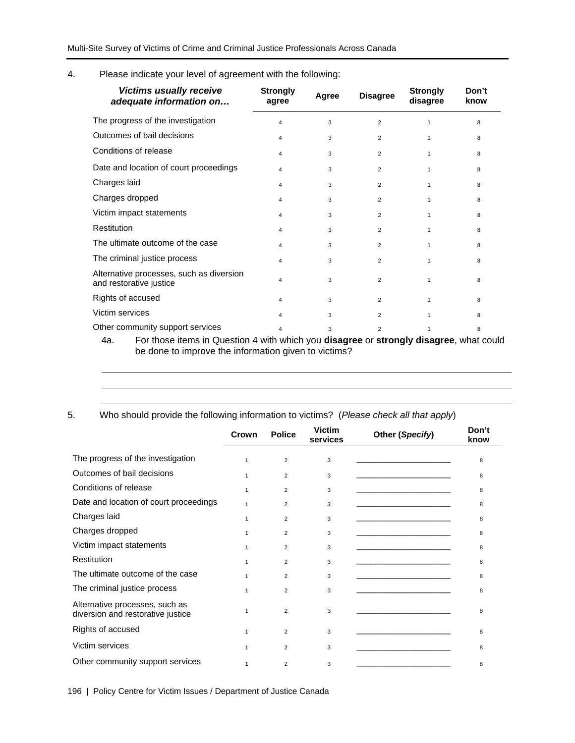4. Please indicate your level of agreement with the following:

| *Victims usually receive adequate information on…* | Strongly agree | Agree | Disagree | Strongly disagree | Don't know |
|---|---|---|---|---|---|
| The progress of the investigation | 4 | 3 | 2 | 1 | 8 |
| Outcomes of bail decisions | 4 | 3 | 2 | 1 | 8 |
| Conditions of release | 4 | 3 | 2 | 1 | 8 |
| Date and location of court proceedings | 4 | 3 | 2 | 1 | 8 |
| Charges laid | 4 | 3 | 2 | 1 | 8 |
| Charges dropped | 4 | 3 | 2 | 1 | 8 |
| Victim impact statements | 4 | 3 | 2 | 1 | 8 |
| Restitution | 4 | 3 | 2 | 1 | 8 |
| The ultimate outcome of the case | 4 | 3 | 2 | 1 | 8 |
| The criminal justice process | 4 | 3 | 2 | 1 | 8 |
| Alternative processes, such as diversion and restorative justice | 4 | 3 | 2 | 1 | 8 |
| Rights of accused | 4 | 3 | 2 | 1 | 8 |
| Victim services | 4 | 3 | 2 | 1 | 8 |
| Other community support services | 4 | 3 | 2 | 1 | 8 |

4a. For those items in Question 4 with which you **disagree** or **strongly disagree**, what could be done to improve the information given to victims?

______________________________________________________________________

______________________________________________________________________

______________________________________________________________________

5. Who should provide the following information to victims? (*Please check all that apply*)

| | Crown | Police | Victim services | Other (*Specify*) | Don't know |
|---|---|---|---|---|---|
| The progress of the investigation | 1 | 2 | 3 | ____________________ | 8 |
| Outcomes of bail decisions | 1 | 2 | 3 | ____________________ | 8 |
| Conditions of release | 1 | 2 | 3 | ____________________ | 8 |
| Date and location of court proceedings | 1 | 2 | 3 | ____________________ | 8 |
| Charges laid | 1 | 2 | 3 | ____________________ | 8 |
| Charges dropped | 1 | 2 | 3 | ____________________ | 8 |
| Victim impact statements | 1 | 2 | 3 | ____________________ | 8 |
| Restitution | 1 | 2 | 3 | ____________________ | 8 |
| The ultimate outcome of the case | 1 | 2 | 3 | ____________________ | 8 |
| The criminal justice process | 1 | 2 | 3 | ____________________ | 8 |
| Alternative processes, such as diversion and restorative justice | 1 | 2 | 3 | ____________________ | 8 |
| Rights of accused | 1 | 2 | 3 | ____________________ | 8 |
| Victim services | 1 | 2 | 3 | ____________________ | 8 |
| Other community support services | 1 | 2 | 3 | ____________________ | 8 |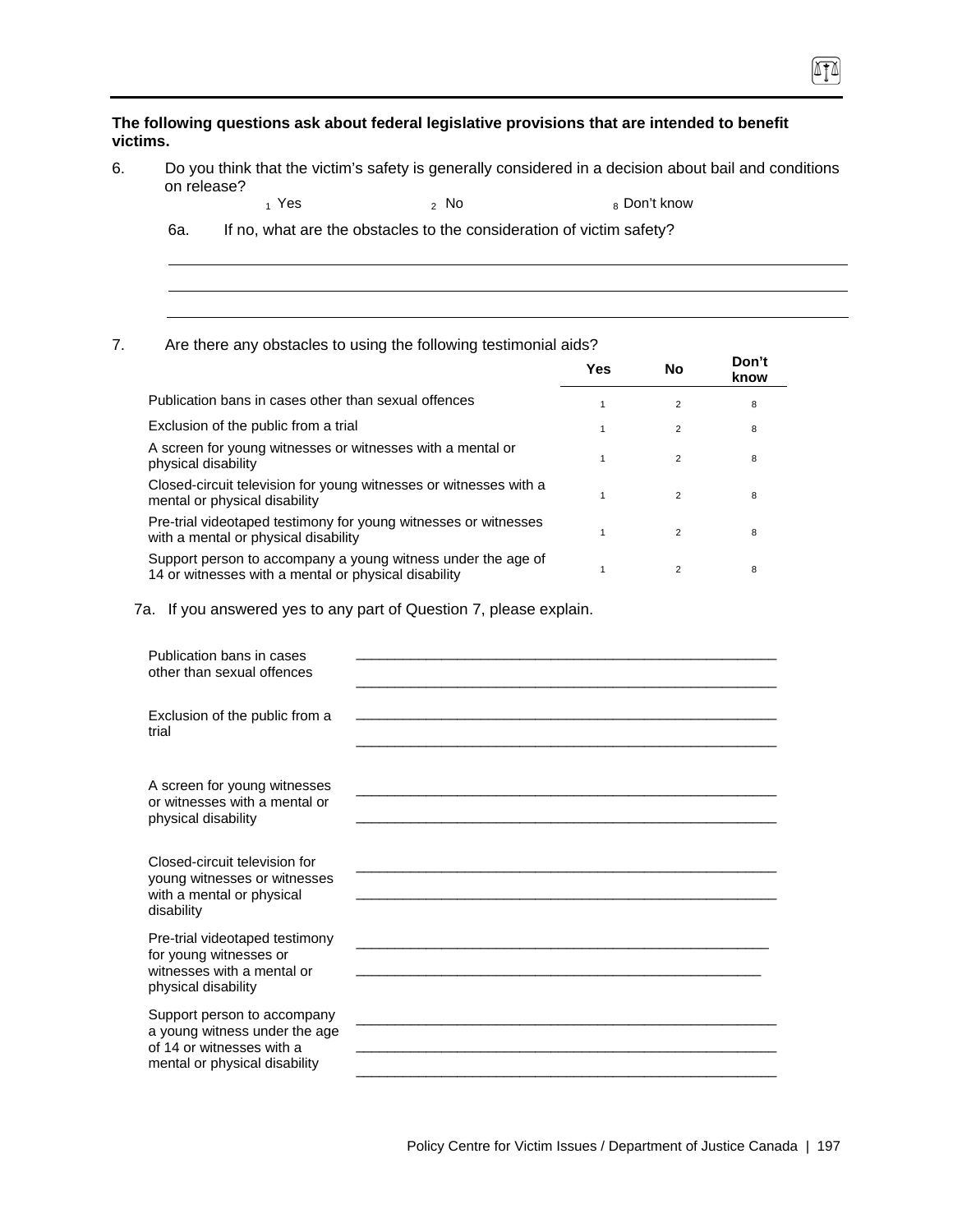**The following questions ask about federal legislative provisions that are intended to benefit victims.**

6. Do you think that the victim's safety is generally considered in a decision about bail and conditions on release?

   1 Yes  2 No  8 Don't know

   6a. If no, what are the obstacles to the consideration of victim safety?

   ______________________________________________________________________

   ______________________________________________________________________

   ______________________________________________________________________

7. Are there any obstacles to using the following testimonial aids?

| | Yes | No | Don't know |
|---|---|---|---|
| Publication bans in cases other than sexual offences | 1 | 2 | 8 |
| Exclusion of the public from a trial | 1 | 2 | 8 |
| A screen for young witnesses or witnesses with a mental or physical disability | 1 | 2 | 8 |
| Closed-circuit television for young witnesses or witnesses with a mental or physical disability | 1 | 2 | 8 |
| Pre-trial videotaped testimony for young witnesses or witnesses with a mental or physical disability | 1 | 2 | 8 |
| Support person to accompany a young witness under the age of 14 or witnesses with a mental or physical disability | 1 | 2 | 8 |

7a. If you answered yes to any part of Question 7, please explain.

| | |
|---|---|
| Publication bans in cases other than sexual offences | ______________________________________________________ ______________________________________________________ |
| Exclusion of the public from a trial | ______________________________________________________ ______________________________________________________ |
| A screen for young witnesses or witnesses with a mental or physical disability | ______________________________________________________ ______________________________________________________ |
| Closed-circuit television for young witnesses or witnesses with a mental or physical disability | ______________________________________________________ ______________________________________________________ |
| Pre-trial videotaped testimony for young witnesses or witnesses with a mental or physical disability | ______________________________________________________ ______________________________________________________ |
| Support person to accompany a young witness under the age of 14 or witnesses with a mental or physical disability | ______________________________________________________ ______________________________________________________ ______________________________________________________ |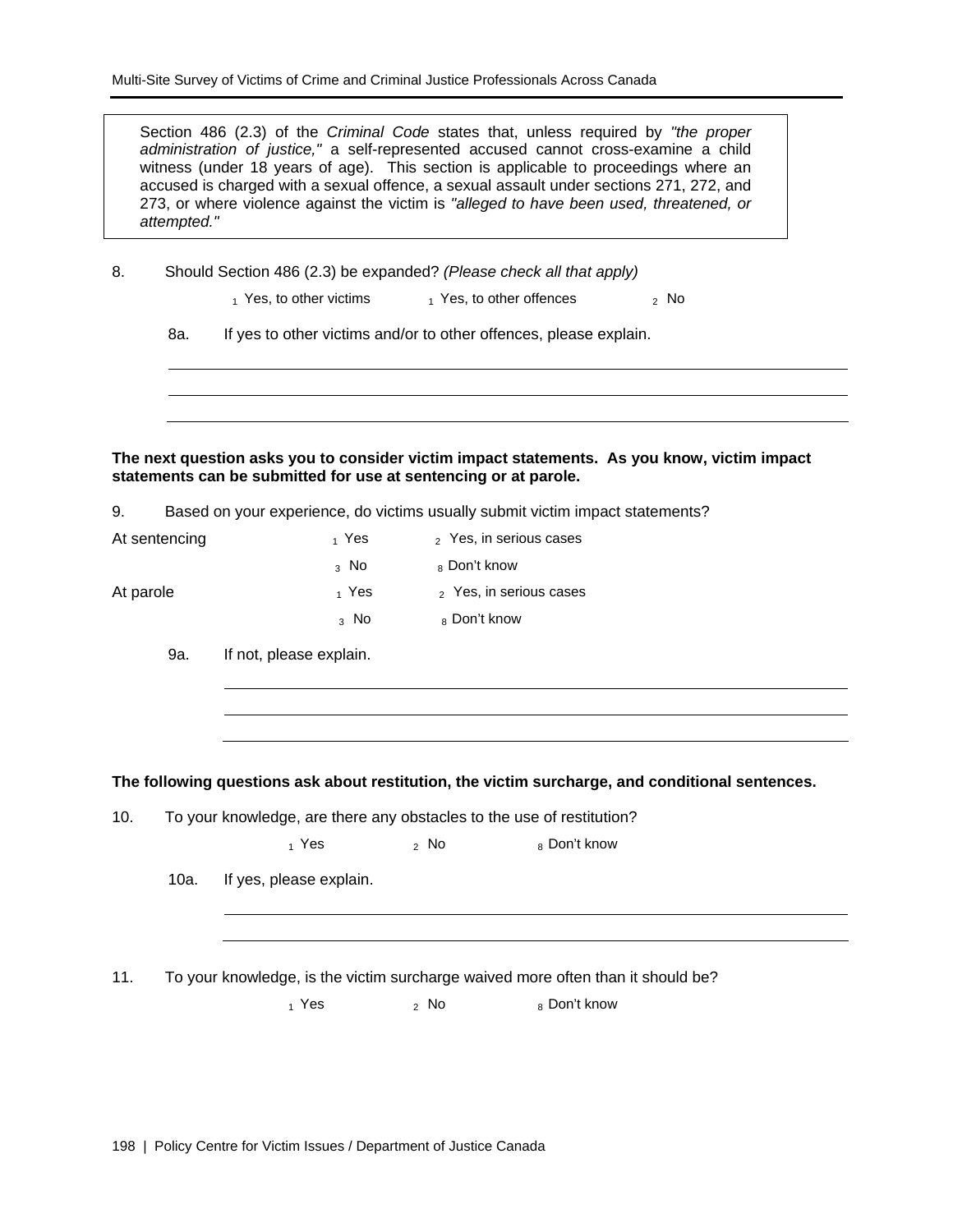> Section 486 (2.3) of the *Criminal Code* states that, unless required by *"the proper administration of justice,"* a self-represented accused cannot cross-examine a child witness (under 18 years of age). This section is applicable to proceedings where an accused is charged with a sexual offence, a sexual assault under sections 271, 272, and 273, or where violence against the victim is *"alleged to have been used, threatened, or attempted."*

8. Should Section 486 (2.3) be expanded? *(Please check all that apply)*

   1 Yes, to other victims    1 Yes, to other offences    2 No

   8a. If yes to other victims and/or to other offences, please explain.

   ______________________________________________

   ______________________________________________

   ______________________________________________

**The next question asks you to consider victim impact statements. As you know, victim impact statements can be submitted for use at sentencing or at parole.**

9. Based on your experience, do victims usually submit victim impact statements?

| | | |
|---|---|---|
| At sentencing | 1 Yes | 2 Yes, in serious cases |
| | 3 No | 8 Don't know |
| At parole | 1 Yes | 2 Yes, in serious cases |
| | 3 No | 8 Don't know |

   9a. If not, please explain.

   ______________________________________________

   ______________________________________________

   ______________________________________________

**The following questions ask about restitution, the victim surcharge, and conditional sentences.**

10. To your knowledge, are there any obstacles to the use of restitution?

    1 Yes    2 No    8 Don't know

    10a. If yes, please explain.

    ______________________________________________

    ______________________________________________

11. To your knowledge, is the victim surcharge waived more often than it should be?

    1 Yes    2 No    8 Don't know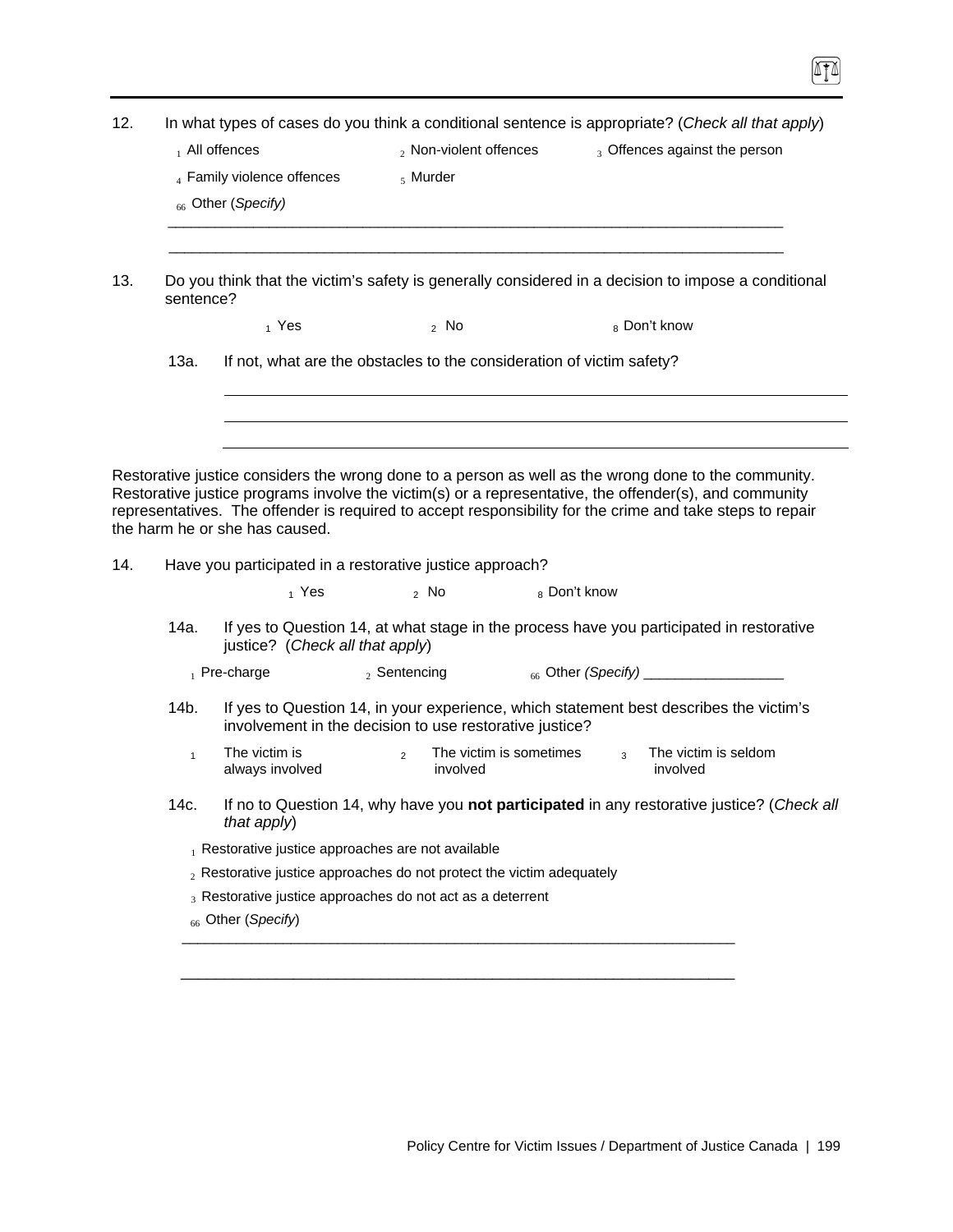12. In what types of cases do you think a conditional sentence is appropriate? (*Check all that apply*)

   1 All offences   2 Non-violent offences   3 Offences against the person

   4 Family violence offences   5 Murder

   66 Other (*Specify)*

   ___________________________________________________________________________

   ___________________________________________________________________________

13. Do you think that the victim's safety is generally considered in a decision to impose a conditional sentence?

   1 Yes   2 No   8 Don't know

   13a. If not, what are the obstacles to the consideration of victim safety?

   ___________________________________________________________________________

   ___________________________________________________________________________

   ___________________________________________________________________________

Restorative justice considers the wrong done to a person as well as the wrong done to the community. Restorative justice programs involve the victim(s) or a representative, the offender(s), and community representatives. The offender is required to accept responsibility for the crime and take steps to repair the harm he or she has caused.

14. Have you participated in a restorative justice approach?

   1 Yes   2 No   8 Don't know

   14a. If yes to Question 14, at what stage in the process have you participated in restorative justice? (*Check all that apply*)

   1 Pre-charge   2 Sentencing   66 Other *(Specify)* __________________

   14b. If yes to Question 14, in your experience, which statement best describes the victim's involvement in the decision to use restorative justice?

   1 The victim is always involved   2 The victim is sometimes involved   3 The victim is seldom involved

   14c. If no to Question 14, why have you **not participated** in any restorative justice? (*Check all that apply*)

   1 Restorative justice approaches are not available

   2 Restorative justice approaches do not protect the victim adequately

   3 Restorative justice approaches do not act as a deterrent

   66 Other (*Specify*)

   ___________________________________________________________________________

   ___________________________________________________________________________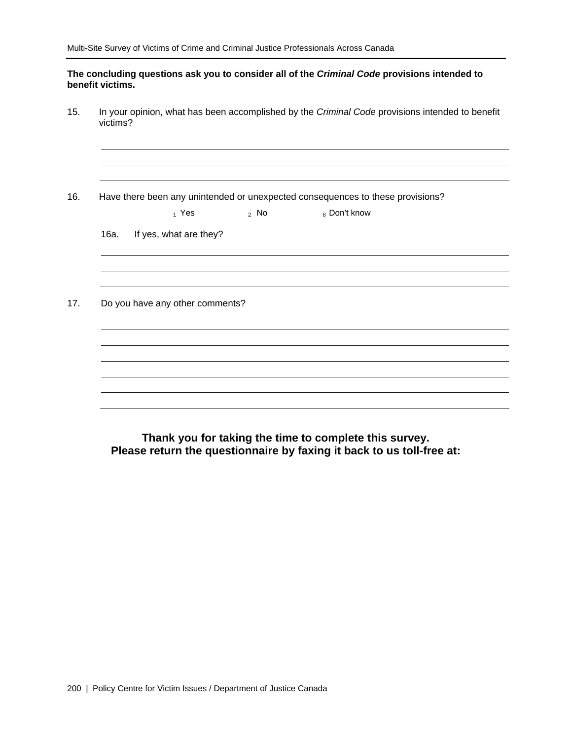**The concluding questions ask you to consider all of the *Criminal Code* provisions intended to benefit victims.**

15. In your opinion, what has been accomplished by the *Criminal Code* provisions intended to benefit victims?

\_\_\_\_\_\_\_\_\_\_\_\_\_\_\_\_\_\_\_\_\_\_\_\_\_\_\_\_\_\_\_\_\_\_\_\_\_\_\_\_\_\_\_\_\_\_\_\_\_\_\_\_\_\_\_\_\_\_\_\_\_\_\_\_\_\_\_\_\_\_\_\_\_\_\_\_

\_\_\_\_\_\_\_\_\_\_\_\_\_\_\_\_\_\_\_\_\_\_\_\_\_\_\_\_\_\_\_\_\_\_\_\_\_\_\_\_\_\_\_\_\_\_\_\_\_\_\_\_\_\_\_\_\_\_\_\_\_\_\_\_\_\_\_\_\_\_\_\_\_\_\_\_

\_\_\_\_\_\_\_\_\_\_\_\_\_\_\_\_\_\_\_\_\_\_\_\_\_\_\_\_\_\_\_\_\_\_\_\_\_\_\_\_\_\_\_\_\_\_\_\_\_\_\_\_\_\_\_\_\_\_\_\_\_\_\_\_\_\_\_\_\_\_\_\_\_\_\_\_

16. Have there been any unintended or unexpected consequences to these provisions?

   1 Yes  2 No  8 Don't know

   16a. If yes, what are they?

\_\_\_\_\_\_\_\_\_\_\_\_\_\_\_\_\_\_\_\_\_\_\_\_\_\_\_\_\_\_\_\_\_\_\_\_\_\_\_\_\_\_\_\_\_\_\_\_\_\_\_\_\_\_\_\_\_\_\_\_\_\_\_\_\_\_\_\_\_\_\_\_\_\_\_\_

\_\_\_\_\_\_\_\_\_\_\_\_\_\_\_\_\_\_\_\_\_\_\_\_\_\_\_\_\_\_\_\_\_\_\_\_\_\_\_\_\_\_\_\_\_\_\_\_\_\_\_\_\_\_\_\_\_\_\_\_\_\_\_\_\_\_\_\_\_\_\_\_\_\_\_\_

\_\_\_\_\_\_\_\_\_\_\_\_\_\_\_\_\_\_\_\_\_\_\_\_\_\_\_\_\_\_\_\_\_\_\_\_\_\_\_\_\_\_\_\_\_\_\_\_\_\_\_\_\_\_\_\_\_\_\_\_\_\_\_\_\_\_\_\_\_\_\_\_\_\_\_\_

17. Do you have any other comments?

\_\_\_\_\_\_\_\_\_\_\_\_\_\_\_\_\_\_\_\_\_\_\_\_\_\_\_\_\_\_\_\_\_\_\_\_\_\_\_\_\_\_\_\_\_\_\_\_\_\_\_\_\_\_\_\_\_\_\_\_\_\_\_\_\_\_\_\_\_\_\_\_\_\_\_\_

\_\_\_\_\_\_\_\_\_\_\_\_\_\_\_\_\_\_\_\_\_\_\_\_\_\_\_\_\_\_\_\_\_\_\_\_\_\_\_\_\_\_\_\_\_\_\_\_\_\_\_\_\_\_\_\_\_\_\_\_\_\_\_\_\_\_\_\_\_\_\_\_\_\_\_\_

\_\_\_\_\_\_\_\_\_\_\_\_\_\_\_\_\_\_\_\_\_\_\_\_\_\_\_\_\_\_\_\_\_\_\_\_\_\_\_\_\_\_\_\_\_\_\_\_\_\_\_\_\_\_\_\_\_\_\_\_\_\_\_\_\_\_\_\_\_\_\_\_\_\_\_\_

\_\_\_\_\_\_\_\_\_\_\_\_\_\_\_\_\_\_\_\_\_\_\_\_\_\_\_\_\_\_\_\_\_\_\_\_\_\_\_\_\_\_\_\_\_\_\_\_\_\_\_\_\_\_\_\_\_\_\_\_\_\_\_\_\_\_\_\_\_\_\_\_\_\_\_\_

\_\_\_\_\_\_\_\_\_\_\_\_\_\_\_\_\_\_\_\_\_\_\_\_\_\_\_\_\_\_\_\_\_\_\_\_\_\_\_\_\_\_\_\_\_\_\_\_\_\_\_\_\_\_\_\_\_\_\_\_\_\_\_\_\_\_\_\_\_\_\_\_\_\_\_\_

\_\_\_\_\_\_\_\_\_\_\_\_\_\_\_\_\_\_\_\_\_\_\_\_\_\_\_\_\_\_\_\_\_\_\_\_\_\_\_\_\_\_\_\_\_\_\_\_\_\_\_\_\_\_\_\_\_\_\_\_\_\_\_\_\_\_\_\_\_\_\_\_\_\_\_\_

**Thank you for taking the time to complete this survey.**
**Please return the questionnaire by faxing it back to us toll-free at:**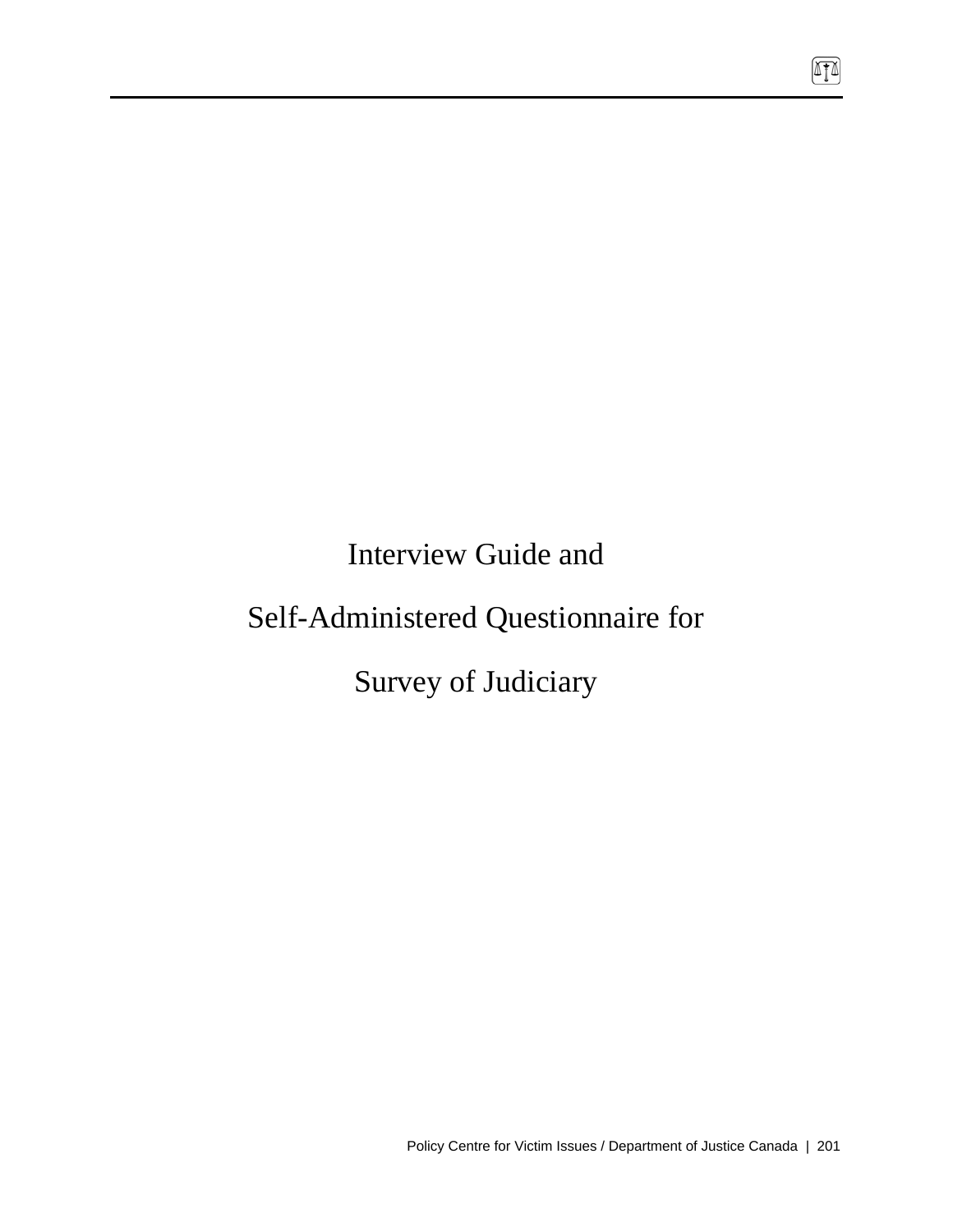# Interview Guide and Self-Administered Questionnaire for Survey of Judiciary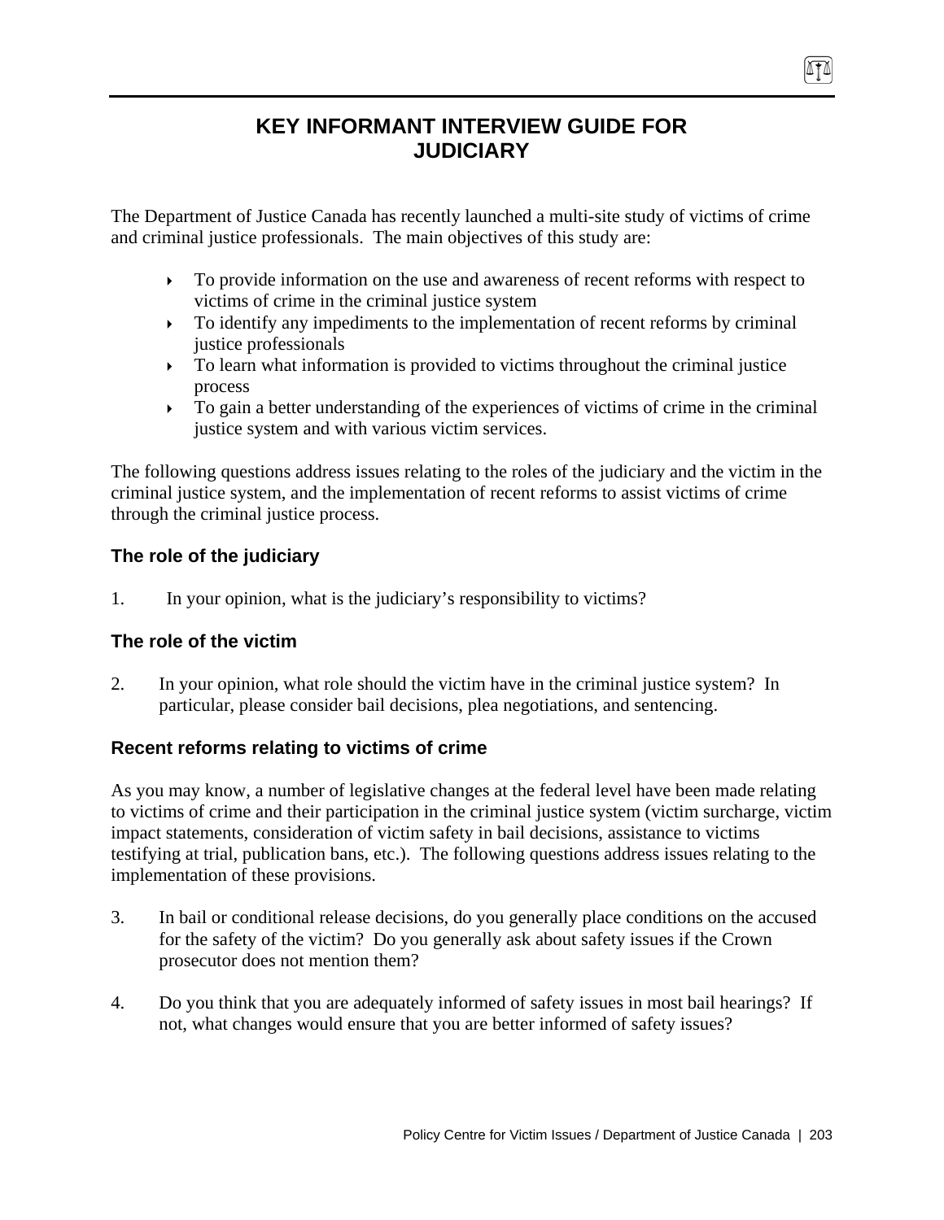# KEY INFORMANT INTERVIEW GUIDE FOR JUDICIARY

The Department of Justice Canada has recently launched a multi-site study of victims of crime and criminal justice professionals. The main objectives of this study are:

- To provide information on the use and awareness of recent reforms with respect to victims of crime in the criminal justice system
- To identify any impediments to the implementation of recent reforms by criminal justice professionals
- To learn what information is provided to victims throughout the criminal justice process
- To gain a better understanding of the experiences of victims of crime in the criminal justice system and with various victim services.

The following questions address issues relating to the roles of the judiciary and the victim in the criminal justice system, and the implementation of recent reforms to assist victims of crime through the criminal justice process.

### The role of the judiciary

1. In your opinion, what is the judiciary's responsibility to victims?

### The role of the victim

2. In your opinion, what role should the victim have in the criminal justice system? In particular, please consider bail decisions, plea negotiations, and sentencing.

### Recent reforms relating to victims of crime

As you may know, a number of legislative changes at the federal level have been made relating to victims of crime and their participation in the criminal justice system (victim surcharge, victim impact statements, consideration of victim safety in bail decisions, assistance to victims testifying at trial, publication bans, etc.). The following questions address issues relating to the implementation of these provisions.

3. In bail or conditional release decisions, do you generally place conditions on the accused for the safety of the victim? Do you generally ask about safety issues if the Crown prosecutor does not mention them?

4. Do you think that you are adequately informed of safety issues in most bail hearings? If not, what changes would ensure that you are better informed of safety issues?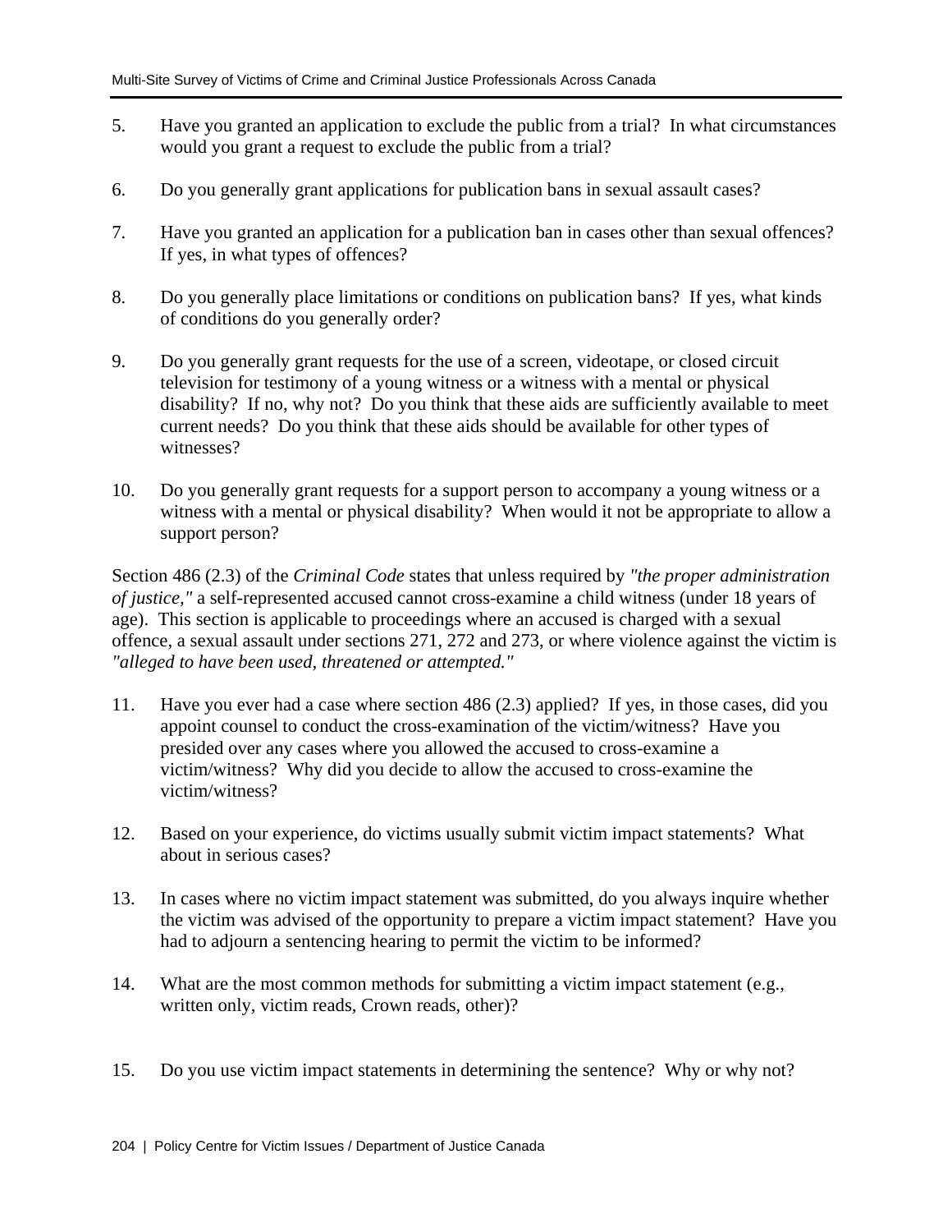5. Have you granted an application to exclude the public from a trial? In what circumstances would you grant a request to exclude the public from a trial?

6. Do you generally grant applications for publication bans in sexual assault cases?

7. Have you granted an application for a publication ban in cases other than sexual offences? If yes, in what types of offences?

8. Do you generally place limitations or conditions on publication bans? If yes, what kinds of conditions do you generally order?

9. Do you generally grant requests for the use of a screen, videotape, or closed circuit television for testimony of a young witness or a witness with a mental or physical disability? If no, why not? Do you think that these aids are sufficiently available to meet current needs? Do you think that these aids should be available for other types of witnesses?

10. Do you generally grant requests for a support person to accompany a young witness or a witness with a mental or physical disability? When would it not be appropriate to allow a support person?

Section 486 (2.3) of the *Criminal Code* states that unless required by *"the proper administration of justice,"* a self-represented accused cannot cross-examine a child witness (under 18 years of age). This section is applicable to proceedings where an accused is charged with a sexual offence, a sexual assault under sections 271, 272 and 273, or where violence against the victim is *"alleged to have been used, threatened or attempted."*

11. Have you ever had a case where section 486 (2.3) applied? If yes, in those cases, did you appoint counsel to conduct the cross-examination of the victim/witness? Have you presided over any cases where you allowed the accused to cross-examine a victim/witness? Why did you decide to allow the accused to cross-examine the victim/witness?

12. Based on your experience, do victims usually submit victim impact statements? What about in serious cases?

13. In cases where no victim impact statement was submitted, do you always inquire whether the victim was advised of the opportunity to prepare a victim impact statement? Have you had to adjourn a sentencing hearing to permit the victim to be informed?

14. What are the most common methods for submitting a victim impact statement (e.g., written only, victim reads, Crown reads, other)?

15. Do you use victim impact statements in determining the sentence? Why or why not?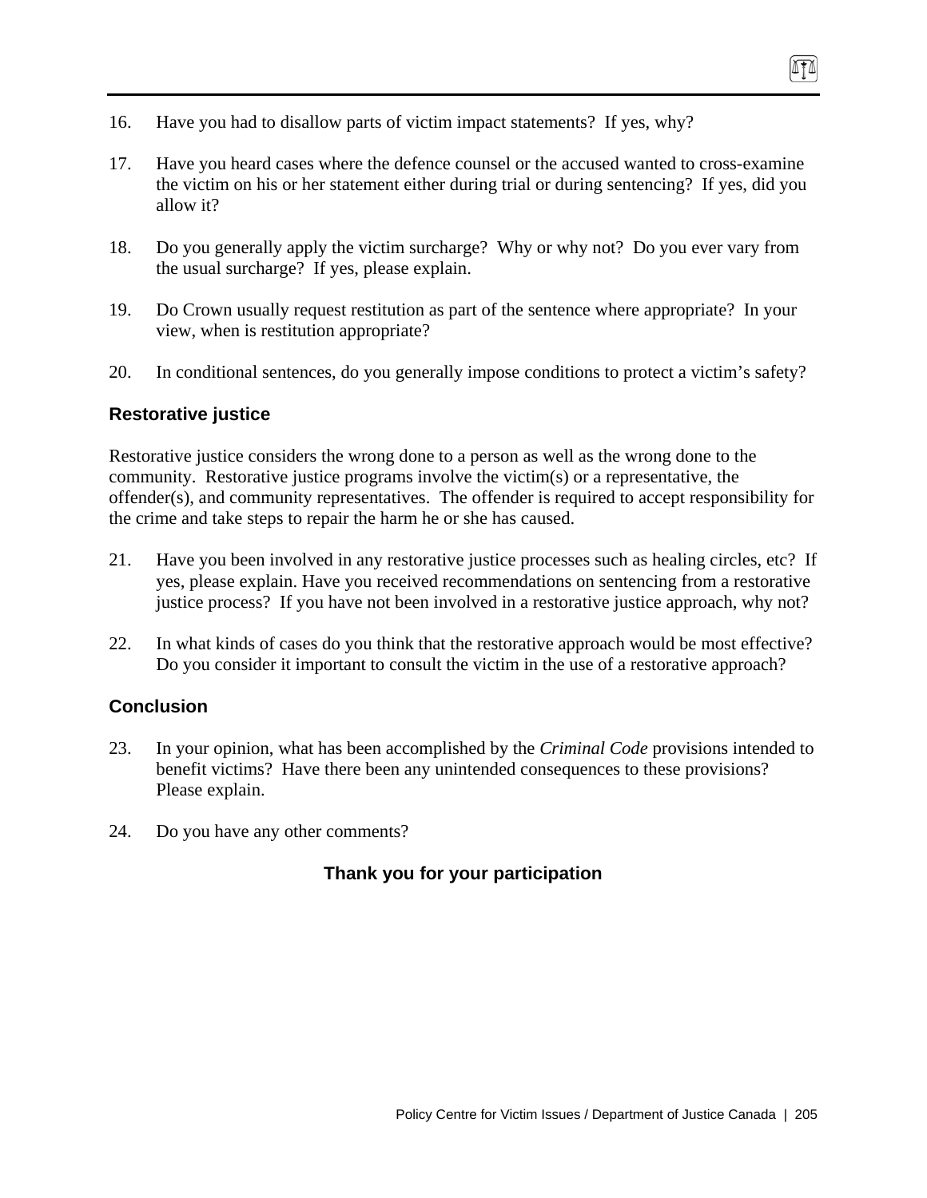16. Have you had to disallow parts of victim impact statements? If yes, why?

17. Have you heard cases where the defence counsel or the accused wanted to cross-examine the victim on his or her statement either during trial or during sentencing? If yes, did you allow it?

18. Do you generally apply the victim surcharge? Why or why not? Do you ever vary from the usual surcharge? If yes, please explain.

19. Do Crown usually request restitution as part of the sentence where appropriate? In your view, when is restitution appropriate?

20. In conditional sentences, do you generally impose conditions to protect a victim's safety?

### Restorative justice

Restorative justice considers the wrong done to a person as well as the wrong done to the community. Restorative justice programs involve the victim(s) or a representative, the offender(s), and community representatives. The offender is required to accept responsibility for the crime and take steps to repair the harm he or she has caused.

21. Have you been involved in any restorative justice processes such as healing circles, etc? If yes, please explain. Have you received recommendations on sentencing from a restorative justice process? If you have not been involved in a restorative justice approach, why not?

22. In what kinds of cases do you think that the restorative approach would be most effective? Do you consider it important to consult the victim in the use of a restorative approach?

### Conclusion

23. In your opinion, what has been accomplished by the *Criminal Code* provisions intended to benefit victims? Have there been any unintended consequences to these provisions? Please explain.

24. Do you have any other comments?

**Thank you for your participation**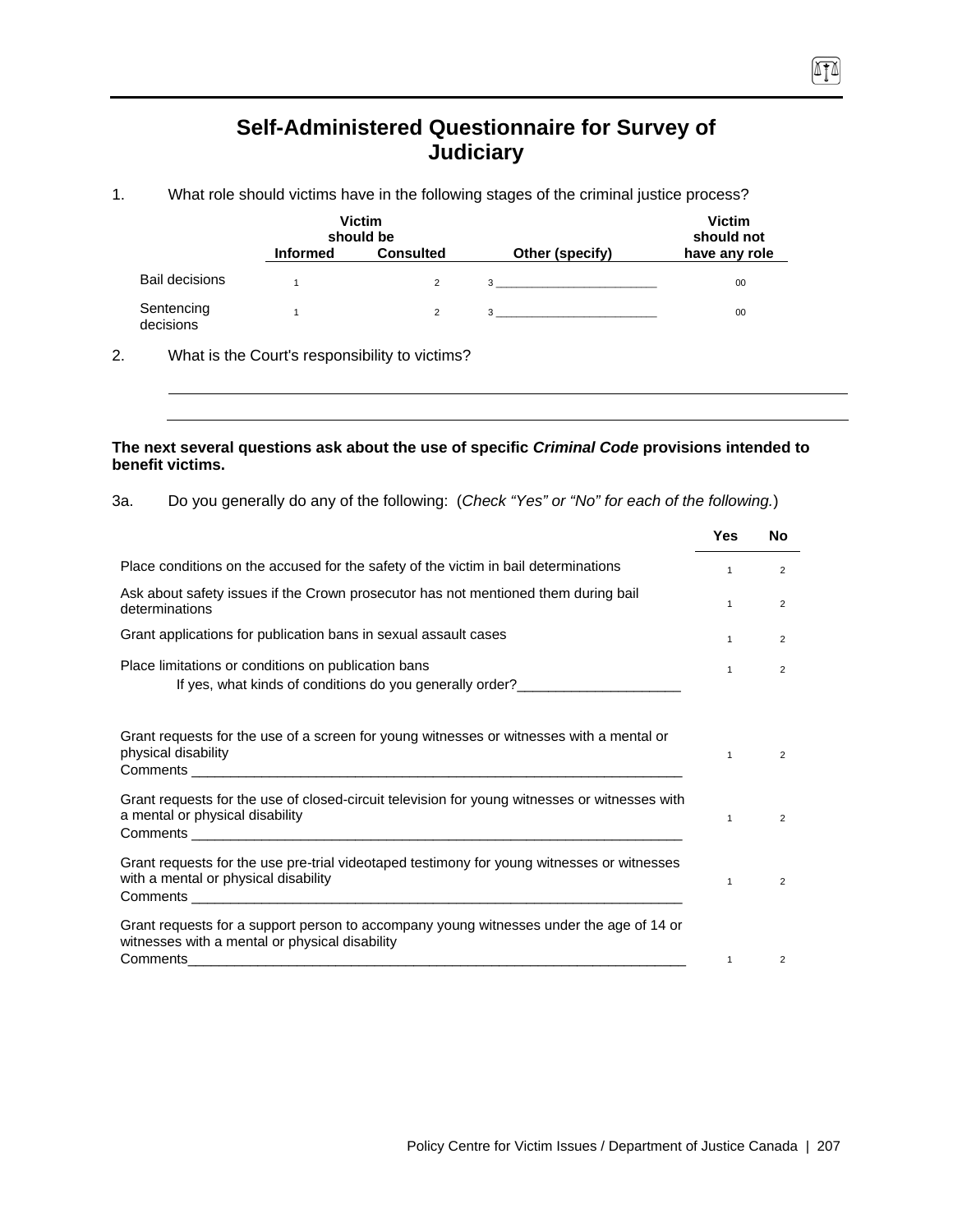# Self-Administered Questionnaire for Survey of Judiciary

1. What role should victims have in the following stages of the criminal justice process?

| | Victim should be Informed | Victim should be Consulted | Other (specify) | Victim should not have any role |
|---|---|---|---|---|
| Bail decisions | 1 | 2 | 3 ________________________ | 00 |
| Sentencing decisions | 1 | 2 | 3 ________________________ | 00 |

2. What is the Court's responsibility to victims?

______________________________________________________________________________

______________________________________________________________________________

**The next several questions ask about the use of specific *Criminal Code* provisions intended to benefit victims.**

3a. Do you generally do any of the following: (*Check "Yes" or "No" for each of the following.*)

| | Yes | No |
|---|---|---|
| Place conditions on the accused for the safety of the victim in bail determinations | 1 | 2 |
| Ask about safety issues if the Crown prosecutor has not mentioned them during bail determinations | 1 | 2 |
| Grant applications for publication bans in sexual assault cases | 1 | 2 |
| Place limitations or conditions on publication bans<br>If yes, what kinds of conditions do you generally order?_____________________ | 1 | 2 |
| Grant requests for the use of a screen for young witnesses or witnesses with a mental or physical disability<br>Comments ________________________________________________________________ | 1 | 2 |
| Grant requests for the use of closed-circuit television for young witnesses or witnesses with a mental or physical disability<br>Comments ________________________________________________________________ | 1 | 2 |
| Grant requests for the use pre-trial videotaped testimony for young witnesses or witnesses with a mental or physical disability<br>Comments ________________________________________________________________ | 1 | 2 |
| Grant requests for a support person to accompany young witnesses under the age of 14 or witnesses with a mental or physical disability<br>Comments_________________________________________________________________ | 1 | 2 |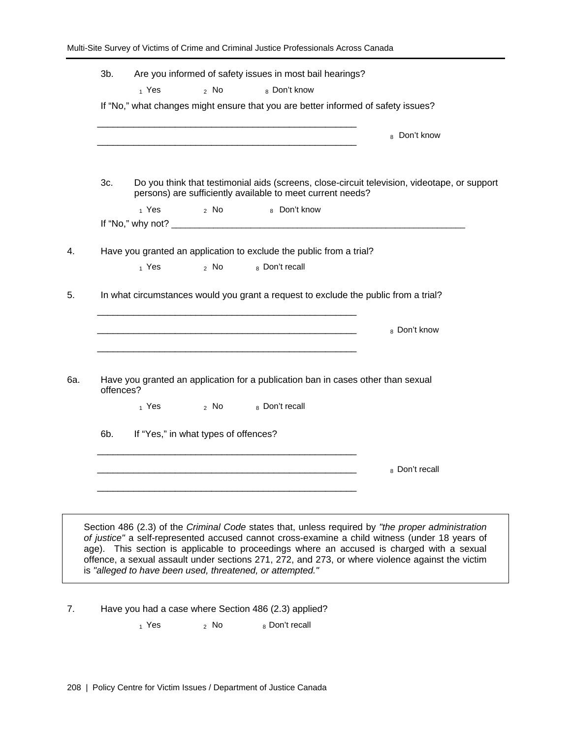3b. Are you informed of safety issues in most bail hearings?

1 Yes  2 No  8 Don't know

If "No," what changes might ensure that you are better informed of safety issues?

______________________________________________________

______________________________________________________  8 Don't know

3c. Do you think that testimonial aids (screens, close-circuit television, videotape, or support persons) are sufficiently available to meet current needs?

1 Yes  2 No  8 Don't know

If "No," why not? ______________________________________________________

4. Have you granted an application to exclude the public from a trial?

1 Yes  2 No  8 Don't recall

5. In what circumstances would you grant a request to exclude the public from a trial?

______________________________________________________

______________________________________________________  8 Don't know

______________________________________________________

6a. Have you granted an application for a publication ban in cases other than sexual offences?

1 Yes  2 No  8 Don't recall

6b. If "Yes," in what types of offences?

______________________________________________________

______________________________________________________  8 Don't recall

______________________________________________________

> Section 486 (2.3) of the *Criminal Code* states that, unless required by *"the proper administration of justice"* a self-represented accused cannot cross-examine a child witness (under 18 years of age). This section is applicable to proceedings where an accused is charged with a sexual offence, a sexual assault under sections 271, 272, and 273, or where violence against the victim is *"alleged to have been used, threatened, or attempted."*

7. Have you had a case where Section 486 (2.3) applied?

1 Yes  2 No  8 Don't recall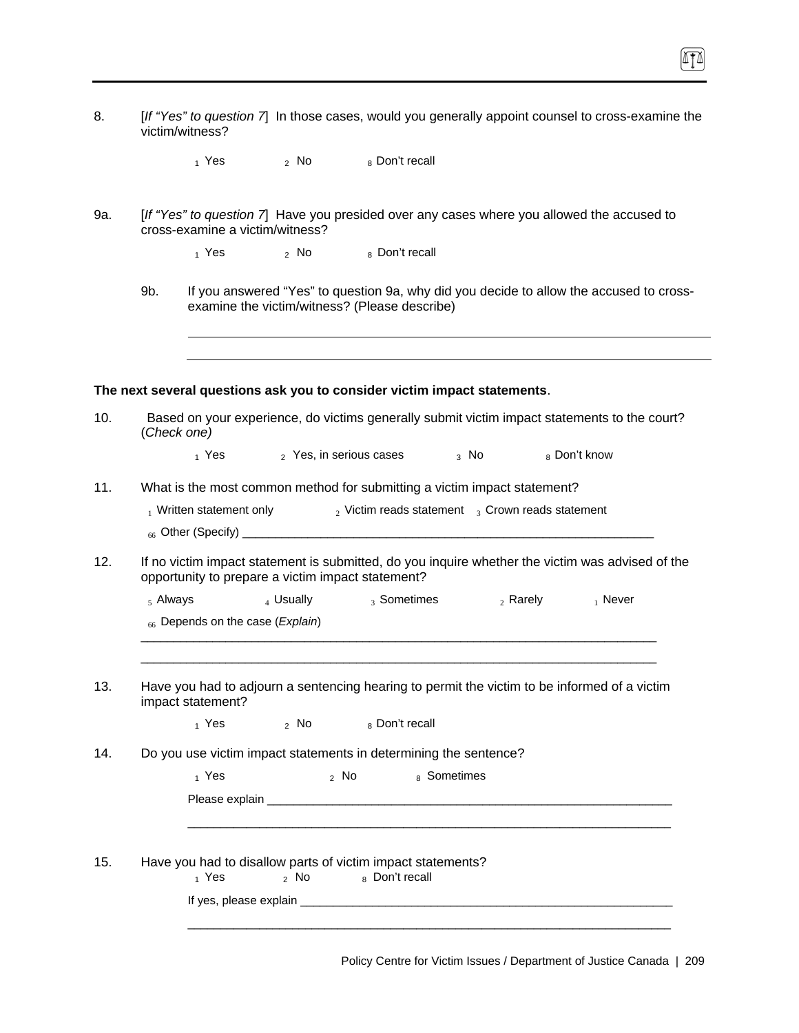8. [*If "Yes" to question 7*] In those cases, would you generally appoint counsel to cross-examine the victim/witness?

   1 Yes 2 No 8 Don't recall

9a. [*If "Yes" to question 7*] Have you presided over any cases where you allowed the accused to cross-examine a victim/witness?

   1 Yes 2 No 8 Don't recall

   9b. If you answered "Yes" to question 9a, why did you decide to allow the accused to cross-examine the victim/witness? (Please describe)

   ______________________________________________________________________

   ______________________________________________________________________

**The next several questions ask you to consider victim impact statements**.

10. Based on your experience, do victims generally submit victim impact statements to the court? (*Check one)*

   1 Yes 2 Yes, in serious cases 3 No 8 Don't know

11. What is the most common method for submitting a victim impact statement?

   1 Written statement only 2 Victim reads statement 3 Crown reads statement

   66 Other (Specify) ________________________________________________________________

12. If no victim impact statement is submitted, do you inquire whether the victim was advised of the opportunity to prepare a victim impact statement?

   5 Always 4 Usually 3 Sometimes 2 Rarely 1 Never

   66 Depends on the case (*Explain*)

   ______________________________________________________________________

   ______________________________________________________________________

13. Have you had to adjourn a sentencing hearing to permit the victim to be informed of a victim impact statement?

   1 Yes 2 No 8 Don't recall

14. Do you use victim impact statements in determining the sentence?

   1 Yes 2 No 8 Sometimes

   Please explain ________________________________________________________________

   ______________________________________________________________________

15. Have you had to disallow parts of victim impact statements?

   1 Yes 2 No 8 Don't recall

   If yes, please explain ____________________________________________________________

   ______________________________________________________________________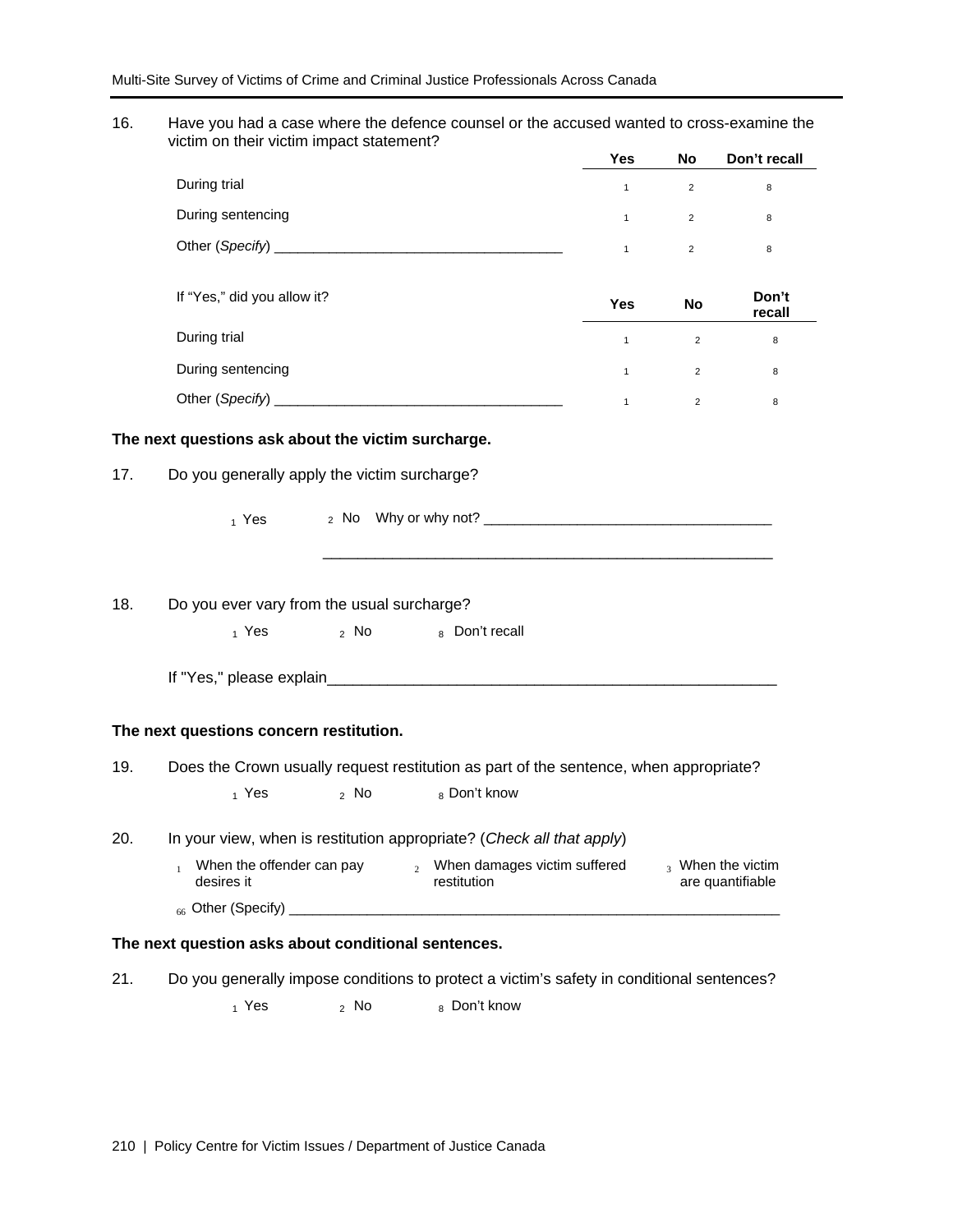16. Have you had a case where the defence counsel or the accused wanted to cross-examine the victim on their victim impact statement?

| | Yes | No | Don't recall |
|---|---|---|---|
| During trial | 1 | 2 | 8 |
| During sentencing | 1 | 2 | 8 |
| Other (*Specify*) ___________________________________ | 1 | 2 | 8 |

| If "Yes," did you allow it? | Yes | No | Don't recall |
|---|---|---|---|
| During trial | 1 | 2 | 8 |
| During sentencing | 1 | 2 | 8 |
| Other (*Specify*) ___________________________________ | 1 | 2 | 8 |

**The next questions ask about the victim surcharge.**

17. Do you generally apply the victim surcharge?

   1 Yes   2 No   Why or why not? ___________________________________

   _______________________________________________________

18. Do you ever vary from the usual surcharge?

   1 Yes   2 No   8 Don't recall

   If "Yes," please explain_____________________________________________________

**The next questions concern restitution.**

19. Does the Crown usually request restitution as part of the sentence, when appropriate?

   1 Yes   2 No   8 Don't know

20. In your view, when is restitution appropriate? (*Check all that apply*)

   1 When the offender can pay   2 When damages victim suffered   3 When the victim desires it restitution are quantifiable

   66 Other (Specify) _____________________________________________________________

**The next question asks about conditional sentences.**

21. Do you generally impose conditions to protect a victim's safety in conditional sentences?

   1 Yes   2 No   8 Don't know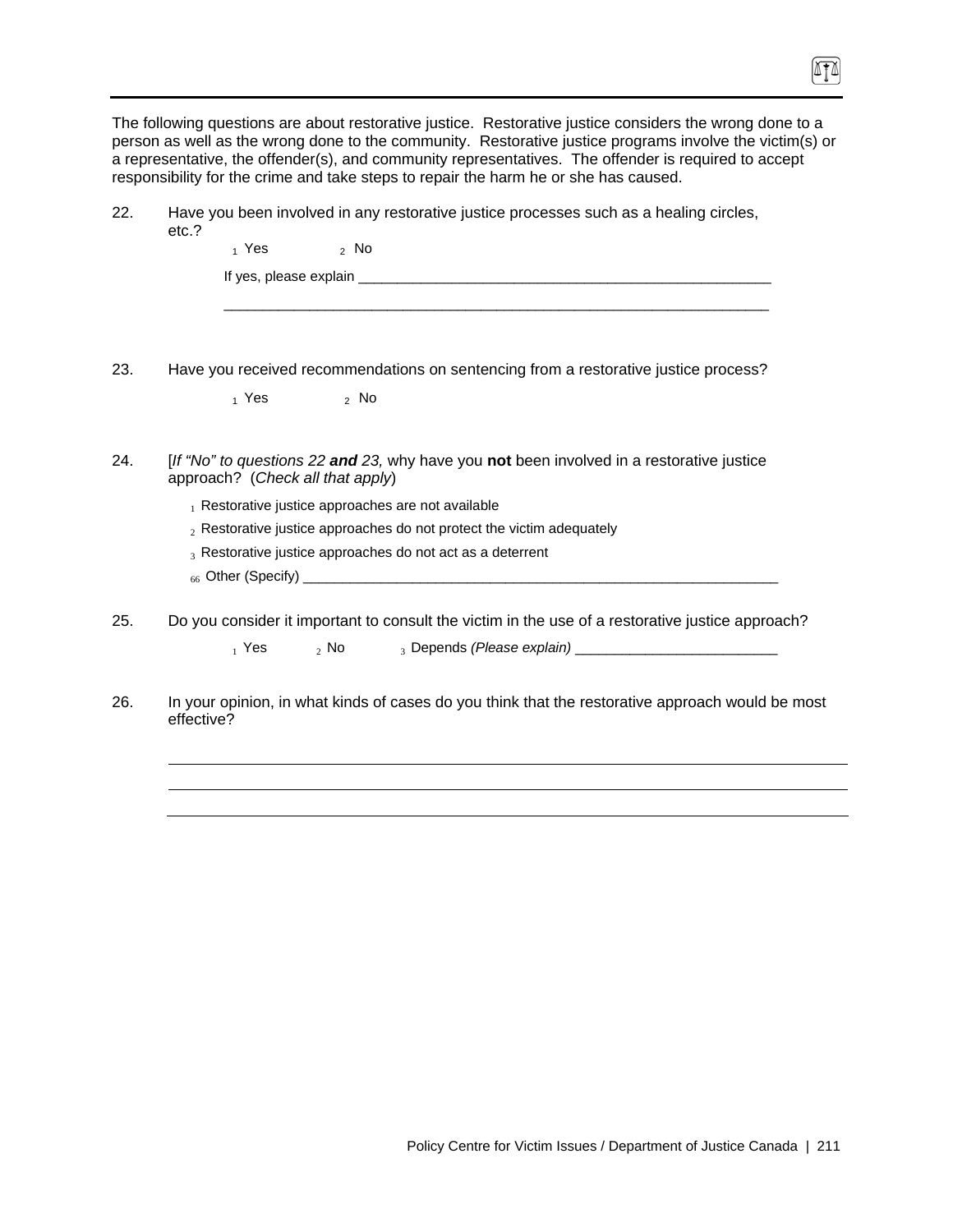The following questions are about restorative justice. Restorative justice considers the wrong done to a person as well as the wrong done to the community. Restorative justice programs involve the victim(s) or a representative, the offender(s), and community representatives. The offender is required to accept responsibility for the crime and take steps to repair the harm he or she has caused.

22. Have you been involved in any restorative justice processes such as a healing circles, etc.?

   1 Yes    2 No

   If yes, please explain ______________________________________________________

   ______________________________________________________________________

23. Have you received recommendations on sentencing from a restorative justice process?

   1 Yes    2 No

24. [*If "No" to questions 22* ***and*** *23,* why have you **not** been involved in a restorative justice approach? (*Check all that apply*)

   1 Restorative justice approaches are not available

   2 Restorative justice approaches do not protect the victim adequately

   3 Restorative justice approaches do not act as a deterrent

   66 Other (Specify) ______________________________________________________________

25. Do you consider it important to consult the victim in the use of a restorative justice approach?

   1 Yes    2 No    3 Depends *(Please explain)* __________________________

26. In your opinion, in what kinds of cases do you think that the restorative approach would be most effective?

   ______________________________________________________________________

   ______________________________________________________________________

   ______________________________________________________________________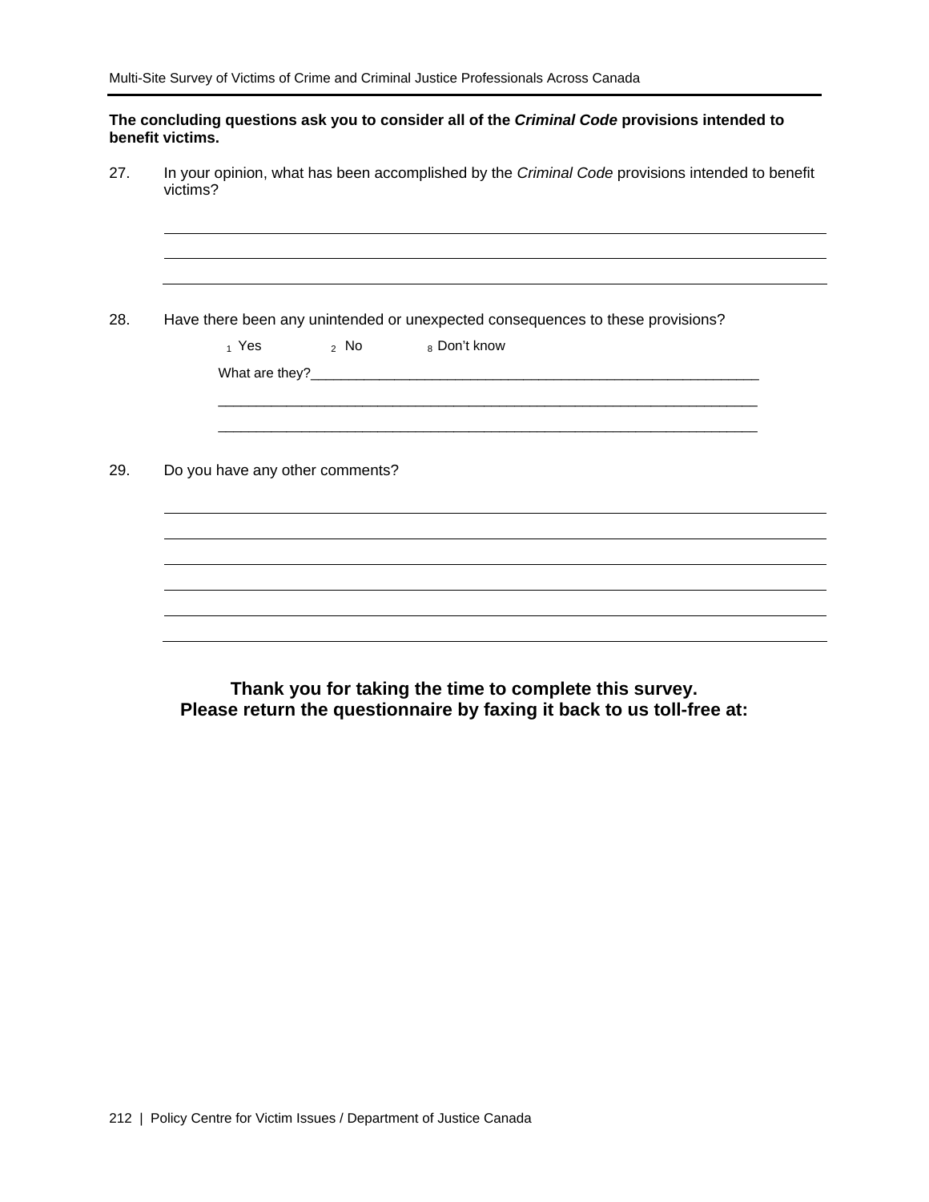**The concluding questions ask you to consider all of the *Criminal Code* provisions intended to benefit victims.**

27. In your opinion, what has been accomplished by the *Criminal Code* provisions intended to benefit victims?

___________________________________________________________________________

___________________________________________________________________________

___________________________________________________________________________

28. Have there been any unintended or unexpected consequences to these provisions?

    1 Yes    2 No    8 Don't know

    What are they?____________________________________________________________

    ______________________________________________________________________

    ______________________________________________________________________

29. Do you have any other comments?

___________________________________________________________________________

___________________________________________________________________________

___________________________________________________________________________

___________________________________________________________________________

___________________________________________________________________________

___________________________________________________________________________

**Thank you for taking the time to complete this survey.**
**Please return the questionnaire by faxing it back to us toll-free at:**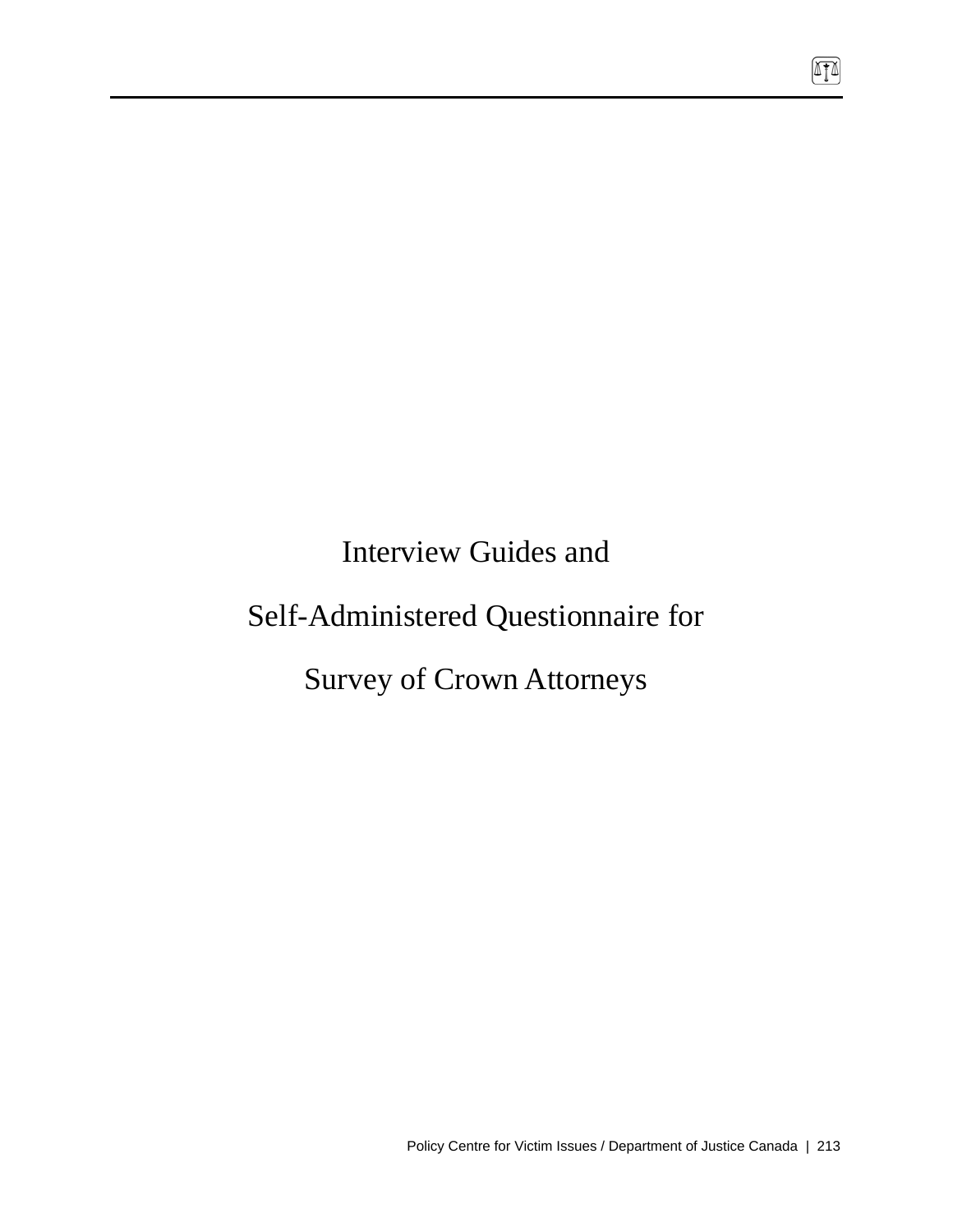# Interview Guides and Self-Administered Questionnaire for Survey of Crown Attorneys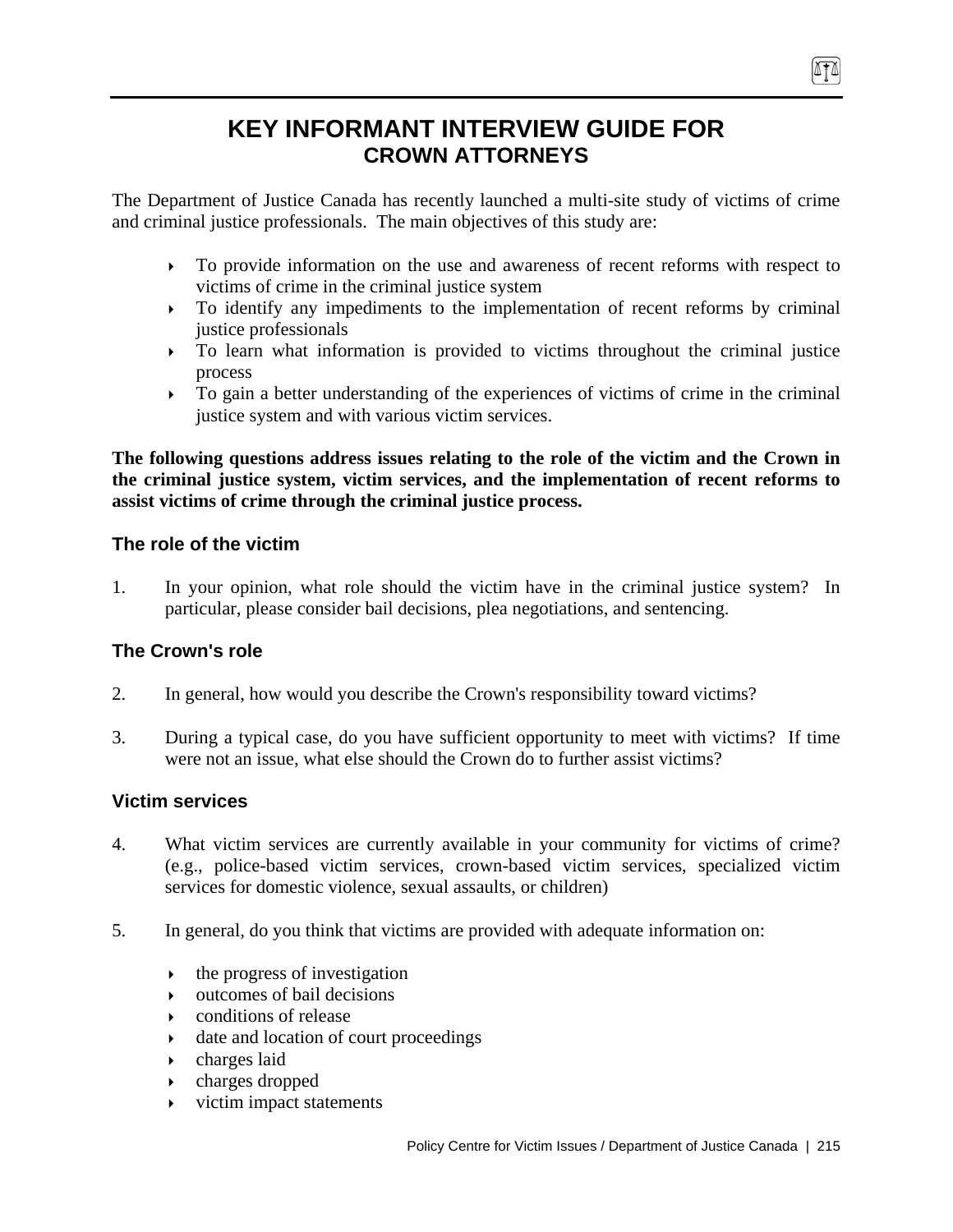# KEY INFORMANT INTERVIEW GUIDE FOR
## CROWN ATTORNEYS

The Department of Justice Canada has recently launched a multi-site study of victims of crime and criminal justice professionals. The main objectives of this study are:

- To provide information on the use and awareness of recent reforms with respect to victims of crime in the criminal justice system
- To identify any impediments to the implementation of recent reforms by criminal justice professionals
- To learn what information is provided to victims throughout the criminal justice process
- To gain a better understanding of the experiences of victims of crime in the criminal justice system and with various victim services.

**The following questions address issues relating to the role of the victim and the Crown in the criminal justice system, victim services, and the implementation of recent reforms to assist victims of crime through the criminal justice process.**

### The role of the victim

1. In your opinion, what role should the victim have in the criminal justice system? In particular, please consider bail decisions, plea negotiations, and sentencing.

### The Crown's role

2. In general, how would you describe the Crown's responsibility toward victims?

3. During a typical case, do you have sufficient opportunity to meet with victims? If time were not an issue, what else should the Crown do to further assist victims?

### Victim services

4. What victim services are currently available in your community for victims of crime? (e.g., police-based victim services, crown-based victim services, specialized victim services for domestic violence, sexual assaults, or children)

5. In general, do you think that victims are provided with adequate information on:

   - the progress of investigation
   - outcomes of bail decisions
   - conditions of release
   - date and location of court proceedings
   - charges laid
   - charges dropped
   - victim impact statements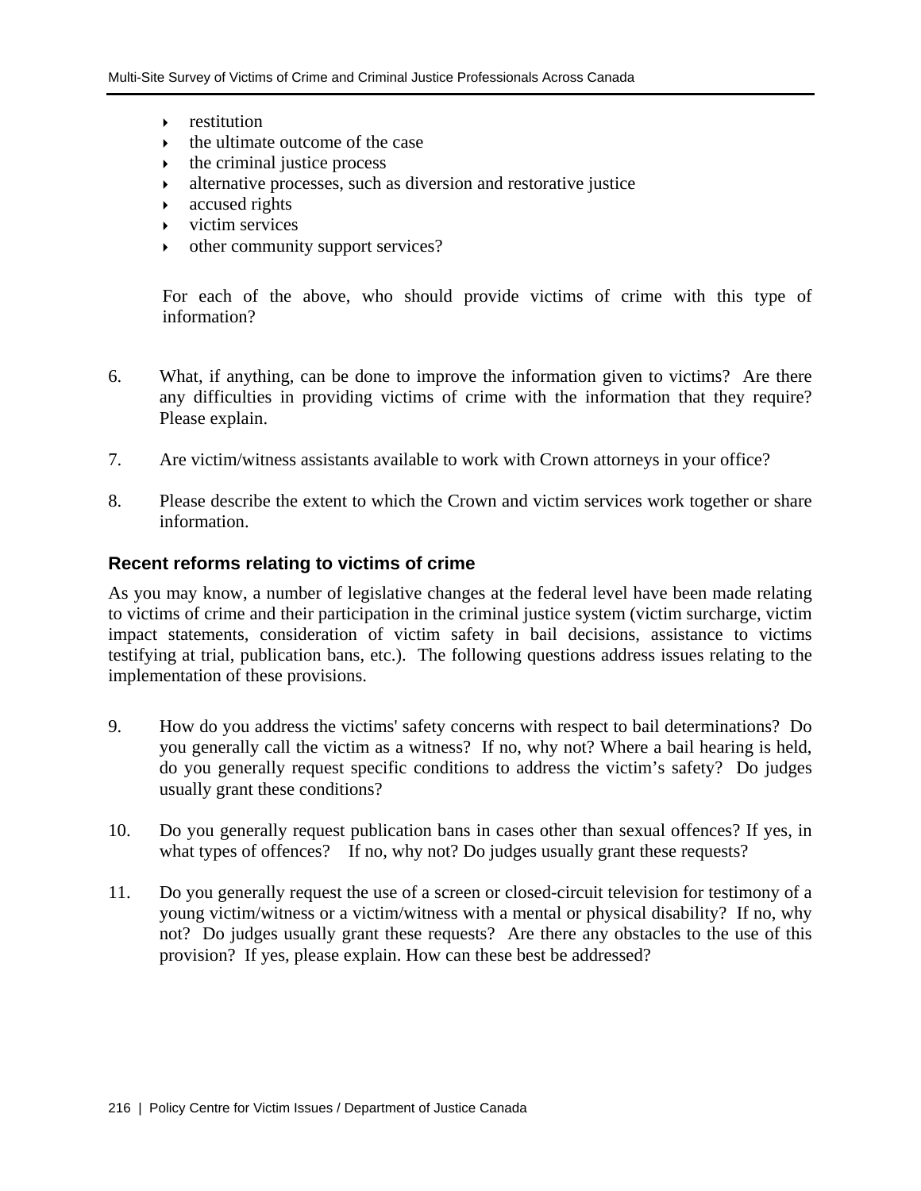- restitution
- the ultimate outcome of the case
- the criminal justice process
- alternative processes, such as diversion and restorative justice
- accused rights
- victim services
- other community support services?

For each of the above, who should provide victims of crime with this type of information?

6. What, if anything, can be done to improve the information given to victims? Are there any difficulties in providing victims of crime with the information that they require? Please explain.

7. Are victim/witness assistants available to work with Crown attorneys in your office?

8. Please describe the extent to which the Crown and victim services work together or share information.

### Recent reforms relating to victims of crime

As you may know, a number of legislative changes at the federal level have been made relating to victims of crime and their participation in the criminal justice system (victim surcharge, victim impact statements, consideration of victim safety in bail decisions, assistance to victims testifying at trial, publication bans, etc.). The following questions address issues relating to the implementation of these provisions.

9. How do you address the victims' safety concerns with respect to bail determinations? Do you generally call the victim as a witness? If no, why not? Where a bail hearing is held, do you generally request specific conditions to address the victim's safety? Do judges usually grant these conditions?

10. Do you generally request publication bans in cases other than sexual offences? If yes, in what types of offences? If no, why not? Do judges usually grant these requests?

11. Do you generally request the use of a screen or closed-circuit television for testimony of a young victim/witness or a victim/witness with a mental or physical disability? If no, why not? Do judges usually grant these requests? Are there any obstacles to the use of this provision? If yes, please explain. How can these best be addressed?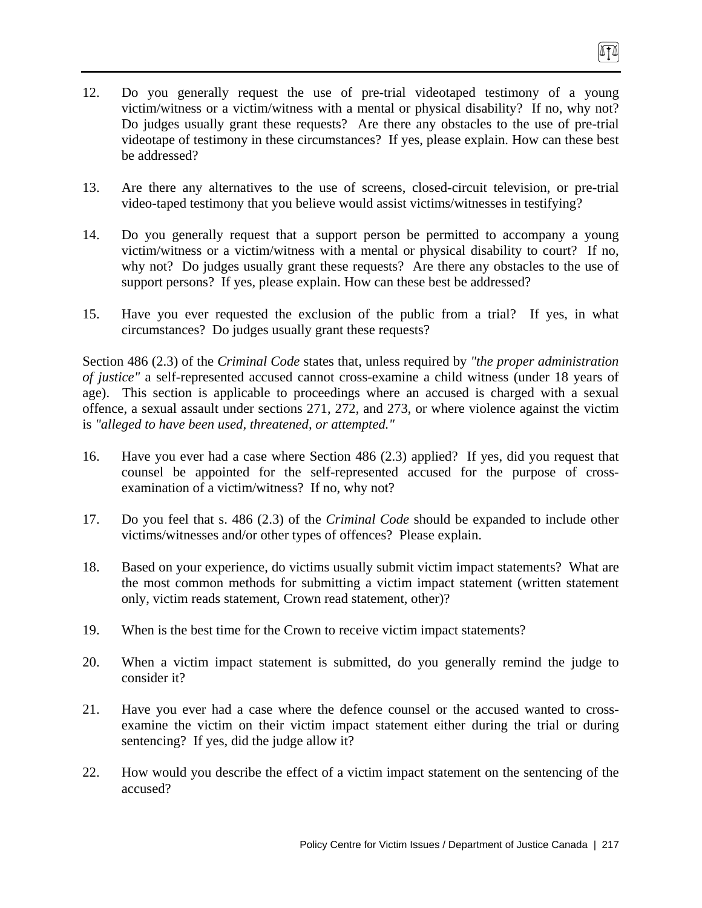12. Do you generally request the use of pre-trial videotaped testimony of a young victim/witness or a victim/witness with a mental or physical disability? If no, why not? Do judges usually grant these requests? Are there any obstacles to the use of pre-trial videotape of testimony in these circumstances? If yes, please explain. How can these best be addressed?

13. Are there any alternatives to the use of screens, closed-circuit television, or pre-trial video-taped testimony that you believe would assist victims/witnesses in testifying?

14. Do you generally request that a support person be permitted to accompany a young victim/witness or a victim/witness with a mental or physical disability to court? If no, why not? Do judges usually grant these requests? Are there any obstacles to the use of support persons? If yes, please explain. How can these best be addressed?

15. Have you ever requested the exclusion of the public from a trial? If yes, in what circumstances? Do judges usually grant these requests?

Section 486 (2.3) of the *Criminal Code* states that, unless required by *"the proper administration of justice"* a self-represented accused cannot cross-examine a child witness (under 18 years of age). This section is applicable to proceedings where an accused is charged with a sexual offence, a sexual assault under sections 271, 272, and 273, or where violence against the victim is *"alleged to have been used, threatened, or attempted."*

16. Have you ever had a case where Section 486 (2.3) applied? If yes, did you request that counsel be appointed for the self-represented accused for the purpose of cross-examination of a victim/witness? If no, why not?

17. Do you feel that s. 486 (2.3) of the *Criminal Code* should be expanded to include other victims/witnesses and/or other types of offences? Please explain.

18. Based on your experience, do victims usually submit victim impact statements? What are the most common methods for submitting a victim impact statement (written statement only, victim reads statement, Crown read statement, other)?

19. When is the best time for the Crown to receive victim impact statements?

20. When a victim impact statement is submitted, do you generally remind the judge to consider it?

21. Have you ever had a case where the defence counsel or the accused wanted to cross-examine the victim on their victim impact statement either during the trial or during sentencing? If yes, did the judge allow it?

22. How would you describe the effect of a victim impact statement on the sentencing of the accused?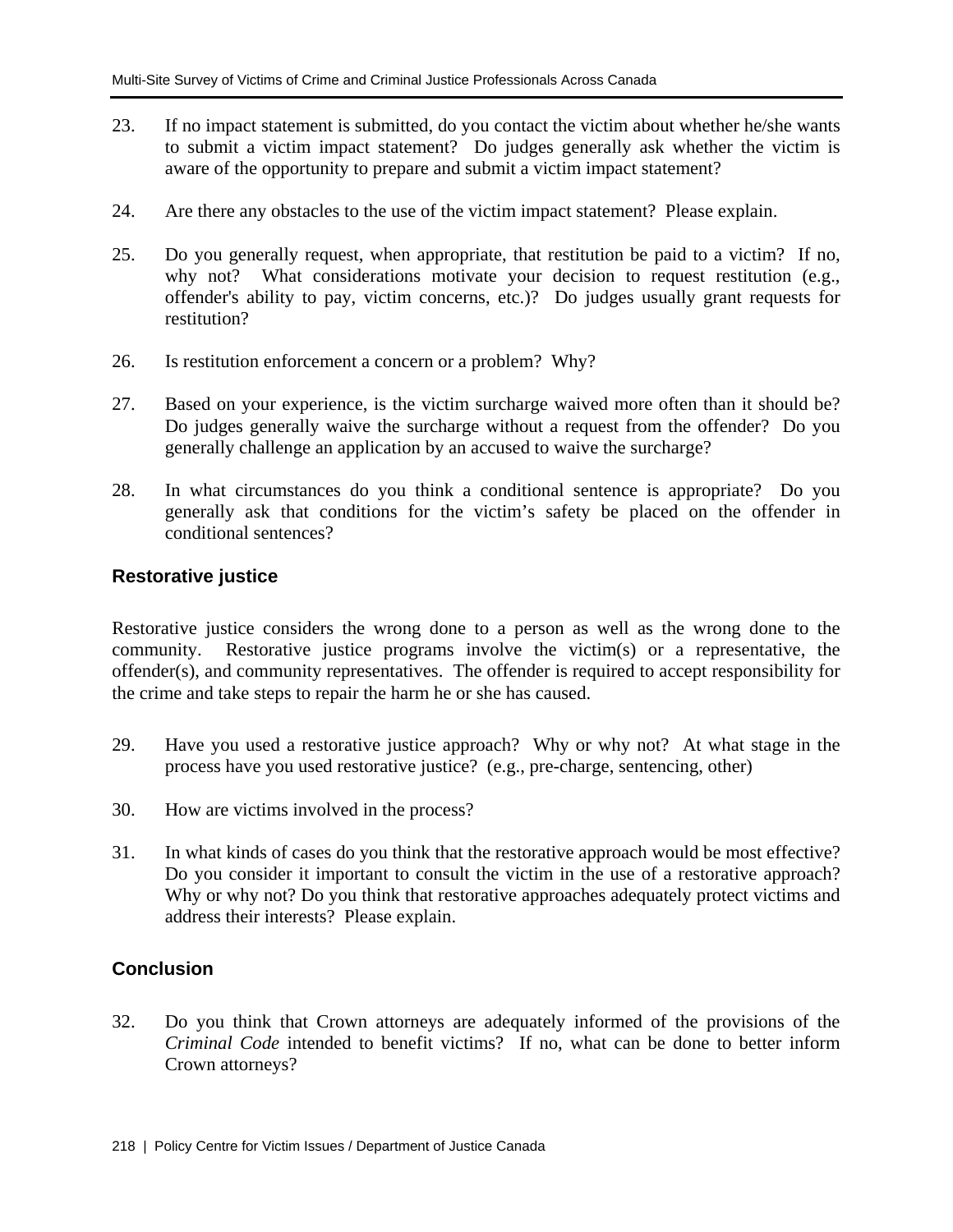23. If no impact statement is submitted, do you contact the victim about whether he/she wants to submit a victim impact statement? Do judges generally ask whether the victim is aware of the opportunity to prepare and submit a victim impact statement?

24. Are there any obstacles to the use of the victim impact statement? Please explain.

25. Do you generally request, when appropriate, that restitution be paid to a victim? If no, why not? What considerations motivate your decision to request restitution (e.g., offender's ability to pay, victim concerns, etc.)? Do judges usually grant requests for restitution?

26. Is restitution enforcement a concern or a problem? Why?

27. Based on your experience, is the victim surcharge waived more often than it should be? Do judges generally waive the surcharge without a request from the offender? Do you generally challenge an application by an accused to waive the surcharge?

28. In what circumstances do you think a conditional sentence is appropriate? Do you generally ask that conditions for the victim's safety be placed on the offender in conditional sentences?

### Restorative justice

Restorative justice considers the wrong done to a person as well as the wrong done to the community. Restorative justice programs involve the victim(s) or a representative, the offender(s), and community representatives. The offender is required to accept responsibility for the crime and take steps to repair the harm he or she has caused.

29. Have you used a restorative justice approach? Why or why not? At what stage in the process have you used restorative justice? (e.g., pre-charge, sentencing, other)

30. How are victims involved in the process?

31. In what kinds of cases do you think that the restorative approach would be most effective? Do you consider it important to consult the victim in the use of a restorative approach? Why or why not? Do you think that restorative approaches adequately protect victims and address their interests? Please explain.

### Conclusion

32. Do you think that Crown attorneys are adequately informed of the provisions of the *Criminal Code* intended to benefit victims? If no, what can be done to better inform Crown attorneys?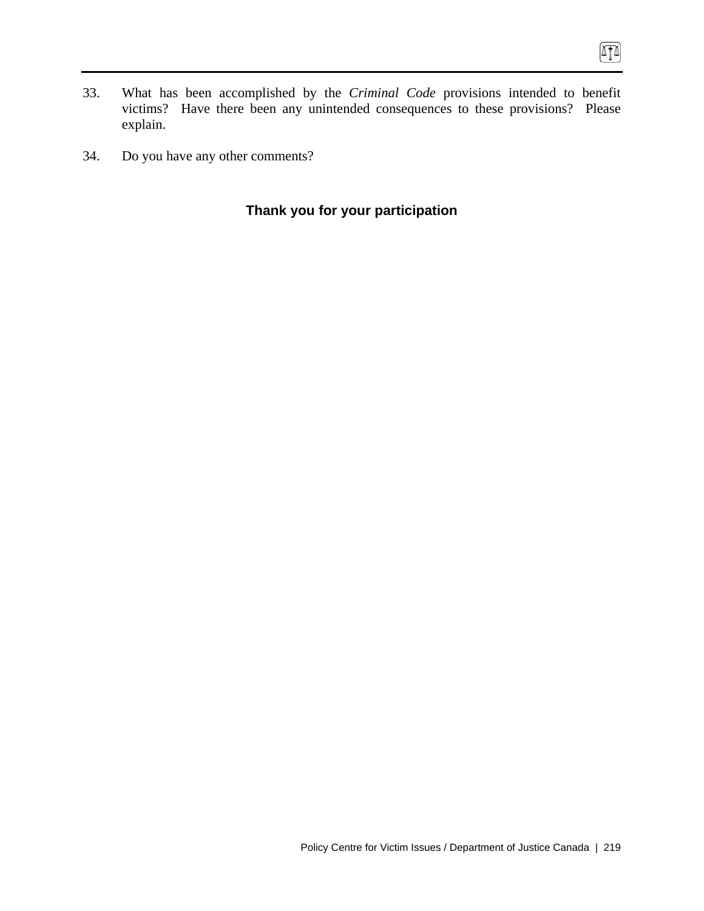33. What has been accomplished by the *Criminal Code* provisions intended to benefit victims? Have there been any unintended consequences to these provisions? Please explain.

34. Do you have any other comments?

**Thank you for your participation**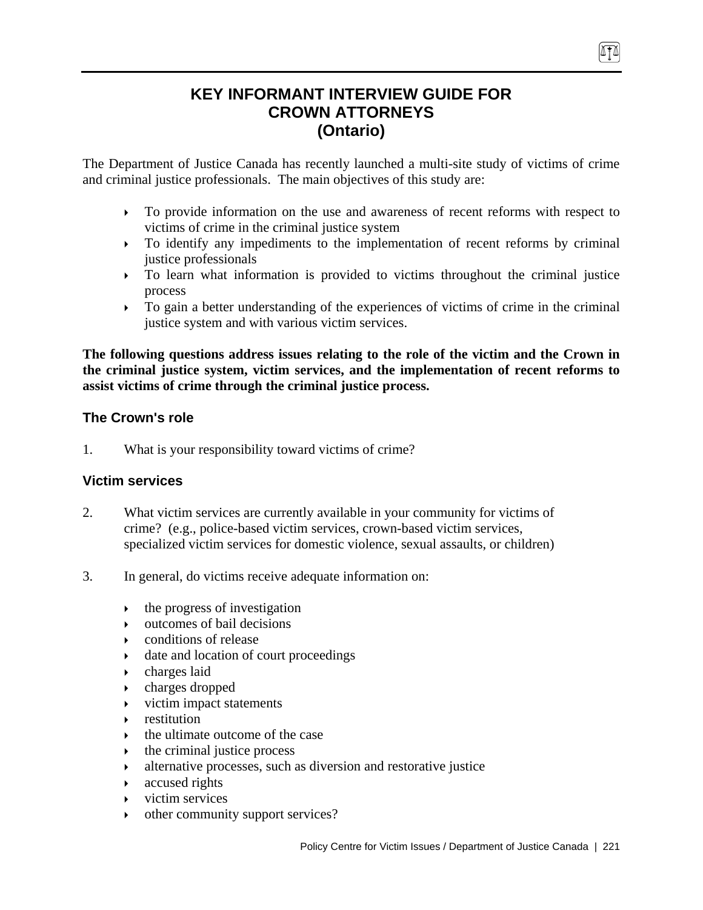# KEY INFORMANT INTERVIEW GUIDE FOR CROWN ATTORNEYS (Ontario)

The Department of Justice Canada has recently launched a multi-site study of victims of crime and criminal justice professionals. The main objectives of this study are:

- To provide information on the use and awareness of recent reforms with respect to victims of crime in the criminal justice system
- To identify any impediments to the implementation of recent reforms by criminal justice professionals
- To learn what information is provided to victims throughout the criminal justice process
- To gain a better understanding of the experiences of victims of crime in the criminal justice system and with various victim services.

**The following questions address issues relating to the role of the victim and the Crown in the criminal justice system, victim services, and the implementation of recent reforms to assist victims of crime through the criminal justice process.**

### The Crown's role

1. What is your responsibility toward victims of crime?

### Victim services

2. What victim services are currently available in your community for victims of crime? (e.g., police-based victim services, crown-based victim services, specialized victim services for domestic violence, sexual assaults, or children)

3. In general, do victims receive adequate information on:

   - the progress of investigation
   - outcomes of bail decisions
   - conditions of release
   - date and location of court proceedings
   - charges laid
   - charges dropped
   - victim impact statements
   - restitution
   - the ultimate outcome of the case
   - the criminal justice process
   - alternative processes, such as diversion and restorative justice
   - accused rights
   - victim services
   - other community support services?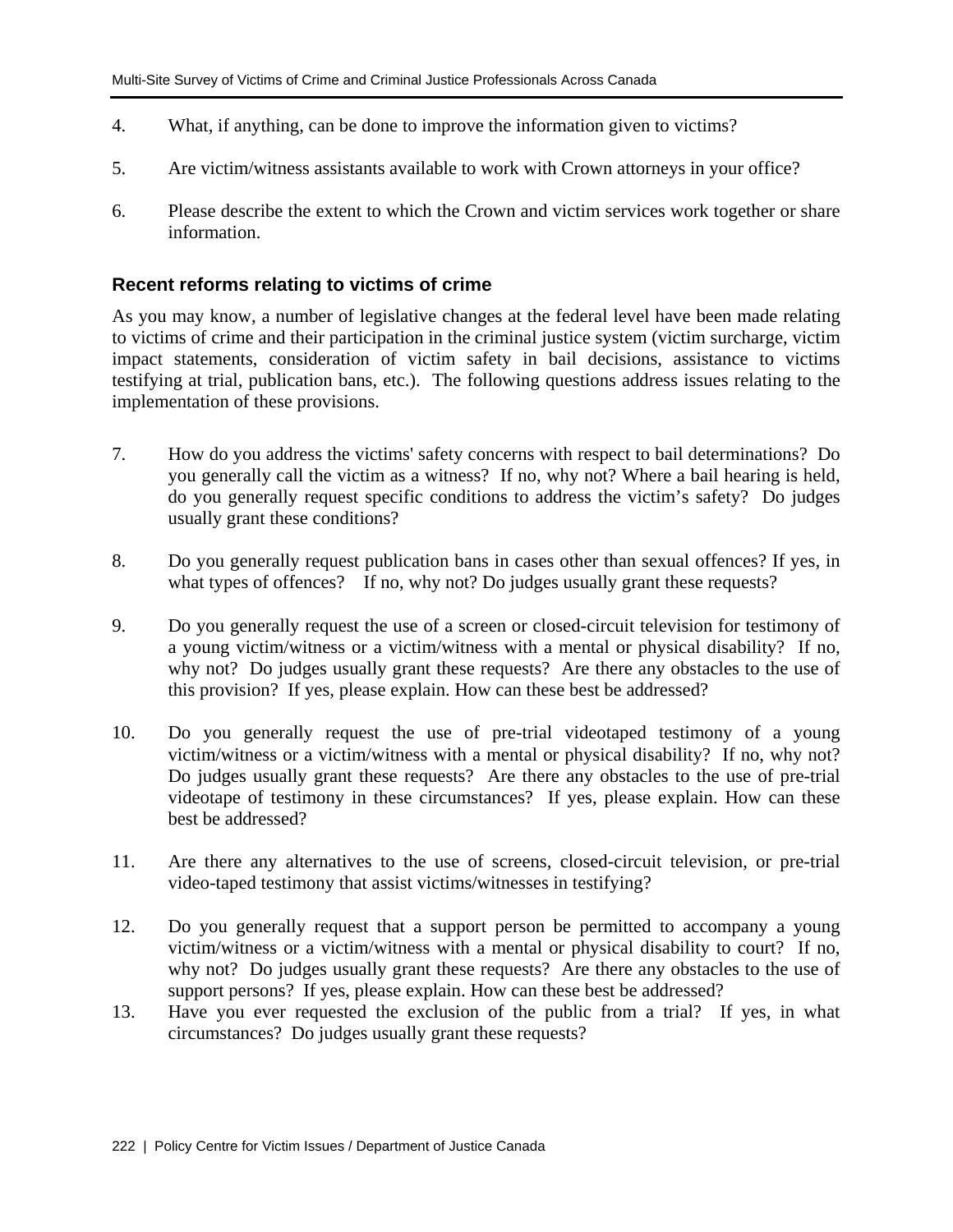4. What, if anything, can be done to improve the information given to victims?

5. Are victim/witness assistants available to work with Crown attorneys in your office?

6. Please describe the extent to which the Crown and victim services work together or share information.

### Recent reforms relating to victims of crime

As you may know, a number of legislative changes at the federal level have been made relating to victims of crime and their participation in the criminal justice system (victim surcharge, victim impact statements, consideration of victim safety in bail decisions, assistance to victims testifying at trial, publication bans, etc.). The following questions address issues relating to the implementation of these provisions.

7. How do you address the victims' safety concerns with respect to bail determinations? Do you generally call the victim as a witness? If no, why not? Where a bail hearing is held, do you generally request specific conditions to address the victim's safety? Do judges usually grant these conditions?

8. Do you generally request publication bans in cases other than sexual offences? If yes, in what types of offences? If no, why not? Do judges usually grant these requests?

9. Do you generally request the use of a screen or closed-circuit television for testimony of a young victim/witness or a victim/witness with a mental or physical disability? If no, why not? Do judges usually grant these requests? Are there any obstacles to the use of this provision? If yes, please explain. How can these best be addressed?

10. Do you generally request the use of pre-trial videotaped testimony of a young victim/witness or a victim/witness with a mental or physical disability? If no, why not? Do judges usually grant these requests? Are there any obstacles to the use of pre-trial videotape of testimony in these circumstances? If yes, please explain. How can these best be addressed?

11. Are there any alternatives to the use of screens, closed-circuit television, or pre-trial video-taped testimony that assist victims/witnesses in testifying?

12. Do you generally request that a support person be permitted to accompany a young victim/witness or a victim/witness with a mental or physical disability to court? If no, why not? Do judges usually grant these requests? Are there any obstacles to the use of support persons? If yes, please explain. How can these best be addressed?

13. Have you ever requested the exclusion of the public from a trial? If yes, in what circumstances? Do judges usually grant these requests?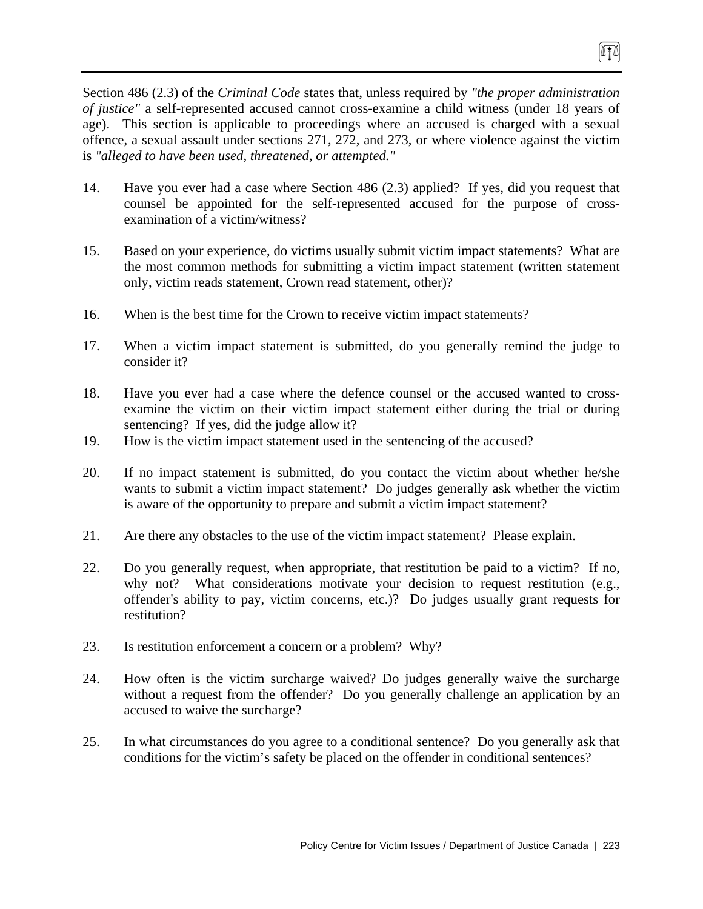Section 486 (2.3) of the *Criminal Code* states that, unless required by *"the proper administration of justice"* a self-represented accused cannot cross-examine a child witness (under 18 years of age). This section is applicable to proceedings where an accused is charged with a sexual offence, a sexual assault under sections 271, 272, and 273, or where violence against the victim is *"alleged to have been used, threatened, or attempted."*

14. Have you ever had a case where Section 486 (2.3) applied? If yes, did you request that counsel be appointed for the self-represented accused for the purpose of cross-examination of a victim/witness?

15. Based on your experience, do victims usually submit victim impact statements? What are the most common methods for submitting a victim impact statement (written statement only, victim reads statement, Crown read statement, other)?

16. When is the best time for the Crown to receive victim impact statements?

17. When a victim impact statement is submitted, do you generally remind the judge to consider it?

18. Have you ever had a case where the defence counsel or the accused wanted to cross-examine the victim on their victim impact statement either during the trial or during sentencing? If yes, did the judge allow it?

19. How is the victim impact statement used in the sentencing of the accused?

20. If no impact statement is submitted, do you contact the victim about whether he/she wants to submit a victim impact statement? Do judges generally ask whether the victim is aware of the opportunity to prepare and submit a victim impact statement?

21. Are there any obstacles to the use of the victim impact statement? Please explain.

22. Do you generally request, when appropriate, that restitution be paid to a victim? If no, why not? What considerations motivate your decision to request restitution (e.g., offender's ability to pay, victim concerns, etc.)? Do judges usually grant requests for restitution?

23. Is restitution enforcement a concern or a problem? Why?

24. How often is the victim surcharge waived? Do judges generally waive the surcharge without a request from the offender? Do you generally challenge an application by an accused to waive the surcharge?

25. In what circumstances do you agree to a conditional sentence? Do you generally ask that conditions for the victim's safety be placed on the offender in conditional sentences?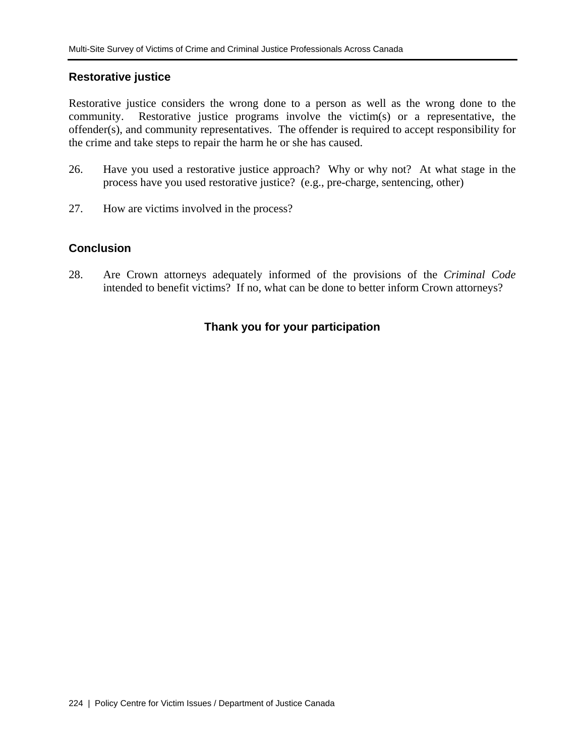## Restorative justice

Restorative justice considers the wrong done to a person as well as the wrong done to the community. Restorative justice programs involve the victim(s) or a representative, the offender(s), and community representatives. The offender is required to accept responsibility for the crime and take steps to repair the harm he or she has caused.

26. Have you used a restorative justice approach? Why or why not? At what stage in the process have you used restorative justice? (e.g., pre-charge, sentencing, other)

27. How are victims involved in the process?

## Conclusion

28. Are Crown attorneys adequately informed of the provisions of the *Criminal Code* intended to benefit victims? If no, what can be done to better inform Crown attorneys?

**Thank you for your participation**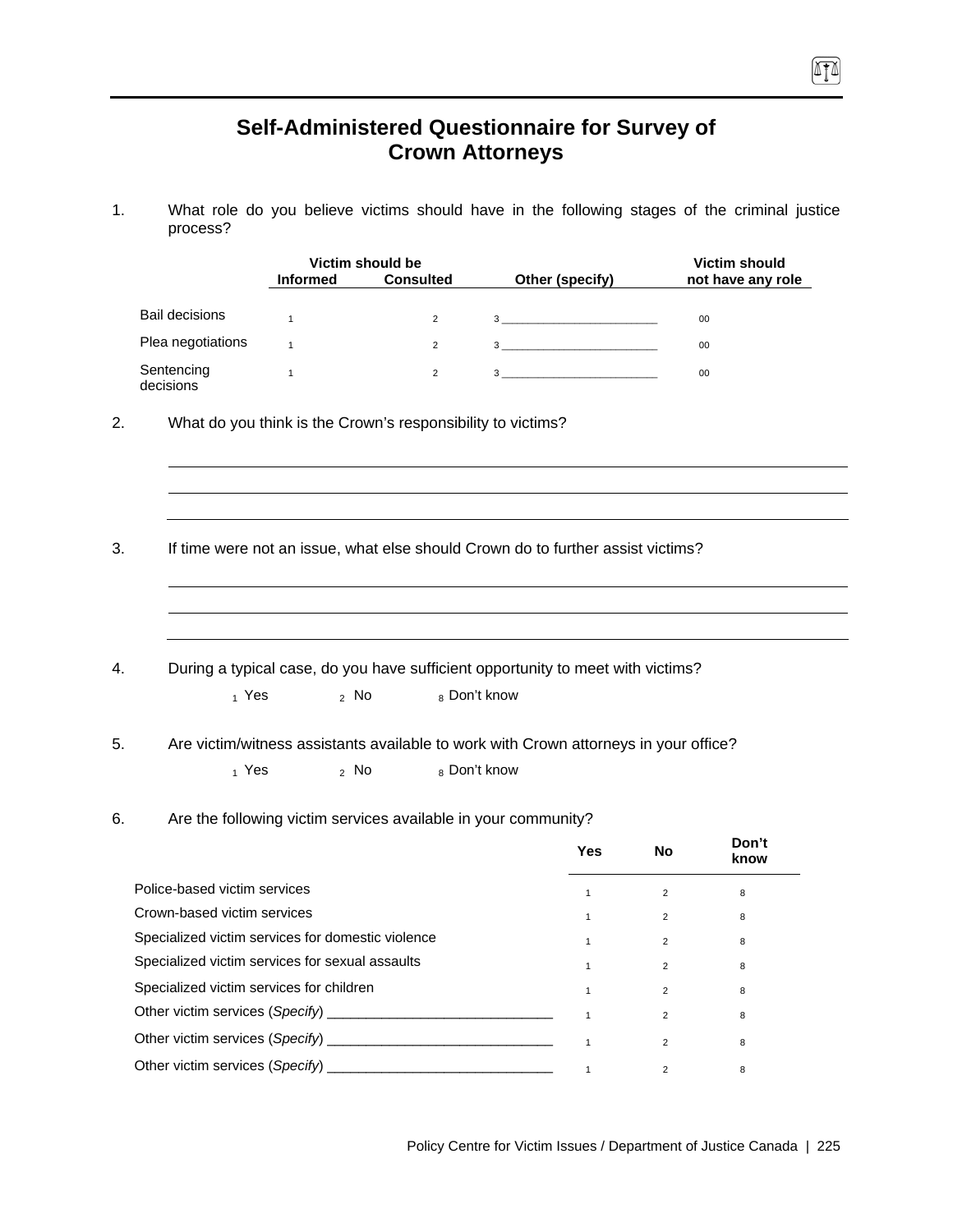# Self-Administered Questionnaire for Survey of Crown Attorneys

1. What role do you believe victims should have in the following stages of the criminal justice process?

| | Victim should be | | | Victim should |
|---|---|---|---|---|
| | Informed | Consulted | Other (specify) | not have any role |
| Bail decisions | 1 | 2 | 3 ________________________ | 00 |
| Plea negotiations | 1 | 2 | 3 ________________________ | 00 |
| Sentencing decisions | 1 | 2 | 3 ________________________ | 00 |

2. What do you think is the Crown's responsibility to victims?

_______________________________________________

_______________________________________________

_______________________________________________

3. If time were not an issue, what else should Crown do to further assist victims?

_______________________________________________

_______________________________________________

_______________________________________________

4. During a typical case, do you have sufficient opportunity to meet with victims?

   1 Yes    2 No    8 Don't know

5. Are victim/witness assistants available to work with Crown attorneys in your office?

   1 Yes    2 No    8 Don't know

6. Are the following victim services available in your community?

| | Yes | No | Don't know |
|---|---|---|---|
| Police-based victim services | 1 | 2 | 8 |
| Crown-based victim services | 1 | 2 | 8 |
| Specialized victim services for domestic violence | 1 | 2 | 8 |
| Specialized victim services for sexual assaults | 1 | 2 | 8 |
| Specialized victim services for children | 1 | 2 | 8 |
| Other victim services (*Specify*) ______________________________ | 1 | 2 | 8 |
| Other victim services (*Specify*) ______________________________ | 1 | 2 | 8 |
| Other victim services (*Specify*) ______________________________ | 1 | 2 | 8 |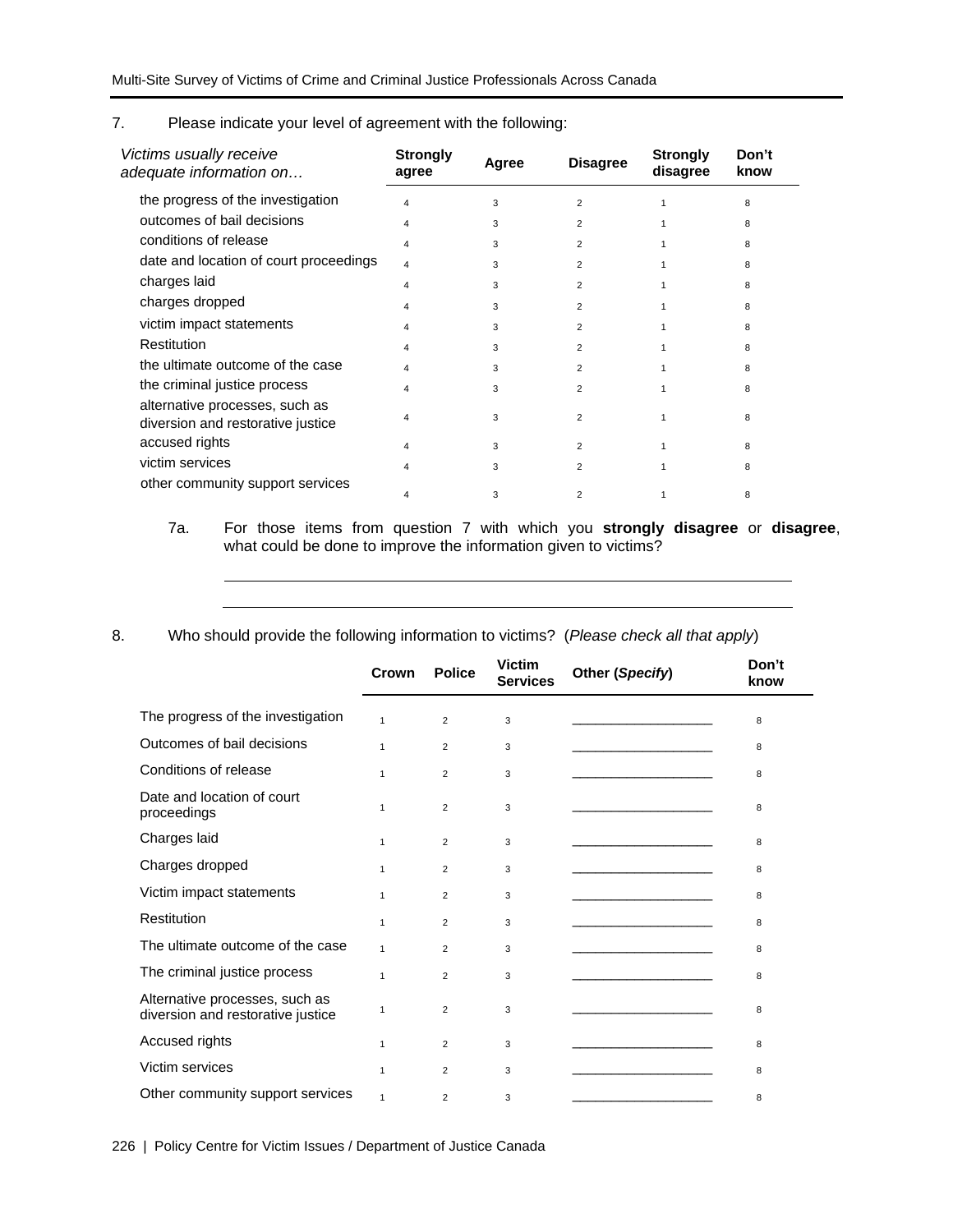7. Please indicate your level of agreement with the following:

| *Victims usually receive adequate information on…* | Strongly agree | Agree | Disagree | Strongly disagree | Don't know |
|---|---|---|---|---|---|
| the progress of the investigation | 4 | 3 | 2 | 1 | 8 |
| outcomes of bail decisions | 4 | 3 | 2 | 1 | 8 |
| conditions of release | 4 | 3 | 2 | 1 | 8 |
| date and location of court proceedings | 4 | 3 | 2 | 1 | 8 |
| charges laid | 4 | 3 | 2 | 1 | 8 |
| charges dropped | 4 | 3 | 2 | 1 | 8 |
| victim impact statements | 4 | 3 | 2 | 1 | 8 |
| Restitution | 4 | 3 | 2 | 1 | 8 |
| the ultimate outcome of the case | 4 | 3 | 2 | 1 | 8 |
| the criminal justice process | 4 | 3 | 2 | 1 | 8 |
| alternative processes, such as diversion and restorative justice | 4 | 3 | 2 | 1 | 8 |
| accused rights | 4 | 3 | 2 | 1 | 8 |
| victim services | 4 | 3 | 2 | 1 | 8 |
| other community support services | 4 | 3 | 2 | 1 | 8 |

7a. For those items from question 7 with which you **strongly disagree** or **disagree**, what could be done to improve the information given to victims?

_______________________________________________________________

_______________________________________________________________

8. Who should provide the following information to victims? (*Please check all that apply*)

| | Crown | Police | Victim Services | Other (*Specify*) | Don't know |
|---|---|---|---|---|---|
| The progress of the investigation | 1 | 2 | 3 | ___________________ | 8 |
| Outcomes of bail decisions | 1 | 2 | 3 | ___________________ | 8 |
| Conditions of release | 1 | 2 | 3 | ___________________ | 8 |
| Date and location of court proceedings | 1 | 2 | 3 | ___________________ | 8 |
| Charges laid | 1 | 2 | 3 | ___________________ | 8 |
| Charges dropped | 1 | 2 | 3 | ___________________ | 8 |
| Victim impact statements | 1 | 2 | 3 | ___________________ | 8 |
| Restitution | 1 | 2 | 3 | ___________________ | 8 |
| The ultimate outcome of the case | 1 | 2 | 3 | ___________________ | 8 |
| The criminal justice process | 1 | 2 | 3 | ___________________ | 8 |
| Alternative processes, such as diversion and restorative justice | 1 | 2 | 3 | ___________________ | 8 |
| Accused rights | 1 | 2 | 3 | ___________________ | 8 |
| Victim services | 1 | 2 | 3 | ___________________ | 8 |
| Other community support services | 1 | 2 | 3 | ___________________ | 8 |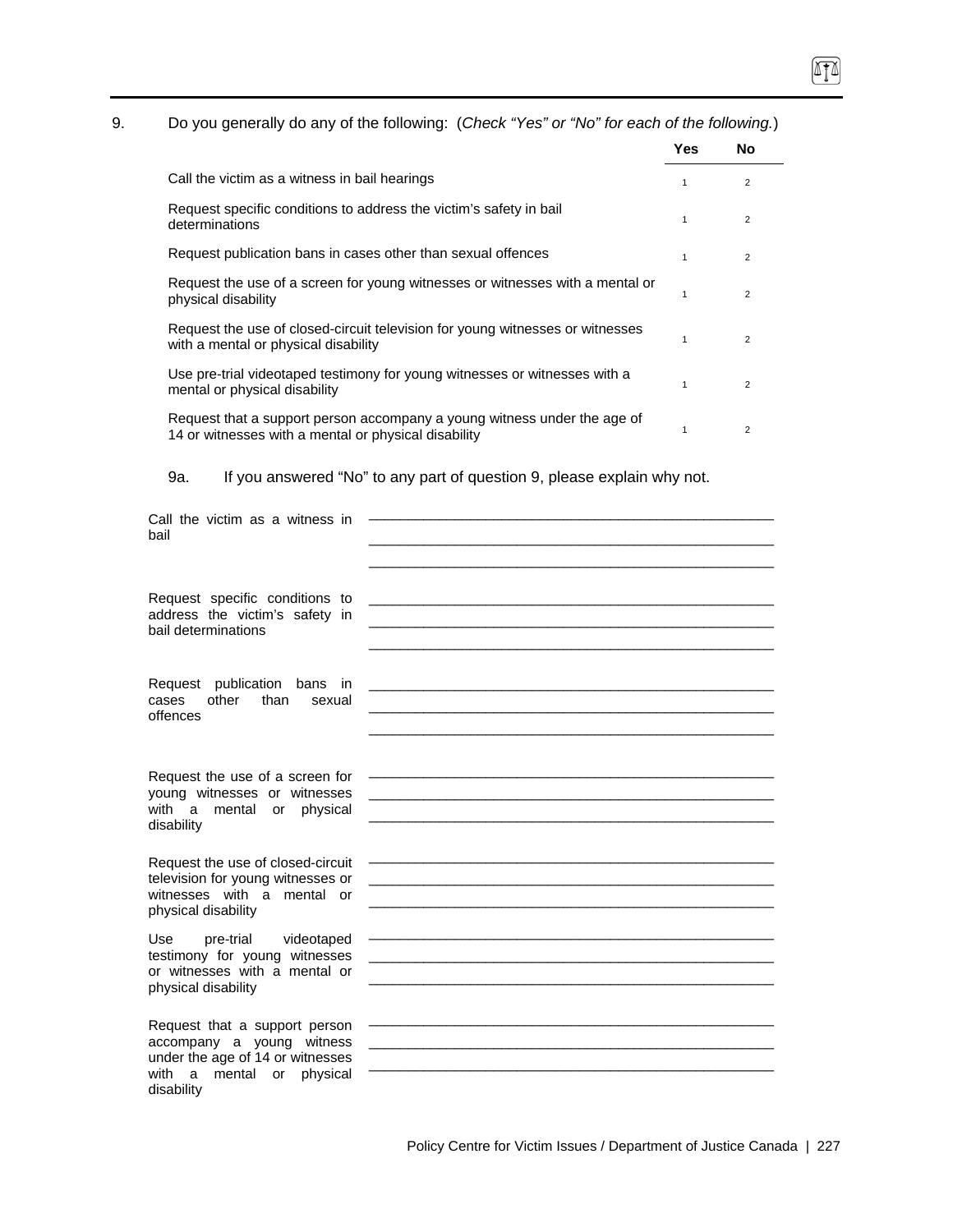9. Do you generally do any of the following: (*Check "Yes" or "No" for each of the following.*)

| | Yes | No |
|---|---|---|
| Call the victim as a witness in bail hearings | 1 | 2 |
| Request specific conditions to address the victim's safety in bail determinations | 1 | 2 |
| Request publication bans in cases other than sexual offences | 1 | 2 |
| Request the use of a screen for young witnesses or witnesses with a mental or physical disability | 1 | 2 |
| Request the use of closed-circuit television for young witnesses or witnesses with a mental or physical disability | 1 | 2 |
| Use pre-trial videotaped testimony for young witnesses or witnesses with a mental or physical disability | 1 | 2 |
| Request that a support person accompany a young witness under the age of 14 or witnesses with a mental or physical disability | 1 | 2 |

9a. If you answered "No" to any part of question 9, please explain why not.

Call the victim as a witness in bail ______________________________________________

______________________________________________

______________________________________________

Request specific conditions to address the victim's safety in bail determinations ______________________________________________

______________________________________________

______________________________________________

Request publication bans in cases other than sexual offences ______________________________________________

______________________________________________

______________________________________________

Request the use of a screen for young witnesses or witnesses with a mental or physical disability ______________________________________________

______________________________________________

______________________________________________

Request the use of closed-circuit television for young witnesses or witnesses with a mental or physical disability ______________________________________________

______________________________________________

______________________________________________

Use pre-trial videotaped testimony for young witnesses or witnesses with a mental or physical disability ______________________________________________

______________________________________________

______________________________________________

Request that a support person accompany a young witness under the age of 14 or witnesses with a mental or physical disability ______________________________________________

______________________________________________

______________________________________________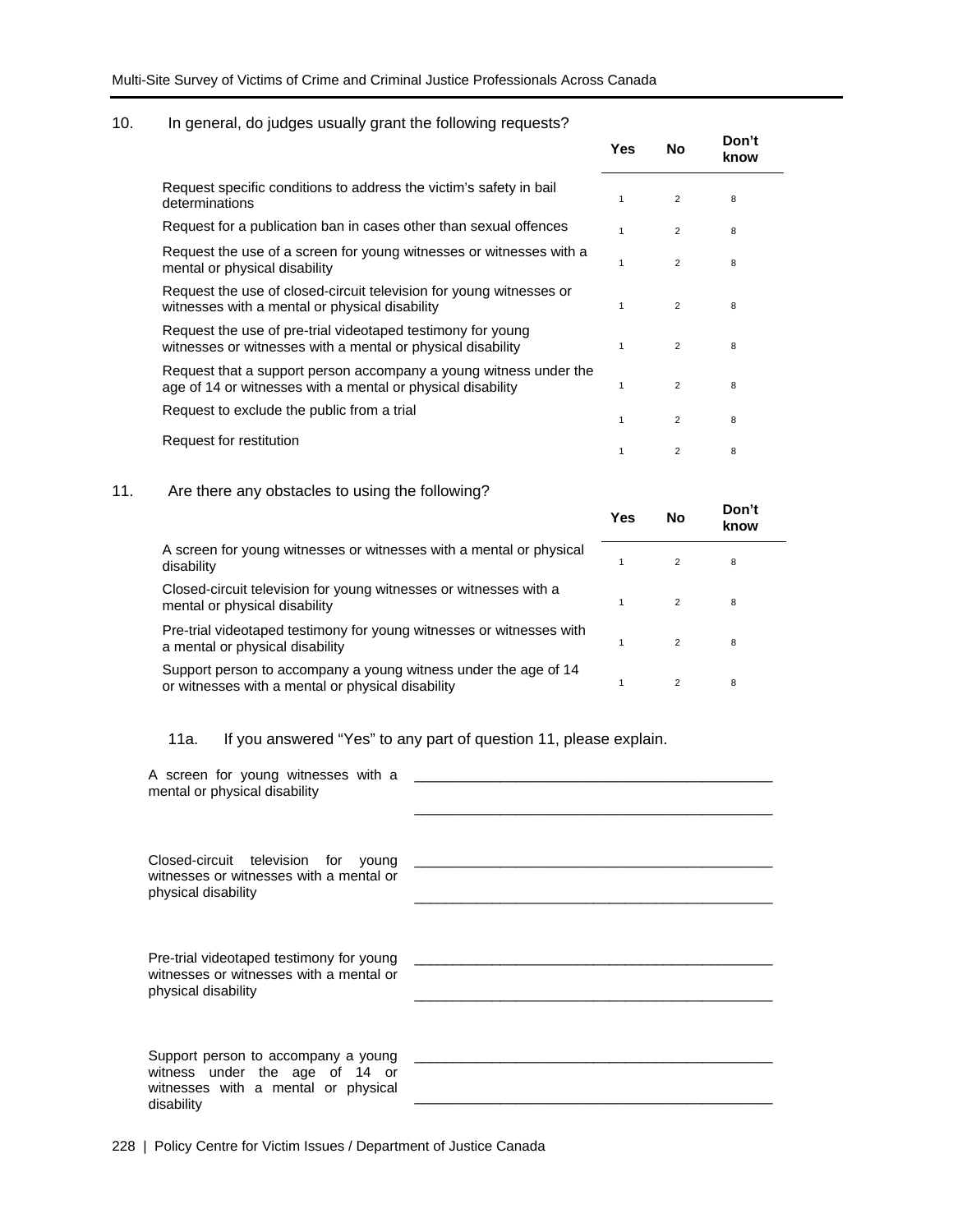10. In general, do judges usually grant the following requests?

| | Yes | No | Don't know |
|---|---|---|---|
| Request specific conditions to address the victim's safety in bail determinations | 1 | 2 | 8 |
| Request for a publication ban in cases other than sexual offences | 1 | 2 | 8 |
| Request the use of a screen for young witnesses or witnesses with a mental or physical disability | 1 | 2 | 8 |
| Request the use of closed-circuit television for young witnesses or witnesses with a mental or physical disability | 1 | 2 | 8 |
| Request the use of pre-trial videotaped testimony for young witnesses or witnesses with a mental or physical disability | 1 | 2 | 8 |
| Request that a support person accompany a young witness under the age of 14 or witnesses with a mental or physical disability | 1 | 2 | 8 |
| Request to exclude the public from a trial | 1 | 2 | 8 |
| Request for restitution | 1 | 2 | 8 |

11. Are there any obstacles to using the following?

| | Yes | No | Don't know |
|---|---|---|---|
| A screen for young witnesses or witnesses with a mental or physical disability | 1 | 2 | 8 |
| Closed-circuit television for young witnesses or witnesses with a mental or physical disability | 1 | 2 | 8 |
| Pre-trial videotaped testimony for young witnesses or witnesses with a mental or physical disability | 1 | 2 | 8 |
| Support person to accompany a young witness under the age of 14 or witnesses with a mental or physical disability | 1 | 2 | 8 |

11a. If you answered "Yes" to any part of question 11, please explain.

A screen for young witnesses with a mental or physical disability ______________________________________________

______________________________________________

Closed-circuit television for young witnesses or witnesses with a mental or physical disability ______________________________________________

______________________________________________

Pre-trial videotaped testimony for young witnesses or witnesses with a mental or physical disability ______________________________________________

______________________________________________

Support person to accompany a young witness under the age of 14 or witnesses with a mental or physical disability ______________________________________________

______________________________________________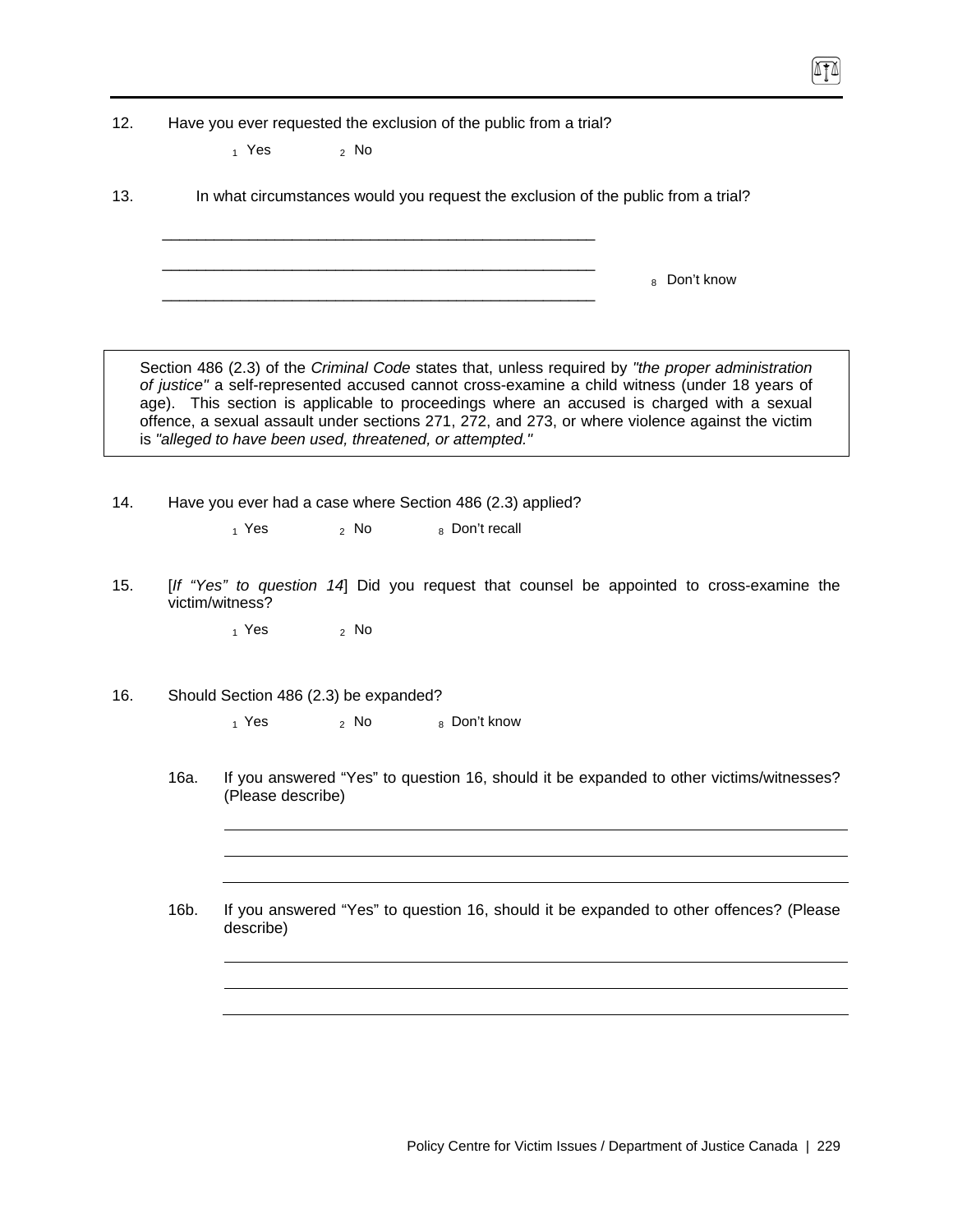12. Have you ever requested the exclusion of the public from a trial?

    1 Yes    2 No

13. In what circumstances would you request the exclusion of the public from a trial?

    _______________________________________________

    _______________________________________________    8 Don't know

    _______________________________________________

> Section 486 (2.3) of the *Criminal Code* states that, unless required by *"the proper administration of justice"* a self-represented accused cannot cross-examine a child witness (under 18 years of age). This section is applicable to proceedings where an accused is charged with a sexual offence, a sexual assault under sections 271, 272, and 273, or where violence against the victim is *"alleged to have been used, threatened, or attempted."*

14. Have you ever had a case where Section 486 (2.3) applied?

    1 Yes    2 No    8 Don't recall

15. [*If "Yes" to question 14*] Did you request that counsel be appointed to cross-examine the victim/witness?

    1 Yes    2 No

16. Should Section 486 (2.3) be expanded?

    1 Yes    2 No    8 Don't know

    16a. If you answered "Yes" to question 16, should it be expanded to other victims/witnesses? (Please describe)

    _______________________________________________

    _______________________________________________

    _______________________________________________

    16b. If you answered "Yes" to question 16, should it be expanded to other offences? (Please describe)

    _______________________________________________

    _______________________________________________

    _______________________________________________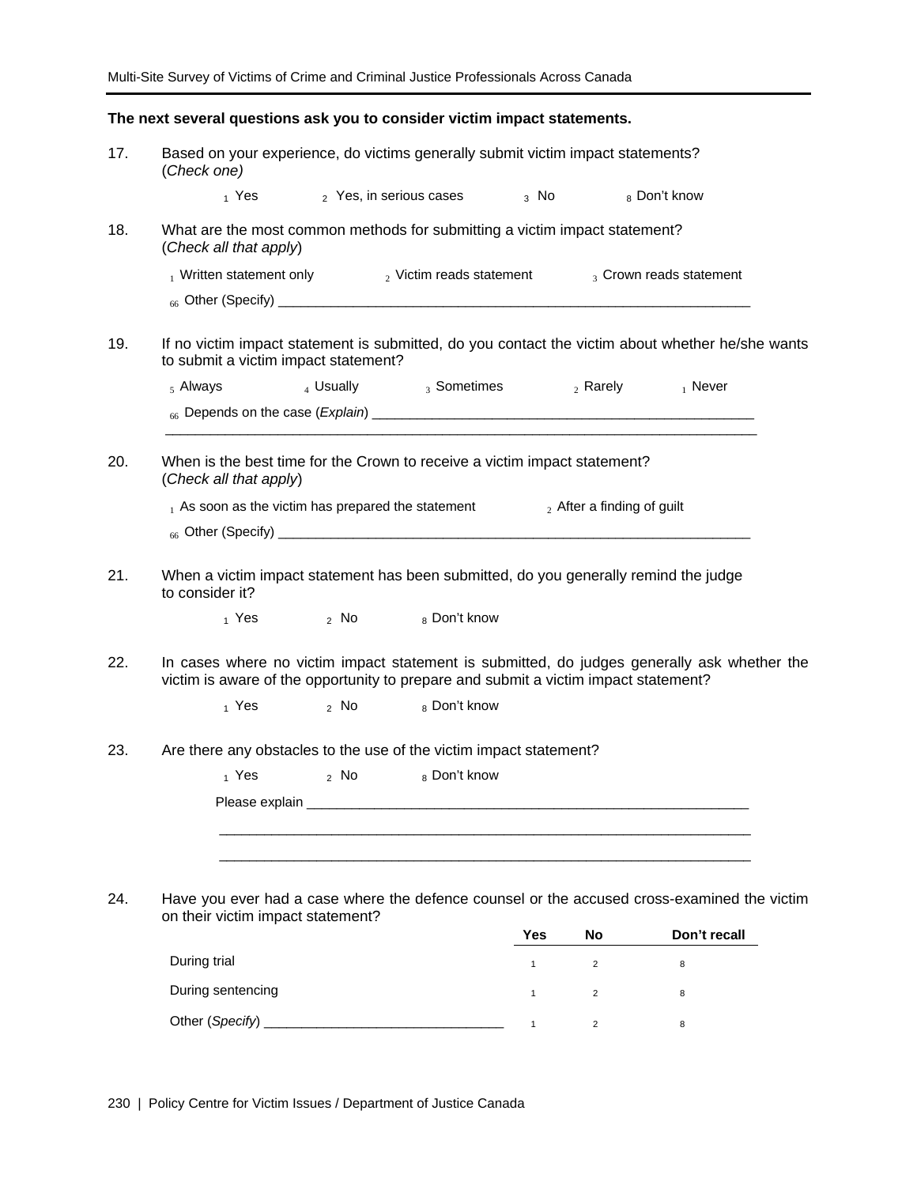**The next several questions ask you to consider victim impact statements.**

17. Based on your experience, do victims generally submit victim impact statements? (*Check one)*

    1 Yes    2 Yes, in serious cases    3 No    8 Don't know

18. What are the most common methods for submitting a victim impact statement? (*Check all that apply*)

    1 Written statement only    2 Victim reads statement    3 Crown reads statement

    66 Other (Specify) ____________________________________________________________

19. If no victim impact statement is submitted, do you contact the victim about whether he/she wants to submit a victim impact statement?

    5 Always    4 Usually    3 Sometimes    2 Rarely    1 Never

    66 Depends on the case (*Explain*) ______________________________________________

    ____________________________________________________________________________

20. When is the best time for the Crown to receive a victim impact statement? (*Check all that apply*)

    1 As soon as the victim has prepared the statement    2 After a finding of guilt

    66 Other (Specify) ____________________________________________________________

21. When a victim impact statement has been submitted, do you generally remind the judge to consider it?

    1 Yes    2 No    8 Don't know

22. In cases where no victim impact statement is submitted, do judges generally ask whether the victim is aware of the opportunity to prepare and submit a victim impact statement?

    1 Yes    2 No    8 Don't know

23. Are there any obstacles to the use of the victim impact statement?

    1 Yes    2 No    8 Don't know

    Please explain ________________________________________________________

    ____________________________________________________________________

    ____________________________________________________________________

24. Have you ever had a case where the defence counsel or the accused cross-examined the victim on their victim impact statement?

| | Yes | No | Don't recall |
|---|---|---|---|
| During trial | 1 | 2 | 8 |
| During sentencing | 1 | 2 | 8 |
| Other (*Specify*) ______________________________ | 1 | 2 | 8 |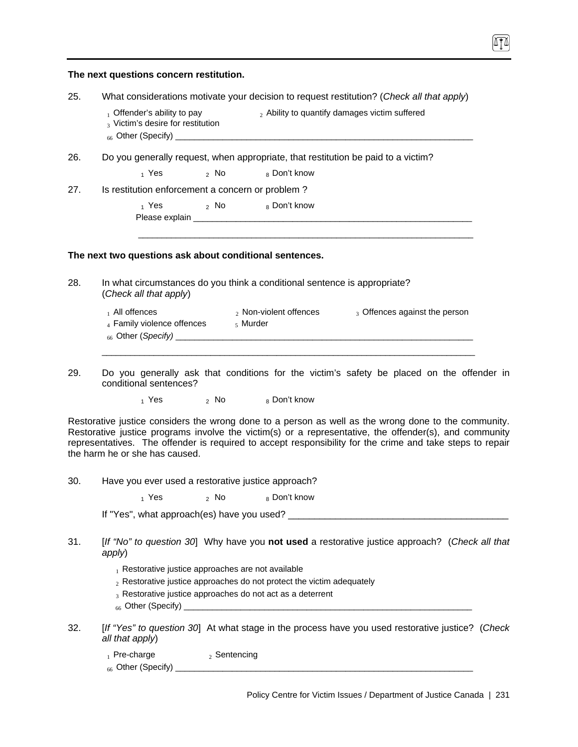**The next questions concern restitution.**

25. What considerations motivate your decision to request restitution? (*Check all that apply*)

    1 Offender's ability to pay    2 Ability to quantify damages victim suffered
    3 Victim's desire for restitution
    66 Other (Specify) ________________________________________________________________

26. Do you generally request, when appropriate, that restitution be paid to a victim?

    1 Yes    2 No    8 Don't know

27. Is restitution enforcement a concern or problem ?

    1 Yes    2 No    8 Don't know
    Please explain ________________________________________________________________

    ________________________________________________________________

**The next two questions ask about conditional sentences.**

28. In what circumstances do you think a conditional sentence is appropriate? (*Check all that apply*)

    1 All offences    2 Non-violent offences    3 Offences against the person
    4 Family violence offences    5 Murder
    66 Other (*Specify)* ________________________________________________________________

    ________________________________________________________________

29. Do you generally ask that conditions for the victim's safety be placed on the offender in conditional sentences?

    1 Yes    2 No    8 Don't know

Restorative justice considers the wrong done to a person as well as the wrong done to the community. Restorative justice programs involve the victim(s) or a representative, the offender(s), and community representatives. The offender is required to accept responsibility for the crime and take steps to repair the harm he or she has caused.

30. Have you ever used a restorative justice approach?

    1 Yes    2 No    8 Don't know

    If "Yes", what approach(es) have you used? ____________________________________________

31. [*If "No" to question 30*] Why have you **not used** a restorative justice approach? (*Check all that apply*)

    1 Restorative justice approaches are not available
    2 Restorative justice approaches do not protect the victim adequately
    3 Restorative justice approaches do not act as a deterrent
    66 Other (Specify) ________________________________________________________________

32. [*If "Yes" to question 30*] At what stage in the process have you used restorative justice? (*Check all that apply*)

    1 Pre-charge    2 Sentencing
    66 Other (Specify) ________________________________________________________________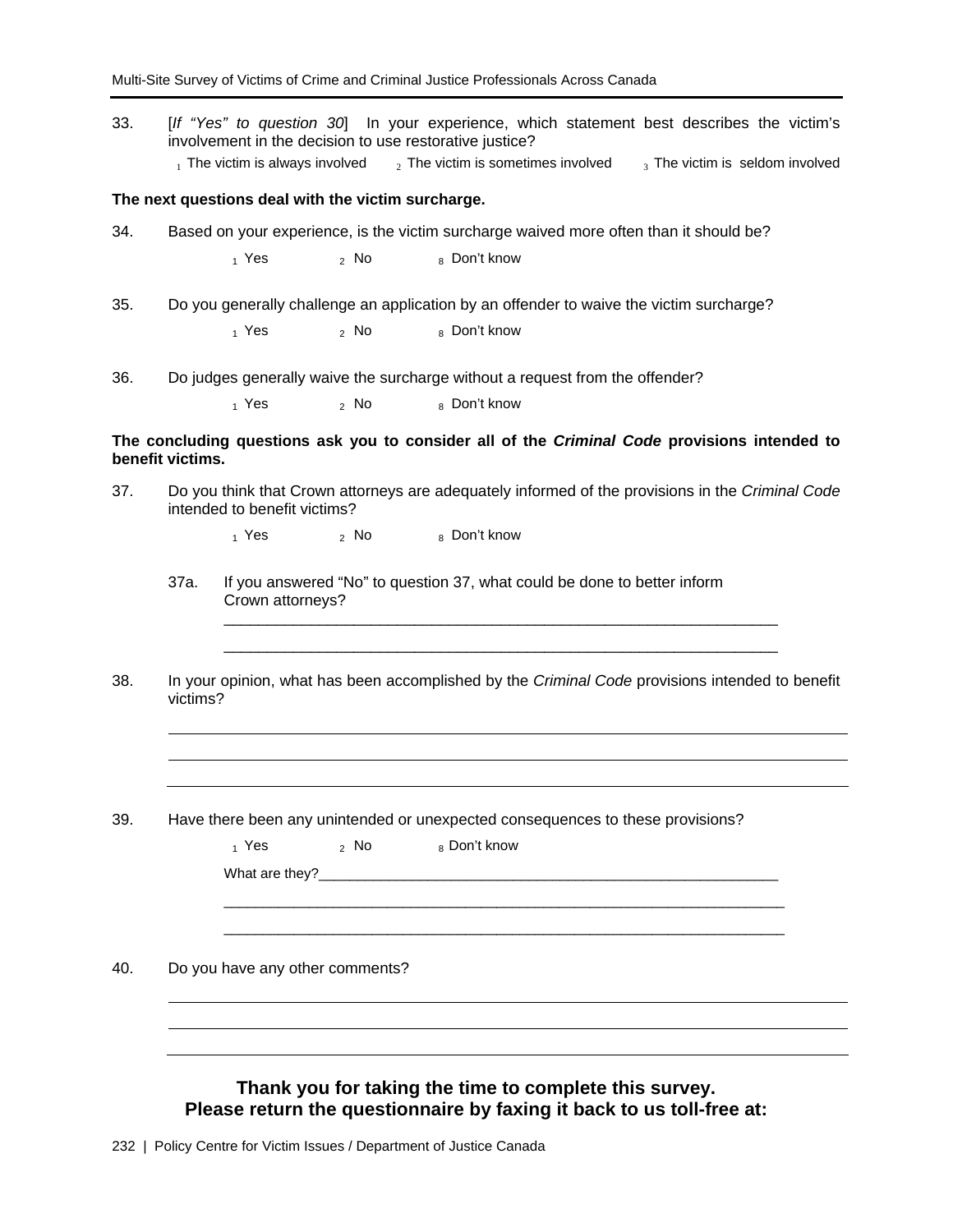33. [*If "Yes" to question 30*] In your experience, which statement best describes the victim's involvement in the decision to use restorative justice?

1 The victim is always involved  2 The victim is sometimes involved  3 The victim is seldom involved

**The next questions deal with the victim surcharge.**

34. Based on your experience, is the victim surcharge waived more often than it should be?

1 Yes  2 No  8 Don't know

35. Do you generally challenge an application by an offender to waive the victim surcharge?

1 Yes  2 No  8 Don't know

36. Do judges generally waive the surcharge without a request from the offender?

1 Yes  2 No  8 Don't know

**The concluding questions ask you to consider all of the *Criminal Code* provisions intended to benefit victims.**

37. Do you think that Crown attorneys are adequately informed of the provisions in the *Criminal Code* intended to benefit victims?

1 Yes  2 No  8 Don't know

37a. If you answered "No" to question 37, what could be done to better inform Crown attorneys?

_______________________________________________________________

_______________________________________________________________

38. In your opinion, what has been accomplished by the *Criminal Code* provisions intended to benefit victims?

_______________________________________________________________

_______________________________________________________________

_______________________________________________________________

39. Have there been any unintended or unexpected consequences to these provisions?

1 Yes  2 No  8 Don't know

What are they?_______________________________________________________

_______________________________________________________________

_______________________________________________________________

40. Do you have any other comments?

_______________________________________________________________

_______________________________________________________________

_______________________________________________________________

**Thank you for taking the time to complete this survey.**
**Please return the questionnaire by faxing it back to us toll-free at:**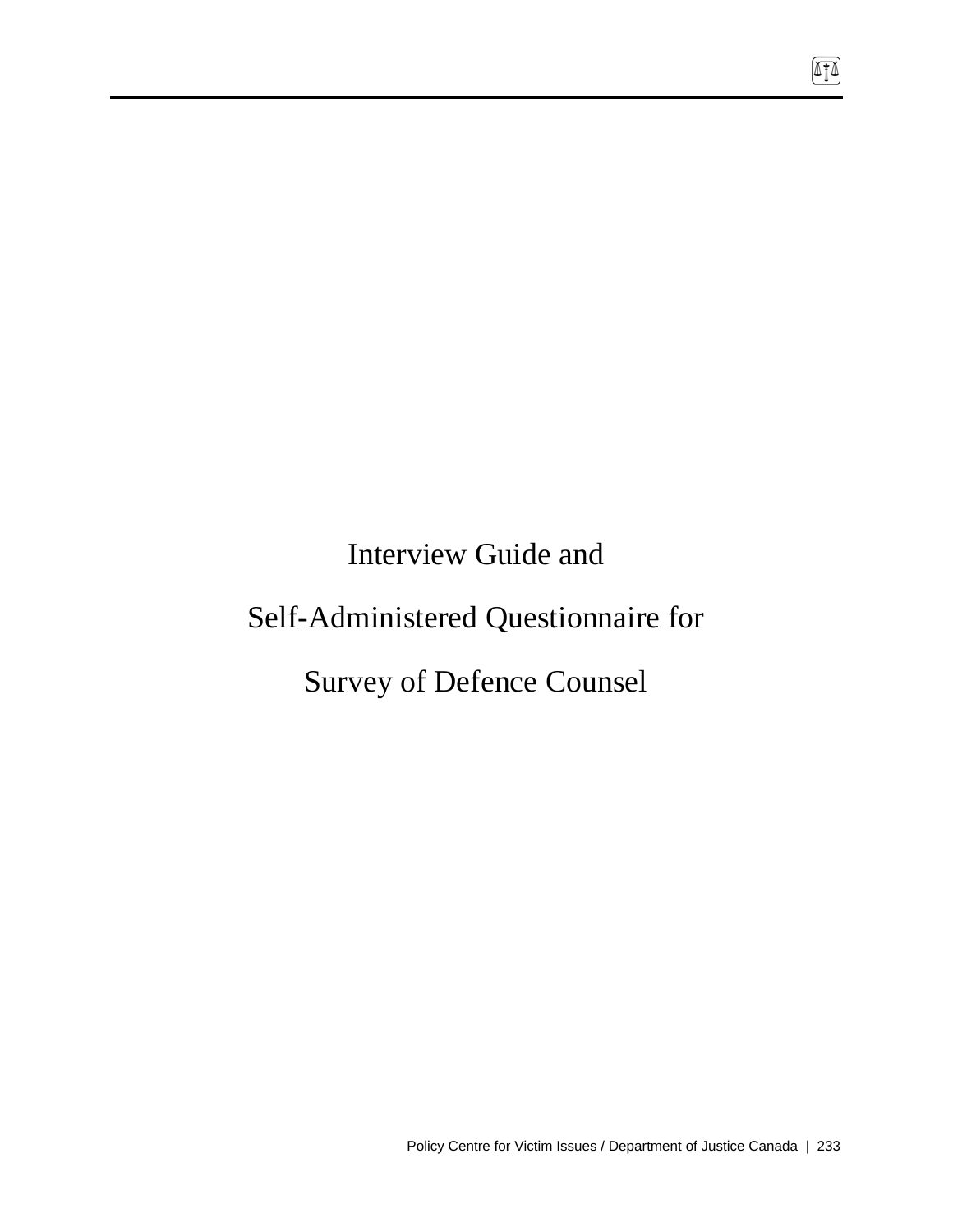# Interview Guide and Self-Administered Questionnaire for Survey of Defence Counsel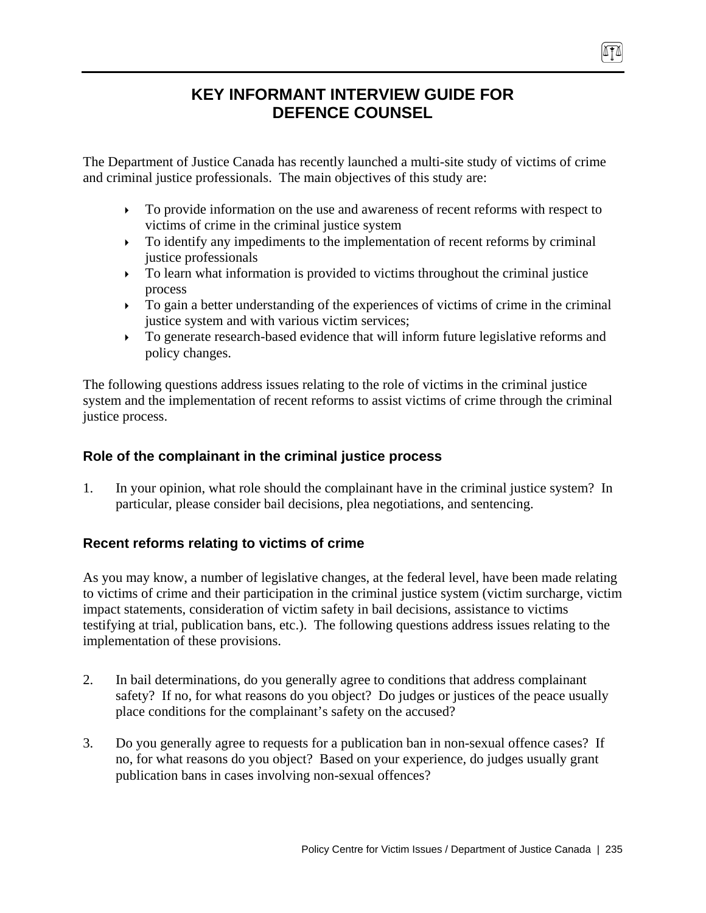# KEY INFORMANT INTERVIEW GUIDE FOR DEFENCE COUNSEL

The Department of Justice Canada has recently launched a multi-site study of victims of crime and criminal justice professionals. The main objectives of this study are:

- To provide information on the use and awareness of recent reforms with respect to victims of crime in the criminal justice system
- To identify any impediments to the implementation of recent reforms by criminal justice professionals
- To learn what information is provided to victims throughout the criminal justice process
- To gain a better understanding of the experiences of victims of crime in the criminal justice system and with various victim services;
- To generate research-based evidence that will inform future legislative reforms and policy changes.

The following questions address issues relating to the role of victims in the criminal justice system and the implementation of recent reforms to assist victims of crime through the criminal justice process.

### Role of the complainant in the criminal justice process

1. In your opinion, what role should the complainant have in the criminal justice system? In particular, please consider bail decisions, plea negotiations, and sentencing.

### Recent reforms relating to victims of crime

As you may know, a number of legislative changes, at the federal level, have been made relating to victims of crime and their participation in the criminal justice system (victim surcharge, victim impact statements, consideration of victim safety in bail decisions, assistance to victims testifying at trial, publication bans, etc.). The following questions address issues relating to the implementation of these provisions.

2. In bail determinations, do you generally agree to conditions that address complainant safety? If no, for what reasons do you object? Do judges or justices of the peace usually place conditions for the complainant's safety on the accused?

3. Do you generally agree to requests for a publication ban in non-sexual offence cases? If no, for what reasons do you object? Based on your experience, do judges usually grant publication bans in cases involving non-sexual offences?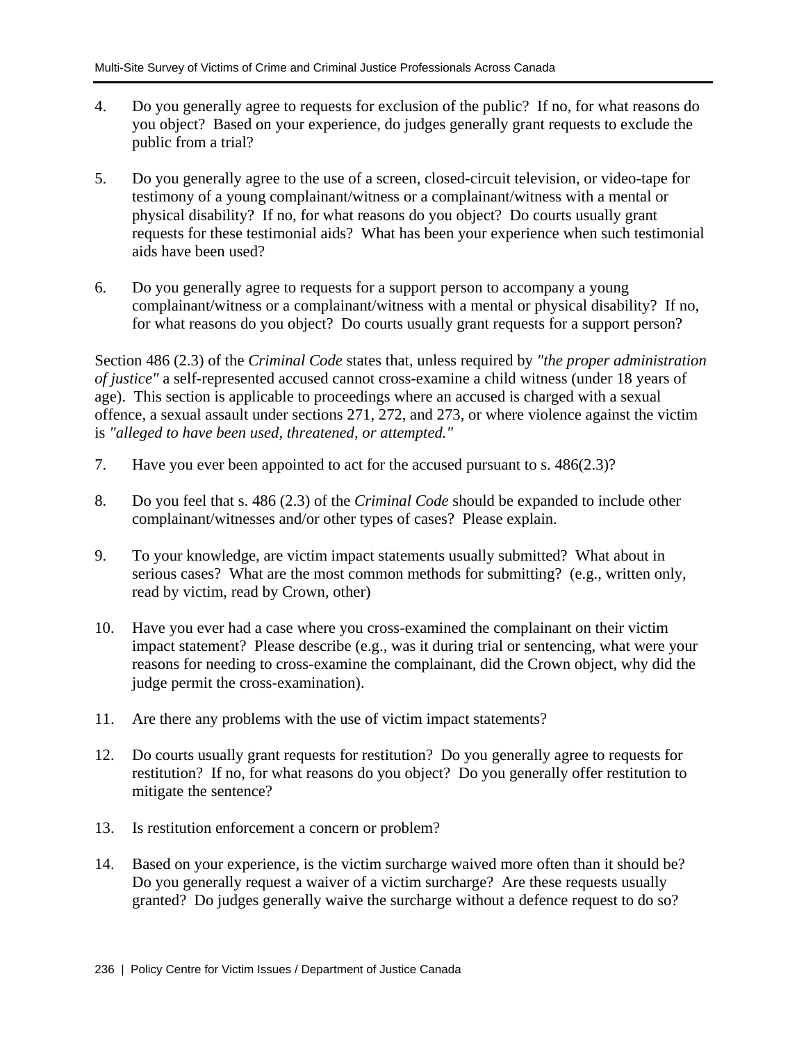4. Do you generally agree to requests for exclusion of the public? If no, for what reasons do you object? Based on your experience, do judges generally grant requests to exclude the public from a trial?

5. Do you generally agree to the use of a screen, closed-circuit television, or video-tape for testimony of a young complainant/witness or a complainant/witness with a mental or physical disability? If no, for what reasons do you object? Do courts usually grant requests for these testimonial aids? What has been your experience when such testimonial aids have been used?

6. Do you generally agree to requests for a support person to accompany a young complainant/witness or a complainant/witness with a mental or physical disability? If no, for what reasons do you object? Do courts usually grant requests for a support person?

Section 486 (2.3) of the *Criminal Code* states that, unless required by *"the proper administration of justice"* a self-represented accused cannot cross-examine a child witness (under 18 years of age). This section is applicable to proceedings where an accused is charged with a sexual offence, a sexual assault under sections 271, 272, and 273, or where violence against the victim is *"alleged to have been used, threatened, or attempted."*

7. Have you ever been appointed to act for the accused pursuant to s. 486(2.3)?

8. Do you feel that s. 486 (2.3) of the *Criminal Code* should be expanded to include other complainant/witnesses and/or other types of cases? Please explain.

9. To your knowledge, are victim impact statements usually submitted? What about in serious cases? What are the most common methods for submitting? (e.g., written only, read by victim, read by Crown, other)

10. Have you ever had a case where you cross-examined the complainant on their victim impact statement? Please describe (e.g., was it during trial or sentencing, what were your reasons for needing to cross-examine the complainant, did the Crown object, why did the judge permit the cross-examination).

11. Are there any problems with the use of victim impact statements?

12. Do courts usually grant requests for restitution? Do you generally agree to requests for restitution? If no, for what reasons do you object? Do you generally offer restitution to mitigate the sentence?

13. Is restitution enforcement a concern or problem?

14. Based on your experience, is the victim surcharge waived more often than it should be? Do you generally request a waiver of a victim surcharge? Are these requests usually granted? Do judges generally waive the surcharge without a defence request to do so?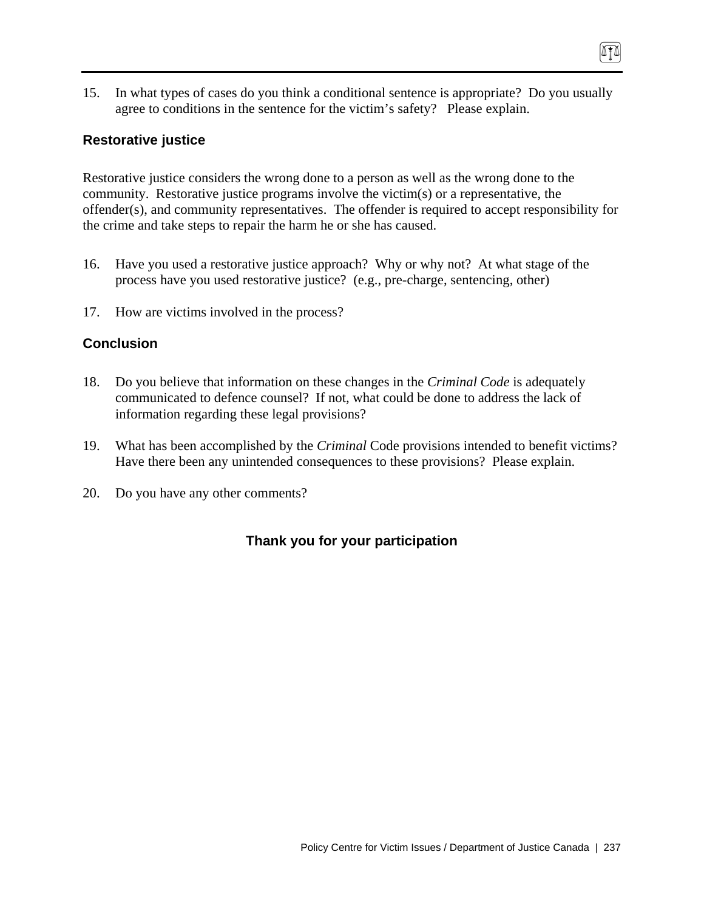15. In what types of cases do you think a conditional sentence is appropriate? Do you usually agree to conditions in the sentence for the victim's safety? Please explain.

## Restorative justice

Restorative justice considers the wrong done to a person as well as the wrong done to the community. Restorative justice programs involve the victim(s) or a representative, the offender(s), and community representatives. The offender is required to accept responsibility for the crime and take steps to repair the harm he or she has caused.

16. Have you used a restorative justice approach? Why or why not? At what stage of the process have you used restorative justice? (e.g., pre-charge, sentencing, other)

17. How are victims involved in the process?

## Conclusion

18. Do you believe that information on these changes in the *Criminal Code* is adequately communicated to defence counsel? If not, what could be done to address the lack of information regarding these legal provisions?

19. What has been accomplished by the *Criminal* Code provisions intended to benefit victims? Have there been any unintended consequences to these provisions? Please explain.

20. Do you have any other comments?

**Thank you for your participation**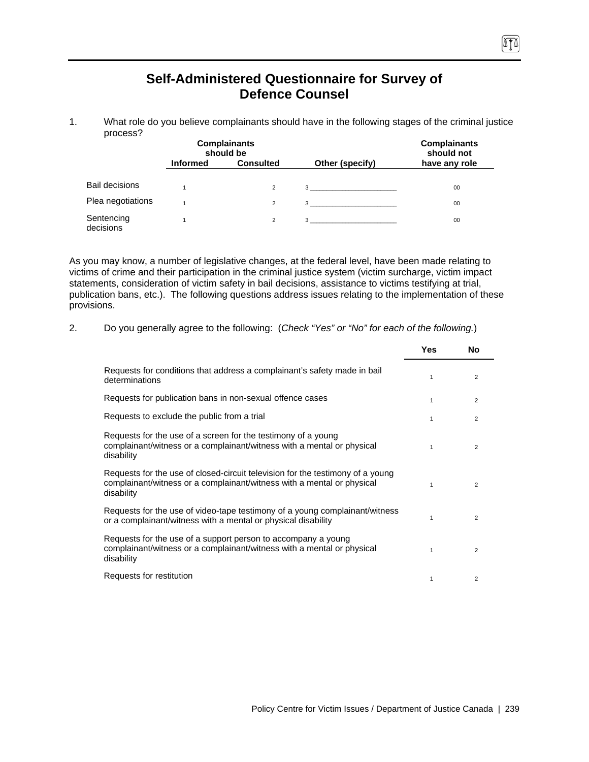# Self-Administered Questionnaire for Survey of Defence Counsel

1. What role do you believe complainants should have in the following stages of the criminal justice process?

| | Complainants should be Informed | Complainants should be Consulted | Other (specify) | Complainants should not have any role |
|---|---|---|---|---|
| Bail decisions | 1 | 2 | 3 ____________________ | 00 |
| Plea negotiations | 1 | 2 | 3 ____________________ | 00 |
| Sentencing decisions | 1 | 2 | 3 ____________________ | 00 |

As you may know, a number of legislative changes, at the federal level, have been made relating to victims of crime and their participation in the criminal justice system (victim surcharge, victim impact statements, consideration of victim safety in bail decisions, assistance to victims testifying at trial, publication bans, etc.). The following questions address issues relating to the implementation of these provisions.

2. Do you generally agree to the following: (*Check "Yes" or "No" for each of the following.*)

| | Yes | No |
|---|---|---|
| Requests for conditions that address a complainant's safety made in bail determinations | 1 | 2 |
| Requests for publication bans in non-sexual offence cases | 1 | 2 |
| Requests to exclude the public from a trial | 1 | 2 |
| Requests for the use of a screen for the testimony of a young complainant/witness or a complainant/witness with a mental or physical disability | 1 | 2 |
| Requests for the use of closed-circuit television for the testimony of a young complainant/witness or a complainant/witness with a mental or physical disability | 1 | 2 |
| Requests for the use of video-tape testimony of a young complainant/witness or a complainant/witness with a mental or physical disability | 1 | 2 |
| Requests for the use of a support person to accompany a young complainant/witness or a complainant/witness with a mental or physical disability | 1 | 2 |
| Requests for restitution | 1 | 2 |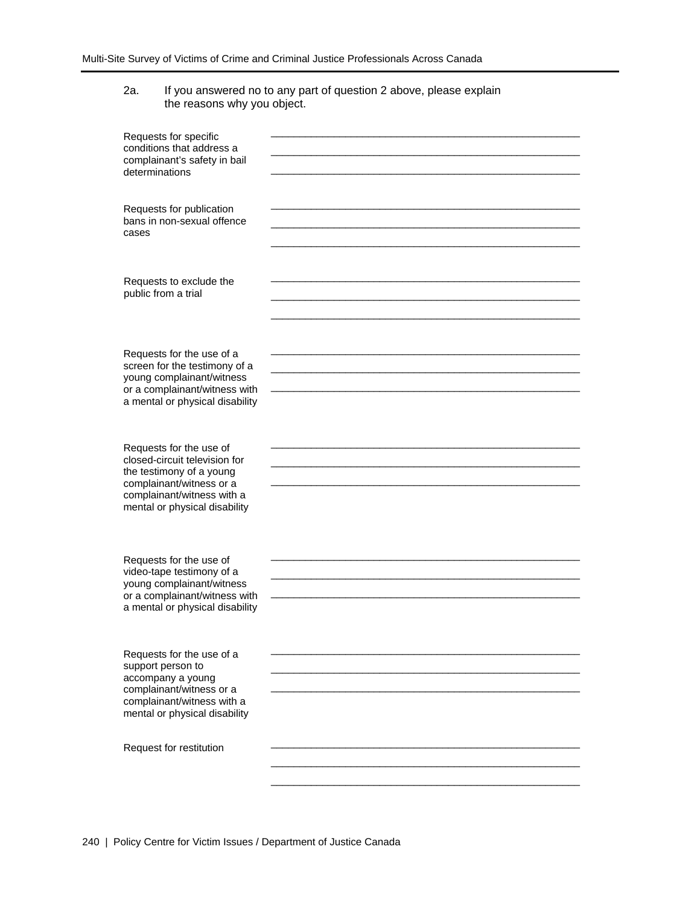2a. If you answered no to any part of question 2 above, please explain the reasons why you object.

Requests for specific conditions that address a complainant's safety in bail determinations

______________________________________________________

______________________________________________________

______________________________________________________

Requests for publication bans in non-sexual offence cases

______________________________________________________

______________________________________________________

______________________________________________________

Requests to exclude the public from a trial

______________________________________________________

______________________________________________________

______________________________________________________

Requests for the use of a screen for the testimony of a young complainant/witness or a complainant/witness with a mental or physical disability

______________________________________________________

______________________________________________________

______________________________________________________

Requests for the use of closed-circuit television for the testimony of a young complainant/witness or a complainant/witness with a mental or physical disability

______________________________________________________

______________________________________________________

______________________________________________________

Requests for the use of video-tape testimony of a young complainant/witness or a complainant/witness with a mental or physical disability

______________________________________________________

______________________________________________________

______________________________________________________

Requests for the use of a support person to accompany a young complainant/witness or a complainant/witness with a mental or physical disability

______________________________________________________

______________________________________________________

______________________________________________________

Request for restitution

______________________________________________________

______________________________________________________

______________________________________________________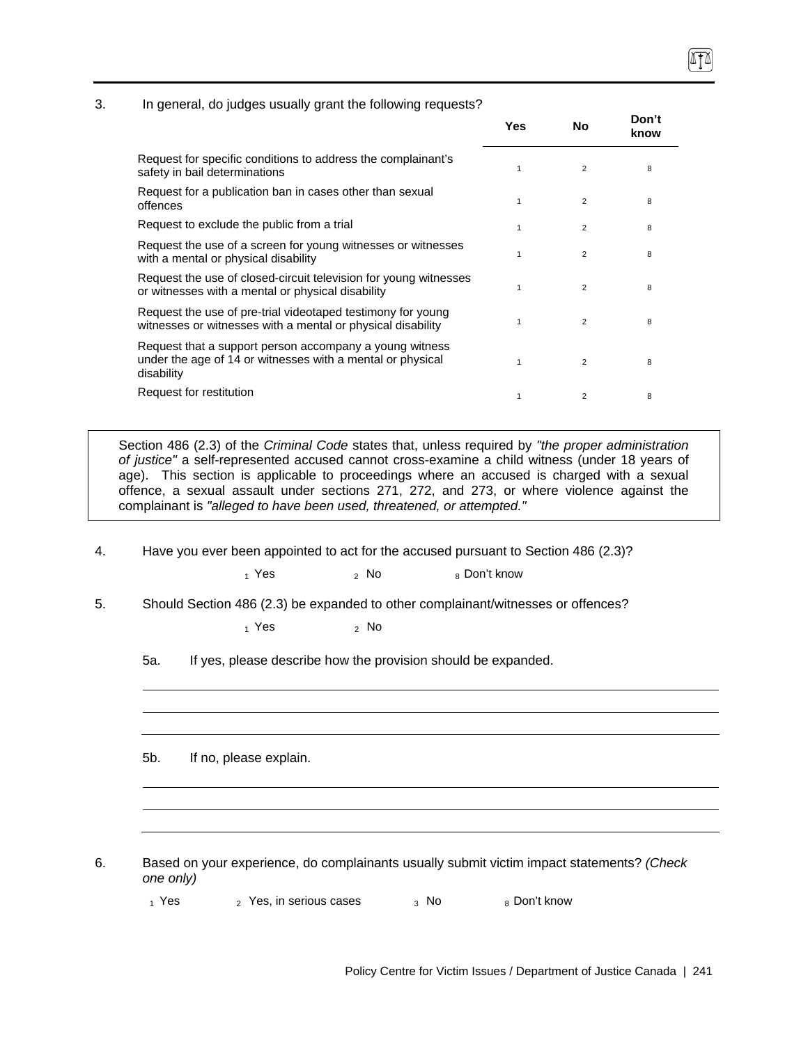3. In general, do judges usually grant the following requests?

| | Yes | No | Don't know |
|---|---|---|---|
| Request for specific conditions to address the complainant's safety in bail determinations | 1 | 2 | 8 |
| Request for a publication ban in cases other than sexual offences | 1 | 2 | 8 |
| Request to exclude the public from a trial | 1 | 2 | 8 |
| Request the use of a screen for young witnesses or witnesses with a mental or physical disability | 1 | 2 | 8 |
| Request the use of closed-circuit television for young witnesses or witnesses with a mental or physical disability | 1 | 2 | 8 |
| Request the use of pre-trial videotaped testimony for young witnesses or witnesses with a mental or physical disability | 1 | 2 | 8 |
| Request that a support person accompany a young witness under the age of 14 or witnesses with a mental or physical disability | 1 | 2 | 8 |
| Request for restitution | 1 | 2 | 8 |

> Section 486 (2.3) of the *Criminal Code* states that, unless required by *"the proper administration of justice"* a self-represented accused cannot cross-examine a child witness (under 18 years of age). This section is applicable to proceedings where an accused is charged with a sexual offence, a sexual assault under sections 271, 272, and 273, or where violence against the complainant is *"alleged to have been used, threatened, or attempted."*

4. Have you ever been appointed to act for the accused pursuant to Section 486 (2.3)?

   1 Yes  2 No  8 Don't know

5. Should Section 486 (2.3) be expanded to other complainant/witnesses or offences?

   1 Yes  2 No

   5a. If yes, please describe how the provision should be expanded.

   ______________________________________________

   ______________________________________________

   ______________________________________________

   5b. If no, please explain.

   ______________________________________________

   ______________________________________________

   ______________________________________________

6. Based on your experience, do complainants usually submit victim impact statements? *(Check one only)*

   1 Yes  2 Yes, in serious cases  3 No  8 Don't know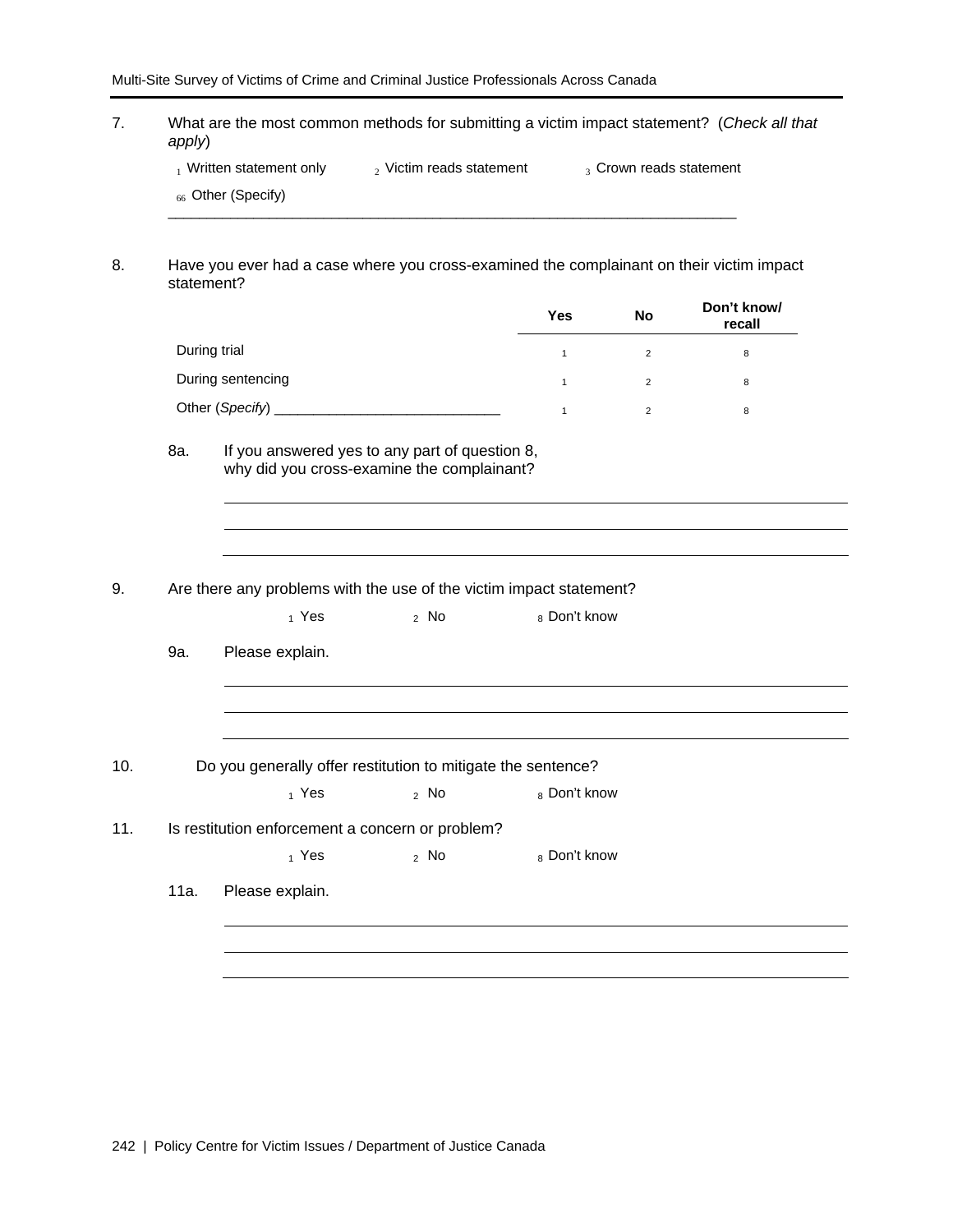7. What are the most common methods for submitting a victim impact statement? (*Check all that apply*)

   1 Written statement only   2 Victim reads statement   3 Crown reads statement

   66 Other (Specify)

   ______________________________________________________________________

8. Have you ever had a case where you cross-examined the complainant on their victim impact statement?

|  | Yes | No | Don't know/ recall |
|---|---|---|---|
| During trial | 1 | 2 | 8 |
| During sentencing | 1 | 2 | 8 |
| Other (*Specify*) ____________________________ | 1 | 2 | 8 |

   8a. If you answered yes to any part of question 8, why did you cross-examine the complainant?

   ______________________________________________________________________

   ______________________________________________________________________

   ______________________________________________________________________

9. Are there any problems with the use of the victim impact statement?

   1 Yes   2 No   8 Don't know

   9a. Please explain.

   ______________________________________________________________________

   ______________________________________________________________________

   ______________________________________________________________________

10. Do you generally offer restitution to mitigate the sentence?

   1 Yes   2 No   8 Don't know

11. Is restitution enforcement a concern or problem?

   1 Yes   2 No   8 Don't know

   11a. Please explain.

   ______________________________________________________________________

   ______________________________________________________________________

   ______________________________________________________________________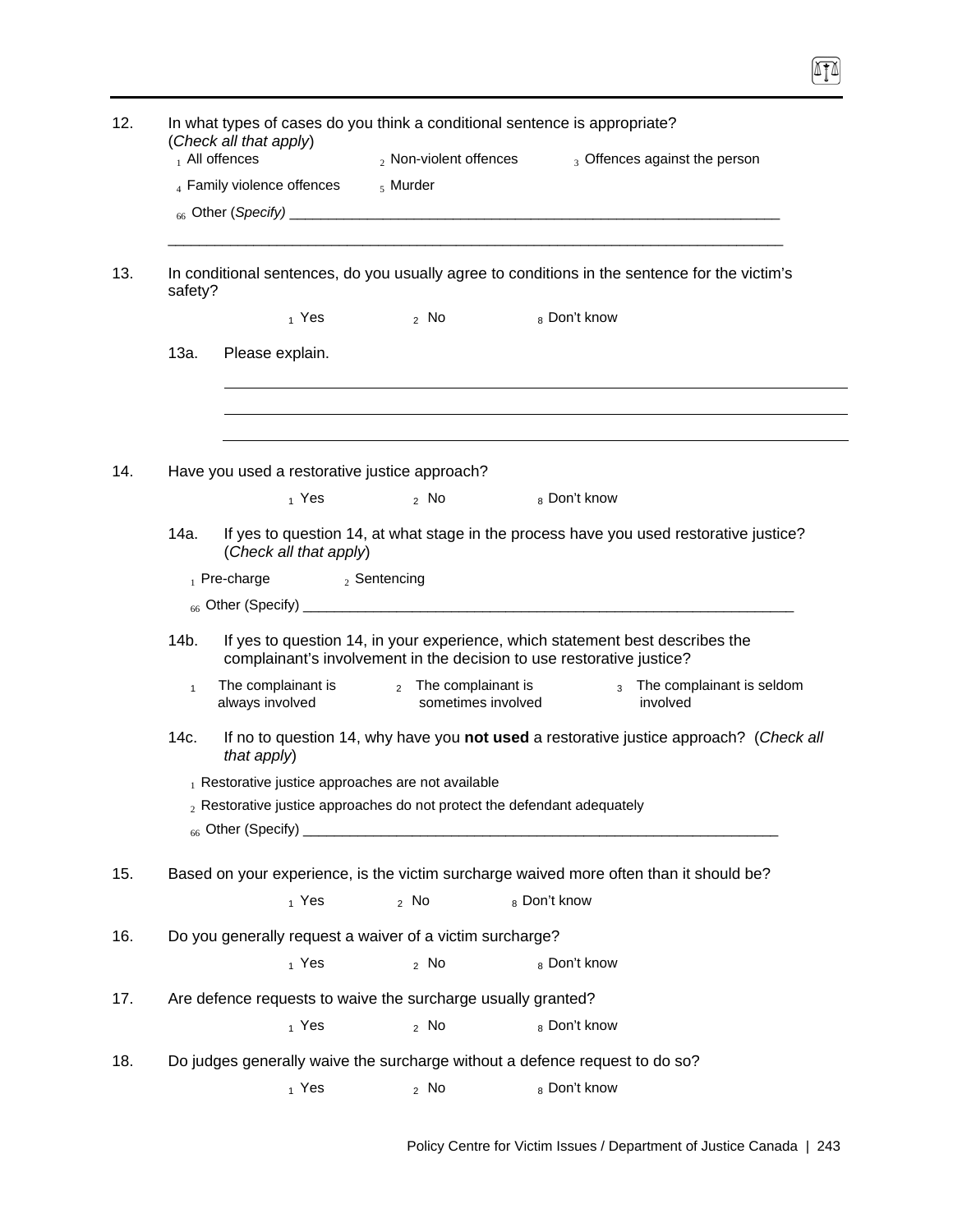12. In what types of cases do you think a conditional sentence is appropriate? (*Check all that apply*)

   1 All offences  2 Non-violent offences  3 Offences against the person

   4 Family violence offences  5 Murder

   66 Other (*Specify*) ________________________________________________________________

   ______________________________________________________________________________

13. In conditional sentences, do you usually agree to conditions in the sentence for the victim's safety?

   1 Yes  2 No  8 Don't know

   13a. Please explain.

   ______________________________________________________________________________

   ______________________________________________________________________________

   ______________________________________________________________________________

14. Have you used a restorative justice approach?

   1 Yes  2 No  8 Don't know

   14a. If yes to question 14, at what stage in the process have you used restorative justice? (*Check all that apply*)

   1 Pre-charge  2 Sentencing

   66 Other (Specify) ______________________________________________________________

   14b. If yes to question 14, in your experience, which statement best describes the complainant's involvement in the decision to use restorative justice?

   1 The complainant is always involved  2 The complainant is sometimes involved  3 The complainant is seldom involved

   14c. If no to question 14, why have you **not used** a restorative justice approach? (*Check all that apply*)

   1 Restorative justice approaches are not available

   2 Restorative justice approaches do not protect the defendant adequately

   66 Other (Specify) ______________________________________________________________

15. Based on your experience, is the victim surcharge waived more often than it should be?

   1 Yes  2 No  8 Don't know

16. Do you generally request a waiver of a victim surcharge?

   1 Yes  2 No  8 Don't know

17. Are defence requests to waive the surcharge usually granted?

   1 Yes  2 No  8 Don't know

18. Do judges generally waive the surcharge without a defence request to do so?

   1 Yes  2 No  8 Don't know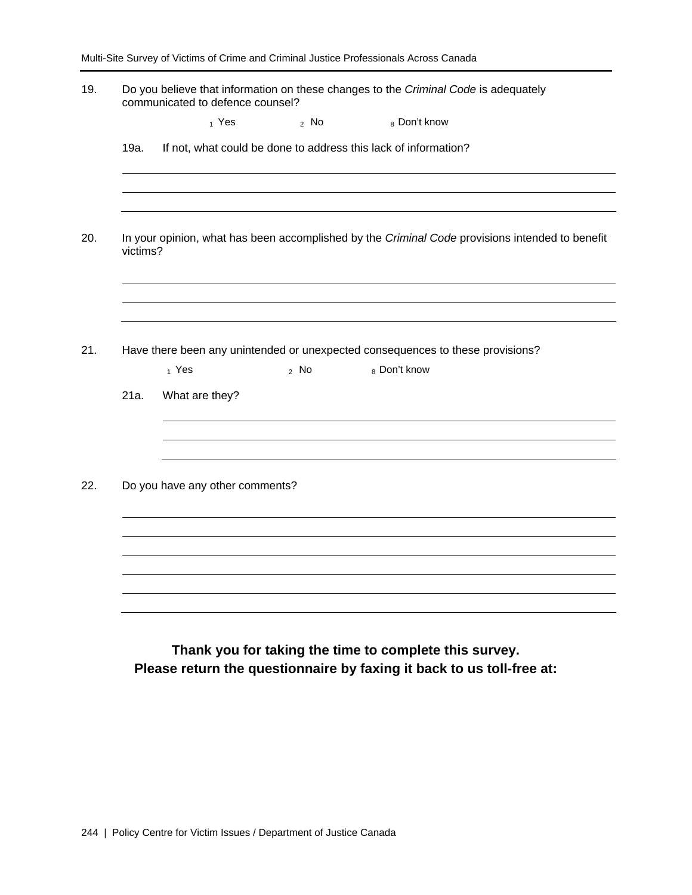19. Do you believe that information on these changes to the *Criminal Code* is adequately communicated to defence counsel?

    1 Yes     2 No     8 Don't know

    19a. If not, what could be done to address this lack of information?

    ______________________________________________________________________

    ______________________________________________________________________

    ______________________________________________________________________

20. In your opinion, what has been accomplished by the *Criminal Code* provisions intended to benefit victims?

    ______________________________________________________________________

    ______________________________________________________________________

    ______________________________________________________________________

21. Have there been any unintended or unexpected consequences to these provisions?

    1 Yes     2 No     8 Don't know

    21a. What are they?

    ______________________________________________________________________

    ______________________________________________________________________

    ______________________________________________________________________

22. Do you have any other comments?

    ______________________________________________________________________

    ______________________________________________________________________

    ______________________________________________________________________

    ______________________________________________________________________

    ______________________________________________________________________

    ______________________________________________________________________

**Thank you for taking the time to complete this survey.**
**Please return the questionnaire by faxing it back to us toll-free at:**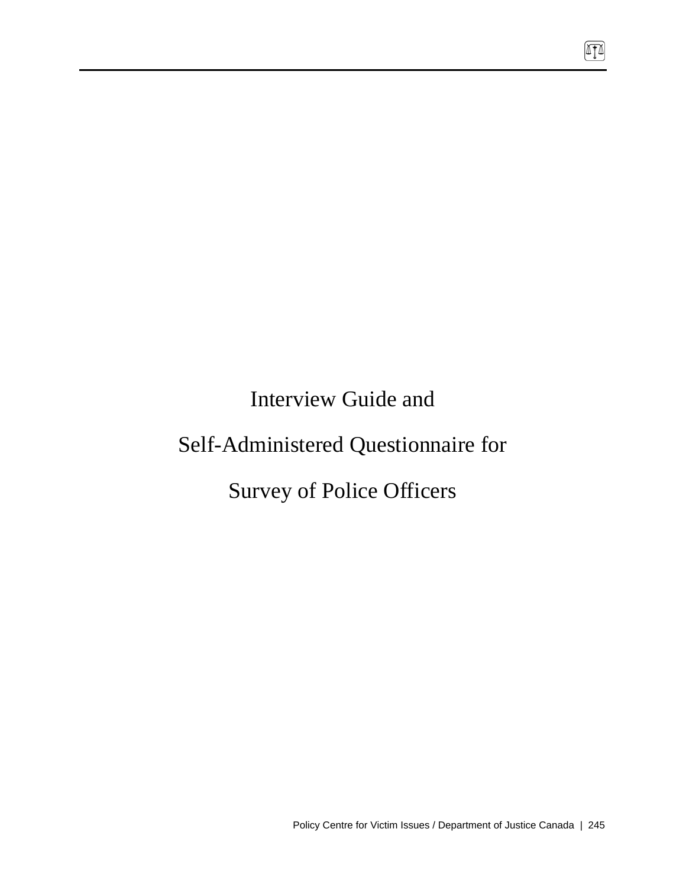# Interview Guide and

# Self-Administered Questionnaire for

# Survey of Police Officers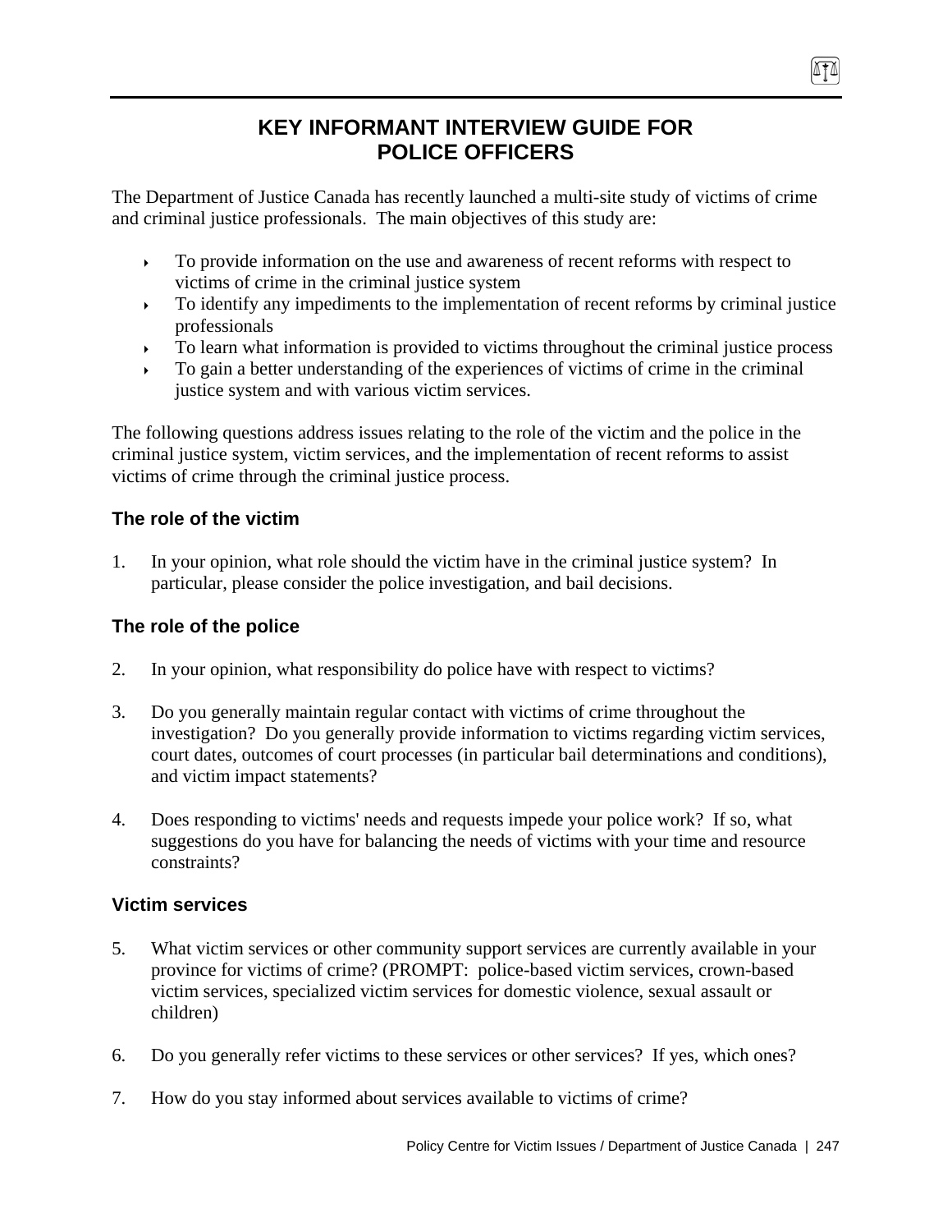# KEY INFORMANT INTERVIEW GUIDE FOR POLICE OFFICERS

The Department of Justice Canada has recently launched a multi-site study of victims of crime and criminal justice professionals. The main objectives of this study are:

- To provide information on the use and awareness of recent reforms with respect to victims of crime in the criminal justice system
- To identify any impediments to the implementation of recent reforms by criminal justice professionals
- To learn what information is provided to victims throughout the criminal justice process
- To gain a better understanding of the experiences of victims of crime in the criminal justice system and with various victim services.

The following questions address issues relating to the role of the victim and the police in the criminal justice system, victim services, and the implementation of recent reforms to assist victims of crime through the criminal justice process.

### The role of the victim

1. In your opinion, what role should the victim have in the criminal justice system? In particular, please consider the police investigation, and bail decisions.

### The role of the police

2. In your opinion, what responsibility do police have with respect to victims?

3. Do you generally maintain regular contact with victims of crime throughout the investigation? Do you generally provide information to victims regarding victim services, court dates, outcomes of court processes (in particular bail determinations and conditions), and victim impact statements?

4. Does responding to victims' needs and requests impede your police work? If so, what suggestions do you have for balancing the needs of victims with your time and resource constraints?

### Victim services

5. What victim services or other community support services are currently available in your province for victims of crime? (PROMPT: police-based victim services, crown-based victim services, specialized victim services for domestic violence, sexual assault or children)

6. Do you generally refer victims to these services or other services? If yes, which ones?

7. How do you stay informed about services available to victims of crime?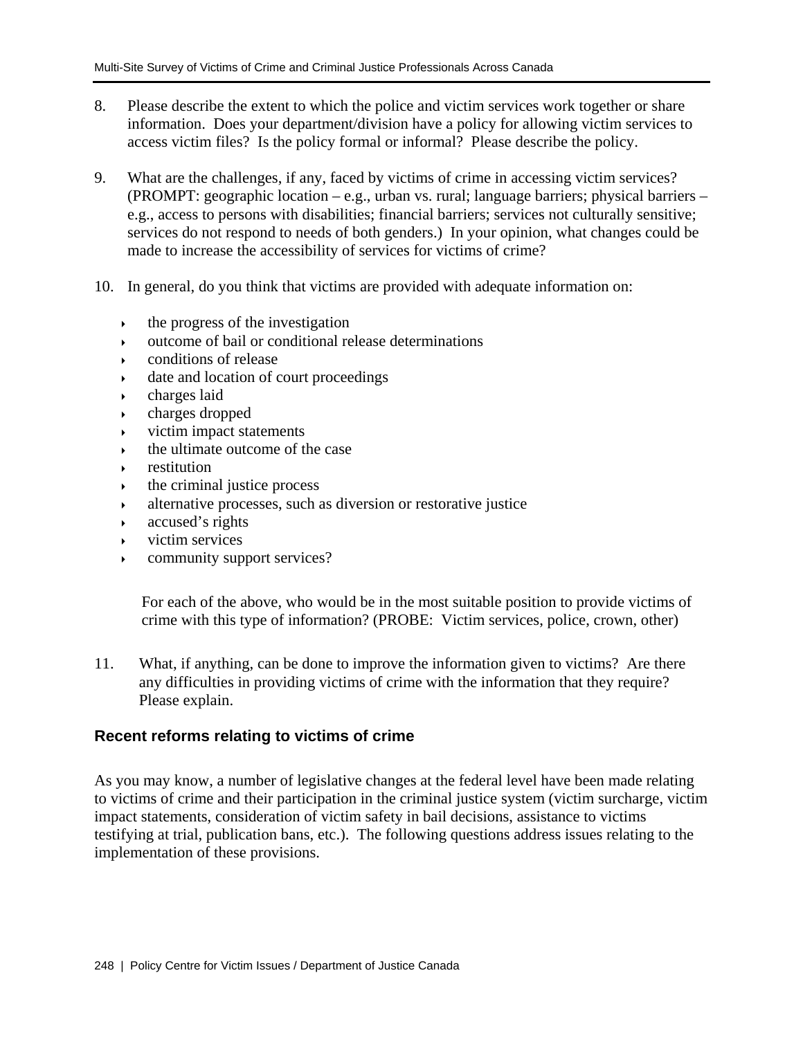8. Please describe the extent to which the police and victim services work together or share information. Does your department/division have a policy for allowing victim services to access victim files? Is the policy formal or informal? Please describe the policy.

9. What are the challenges, if any, faced by victims of crime in accessing victim services? (PROMPT: geographic location – e.g., urban vs. rural; language barriers; physical barriers – e.g., access to persons with disabilities; financial barriers; services not culturally sensitive; services do not respond to needs of both genders.) In your opinion, what changes could be made to increase the accessibility of services for victims of crime?

10. In general, do you think that victims are provided with adequate information on:

    - the progress of the investigation
    - outcome of bail or conditional release determinations
    - conditions of release
    - date and location of court proceedings
    - charges laid
    - charges dropped
    - victim impact statements
    - the ultimate outcome of the case
    - restitution
    - the criminal justice process
    - alternative processes, such as diversion or restorative justice
    - accused's rights
    - victim services
    - community support services?

    For each of the above, who would be in the most suitable position to provide victims of crime with this type of information? (PROBE: Victim services, police, crown, other)

11. What, if anything, can be done to improve the information given to victims? Are there any difficulties in providing victims of crime with the information that they require? Please explain.

## Recent reforms relating to victims of crime

As you may know, a number of legislative changes at the federal level have been made relating to victims of crime and their participation in the criminal justice system (victim surcharge, victim impact statements, consideration of victim safety in bail decisions, assistance to victims testifying at trial, publication bans, etc.). The following questions address issues relating to the implementation of these provisions.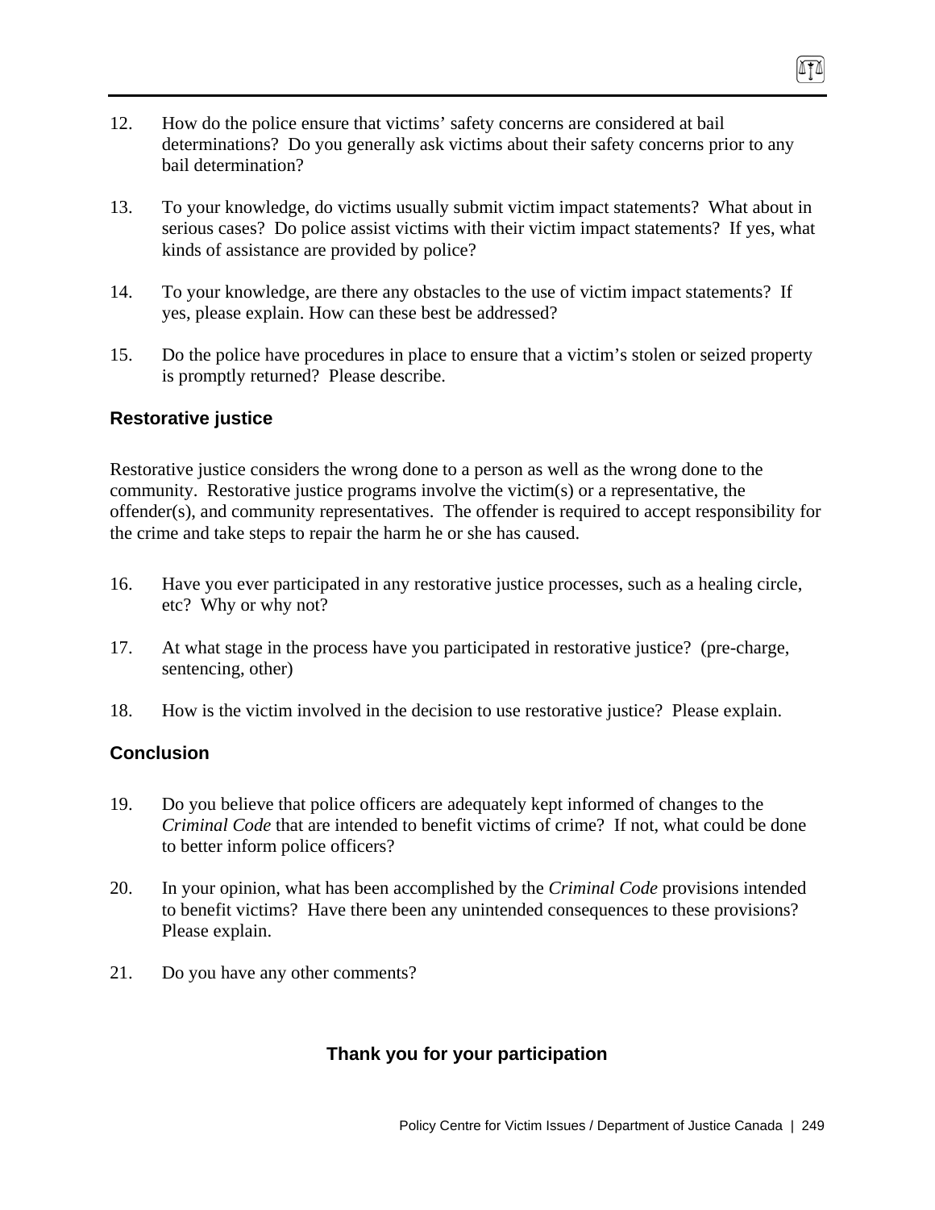12. How do the police ensure that victims' safety concerns are considered at bail determinations? Do you generally ask victims about their safety concerns prior to any bail determination?

13. To your knowledge, do victims usually submit victim impact statements? What about in serious cases? Do police assist victims with their victim impact statements? If yes, what kinds of assistance are provided by police?

14. To your knowledge, are there any obstacles to the use of victim impact statements? If yes, please explain. How can these best be addressed?

15. Do the police have procedures in place to ensure that a victim's stolen or seized property is promptly returned? Please describe.

### Restorative justice

Restorative justice considers the wrong done to a person as well as the wrong done to the community. Restorative justice programs involve the victim(s) or a representative, the offender(s), and community representatives. The offender is required to accept responsibility for the crime and take steps to repair the harm he or she has caused.

16. Have you ever participated in any restorative justice processes, such as a healing circle, etc? Why or why not?

17. At what stage in the process have you participated in restorative justice? (pre-charge, sentencing, other)

18. How is the victim involved in the decision to use restorative justice? Please explain.

### Conclusion

19. Do you believe that police officers are adequately kept informed of changes to the *Criminal Code* that are intended to benefit victims of crime? If not, what could be done to better inform police officers?

20. In your opinion, what has been accomplished by the *Criminal Code* provisions intended to benefit victims? Have there been any unintended consequences to these provisions? Please explain.

21. Do you have any other comments?

**Thank you for your participation**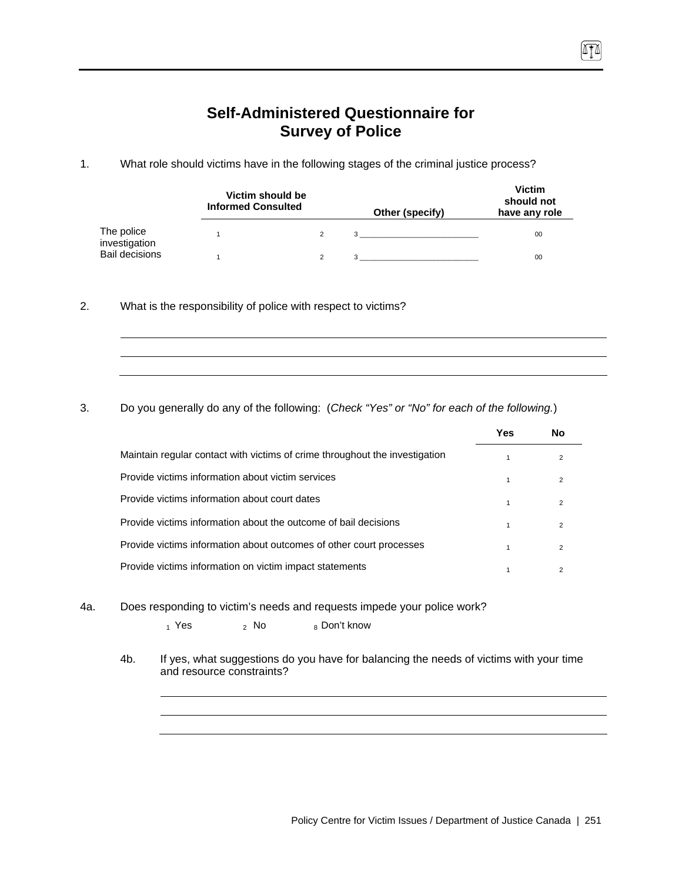# Self-Administered Questionnaire for Survey of Police

1. What role should victims have in the following stages of the criminal justice process?

| | Victim should be Informed | Consulted | Other (specify) | Victim should not have any role |
|---|---|---|---|---|
| The police investigation | 1 | 2 | 3 ________________________ | 00 |
| Bail decisions | 1 | 2 | 3 ________________________ | 00 |

2. What is the responsibility of police with respect to victims?

_______________________________________________

_______________________________________________

_______________________________________________

3. Do you generally do any of the following: (*Check "Yes" or "No" for each of the following.*)

| | Yes | No |
|---|---|---|
| Maintain regular contact with victims of crime throughout the investigation | 1 | 2 |
| Provide victims information about victim services | 1 | 2 |
| Provide victims information about court dates | 1 | 2 |
| Provide victims information about the outcome of bail decisions | 1 | 2 |
| Provide victims information about outcomes of other court processes | 1 | 2 |
| Provide victims information on victim impact statements | 1 | 2 |

4a. Does responding to victim's needs and requests impede your police work?

1 Yes    2 No    8 Don't know

4b. If yes, what suggestions do you have for balancing the needs of victims with your time and resource constraints?

_______________________________________________

_______________________________________________

_______________________________________________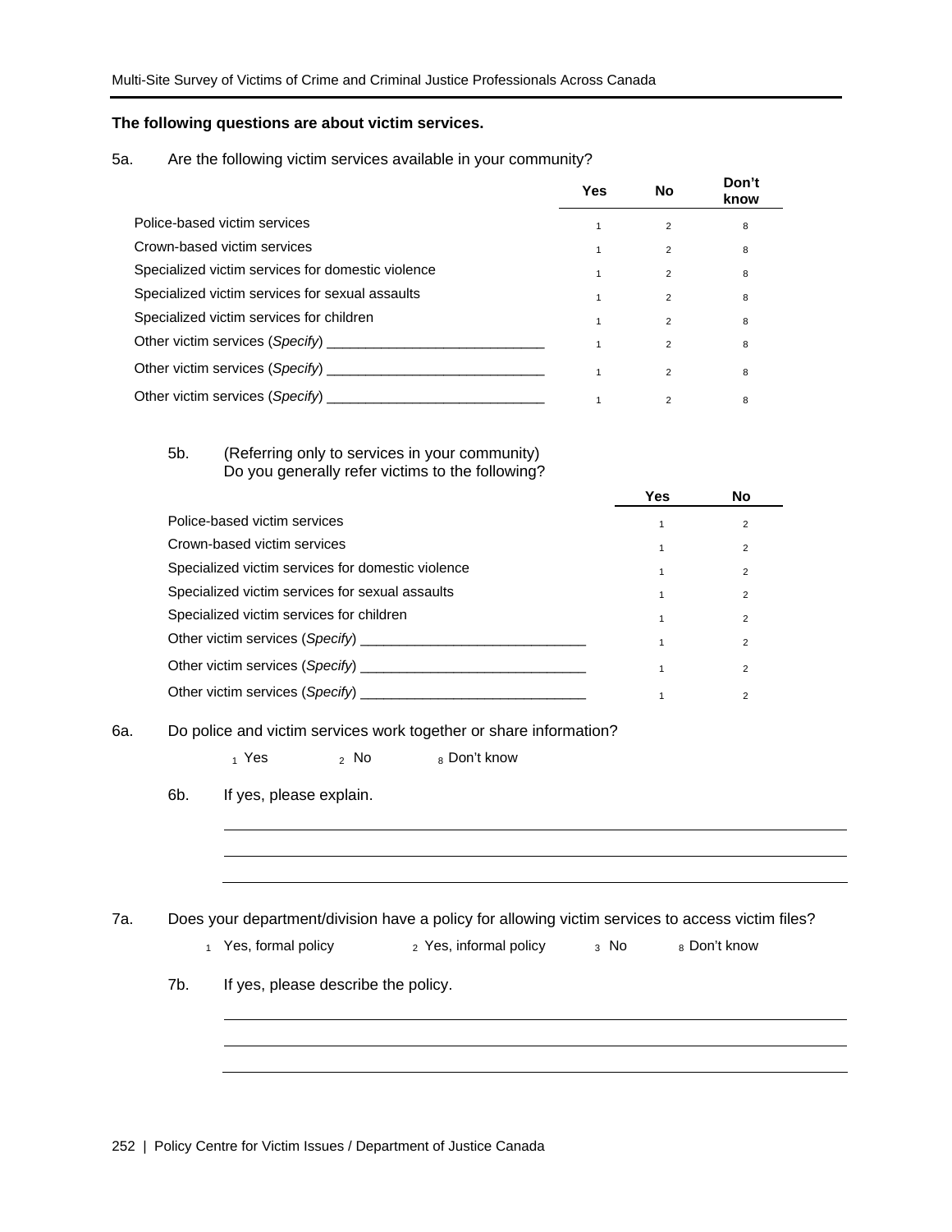**The following questions are about victim services.**

5a. Are the following victim services available in your community?

| | Yes | No | Don't know |
|---|---|---|---|
| Police-based victim services | 1 | 2 | 8 |
| Crown-based victim services | 1 | 2 | 8 |
| Specialized victim services for domestic violence | 1 | 2 | 8 |
| Specialized victim services for sexual assaults | 1 | 2 | 8 |
| Specialized victim services for children | 1 | 2 | 8 |
| Other victim services (*Specify*) ____________________________ | 1 | 2 | 8 |
| Other victim services (*Specify*) ____________________________ | 1 | 2 | 8 |
| Other victim services (*Specify*) ____________________________ | 1 | 2 | 8 |

5b. (Referring only to services in your community) Do you generally refer victims to the following?

| | Yes | No |
|---|---|---|
| Police-based victim services | 1 | 2 |
| Crown-based victim services | 1 | 2 |
| Specialized victim services for domestic violence | 1 | 2 |
| Specialized victim services for sexual assaults | 1 | 2 |
| Specialized victim services for children | 1 | 2 |
| Other victim services (*Specify*) _____________________________ | 1 | 2 |
| Other victim services (*Specify*) _____________________________ | 1 | 2 |
| Other victim services (*Specify*) _____________________________ | 1 | 2 |

6a. Do police and victim services work together or share information?

1 Yes    2 No    8 Don't know

6b. If yes, please explain.

______________________________________________________________

______________________________________________________________

______________________________________________________________

7a. Does your department/division have a policy for allowing victim services to access victim files?

1 Yes, formal policy    2 Yes, informal policy    3 No    8 Don't know

7b. If yes, please describe the policy.

______________________________________________________________

______________________________________________________________

______________________________________________________________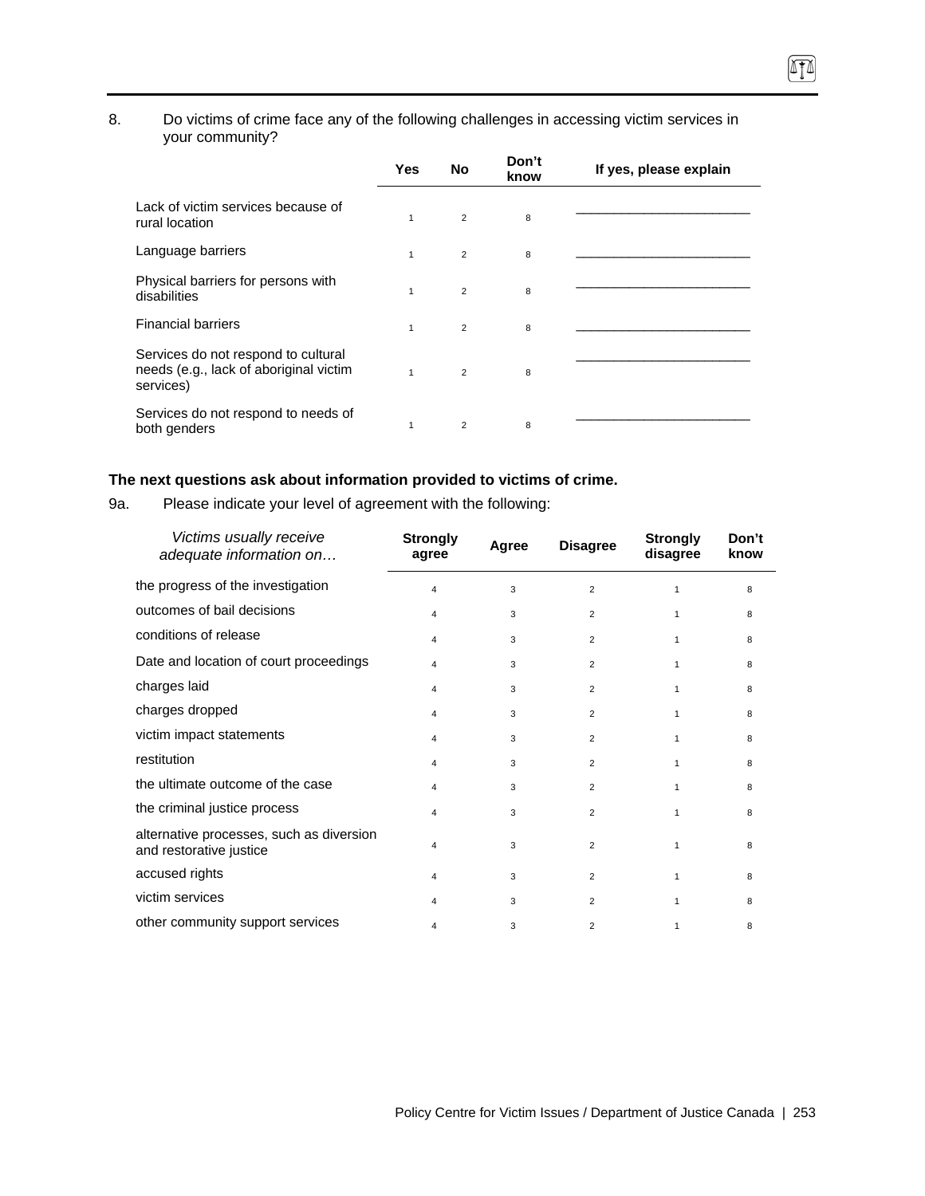8. Do victims of crime face any of the following challenges in accessing victim services in your community?

| | Yes | No | Don't know | If yes, please explain |
|---|---|---|---|---|
| Lack of victim services because of rural location | 1 | 2 | 8 | ________________________ |
| Language barriers | 1 | 2 | 8 | ________________________ |
| Physical barriers for persons with disabilities | 1 | 2 | 8 | ________________________ |
| Financial barriers | 1 | 2 | 8 | ________________________ |
| Services do not respond to cultural needs (e.g., lack of aboriginal victim services) | 1 | 2 | 8 | ________________________ |
| Services do not respond to needs of both genders | 1 | 2 | 8 | ________________________ |

**The next questions ask about information provided to victims of crime.**

9a. Please indicate your level of agreement with the following:

| *Victims usually receive adequate information on…* | Strongly agree | Agree | Disagree | Strongly disagree | Don't know |
|---|---|---|---|---|---|
| the progress of the investigation | 4 | 3 | 2 | 1 | 8 |
| outcomes of bail decisions | 4 | 3 | 2 | 1 | 8 |
| conditions of release | 4 | 3 | 2 | 1 | 8 |
| Date and location of court proceedings | 4 | 3 | 2 | 1 | 8 |
| charges laid | 4 | 3 | 2 | 1 | 8 |
| charges dropped | 4 | 3 | 2 | 1 | 8 |
| victim impact statements | 4 | 3 | 2 | 1 | 8 |
| restitution | 4 | 3 | 2 | 1 | 8 |
| the ultimate outcome of the case | 4 | 3 | 2 | 1 | 8 |
| the criminal justice process | 4 | 3 | 2 | 1 | 8 |
| alternative processes, such as diversion and restorative justice | 4 | 3 | 2 | 1 | 8 |
| accused rights | 4 | 3 | 2 | 1 | 8 |
| victim services | 4 | 3 | 2 | 1 | 8 |
| other community support services | 4 | 3 | 2 | 1 | 8 |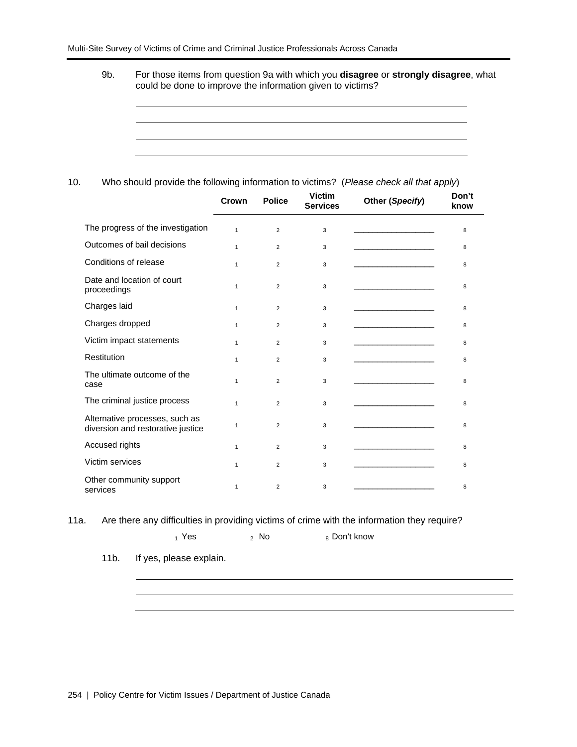9b. For those items from question 9a with which you **disagree** or **strongly disagree**, what could be done to improve the information given to victims?

______________________________________________________________________

______________________________________________________________________

______________________________________________________________________

______________________________________________________________________

10. Who should provide the following information to victims? (*Please check all that apply*)

| | Crown | Police | Victim Services | Other (*Specify*) | Don't know |
|---|---|---|---|---|---|
| The progress of the investigation | 1 | 2 | 3 | __________________ | 8 |
| Outcomes of bail decisions | 1 | 2 | 3 | __________________ | 8 |
| Conditions of release | 1 | 2 | 3 | __________________ | 8 |
| Date and location of court proceedings | 1 | 2 | 3 | __________________ | 8 |
| Charges laid | 1 | 2 | 3 | __________________ | 8 |
| Charges dropped | 1 | 2 | 3 | __________________ | 8 |
| Victim impact statements | 1 | 2 | 3 | __________________ | 8 |
| Restitution | 1 | 2 | 3 | __________________ | 8 |
| The ultimate outcome of the case | 1 | 2 | 3 | __________________ | 8 |
| The criminal justice process | 1 | 2 | 3 | __________________ | 8 |
| Alternative processes, such as diversion and restorative justice | 1 | 2 | 3 | __________________ | 8 |
| Accused rights | 1 | 2 | 3 | __________________ | 8 |
| Victim services | 1 | 2 | 3 | __________________ | 8 |
| Other community support services | 1 | 2 | 3 | __________________ | 8 |

11a. Are there any difficulties in providing victims of crime with the information they require?

1 Yes   2 No   8 Don't know

11b. If yes, please explain.

______________________________________________________________________

______________________________________________________________________

______________________________________________________________________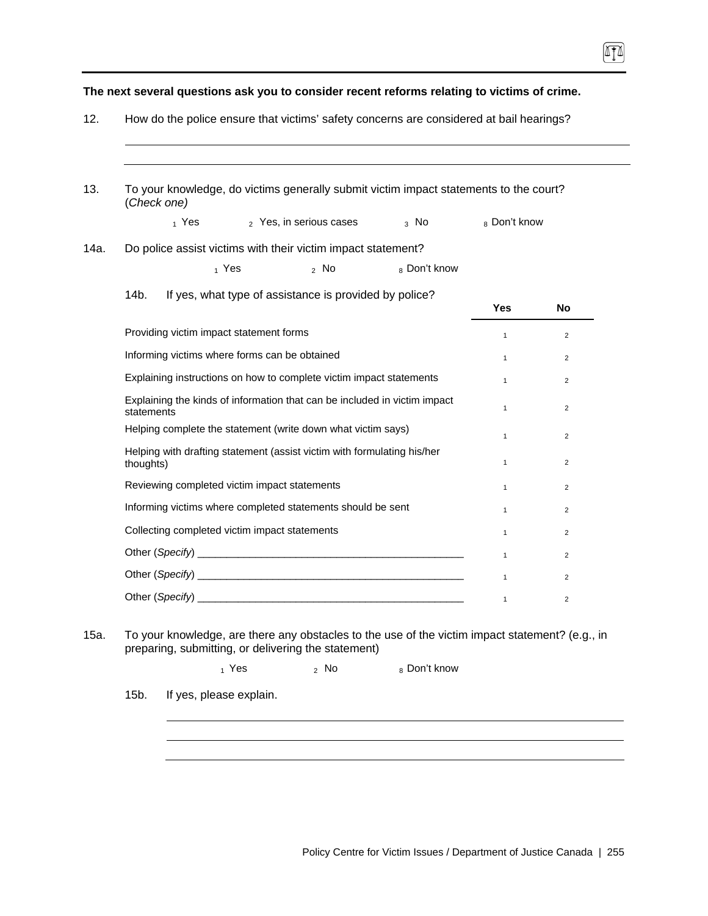**The next several questions ask you to consider recent reforms relating to victims of crime.**

12. How do the police ensure that victims' safety concerns are considered at bail hearings?

____________________________________________________________

____________________________________________________________

13. To your knowledge, do victims generally submit victim impact statements to the court? (*Check one*)

   1 Yes   2 Yes, in serious cases   3 No   8 Don't know

14a. Do police assist victims with their victim impact statement?

   1 Yes   2 No   8 Don't know

14b. If yes, what type of assistance is provided by police?

| | Yes | No |
|---|---|---|
| Providing victim impact statement forms | 1 | 2 |
| Informing victims where forms can be obtained | 1 | 2 |
| Explaining instructions on how to complete victim impact statements | 1 | 2 |
| Explaining the kinds of information that can be included in victim impact statements | 1 | 2 |
| Helping complete the statement (write down what victim says) | 1 | 2 |
| Helping with drafting statement (assist victim with formulating his/her thoughts) | 1 | 2 |
| Reviewing completed victim impact statements | 1 | 2 |
| Informing victims where completed statements should be sent | 1 | 2 |
| Collecting completed victim impact statements | 1 | 2 |
| Other (*Specify*) ______________________________ | 1 | 2 |
| Other (*Specify*) ______________________________ | 1 | 2 |
| Other (*Specify*) ______________________________ | 1 | 2 |

15a. To your knowledge, are there any obstacles to the use of the victim impact statement? (e.g., in preparing, submitting, or delivering the statement)

   1 Yes   2 No   8 Don't know

15b. If yes, please explain.

____________________________________________________________

____________________________________________________________

____________________________________________________________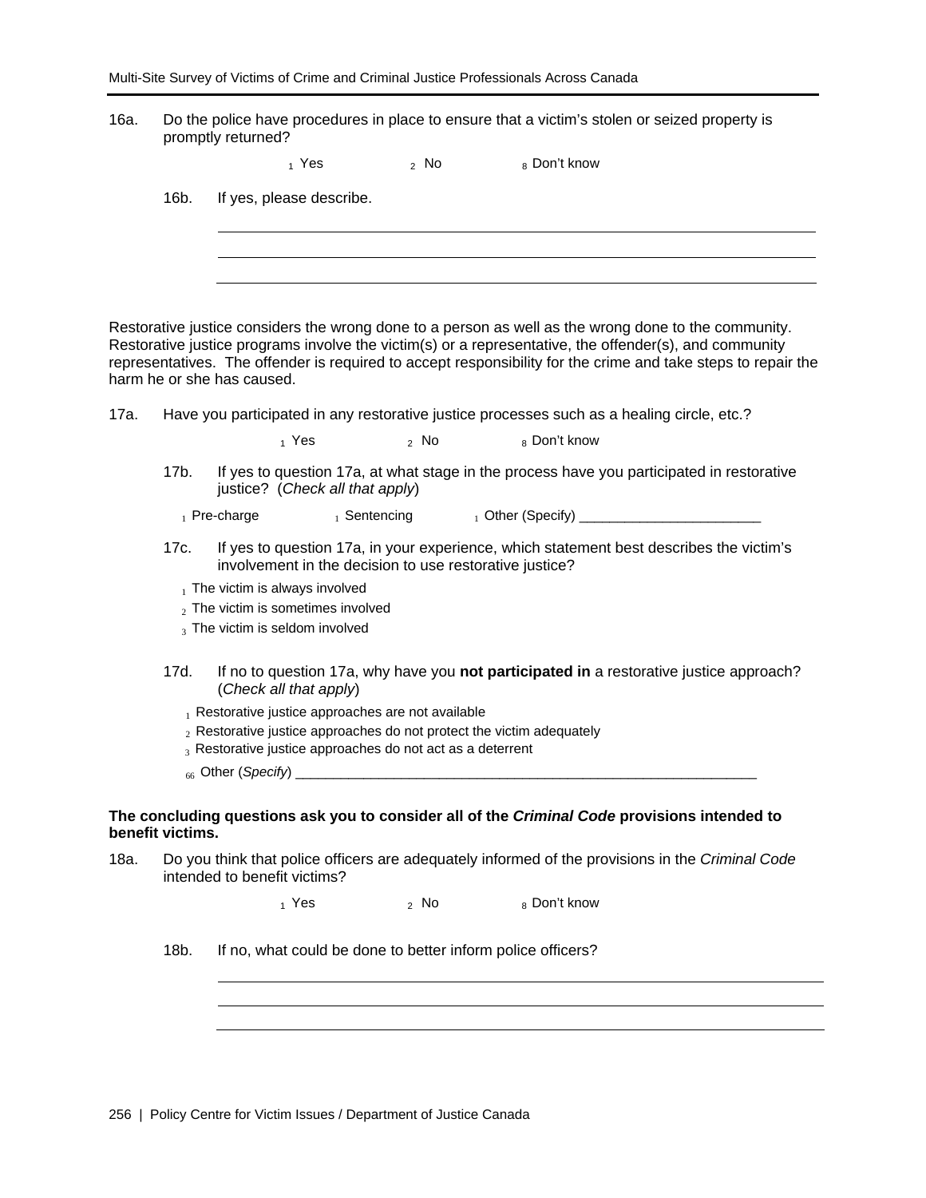16a. Do the police have procedures in place to ensure that a victim's stolen or seized property is promptly returned?

[1] Yes  [2] No  [8] Don't know

16b. If yes, please describe.

___

___

___

Restorative justice considers the wrong done to a person as well as the wrong done to the community. Restorative justice programs involve the victim(s) or a representative, the offender(s), and community representatives. The offender is required to accept responsibility for the crime and take steps to repair the harm he or she has caused.

17a. Have you participated in any restorative justice processes such as a healing circle, etc.?

[1] Yes  [2] No  [8] Don't know

17b. If yes to question 17a, at what stage in the process have you participated in restorative justice? (*Check all that apply*)

[1] Pre-charge  [1] Sentencing  [1] Other (Specify) ________________________

17c. If yes to question 17a, in your experience, which statement best describes the victim's involvement in the decision to use restorative justice?

[1] The victim is always involved
[2] The victim is sometimes involved
[3] The victim is seldom involved

17d. If no to question 17a, why have you **not participated in** a restorative justice approach? (*Check all that apply*)

[1] Restorative justice approaches are not available
[2] Restorative justice approaches do not protect the victim adequately
[3] Restorative justice approaches do not act as a deterrent
[66] Other (*Specify*) ______________________________________________________________

**The concluding questions ask you to consider all of the *Criminal Code* provisions intended to benefit victims.**

18a. Do you think that police officers are adequately informed of the provisions in the *Criminal Code* intended to benefit victims?

[1] Yes  [2] No  [8] Don't know

18b. If no, what could be done to better inform police officers?

___

___

___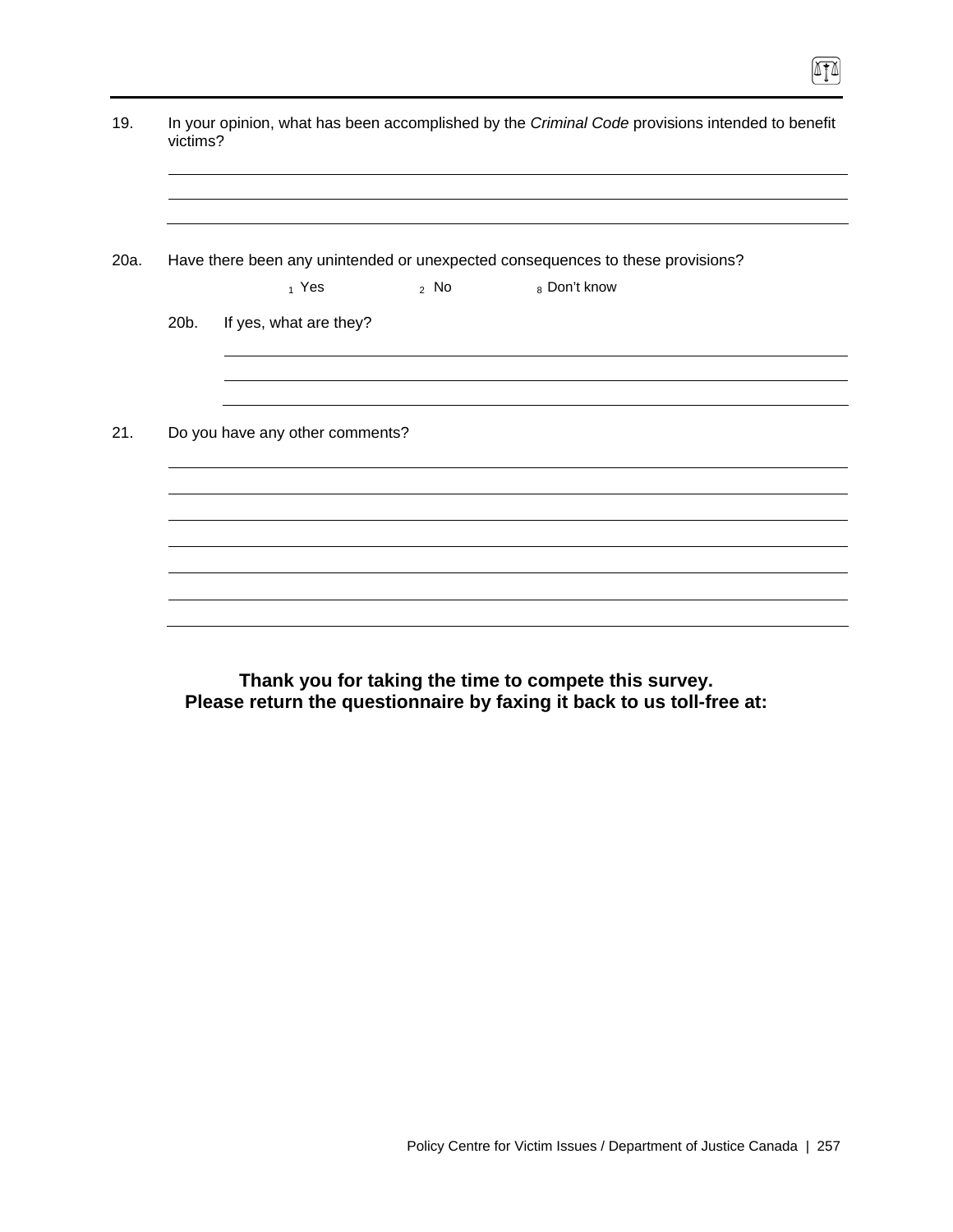19. In your opinion, what has been accomplished by the *Criminal Code* provisions intended to benefit victims?

_______________________________________________

_______________________________________________

_______________________________________________

20a. Have there been any unintended or unexpected consequences to these provisions?

1 Yes  2 No  8 Don't know

20b. If yes, what are they?

_______________________________________________

_______________________________________________

_______________________________________________

21. Do you have any other comments?

_______________________________________________

_______________________________________________

_______________________________________________

_______________________________________________

_______________________________________________

_______________________________________________

_______________________________________________

**Thank you for taking the time to compete this survey.**
**Please return the questionnaire by faxing it back to us toll-free at:**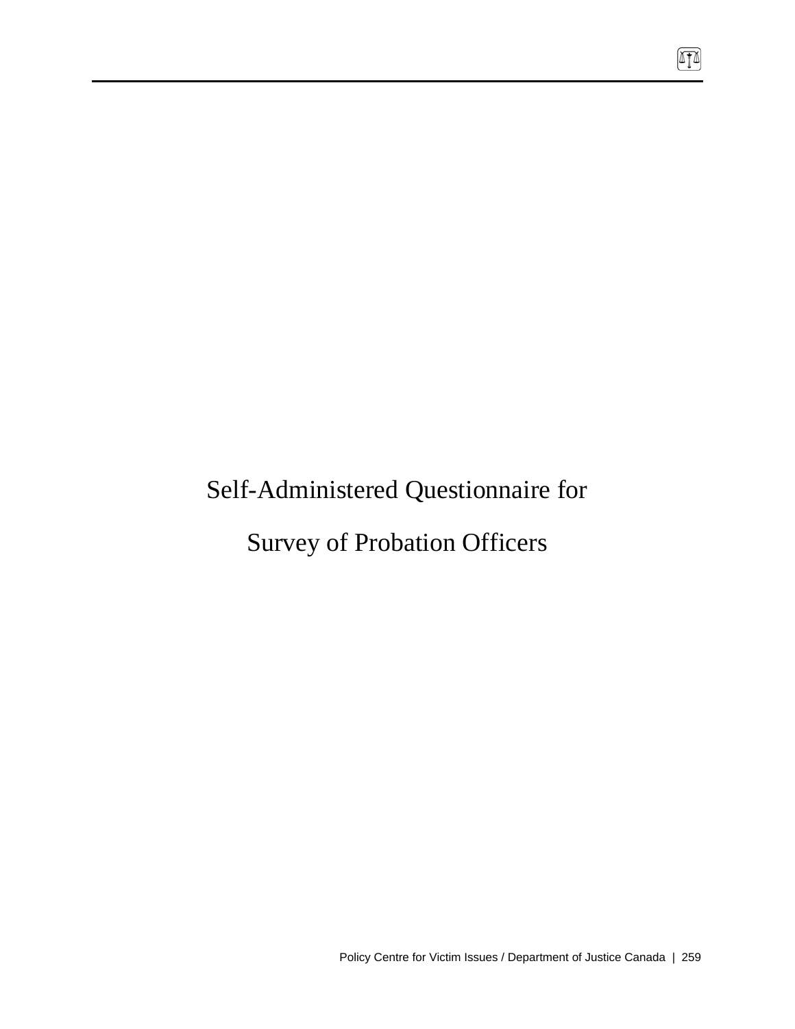# Self-Administered Questionnaire for Survey of Probation Officers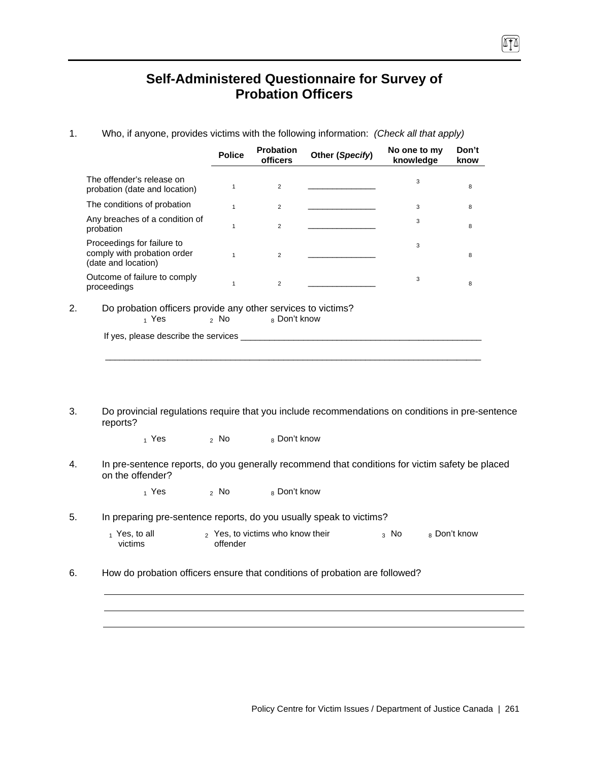# Self-Administered Questionnaire for Survey of Probation Officers

1. Who, if anyone, provides victims with the following information: *(Check all that apply)*

| | Police | Probation officers | Other (*Specify*) | No one to my knowledge | Don't know |
|---|---|---|---|---|---|
| The offender's release on probation (date and location) | 1 | 2 | _______________ | 3 | 8 |
| The conditions of probation | 1 | 2 | _______________ | 3 | 8 |
| Any breaches of a condition of probation | 1 | 2 | _______________ | 3 | 8 |
| Proceedings for failure to comply with probation order (date and location) | 1 | 2 | _______________ | 3 | 8 |
| Outcome of failure to comply proceedings | 1 | 2 | _______________ | 3 | 8 |

2. Do probation officers provide any other services to victims?

   1 Yes  2 No  8 Don't know

   If yes, please describe the services ____________________________________________________

   ________________________________________________________________________________

3. Do provincial regulations require that you include recommendations on conditions in pre-sentence reports?

   1 Yes  2 No  8 Don't know

4. In pre-sentence reports, do you generally recommend that conditions for victim safety be placed on the offender?

   1 Yes  2 No  8 Don't know

5. In preparing pre-sentence reports, do you usually speak to victims?

   1 Yes, to all victims  2 Yes, to victims who know their offender  3 No  8 Don't know

6. How do probation officers ensure that conditions of probation are followed?

   ________________________________________________________________________________

   ________________________________________________________________________________

   ________________________________________________________________________________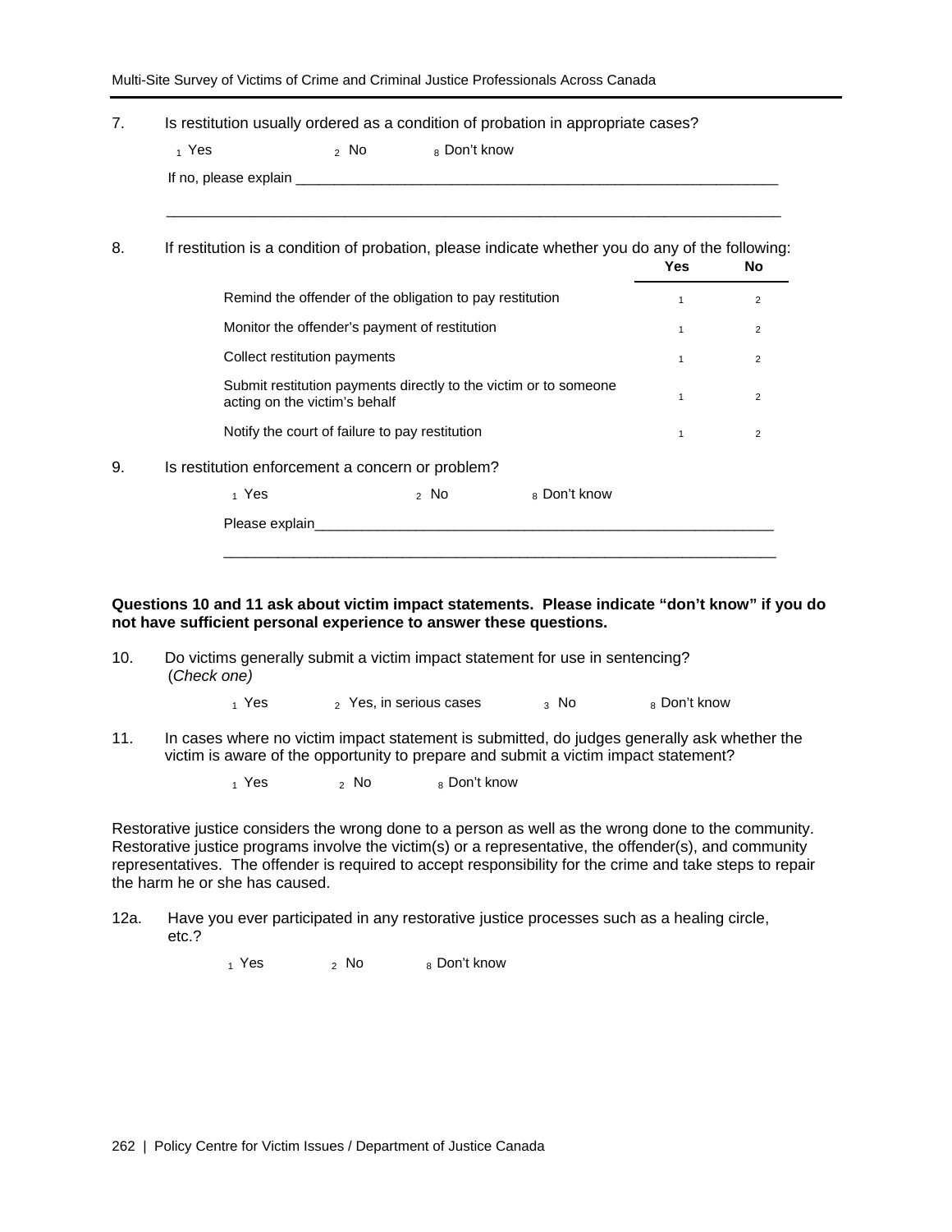7. Is restitution usually ordered as a condition of probation in appropriate cases?

   1 Yes    2 No    8 Don't know

   If no, please explain ______________________________________________________________

   ______________________________________________________________

8. If restitution is a condition of probation, please indicate whether you do any of the following:

| | Yes | No |
|---|---|---|
| Remind the offender of the obligation to pay restitution | 1 | 2 |
| Monitor the offender's payment of restitution | 1 | 2 |
| Collect restitution payments | 1 | 2 |
| Submit restitution payments directly to the victim or to someone acting on the victim's behalf | 1 | 2 |
| Notify the court of failure to pay restitution | 1 | 2 |

9. Is restitution enforcement a concern or problem?

   1 Yes    2 No    8 Don't know

   Please explain______________________________________________________________

   ______________________________________________________________

**Questions 10 and 11 ask about victim impact statements. Please indicate "don't know" if you do not have sufficient personal experience to answer these questions.**

10. Do victims generally submit a victim impact statement for use in sentencing? (*Check one)*

    1 Yes    2 Yes, in serious cases    3 No    8 Don't know

11. In cases where no victim impact statement is submitted, do judges generally ask whether the victim is aware of the opportunity to prepare and submit a victim impact statement?

    1 Yes    2 No    8 Don't know

Restorative justice considers the wrong done to a person as well as the wrong done to the community. Restorative justice programs involve the victim(s) or a representative, the offender(s), and community representatives. The offender is required to accept responsibility for the crime and take steps to repair the harm he or she has caused.

12a. Have you ever participated in any restorative justice processes such as a healing circle, etc.?

     1 Yes    2 No    8 Don't know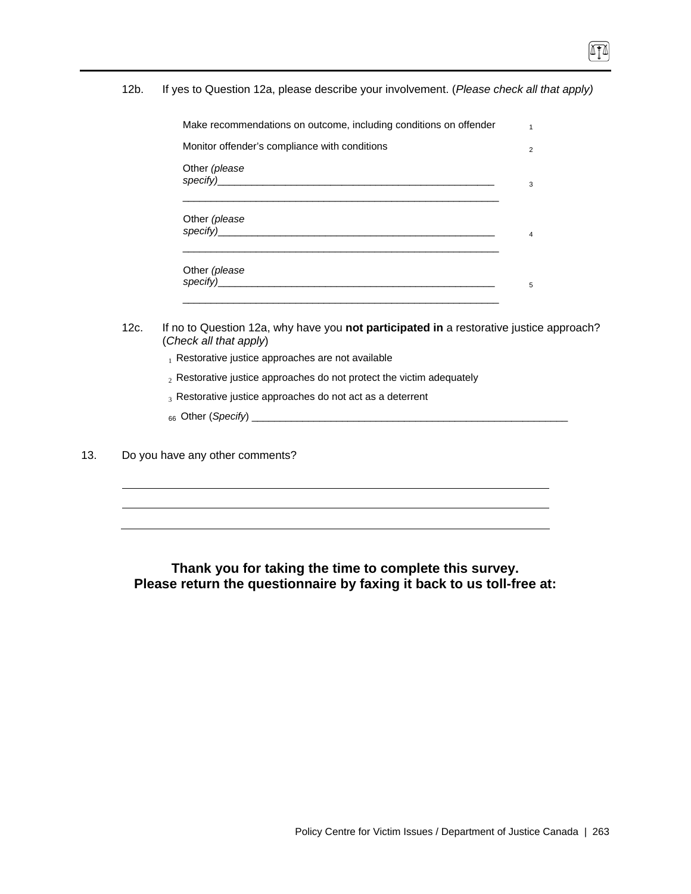12b. If yes to Question 12a, please describe your involvement. (*Please check all that apply)*

| | |
|---|---|
| Make recommendations on outcome, including conditions on offender | 1 |
| Monitor offender's compliance with conditions | 2 |
| Other *(please specify)*_____________________________________________________ _________________________________________________________ | 3 |
| Other *(please specify)*_____________________________________________________ _________________________________________________________ | 4 |
| Other *(please specify)*_____________________________________________________ _________________________________________________________ | 5 |

12c. If no to Question 12a, why have you **not participated in** a restorative justice approach? (*Check all that apply*)

- 1 Restorative justice approaches are not available
- 2 Restorative justice approaches do not protect the victim adequately
- 3 Restorative justice approaches do not act as a deterrent
- 66 Other (*Specify*) _________________________________________________________

13. Do you have any other comments?

_____________________________________________________________________

_____________________________________________________________________

_____________________________________________________________________

**Thank you for taking the time to complete this survey.**
**Please return the questionnaire by faxing it back to us toll-free at:**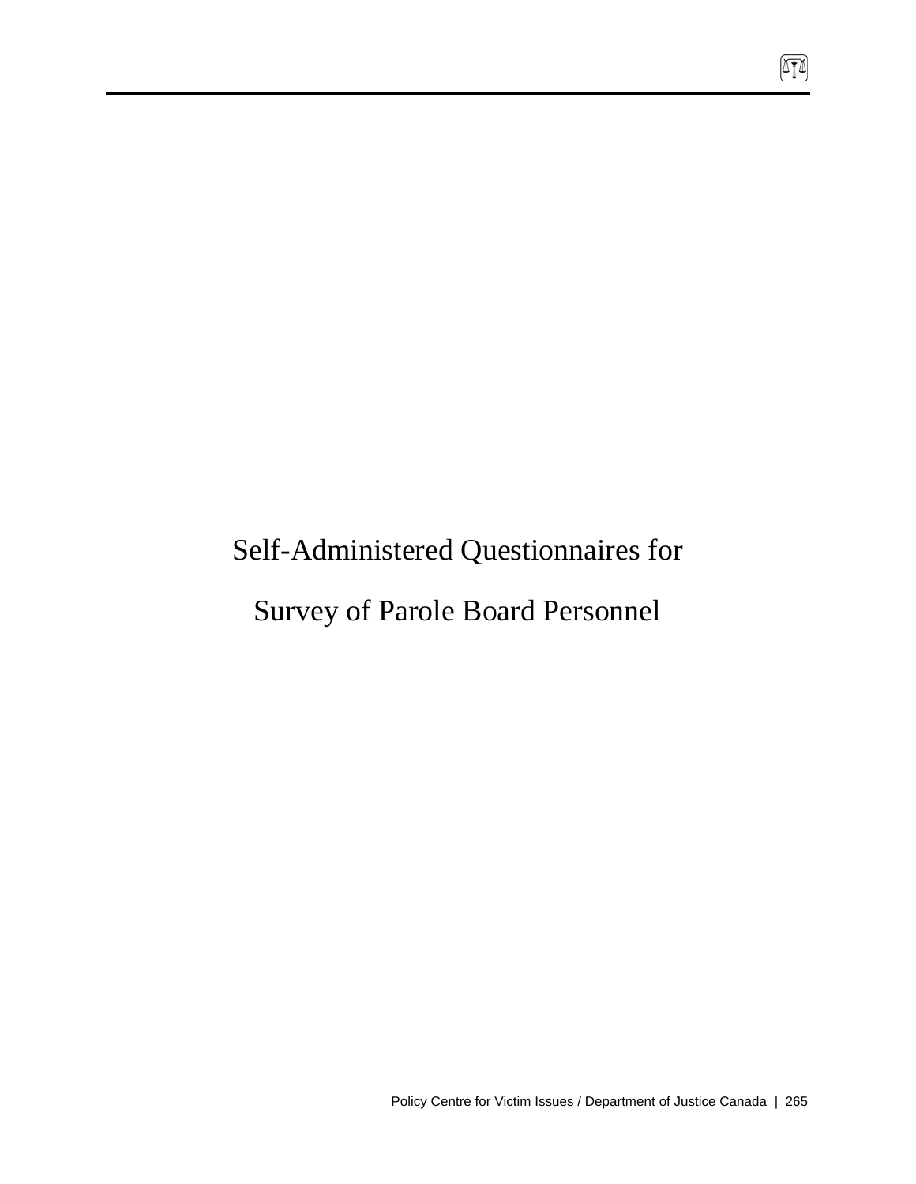# Self-Administered Questionnaires for Survey of Parole Board Personnel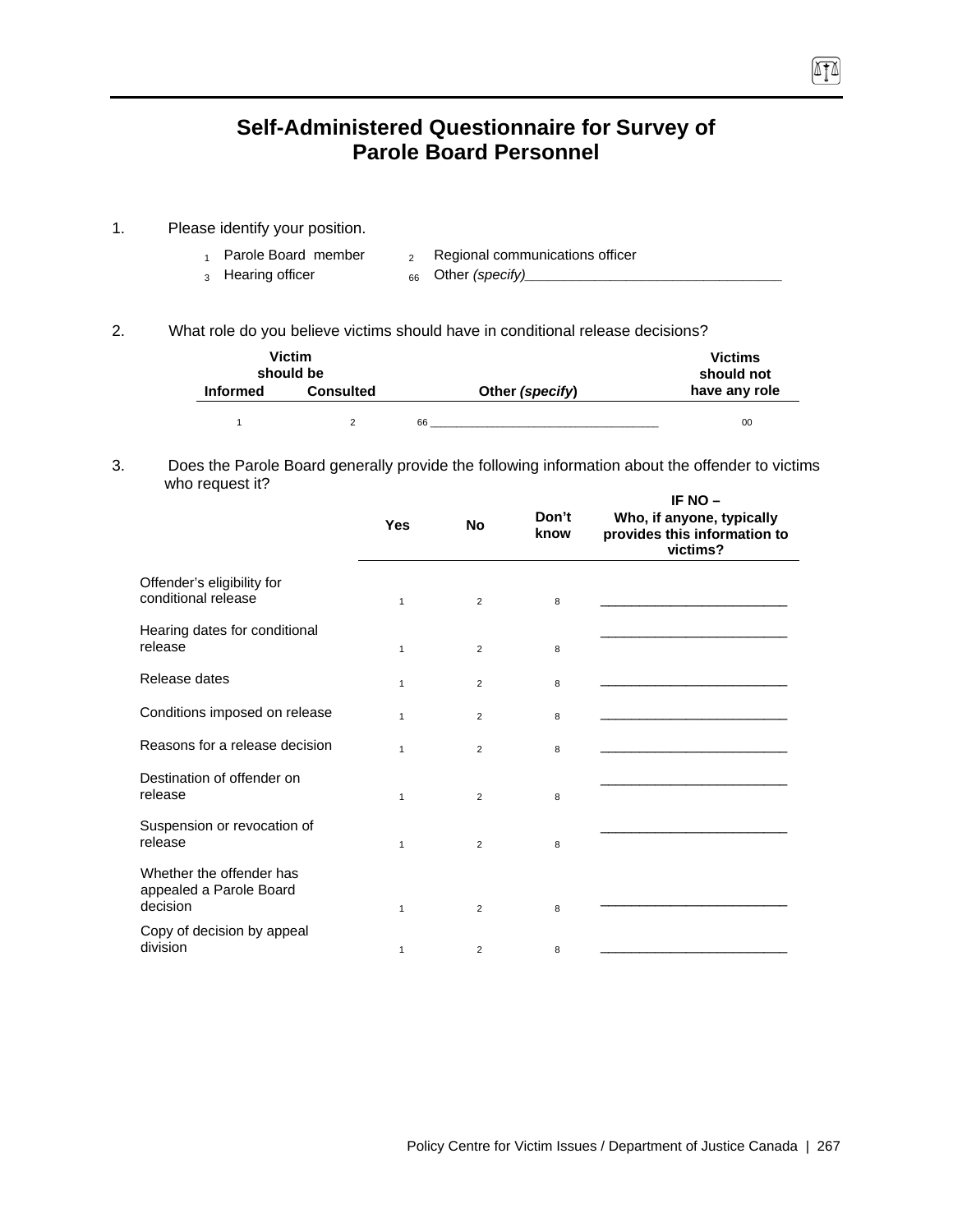# Self-Administered Questionnaire for Survey of Parole Board Personnel

1. Please identify your position.

   1 Parole Board member  2 Regional communications officer
   3 Hearing officer  66 Other *(specify)*\_\_\_\_\_\_\_\_\_\_\_\_\_\_\_\_\_\_\_\_\_\_\_\_\_\_\_\_\_\_\_\_\_\_\_

2. What role do you believe victims should have in conditional release decisions?

| Victim should be Informed | Victim should be Consulted | Other *(specify)* | Victims should not have any role |
|---|---|---|---|
| 1 | 2 | 66 \_\_\_\_\_\_\_\_\_\_\_\_\_\_\_\_\_\_\_\_\_\_\_\_\_\_\_\_\_\_\_\_\_\_\_ | 00 |

3. Does the Parole Board generally provide the following information about the offender to victims who request it?

| | Yes | No | Don't know | IF NO – Who, if anyone, typically provides this information to victims? |
|---|---|---|---|---|
| Offender's eligibility for conditional release | 1 | 2 | 8 | \_\_\_\_\_\_\_\_\_\_\_\_\_\_\_\_\_\_\_\_\_\_\_\_\_ |
| Hearing dates for conditional release | 1 | 2 | 8 | \_\_\_\_\_\_\_\_\_\_\_\_\_\_\_\_\_\_\_\_\_\_\_\_\_ |
| Release dates | 1 | 2 | 8 | \_\_\_\_\_\_\_\_\_\_\_\_\_\_\_\_\_\_\_\_\_\_\_\_\_ |
| Conditions imposed on release | 1 | 2 | 8 | \_\_\_\_\_\_\_\_\_\_\_\_\_\_\_\_\_\_\_\_\_\_\_\_\_ |
| Reasons for a release decision | 1 | 2 | 8 | \_\_\_\_\_\_\_\_\_\_\_\_\_\_\_\_\_\_\_\_\_\_\_\_\_ |
| Destination of offender on release | 1 | 2 | 8 | \_\_\_\_\_\_\_\_\_\_\_\_\_\_\_\_\_\_\_\_\_\_\_\_\_ |
| Suspension or revocation of release | 1 | 2 | 8 | \_\_\_\_\_\_\_\_\_\_\_\_\_\_\_\_\_\_\_\_\_\_\_\_\_ |
| Whether the offender has appealed a Parole Board decision | 1 | 2 | 8 | \_\_\_\_\_\_\_\_\_\_\_\_\_\_\_\_\_\_\_\_\_\_\_\_\_ |
| Copy of decision by appeal division | 1 | 2 | 8 | \_\_\_\_\_\_\_\_\_\_\_\_\_\_\_\_\_\_\_\_\_\_\_\_\_ |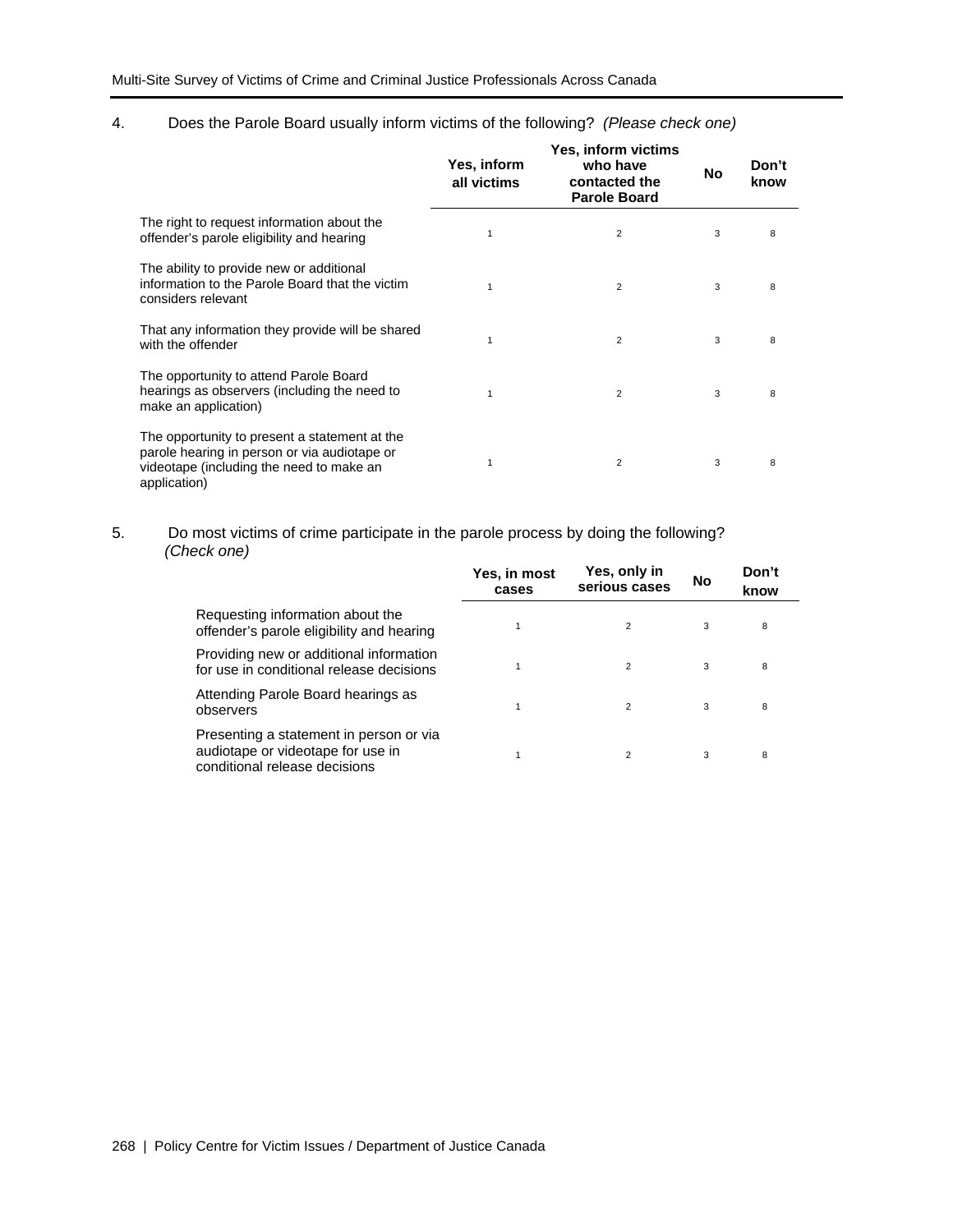4. Does the Parole Board usually inform victims of the following? *(Please check one)*

| | Yes, inform all victims | Yes, inform victims who have contacted the Parole Board | No | Don't know |
|---|---|---|---|---|
| The right to request information about the offender's parole eligibility and hearing | 1 | 2 | 3 | 8 |
| The ability to provide new or additional information to the Parole Board that the victim considers relevant | 1 | 2 | 3 | 8 |
| That any information they provide will be shared with the offender | 1 | 2 | 3 | 8 |
| The opportunity to attend Parole Board hearings as observers (including the need to make an application) | 1 | 2 | 3 | 8 |
| The opportunity to present a statement at the parole hearing in person or via audiotape or videotape (including the need to make an application) | 1 | 2 | 3 | 8 |

5. Do most victims of crime participate in the parole process by doing the following? *(Check one)*

| | Yes, in most cases | Yes, only in serious cases | No | Don't know |
|---|---|---|---|---|
| Requesting information about the offender's parole eligibility and hearing | 1 | 2 | 3 | 8 |
| Providing new or additional information for use in conditional release decisions | 1 | 2 | 3 | 8 |
| Attending Parole Board hearings as observers | 1 | 2 | 3 | 8 |
| Presenting a statement in person or via audiotape or videotape for use in conditional release decisions | 1 | 2 | 3 | 8 |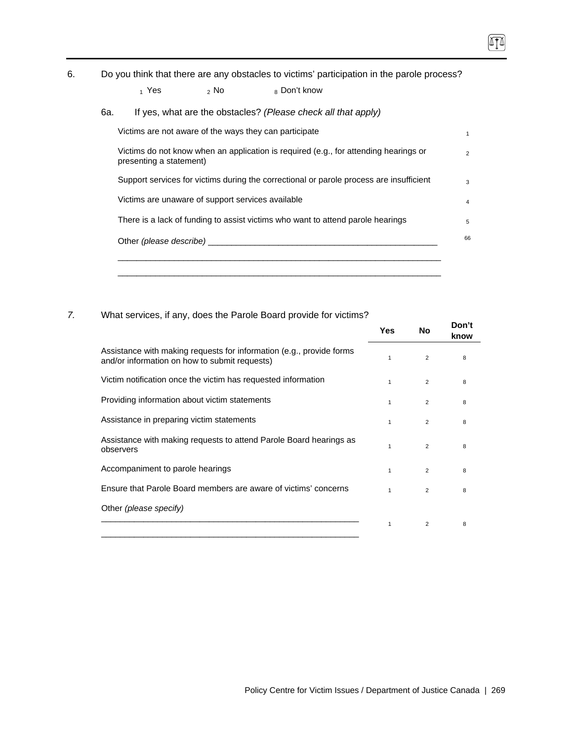6. Do you think that there are any obstacles to victims' participation in the parole process?

   1 Yes    2 No    8 Don't know

   6a. If yes, what are the obstacles? *(Please check all that apply)*

| | |
|---|---|
| Victims are not aware of the ways they can participate | 1 |
| Victims do not know when an application is required (e.g., for attending hearings or presenting a statement) | 2 |
| Support services for victims during the correctional or parole process are insufficient | 3 |
| Victims are unaware of support services available | 4 |
| There is a lack of funding to assist victims who want to attend parole hearings | 5 |
| Other *(please describe)* ______________________________________________ | 66 |

______________________________________________________________________

______________________________________________________________________

*7.* What services, if any, does the Parole Board provide for victims?

| | Yes | No | Don't know |
|---|---|---|---|
| Assistance with making requests for information (e.g., provide forms and/or information on how to submit requests) | 1 | 2 | 8 |
| Victim notification once the victim has requested information | 1 | 2 | 8 |
| Providing information about victim statements | 1 | 2 | 8 |
| Assistance in preparing victim statements | 1 | 2 | 8 |
| Assistance with making requests to attend Parole Board hearings as observers | 1 | 2 | 8 |
| Accompaniment to parole hearings | 1 | 2 | 8 |
| Ensure that Parole Board members are aware of victims' concerns | 1 | 2 | 8 |
| Other *(please specify)* ______________________________________________ ______________________________________________ | 1 | 2 | 8 |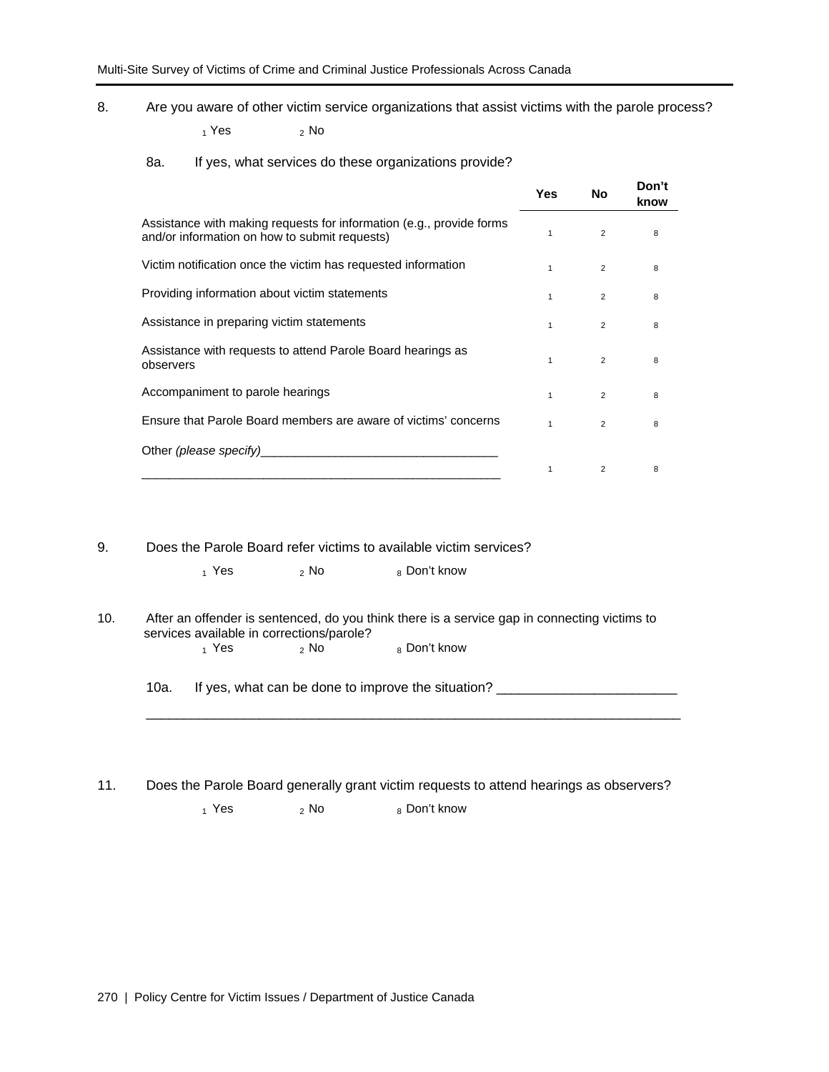8. Are you aware of other victim service organizations that assist victims with the parole process?

$_1$ Yes $_2$ No

8a. If yes, what services do these organizations provide?

| | Yes | No | Don't know |
|---|---|---|---|
| Assistance with making requests for information (e.g., provide forms and/or information on how to submit requests) | 1 | 2 | 8 |
| Victim notification once the victim has requested information | 1 | 2 | 8 |
| Providing information about victim statements | 1 | 2 | 8 |
| Assistance in preparing victim statements | 1 | 2 | 8 |
| Assistance with requests to attend Parole Board hearings as observers | 1 | 2 | 8 |
| Accompaniment to parole hearings | 1 | 2 | 8 |
| Ensure that Parole Board members are aware of victims' concerns | 1 | 2 | 8 |
| Other *(please specify)*__________________________________ ____________________________________________________ | 1 | 2 | 8 |

9. Does the Parole Board refer victims to available victim services?

$_1$ Yes $_2$ No $_8$ Don't know

10. After an offender is sentenced, do you think there is a service gap in connecting victims to services available in corrections/parole?

$_1$ Yes $_2$ No $_8$ Don't know

10a. If yes, what can be done to improve the situation? ________________________

____________________________________________________________________________

11. Does the Parole Board generally grant victim requests to attend hearings as observers?

$_1$ Yes $_2$ No $_8$ Don't know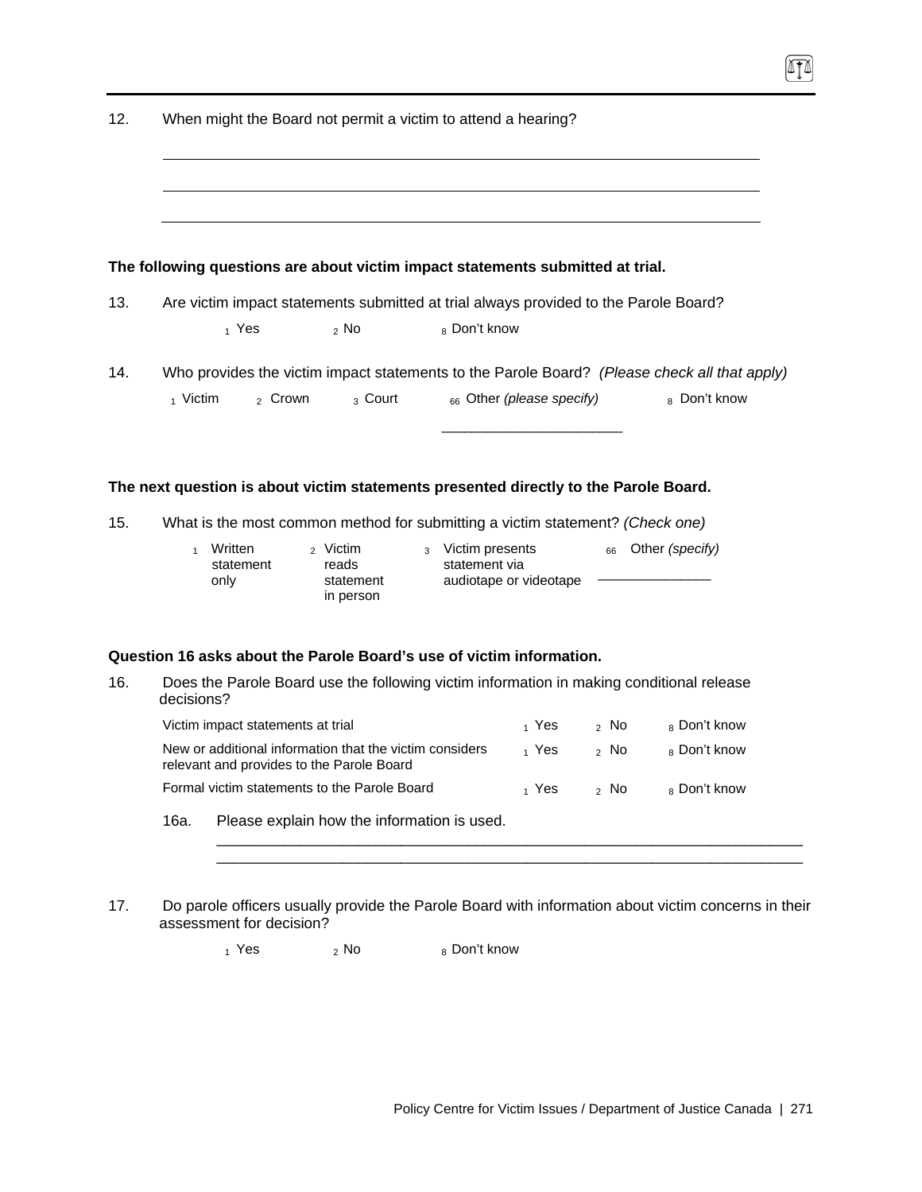12. When might the Board not permit a victim to attend a hearing?

\_\_\_\_\_\_\_\_\_\_\_\_\_\_\_\_\_\_\_\_\_\_\_\_\_\_\_\_\_\_\_\_\_\_\_\_\_\_\_\_\_\_\_\_\_\_\_\_\_\_\_\_\_\_\_\_\_\_\_\_\_\_\_\_

\_\_\_\_\_\_\_\_\_\_\_\_\_\_\_\_\_\_\_\_\_\_\_\_\_\_\_\_\_\_\_\_\_\_\_\_\_\_\_\_\_\_\_\_\_\_\_\_\_\_\_\_\_\_\_\_\_\_\_\_\_\_\_\_

\_\_\_\_\_\_\_\_\_\_\_\_\_\_\_\_\_\_\_\_\_\_\_\_\_\_\_\_\_\_\_\_\_\_\_\_\_\_\_\_\_\_\_\_\_\_\_\_\_\_\_\_\_\_\_\_\_\_\_\_\_\_\_\_

**The following questions are about victim impact statements submitted at trial.**

13. Are victim impact statements submitted at trial always provided to the Parole Board?

1 Yes    2 No    8 Don't know

14. Who provides the victim impact statements to the Parole Board? *(Please check all that apply)*

1 Victim    2 Crown    3 Court    66 Other *(please specify)* \_\_\_\_\_\_\_\_\_\_\_\_\_\_\_\_\_\_\_\_    8 Don't know

**The next question is about victim statements presented directly to the Parole Board.**

15. What is the most common method for submitting a victim statement? *(Check one)*

1 Written statement only    2 Victim reads statement in person    3 Victim presents statement via audiotape or videotape    66 Other *(specify)* \_\_\_\_\_\_\_\_\_\_\_\_\_\_

**Question 16 asks about the Parole Board's use of victim information.**

16. Does the Parole Board use the following victim information in making conditional release decisions?

| | | | |
|---|---|---|---|
| Victim impact statements at trial | 1 Yes | 2 No | 8 Don't know |
| New or additional information that the victim considers relevant and provides to the Parole Board | 1 Yes | 2 No | 8 Don't know |
| Formal victim statements to the Parole Board | 1 Yes | 2 No | 8 Don't know |

16a. Please explain how the information is used.

\_\_\_\_\_\_\_\_\_\_\_\_\_\_\_\_\_\_\_\_\_\_\_\_\_\_\_\_\_\_\_\_\_\_\_\_\_\_\_\_\_\_\_\_\_\_\_\_\_\_\_\_\_\_\_\_\_\_\_\_\_\_\_\_

\_\_\_\_\_\_\_\_\_\_\_\_\_\_\_\_\_\_\_\_\_\_\_\_\_\_\_\_\_\_\_\_\_\_\_\_\_\_\_\_\_\_\_\_\_\_\_\_\_\_\_\_\_\_\_\_\_\_\_\_\_\_\_\_

17. Do parole officers usually provide the Parole Board with information about victim concerns in their assessment for decision?

1 Yes    2 No    8 Don't know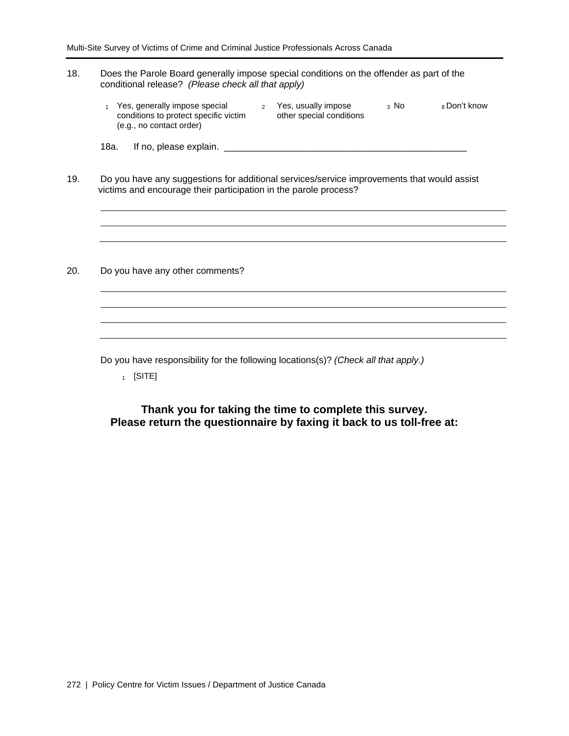18. Does the Parole Board generally impose special conditions on the offender as part of the conditional release? *(Please check all that apply)*

   1 Yes, generally impose special conditions to protect specific victim (e.g., no contact order) 2 Yes, usually impose other special conditions 3 No 8 Don't know

   18a. If no, please explain. ________________________________________________

19. Do you have any suggestions for additional services/service improvements that would assist victims and encourage their participation in the parole process?

   ________________________________________________
   ________________________________________________
   ________________________________________________

20. Do you have any other comments?

   ________________________________________________
   ________________________________________________
   ________________________________________________
   ________________________________________________

Do you have responsibility for the following locations(s)? *(Check all that apply.)*

1 [SITE]

**Thank you for taking the time to complete this survey.**
**Please return the questionnaire by faxing it back to us toll-free at:**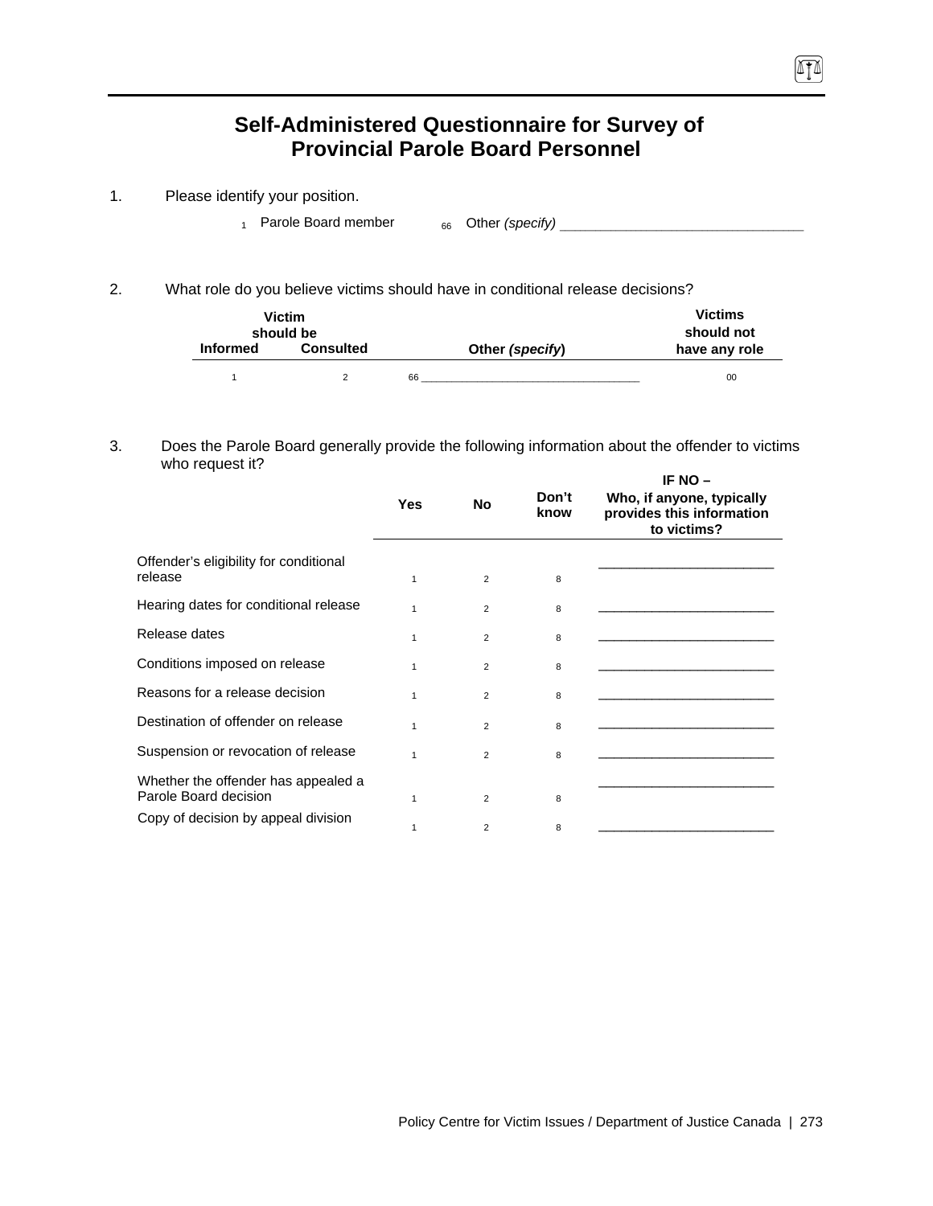# Self-Administered Questionnaire for Survey of Provincial Parole Board Personnel

1. Please identify your position.

   1 Parole Board member    66 Other *(specify)* ________________________________

2. What role do you believe victims should have in conditional release decisions?

| Victim should be Informed | Victim should be Consulted | Other *(specify)* | Victims should not have any role |
|---|---|---|---|
| 1 | 2 | 66 ___________________________________ | 00 |

3. Does the Parole Board generally provide the following information about the offender to victims who request it?

| | Yes | No | Don't know | IF NO – Who, if anyone, typically provides this information to victims? |
|---|---|---|---|---|
| Offender's eligibility for conditional release | 1 | 2 | 8 | ________________________ |
| Hearing dates for conditional release | 1 | 2 | 8 | ________________________ |
| Release dates | 1 | 2 | 8 | ________________________ |
| Conditions imposed on release | 1 | 2 | 8 | ________________________ |
| Reasons for a release decision | 1 | 2 | 8 | ________________________ |
| Destination of offender on release | 1 | 2 | 8 | ________________________ |
| Suspension or revocation of release | 1 | 2 | 8 | ________________________ |
| Whether the offender has appealed a Parole Board decision | 1 | 2 | 8 | ________________________ |
| Copy of decision by appeal division | 1 | 2 | 8 | ________________________ |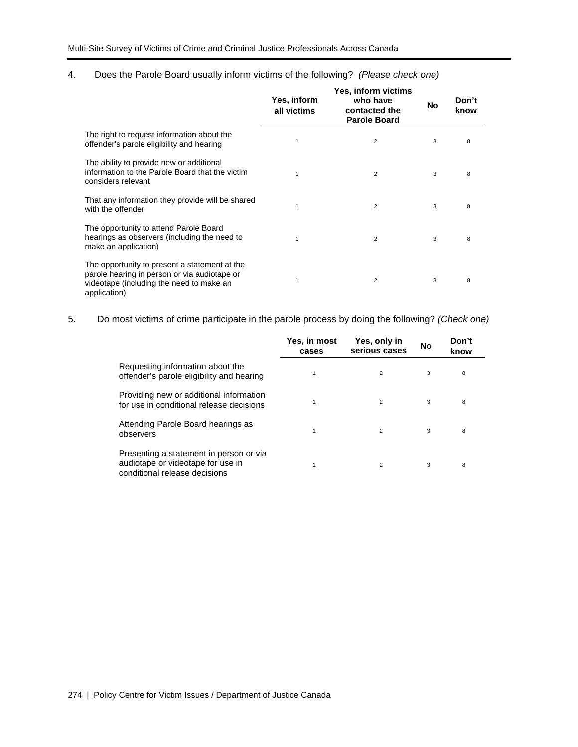4. Does the Parole Board usually inform victims of the following? *(Please check one)*

| | Yes, inform all victims | Yes, inform victims who have contacted the Parole Board | No | Don't know |
|---|---|---|---|---|
| The right to request information about the offender's parole eligibility and hearing | 1 | 2 | 3 | 8 |
| The ability to provide new or additional information to the Parole Board that the victim considers relevant | 1 | 2 | 3 | 8 |
| That any information they provide will be shared with the offender | 1 | 2 | 3 | 8 |
| The opportunity to attend Parole Board hearings as observers (including the need to make an application) | 1 | 2 | 3 | 8 |
| The opportunity to present a statement at the parole hearing in person or via audiotape or videotape (including the need to make an application) | 1 | 2 | 3 | 8 |

5. Do most victims of crime participate in the parole process by doing the following? *(Check one)*

| | Yes, in most cases | Yes, only in serious cases | No | Don't know |
|---|---|---|---|---|
| Requesting information about the offender's parole eligibility and hearing | 1 | 2 | 3 | 8 |
| Providing new or additional information for use in conditional release decisions | 1 | 2 | 3 | 8 |
| Attending Parole Board hearings as observers | 1 | 2 | 3 | 8 |
| Presenting a statement in person or via audiotape or videotape for use in conditional release decisions | 1 | 2 | 3 | 8 |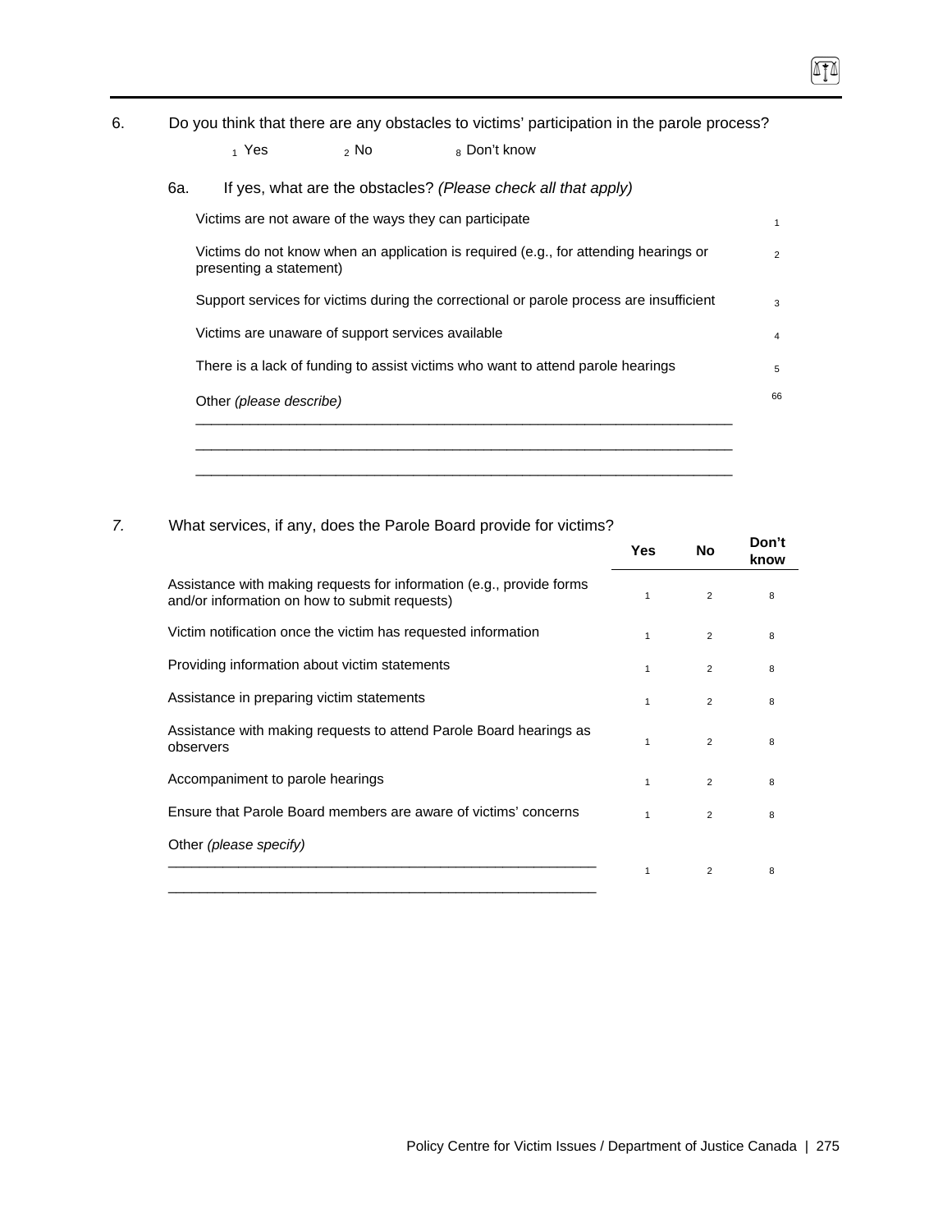6. Do you think that there are any obstacles to victims' participation in the parole process?

[1] Yes  [2] No  [8] Don't know

6a. If yes, what are the obstacles? *(Please check all that apply)*

| | |
|---|---|
| Victims are not aware of the ways they can participate | 1 |
| Victims do not know when an application is required (e.g., for attending hearings or presenting a statement) | 2 |
| Support services for victims during the correctional or parole process are insufficient | 3 |
| Victims are unaware of support services available | 4 |
| There is a lack of funding to assist victims who want to attend parole hearings | 5 |
| Other *(please describe)* ______________________________________________ | 66 |

______________________________________________

______________________________________________

*7.* What services, if any, does the Parole Board provide for victims?

| | Yes | No | Don't know |
|---|---|---|---|
| Assistance with making requests for information (e.g., provide forms and/or information on how to submit requests) | 1 | 2 | 8 |
| Victim notification once the victim has requested information | 1 | 2 | 8 |
| Providing information about victim statements | 1 | 2 | 8 |
| Assistance in preparing victim statements | 1 | 2 | 8 |
| Assistance with making requests to attend Parole Board hearings as observers | 1 | 2 | 8 |
| Accompaniment to parole hearings | 1 | 2 | 8 |
| Ensure that Parole Board members are aware of victims' concerns | 1 | 2 | 8 |
| Other *(please specify)* ______________________________________________ ______________________________________________ | 1 | 2 | 8 |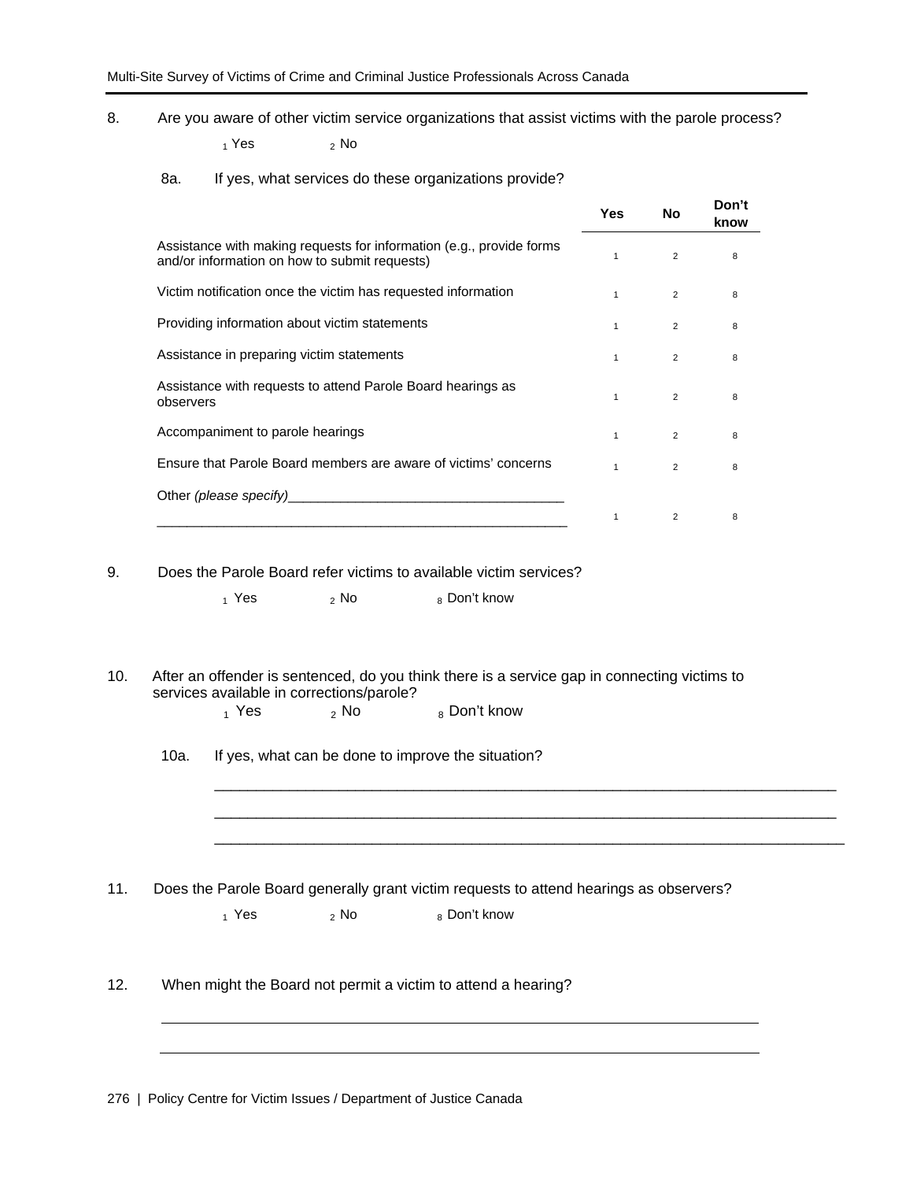8. Are you aware of other victim service organizations that assist victims with the parole process?

   1 Yes   2 No

   8a. If yes, what services do these organizations provide?

| | Yes | No | Don't know |
|---|---|---|---|
| Assistance with making requests for information (e.g., provide forms and/or information on how to submit requests) | 1 | 2 | 8 |
| Victim notification once the victim has requested information | 1 | 2 | 8 |
| Providing information about victim statements | 1 | 2 | 8 |
| Assistance in preparing victim statements | 1 | 2 | 8 |
| Assistance with requests to attend Parole Board hearings as observers | 1 | 2 | 8 |
| Accompaniment to parole hearings | 1 | 2 | 8 |
| Ensure that Parole Board members are aware of victims' concerns | 1 | 2 | 8 |
| Other *(please specify)*____________________________________ ______________________________________________________ | 1 | 2 | 8 |

9. Does the Parole Board refer victims to available victim services?

   1 Yes   2 No   8 Don't know

10. After an offender is sentenced, do you think there is a service gap in connecting victims to services available in corrections/parole?

   1 Yes   2 No   8 Don't know

   10a. If yes, what can be done to improve the situation?

   ______________________________________________________________________________

   ______________________________________________________________________________

   ______________________________________________________________________________

11. Does the Parole Board generally grant victim requests to attend hearings as observers?

   1 Yes   2 No   8 Don't know

12. When might the Board not permit a victim to attend a hearing?

   ______________________________________________________________________________

   ______________________________________________________________________________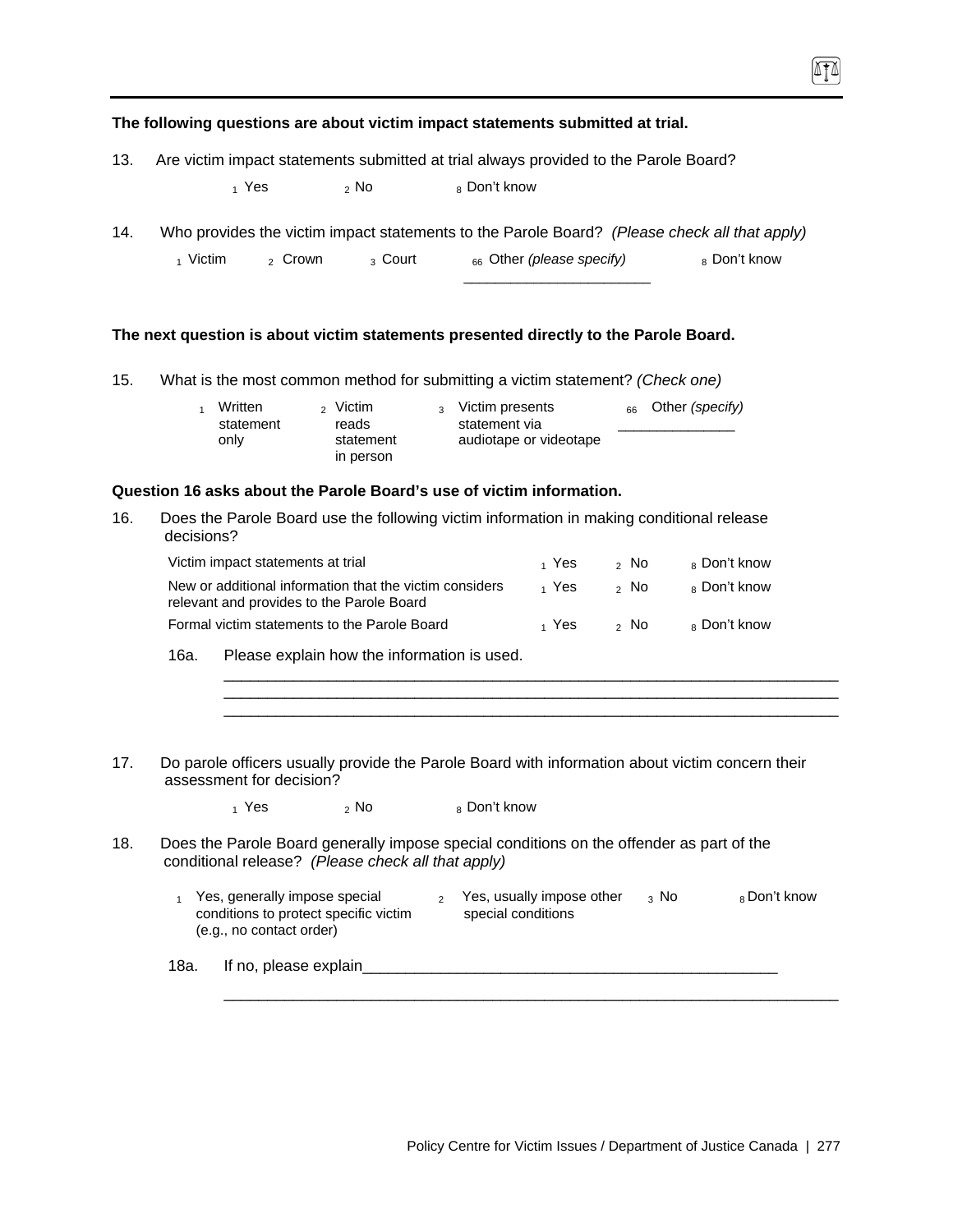**The following questions are about victim impact statements submitted at trial.**

13. Are victim impact statements submitted at trial always provided to the Parole Board?

   1 Yes    2 No    8 Don't know

14. Who provides the victim impact statements to the Parole Board? *(Please check all that apply)*

   1 Victim    2 Crown    3 Court    66 Other *(please specify)* ______________________    8 Don't know

**The next question is about victim statements presented directly to the Parole Board.**

15. What is the most common method for submitting a victim statement? *(Check one)*

   1 Written statement only    2 Victim reads statement in person    3 Victim presents statement via audiotape or videotape    66 Other *(specify)* ______________

**Question 16 asks about the Parole Board's use of victim information.**

16. Does the Parole Board use the following victim information in making conditional release decisions?

| | | | |
|---|---|---|---|
| Victim impact statements at trial | 1 Yes | 2 No | 8 Don't know |
| New or additional information that the victim considers relevant and provides to the Parole Board | 1 Yes | 2 No | 8 Don't know |
| Formal victim statements to the Parole Board | 1 Yes | 2 No | 8 Don't know |

   16a. Please explain how the information is used.

   ________________________________________________________________________
   ________________________________________________________________________
   ________________________________________________________________________

17. Do parole officers usually provide the Parole Board with information about victim concern their assessment for decision?

   1 Yes    2 No    8 Don't know

18. Does the Parole Board generally impose special conditions on the offender as part of the conditional release? *(Please check all that apply)*

   1 Yes, generally impose special conditions to protect specific victim (e.g., no contact order)    2 Yes, usually impose other special conditions    3 No    8 Don't know

   18a. If no, please explain________________________________________________

   ________________________________________________________________________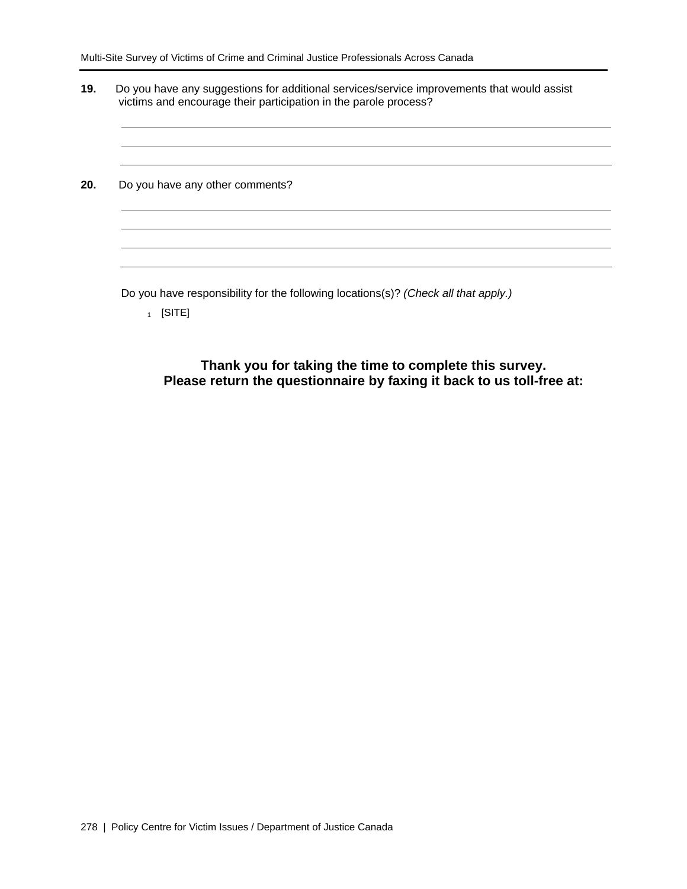**19.** Do you have any suggestions for additional services/service improvements that would assist victims and encourage their participation in the parole process?

______________________________________________________________________

______________________________________________________________________

______________________________________________________________________

**20.** Do you have any other comments?

______________________________________________________________________

______________________________________________________________________

______________________________________________________________________

______________________________________________________________________

Do you have responsibility for the following locations(s)? *(Check all that apply.)*

1 [SITE]

**Thank you for taking the time to complete this survey.**
**Please return the questionnaire by faxing it back to us toll-free at:**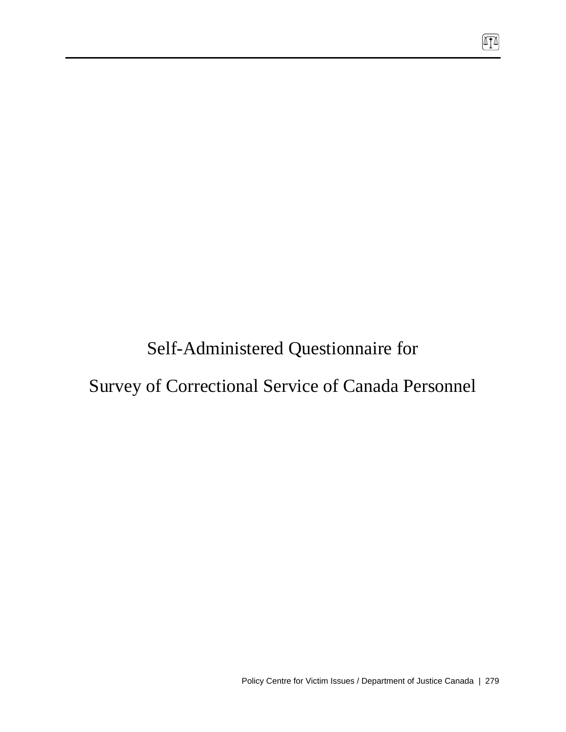# Self-Administered Questionnaire for

# Survey of Correctional Service of Canada Personnel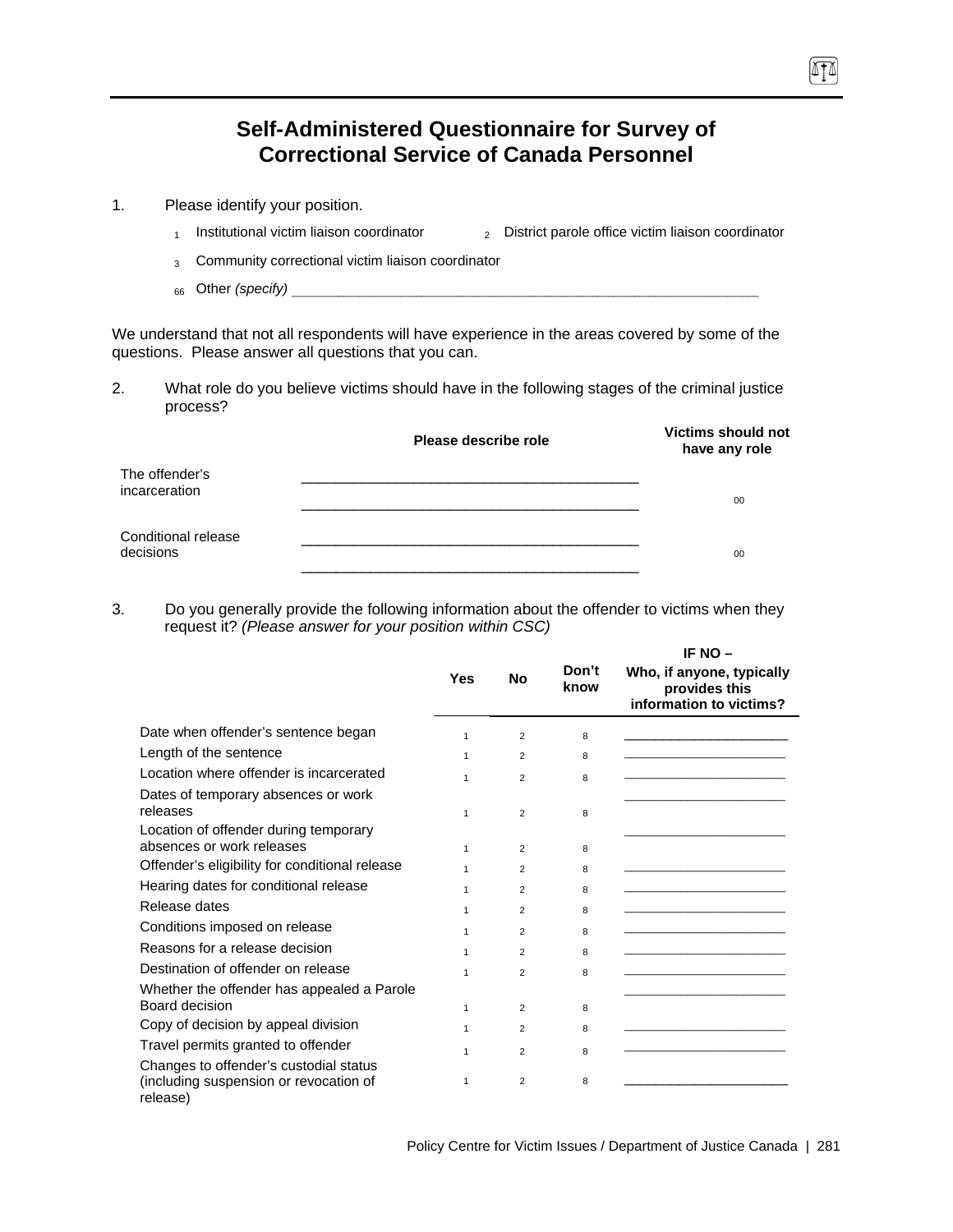# Self-Administered Questionnaire for Survey of Correctional Service of Canada Personnel

1. Please identify your position.

   - 1 Institutional victim liaison coordinator
   - 2 District parole office victim liaison coordinator
   - 3 Community correctional victim liaison coordinator
   - 66 Other *(specify)* ___________________________________________

We understand that not all respondents will have experience in the areas covered by some of the questions. Please answer all questions that you can.

2. What role do you believe victims should have in the following stages of the criminal justice process?

| | Please describe role | Victims should not have any role |
|---|---|---|
| The offender's incarceration | ___________________________ ___________________________ | 00 |
| Conditional release decisions | ___________________________ ___________________________ | 00 |

3. Do you generally provide the following information about the offender to victims when they request it? *(Please answer for your position within CSC)*

| | Yes | No | Don't know | IF NO – Who, if anyone, typically provides this information to victims? |
|---|---|---|---|---|
| Date when offender's sentence began | 1 | 2 | 8 | ______________ |
| Length of the sentence | 1 | 2 | 8 | ______________ |
| Location where offender is incarcerated | 1 | 2 | 8 | ______________ |
| Dates of temporary absences or work releases | 1 | 2 | 8 | ______________ |
| Location of offender during temporary absences or work releases | 1 | 2 | 8 | ______________ |
| Offender's eligibility for conditional release | 1 | 2 | 8 | ______________ |
| Hearing dates for conditional release | 1 | 2 | 8 | ______________ |
| Release dates | 1 | 2 | 8 | ______________ |
| Conditions imposed on release | 1 | 2 | 8 | ______________ |
| Reasons for a release decision | 1 | 2 | 8 | ______________ |
| Destination of offender on release | 1 | 2 | 8 | ______________ |
| Whether the offender has appealed a Parole Board decision | 1 | 2 | 8 | ______________ |
| Copy of decision by appeal division | 1 | 2 | 8 | ______________ |
| Travel permits granted to offender | 1 | 2 | 8 | ______________ |
| Changes to offender's custodial status (including suspension or revocation of release) | 1 | 2 | 8 | ______________ |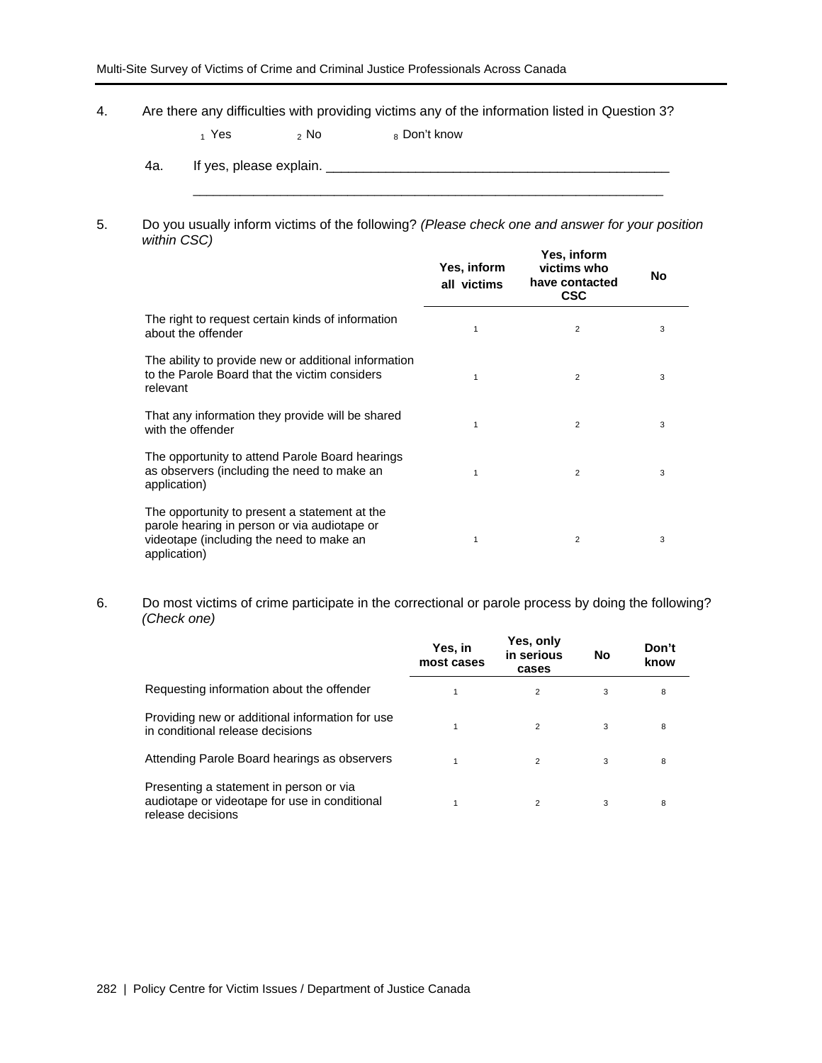4. Are there any difficulties with providing victims any of the information listed in Question 3?

   1 Yes   2 No   8 Don't know

   4a. If yes, please explain. ______________________________________________

   ______________________________________________________________

5. Do you usually inform victims of the following? *(Please check one and answer for your position within CSC)*

| | Yes, inform all victims | Yes, inform victims who have contacted CSC | No |
|---|---|---|---|
| The right to request certain kinds of information about the offender | 1 | 2 | 3 |
| The ability to provide new or additional information to the Parole Board that the victim considers relevant | 1 | 2 | 3 |
| That any information they provide will be shared with the offender | 1 | 2 | 3 |
| The opportunity to attend Parole Board hearings as observers (including the need to make an application) | 1 | 2 | 3 |
| The opportunity to present a statement at the parole hearing in person or via audiotape or videotape (including the need to make an application) | 1 | 2 | 3 |

6. Do most victims of crime participate in the correctional or parole process by doing the following? *(Check one)*

| | Yes, in most cases | Yes, only in serious cases | No | Don't know |
|---|---|---|---|---|
| Requesting information about the offender | 1 | 2 | 3 | 8 |
| Providing new or additional information for use in conditional release decisions | 1 | 2 | 3 | 8 |
| Attending Parole Board hearings as observers | 1 | 2 | 3 | 8 |
| Presenting a statement in person or via audiotape or videotape for use in conditional release decisions | 1 | 2 | 3 | 8 |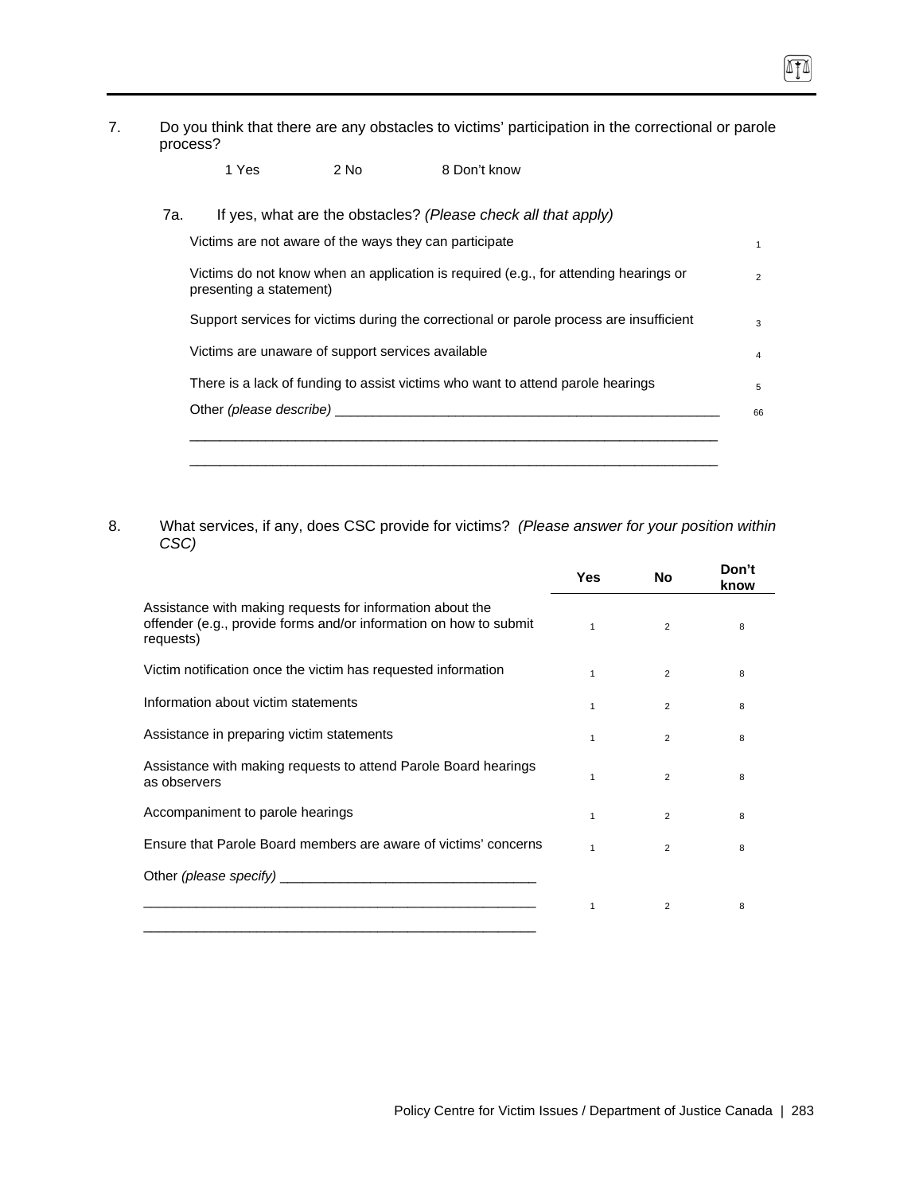7. Do you think that there are any obstacles to victims' participation in the correctional or parole process?

1 Yes 2 No 8 Don't know

7a. If yes, what are the obstacles? *(Please check all that apply)*

| | |
|---|---|
| Victims are not aware of the ways they can participate | 1 |
| Victims do not know when an application is required (e.g., for attending hearings or presenting a statement) | 2 |
| Support services for victims during the correctional or parole process are insufficient | 3 |
| Victims are unaware of support services available | 4 |
| There is a lack of funding to assist victims who want to attend parole hearings | 5 |
| Other *(please describe)* ______________________________________________ ______________________________________________ ______________________________________________ | 66 |

8. What services, if any, does CSC provide for victims? *(Please answer for your position within CSC)*

| | Yes | No | Don't know |
|---|---|---|---|
| Assistance with making requests for information about the offender (e.g., provide forms and/or information on how to submit requests) | 1 | 2 | 8 |
| Victim notification once the victim has requested information | 1 | 2 | 8 |
| Information about victim statements | 1 | 2 | 8 |
| Assistance in preparing victim statements | 1 | 2 | 8 |
| Assistance with making requests to attend Parole Board hearings as observers | 1 | 2 | 8 |
| Accompaniment to parole hearings | 1 | 2 | 8 |
| Ensure that Parole Board members are aware of victims' concerns | 1 | 2 | 8 |
| Other *(please specify)* ______________________________ ______________________________ ______________________________ | 1 | 2 | 8 |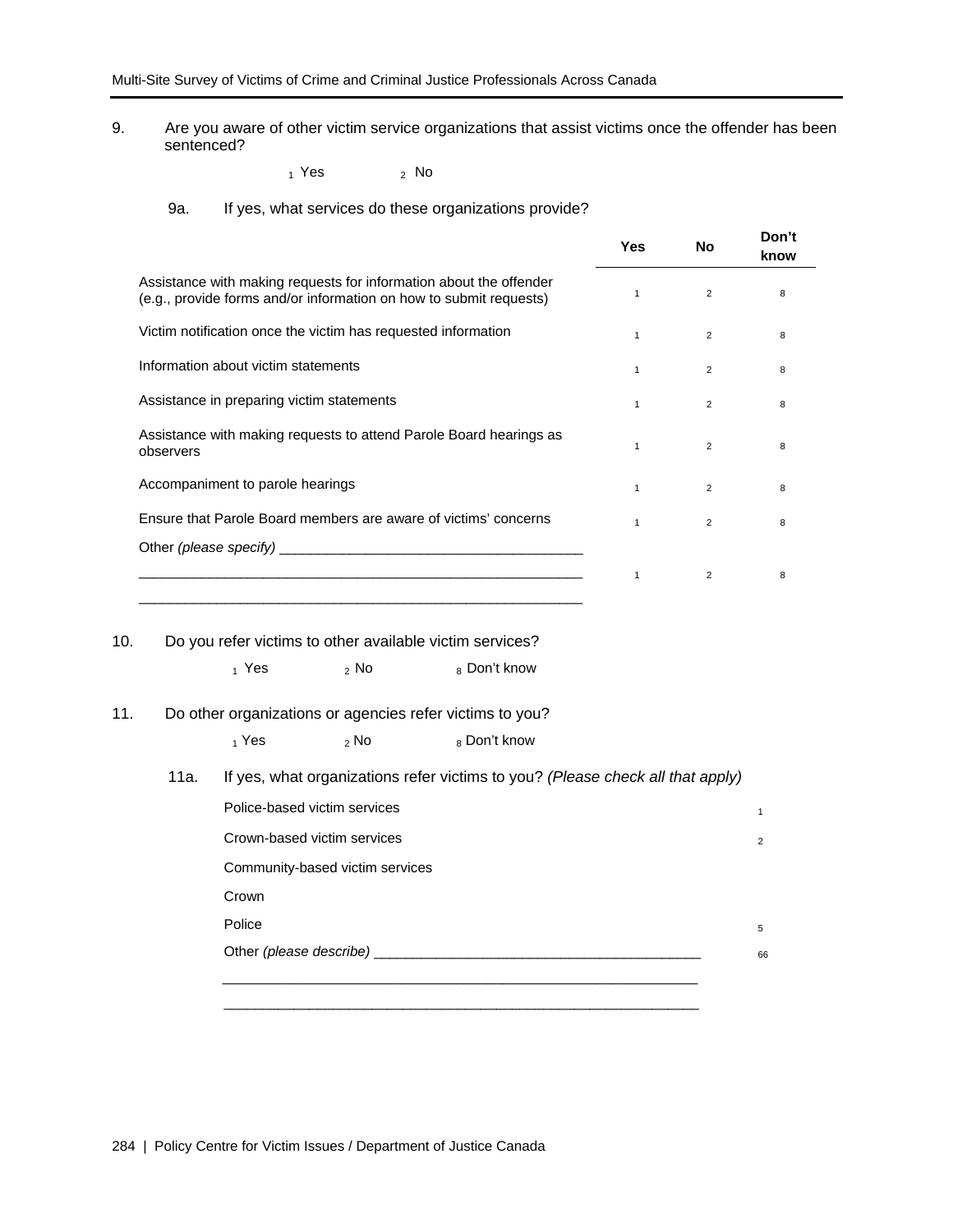9. Are you aware of other victim service organizations that assist victims once the offender has been sentenced?

   $_1$ Yes  $_2$ No

   9a. If yes, what services do these organizations provide?

| | Yes | No | Don't know |
|---|---|---|---|
| Assistance with making requests for information about the offender (e.g., provide forms and/or information on how to submit requests) | 1 | 2 | 8 |
| Victim notification once the victim has requested information | 1 | 2 | 8 |
| Information about victim statements | 1 | 2 | 8 |
| Assistance in preparing victim statements | 1 | 2 | 8 |
| Assistance with making requests to attend Parole Board hearings as observers | 1 | 2 | 8 |
| Accompaniment to parole hearings | 1 | 2 | 8 |
| Ensure that Parole Board members are aware of victims' concerns | 1 | 2 | 8 |
| Other *(please specify)* ______________________________________ ______________________________________ ______________________________________ | 1 | 2 | 8 |

10. Do you refer victims to other available victim services?

    $_1$ Yes  $_2$ No  $_8$ Don't know

11. Do other organizations or agencies refer victims to you?

    $_1$ Yes  $_2$ No  $_8$ Don't know

    11a. If yes, what organizations refer victims to you? *(Please check all that apply)*

| | |
|---|---|
| Police-based victim services | 1 |
| Crown-based victim services | 2 |
| Community-based victim services | |
| Crown | |
| Police | 5 |
| Other *(please describe)* ______________________________________ ______________________________________ ______________________________________ | 66 |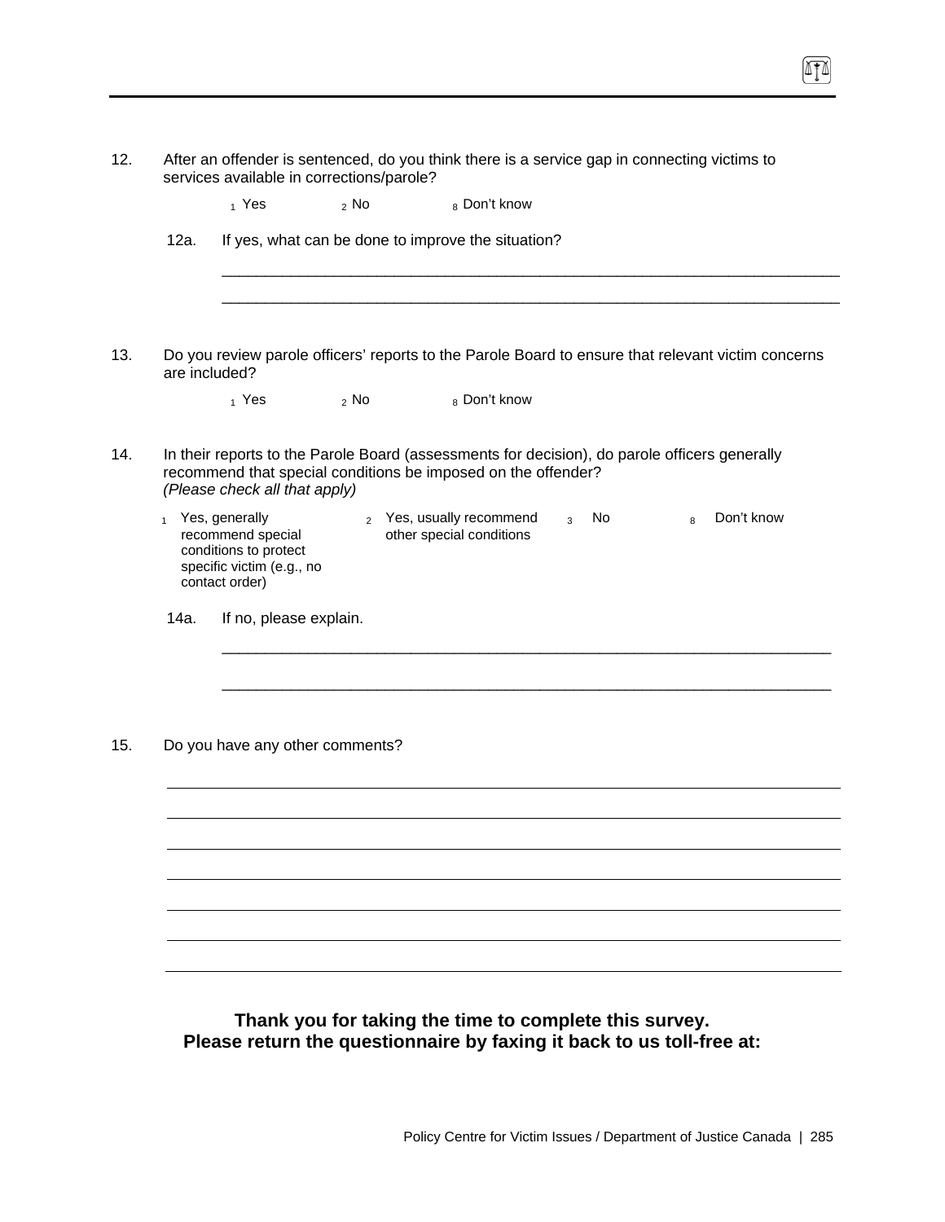12. After an offender is sentenced, do you think there is a service gap in connecting victims to services available in corrections/parole?

   1 Yes   2 No   8 Don't know

   12a. If yes, what can be done to improve the situation?

   ___________________________________________________________________________

   ___________________________________________________________________________

13. Do you review parole officers' reports to the Parole Board to ensure that relevant victim concerns are included?

   1 Yes   2 No   8 Don't know

14. In their reports to the Parole Board (assessments for decision), do parole officers generally recommend that special conditions be imposed on the offender?
*(Please check all that apply)*

   1 Yes, generally recommend special conditions to protect specific victim (e.g., no contact order)   2 Yes, usually recommend other special conditions   3 No   8 Don't know

   14a. If no, please explain.

   ___________________________________________________________________________

   ___________________________________________________________________________

15. Do you have any other comments?

___________________________________________________________________________

___________________________________________________________________________

___________________________________________________________________________

___________________________________________________________________________

___________________________________________________________________________

___________________________________________________________________________

___________________________________________________________________________

**Thank you for taking the time to complete this survey.**
**Please return the questionnaire by faxing it back to us toll-free at:**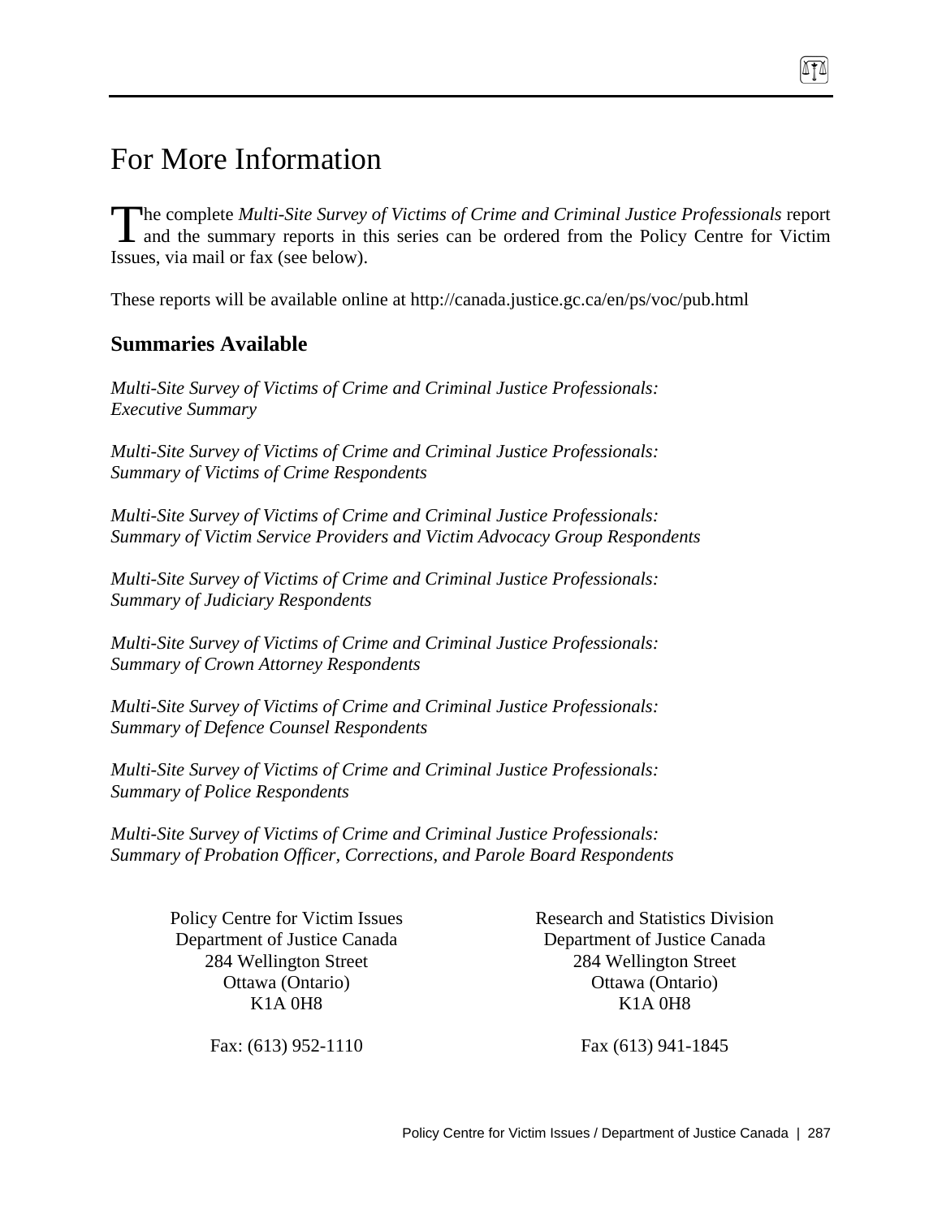# For More Information

The complete *Multi-Site Survey of Victims of Crime and Criminal Justice Professionals* report and the summary reports in this series can be ordered from the Policy Centre for Victim Issues, via mail or fax (see below).

These reports will be available online at http://canada.justice.gc.ca/en/ps/voc/pub.html

## Summaries Available

*Multi-Site Survey of Victims of Crime and Criminal Justice Professionals: Executive Summary*

*Multi-Site Survey of Victims of Crime and Criminal Justice Professionals: Summary of Victims of Crime Respondents*

*Multi-Site Survey of Victims of Crime and Criminal Justice Professionals: Summary of Victim Service Providers and Victim Advocacy Group Respondents*

*Multi-Site Survey of Victims of Crime and Criminal Justice Professionals: Summary of Judiciary Respondents*

*Multi-Site Survey of Victims of Crime and Criminal Justice Professionals: Summary of Crown Attorney Respondents*

*Multi-Site Survey of Victims of Crime and Criminal Justice Professionals: Summary of Defence Counsel Respondents*

*Multi-Site Survey of Victims of Crime and Criminal Justice Professionals: Summary of Police Respondents*

*Multi-Site Survey of Victims of Crime and Criminal Justice Professionals: Summary of Probation Officer, Corrections, and Parole Board Respondents*

Policy Centre for Victim Issues
Department of Justice Canada
284 Wellington Street
Ottawa (Ontario)
K1A 0H8

Fax: (613) 952-1110

Research and Statistics Division
Department of Justice Canada
284 Wellington Street
Ottawa (Ontario)
K1A 0H8

Fax (613) 941-1845